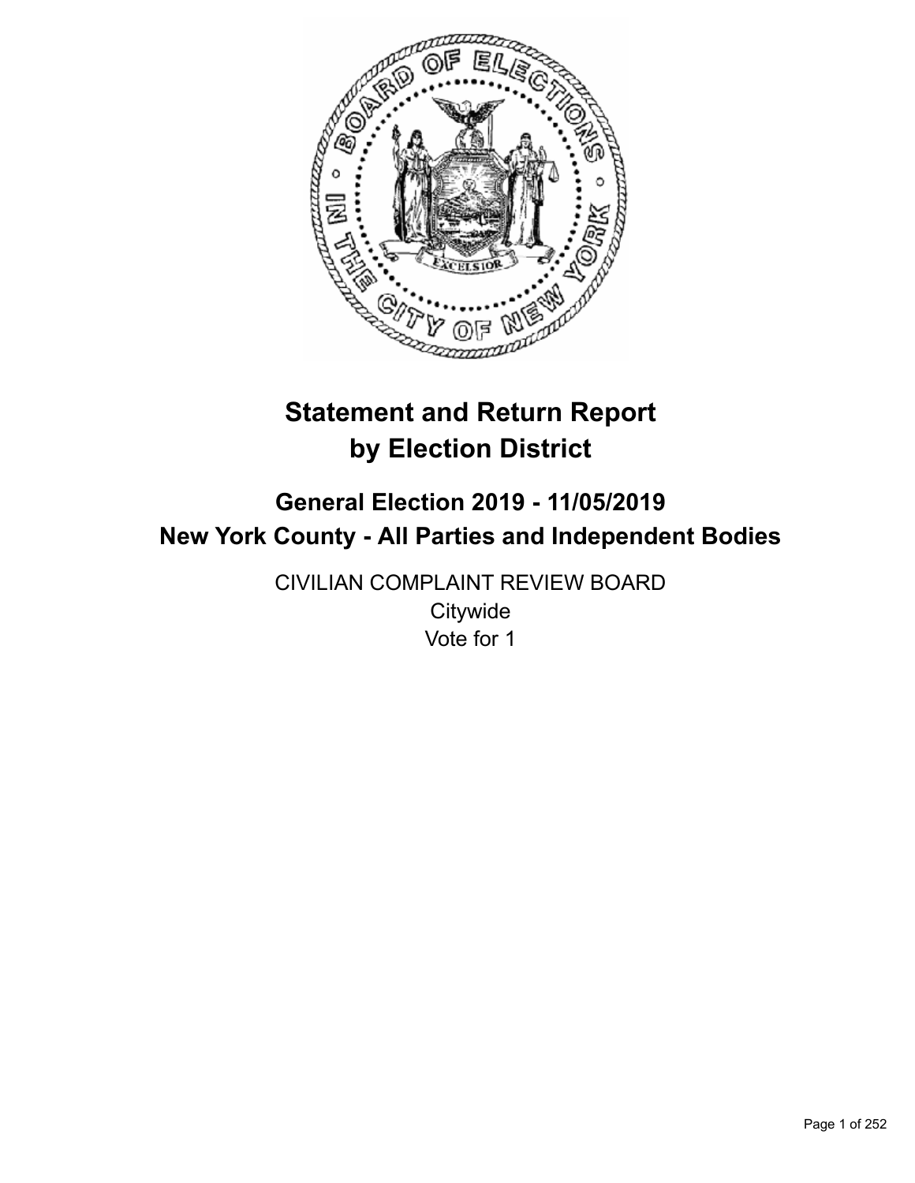# Statement and Return Report by Election District

## General Election 2019 - 11/05/2019
## New York County - All Parties and Independent Bodies

CIVILIAN COMPLAINT REVIEW BOARD
Citywide
Vote for 1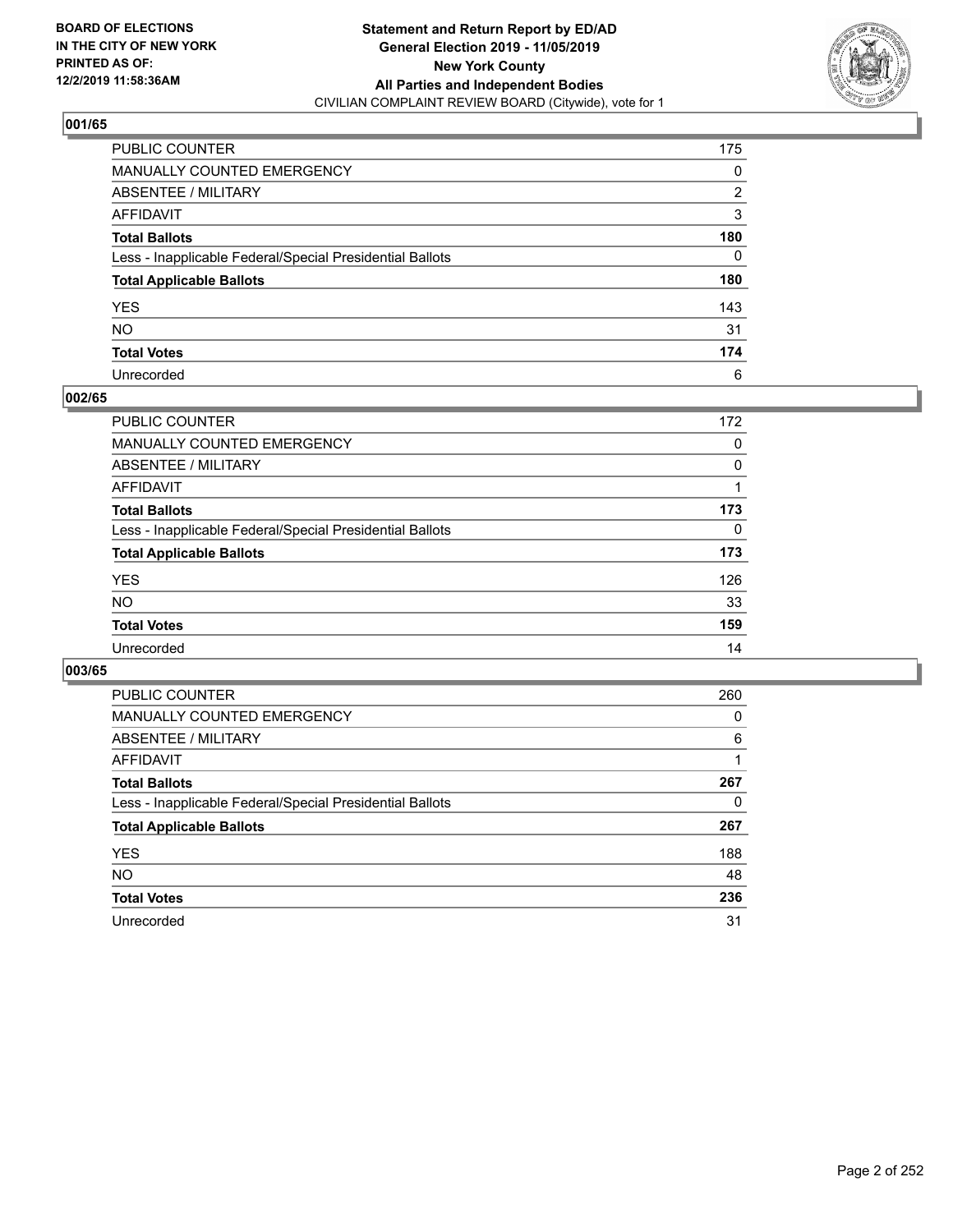BOARD OF ELECTIONS
IN THE CITY OF NEW YORK
PRINTED AS OF:
12/2/2019 11:58:36AM

**Statement and Return Report by ED/AD**
**General Election 2019 - 11/05/2019**
**New York County**
**All Parties and Independent Bodies**
CIVILIAN COMPLAINT REVIEW BOARD (Citywide), vote for 1

## 001/65

| | |
|---|---|
| PUBLIC COUNTER | 175 |
| MANUALLY COUNTED EMERGENCY | 0 |
| ABSENTEE / MILITARY | 2 |
| AFFIDAVIT | 3 |
| **Total Ballots** | **180** |
| Less - Inapplicable Federal/Special Presidential Ballots | 0 |
| **Total Applicable Ballots** | **180** |
| YES | 143 |
| NO | 31 |
| **Total Votes** | **174** |
| Unrecorded | 6 |

## 002/65

| | |
|---|---|
| PUBLIC COUNTER | 172 |
| MANUALLY COUNTED EMERGENCY | 0 |
| ABSENTEE / MILITARY | 0 |
| AFFIDAVIT | 1 |
| **Total Ballots** | **173** |
| Less - Inapplicable Federal/Special Presidential Ballots | 0 |
| **Total Applicable Ballots** | **173** |
| YES | 126 |
| NO | 33 |
| **Total Votes** | **159** |
| Unrecorded | 14 |

## 003/65

| | |
|---|---|
| PUBLIC COUNTER | 260 |
| MANUALLY COUNTED EMERGENCY | 0 |
| ABSENTEE / MILITARY | 6 |
| AFFIDAVIT | 1 |
| **Total Ballots** | **267** |
| Less - Inapplicable Federal/Special Presidential Ballots | 0 |
| **Total Applicable Ballots** | **267** |
| YES | 188 |
| NO | 48 |
| **Total Votes** | **236** |
| Unrecorded | 31 |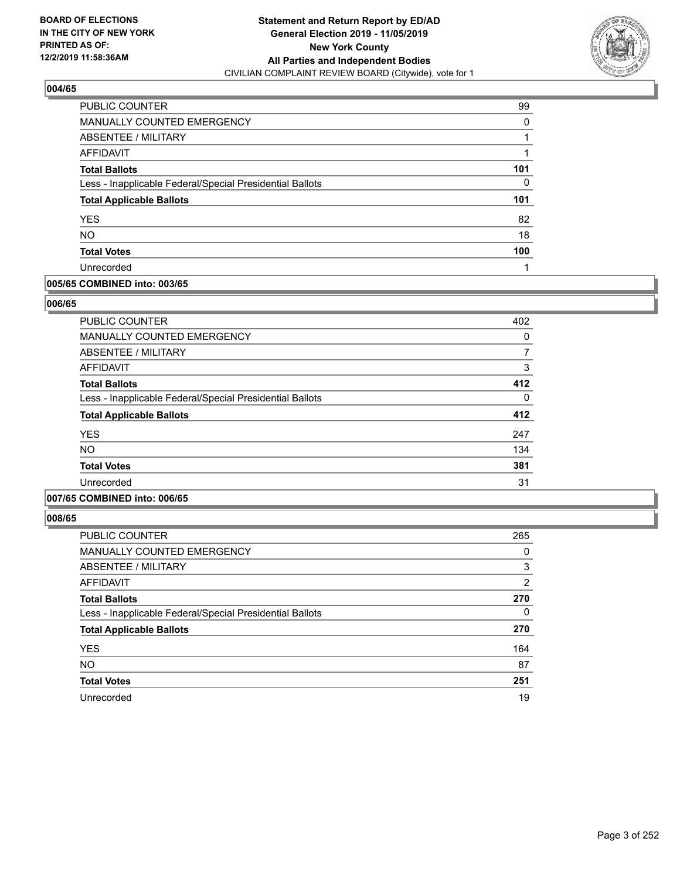### 004/65

| | |
|---|---|
| PUBLIC COUNTER | 99 |
| MANUALLY COUNTED EMERGENCY | 0 |
| ABSENTEE / MILITARY | 1 |
| AFFIDAVIT | 1 |
| **Total Ballots** | **101** |
| Less - Inapplicable Federal/Special Presidential Ballots | 0 |
| **Total Applicable Ballots** | **101** |
| YES | 82 |
| NO | 18 |
| **Total Votes** | **100** |
| Unrecorded | 1 |

### 005/65 COMBINED into: 003/65

### 006/65

| | |
|---|---|
| PUBLIC COUNTER | 402 |
| MANUALLY COUNTED EMERGENCY | 0 |
| ABSENTEE / MILITARY | 7 |
| AFFIDAVIT | 3 |
| **Total Ballots** | **412** |
| Less - Inapplicable Federal/Special Presidential Ballots | 0 |
| **Total Applicable Ballots** | **412** |
| YES | 247 |
| NO | 134 |
| **Total Votes** | **381** |
| Unrecorded | 31 |

### 007/65 COMBINED into: 006/65

### 008/65

| | |
|---|---|
| PUBLIC COUNTER | 265 |
| MANUALLY COUNTED EMERGENCY | 0 |
| ABSENTEE / MILITARY | 3 |
| AFFIDAVIT | 2 |
| **Total Ballots** | **270** |
| Less - Inapplicable Federal/Special Presidential Ballots | 0 |
| **Total Applicable Ballots** | **270** |
| YES | 164 |
| NO | 87 |
| **Total Votes** | **251** |
| Unrecorded | 19 |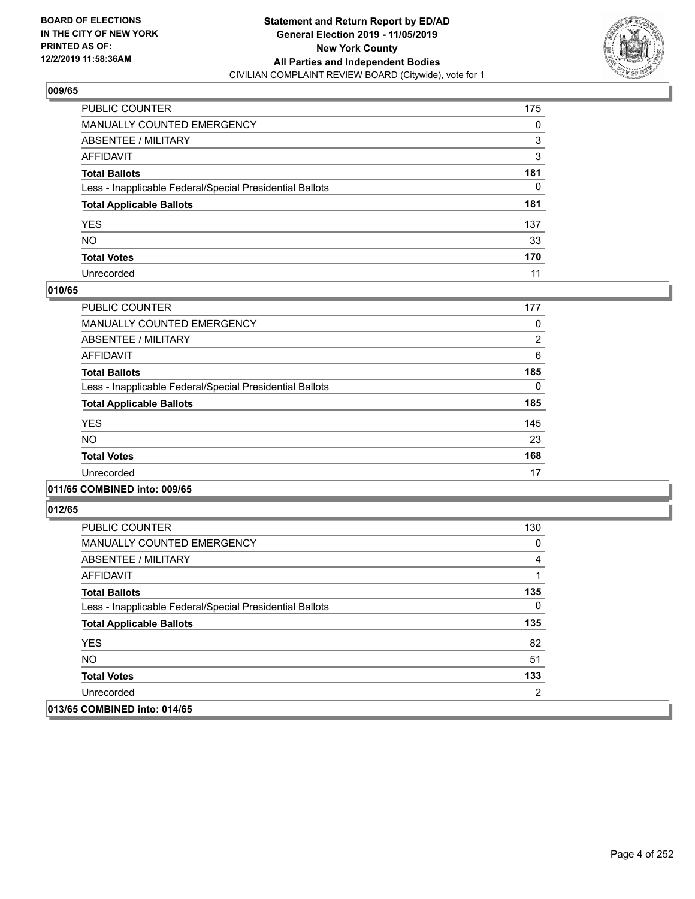**BOARD OF ELECTIONS IN THE CITY OF NEW YORK PRINTED AS OF: 12/2/2019 11:58:36AM**

**Statement and Return Report by ED/AD General Election 2019 - 11/05/2019 New York County All Parties and Independent Bodies**
CIVILIAN COMPLAINT REVIEW BOARD (Citywide), vote for 1

### 009/65

| | |
|---|---|
| PUBLIC COUNTER | 175 |
| MANUALLY COUNTED EMERGENCY | 0 |
| ABSENTEE / MILITARY | 3 |
| AFFIDAVIT | 3 |
| **Total Ballots** | **181** |
| Less - Inapplicable Federal/Special Presidential Ballots | 0 |
| **Total Applicable Ballots** | **181** |
| YES | 137 |
| NO | 33 |
| **Total Votes** | **170** |
| Unrecorded | 11 |

### 010/65

| | |
|---|---|
| PUBLIC COUNTER | 177 |
| MANUALLY COUNTED EMERGENCY | 0 |
| ABSENTEE / MILITARY | 2 |
| AFFIDAVIT | 6 |
| **Total Ballots** | **185** |
| Less - Inapplicable Federal/Special Presidential Ballots | 0 |
| **Total Applicable Ballots** | **185** |
| YES | 145 |
| NO | 23 |
| **Total Votes** | **168** |
| Unrecorded | 17 |

### 011/65 COMBINED into: 009/65

### 012/65

| | |
|---|---|
| PUBLIC COUNTER | 130 |
| MANUALLY COUNTED EMERGENCY | 0 |
| ABSENTEE / MILITARY | 4 |
| AFFIDAVIT | 1 |
| **Total Ballots** | **135** |
| Less - Inapplicable Federal/Special Presidential Ballots | 0 |
| **Total Applicable Ballots** | **135** |
| YES | 82 |
| NO | 51 |
| **Total Votes** | **133** |
| Unrecorded | 2 |

### 013/65 COMBINED into: 014/65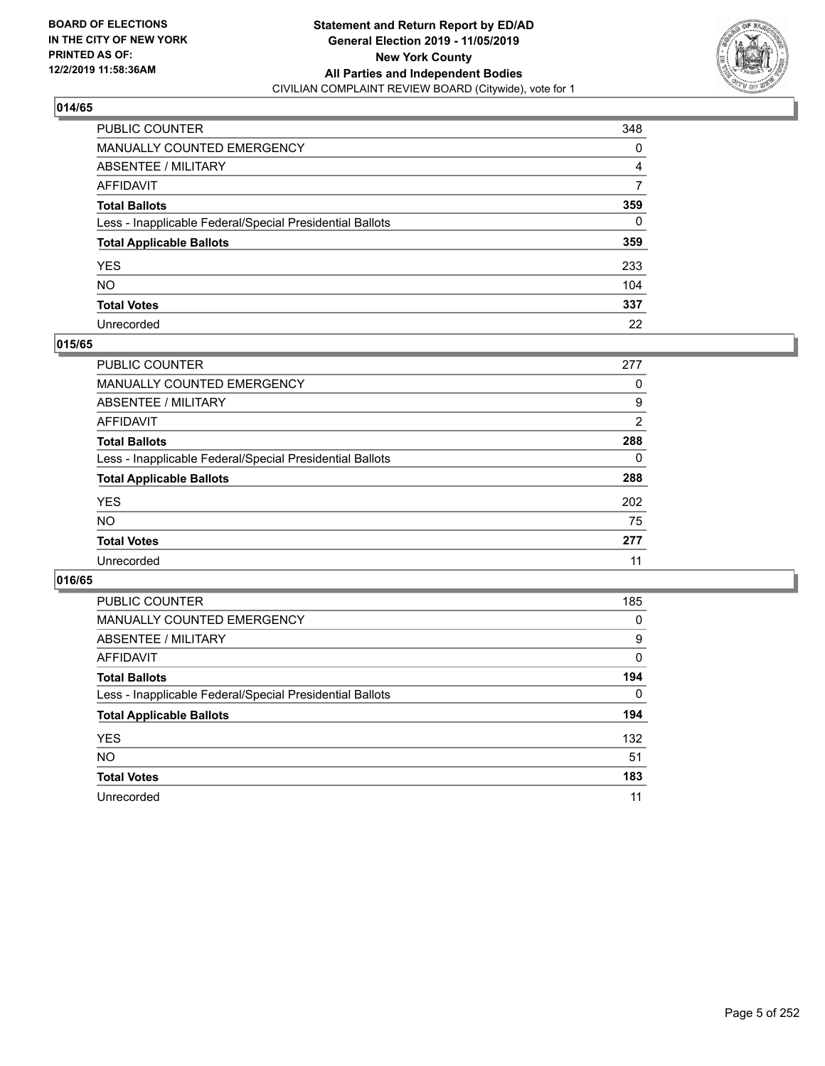BOARD OF ELECTIONS
IN THE CITY OF NEW YORK
PRINTED AS OF:
12/2/2019 11:58:36AM

**Statement and Return Report by ED/AD**
**General Election 2019 - 11/05/2019**
**New York County**
**All Parties and Independent Bodies**
CIVILIAN COMPLAINT REVIEW BOARD (Citywide), vote for 1

### 014/65

| | |
|---|---|
| PUBLIC COUNTER | 348 |
| MANUALLY COUNTED EMERGENCY | 0 |
| ABSENTEE / MILITARY | 4 |
| AFFIDAVIT | 7 |
| **Total Ballots** | **359** |
| Less - Inapplicable Federal/Special Presidential Ballots | 0 |
| **Total Applicable Ballots** | **359** |
| YES | 233 |
| NO | 104 |
| **Total Votes** | **337** |
| Unrecorded | 22 |

### 015/65

| | |
|---|---|
| PUBLIC COUNTER | 277 |
| MANUALLY COUNTED EMERGENCY | 0 |
| ABSENTEE / MILITARY | 9 |
| AFFIDAVIT | 2 |
| **Total Ballots** | **288** |
| Less - Inapplicable Federal/Special Presidential Ballots | 0 |
| **Total Applicable Ballots** | **288** |
| YES | 202 |
| NO | 75 |
| **Total Votes** | **277** |
| Unrecorded | 11 |

### 016/65

| | |
|---|---|
| PUBLIC COUNTER | 185 |
| MANUALLY COUNTED EMERGENCY | 0 |
| ABSENTEE / MILITARY | 9 |
| AFFIDAVIT | 0 |
| **Total Ballots** | **194** |
| Less - Inapplicable Federal/Special Presidential Ballots | 0 |
| **Total Applicable Ballots** | **194** |
| YES | 132 |
| NO | 51 |
| **Total Votes** | **183** |
| Unrecorded | 11 |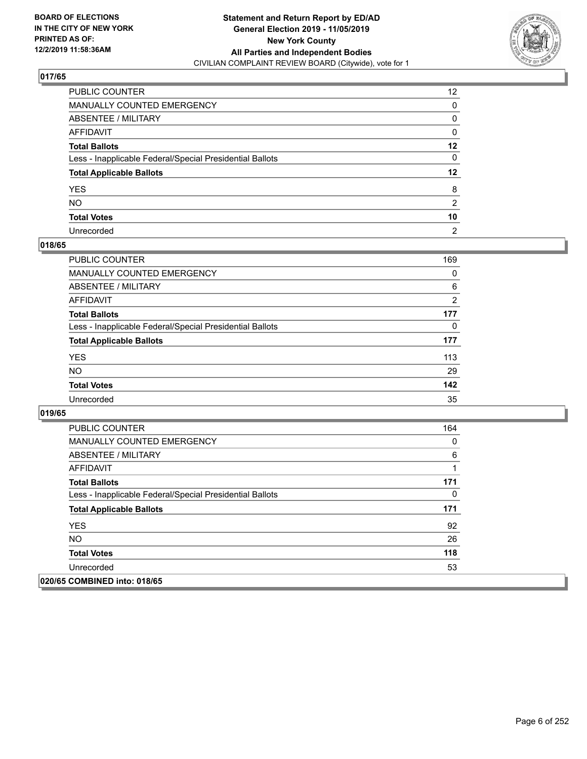**BOARD OF ELECTIONS IN THE CITY OF NEW YORK PRINTED AS OF: 12/2/2019 11:58:36AM**

**Statement and Return Report by ED/AD General Election 2019 - 11/05/2019 New York County All Parties and Independent Bodies**

CIVILIAN COMPLAINT REVIEW BOARD (Citywide), vote for 1

### 017/65

| | |
|---|---|
| PUBLIC COUNTER | 12 |
| MANUALLY COUNTED EMERGENCY | 0 |
| ABSENTEE / MILITARY | 0 |
| AFFIDAVIT | 0 |
| **Total Ballots** | **12** |
| Less - Inapplicable Federal/Special Presidential Ballots | 0 |
| **Total Applicable Ballots** | **12** |
| YES | 8 |
| NO | 2 |
| **Total Votes** | **10** |
| Unrecorded | 2 |

### 018/65

| | |
|---|---|
| PUBLIC COUNTER | 169 |
| MANUALLY COUNTED EMERGENCY | 0 |
| ABSENTEE / MILITARY | 6 |
| AFFIDAVIT | 2 |
| **Total Ballots** | **177** |
| Less - Inapplicable Federal/Special Presidential Ballots | 0 |
| **Total Applicable Ballots** | **177** |
| YES | 113 |
| NO | 29 |
| **Total Votes** | **142** |
| Unrecorded | 35 |

### 019/65

| | |
|---|---|
| PUBLIC COUNTER | 164 |
| MANUALLY COUNTED EMERGENCY | 0 |
| ABSENTEE / MILITARY | 6 |
| AFFIDAVIT | 1 |
| **Total Ballots** | **171** |
| Less - Inapplicable Federal/Special Presidential Ballots | 0 |
| **Total Applicable Ballots** | **171** |
| YES | 92 |
| NO | 26 |
| **Total Votes** | **118** |
| Unrecorded | 53 |

### 020/65 COMBINED into: 018/65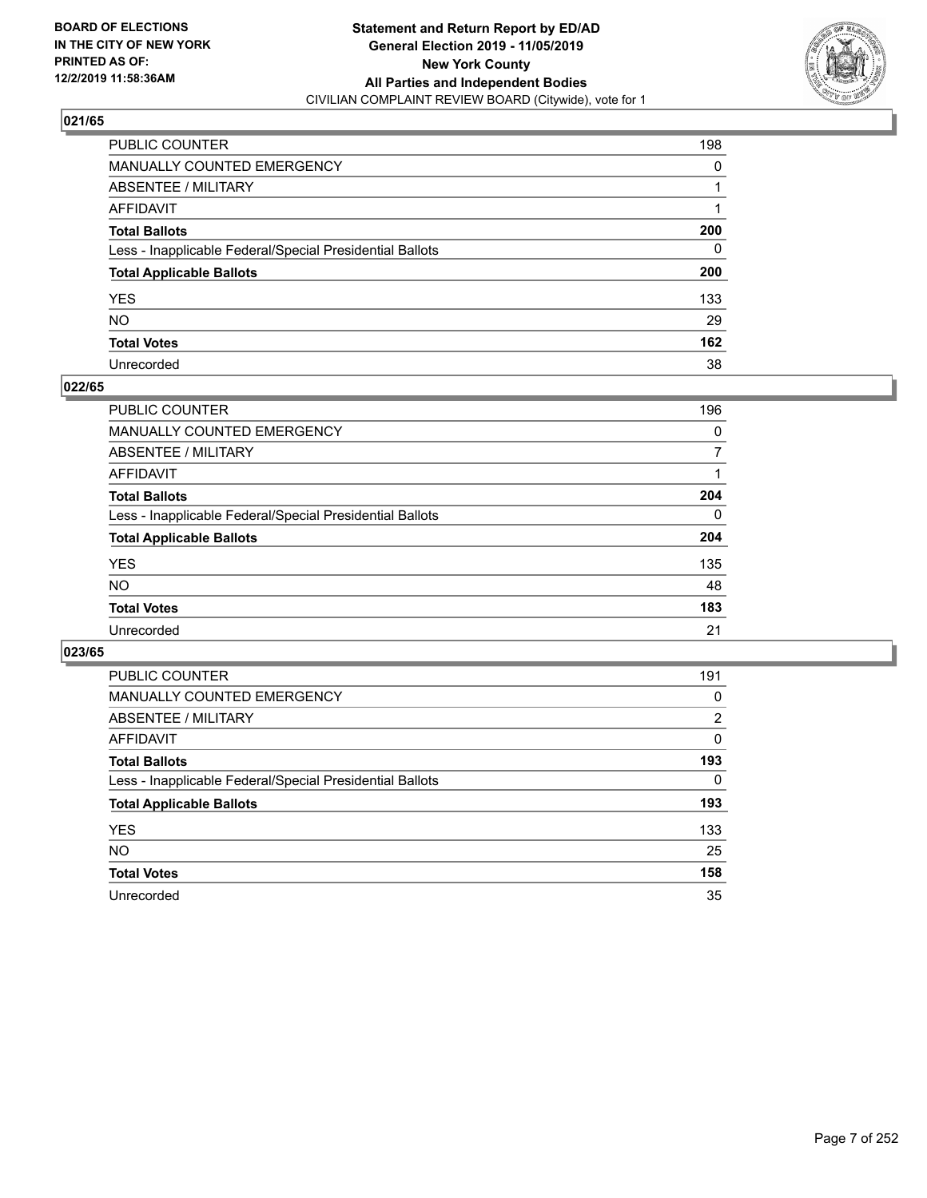**BOARD OF ELECTIONS IN THE CITY OF NEW YORK PRINTED AS OF: 12/2/2019 11:58:36AM**

**Statement and Return Report by ED/AD General Election 2019 - 11/05/2019 New York County All Parties and Independent Bodies**
CIVILIAN COMPLAINT REVIEW BOARD (Citywide), vote for 1

## 021/65

| | |
|---|---|
| PUBLIC COUNTER | 198 |
| MANUALLY COUNTED EMERGENCY | 0 |
| ABSENTEE / MILITARY | 1 |
| AFFIDAVIT | 1 |
| **Total Ballots** | **200** |
| Less - Inapplicable Federal/Special Presidential Ballots | 0 |
| **Total Applicable Ballots** | **200** |
| YES | 133 |
| NO | 29 |
| **Total Votes** | **162** |
| Unrecorded | 38 |

## 022/65

| | |
|---|---|
| PUBLIC COUNTER | 196 |
| MANUALLY COUNTED EMERGENCY | 0 |
| ABSENTEE / MILITARY | 7 |
| AFFIDAVIT | 1 |
| **Total Ballots** | **204** |
| Less - Inapplicable Federal/Special Presidential Ballots | 0 |
| **Total Applicable Ballots** | **204** |
| YES | 135 |
| NO | 48 |
| **Total Votes** | **183** |
| Unrecorded | 21 |

## 023/65

| | |
|---|---|
| PUBLIC COUNTER | 191 |
| MANUALLY COUNTED EMERGENCY | 0 |
| ABSENTEE / MILITARY | 2 |
| AFFIDAVIT | 0 |
| **Total Ballots** | **193** |
| Less - Inapplicable Federal/Special Presidential Ballots | 0 |
| **Total Applicable Ballots** | **193** |
| YES | 133 |
| NO | 25 |
| **Total Votes** | **158** |
| Unrecorded | 35 |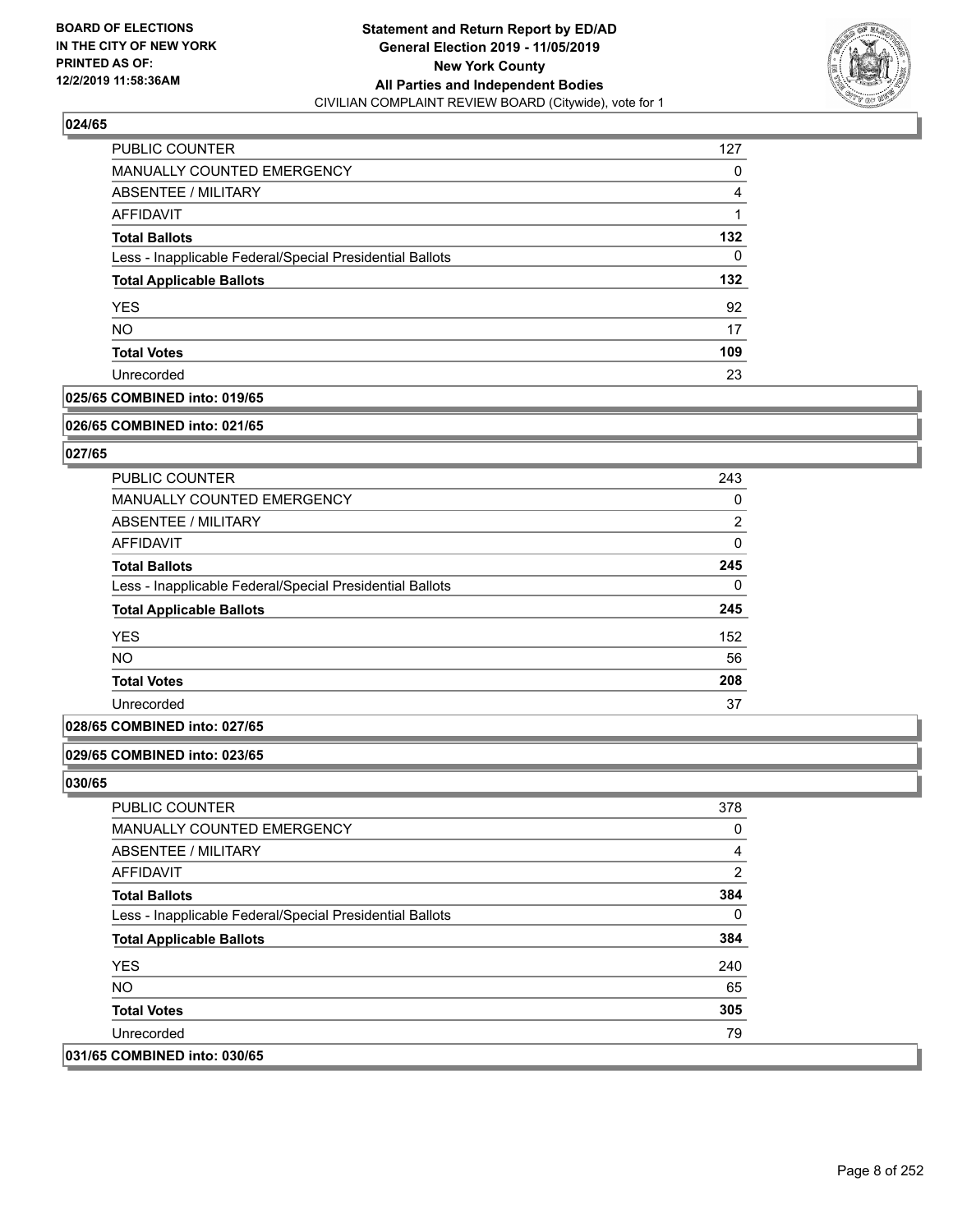### 024/65

| | |
|---|---|
| PUBLIC COUNTER | 127 |
| MANUALLY COUNTED EMERGENCY | 0 |
| ABSENTEE / MILITARY | 4 |
| AFFIDAVIT | 1 |
| **Total Ballots** | **132** |
| Less - Inapplicable Federal/Special Presidential Ballots | 0 |
| **Total Applicable Ballots** | **132** |
| YES | 92 |
| NO | 17 |
| **Total Votes** | **109** |
| Unrecorded | 23 |

### 025/65 COMBINED into: 019/65

### 026/65 COMBINED into: 021/65

### 027/65

| | |
|---|---|
| PUBLIC COUNTER | 243 |
| MANUALLY COUNTED EMERGENCY | 0 |
| ABSENTEE / MILITARY | 2 |
| AFFIDAVIT | 0 |
| **Total Ballots** | **245** |
| Less - Inapplicable Federal/Special Presidential Ballots | 0 |
| **Total Applicable Ballots** | **245** |
| YES | 152 |
| NO | 56 |
| **Total Votes** | **208** |
| Unrecorded | 37 |

### 028/65 COMBINED into: 027/65

### 029/65 COMBINED into: 023/65

### 030/65

| | |
|---|---|
| PUBLIC COUNTER | 378 |
| MANUALLY COUNTED EMERGENCY | 0 |
| ABSENTEE / MILITARY | 4 |
| AFFIDAVIT | 2 |
| **Total Ballots** | **384** |
| Less - Inapplicable Federal/Special Presidential Ballots | 0 |
| **Total Applicable Ballots** | **384** |
| YES | 240 |
| NO | 65 |
| **Total Votes** | **305** |
| Unrecorded | 79 |

### 031/65 COMBINED into: 030/65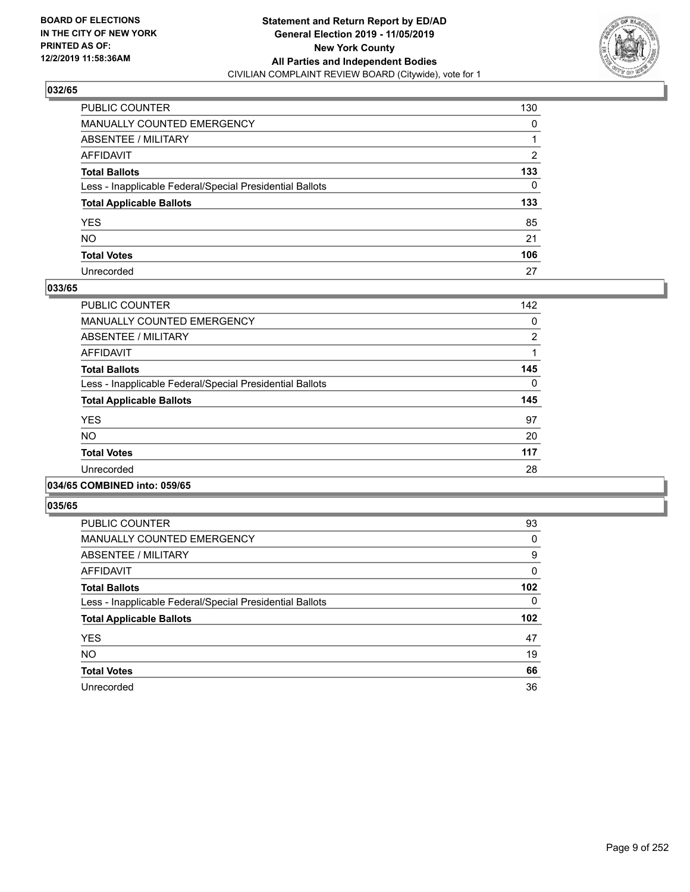## 032/65

| | |
|---|---|
| PUBLIC COUNTER | 130 |
| MANUALLY COUNTED EMERGENCY | 0 |
| ABSENTEE / MILITARY | 1 |
| AFFIDAVIT | 2 |
| **Total Ballots** | **133** |
| Less - Inapplicable Federal/Special Presidential Ballots | 0 |
| **Total Applicable Ballots** | **133** |
| YES | 85 |
| NO | 21 |
| **Total Votes** | **106** |
| Unrecorded | 27 |

## 033/65

| | |
|---|---|
| PUBLIC COUNTER | 142 |
| MANUALLY COUNTED EMERGENCY | 0 |
| ABSENTEE / MILITARY | 2 |
| AFFIDAVIT | 1 |
| **Total Ballots** | **145** |
| Less - Inapplicable Federal/Special Presidential Ballots | 0 |
| **Total Applicable Ballots** | **145** |
| YES | 97 |
| NO | 20 |
| **Total Votes** | **117** |
| Unrecorded | 28 |

## 034/65 COMBINED into: 059/65

## 035/65

| | |
|---|---|
| PUBLIC COUNTER | 93 |
| MANUALLY COUNTED EMERGENCY | 0 |
| ABSENTEE / MILITARY | 9 |
| AFFIDAVIT | 0 |
| **Total Ballots** | **102** |
| Less - Inapplicable Federal/Special Presidential Ballots | 0 |
| **Total Applicable Ballots** | **102** |
| YES | 47 |
| NO | 19 |
| **Total Votes** | **66** |
| Unrecorded | 36 |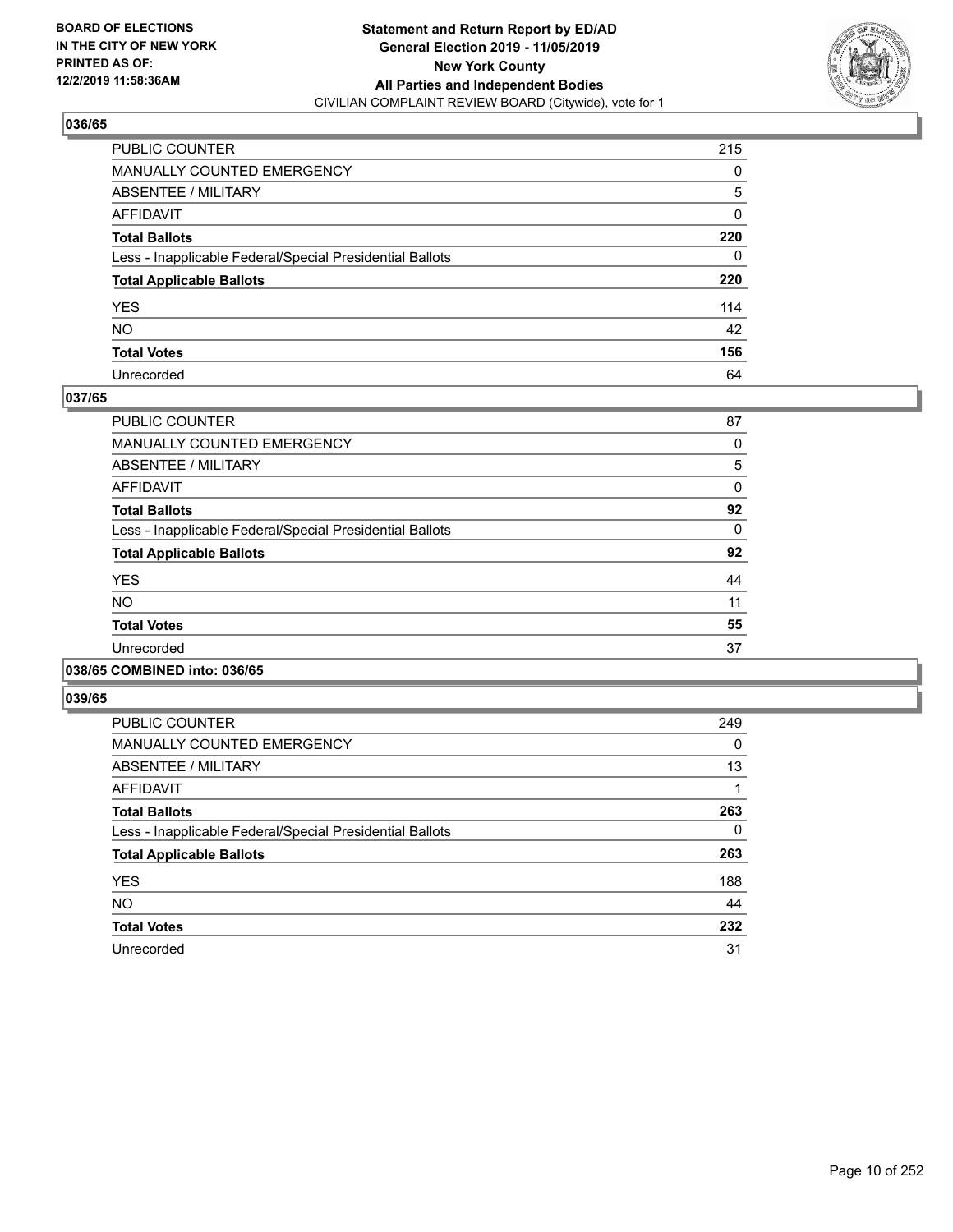**BOARD OF ELECTIONS IN THE CITY OF NEW YORK PRINTED AS OF: 12/2/2019 11:58:36AM**

**Statement and Return Report by ED/AD General Election 2019 - 11/05/2019 New York County All Parties and Independent Bodies**
CIVILIAN COMPLAINT REVIEW BOARD (Citywide), vote for 1

## 036/65

| | |
|---|---|
| PUBLIC COUNTER | 215 |
| MANUALLY COUNTED EMERGENCY | 0 |
| ABSENTEE / MILITARY | 5 |
| AFFIDAVIT | 0 |
| **Total Ballots** | **220** |
| Less - Inapplicable Federal/Special Presidential Ballots | 0 |
| **Total Applicable Ballots** | **220** |
| YES | 114 |
| NO | 42 |
| **Total Votes** | **156** |
| Unrecorded | 64 |

## 037/65

| | |
|---|---|
| PUBLIC COUNTER | 87 |
| MANUALLY COUNTED EMERGENCY | 0 |
| ABSENTEE / MILITARY | 5 |
| AFFIDAVIT | 0 |
| **Total Ballots** | **92** |
| Less - Inapplicable Federal/Special Presidential Ballots | 0 |
| **Total Applicable Ballots** | **92** |
| YES | 44 |
| NO | 11 |
| **Total Votes** | **55** |
| Unrecorded | 37 |

## 038/65 COMBINED into: 036/65

## 039/65

| | |
|---|---|
| PUBLIC COUNTER | 249 |
| MANUALLY COUNTED EMERGENCY | 0 |
| ABSENTEE / MILITARY | 13 |
| AFFIDAVIT | 1 |
| **Total Ballots** | **263** |
| Less - Inapplicable Federal/Special Presidential Ballots | 0 |
| **Total Applicable Ballots** | **263** |
| YES | 188 |
| NO | 44 |
| **Total Votes** | **232** |
| Unrecorded | 31 |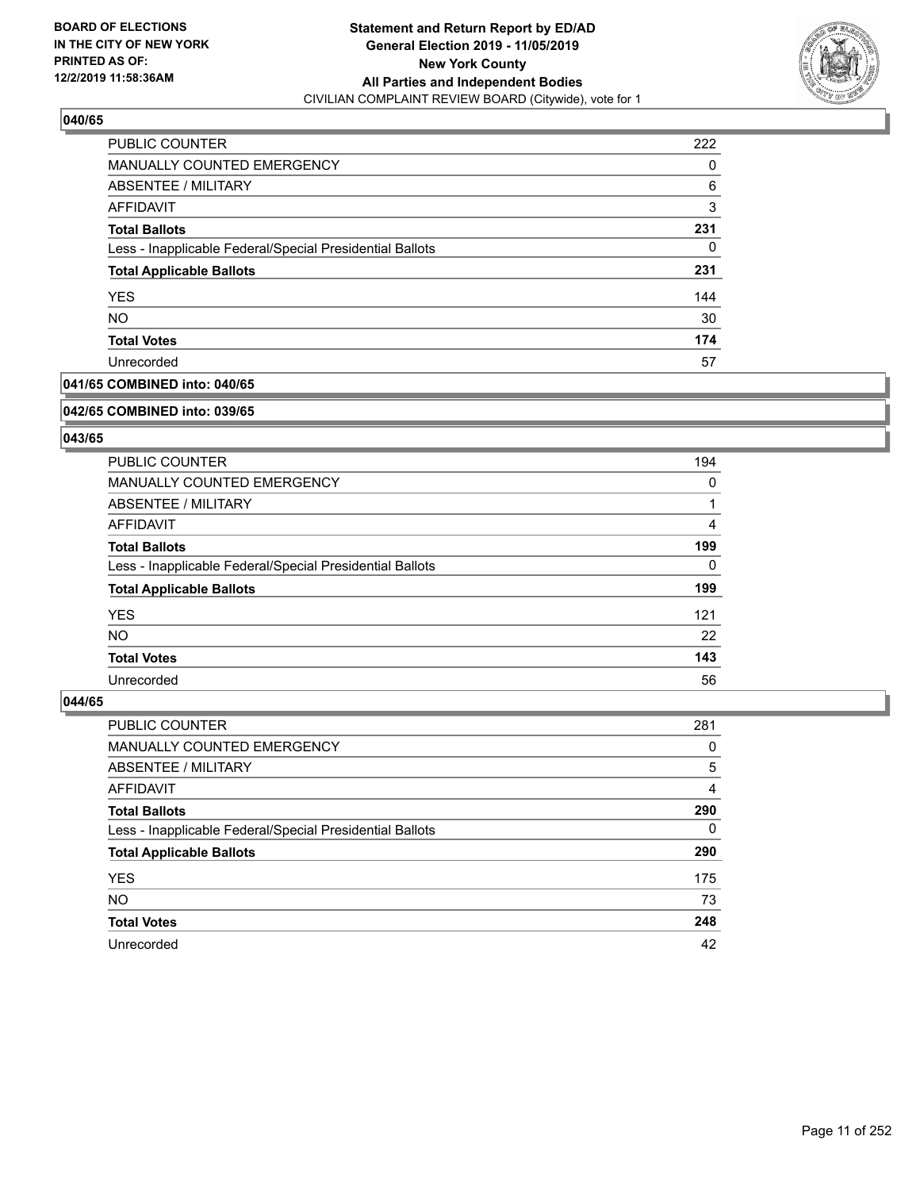**Statement and Return Report by ED/AD**
**General Election 2019 - 11/05/2019**
**New York County**
**All Parties and Independent Bodies**
CIVILIAN COMPLAINT REVIEW BOARD (Citywide), vote for 1

BOARD OF ELECTIONS IN THE CITY OF NEW YORK PRINTED AS OF: 12/2/2019 11:58:36AM

### 040/65

| | |
|---|---|
| PUBLIC COUNTER | 222 |
| MANUALLY COUNTED EMERGENCY | 0 |
| ABSENTEE / MILITARY | 6 |
| AFFIDAVIT | 3 |
| **Total Ballots** | **231** |
| Less - Inapplicable Federal/Special Presidential Ballots | 0 |
| **Total Applicable Ballots** | **231** |
| YES | 144 |
| NO | 30 |
| **Total Votes** | **174** |
| Unrecorded | 57 |

### 041/65 COMBINED into: 040/65

### 042/65 COMBINED into: 039/65

### 043/65

| | |
|---|---|
| PUBLIC COUNTER | 194 |
| MANUALLY COUNTED EMERGENCY | 0 |
| ABSENTEE / MILITARY | 1 |
| AFFIDAVIT | 4 |
| **Total Ballots** | **199** |
| Less - Inapplicable Federal/Special Presidential Ballots | 0 |
| **Total Applicable Ballots** | **199** |
| YES | 121 |
| NO | 22 |
| **Total Votes** | **143** |
| Unrecorded | 56 |

### 044/65

| | |
|---|---|
| PUBLIC COUNTER | 281 |
| MANUALLY COUNTED EMERGENCY | 0 |
| ABSENTEE / MILITARY | 5 |
| AFFIDAVIT | 4 |
| **Total Ballots** | **290** |
| Less - Inapplicable Federal/Special Presidential Ballots | 0 |
| **Total Applicable Ballots** | **290** |
| YES | 175 |
| NO | 73 |
| **Total Votes** | **248** |
| Unrecorded | 42 |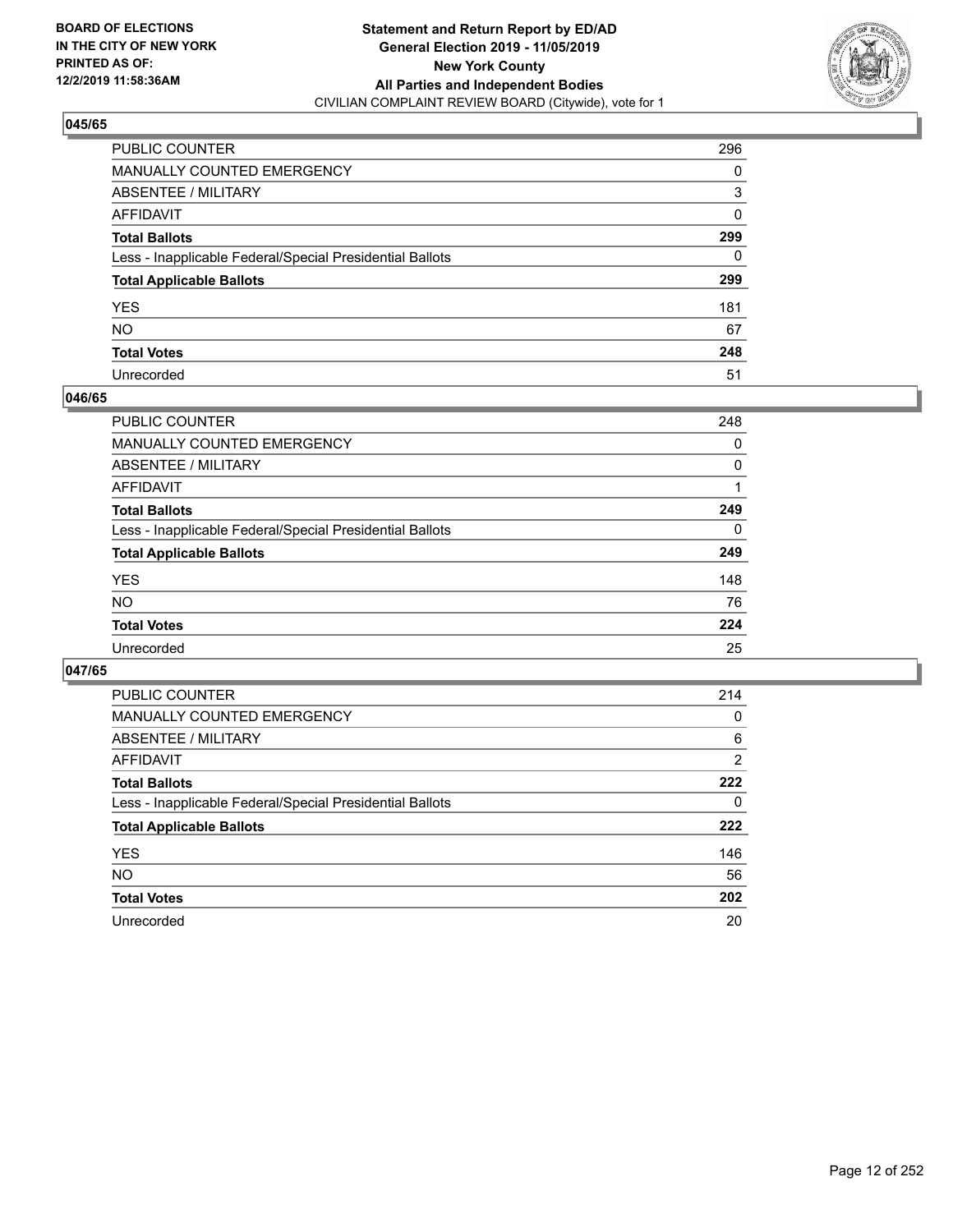**BOARD OF ELECTIONS IN THE CITY OF NEW YORK PRINTED AS OF: 12/2/2019 11:58:36AM**

**Statement and Return Report by ED/AD General Election 2019 - 11/05/2019 New York County All Parties and Independent Bodies**
CIVILIAN COMPLAINT REVIEW BOARD (Citywide), vote for 1

### 045/65

| | |
|---|---|
| PUBLIC COUNTER | 296 |
| MANUALLY COUNTED EMERGENCY | 0 |
| ABSENTEE / MILITARY | 3 |
| AFFIDAVIT | 0 |
| **Total Ballots** | **299** |
| Less - Inapplicable Federal/Special Presidential Ballots | 0 |
| **Total Applicable Ballots** | **299** |
| YES | 181 |
| NO | 67 |
| **Total Votes** | **248** |
| Unrecorded | 51 |

### 046/65

| | |
|---|---|
| PUBLIC COUNTER | 248 |
| MANUALLY COUNTED EMERGENCY | 0 |
| ABSENTEE / MILITARY | 0 |
| AFFIDAVIT | 1 |
| **Total Ballots** | **249** |
| Less - Inapplicable Federal/Special Presidential Ballots | 0 |
| **Total Applicable Ballots** | **249** |
| YES | 148 |
| NO | 76 |
| **Total Votes** | **224** |
| Unrecorded | 25 |

### 047/65

| | |
|---|---|
| PUBLIC COUNTER | 214 |
| MANUALLY COUNTED EMERGENCY | 0 |
| ABSENTEE / MILITARY | 6 |
| AFFIDAVIT | 2 |
| **Total Ballots** | **222** |
| Less - Inapplicable Federal/Special Presidential Ballots | 0 |
| **Total Applicable Ballots** | **222** |
| YES | 146 |
| NO | 56 |
| **Total Votes** | **202** |
| Unrecorded | 20 |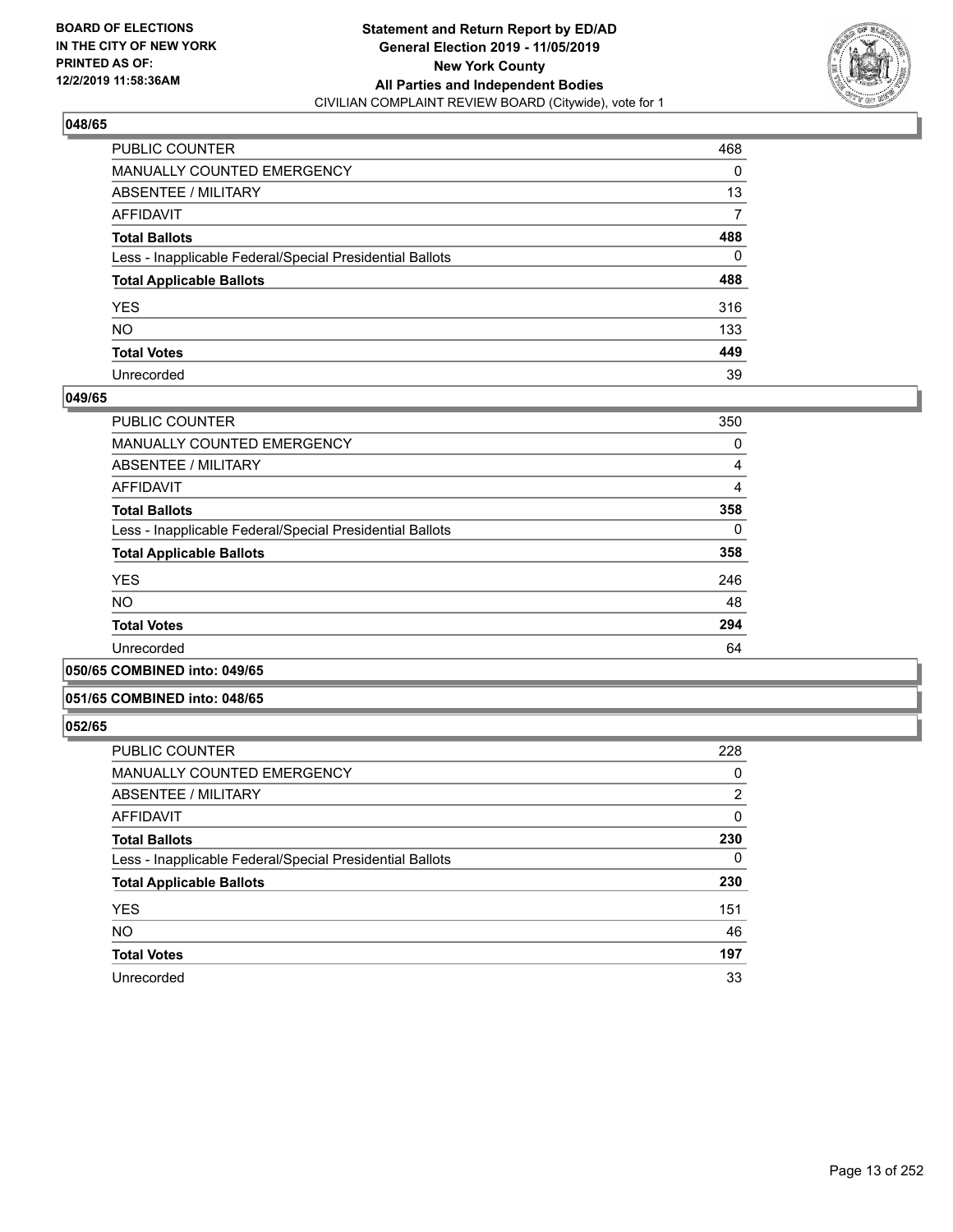**BOARD OF ELECTIONS IN THE CITY OF NEW YORK PRINTED AS OF: 12/2/2019 11:58:36AM**

**Statement and Return Report by ED/AD General Election 2019 - 11/05/2019 New York County All Parties and Independent Bodies**
CIVILIAN COMPLAINT REVIEW BOARD (Citywide), vote for 1

### 048/65

| | |
|---|---|
| PUBLIC COUNTER | 468 |
| MANUALLY COUNTED EMERGENCY | 0 |
| ABSENTEE / MILITARY | 13 |
| AFFIDAVIT | 7 |
| **Total Ballots** | **488** |
| Less - Inapplicable Federal/Special Presidential Ballots | 0 |
| **Total Applicable Ballots** | **488** |
| YES | 316 |
| NO | 133 |
| **Total Votes** | **449** |
| Unrecorded | 39 |

### 049/65

| | |
|---|---|
| PUBLIC COUNTER | 350 |
| MANUALLY COUNTED EMERGENCY | 0 |
| ABSENTEE / MILITARY | 4 |
| AFFIDAVIT | 4 |
| **Total Ballots** | **358** |
| Less - Inapplicable Federal/Special Presidential Ballots | 0 |
| **Total Applicable Ballots** | **358** |
| YES | 246 |
| NO | 48 |
| **Total Votes** | **294** |
| Unrecorded | 64 |

### 050/65 COMBINED into: 049/65

### 051/65 COMBINED into: 048/65

### 052/65

| | |
|---|---|
| PUBLIC COUNTER | 228 |
| MANUALLY COUNTED EMERGENCY | 0 |
| ABSENTEE / MILITARY | 2 |
| AFFIDAVIT | 0 |
| **Total Ballots** | **230** |
| Less - Inapplicable Federal/Special Presidential Ballots | 0 |
| **Total Applicable Ballots** | **230** |
| YES | 151 |
| NO | 46 |
| **Total Votes** | **197** |
| Unrecorded | 33 |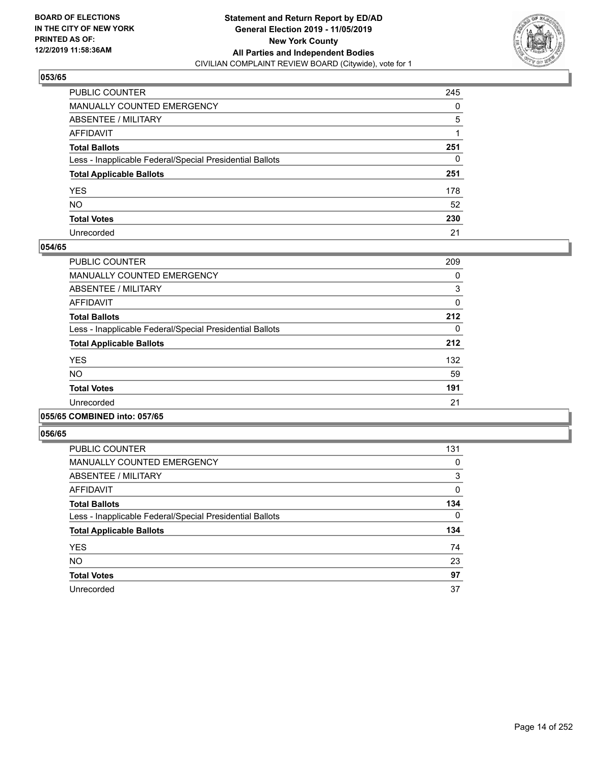**BOARD OF ELECTIONS IN THE CITY OF NEW YORK PRINTED AS OF: 12/2/2019 11:58:36AM**

**Statement and Return Report by ED/AD General Election 2019 - 11/05/2019 New York County All Parties and Independent Bodies**
CIVILIAN COMPLAINT REVIEW BOARD (Citywide), vote for 1

### 053/65

| | |
|---|---|
| PUBLIC COUNTER | 245 |
| MANUALLY COUNTED EMERGENCY | 0 |
| ABSENTEE / MILITARY | 5 |
| AFFIDAVIT | 1 |
| **Total Ballots** | **251** |
| Less - Inapplicable Federal/Special Presidential Ballots | 0 |
| **Total Applicable Ballots** | **251** |
| YES | 178 |
| NO | 52 |
| **Total Votes** | **230** |
| Unrecorded | 21 |

### 054/65

| | |
|---|---|
| PUBLIC COUNTER | 209 |
| MANUALLY COUNTED EMERGENCY | 0 |
| ABSENTEE / MILITARY | 3 |
| AFFIDAVIT | 0 |
| **Total Ballots** | **212** |
| Less - Inapplicable Federal/Special Presidential Ballots | 0 |
| **Total Applicable Ballots** | **212** |
| YES | 132 |
| NO | 59 |
| **Total Votes** | **191** |
| Unrecorded | 21 |

### 055/65 COMBINED into: 057/65

### 056/65

| | |
|---|---|
| PUBLIC COUNTER | 131 |
| MANUALLY COUNTED EMERGENCY | 0 |
| ABSENTEE / MILITARY | 3 |
| AFFIDAVIT | 0 |
| **Total Ballots** | **134** |
| Less - Inapplicable Federal/Special Presidential Ballots | 0 |
| **Total Applicable Ballots** | **134** |
| YES | 74 |
| NO | 23 |
| **Total Votes** | **97** |
| Unrecorded | 37 |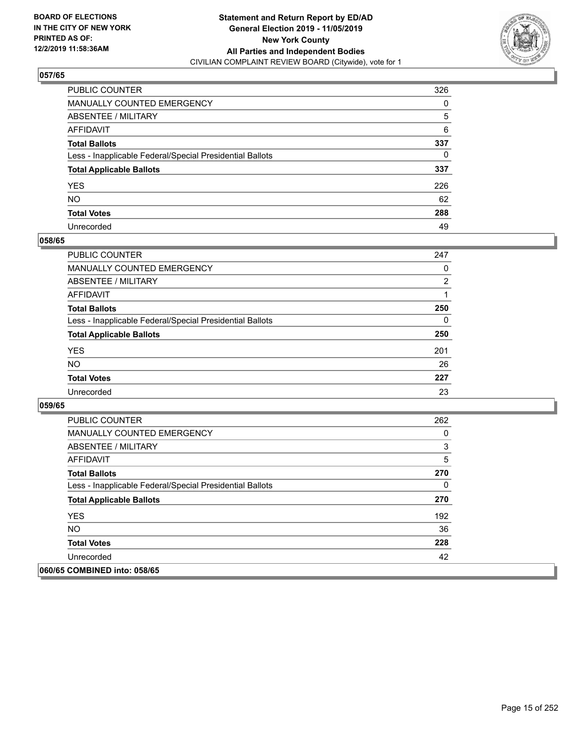### 057/65

| | |
|---|---|
| PUBLIC COUNTER | 326 |
| MANUALLY COUNTED EMERGENCY | 0 |
| ABSENTEE / MILITARY | 5 |
| AFFIDAVIT | 6 |
| **Total Ballots** | **337** |
| Less - Inapplicable Federal/Special Presidential Ballots | 0 |
| **Total Applicable Ballots** | **337** |
| YES | 226 |
| NO | 62 |
| **Total Votes** | **288** |
| Unrecorded | 49 |

### 058/65

| | |
|---|---|
| PUBLIC COUNTER | 247 |
| MANUALLY COUNTED EMERGENCY | 0 |
| ABSENTEE / MILITARY | 2 |
| AFFIDAVIT | 1 |
| **Total Ballots** | **250** |
| Less - Inapplicable Federal/Special Presidential Ballots | 0 |
| **Total Applicable Ballots** | **250** |
| YES | 201 |
| NO | 26 |
| **Total Votes** | **227** |
| Unrecorded | 23 |

### 059/65

| | |
|---|---|
| PUBLIC COUNTER | 262 |
| MANUALLY COUNTED EMERGENCY | 0 |
| ABSENTEE / MILITARY | 3 |
| AFFIDAVIT | 5 |
| **Total Ballots** | **270** |
| Less - Inapplicable Federal/Special Presidential Ballots | 0 |
| **Total Applicable Ballots** | **270** |
| YES | 192 |
| NO | 36 |
| **Total Votes** | **228** |
| Unrecorded | 42 |

### 060/65 COMBINED into: 058/65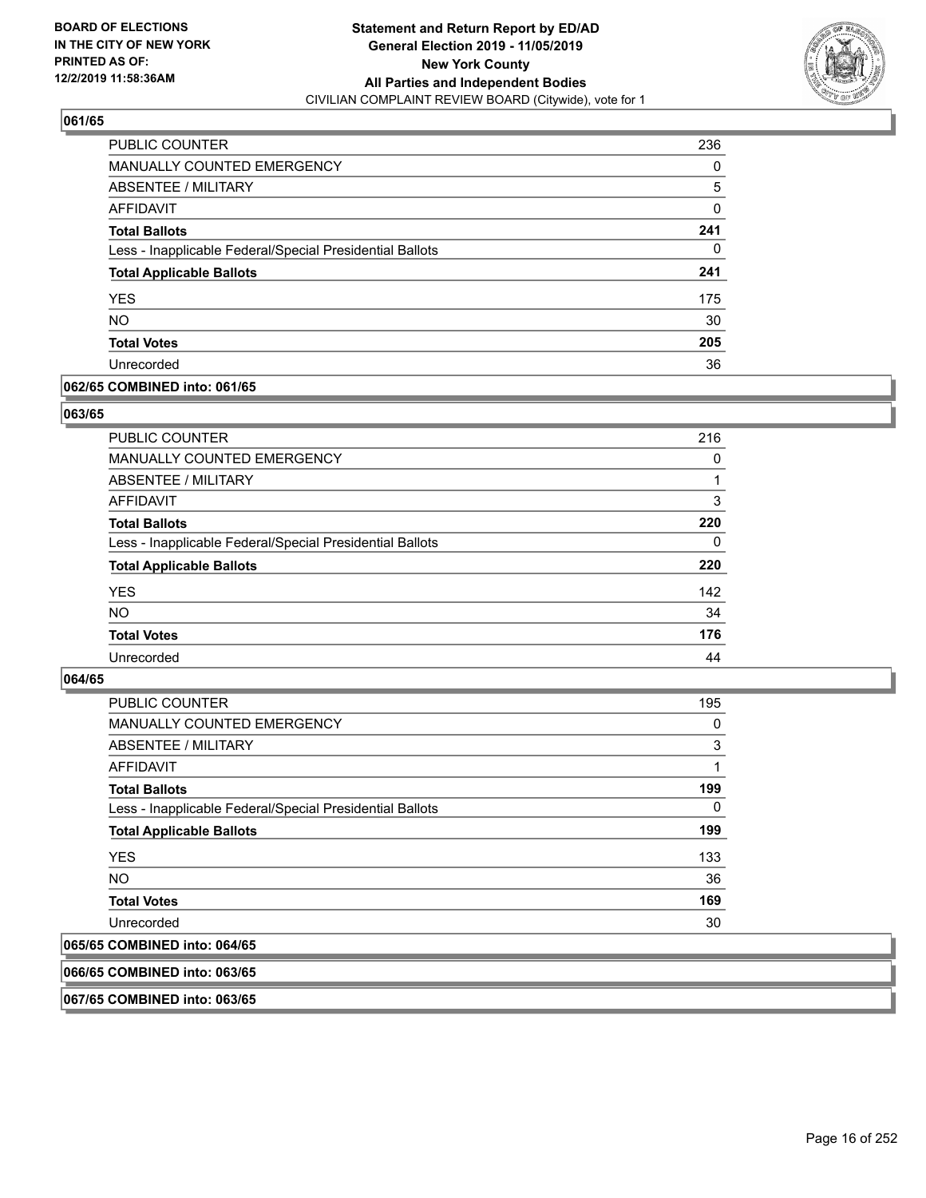### 061/65

| | |
|---|---|
| PUBLIC COUNTER | 236 |
| MANUALLY COUNTED EMERGENCY | 0 |
| ABSENTEE / MILITARY | 5 |
| AFFIDAVIT | 0 |
| **Total Ballots** | **241** |
| Less - Inapplicable Federal/Special Presidential Ballots | 0 |
| **Total Applicable Ballots** | **241** |
| YES | 175 |
| NO | 30 |
| **Total Votes** | **205** |
| Unrecorded | 36 |

### 062/65 COMBINED into: 061/65

### 063/65

| | |
|---|---|
| PUBLIC COUNTER | 216 |
| MANUALLY COUNTED EMERGENCY | 0 |
| ABSENTEE / MILITARY | 1 |
| AFFIDAVIT | 3 |
| **Total Ballots** | **220** |
| Less - Inapplicable Federal/Special Presidential Ballots | 0 |
| **Total Applicable Ballots** | **220** |
| YES | 142 |
| NO | 34 |
| **Total Votes** | **176** |
| Unrecorded | 44 |

### 064/65

| | |
|---|---|
| PUBLIC COUNTER | 195 |
| MANUALLY COUNTED EMERGENCY | 0 |
| ABSENTEE / MILITARY | 3 |
| AFFIDAVIT | 1 |
| **Total Ballots** | **199** |
| Less - Inapplicable Federal/Special Presidential Ballots | 0 |
| **Total Applicable Ballots** | **199** |
| YES | 133 |
| NO | 36 |
| **Total Votes** | **169** |
| Unrecorded | 30 |

### 065/65 COMBINED into: 064/65

### 066/65 COMBINED into: 063/65

### 067/65 COMBINED into: 063/65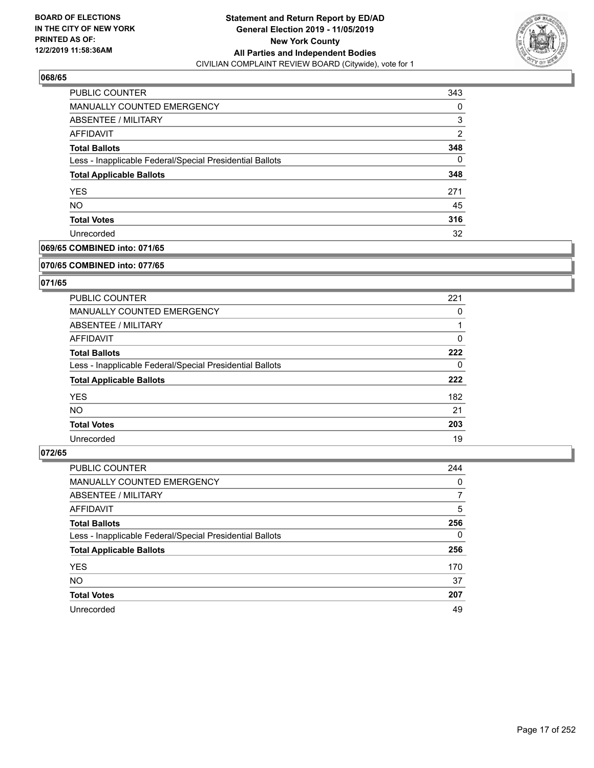BOARD OF ELECTIONS
IN THE CITY OF NEW YORK
PRINTED AS OF:
12/2/2019 11:58:36AM

**Statement and Return Report by ED/AD**
**General Election 2019 - 11/05/2019**
**New York County**
**All Parties and Independent Bodies**
CIVILIAN COMPLAINT REVIEW BOARD (Citywide), vote for 1

### 068/65

| | |
|---|---|
| PUBLIC COUNTER | 343 |
| MANUALLY COUNTED EMERGENCY | 0 |
| ABSENTEE / MILITARY | 3 |
| AFFIDAVIT | 2 |
| **Total Ballots** | **348** |
| Less - Inapplicable Federal/Special Presidential Ballots | 0 |
| **Total Applicable Ballots** | **348** |
| YES | 271 |
| NO | 45 |
| **Total Votes** | **316** |
| Unrecorded | 32 |

### 069/65 COMBINED into: 071/65

### 070/65 COMBINED into: 077/65

### 071/65

| | |
|---|---|
| PUBLIC COUNTER | 221 |
| MANUALLY COUNTED EMERGENCY | 0 |
| ABSENTEE / MILITARY | 1 |
| AFFIDAVIT | 0 |
| **Total Ballots** | **222** |
| Less - Inapplicable Federal/Special Presidential Ballots | 0 |
| **Total Applicable Ballots** | **222** |
| YES | 182 |
| NO | 21 |
| **Total Votes** | **203** |
| Unrecorded | 19 |

### 072/65

| | |
|---|---|
| PUBLIC COUNTER | 244 |
| MANUALLY COUNTED EMERGENCY | 0 |
| ABSENTEE / MILITARY | 7 |
| AFFIDAVIT | 5 |
| **Total Ballots** | **256** |
| Less - Inapplicable Federal/Special Presidential Ballots | 0 |
| **Total Applicable Ballots** | **256** |
| YES | 170 |
| NO | 37 |
| **Total Votes** | **207** |
| Unrecorded | 49 |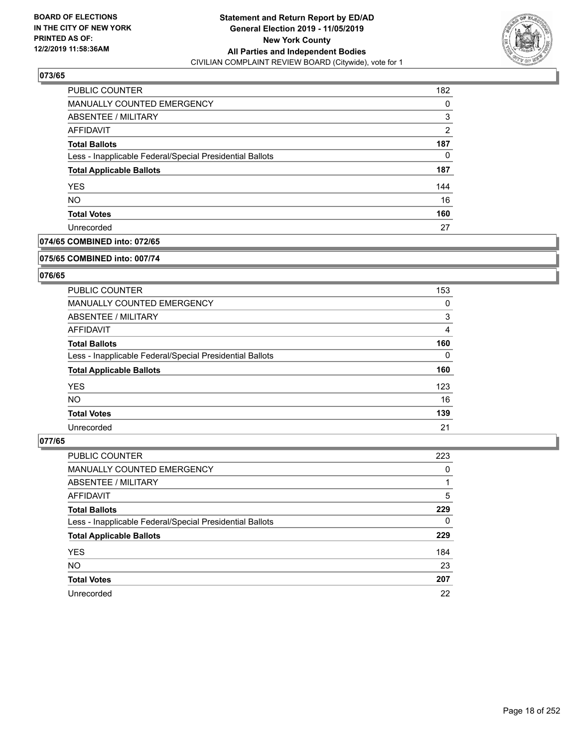**BOARD OF ELECTIONS IN THE CITY OF NEW YORK PRINTED AS OF: 12/2/2019 11:58:36AM**

**Statement and Return Report by ED/AD General Election 2019 - 11/05/2019 New York County All Parties and Independent Bodies**
CIVILIAN COMPLAINT REVIEW BOARD (Citywide), vote for 1

### 073/65

| | |
|---|---|
| PUBLIC COUNTER | 182 |
| MANUALLY COUNTED EMERGENCY | 0 |
| ABSENTEE / MILITARY | 3 |
| AFFIDAVIT | 2 |
| **Total Ballots** | **187** |
| Less - Inapplicable Federal/Special Presidential Ballots | 0 |
| **Total Applicable Ballots** | **187** |
| YES | 144 |
| NO | 16 |
| **Total Votes** | **160** |
| Unrecorded | 27 |

### 074/65 COMBINED into: 072/65

### 075/65 COMBINED into: 007/74

### 076/65

| | |
|---|---|
| PUBLIC COUNTER | 153 |
| MANUALLY COUNTED EMERGENCY | 0 |
| ABSENTEE / MILITARY | 3 |
| AFFIDAVIT | 4 |
| **Total Ballots** | **160** |
| Less - Inapplicable Federal/Special Presidential Ballots | 0 |
| **Total Applicable Ballots** | **160** |
| YES | 123 |
| NO | 16 |
| **Total Votes** | **139** |
| Unrecorded | 21 |

### 077/65

| | |
|---|---|
| PUBLIC COUNTER | 223 |
| MANUALLY COUNTED EMERGENCY | 0 |
| ABSENTEE / MILITARY | 1 |
| AFFIDAVIT | 5 |
| **Total Ballots** | **229** |
| Less - Inapplicable Federal/Special Presidential Ballots | 0 |
| **Total Applicable Ballots** | **229** |
| YES | 184 |
| NO | 23 |
| **Total Votes** | **207** |
| Unrecorded | 22 |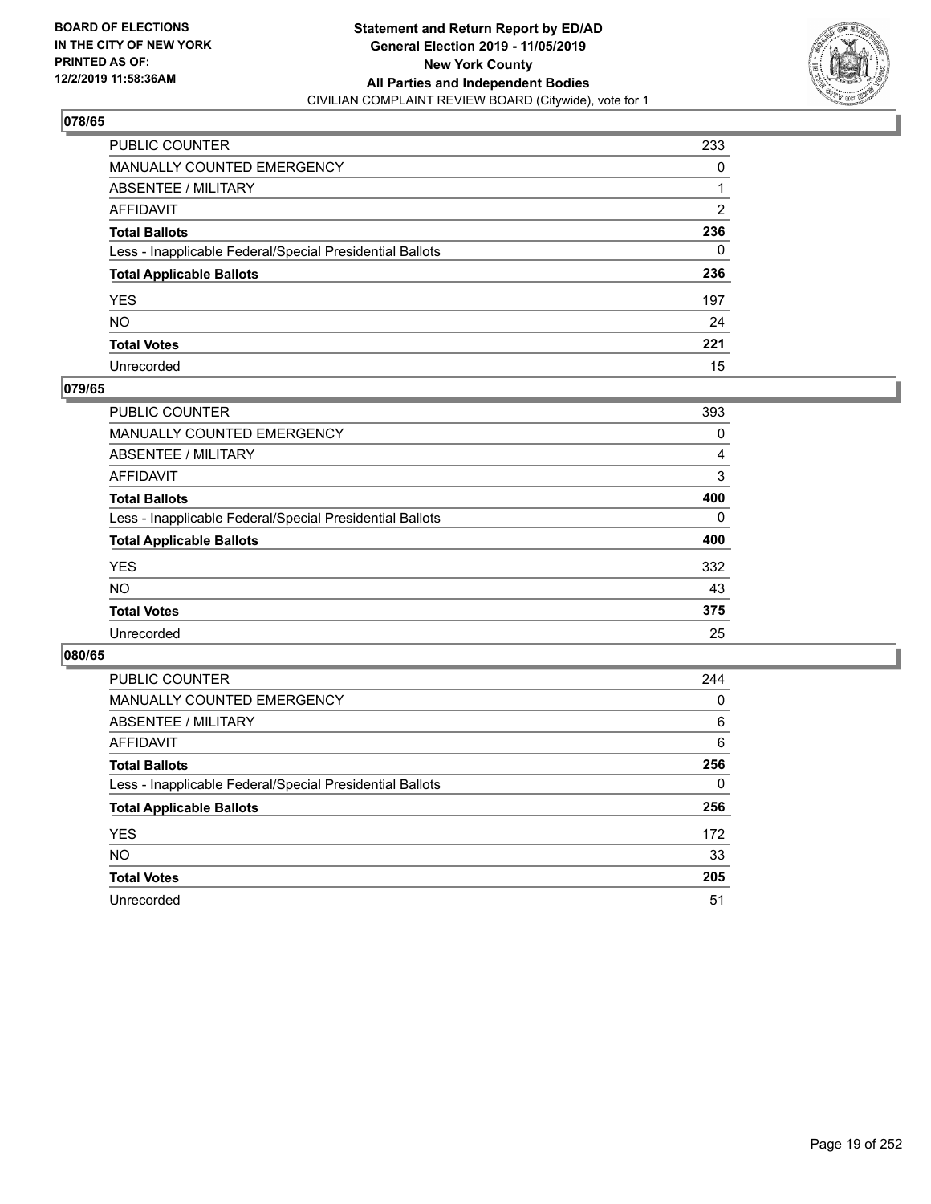BOARD OF ELECTIONS
IN THE CITY OF NEW YORK
PRINTED AS OF:
12/2/2019 11:58:36AM

**Statement and Return Report by ED/AD**
**General Election 2019 - 11/05/2019**
**New York County**
**All Parties and Independent Bodies**
CIVILIAN COMPLAINT REVIEW BOARD (Citywide), vote for 1

### 078/65

| | |
|---|---|
| PUBLIC COUNTER | 233 |
| MANUALLY COUNTED EMERGENCY | 0 |
| ABSENTEE / MILITARY | 1 |
| AFFIDAVIT | 2 |
| **Total Ballots** | **236** |
| Less - Inapplicable Federal/Special Presidential Ballots | 0 |
| **Total Applicable Ballots** | **236** |
| YES | 197 |
| NO | 24 |
| **Total Votes** | **221** |
| Unrecorded | 15 |

### 079/65

| | |
|---|---|
| PUBLIC COUNTER | 393 |
| MANUALLY COUNTED EMERGENCY | 0 |
| ABSENTEE / MILITARY | 4 |
| AFFIDAVIT | 3 |
| **Total Ballots** | **400** |
| Less - Inapplicable Federal/Special Presidential Ballots | 0 |
| **Total Applicable Ballots** | **400** |
| YES | 332 |
| NO | 43 |
| **Total Votes** | **375** |
| Unrecorded | 25 |

### 080/65

| | |
|---|---|
| PUBLIC COUNTER | 244 |
| MANUALLY COUNTED EMERGENCY | 0 |
| ABSENTEE / MILITARY | 6 |
| AFFIDAVIT | 6 |
| **Total Ballots** | **256** |
| Less - Inapplicable Federal/Special Presidential Ballots | 0 |
| **Total Applicable Ballots** | **256** |
| YES | 172 |
| NO | 33 |
| **Total Votes** | **205** |
| Unrecorded | 51 |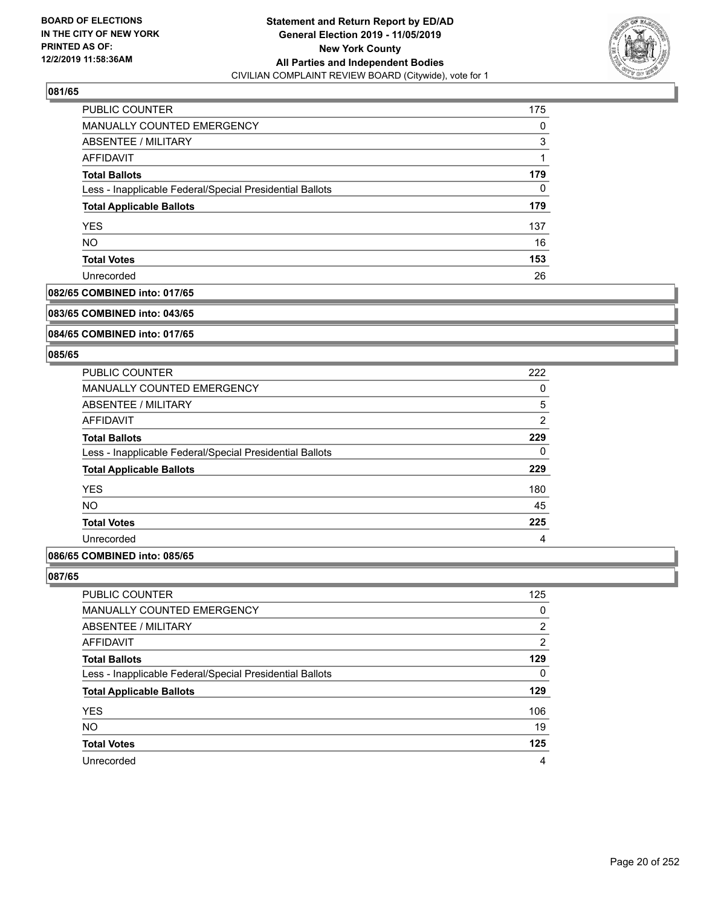## 081/65

| | |
|---|---|
| PUBLIC COUNTER | 175 |
| MANUALLY COUNTED EMERGENCY | 0 |
| ABSENTEE / MILITARY | 3 |
| AFFIDAVIT | 1 |
| **Total Ballots** | **179** |
| Less - Inapplicable Federal/Special Presidential Ballots | 0 |
| **Total Applicable Ballots** | **179** |
| YES | 137 |
| NO | 16 |
| **Total Votes** | **153** |
| Unrecorded | 26 |

## 082/65 COMBINED into: 017/65

## 083/65 COMBINED into: 043/65

## 084/65 COMBINED into: 017/65

## 085/65

| | |
|---|---|
| PUBLIC COUNTER | 222 |
| MANUALLY COUNTED EMERGENCY | 0 |
| ABSENTEE / MILITARY | 5 |
| AFFIDAVIT | 2 |
| **Total Ballots** | **229** |
| Less - Inapplicable Federal/Special Presidential Ballots | 0 |
| **Total Applicable Ballots** | **229** |
| YES | 180 |
| NO | 45 |
| **Total Votes** | **225** |
| Unrecorded | 4 |

## 086/65 COMBINED into: 085/65

## 087/65

| | |
|---|---|
| PUBLIC COUNTER | 125 |
| MANUALLY COUNTED EMERGENCY | 0 |
| ABSENTEE / MILITARY | 2 |
| AFFIDAVIT | 2 |
| **Total Ballots** | **129** |
| Less - Inapplicable Federal/Special Presidential Ballots | 0 |
| **Total Applicable Ballots** | **129** |
| YES | 106 |
| NO | 19 |
| **Total Votes** | **125** |
| Unrecorded | 4 |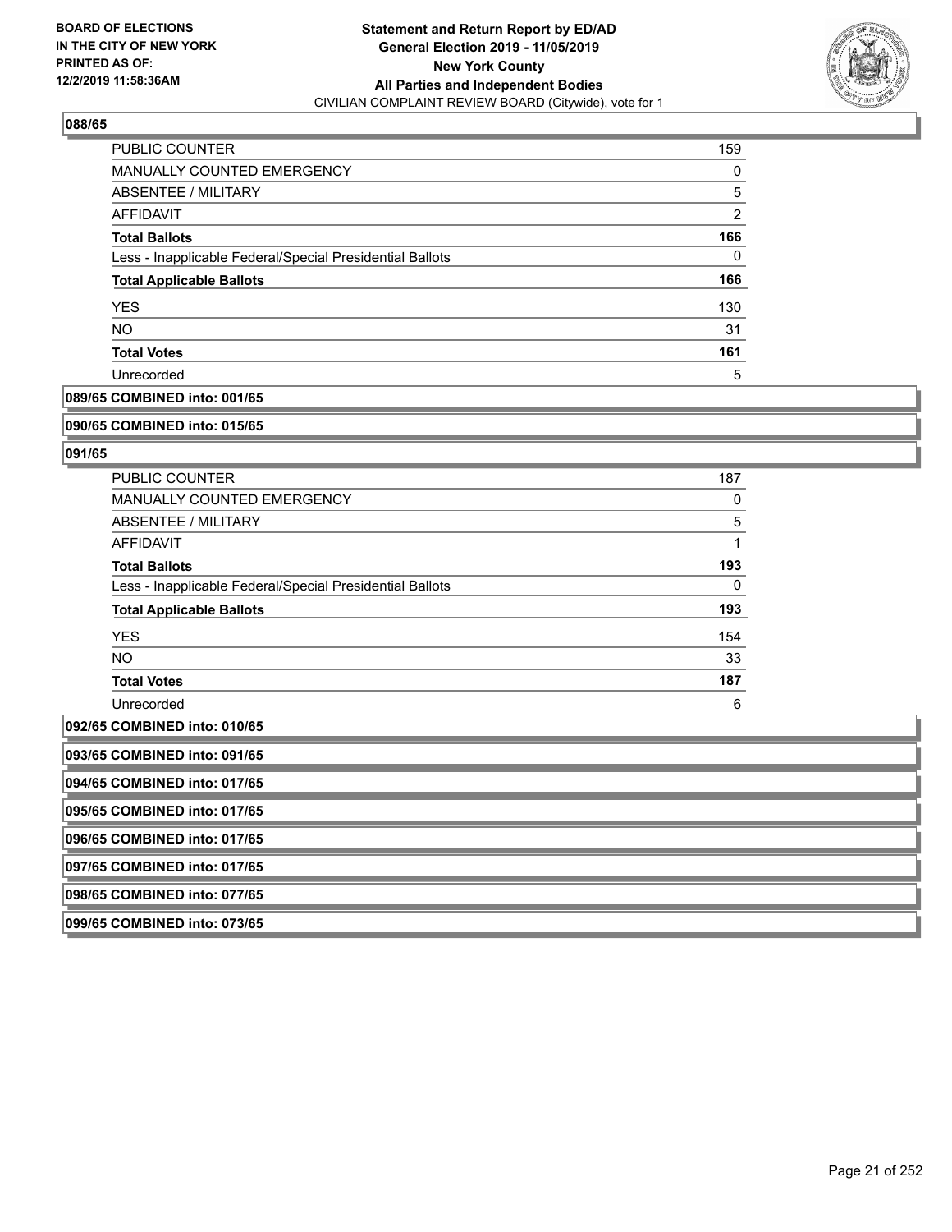### 088/65

| | |
|---|---|
| PUBLIC COUNTER | 159 |
| MANUALLY COUNTED EMERGENCY | 0 |
| ABSENTEE / MILITARY | 5 |
| AFFIDAVIT | 2 |
| **Total Ballots** | **166** |
| Less - Inapplicable Federal/Special Presidential Ballots | 0 |
| **Total Applicable Ballots** | **166** |
| YES | 130 |
| NO | 31 |
| **Total Votes** | **161** |
| Unrecorded | 5 |

### 089/65 COMBINED into: 001/65

### 090/65 COMBINED into: 015/65

### 091/65

| | |
|---|---|
| PUBLIC COUNTER | 187 |
| MANUALLY COUNTED EMERGENCY | 0 |
| ABSENTEE / MILITARY | 5 |
| AFFIDAVIT | 1 |
| **Total Ballots** | **193** |
| Less - Inapplicable Federal/Special Presidential Ballots | 0 |
| **Total Applicable Ballots** | **193** |
| YES | 154 |
| NO | 33 |
| **Total Votes** | **187** |
| Unrecorded | 6 |

### 092/65 COMBINED into: 010/65

### 093/65 COMBINED into: 091/65

### 094/65 COMBINED into: 017/65

### 095/65 COMBINED into: 017/65

### 096/65 COMBINED into: 017/65

### 097/65 COMBINED into: 017/65

### 098/65 COMBINED into: 077/65

### 099/65 COMBINED into: 073/65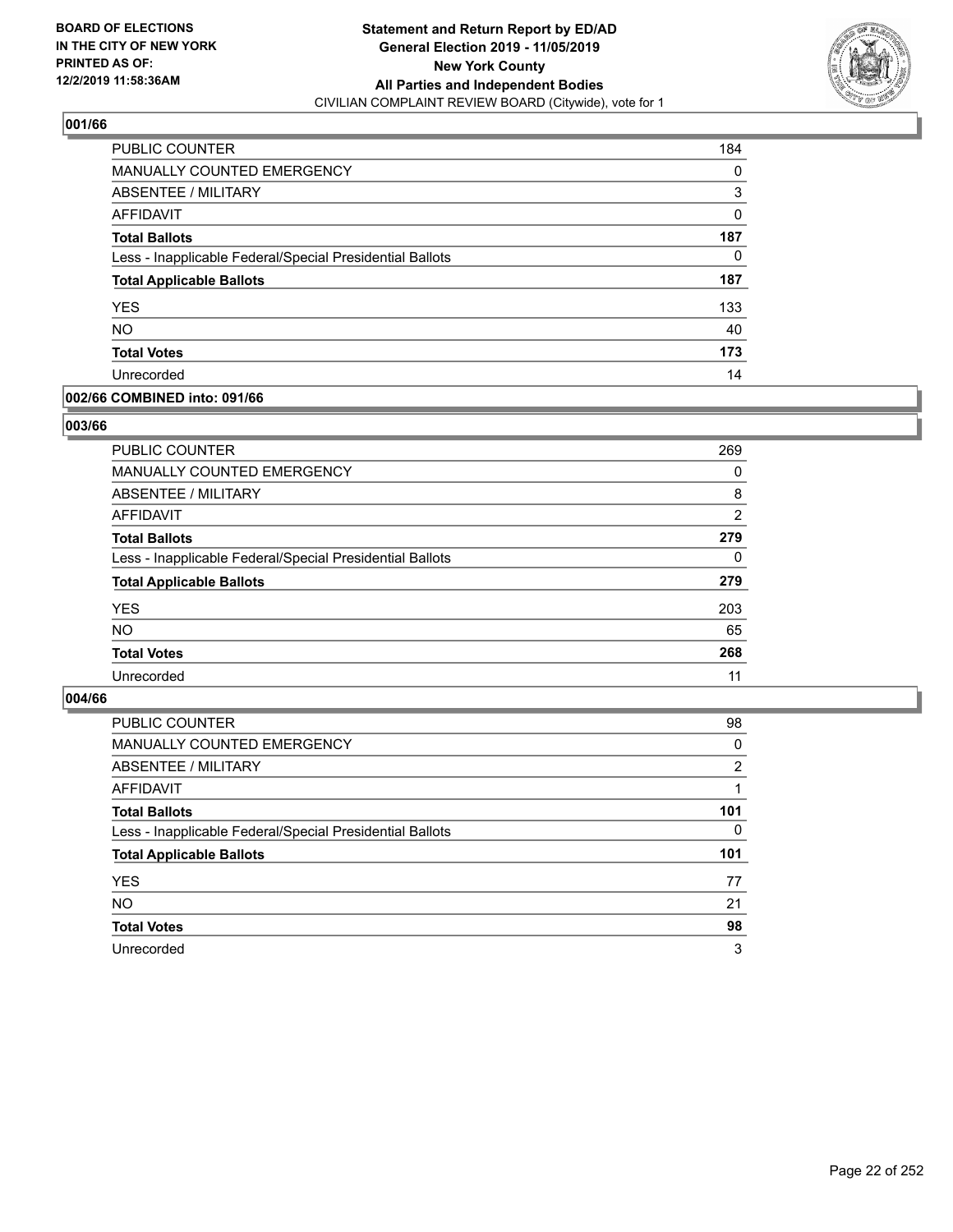**BOARD OF ELECTIONS IN THE CITY OF NEW YORK PRINTED AS OF: 12/2/2019 11:58:36AM**

**Statement and Return Report by ED/AD General Election 2019 - 11/05/2019 New York County All Parties and Independent Bodies**
CIVILIAN COMPLAINT REVIEW BOARD (Citywide), vote for 1

### 001/66

| | |
|---|---|
| PUBLIC COUNTER | 184 |
| MANUALLY COUNTED EMERGENCY | 0 |
| ABSENTEE / MILITARY | 3 |
| AFFIDAVIT | 0 |
| **Total Ballots** | **187** |
| Less - Inapplicable Federal/Special Presidential Ballots | 0 |
| **Total Applicable Ballots** | **187** |
| YES | 133 |
| NO | 40 |
| **Total Votes** | **173** |
| Unrecorded | 14 |

### 002/66 COMBINED into: 091/66

### 003/66

| | |
|---|---|
| PUBLIC COUNTER | 269 |
| MANUALLY COUNTED EMERGENCY | 0 |
| ABSENTEE / MILITARY | 8 |
| AFFIDAVIT | 2 |
| **Total Ballots** | **279** |
| Less - Inapplicable Federal/Special Presidential Ballots | 0 |
| **Total Applicable Ballots** | **279** |
| YES | 203 |
| NO | 65 |
| **Total Votes** | **268** |
| Unrecorded | 11 |

### 004/66

| | |
|---|---|
| PUBLIC COUNTER | 98 |
| MANUALLY COUNTED EMERGENCY | 0 |
| ABSENTEE / MILITARY | 2 |
| AFFIDAVIT | 1 |
| **Total Ballots** | **101** |
| Less - Inapplicable Federal/Special Presidential Ballots | 0 |
| **Total Applicable Ballots** | **101** |
| YES | 77 |
| NO | 21 |
| **Total Votes** | **98** |
| Unrecorded | 3 |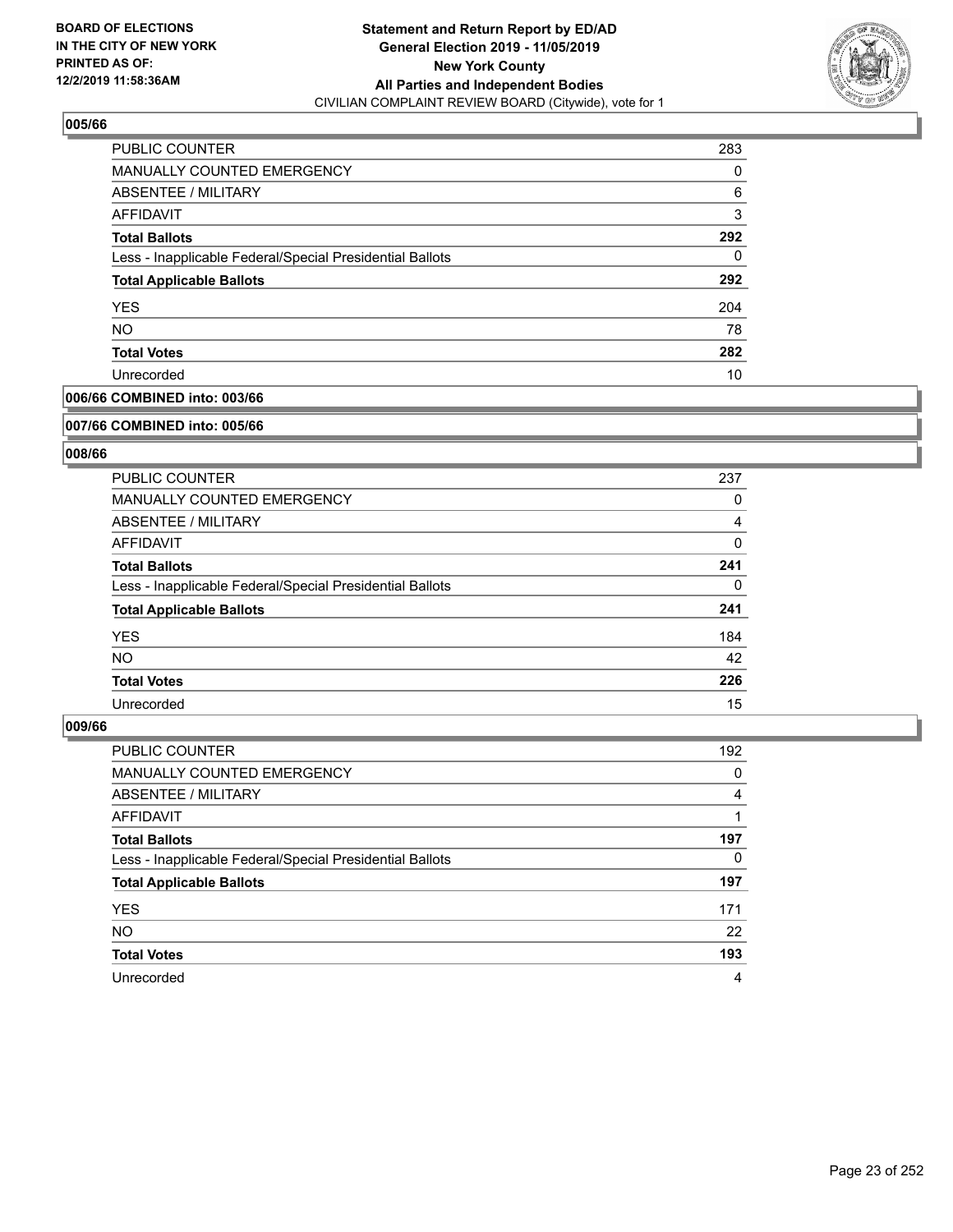## 005/66

| | |
|---|---|
| PUBLIC COUNTER | 283 |
| MANUALLY COUNTED EMERGENCY | 0 |
| ABSENTEE / MILITARY | 6 |
| AFFIDAVIT | 3 |
| **Total Ballots** | **292** |
| Less - Inapplicable Federal/Special Presidential Ballots | 0 |
| **Total Applicable Ballots** | **292** |
| YES | 204 |
| NO | 78 |
| **Total Votes** | **282** |
| Unrecorded | 10 |

## 006/66 COMBINED into: 003/66

## 007/66 COMBINED into: 005/66

## 008/66

| | |
|---|---|
| PUBLIC COUNTER | 237 |
| MANUALLY COUNTED EMERGENCY | 0 |
| ABSENTEE / MILITARY | 4 |
| AFFIDAVIT | 0 |
| **Total Ballots** | **241** |
| Less - Inapplicable Federal/Special Presidential Ballots | 0 |
| **Total Applicable Ballots** | **241** |
| YES | 184 |
| NO | 42 |
| **Total Votes** | **226** |
| Unrecorded | 15 |

## 009/66

| | |
|---|---|
| PUBLIC COUNTER | 192 |
| MANUALLY COUNTED EMERGENCY | 0 |
| ABSENTEE / MILITARY | 4 |
| AFFIDAVIT | 1 |
| **Total Ballots** | **197** |
| Less - Inapplicable Federal/Special Presidential Ballots | 0 |
| **Total Applicable Ballots** | **197** |
| YES | 171 |
| NO | 22 |
| **Total Votes** | **193** |
| Unrecorded | 4 |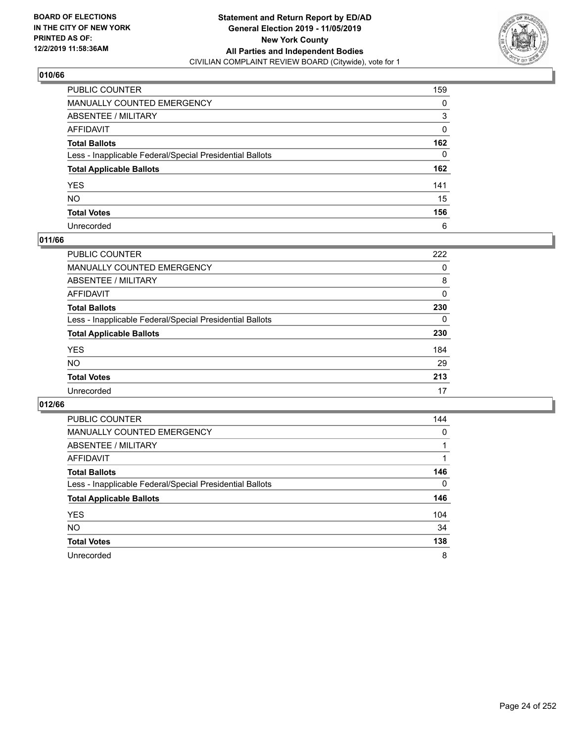BOARD OF ELECTIONS
IN THE CITY OF NEW YORK
PRINTED AS OF:
12/2/2019 11:58:36AM

**Statement and Return Report by ED/AD**
**General Election 2019 - 11/05/2019**
**New York County**
**All Parties and Independent Bodies**
CIVILIAN COMPLAINT REVIEW BOARD (Citywide), vote for 1

## 010/66

| | |
|---|---|
| PUBLIC COUNTER | 159 |
| MANUALLY COUNTED EMERGENCY | 0 |
| ABSENTEE / MILITARY | 3 |
| AFFIDAVIT | 0 |
| **Total Ballots** | **162** |
| Less - Inapplicable Federal/Special Presidential Ballots | 0 |
| **Total Applicable Ballots** | **162** |
| YES | 141 |
| NO | 15 |
| **Total Votes** | **156** |
| Unrecorded | 6 |

## 011/66

| | |
|---|---|
| PUBLIC COUNTER | 222 |
| MANUALLY COUNTED EMERGENCY | 0 |
| ABSENTEE / MILITARY | 8 |
| AFFIDAVIT | 0 |
| **Total Ballots** | **230** |
| Less - Inapplicable Federal/Special Presidential Ballots | 0 |
| **Total Applicable Ballots** | **230** |
| YES | 184 |
| NO | 29 |
| **Total Votes** | **213** |
| Unrecorded | 17 |

## 012/66

| | |
|---|---|
| PUBLIC COUNTER | 144 |
| MANUALLY COUNTED EMERGENCY | 0 |
| ABSENTEE / MILITARY | 1 |
| AFFIDAVIT | 1 |
| **Total Ballots** | **146** |
| Less - Inapplicable Federal/Special Presidential Ballots | 0 |
| **Total Applicable Ballots** | **146** |
| YES | 104 |
| NO | 34 |
| **Total Votes** | **138** |
| Unrecorded | 8 |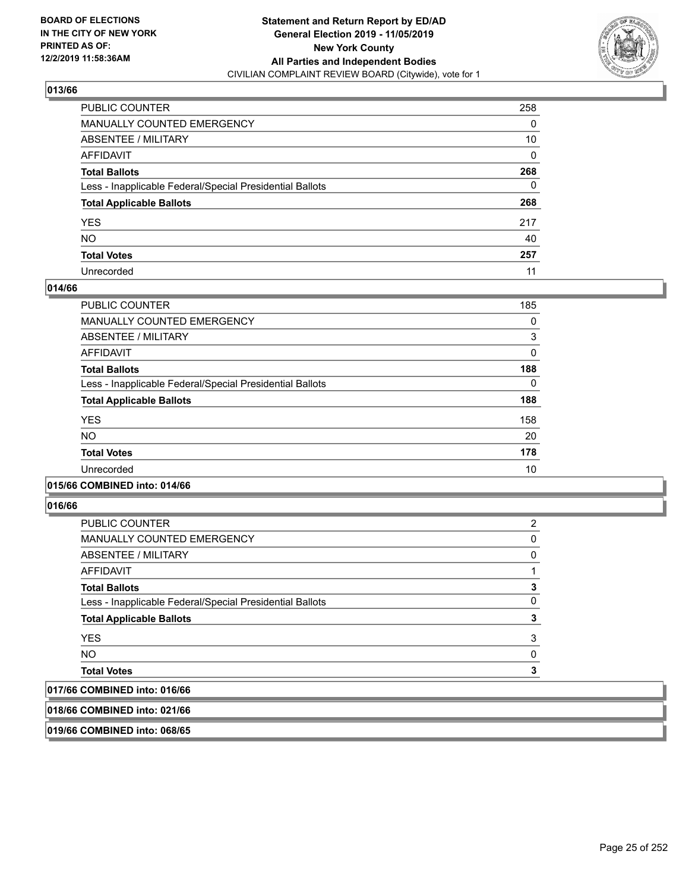### 013/66

| | |
|---|---|
| PUBLIC COUNTER | 258 |
| MANUALLY COUNTED EMERGENCY | 0 |
| ABSENTEE / MILITARY | 10 |
| AFFIDAVIT | 0 |
| **Total Ballots** | **268** |
| Less - Inapplicable Federal/Special Presidential Ballots | 0 |
| **Total Applicable Ballots** | **268** |
| YES | 217 |
| NO | 40 |
| **Total Votes** | **257** |
| Unrecorded | 11 |

### 014/66

| | |
|---|---|
| PUBLIC COUNTER | 185 |
| MANUALLY COUNTED EMERGENCY | 0 |
| ABSENTEE / MILITARY | 3 |
| AFFIDAVIT | 0 |
| **Total Ballots** | **188** |
| Less - Inapplicable Federal/Special Presidential Ballots | 0 |
| **Total Applicable Ballots** | **188** |
| YES | 158 |
| NO | 20 |
| **Total Votes** | **178** |
| Unrecorded | 10 |

### 015/66 COMBINED into: 014/66

### 016/66

| | |
|---|---|
| PUBLIC COUNTER | 2 |
| MANUALLY COUNTED EMERGENCY | 0 |
| ABSENTEE / MILITARY | 0 |
| AFFIDAVIT | 1 |
| **Total Ballots** | **3** |
| Less - Inapplicable Federal/Special Presidential Ballots | 0 |
| **Total Applicable Ballots** | **3** |
| YES | 3 |
| NO | 0 |
| **Total Votes** | **3** |

### 017/66 COMBINED into: 016/66

### 018/66 COMBINED into: 021/66

### 019/66 COMBINED into: 068/65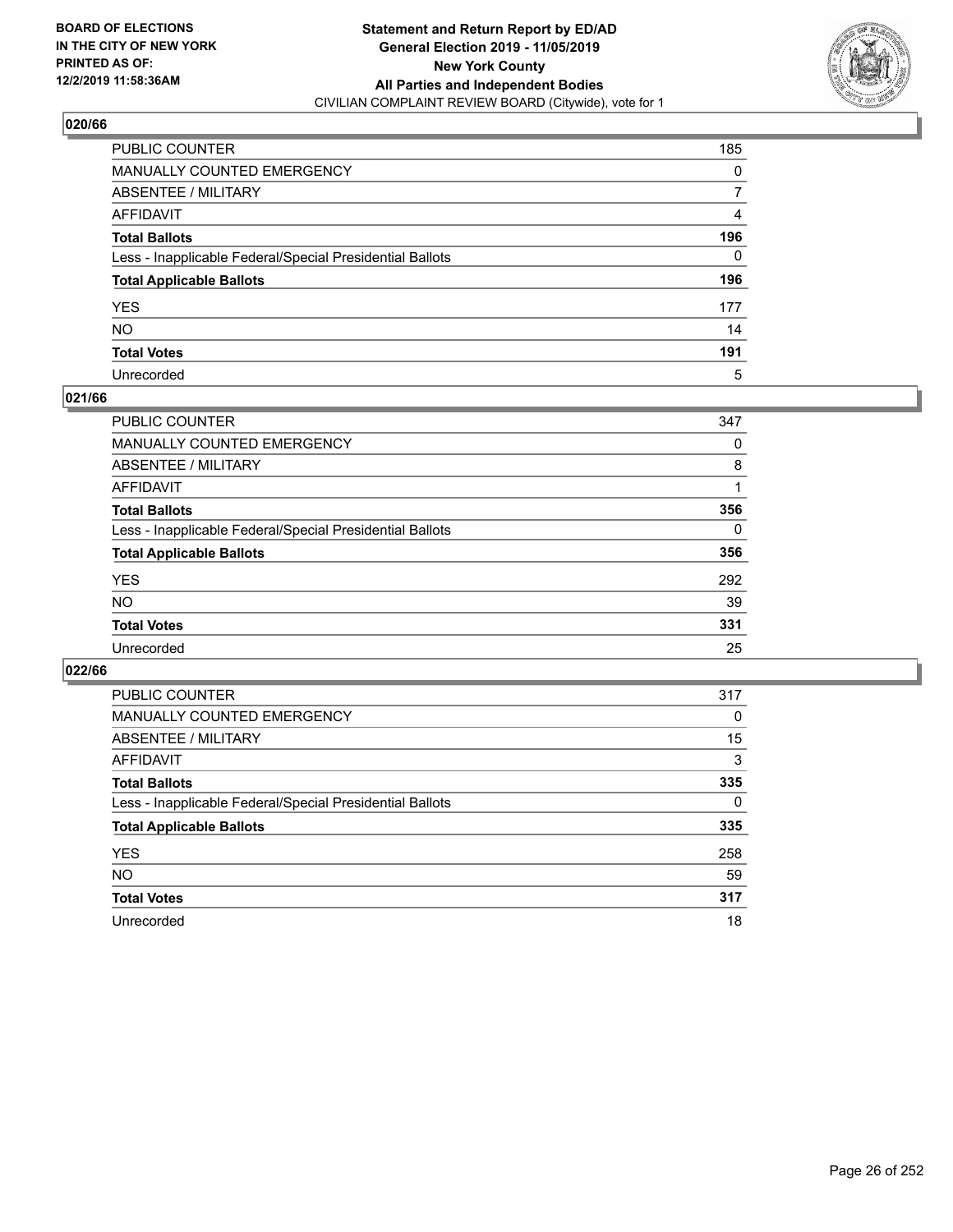**BOARD OF ELECTIONS IN THE CITY OF NEW YORK PRINTED AS OF: 12/2/2019 11:58:36AM**

**Statement and Return Report by ED/AD General Election 2019 - 11/05/2019 New York County All Parties and Independent Bodies**
CIVILIAN COMPLAINT REVIEW BOARD (Citywide), vote for 1

## 020/66

| | |
|---|---|
| PUBLIC COUNTER | 185 |
| MANUALLY COUNTED EMERGENCY | 0 |
| ABSENTEE / MILITARY | 7 |
| AFFIDAVIT | 4 |
| **Total Ballots** | **196** |
| Less - Inapplicable Federal/Special Presidential Ballots | 0 |
| **Total Applicable Ballots** | **196** |
| YES | 177 |
| NO | 14 |
| **Total Votes** | **191** |
| Unrecorded | 5 |

## 021/66

| | |
|---|---|
| PUBLIC COUNTER | 347 |
| MANUALLY COUNTED EMERGENCY | 0 |
| ABSENTEE / MILITARY | 8 |
| AFFIDAVIT | 1 |
| **Total Ballots** | **356** |
| Less - Inapplicable Federal/Special Presidential Ballots | 0 |
| **Total Applicable Ballots** | **356** |
| YES | 292 |
| NO | 39 |
| **Total Votes** | **331** |
| Unrecorded | 25 |

## 022/66

| | |
|---|---|
| PUBLIC COUNTER | 317 |
| MANUALLY COUNTED EMERGENCY | 0 |
| ABSENTEE / MILITARY | 15 |
| AFFIDAVIT | 3 |
| **Total Ballots** | **335** |
| Less - Inapplicable Federal/Special Presidential Ballots | 0 |
| **Total Applicable Ballots** | **335** |
| YES | 258 |
| NO | 59 |
| **Total Votes** | **317** |
| Unrecorded | 18 |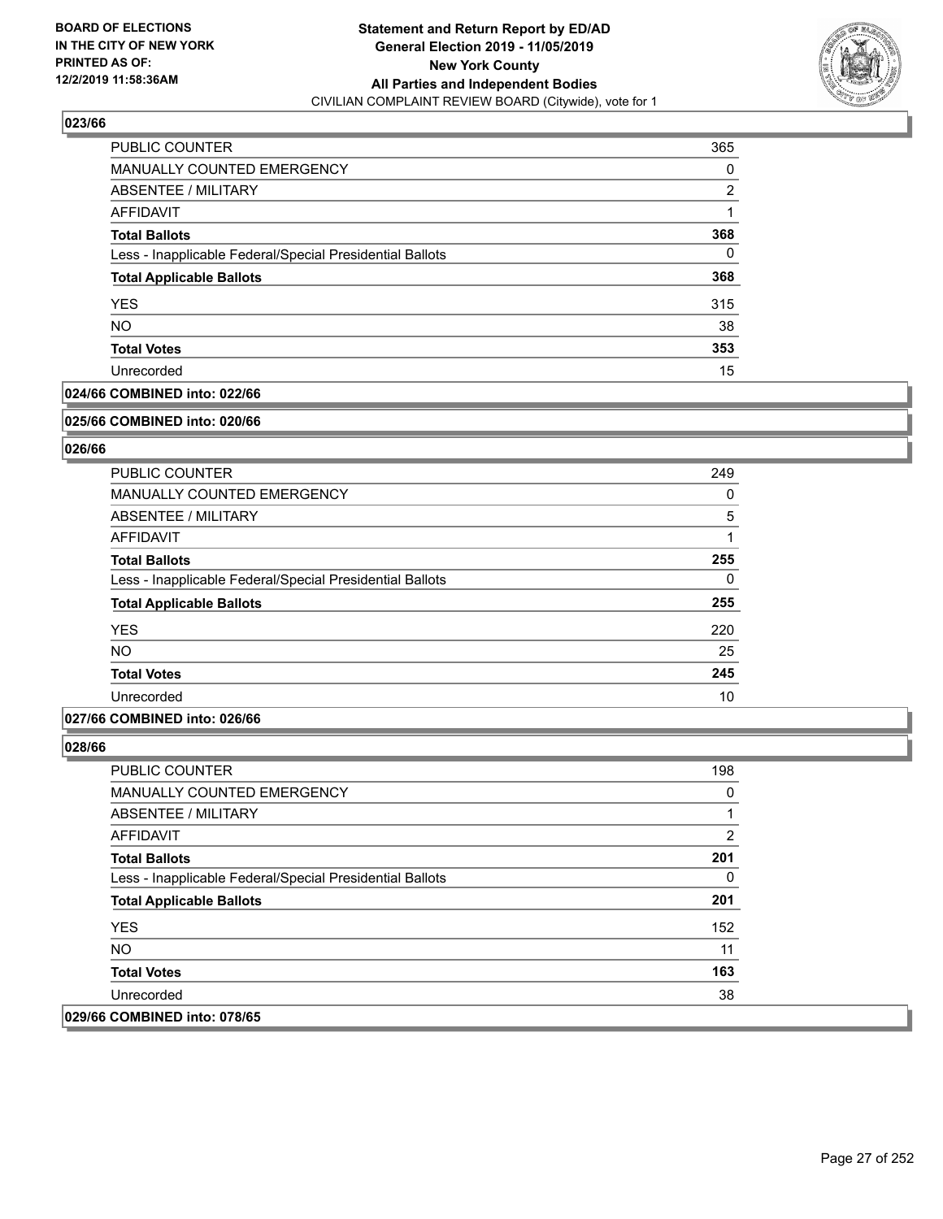**Statement and Return Report by ED/AD**
**General Election 2019 - 11/05/2019**
**New York County**
**All Parties and Independent Bodies**
CIVILIAN COMPLAINT REVIEW BOARD (Citywide), vote for 1

BOARD OF ELECTIONS IN THE CITY OF NEW YORK PRINTED AS OF: 12/2/2019 11:58:36AM

### 023/66

| | |
|---|---|
| PUBLIC COUNTER | 365 |
| MANUALLY COUNTED EMERGENCY | 0 |
| ABSENTEE / MILITARY | 2 |
| AFFIDAVIT | 1 |
| **Total Ballots** | **368** |
| Less - Inapplicable Federal/Special Presidential Ballots | 0 |
| **Total Applicable Ballots** | **368** |
| YES | 315 |
| NO | 38 |
| **Total Votes** | **353** |
| Unrecorded | 15 |

### 024/66 COMBINED into: 022/66

### 025/66 COMBINED into: 020/66

### 026/66

| | |
|---|---|
| PUBLIC COUNTER | 249 |
| MANUALLY COUNTED EMERGENCY | 0 |
| ABSENTEE / MILITARY | 5 |
| AFFIDAVIT | 1 |
| **Total Ballots** | **255** |
| Less - Inapplicable Federal/Special Presidential Ballots | 0 |
| **Total Applicable Ballots** | **255** |
| YES | 220 |
| NO | 25 |
| **Total Votes** | **245** |
| Unrecorded | 10 |

### 027/66 COMBINED into: 026/66

### 028/66

| | |
|---|---|
| PUBLIC COUNTER | 198 |
| MANUALLY COUNTED EMERGENCY | 0 |
| ABSENTEE / MILITARY | 1 |
| AFFIDAVIT | 2 |
| **Total Ballots** | **201** |
| Less - Inapplicable Federal/Special Presidential Ballots | 0 |
| **Total Applicable Ballots** | **201** |
| YES | 152 |
| NO | 11 |
| **Total Votes** | **163** |
| Unrecorded | 38 |

### 029/66 COMBINED into: 078/65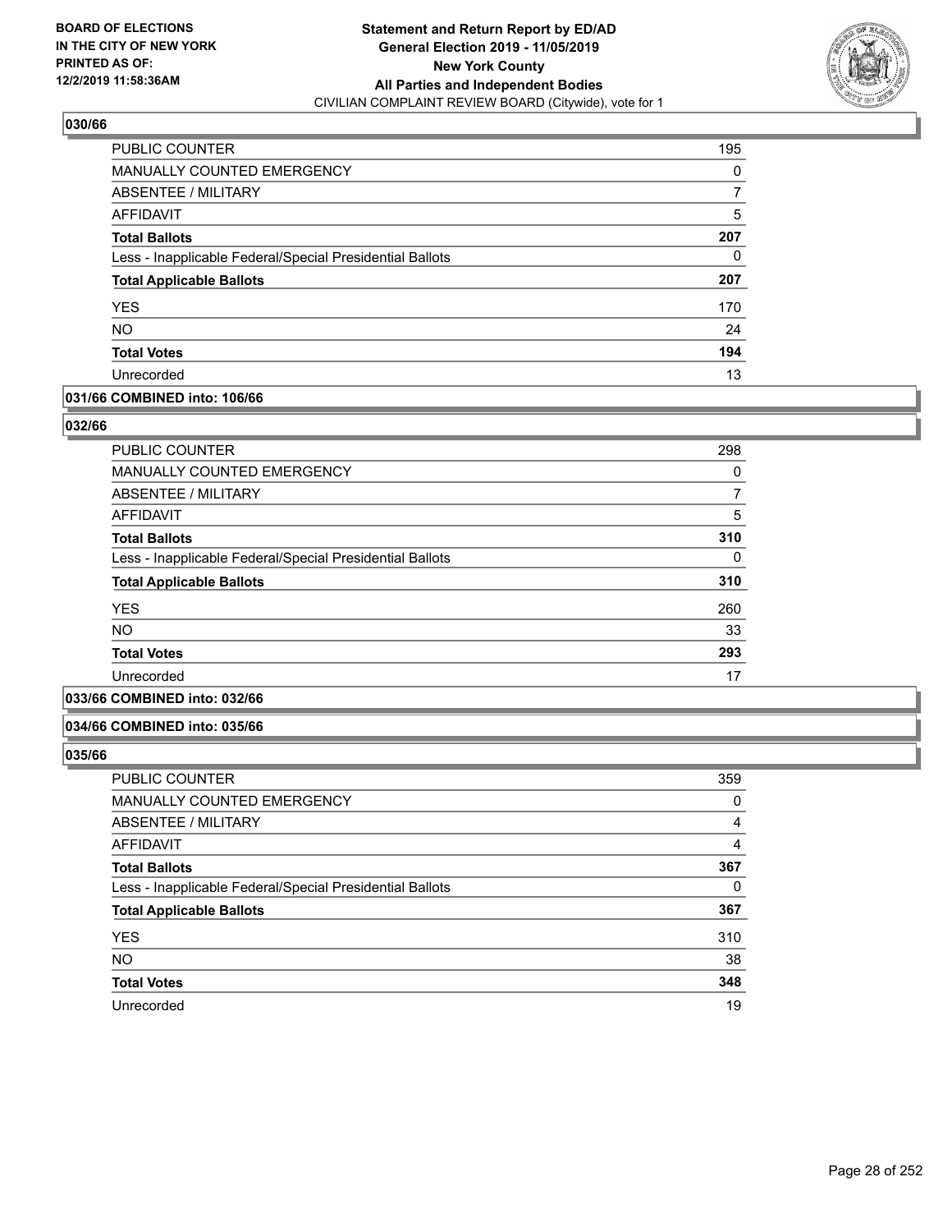BOARD OF ELECTIONS
IN THE CITY OF NEW YORK
PRINTED AS OF:
12/2/2019 11:58:36AM

**Statement and Return Report by ED/AD**
**General Election 2019 - 11/05/2019**
**New York County**
**All Parties and Independent Bodies**
CIVILIAN COMPLAINT REVIEW BOARD (Citywide), vote for 1

## 030/66

| | |
|---|---|
| PUBLIC COUNTER | 195 |
| MANUALLY COUNTED EMERGENCY | 0 |
| ABSENTEE / MILITARY | 7 |
| AFFIDAVIT | 5 |
| **Total Ballots** | **207** |
| Less - Inapplicable Federal/Special Presidential Ballots | 0 |
| **Total Applicable Ballots** | **207** |
| YES | 170 |
| NO | 24 |
| **Total Votes** | **194** |
| Unrecorded | 13 |

## 031/66 COMBINED into: 106/66

## 032/66

| | |
|---|---|
| PUBLIC COUNTER | 298 |
| MANUALLY COUNTED EMERGENCY | 0 |
| ABSENTEE / MILITARY | 7 |
| AFFIDAVIT | 5 |
| **Total Ballots** | **310** |
| Less - Inapplicable Federal/Special Presidential Ballots | 0 |
| **Total Applicable Ballots** | **310** |
| YES | 260 |
| NO | 33 |
| **Total Votes** | **293** |
| Unrecorded | 17 |

## 033/66 COMBINED into: 032/66

## 034/66 COMBINED into: 035/66

## 035/66

| | |
|---|---|
| PUBLIC COUNTER | 359 |
| MANUALLY COUNTED EMERGENCY | 0 |
| ABSENTEE / MILITARY | 4 |
| AFFIDAVIT | 4 |
| **Total Ballots** | **367** |
| Less - Inapplicable Federal/Special Presidential Ballots | 0 |
| **Total Applicable Ballots** | **367** |
| YES | 310 |
| NO | 38 |
| **Total Votes** | **348** |
| Unrecorded | 19 |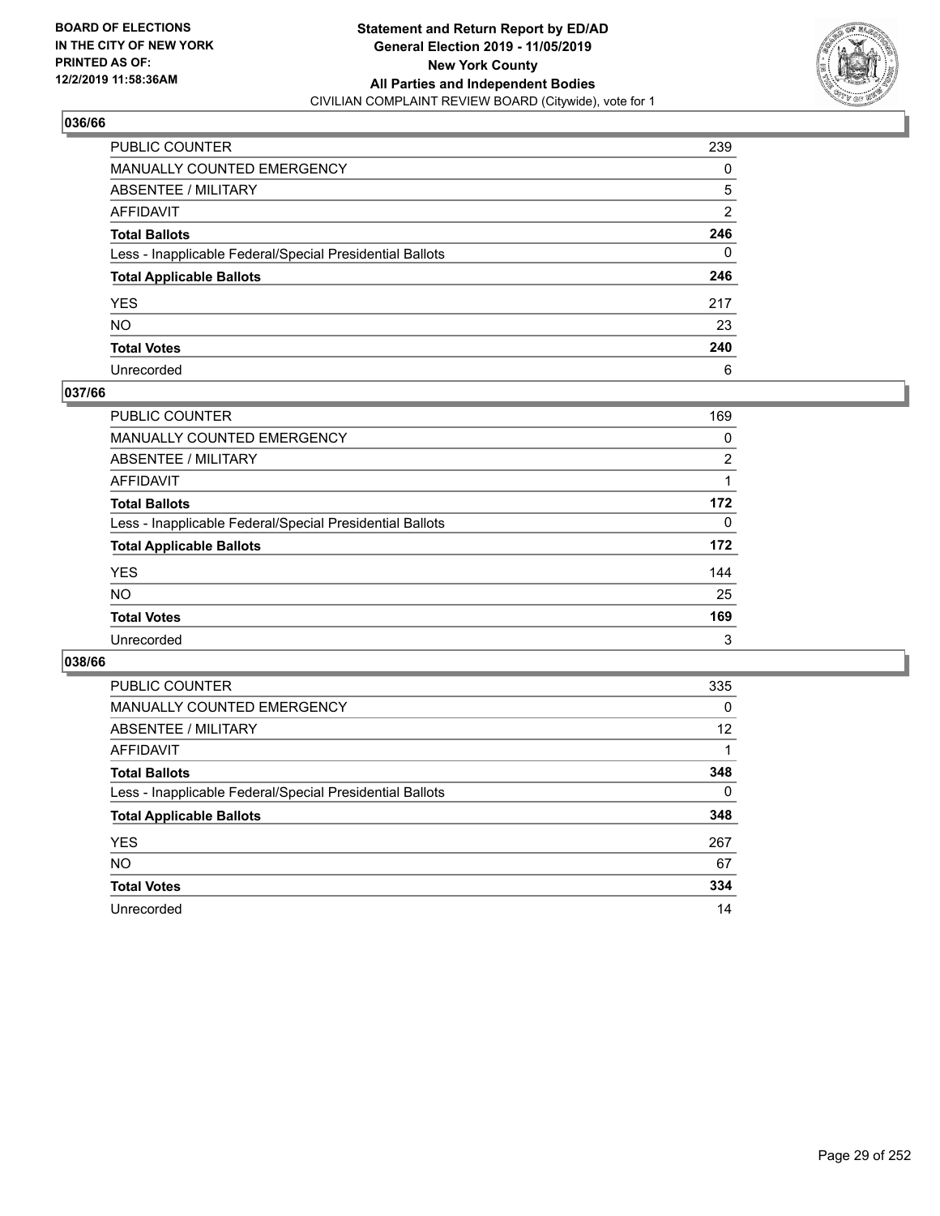BOARD OF ELECTIONS
IN THE CITY OF NEW YORK
PRINTED AS OF:
12/2/2019 11:58:36AM

**Statement and Return Report by ED/AD**
**General Election 2019 - 11/05/2019**
**New York County**
**All Parties and Independent Bodies**
CIVILIAN COMPLAINT REVIEW BOARD (Citywide), vote for 1

## 036/66

| | |
|---|---|
| PUBLIC COUNTER | 239 |
| MANUALLY COUNTED EMERGENCY | 0 |
| ABSENTEE / MILITARY | 5 |
| AFFIDAVIT | 2 |
| **Total Ballots** | **246** |
| Less - Inapplicable Federal/Special Presidential Ballots | 0 |
| **Total Applicable Ballots** | **246** |
| YES | 217 |
| NO | 23 |
| **Total Votes** | **240** |
| Unrecorded | 6 |

## 037/66

| | |
|---|---|
| PUBLIC COUNTER | 169 |
| MANUALLY COUNTED EMERGENCY | 0 |
| ABSENTEE / MILITARY | 2 |
| AFFIDAVIT | 1 |
| **Total Ballots** | **172** |
| Less - Inapplicable Federal/Special Presidential Ballots | 0 |
| **Total Applicable Ballots** | **172** |
| YES | 144 |
| NO | 25 |
| **Total Votes** | **169** |
| Unrecorded | 3 |

## 038/66

| | |
|---|---|
| PUBLIC COUNTER | 335 |
| MANUALLY COUNTED EMERGENCY | 0 |
| ABSENTEE / MILITARY | 12 |
| AFFIDAVIT | 1 |
| **Total Ballots** | **348** |
| Less - Inapplicable Federal/Special Presidential Ballots | 0 |
| **Total Applicable Ballots** | **348** |
| YES | 267 |
| NO | 67 |
| **Total Votes** | **334** |
| Unrecorded | 14 |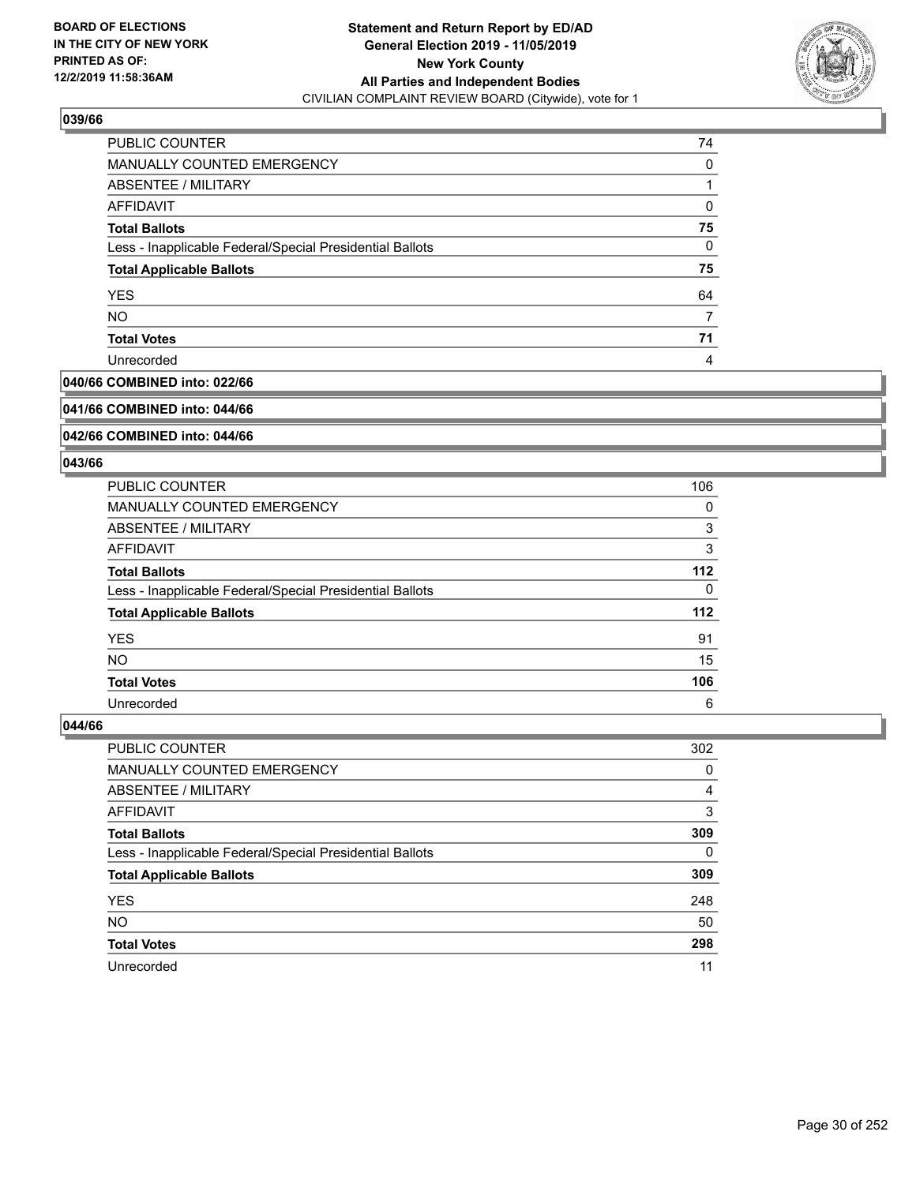**Statement and Return Report by ED/AD**
**General Election 2019 - 11/05/2019**
**New York County**
**All Parties and Independent Bodies**
CIVILIAN COMPLAINT REVIEW BOARD (Citywide), vote for 1

BOARD OF ELECTIONS
IN THE CITY OF NEW YORK
PRINTED AS OF:
12/2/2019 11:58:36AM

### 039/66

| | |
|---|---|
| PUBLIC COUNTER | 74 |
| MANUALLY COUNTED EMERGENCY | 0 |
| ABSENTEE / MILITARY | 1 |
| AFFIDAVIT | 0 |
| **Total Ballots** | **75** |
| Less - Inapplicable Federal/Special Presidential Ballots | 0 |
| **Total Applicable Ballots** | **75** |
| YES | 64 |
| NO | 7 |
| **Total Votes** | **71** |
| Unrecorded | 4 |

### 040/66 COMBINED into: 022/66

### 041/66 COMBINED into: 044/66

### 042/66 COMBINED into: 044/66

### 043/66

| | |
|---|---|
| PUBLIC COUNTER | 106 |
| MANUALLY COUNTED EMERGENCY | 0 |
| ABSENTEE / MILITARY | 3 |
| AFFIDAVIT | 3 |
| **Total Ballots** | **112** |
| Less - Inapplicable Federal/Special Presidential Ballots | 0 |
| **Total Applicable Ballots** | **112** |
| YES | 91 |
| NO | 15 |
| **Total Votes** | **106** |
| Unrecorded | 6 |

### 044/66

| | |
|---|---|
| PUBLIC COUNTER | 302 |
| MANUALLY COUNTED EMERGENCY | 0 |
| ABSENTEE / MILITARY | 4 |
| AFFIDAVIT | 3 |
| **Total Ballots** | **309** |
| Less - Inapplicable Federal/Special Presidential Ballots | 0 |
| **Total Applicable Ballots** | **309** |
| YES | 248 |
| NO | 50 |
| **Total Votes** | **298** |
| Unrecorded | 11 |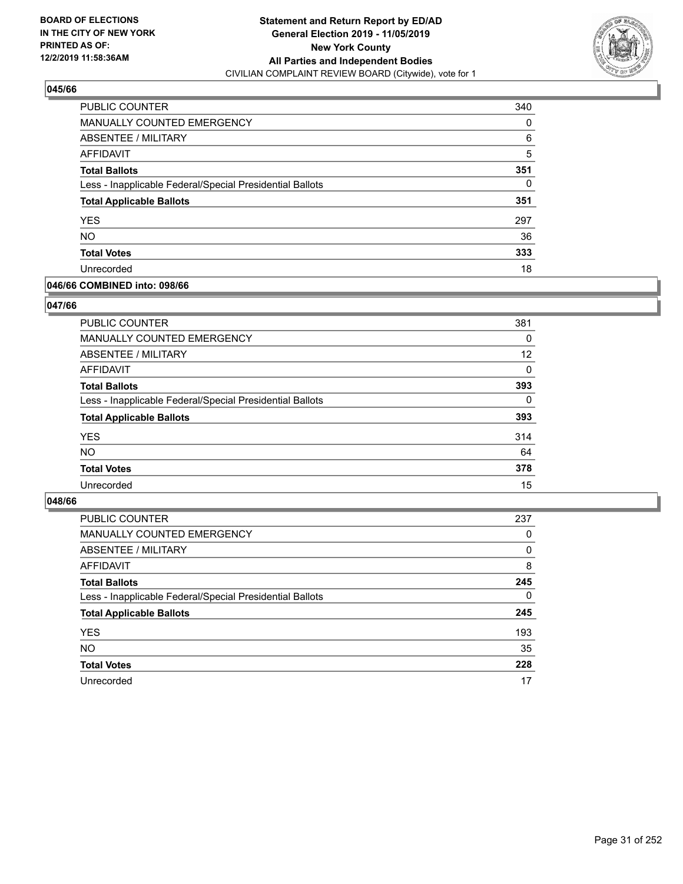**BOARD OF ELECTIONS IN THE CITY OF NEW YORK PRINTED AS OF: 12/2/2019 11:58:36AM**

**Statement and Return Report by ED/AD General Election 2019 - 11/05/2019 New York County All Parties and Independent Bodies**
CIVILIAN COMPLAINT REVIEW BOARD (Citywide), vote for 1

### 045/66

| | |
|---|---|
| PUBLIC COUNTER | 340 |
| MANUALLY COUNTED EMERGENCY | 0 |
| ABSENTEE / MILITARY | 6 |
| AFFIDAVIT | 5 |
| **Total Ballots** | **351** |
| Less - Inapplicable Federal/Special Presidential Ballots | 0 |
| **Total Applicable Ballots** | **351** |
| YES | 297 |
| NO | 36 |
| **Total Votes** | **333** |
| Unrecorded | 18 |

### 046/66 COMBINED into: 098/66

### 047/66

| | |
|---|---|
| PUBLIC COUNTER | 381 |
| MANUALLY COUNTED EMERGENCY | 0 |
| ABSENTEE / MILITARY | 12 |
| AFFIDAVIT | 0 |
| **Total Ballots** | **393** |
| Less - Inapplicable Federal/Special Presidential Ballots | 0 |
| **Total Applicable Ballots** | **393** |
| YES | 314 |
| NO | 64 |
| **Total Votes** | **378** |
| Unrecorded | 15 |

### 048/66

| | |
|---|---|
| PUBLIC COUNTER | 237 |
| MANUALLY COUNTED EMERGENCY | 0 |
| ABSENTEE / MILITARY | 0 |
| AFFIDAVIT | 8 |
| **Total Ballots** | **245** |
| Less - Inapplicable Federal/Special Presidential Ballots | 0 |
| **Total Applicable Ballots** | **245** |
| YES | 193 |
| NO | 35 |
| **Total Votes** | **228** |
| Unrecorded | 17 |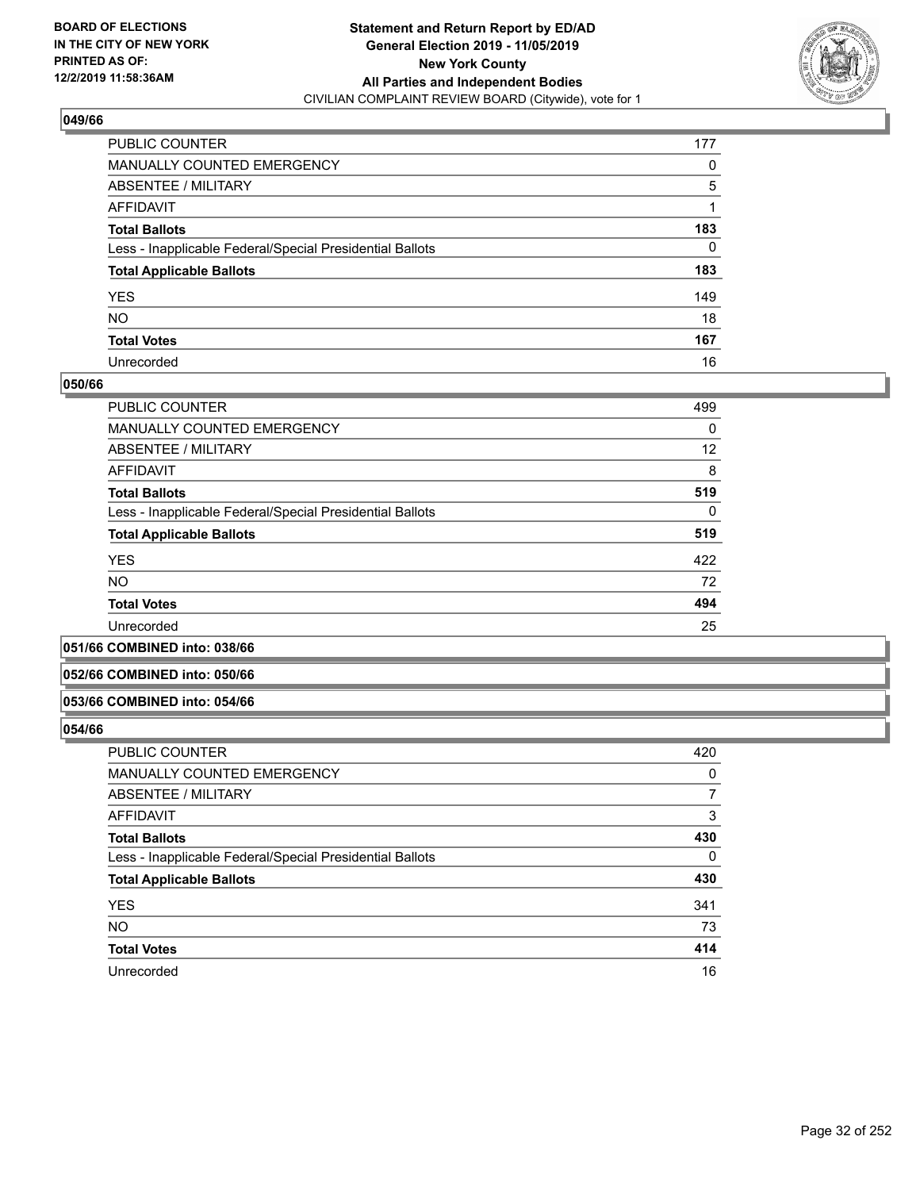### 049/66

| | |
|---|---|
| PUBLIC COUNTER | 177 |
| MANUALLY COUNTED EMERGENCY | 0 |
| ABSENTEE / MILITARY | 5 |
| AFFIDAVIT | 1 |
| **Total Ballots** | **183** |
| Less - Inapplicable Federal/Special Presidential Ballots | 0 |
| **Total Applicable Ballots** | **183** |
| YES | 149 |
| NO | 18 |
| **Total Votes** | **167** |
| Unrecorded | 16 |

### 050/66

| | |
|---|---|
| PUBLIC COUNTER | 499 |
| MANUALLY COUNTED EMERGENCY | 0 |
| ABSENTEE / MILITARY | 12 |
| AFFIDAVIT | 8 |
| **Total Ballots** | **519** |
| Less - Inapplicable Federal/Special Presidential Ballots | 0 |
| **Total Applicable Ballots** | **519** |
| YES | 422 |
| NO | 72 |
| **Total Votes** | **494** |
| Unrecorded | 25 |

### 051/66 COMBINED into: 038/66

### 052/66 COMBINED into: 050/66

### 053/66 COMBINED into: 054/66

### 054/66

| | |
|---|---|
| PUBLIC COUNTER | 420 |
| MANUALLY COUNTED EMERGENCY | 0 |
| ABSENTEE / MILITARY | 7 |
| AFFIDAVIT | 3 |
| **Total Ballots** | **430** |
| Less - Inapplicable Federal/Special Presidential Ballots | 0 |
| **Total Applicable Ballots** | **430** |
| YES | 341 |
| NO | 73 |
| **Total Votes** | **414** |
| Unrecorded | 16 |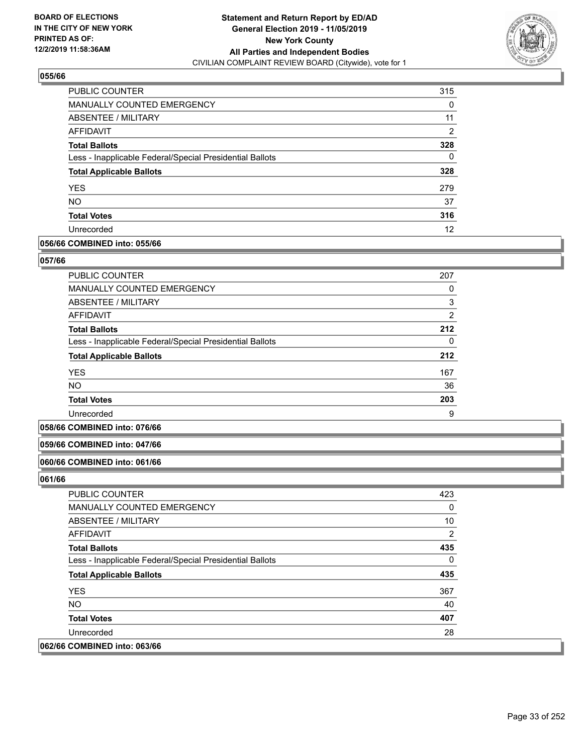## 055/66

| | |
|---|---|
| PUBLIC COUNTER | 315 |
| MANUALLY COUNTED EMERGENCY | 0 |
| ABSENTEE / MILITARY | 11 |
| AFFIDAVIT | 2 |
| **Total Ballots** | **328** |
| Less - Inapplicable Federal/Special Presidential Ballots | 0 |
| **Total Applicable Ballots** | **328** |
| YES | 279 |
| NO | 37 |
| **Total Votes** | **316** |
| Unrecorded | 12 |

**056/66 COMBINED into: 055/66**

## 057/66

| | |
|---|---|
| PUBLIC COUNTER | 207 |
| MANUALLY COUNTED EMERGENCY | 0 |
| ABSENTEE / MILITARY | 3 |
| AFFIDAVIT | 2 |
| **Total Ballots** | **212** |
| Less - Inapplicable Federal/Special Presidential Ballots | 0 |
| **Total Applicable Ballots** | **212** |
| YES | 167 |
| NO | 36 |
| **Total Votes** | **203** |
| Unrecorded | 9 |

**058/66 COMBINED into: 076/66**

**059/66 COMBINED into: 047/66**

**060/66 COMBINED into: 061/66**

## 061/66

| | |
|---|---|
| PUBLIC COUNTER | 423 |
| MANUALLY COUNTED EMERGENCY | 0 |
| ABSENTEE / MILITARY | 10 |
| AFFIDAVIT | 2 |
| **Total Ballots** | **435** |
| Less - Inapplicable Federal/Special Presidential Ballots | 0 |
| **Total Applicable Ballots** | **435** |
| YES | 367 |
| NO | 40 |
| **Total Votes** | **407** |
| Unrecorded | 28 |

**062/66 COMBINED into: 063/66**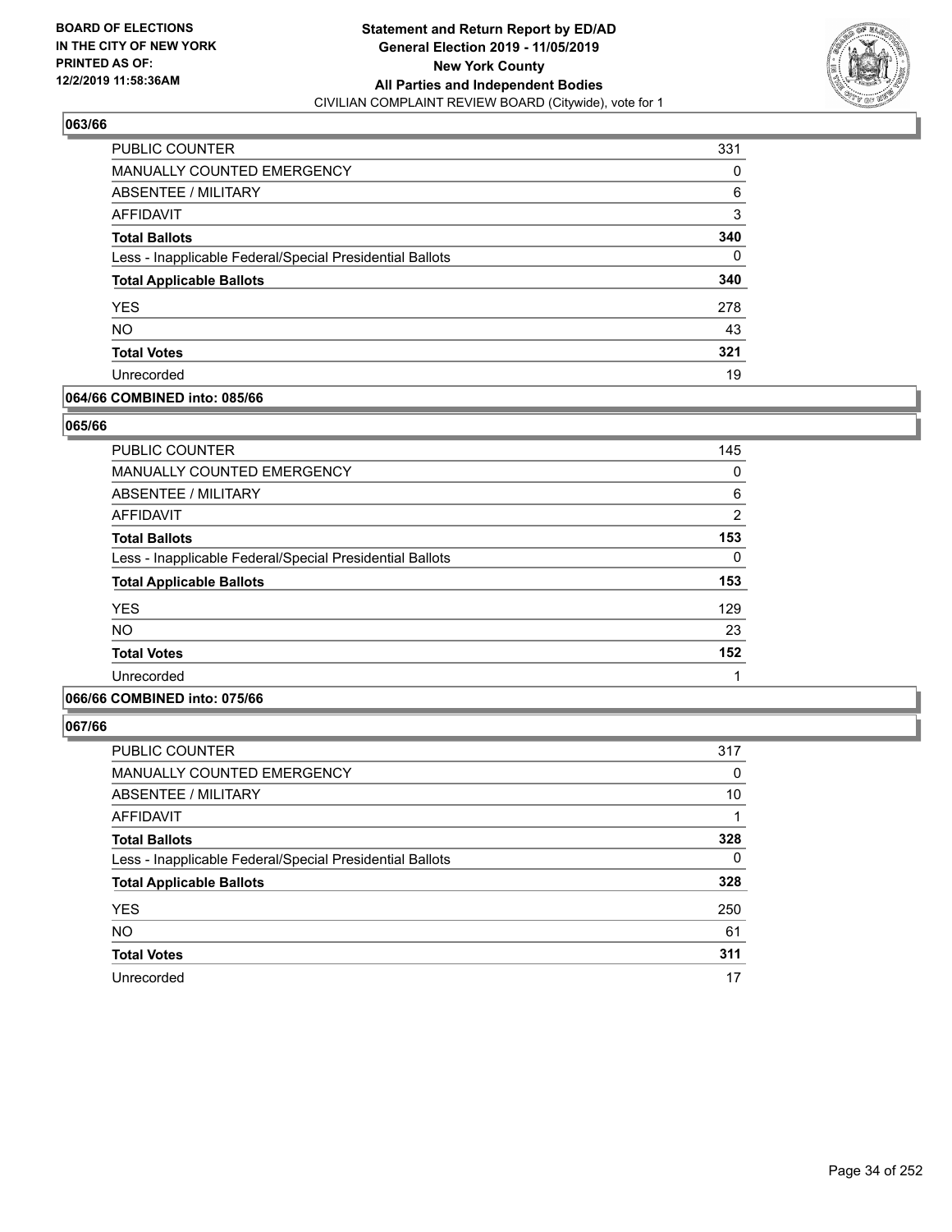**BOARD OF ELECTIONS IN THE CITY OF NEW YORK PRINTED AS OF: 12/2/2019 11:58:36AM**

**Statement and Return Report by ED/AD General Election 2019 - 11/05/2019 New York County All Parties and Independent Bodies**
CIVILIAN COMPLAINT REVIEW BOARD (Citywide), vote for 1

### 063/66

| | |
|---|---|
| PUBLIC COUNTER | 331 |
| MANUALLY COUNTED EMERGENCY | 0 |
| ABSENTEE / MILITARY | 6 |
| AFFIDAVIT | 3 |
| **Total Ballots** | **340** |
| Less - Inapplicable Federal/Special Presidential Ballots | 0 |
| **Total Applicable Ballots** | **340** |
| YES | 278 |
| NO | 43 |
| **Total Votes** | **321** |
| Unrecorded | 19 |

### 064/66 COMBINED into: 085/66

### 065/66

| | |
|---|---|
| PUBLIC COUNTER | 145 |
| MANUALLY COUNTED EMERGENCY | 0 |
| ABSENTEE / MILITARY | 6 |
| AFFIDAVIT | 2 |
| **Total Ballots** | **153** |
| Less - Inapplicable Federal/Special Presidential Ballots | 0 |
| **Total Applicable Ballots** | **153** |
| YES | 129 |
| NO | 23 |
| **Total Votes** | **152** |
| Unrecorded | 1 |

### 066/66 COMBINED into: 075/66

### 067/66

| | |
|---|---|
| PUBLIC COUNTER | 317 |
| MANUALLY COUNTED EMERGENCY | 0 |
| ABSENTEE / MILITARY | 10 |
| AFFIDAVIT | 1 |
| **Total Ballots** | **328** |
| Less - Inapplicable Federal/Special Presidential Ballots | 0 |
| **Total Applicable Ballots** | **328** |
| YES | 250 |
| NO | 61 |
| **Total Votes** | **311** |
| Unrecorded | 17 |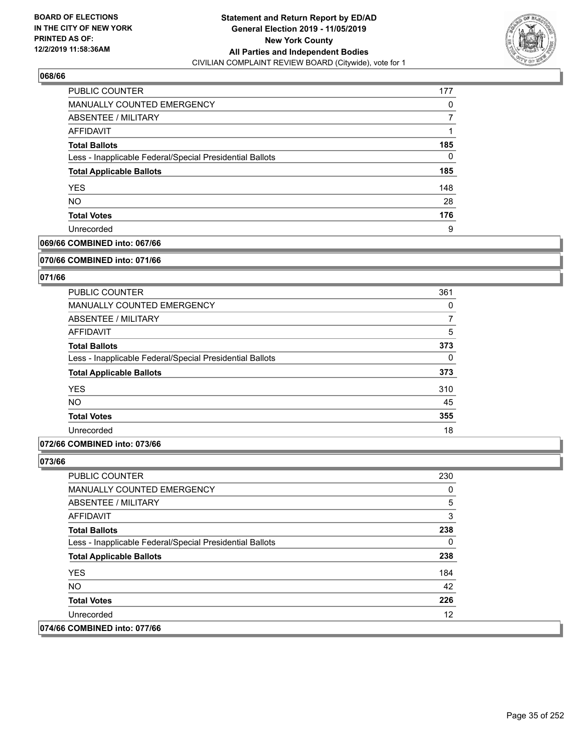**Statement and Return Report by ED/AD**
**General Election 2019 - 11/05/2019**
**New York County**
**All Parties and Independent Bodies**
CIVILIAN COMPLAINT REVIEW BOARD (Citywide), vote for 1

BOARD OF ELECTIONS IN THE CITY OF NEW YORK PRINTED AS OF: 12/2/2019 11:58:36AM

### 068/66

| | |
|---|---|
| PUBLIC COUNTER | 177 |
| MANUALLY COUNTED EMERGENCY | 0 |
| ABSENTEE / MILITARY | 7 |
| AFFIDAVIT | 1 |
| **Total Ballots** | **185** |
| Less - Inapplicable Federal/Special Presidential Ballots | 0 |
| **Total Applicable Ballots** | **185** |
| YES | 148 |
| NO | 28 |
| **Total Votes** | **176** |
| Unrecorded | 9 |

### 069/66 COMBINED into: 067/66

### 070/66 COMBINED into: 071/66

### 071/66

| | |
|---|---|
| PUBLIC COUNTER | 361 |
| MANUALLY COUNTED EMERGENCY | 0 |
| ABSENTEE / MILITARY | 7 |
| AFFIDAVIT | 5 |
| **Total Ballots** | **373** |
| Less - Inapplicable Federal/Special Presidential Ballots | 0 |
| **Total Applicable Ballots** | **373** |
| YES | 310 |
| NO | 45 |
| **Total Votes** | **355** |
| Unrecorded | 18 |

### 072/66 COMBINED into: 073/66

### 073/66

| | |
|---|---|
| PUBLIC COUNTER | 230 |
| MANUALLY COUNTED EMERGENCY | 0 |
| ABSENTEE / MILITARY | 5 |
| AFFIDAVIT | 3 |
| **Total Ballots** | **238** |
| Less - Inapplicable Federal/Special Presidential Ballots | 0 |
| **Total Applicable Ballots** | **238** |
| YES | 184 |
| NO | 42 |
| **Total Votes** | **226** |
| Unrecorded | 12 |

### 074/66 COMBINED into: 077/66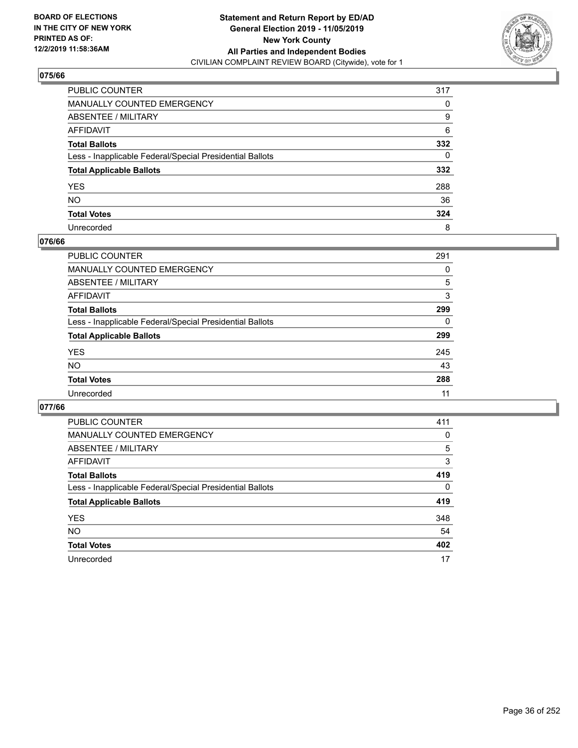**BOARD OF ELECTIONS IN THE CITY OF NEW YORK PRINTED AS OF: 12/2/2019 11:58:36AM**

**Statement and Return Report by ED/AD General Election 2019 - 11/05/2019 New York County All Parties and Independent Bodies**
CIVILIAN COMPLAINT REVIEW BOARD (Citywide), vote for 1

## 075/66

| | |
|---|---|
| PUBLIC COUNTER | 317 |
| MANUALLY COUNTED EMERGENCY | 0 |
| ABSENTEE / MILITARY | 9 |
| AFFIDAVIT | 6 |
| **Total Ballots** | **332** |
| Less - Inapplicable Federal/Special Presidential Ballots | 0 |
| **Total Applicable Ballots** | **332** |
| YES | 288 |
| NO | 36 |
| **Total Votes** | **324** |
| Unrecorded | 8 |

## 076/66

| | |
|---|---|
| PUBLIC COUNTER | 291 |
| MANUALLY COUNTED EMERGENCY | 0 |
| ABSENTEE / MILITARY | 5 |
| AFFIDAVIT | 3 |
| **Total Ballots** | **299** |
| Less - Inapplicable Federal/Special Presidential Ballots | 0 |
| **Total Applicable Ballots** | **299** |
| YES | 245 |
| NO | 43 |
| **Total Votes** | **288** |
| Unrecorded | 11 |

## 077/66

| | |
|---|---|
| PUBLIC COUNTER | 411 |
| MANUALLY COUNTED EMERGENCY | 0 |
| ABSENTEE / MILITARY | 5 |
| AFFIDAVIT | 3 |
| **Total Ballots** | **419** |
| Less - Inapplicable Federal/Special Presidential Ballots | 0 |
| **Total Applicable Ballots** | **419** |
| YES | 348 |
| NO | 54 |
| **Total Votes** | **402** |
| Unrecorded | 17 |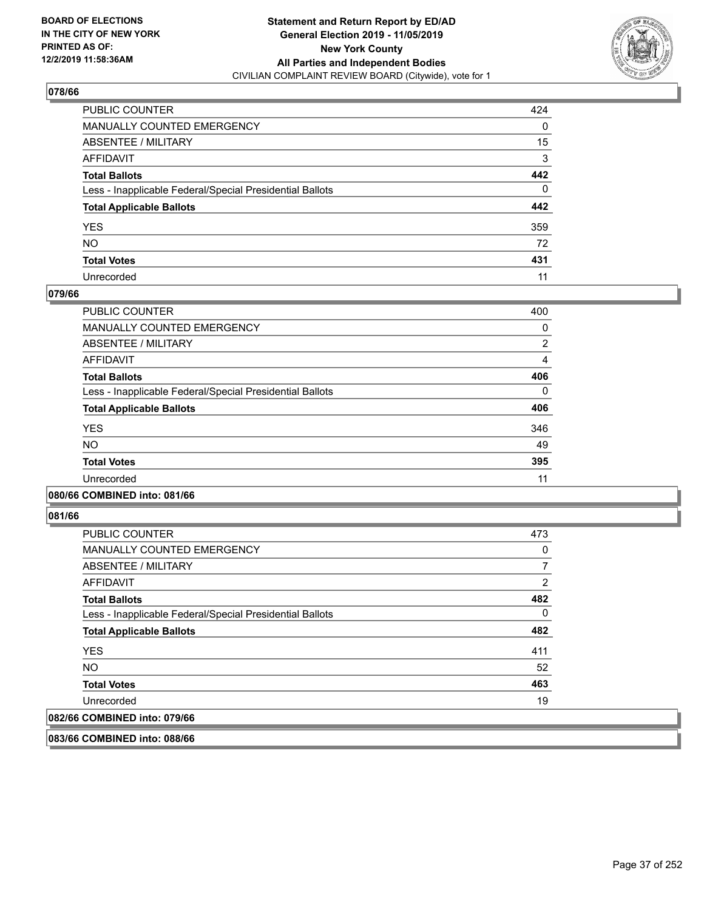**BOARD OF ELECTIONS IN THE CITY OF NEW YORK PRINTED AS OF: 12/2/2019 11:58:36AM**

**Statement and Return Report by ED/AD**
**General Election 2019 - 11/05/2019**
**New York County**
**All Parties and Independent Bodies**
CIVILIAN COMPLAINT REVIEW BOARD (Citywide), vote for 1

## 078/66

| | |
|---|---|
| PUBLIC COUNTER | 424 |
| MANUALLY COUNTED EMERGENCY | 0 |
| ABSENTEE / MILITARY | 15 |
| AFFIDAVIT | 3 |
| **Total Ballots** | **442** |
| Less - Inapplicable Federal/Special Presidential Ballots | 0 |
| **Total Applicable Ballots** | **442** |
| YES | 359 |
| NO | 72 |
| **Total Votes** | **431** |
| Unrecorded | 11 |

## 079/66

| | |
|---|---|
| PUBLIC COUNTER | 400 |
| MANUALLY COUNTED EMERGENCY | 0 |
| ABSENTEE / MILITARY | 2 |
| AFFIDAVIT | 4 |
| **Total Ballots** | **406** |
| Less - Inapplicable Federal/Special Presidential Ballots | 0 |
| **Total Applicable Ballots** | **406** |
| YES | 346 |
| NO | 49 |
| **Total Votes** | **395** |
| Unrecorded | 11 |

## 080/66 COMBINED into: 081/66

## 081/66

| | |
|---|---|
| PUBLIC COUNTER | 473 |
| MANUALLY COUNTED EMERGENCY | 0 |
| ABSENTEE / MILITARY | 7 |
| AFFIDAVIT | 2 |
| **Total Ballots** | **482** |
| Less - Inapplicable Federal/Special Presidential Ballots | 0 |
| **Total Applicable Ballots** | **482** |
| YES | 411 |
| NO | 52 |
| **Total Votes** | **463** |
| Unrecorded | 19 |

## 082/66 COMBINED into: 079/66

## 083/66 COMBINED into: 088/66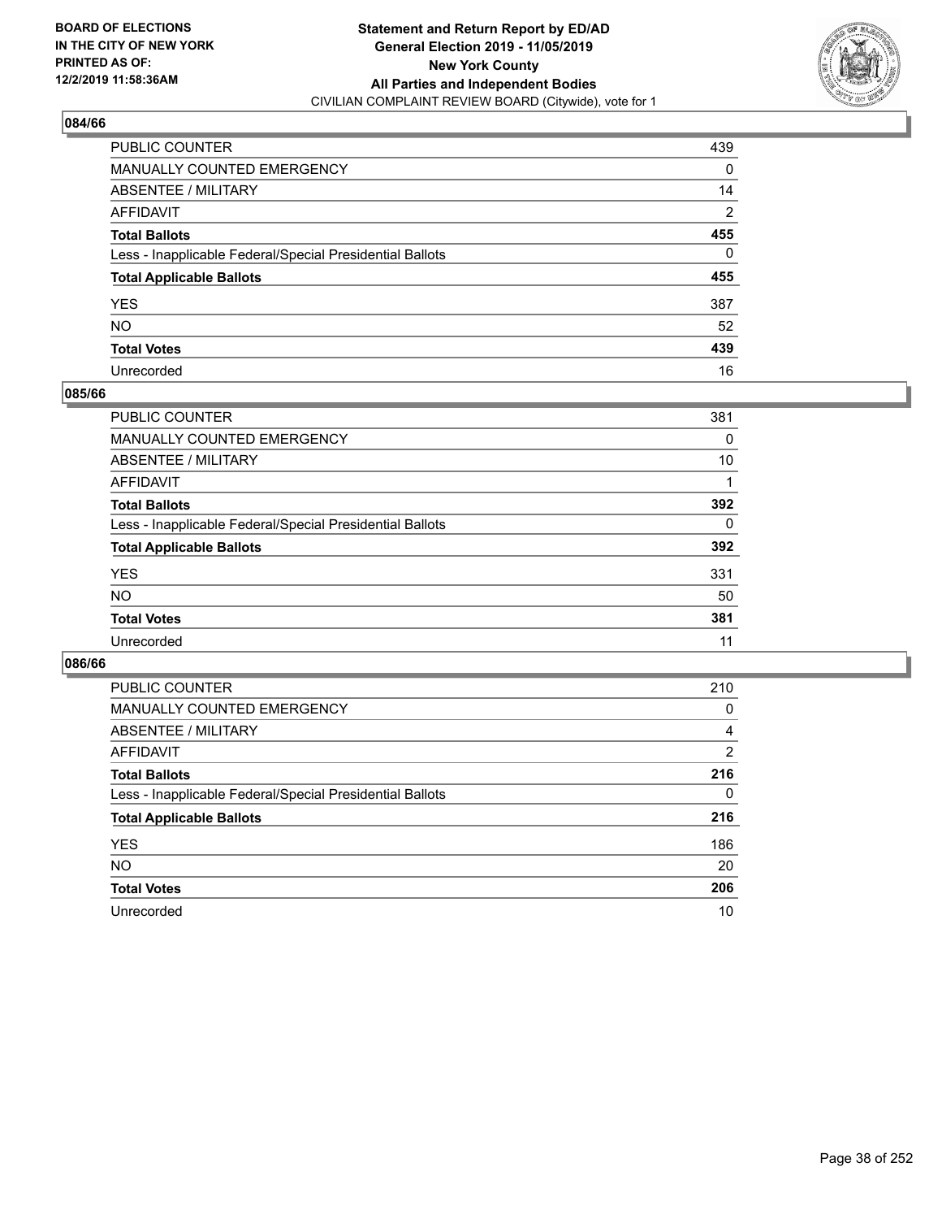BOARD OF ELECTIONS
IN THE CITY OF NEW YORK
PRINTED AS OF:
12/2/2019 11:58:36AM

**Statement and Return Report by ED/AD**
**General Election 2019 - 11/05/2019**
**New York County**
**All Parties and Independent Bodies**
CIVILIAN COMPLAINT REVIEW BOARD (Citywide), vote for 1

## 084/66

| | |
|---|---|
| PUBLIC COUNTER | 439 |
| MANUALLY COUNTED EMERGENCY | 0 |
| ABSENTEE / MILITARY | 14 |
| AFFIDAVIT | 2 |
| **Total Ballots** | **455** |
| Less - Inapplicable Federal/Special Presidential Ballots | 0 |
| **Total Applicable Ballots** | **455** |
| YES | 387 |
| NO | 52 |
| **Total Votes** | **439** |
| Unrecorded | 16 |

## 085/66

| | |
|---|---|
| PUBLIC COUNTER | 381 |
| MANUALLY COUNTED EMERGENCY | 0 |
| ABSENTEE / MILITARY | 10 |
| AFFIDAVIT | 1 |
| **Total Ballots** | **392** |
| Less - Inapplicable Federal/Special Presidential Ballots | 0 |
| **Total Applicable Ballots** | **392** |
| YES | 331 |
| NO | 50 |
| **Total Votes** | **381** |
| Unrecorded | 11 |

## 086/66

| | |
|---|---|
| PUBLIC COUNTER | 210 |
| MANUALLY COUNTED EMERGENCY | 0 |
| ABSENTEE / MILITARY | 4 |
| AFFIDAVIT | 2 |
| **Total Ballots** | **216** |
| Less - Inapplicable Federal/Special Presidential Ballots | 0 |
| **Total Applicable Ballots** | **216** |
| YES | 186 |
| NO | 20 |
| **Total Votes** | **206** |
| Unrecorded | 10 |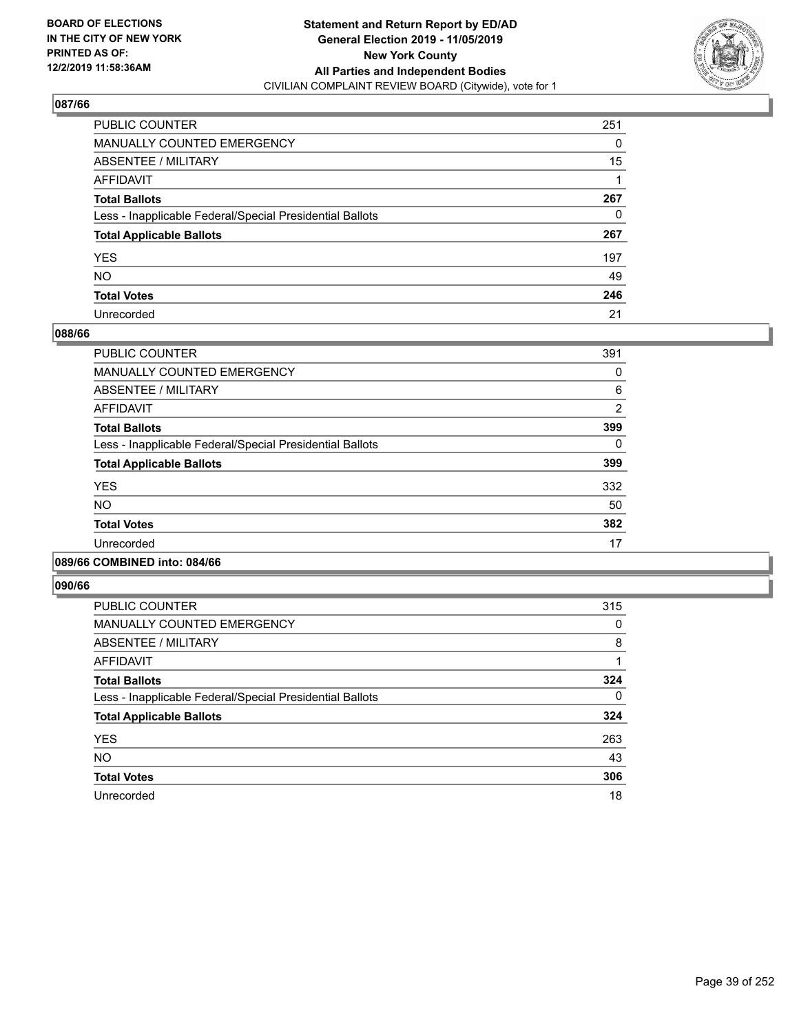**BOARD OF ELECTIONS IN THE CITY OF NEW YORK PRINTED AS OF: 12/2/2019 11:58:36AM**

**Statement and Return Report by ED/AD General Election 2019 - 11/05/2019 New York County All Parties and Independent Bodies**
CIVILIAN COMPLAINT REVIEW BOARD (Citywide), vote for 1

## 087/66

| | |
|---|---|
| PUBLIC COUNTER | 251 |
| MANUALLY COUNTED EMERGENCY | 0 |
| ABSENTEE / MILITARY | 15 |
| AFFIDAVIT | 1 |
| **Total Ballots** | **267** |
| Less - Inapplicable Federal/Special Presidential Ballots | 0 |
| **Total Applicable Ballots** | **267** |
| YES | 197 |
| NO | 49 |
| **Total Votes** | **246** |
| Unrecorded | 21 |

## 088/66

| | |
|---|---|
| PUBLIC COUNTER | 391 |
| MANUALLY COUNTED EMERGENCY | 0 |
| ABSENTEE / MILITARY | 6 |
| AFFIDAVIT | 2 |
| **Total Ballots** | **399** |
| Less - Inapplicable Federal/Special Presidential Ballots | 0 |
| **Total Applicable Ballots** | **399** |
| YES | 332 |
| NO | 50 |
| **Total Votes** | **382** |
| Unrecorded | 17 |

## 089/66 COMBINED into: 084/66

## 090/66

| | |
|---|---|
| PUBLIC COUNTER | 315 |
| MANUALLY COUNTED EMERGENCY | 0 |
| ABSENTEE / MILITARY | 8 |
| AFFIDAVIT | 1 |
| **Total Ballots** | **324** |
| Less - Inapplicable Federal/Special Presidential Ballots | 0 |
| **Total Applicable Ballots** | **324** |
| YES | 263 |
| NO | 43 |
| **Total Votes** | **306** |
| Unrecorded | 18 |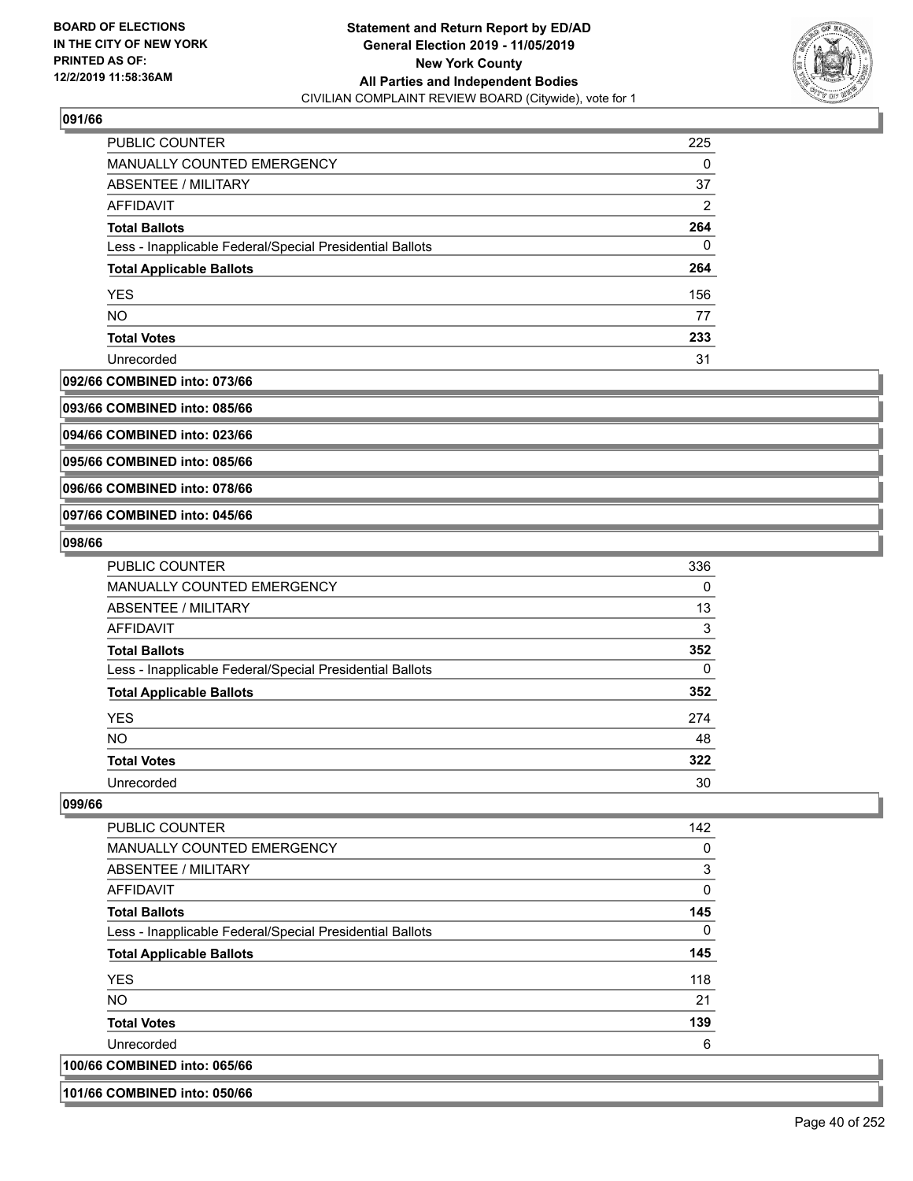### 091/66

| | |
|---|---|
| PUBLIC COUNTER | 225 |
| MANUALLY COUNTED EMERGENCY | 0 |
| ABSENTEE / MILITARY | 37 |
| AFFIDAVIT | 2 |
| **Total Ballots** | **264** |
| Less - Inapplicable Federal/Special Presidential Ballots | 0 |
| **Total Applicable Ballots** | **264** |
| YES | 156 |
| NO | 77 |
| **Total Votes** | **233** |
| Unrecorded | 31 |

### 092/66 COMBINED into: 073/66

### 093/66 COMBINED into: 085/66

### 094/66 COMBINED into: 023/66

### 095/66 COMBINED into: 085/66

### 096/66 COMBINED into: 078/66

### 097/66 COMBINED into: 045/66

### 098/66

| | |
|---|---|
| PUBLIC COUNTER | 336 |
| MANUALLY COUNTED EMERGENCY | 0 |
| ABSENTEE / MILITARY | 13 |
| AFFIDAVIT | 3 |
| **Total Ballots** | **352** |
| Less - Inapplicable Federal/Special Presidential Ballots | 0 |
| **Total Applicable Ballots** | **352** |
| YES | 274 |
| NO | 48 |
| **Total Votes** | **322** |
| Unrecorded | 30 |

### 099/66

| | |
|---|---|
| PUBLIC COUNTER | 142 |
| MANUALLY COUNTED EMERGENCY | 0 |
| ABSENTEE / MILITARY | 3 |
| AFFIDAVIT | 0 |
| **Total Ballots** | **145** |
| Less - Inapplicable Federal/Special Presidential Ballots | 0 |
| **Total Applicable Ballots** | **145** |
| YES | 118 |
| NO | 21 |
| **Total Votes** | **139** |
| Unrecorded | 6 |

### 100/66 COMBINED into: 065/66

### 101/66 COMBINED into: 050/66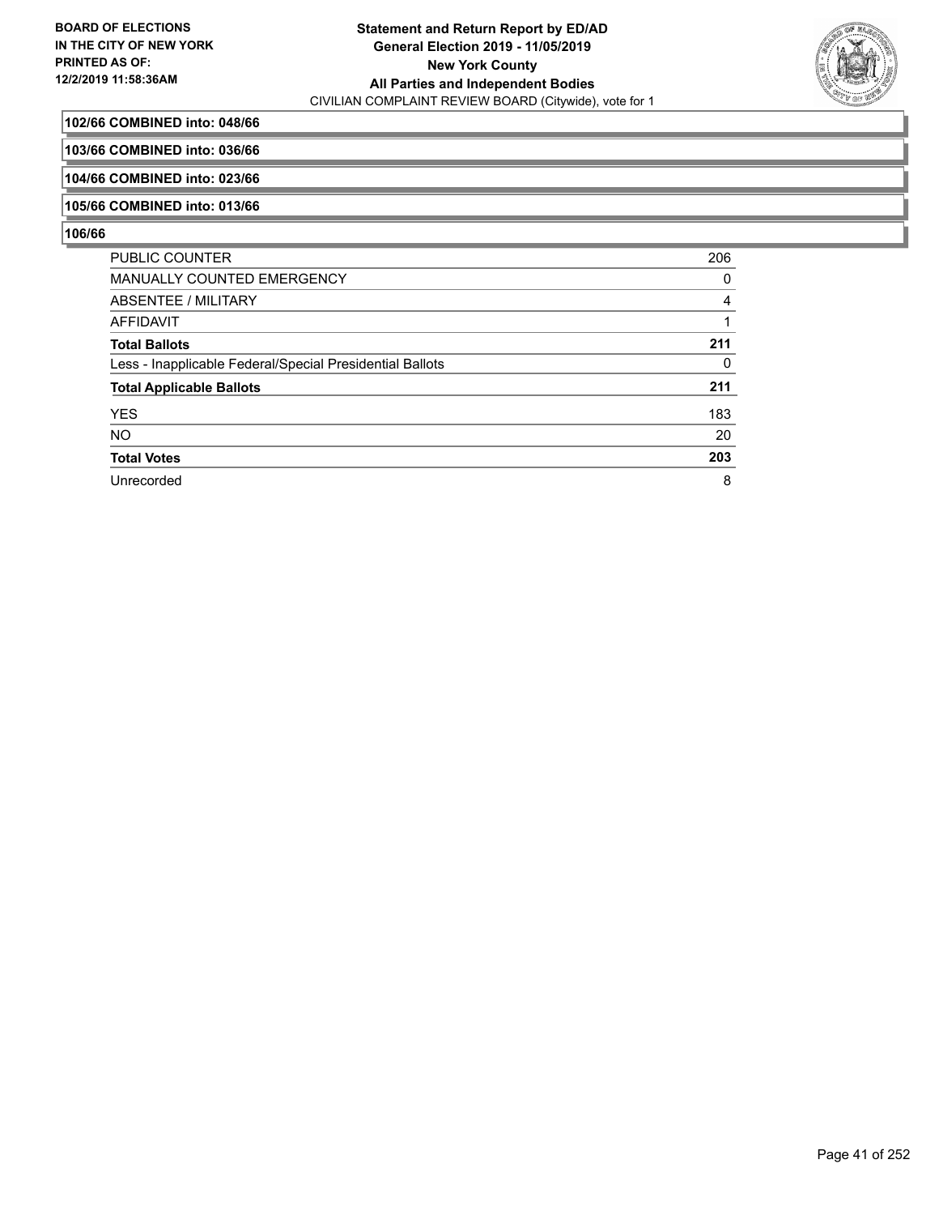**102/66 COMBINED into: 048/66**

**103/66 COMBINED into: 036/66**

**104/66 COMBINED into: 023/66**

**105/66 COMBINED into: 013/66**

**106/66**

| | |
|---|---|
| PUBLIC COUNTER | 206 |
| MANUALLY COUNTED EMERGENCY | 0 |
| ABSENTEE / MILITARY | 4 |
| AFFIDAVIT | 1 |
| **Total Ballots** | **211** |
| Less - Inapplicable Federal/Special Presidential Ballots | 0 |
| **Total Applicable Ballots** | **211** |
| YES | 183 |
| NO | 20 |
| **Total Votes** | **203** |
| Unrecorded | 8 |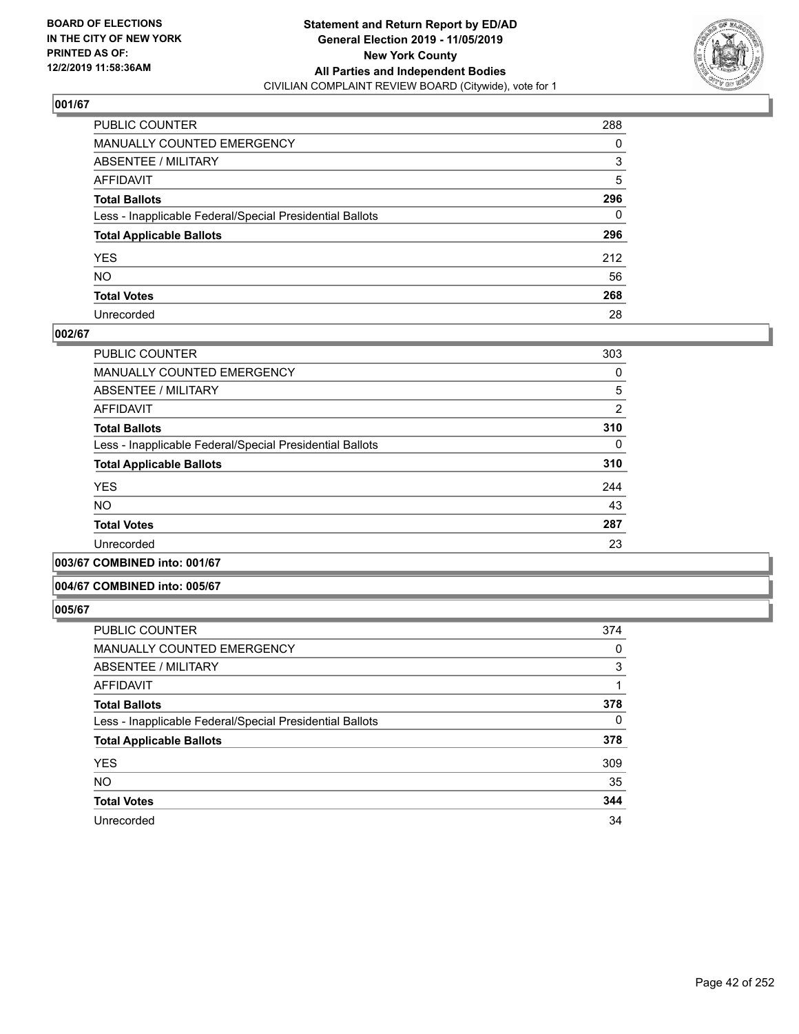**BOARD OF ELECTIONS IN THE CITY OF NEW YORK PRINTED AS OF: 12/2/2019 11:58:36AM**

**Statement and Return Report by ED/AD**
**General Election 2019 - 11/05/2019**
**New York County**
**All Parties and Independent Bodies**
CIVILIAN COMPLAINT REVIEW BOARD (Citywide), vote for 1

## 001/67

| | |
|---|---|
| PUBLIC COUNTER | 288 |
| MANUALLY COUNTED EMERGENCY | 0 |
| ABSENTEE / MILITARY | 3 |
| AFFIDAVIT | 5 |
| **Total Ballots** | **296** |
| Less - Inapplicable Federal/Special Presidential Ballots | 0 |
| **Total Applicable Ballots** | **296** |
| YES | 212 |
| NO | 56 |
| **Total Votes** | **268** |
| Unrecorded | 28 |

## 002/67

| | |
|---|---|
| PUBLIC COUNTER | 303 |
| MANUALLY COUNTED EMERGENCY | 0 |
| ABSENTEE / MILITARY | 5 |
| AFFIDAVIT | 2 |
| **Total Ballots** | **310** |
| Less - Inapplicable Federal/Special Presidential Ballots | 0 |
| **Total Applicable Ballots** | **310** |
| YES | 244 |
| NO | 43 |
| **Total Votes** | **287** |
| Unrecorded | 23 |

## 003/67 COMBINED into: 001/67

## 004/67 COMBINED into: 005/67

## 005/67

| | |
|---|---|
| PUBLIC COUNTER | 374 |
| MANUALLY COUNTED EMERGENCY | 0 |
| ABSENTEE / MILITARY | 3 |
| AFFIDAVIT | 1 |
| **Total Ballots** | **378** |
| Less - Inapplicable Federal/Special Presidential Ballots | 0 |
| **Total Applicable Ballots** | **378** |
| YES | 309 |
| NO | 35 |
| **Total Votes** | **344** |
| Unrecorded | 34 |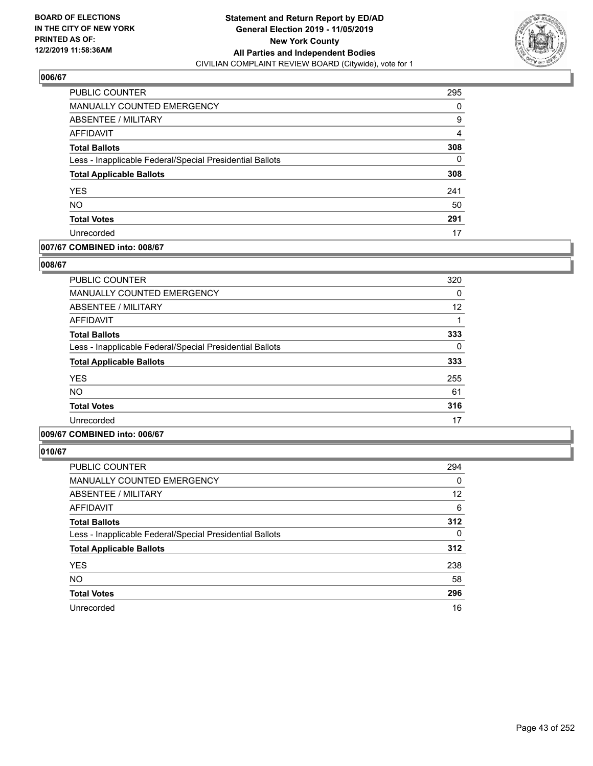**BOARD OF ELECTIONS IN THE CITY OF NEW YORK PRINTED AS OF: 12/2/2019 11:58:36AM**

**Statement and Return Report by ED/AD General Election 2019 - 11/05/2019 New York County All Parties and Independent Bodies**
CIVILIAN COMPLAINT REVIEW BOARD (Citywide), vote for 1

### 006/67

| | |
|---|---|
| PUBLIC COUNTER | 295 |
| MANUALLY COUNTED EMERGENCY | 0 |
| ABSENTEE / MILITARY | 9 |
| AFFIDAVIT | 4 |
| **Total Ballots** | **308** |
| Less - Inapplicable Federal/Special Presidential Ballots | 0 |
| **Total Applicable Ballots** | **308** |
| YES | 241 |
| NO | 50 |
| **Total Votes** | **291** |
| Unrecorded | 17 |

### 007/67 COMBINED into: 008/67

### 008/67

| | |
|---|---|
| PUBLIC COUNTER | 320 |
| MANUALLY COUNTED EMERGENCY | 0 |
| ABSENTEE / MILITARY | 12 |
| AFFIDAVIT | 1 |
| **Total Ballots** | **333** |
| Less - Inapplicable Federal/Special Presidential Ballots | 0 |
| **Total Applicable Ballots** | **333** |
| YES | 255 |
| NO | 61 |
| **Total Votes** | **316** |
| Unrecorded | 17 |

### 009/67 COMBINED into: 006/67

### 010/67

| | |
|---|---|
| PUBLIC COUNTER | 294 |
| MANUALLY COUNTED EMERGENCY | 0 |
| ABSENTEE / MILITARY | 12 |
| AFFIDAVIT | 6 |
| **Total Ballots** | **312** |
| Less - Inapplicable Federal/Special Presidential Ballots | 0 |
| **Total Applicable Ballots** | **312** |
| YES | 238 |
| NO | 58 |
| **Total Votes** | **296** |
| Unrecorded | 16 |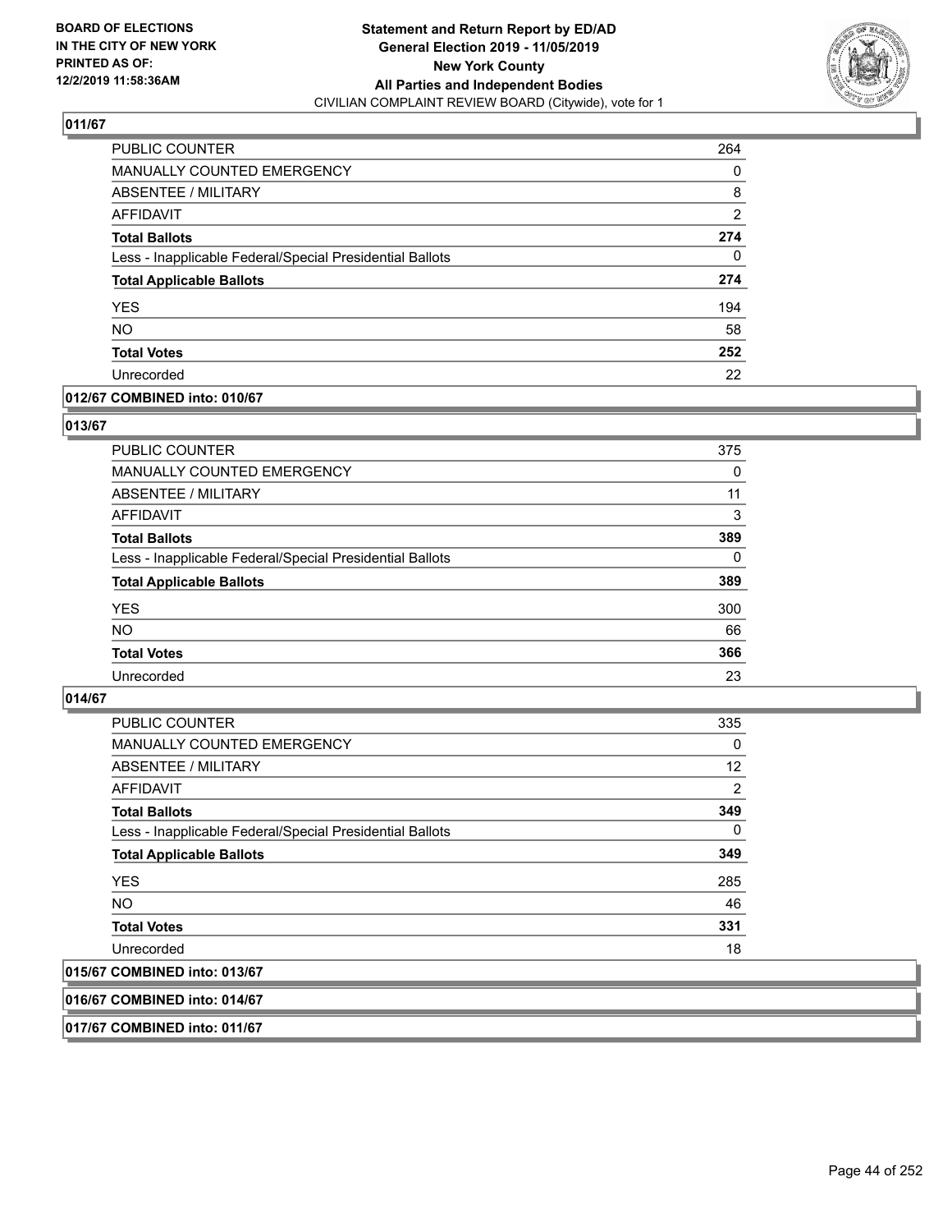## 011/67

| | |
|---|---|
| PUBLIC COUNTER | 264 |
| MANUALLY COUNTED EMERGENCY | 0 |
| ABSENTEE / MILITARY | 8 |
| AFFIDAVIT | 2 |
| **Total Ballots** | **274** |
| Less - Inapplicable Federal/Special Presidential Ballots | 0 |
| **Total Applicable Ballots** | **274** |
| YES | 194 |
| NO | 58 |
| **Total Votes** | **252** |
| Unrecorded | 22 |

## 012/67 COMBINED into: 010/67

## 013/67

| | |
|---|---|
| PUBLIC COUNTER | 375 |
| MANUALLY COUNTED EMERGENCY | 0 |
| ABSENTEE / MILITARY | 11 |
| AFFIDAVIT | 3 |
| **Total Ballots** | **389** |
| Less - Inapplicable Federal/Special Presidential Ballots | 0 |
| **Total Applicable Ballots** | **389** |
| YES | 300 |
| NO | 66 |
| **Total Votes** | **366** |
| Unrecorded | 23 |

## 014/67

| | |
|---|---|
| PUBLIC COUNTER | 335 |
| MANUALLY COUNTED EMERGENCY | 0 |
| ABSENTEE / MILITARY | 12 |
| AFFIDAVIT | 2 |
| **Total Ballots** | **349** |
| Less - Inapplicable Federal/Special Presidential Ballots | 0 |
| **Total Applicable Ballots** | **349** |
| YES | 285 |
| NO | 46 |
| **Total Votes** | **331** |
| Unrecorded | 18 |

## 015/67 COMBINED into: 013/67

## 016/67 COMBINED into: 014/67

## 017/67 COMBINED into: 011/67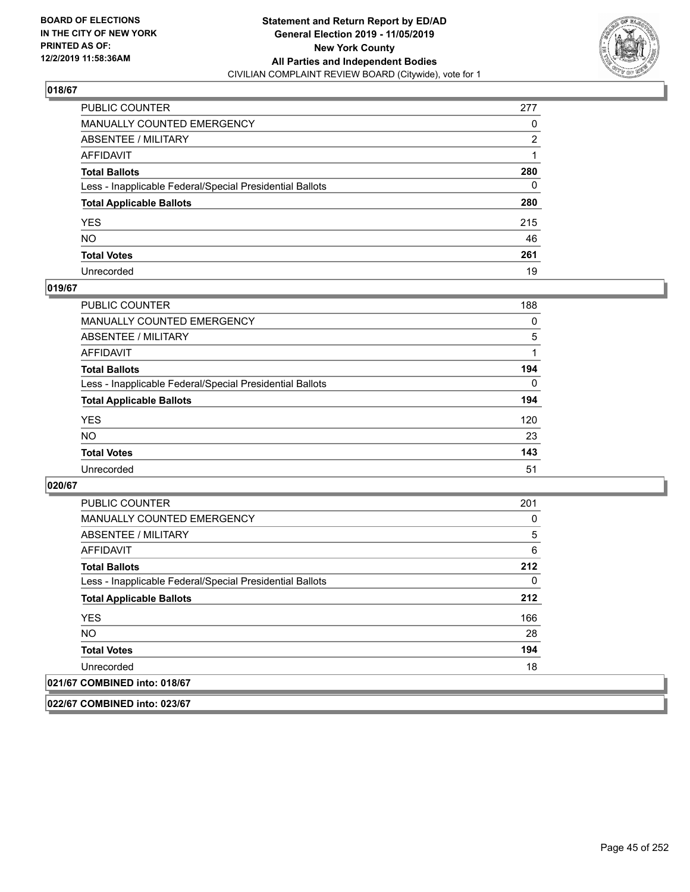**BOARD OF ELECTIONS IN THE CITY OF NEW YORK PRINTED AS OF: 12/2/2019 11:58:36AM**

**Statement and Return Report by ED/AD General Election 2019 - 11/05/2019 New York County All Parties and Independent Bodies**

CIVILIAN COMPLAINT REVIEW BOARD (Citywide), vote for 1

### 018/67

| | |
|---|---|
| PUBLIC COUNTER | 277 |
| MANUALLY COUNTED EMERGENCY | 0 |
| ABSENTEE / MILITARY | 2 |
| AFFIDAVIT | 1 |
| **Total Ballots** | **280** |
| Less - Inapplicable Federal/Special Presidential Ballots | 0 |
| **Total Applicable Ballots** | **280** |
| YES | 215 |
| NO | 46 |
| **Total Votes** | **261** |
| Unrecorded | 19 |

### 019/67

| | |
|---|---|
| PUBLIC COUNTER | 188 |
| MANUALLY COUNTED EMERGENCY | 0 |
| ABSENTEE / MILITARY | 5 |
| AFFIDAVIT | 1 |
| **Total Ballots** | **194** |
| Less - Inapplicable Federal/Special Presidential Ballots | 0 |
| **Total Applicable Ballots** | **194** |
| YES | 120 |
| NO | 23 |
| **Total Votes** | **143** |
| Unrecorded | 51 |

### 020/67

| | |
|---|---|
| PUBLIC COUNTER | 201 |
| MANUALLY COUNTED EMERGENCY | 0 |
| ABSENTEE / MILITARY | 5 |
| AFFIDAVIT | 6 |
| **Total Ballots** | **212** |
| Less - Inapplicable Federal/Special Presidential Ballots | 0 |
| **Total Applicable Ballots** | **212** |
| YES | 166 |
| NO | 28 |
| **Total Votes** | **194** |
| Unrecorded | 18 |

### 021/67 COMBINED into: 018/67

### 022/67 COMBINED into: 023/67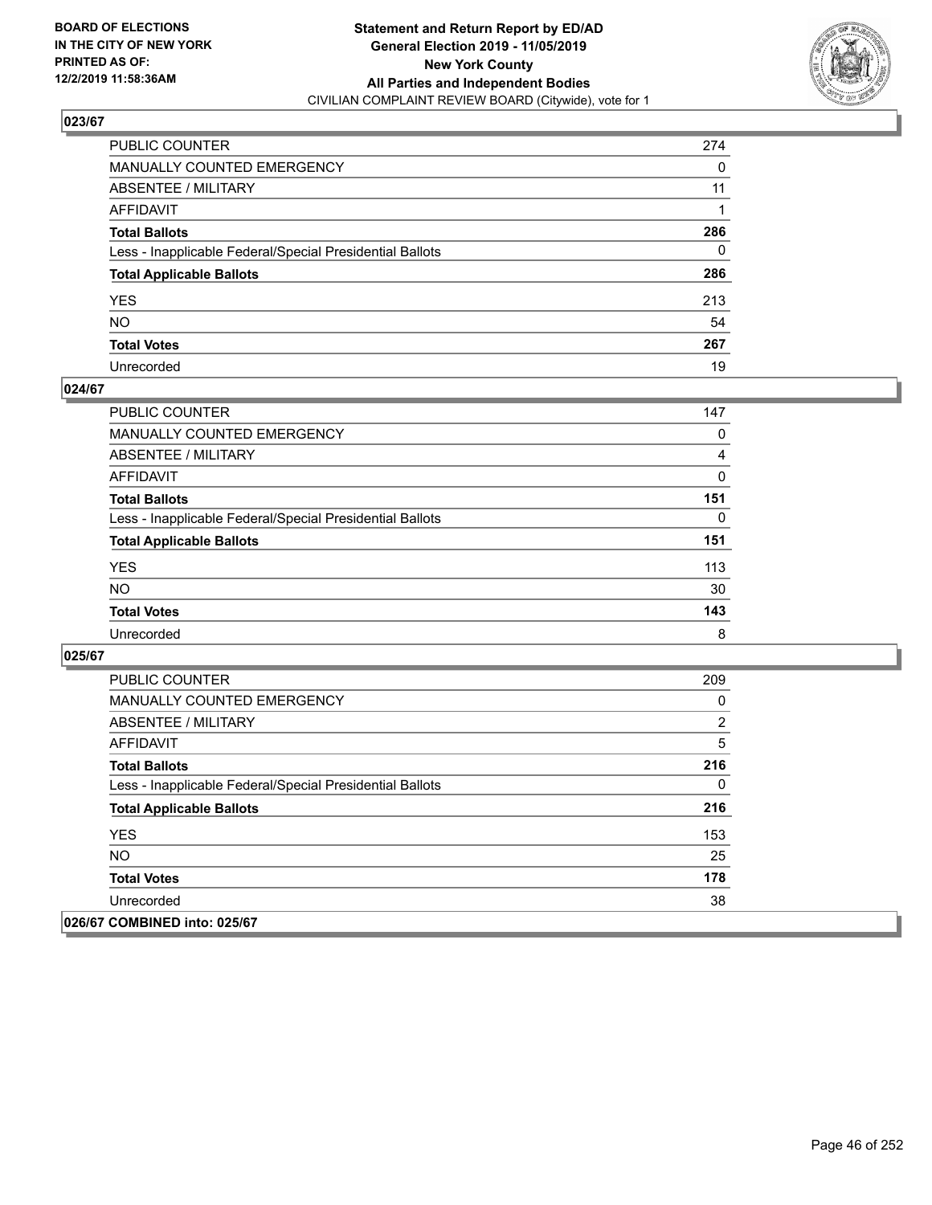**BOARD OF ELECTIONS IN THE CITY OF NEW YORK PRINTED AS OF: 12/2/2019 11:58:36AM**

**Statement and Return Report by ED/AD General Election 2019 - 11/05/2019 New York County All Parties and Independent Bodies**

CIVILIAN COMPLAINT REVIEW BOARD (Citywide), vote for 1

### 023/67

| | |
|---|---|
| PUBLIC COUNTER | 274 |
| MANUALLY COUNTED EMERGENCY | 0 |
| ABSENTEE / MILITARY | 11 |
| AFFIDAVIT | 1 |
| **Total Ballots** | **286** |
| Less - Inapplicable Federal/Special Presidential Ballots | 0 |
| **Total Applicable Ballots** | **286** |
| YES | 213 |
| NO | 54 |
| **Total Votes** | **267** |
| Unrecorded | 19 |

### 024/67

| | |
|---|---|
| PUBLIC COUNTER | 147 |
| MANUALLY COUNTED EMERGENCY | 0 |
| ABSENTEE / MILITARY | 4 |
| AFFIDAVIT | 0 |
| **Total Ballots** | **151** |
| Less - Inapplicable Federal/Special Presidential Ballots | 0 |
| **Total Applicable Ballots** | **151** |
| YES | 113 |
| NO | 30 |
| **Total Votes** | **143** |
| Unrecorded | 8 |

### 025/67

| | |
|---|---|
| PUBLIC COUNTER | 209 |
| MANUALLY COUNTED EMERGENCY | 0 |
| ABSENTEE / MILITARY | 2 |
| AFFIDAVIT | 5 |
| **Total Ballots** | **216** |
| Less - Inapplicable Federal/Special Presidential Ballots | 0 |
| **Total Applicable Ballots** | **216** |
| YES | 153 |
| NO | 25 |
| **Total Votes** | **178** |
| Unrecorded | 38 |

### 026/67 COMBINED into: 025/67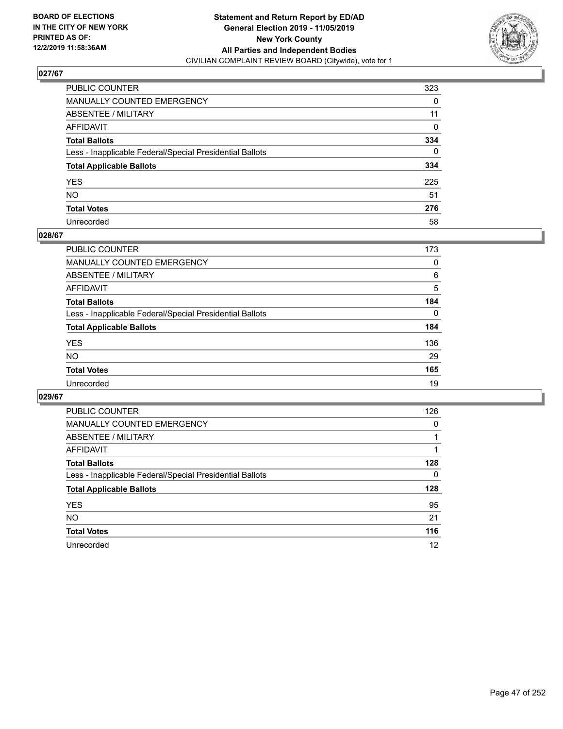BOARD OF ELECTIONS
IN THE CITY OF NEW YORK
PRINTED AS OF:
12/2/2019 11:58:36AM

**Statement and Return Report by ED/AD**
**General Election 2019 - 11/05/2019**
**New York County**
**All Parties and Independent Bodies**
CIVILIAN COMPLAINT REVIEW BOARD (Citywide), vote for 1

## 027/67

| | |
|---|---|
| PUBLIC COUNTER | 323 |
| MANUALLY COUNTED EMERGENCY | 0 |
| ABSENTEE / MILITARY | 11 |
| AFFIDAVIT | 0 |
| **Total Ballots** | **334** |
| Less - Inapplicable Federal/Special Presidential Ballots | 0 |
| **Total Applicable Ballots** | **334** |
| YES | 225 |
| NO | 51 |
| **Total Votes** | **276** |
| Unrecorded | 58 |

## 028/67

| | |
|---|---|
| PUBLIC COUNTER | 173 |
| MANUALLY COUNTED EMERGENCY | 0 |
| ABSENTEE / MILITARY | 6 |
| AFFIDAVIT | 5 |
| **Total Ballots** | **184** |
| Less - Inapplicable Federal/Special Presidential Ballots | 0 |
| **Total Applicable Ballots** | **184** |
| YES | 136 |
| NO | 29 |
| **Total Votes** | **165** |
| Unrecorded | 19 |

## 029/67

| | |
|---|---|
| PUBLIC COUNTER | 126 |
| MANUALLY COUNTED EMERGENCY | 0 |
| ABSENTEE / MILITARY | 1 |
| AFFIDAVIT | 1 |
| **Total Ballots** | **128** |
| Less - Inapplicable Federal/Special Presidential Ballots | 0 |
| **Total Applicable Ballots** | **128** |
| YES | 95 |
| NO | 21 |
| **Total Votes** | **116** |
| Unrecorded | 12 |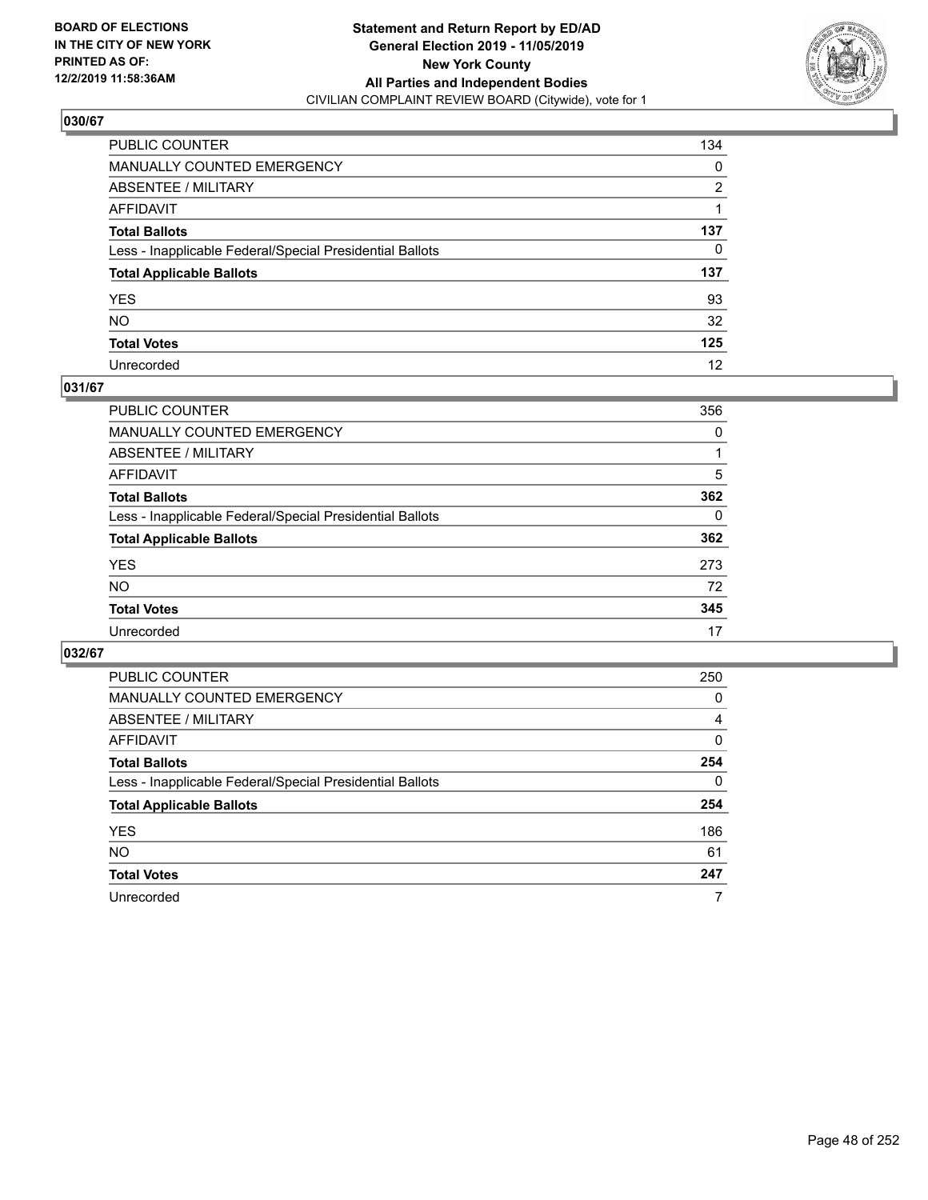**BOARD OF ELECTIONS IN THE CITY OF NEW YORK PRINTED AS OF: 12/2/2019 11:58:36AM**

**Statement and Return Report by ED/AD**
**General Election 2019 - 11/05/2019**
**New York County**
**All Parties and Independent Bodies**
CIVILIAN COMPLAINT REVIEW BOARD (Citywide), vote for 1

## 030/67

| | |
|---|---|
| PUBLIC COUNTER | 134 |
| MANUALLY COUNTED EMERGENCY | 0 |
| ABSENTEE / MILITARY | 2 |
| AFFIDAVIT | 1 |
| **Total Ballots** | **137** |
| Less - Inapplicable Federal/Special Presidential Ballots | 0 |
| **Total Applicable Ballots** | **137** |
| YES | 93 |
| NO | 32 |
| **Total Votes** | **125** |
| Unrecorded | 12 |

## 031/67

| | |
|---|---|
| PUBLIC COUNTER | 356 |
| MANUALLY COUNTED EMERGENCY | 0 |
| ABSENTEE / MILITARY | 1 |
| AFFIDAVIT | 5 |
| **Total Ballots** | **362** |
| Less - Inapplicable Federal/Special Presidential Ballots | 0 |
| **Total Applicable Ballots** | **362** |
| YES | 273 |
| NO | 72 |
| **Total Votes** | **345** |
| Unrecorded | 17 |

## 032/67

| | |
|---|---|
| PUBLIC COUNTER | 250 |
| MANUALLY COUNTED EMERGENCY | 0 |
| ABSENTEE / MILITARY | 4 |
| AFFIDAVIT | 0 |
| **Total Ballots** | **254** |
| Less - Inapplicable Federal/Special Presidential Ballots | 0 |
| **Total Applicable Ballots** | **254** |
| YES | 186 |
| NO | 61 |
| **Total Votes** | **247** |
| Unrecorded | 7 |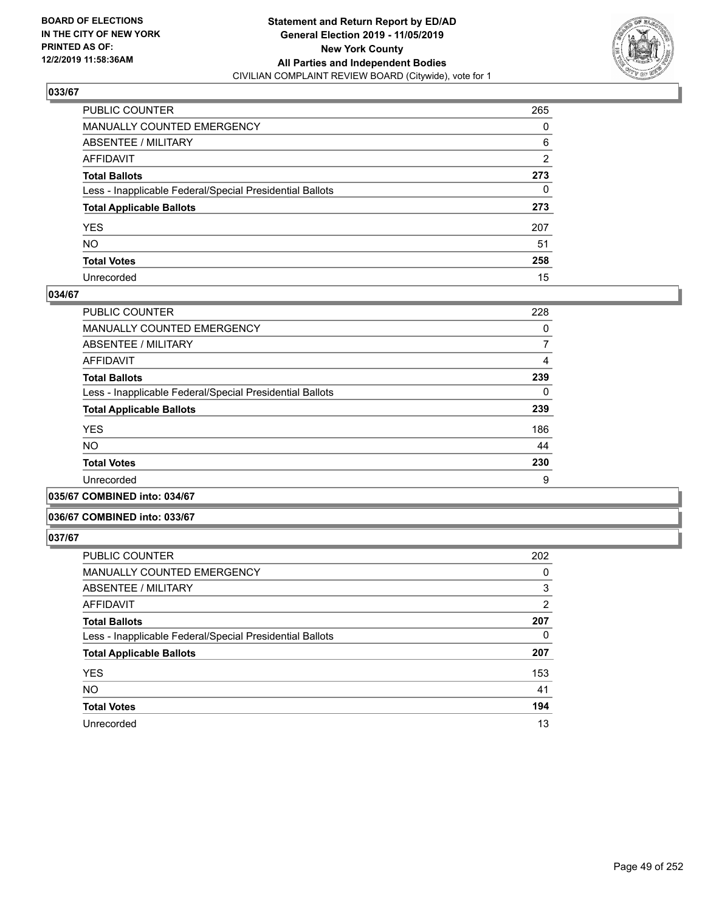## 033/67

| | |
|---|---|
| PUBLIC COUNTER | 265 |
| MANUALLY COUNTED EMERGENCY | 0 |
| ABSENTEE / MILITARY | 6 |
| AFFIDAVIT | 2 |
| **Total Ballots** | **273** |
| Less - Inapplicable Federal/Special Presidential Ballots | 0 |
| **Total Applicable Ballots** | **273** |
| YES | 207 |
| NO | 51 |
| **Total Votes** | **258** |
| Unrecorded | 15 |

## 034/67

| | |
|---|---|
| PUBLIC COUNTER | 228 |
| MANUALLY COUNTED EMERGENCY | 0 |
| ABSENTEE / MILITARY | 7 |
| AFFIDAVIT | 4 |
| **Total Ballots** | **239** |
| Less - Inapplicable Federal/Special Presidential Ballots | 0 |
| **Total Applicable Ballots** | **239** |
| YES | 186 |
| NO | 44 |
| **Total Votes** | **230** |
| Unrecorded | 9 |

## 035/67 COMBINED into: 034/67

## 036/67 COMBINED into: 033/67

## 037/67

| | |
|---|---|
| PUBLIC COUNTER | 202 |
| MANUALLY COUNTED EMERGENCY | 0 |
| ABSENTEE / MILITARY | 3 |
| AFFIDAVIT | 2 |
| **Total Ballots** | **207** |
| Less - Inapplicable Federal/Special Presidential Ballots | 0 |
| **Total Applicable Ballots** | **207** |
| YES | 153 |
| NO | 41 |
| **Total Votes** | **194** |
| Unrecorded | 13 |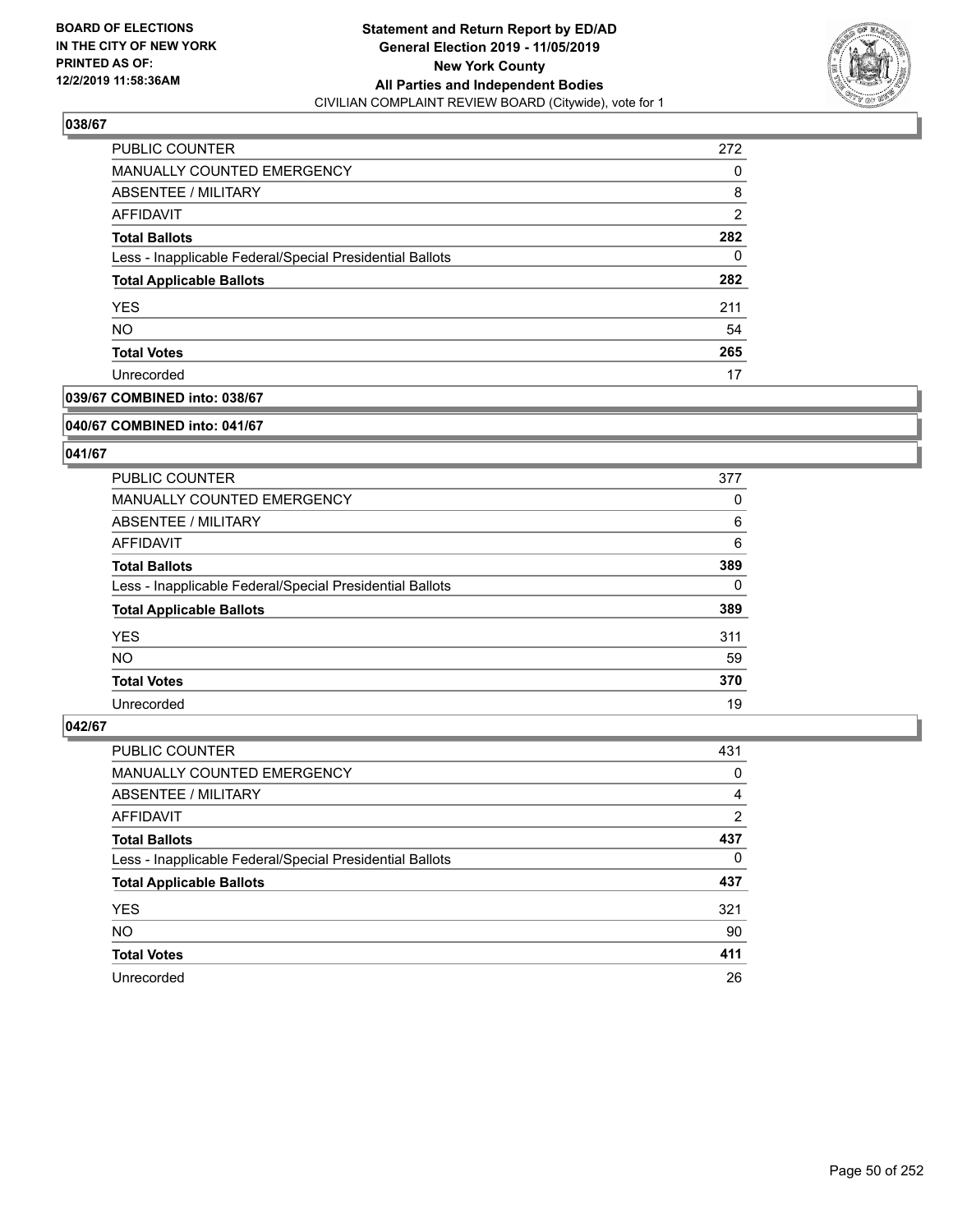**BOARD OF ELECTIONS IN THE CITY OF NEW YORK PRINTED AS OF: 12/2/2019 11:58:36AM**

**Statement and Return Report by ED/AD General Election 2019 - 11/05/2019 New York County All Parties and Independent Bodies**
CIVILIAN COMPLAINT REVIEW BOARD (Citywide), vote for 1

### 038/67

| | |
|---|---|
| PUBLIC COUNTER | 272 |
| MANUALLY COUNTED EMERGENCY | 0 |
| ABSENTEE / MILITARY | 8 |
| AFFIDAVIT | 2 |
| **Total Ballots** | **282** |
| Less - Inapplicable Federal/Special Presidential Ballots | 0 |
| **Total Applicable Ballots** | **282** |
| YES | 211 |
| NO | 54 |
| **Total Votes** | **265** |
| Unrecorded | 17 |

### 039/67 COMBINED into: 038/67

### 040/67 COMBINED into: 041/67

### 041/67

| | |
|---|---|
| PUBLIC COUNTER | 377 |
| MANUALLY COUNTED EMERGENCY | 0 |
| ABSENTEE / MILITARY | 6 |
| AFFIDAVIT | 6 |
| **Total Ballots** | **389** |
| Less - Inapplicable Federal/Special Presidential Ballots | 0 |
| **Total Applicable Ballots** | **389** |
| YES | 311 |
| NO | 59 |
| **Total Votes** | **370** |
| Unrecorded | 19 |

### 042/67

| | |
|---|---|
| PUBLIC COUNTER | 431 |
| MANUALLY COUNTED EMERGENCY | 0 |
| ABSENTEE / MILITARY | 4 |
| AFFIDAVIT | 2 |
| **Total Ballots** | **437** |
| Less - Inapplicable Federal/Special Presidential Ballots | 0 |
| **Total Applicable Ballots** | **437** |
| YES | 321 |
| NO | 90 |
| **Total Votes** | **411** |
| Unrecorded | 26 |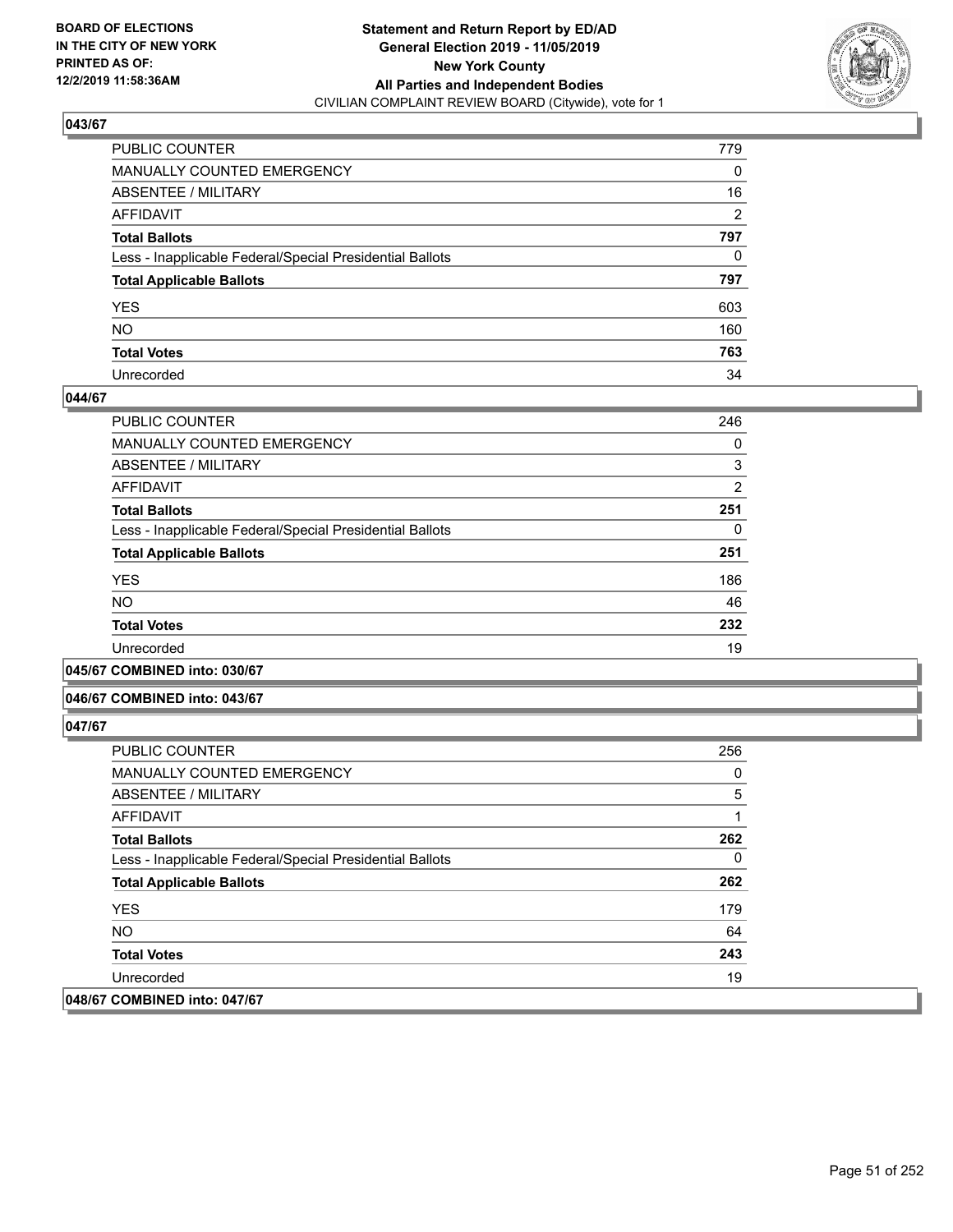**Statement and Return Report by ED/AD**
**General Election 2019 - 11/05/2019**
**New York County**
**All Parties and Independent Bodies**
CIVILIAN COMPLAINT REVIEW BOARD (Citywide), vote for 1

BOARD OF ELECTIONS IN THE CITY OF NEW YORK PRINTED AS OF: 12/2/2019 11:58:36AM

### 043/67

| | |
|---|---|
| PUBLIC COUNTER | 779 |
| MANUALLY COUNTED EMERGENCY | 0 |
| ABSENTEE / MILITARY | 16 |
| AFFIDAVIT | 2 |
| **Total Ballots** | **797** |
| Less - Inapplicable Federal/Special Presidential Ballots | 0 |
| **Total Applicable Ballots** | **797** |
| YES | 603 |
| NO | 160 |
| **Total Votes** | **763** |
| Unrecorded | 34 |

### 044/67

| | |
|---|---|
| PUBLIC COUNTER | 246 |
| MANUALLY COUNTED EMERGENCY | 0 |
| ABSENTEE / MILITARY | 3 |
| AFFIDAVIT | 2 |
| **Total Ballots** | **251** |
| Less - Inapplicable Federal/Special Presidential Ballots | 0 |
| **Total Applicable Ballots** | **251** |
| YES | 186 |
| NO | 46 |
| **Total Votes** | **232** |
| Unrecorded | 19 |

### 045/67 COMBINED into: 030/67

### 046/67 COMBINED into: 043/67

### 047/67

| | |
|---|---|
| PUBLIC COUNTER | 256 |
| MANUALLY COUNTED EMERGENCY | 0 |
| ABSENTEE / MILITARY | 5 |
| AFFIDAVIT | 1 |
| **Total Ballots** | **262** |
| Less - Inapplicable Federal/Special Presidential Ballots | 0 |
| **Total Applicable Ballots** | **262** |
| YES | 179 |
| NO | 64 |
| **Total Votes** | **243** |
| Unrecorded | 19 |

### 048/67 COMBINED into: 047/67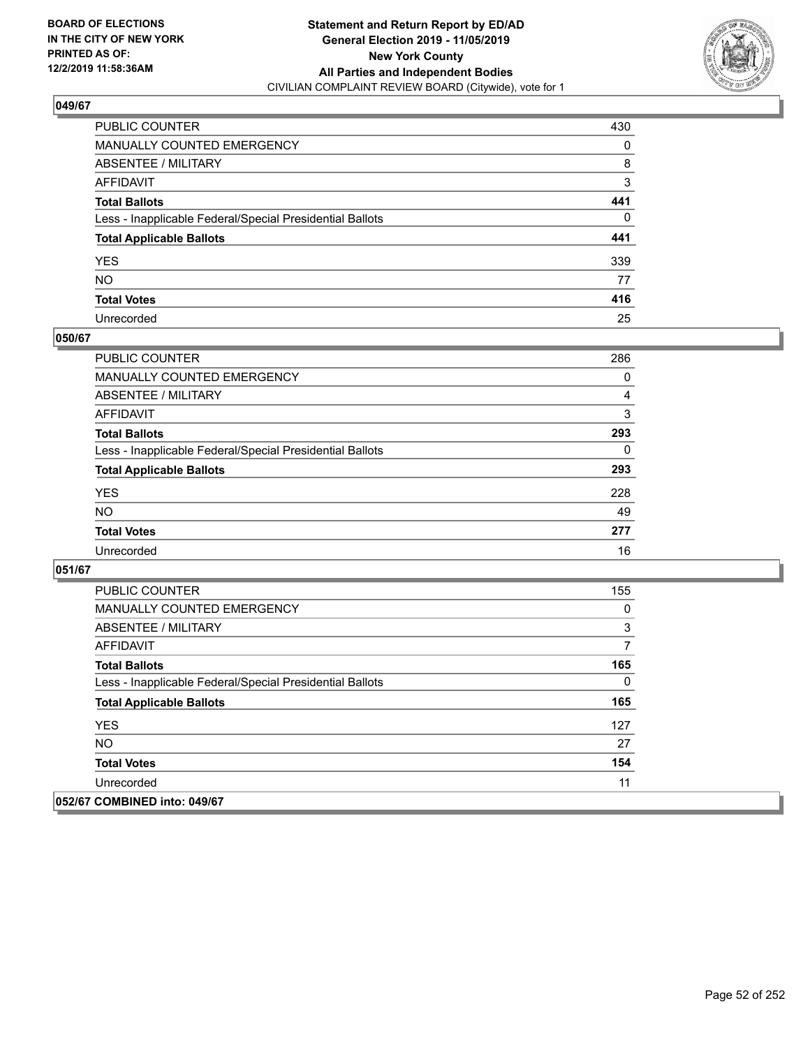## 049/67

| | |
|---|---|
| PUBLIC COUNTER | 430 |
| MANUALLY COUNTED EMERGENCY | 0 |
| ABSENTEE / MILITARY | 8 |
| AFFIDAVIT | 3 |
| **Total Ballots** | **441** |
| Less - Inapplicable Federal/Special Presidential Ballots | 0 |
| **Total Applicable Ballots** | **441** |
| YES | 339 |
| NO | 77 |
| **Total Votes** | **416** |
| Unrecorded | 25 |

## 050/67

| | |
|---|---|
| PUBLIC COUNTER | 286 |
| MANUALLY COUNTED EMERGENCY | 0 |
| ABSENTEE / MILITARY | 4 |
| AFFIDAVIT | 3 |
| **Total Ballots** | **293** |
| Less - Inapplicable Federal/Special Presidential Ballots | 0 |
| **Total Applicable Ballots** | **293** |
| YES | 228 |
| NO | 49 |
| **Total Votes** | **277** |
| Unrecorded | 16 |

## 051/67

| | |
|---|---|
| PUBLIC COUNTER | 155 |
| MANUALLY COUNTED EMERGENCY | 0 |
| ABSENTEE / MILITARY | 3 |
| AFFIDAVIT | 7 |
| **Total Ballots** | **165** |
| Less - Inapplicable Federal/Special Presidential Ballots | 0 |
| **Total Applicable Ballots** | **165** |
| YES | 127 |
| NO | 27 |
| **Total Votes** | **154** |
| Unrecorded | 11 |

## 052/67 COMBINED into: 049/67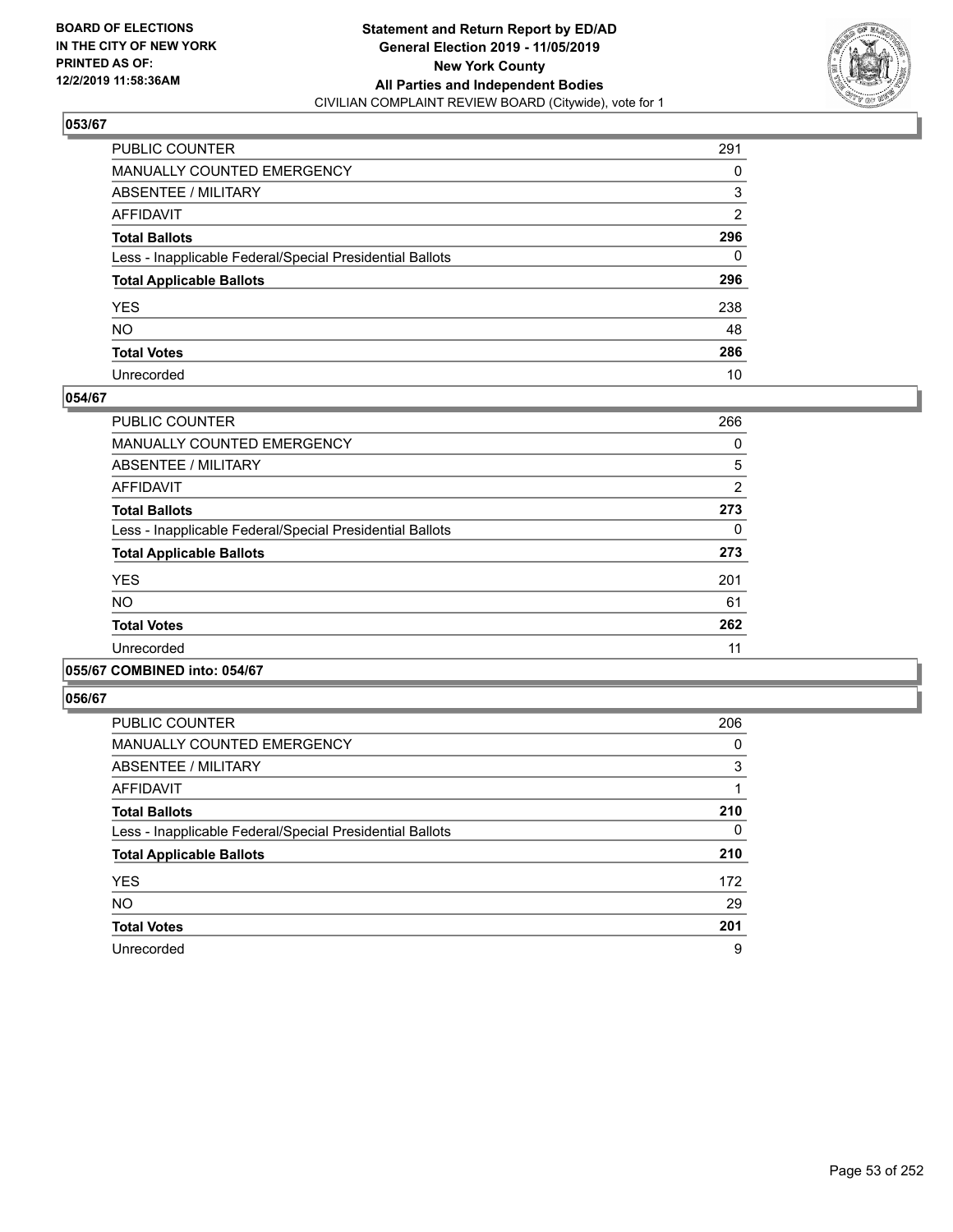**BOARD OF ELECTIONS IN THE CITY OF NEW YORK PRINTED AS OF: 12/2/2019 11:58:36AM**

**Statement and Return Report by ED/AD General Election 2019 - 11/05/2019 New York County All Parties and Independent Bodies**
CIVILIAN COMPLAINT REVIEW BOARD (Citywide), vote for 1

### 053/67

| | |
|---|---|
| PUBLIC COUNTER | 291 |
| MANUALLY COUNTED EMERGENCY | 0 |
| ABSENTEE / MILITARY | 3 |
| AFFIDAVIT | 2 |
| **Total Ballots** | **296** |
| Less - Inapplicable Federal/Special Presidential Ballots | 0 |
| **Total Applicable Ballots** | **296** |
| YES | 238 |
| NO | 48 |
| **Total Votes** | **286** |
| Unrecorded | 10 |

### 054/67

| | |
|---|---|
| PUBLIC COUNTER | 266 |
| MANUALLY COUNTED EMERGENCY | 0 |
| ABSENTEE / MILITARY | 5 |
| AFFIDAVIT | 2 |
| **Total Ballots** | **273** |
| Less - Inapplicable Federal/Special Presidential Ballots | 0 |
| **Total Applicable Ballots** | **273** |
| YES | 201 |
| NO | 61 |
| **Total Votes** | **262** |
| Unrecorded | 11 |

### 055/67 COMBINED into: 054/67

### 056/67

| | |
|---|---|
| PUBLIC COUNTER | 206 |
| MANUALLY COUNTED EMERGENCY | 0 |
| ABSENTEE / MILITARY | 3 |
| AFFIDAVIT | 1 |
| **Total Ballots** | **210** |
| Less - Inapplicable Federal/Special Presidential Ballots | 0 |
| **Total Applicable Ballots** | **210** |
| YES | 172 |
| NO | 29 |
| **Total Votes** | **201** |
| Unrecorded | 9 |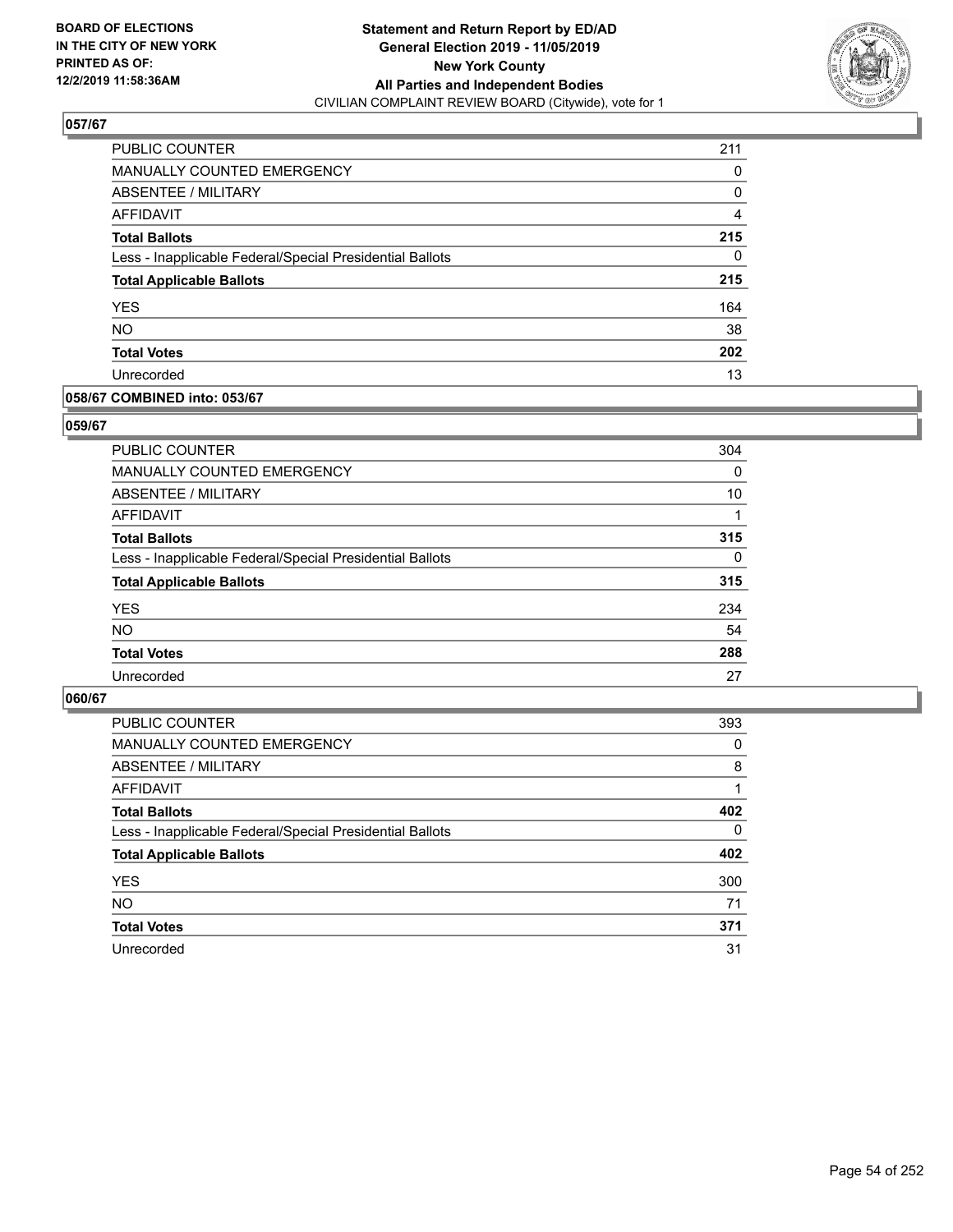**BOARD OF ELECTIONS IN THE CITY OF NEW YORK PRINTED AS OF: 12/2/2019 11:58:36AM**

**Statement and Return Report by ED/AD General Election 2019 - 11/05/2019 New York County All Parties and Independent Bodies**
CIVILIAN COMPLAINT REVIEW BOARD (Citywide), vote for 1

### 057/67

| | |
|---|---|
| PUBLIC COUNTER | 211 |
| MANUALLY COUNTED EMERGENCY | 0 |
| ABSENTEE / MILITARY | 0 |
| AFFIDAVIT | 4 |
| **Total Ballots** | **215** |
| Less - Inapplicable Federal/Special Presidential Ballots | 0 |
| **Total Applicable Ballots** | **215** |
| YES | 164 |
| NO | 38 |
| **Total Votes** | **202** |
| Unrecorded | 13 |

### 058/67 COMBINED into: 053/67

### 059/67

| | |
|---|---|
| PUBLIC COUNTER | 304 |
| MANUALLY COUNTED EMERGENCY | 0 |
| ABSENTEE / MILITARY | 10 |
| AFFIDAVIT | 1 |
| **Total Ballots** | **315** |
| Less - Inapplicable Federal/Special Presidential Ballots | 0 |
| **Total Applicable Ballots** | **315** |
| YES | 234 |
| NO | 54 |
| **Total Votes** | **288** |
| Unrecorded | 27 |

### 060/67

| | |
|---|---|
| PUBLIC COUNTER | 393 |
| MANUALLY COUNTED EMERGENCY | 0 |
| ABSENTEE / MILITARY | 8 |
| AFFIDAVIT | 1 |
| **Total Ballots** | **402** |
| Less - Inapplicable Federal/Special Presidential Ballots | 0 |
| **Total Applicable Ballots** | **402** |
| YES | 300 |
| NO | 71 |
| **Total Votes** | **371** |
| Unrecorded | 31 |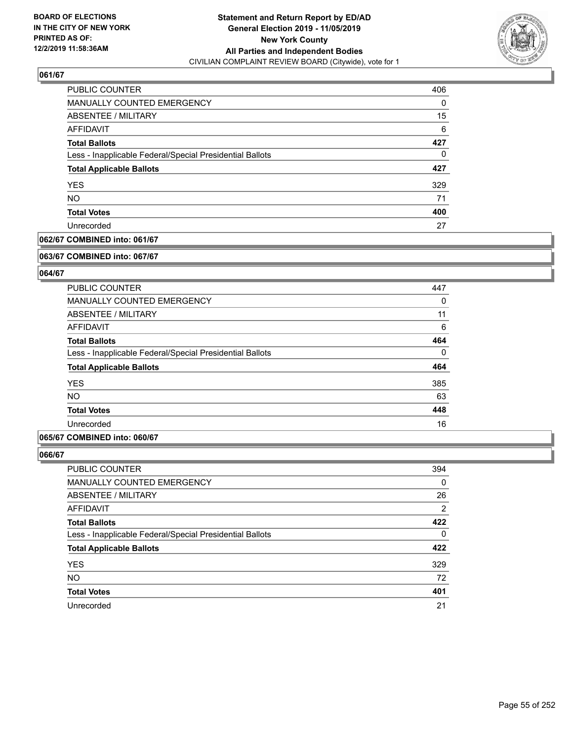**BOARD OF ELECTIONS IN THE CITY OF NEW YORK PRINTED AS OF: 12/2/2019 11:58:36AM**

**Statement and Return Report by ED/AD General Election 2019 - 11/05/2019 New York County All Parties and Independent Bodies**
CIVILIAN COMPLAINT REVIEW BOARD (Citywide), vote for 1

**061/67**

| | |
|---|---|
| PUBLIC COUNTER | 406 |
| MANUALLY COUNTED EMERGENCY | 0 |
| ABSENTEE / MILITARY | 15 |
| AFFIDAVIT | 6 |
| **Total Ballots** | **427** |
| Less - Inapplicable Federal/Special Presidential Ballots | 0 |
| **Total Applicable Ballots** | **427** |
| YES | 329 |
| NO | 71 |
| **Total Votes** | **400** |
| Unrecorded | 27 |

**062/67 COMBINED into: 061/67**

**063/67 COMBINED into: 067/67**

**064/67**

| | |
|---|---|
| PUBLIC COUNTER | 447 |
| MANUALLY COUNTED EMERGENCY | 0 |
| ABSENTEE / MILITARY | 11 |
| AFFIDAVIT | 6 |
| **Total Ballots** | **464** |
| Less - Inapplicable Federal/Special Presidential Ballots | 0 |
| **Total Applicable Ballots** | **464** |
| YES | 385 |
| NO | 63 |
| **Total Votes** | **448** |
| Unrecorded | 16 |

**065/67 COMBINED into: 060/67**

**066/67**

| | |
|---|---|
| PUBLIC COUNTER | 394 |
| MANUALLY COUNTED EMERGENCY | 0 |
| ABSENTEE / MILITARY | 26 |
| AFFIDAVIT | 2 |
| **Total Ballots** | **422** |
| Less - Inapplicable Federal/Special Presidential Ballots | 0 |
| **Total Applicable Ballots** | **422** |
| YES | 329 |
| NO | 72 |
| **Total Votes** | **401** |
| Unrecorded | 21 |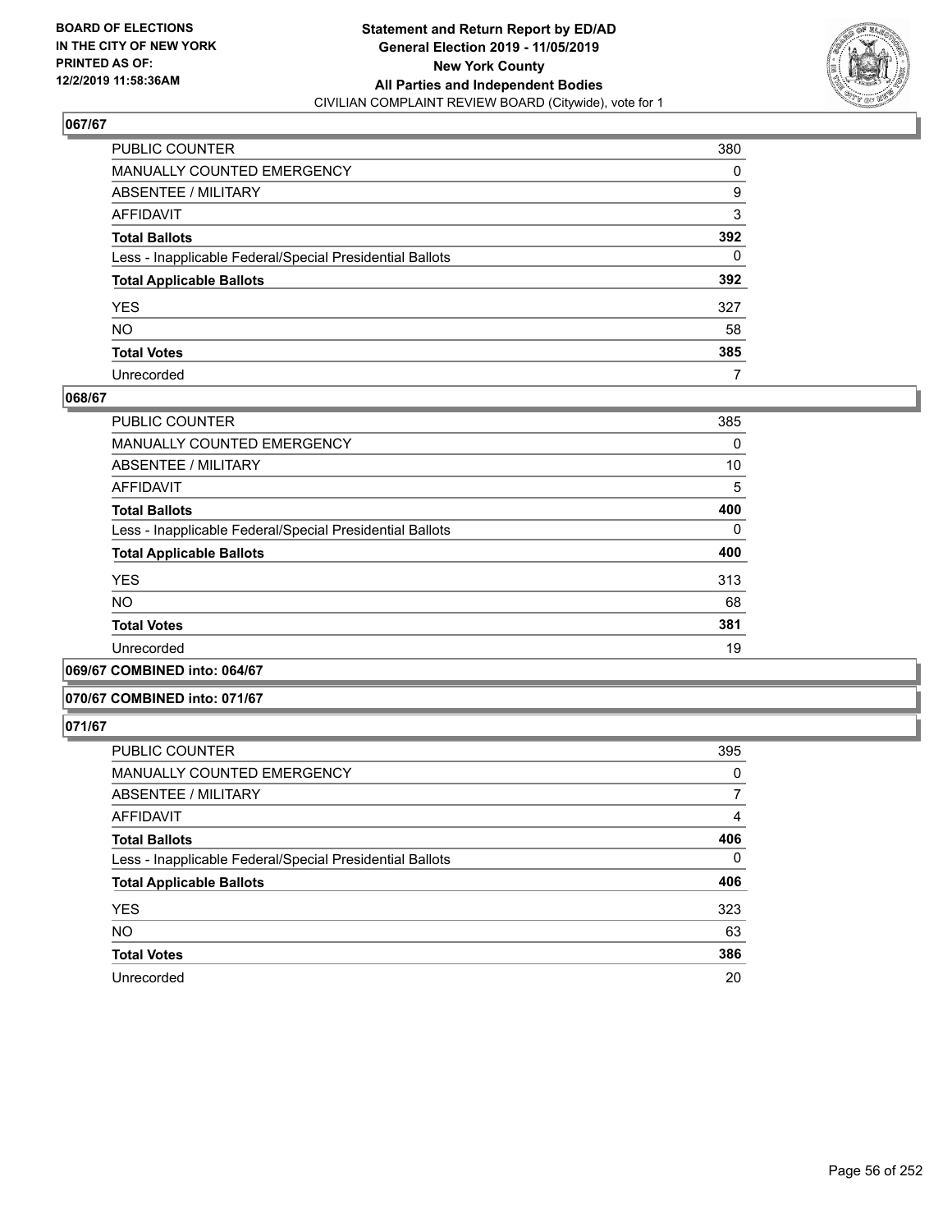**BOARD OF ELECTIONS IN THE CITY OF NEW YORK PRINTED AS OF: 12/2/2019 11:58:36AM**

**Statement and Return Report by ED/AD General Election 2019 - 11/05/2019 New York County All Parties and Independent Bodies**
CIVILIAN COMPLAINT REVIEW BOARD (Citywide), vote for 1

## 067/67

| | |
|---|---|
| PUBLIC COUNTER | 380 |
| MANUALLY COUNTED EMERGENCY | 0 |
| ABSENTEE / MILITARY | 9 |
| AFFIDAVIT | 3 |
| **Total Ballots** | **392** |
| Less - Inapplicable Federal/Special Presidential Ballots | 0 |
| **Total Applicable Ballots** | **392** |
| YES | 327 |
| NO | 58 |
| **Total Votes** | **385** |
| Unrecorded | 7 |

## 068/67

| | |
|---|---|
| PUBLIC COUNTER | 385 |
| MANUALLY COUNTED EMERGENCY | 0 |
| ABSENTEE / MILITARY | 10 |
| AFFIDAVIT | 5 |
| **Total Ballots** | **400** |
| Less - Inapplicable Federal/Special Presidential Ballots | 0 |
| **Total Applicable Ballots** | **400** |
| YES | 313 |
| NO | 68 |
| **Total Votes** | **381** |
| Unrecorded | 19 |

## 069/67 COMBINED into: 064/67

## 070/67 COMBINED into: 071/67

## 071/67

| | |
|---|---|
| PUBLIC COUNTER | 395 |
| MANUALLY COUNTED EMERGENCY | 0 |
| ABSENTEE / MILITARY | 7 |
| AFFIDAVIT | 4 |
| **Total Ballots** | **406** |
| Less - Inapplicable Federal/Special Presidential Ballots | 0 |
| **Total Applicable Ballots** | **406** |
| YES | 323 |
| NO | 63 |
| **Total Votes** | **386** |
| Unrecorded | 20 |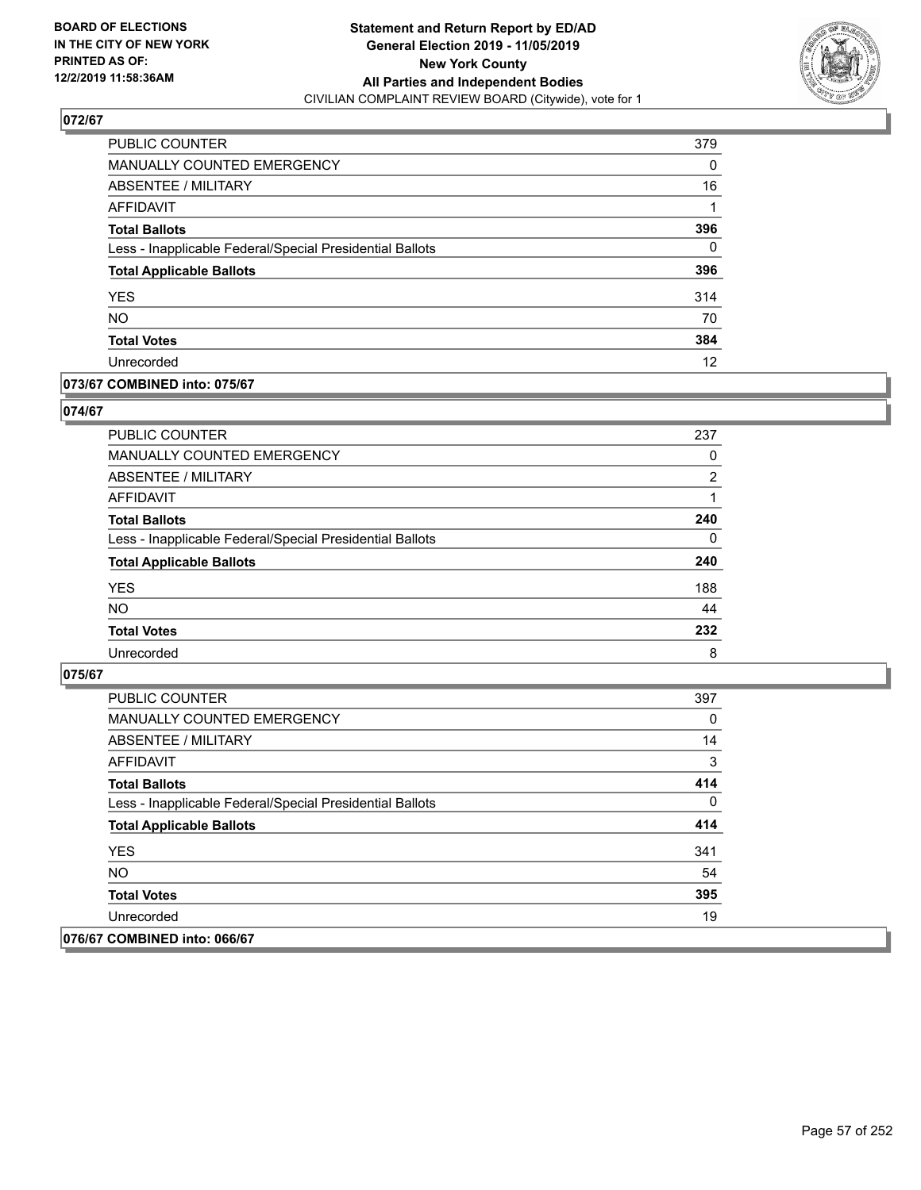**BOARD OF ELECTIONS IN THE CITY OF NEW YORK PRINTED AS OF: 12/2/2019 11:58:36AM**

**Statement and Return Report by ED/AD General Election 2019 - 11/05/2019 New York County All Parties and Independent Bodies**
CIVILIAN COMPLAINT REVIEW BOARD (Citywide), vote for 1

## 072/67

| | |
|---|---|
| PUBLIC COUNTER | 379 |
| MANUALLY COUNTED EMERGENCY | 0 |
| ABSENTEE / MILITARY | 16 |
| AFFIDAVIT | 1 |
| **Total Ballots** | **396** |
| Less - Inapplicable Federal/Special Presidential Ballots | 0 |
| **Total Applicable Ballots** | **396** |
| YES | 314 |
| NO | 70 |
| **Total Votes** | **384** |
| Unrecorded | 12 |

## 073/67 COMBINED into: 075/67

## 074/67

| | |
|---|---|
| PUBLIC COUNTER | 237 |
| MANUALLY COUNTED EMERGENCY | 0 |
| ABSENTEE / MILITARY | 2 |
| AFFIDAVIT | 1 |
| **Total Ballots** | **240** |
| Less - Inapplicable Federal/Special Presidential Ballots | 0 |
| **Total Applicable Ballots** | **240** |
| YES | 188 |
| NO | 44 |
| **Total Votes** | **232** |
| Unrecorded | 8 |

## 075/67

| | |
|---|---|
| PUBLIC COUNTER | 397 |
| MANUALLY COUNTED EMERGENCY | 0 |
| ABSENTEE / MILITARY | 14 |
| AFFIDAVIT | 3 |
| **Total Ballots** | **414** |
| Less - Inapplicable Federal/Special Presidential Ballots | 0 |
| **Total Applicable Ballots** | **414** |
| YES | 341 |
| NO | 54 |
| **Total Votes** | **395** |
| Unrecorded | 19 |

## 076/67 COMBINED into: 066/67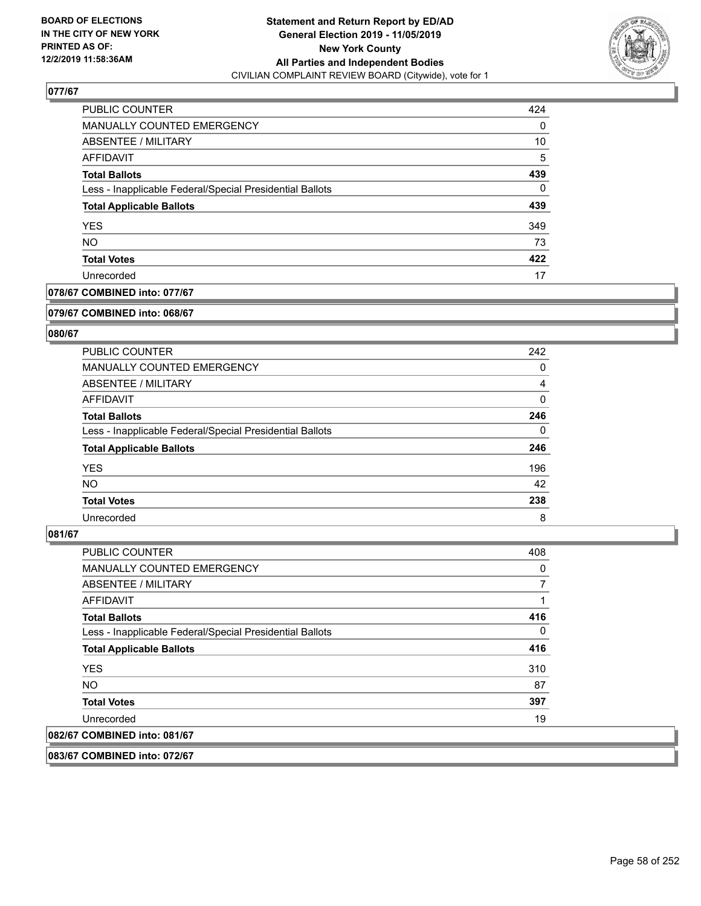## 077/67

| | |
|---|---|
| PUBLIC COUNTER | 424 |
| MANUALLY COUNTED EMERGENCY | 0 |
| ABSENTEE / MILITARY | 10 |
| AFFIDAVIT | 5 |
| **Total Ballots** | **439** |
| Less - Inapplicable Federal/Special Presidential Ballots | 0 |
| **Total Applicable Ballots** | **439** |
| YES | 349 |
| NO | 73 |
| **Total Votes** | **422** |
| Unrecorded | 17 |

## 078/67 COMBINED into: 077/67

## 079/67 COMBINED into: 068/67

## 080/67

| | |
|---|---|
| PUBLIC COUNTER | 242 |
| MANUALLY COUNTED EMERGENCY | 0 |
| ABSENTEE / MILITARY | 4 |
| AFFIDAVIT | 0 |
| **Total Ballots** | **246** |
| Less - Inapplicable Federal/Special Presidential Ballots | 0 |
| **Total Applicable Ballots** | **246** |
| YES | 196 |
| NO | 42 |
| **Total Votes** | **238** |
| Unrecorded | 8 |

## 081/67

| | |
|---|---|
| PUBLIC COUNTER | 408 |
| MANUALLY COUNTED EMERGENCY | 0 |
| ABSENTEE / MILITARY | 7 |
| AFFIDAVIT | 1 |
| **Total Ballots** | **416** |
| Less - Inapplicable Federal/Special Presidential Ballots | 0 |
| **Total Applicable Ballots** | **416** |
| YES | 310 |
| NO | 87 |
| **Total Votes** | **397** |
| Unrecorded | 19 |

## 082/67 COMBINED into: 081/67

## 083/67 COMBINED into: 072/67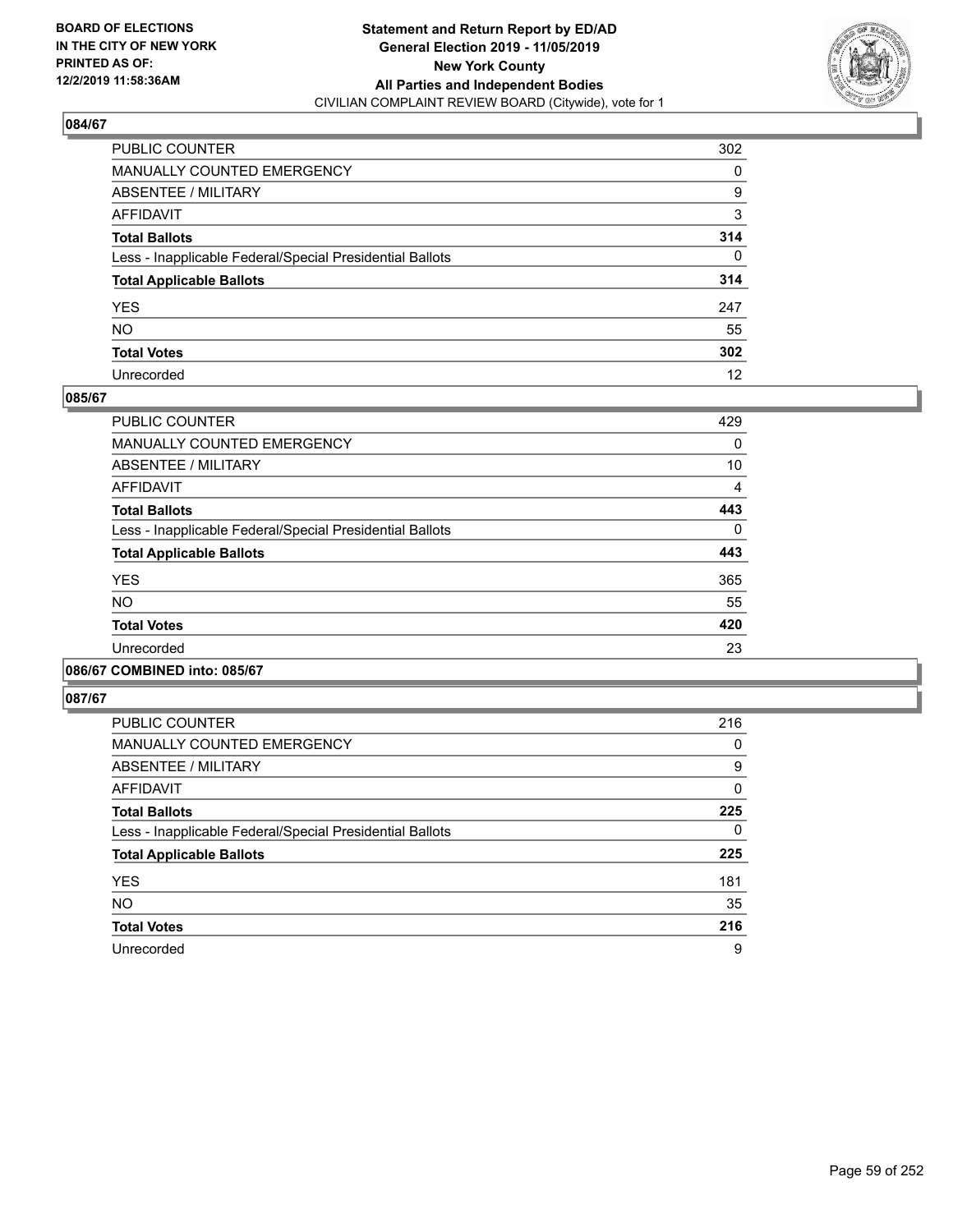# Statement and Return Report by ED/AD
## General Election 2019 - 11/05/2019
## New York County
## All Parties and Independent Bodies
CIVILIAN COMPLAINT REVIEW BOARD (Citywide), vote for 1

BOARD OF ELECTIONS IN THE CITY OF NEW YORK PRINTED AS OF: 12/2/2019 11:58:36AM

### 084/67

| | |
|---|---|
| PUBLIC COUNTER | 302 |
| MANUALLY COUNTED EMERGENCY | 0 |
| ABSENTEE / MILITARY | 9 |
| AFFIDAVIT | 3 |
| **Total Ballots** | **314** |
| Less - Inapplicable Federal/Special Presidential Ballots | 0 |
| **Total Applicable Ballots** | **314** |
| YES | 247 |
| NO | 55 |
| **Total Votes** | **302** |
| Unrecorded | 12 |

### 085/67

| | |
|---|---|
| PUBLIC COUNTER | 429 |
| MANUALLY COUNTED EMERGENCY | 0 |
| ABSENTEE / MILITARY | 10 |
| AFFIDAVIT | 4 |
| **Total Ballots** | **443** |
| Less - Inapplicable Federal/Special Presidential Ballots | 0 |
| **Total Applicable Ballots** | **443** |
| YES | 365 |
| NO | 55 |
| **Total Votes** | **420** |
| Unrecorded | 23 |

### 086/67 COMBINED into: 085/67

### 087/67

| | |
|---|---|
| PUBLIC COUNTER | 216 |
| MANUALLY COUNTED EMERGENCY | 0 |
| ABSENTEE / MILITARY | 9 |
| AFFIDAVIT | 0 |
| **Total Ballots** | **225** |
| Less - Inapplicable Federal/Special Presidential Ballots | 0 |
| **Total Applicable Ballots** | **225** |
| YES | 181 |
| NO | 35 |
| **Total Votes** | **216** |
| Unrecorded | 9 |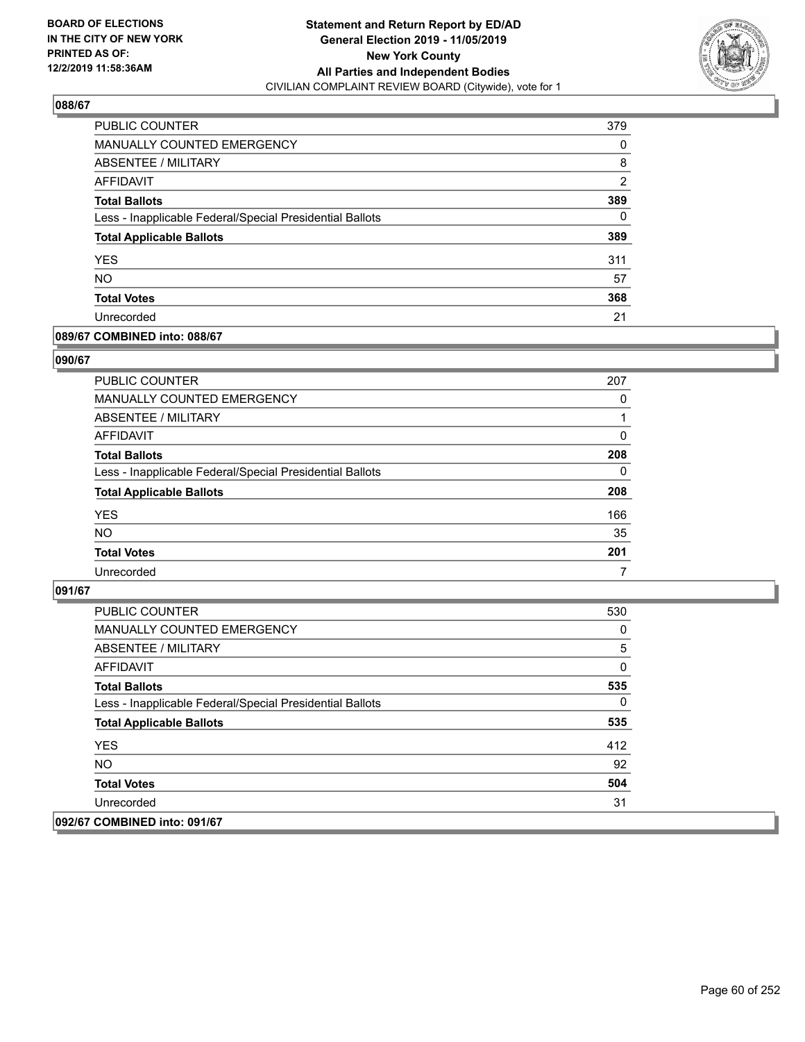### 088/67

| | |
|---|---|
| PUBLIC COUNTER | 379 |
| MANUALLY COUNTED EMERGENCY | 0 |
| ABSENTEE / MILITARY | 8 |
| AFFIDAVIT | 2 |
| **Total Ballots** | **389** |
| Less - Inapplicable Federal/Special Presidential Ballots | 0 |
| **Total Applicable Ballots** | **389** |
| YES | 311 |
| NO | 57 |
| **Total Votes** | **368** |
| Unrecorded | 21 |

### 089/67 COMBINED into: 088/67

### 090/67

| | |
|---|---|
| PUBLIC COUNTER | 207 |
| MANUALLY COUNTED EMERGENCY | 0 |
| ABSENTEE / MILITARY | 1 |
| AFFIDAVIT | 0 |
| **Total Ballots** | **208** |
| Less - Inapplicable Federal/Special Presidential Ballots | 0 |
| **Total Applicable Ballots** | **208** |
| YES | 166 |
| NO | 35 |
| **Total Votes** | **201** |
| Unrecorded | 7 |

### 091/67

| | |
|---|---|
| PUBLIC COUNTER | 530 |
| MANUALLY COUNTED EMERGENCY | 0 |
| ABSENTEE / MILITARY | 5 |
| AFFIDAVIT | 0 |
| **Total Ballots** | **535** |
| Less - Inapplicable Federal/Special Presidential Ballots | 0 |
| **Total Applicable Ballots** | **535** |
| YES | 412 |
| NO | 92 |
| **Total Votes** | **504** |
| Unrecorded | 31 |

### 092/67 COMBINED into: 091/67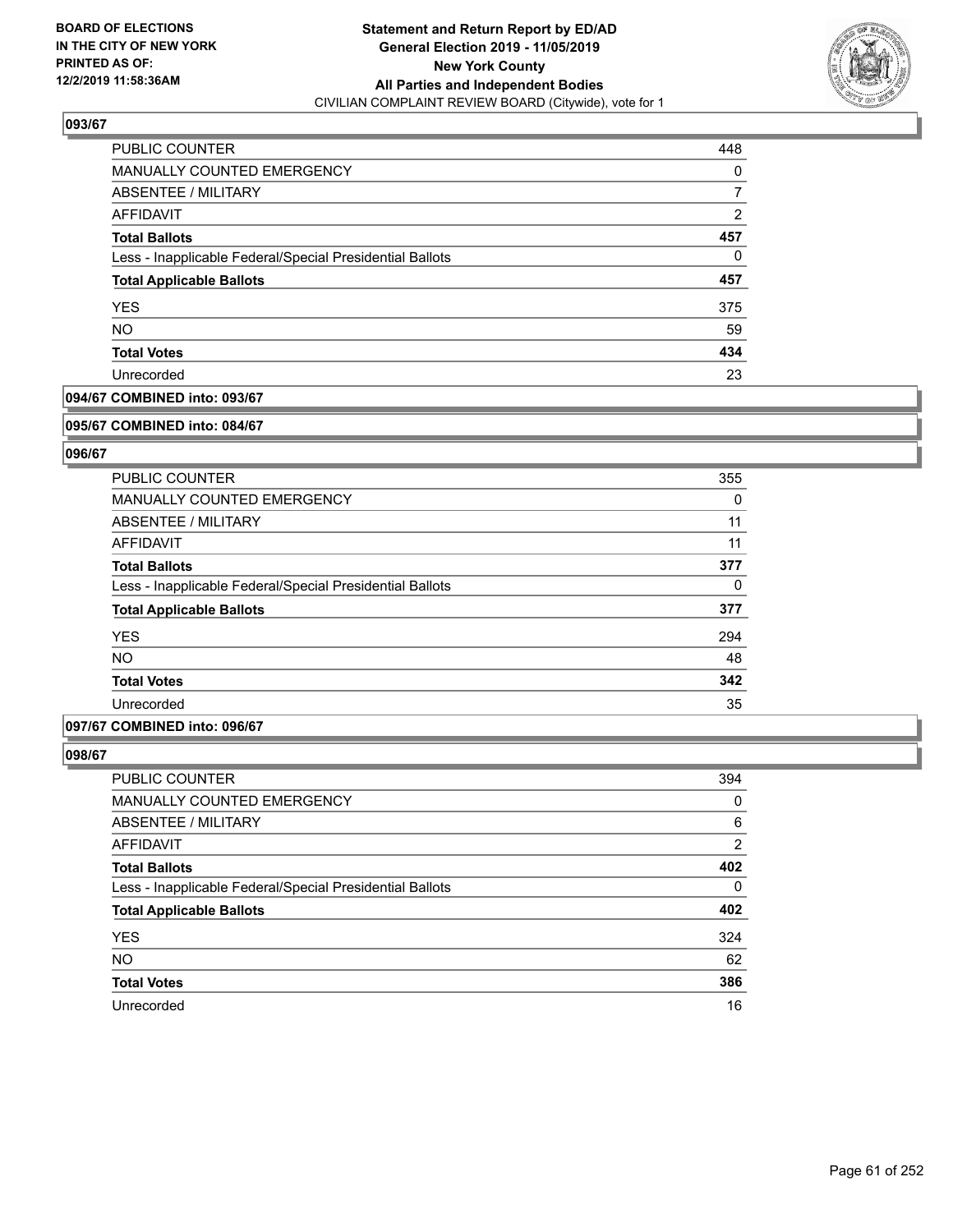**BOARD OF ELECTIONS IN THE CITY OF NEW YORK PRINTED AS OF: 12/2/2019 11:58:36AM**

**Statement and Return Report by ED/AD**
**General Election 2019 - 11/05/2019**
**New York County**
**All Parties and Independent Bodies**
CIVILIAN COMPLAINT REVIEW BOARD (Citywide), vote for 1

### 093/67

| | |
|---|---|
| PUBLIC COUNTER | 448 |
| MANUALLY COUNTED EMERGENCY | 0 |
| ABSENTEE / MILITARY | 7 |
| AFFIDAVIT | 2 |
| **Total Ballots** | **457** |
| Less - Inapplicable Federal/Special Presidential Ballots | 0 |
| **Total Applicable Ballots** | **457** |
| YES | 375 |
| NO | 59 |
| **Total Votes** | **434** |
| Unrecorded | 23 |

### 094/67 COMBINED into: 093/67

### 095/67 COMBINED into: 084/67

### 096/67

| | |
|---|---|
| PUBLIC COUNTER | 355 |
| MANUALLY COUNTED EMERGENCY | 0 |
| ABSENTEE / MILITARY | 11 |
| AFFIDAVIT | 11 |
| **Total Ballots** | **377** |
| Less - Inapplicable Federal/Special Presidential Ballots | 0 |
| **Total Applicable Ballots** | **377** |
| YES | 294 |
| NO | 48 |
| **Total Votes** | **342** |
| Unrecorded | 35 |

### 097/67 COMBINED into: 096/67

### 098/67

| | |
|---|---|
| PUBLIC COUNTER | 394 |
| MANUALLY COUNTED EMERGENCY | 0 |
| ABSENTEE / MILITARY | 6 |
| AFFIDAVIT | 2 |
| **Total Ballots** | **402** |
| Less - Inapplicable Federal/Special Presidential Ballots | 0 |
| **Total Applicable Ballots** | **402** |
| YES | 324 |
| NO | 62 |
| **Total Votes** | **386** |
| Unrecorded | 16 |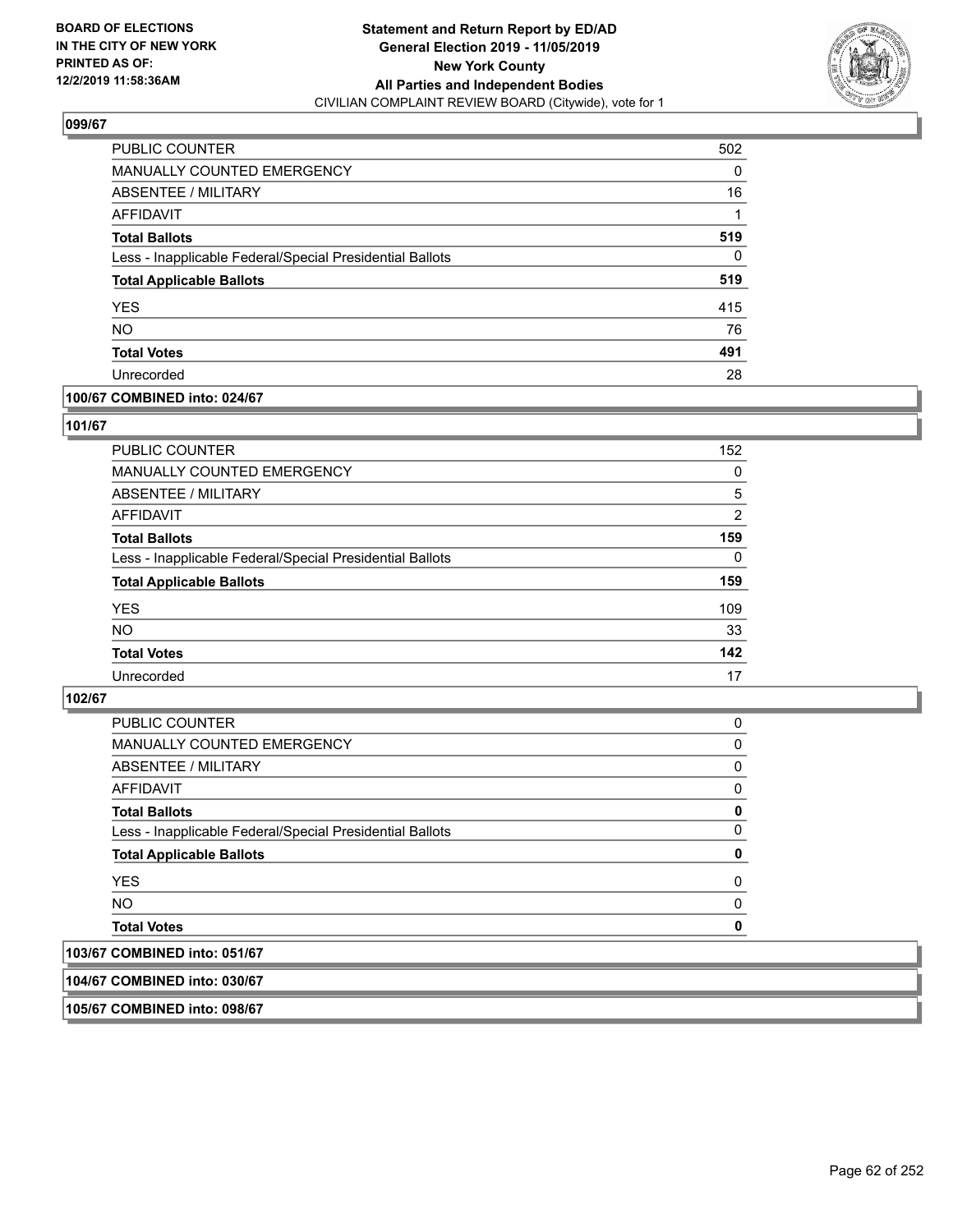## 099/67

| | |
|---|---|
| PUBLIC COUNTER | 502 |
| MANUALLY COUNTED EMERGENCY | 0 |
| ABSENTEE / MILITARY | 16 |
| AFFIDAVIT | 1 |
| **Total Ballots** | **519** |
| Less - Inapplicable Federal/Special Presidential Ballots | 0 |
| **Total Applicable Ballots** | **519** |
| YES | 415 |
| NO | 76 |
| **Total Votes** | **491** |
| Unrecorded | 28 |

## 100/67 COMBINED into: 024/67

## 101/67

| | |
|---|---|
| PUBLIC COUNTER | 152 |
| MANUALLY COUNTED EMERGENCY | 0 |
| ABSENTEE / MILITARY | 5 |
| AFFIDAVIT | 2 |
| **Total Ballots** | **159** |
| Less - Inapplicable Federal/Special Presidential Ballots | 0 |
| **Total Applicable Ballots** | **159** |
| YES | 109 |
| NO | 33 |
| **Total Votes** | **142** |
| Unrecorded | 17 |

## 102/67

| | |
|---|---|
| PUBLIC COUNTER | 0 |
| MANUALLY COUNTED EMERGENCY | 0 |
| ABSENTEE / MILITARY | 0 |
| AFFIDAVIT | 0 |
| **Total Ballots** | **0** |
| Less - Inapplicable Federal/Special Presidential Ballots | 0 |
| **Total Applicable Ballots** | **0** |
| YES | 0 |
| NO | 0 |
| **Total Votes** | **0** |

## 103/67 COMBINED into: 051/67

## 104/67 COMBINED into: 030/67

## 105/67 COMBINED into: 098/67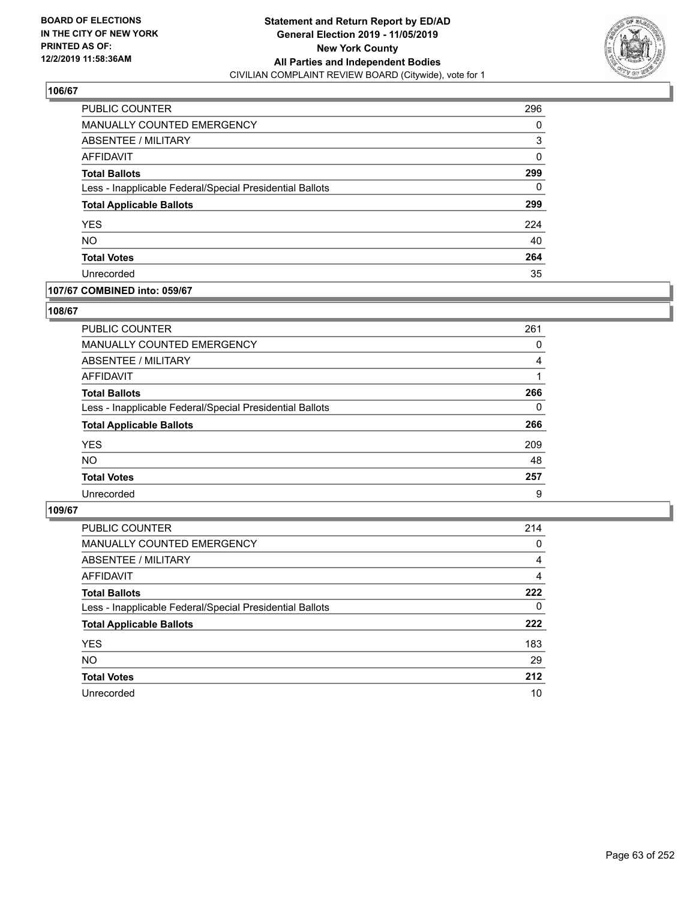BOARD OF ELECTIONS
IN THE CITY OF NEW YORK
PRINTED AS OF:
12/2/2019 11:58:36AM

**Statement and Return Report by ED/AD**
**General Election 2019 - 11/05/2019**
**New York County**
**All Parties and Independent Bodies**
CIVILIAN COMPLAINT REVIEW BOARD (Citywide), vote for 1

### 106/67

| | |
|---|---|
| PUBLIC COUNTER | 296 |
| MANUALLY COUNTED EMERGENCY | 0 |
| ABSENTEE / MILITARY | 3 |
| AFFIDAVIT | 0 |
| **Total Ballots** | **299** |
| Less - Inapplicable Federal/Special Presidential Ballots | 0 |
| **Total Applicable Ballots** | **299** |
| YES | 224 |
| NO | 40 |
| **Total Votes** | **264** |
| Unrecorded | 35 |

### 107/67 COMBINED into: 059/67

### 108/67

| | |
|---|---|
| PUBLIC COUNTER | 261 |
| MANUALLY COUNTED EMERGENCY | 0 |
| ABSENTEE / MILITARY | 4 |
| AFFIDAVIT | 1 |
| **Total Ballots** | **266** |
| Less - Inapplicable Federal/Special Presidential Ballots | 0 |
| **Total Applicable Ballots** | **266** |
| YES | 209 |
| NO | 48 |
| **Total Votes** | **257** |
| Unrecorded | 9 |

### 109/67

| | |
|---|---|
| PUBLIC COUNTER | 214 |
| MANUALLY COUNTED EMERGENCY | 0 |
| ABSENTEE / MILITARY | 4 |
| AFFIDAVIT | 4 |
| **Total Ballots** | **222** |
| Less - Inapplicable Federal/Special Presidential Ballots | 0 |
| **Total Applicable Ballots** | **222** |
| YES | 183 |
| NO | 29 |
| **Total Votes** | **212** |
| Unrecorded | 10 |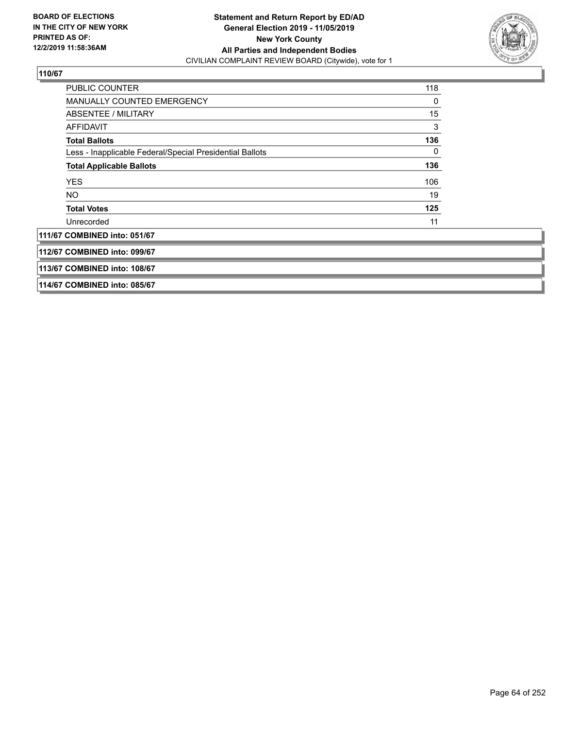## 110/67

| | |
|---|---|
| PUBLIC COUNTER | 118 |
| MANUALLY COUNTED EMERGENCY | 0 |
| ABSENTEE / MILITARY | 15 |
| AFFIDAVIT | 3 |
| **Total Ballots** | **136** |
| Less - Inapplicable Federal/Special Presidential Ballots | 0 |
| **Total Applicable Ballots** | **136** |
| YES | 106 |
| NO | 19 |
| **Total Votes** | **125** |
| Unrecorded | 11 |

## 111/67 COMBINED into: 051/67

## 112/67 COMBINED into: 099/67

## 113/67 COMBINED into: 108/67

## 114/67 COMBINED into: 085/67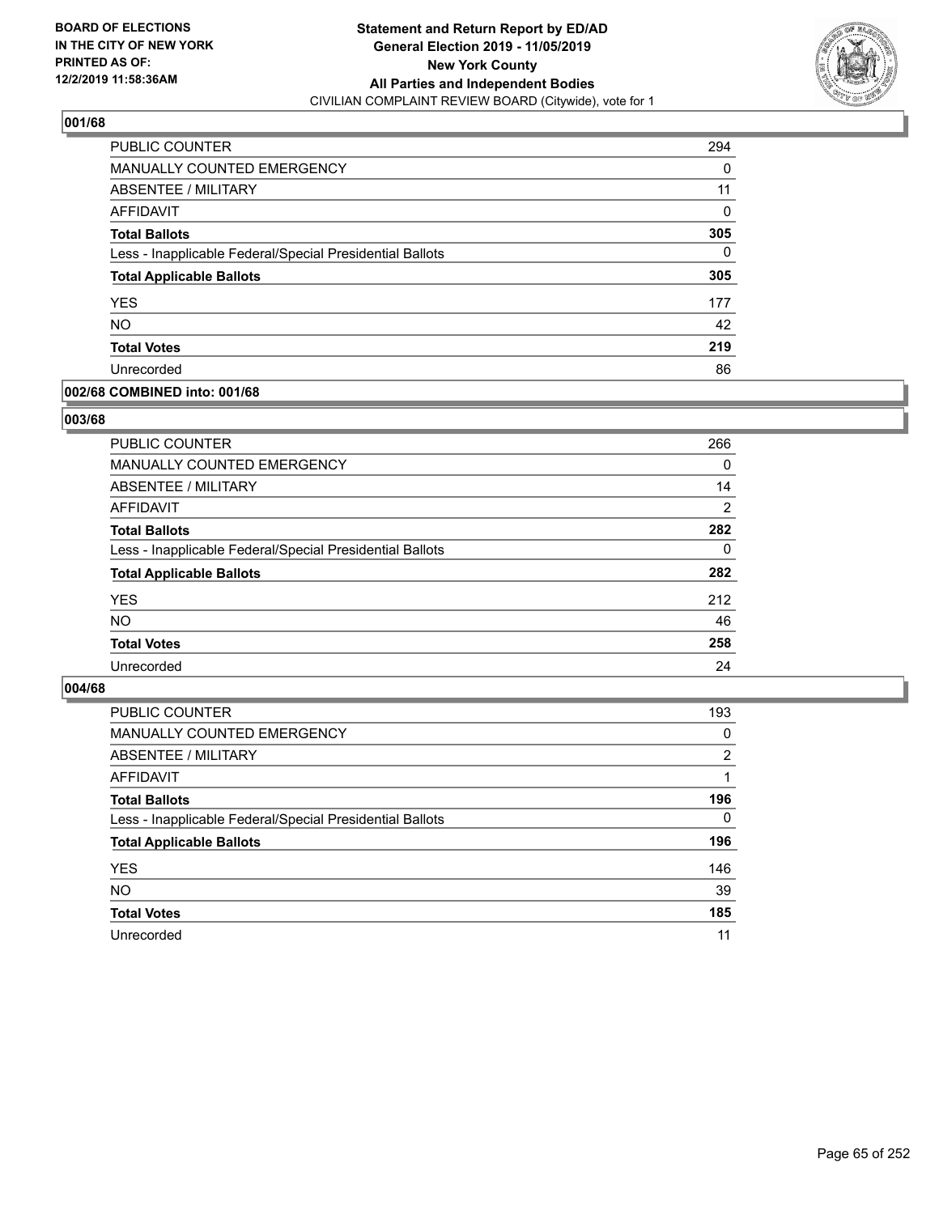BOARD OF ELECTIONS
IN THE CITY OF NEW YORK
PRINTED AS OF:
12/2/2019 11:58:36AM

**Statement and Return Report by ED/AD**
**General Election 2019 - 11/05/2019**
**New York County**
**All Parties and Independent Bodies**
CIVILIAN COMPLAINT REVIEW BOARD (Citywide), vote for 1

### 001/68

| | |
|---|---|
| PUBLIC COUNTER | 294 |
| MANUALLY COUNTED EMERGENCY | 0 |
| ABSENTEE / MILITARY | 11 |
| AFFIDAVIT | 0 |
| **Total Ballots** | **305** |
| Less - Inapplicable Federal/Special Presidential Ballots | 0 |
| **Total Applicable Ballots** | **305** |
| YES | 177 |
| NO | 42 |
| **Total Votes** | **219** |
| Unrecorded | 86 |

### 002/68 COMBINED into: 001/68

### 003/68

| | |
|---|---|
| PUBLIC COUNTER | 266 |
| MANUALLY COUNTED EMERGENCY | 0 |
| ABSENTEE / MILITARY | 14 |
| AFFIDAVIT | 2 |
| **Total Ballots** | **282** |
| Less - Inapplicable Federal/Special Presidential Ballots | 0 |
| **Total Applicable Ballots** | **282** |
| YES | 212 |
| NO | 46 |
| **Total Votes** | **258** |
| Unrecorded | 24 |

### 004/68

| | |
|---|---|
| PUBLIC COUNTER | 193 |
| MANUALLY COUNTED EMERGENCY | 0 |
| ABSENTEE / MILITARY | 2 |
| AFFIDAVIT | 1 |
| **Total Ballots** | **196** |
| Less - Inapplicable Federal/Special Presidential Ballots | 0 |
| **Total Applicable Ballots** | **196** |
| YES | 146 |
| NO | 39 |
| **Total Votes** | **185** |
| Unrecorded | 11 |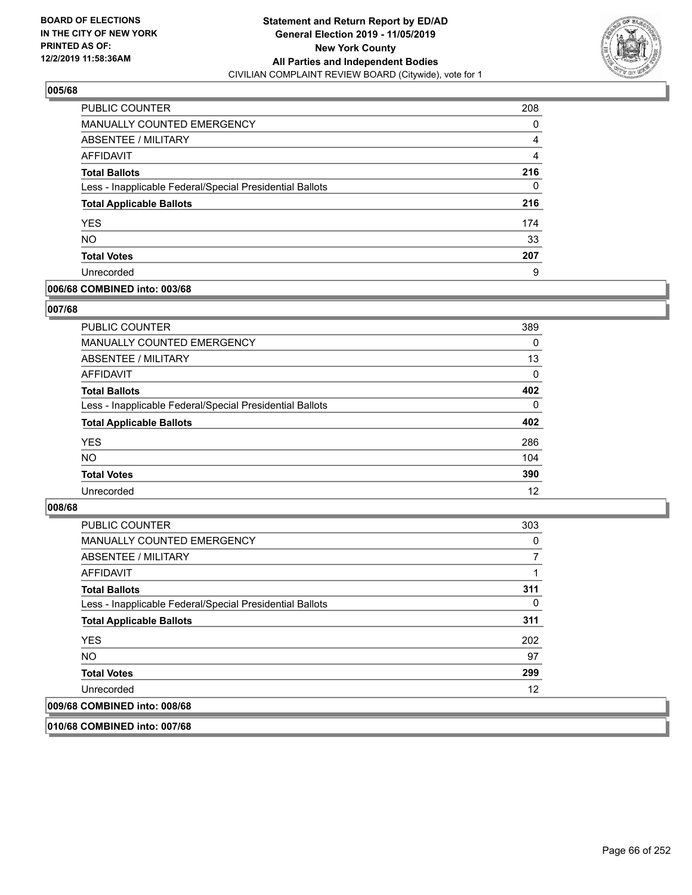## 005/68

| | |
|---|---|
| PUBLIC COUNTER | 208 |
| MANUALLY COUNTED EMERGENCY | 0 |
| ABSENTEE / MILITARY | 4 |
| AFFIDAVIT | 4 |
| **Total Ballots** | **216** |
| Less - Inapplicable Federal/Special Presidential Ballots | 0 |
| **Total Applicable Ballots** | **216** |
| YES | 174 |
| NO | 33 |
| **Total Votes** | **207** |
| Unrecorded | 9 |

## 006/68 COMBINED into: 003/68

## 007/68

| | |
|---|---|
| PUBLIC COUNTER | 389 |
| MANUALLY COUNTED EMERGENCY | 0 |
| ABSENTEE / MILITARY | 13 |
| AFFIDAVIT | 0 |
| **Total Ballots** | **402** |
| Less - Inapplicable Federal/Special Presidential Ballots | 0 |
| **Total Applicable Ballots** | **402** |
| YES | 286 |
| NO | 104 |
| **Total Votes** | **390** |
| Unrecorded | 12 |

## 008/68

| | |
|---|---|
| PUBLIC COUNTER | 303 |
| MANUALLY COUNTED EMERGENCY | 0 |
| ABSENTEE / MILITARY | 7 |
| AFFIDAVIT | 1 |
| **Total Ballots** | **311** |
| Less - Inapplicable Federal/Special Presidential Ballots | 0 |
| **Total Applicable Ballots** | **311** |
| YES | 202 |
| NO | 97 |
| **Total Votes** | **299** |
| Unrecorded | 12 |

## 009/68 COMBINED into: 008/68

## 010/68 COMBINED into: 007/68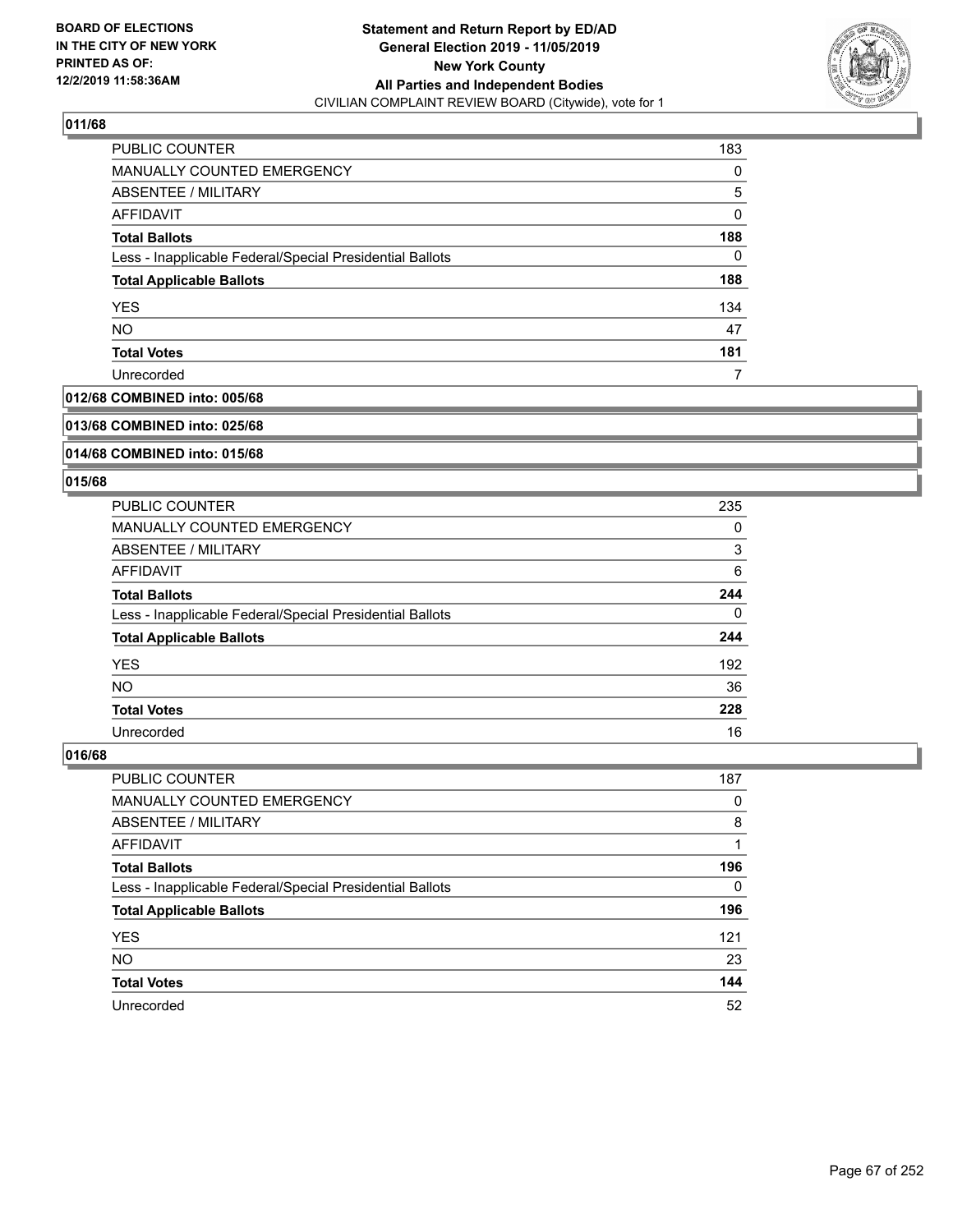**BOARD OF ELECTIONS IN THE CITY OF NEW YORK PRINTED AS OF: 12/2/2019 11:58:36AM**

**Statement and Return Report by ED/AD General Election 2019 - 11/05/2019 New York County All Parties and Independent Bodies**
CIVILIAN COMPLAINT REVIEW BOARD (Citywide), vote for 1

### 011/68

| | |
|---|---|
| PUBLIC COUNTER | 183 |
| MANUALLY COUNTED EMERGENCY | 0 |
| ABSENTEE / MILITARY | 5 |
| AFFIDAVIT | 0 |
| **Total Ballots** | **188** |
| Less - Inapplicable Federal/Special Presidential Ballots | 0 |
| **Total Applicable Ballots** | **188** |
| YES | 134 |
| NO | 47 |
| **Total Votes** | **181** |
| Unrecorded | 7 |

### 012/68 COMBINED into: 005/68

### 013/68 COMBINED into: 025/68

### 014/68 COMBINED into: 015/68

### 015/68

| | |
|---|---|
| PUBLIC COUNTER | 235 |
| MANUALLY COUNTED EMERGENCY | 0 |
| ABSENTEE / MILITARY | 3 |
| AFFIDAVIT | 6 |
| **Total Ballots** | **244** |
| Less - Inapplicable Federal/Special Presidential Ballots | 0 |
| **Total Applicable Ballots** | **244** |
| YES | 192 |
| NO | 36 |
| **Total Votes** | **228** |
| Unrecorded | 16 |

### 016/68

| | |
|---|---|
| PUBLIC COUNTER | 187 |
| MANUALLY COUNTED EMERGENCY | 0 |
| ABSENTEE / MILITARY | 8 |
| AFFIDAVIT | 1 |
| **Total Ballots** | **196** |
| Less - Inapplicable Federal/Special Presidential Ballots | 0 |
| **Total Applicable Ballots** | **196** |
| YES | 121 |
| NO | 23 |
| **Total Votes** | **144** |
| Unrecorded | 52 |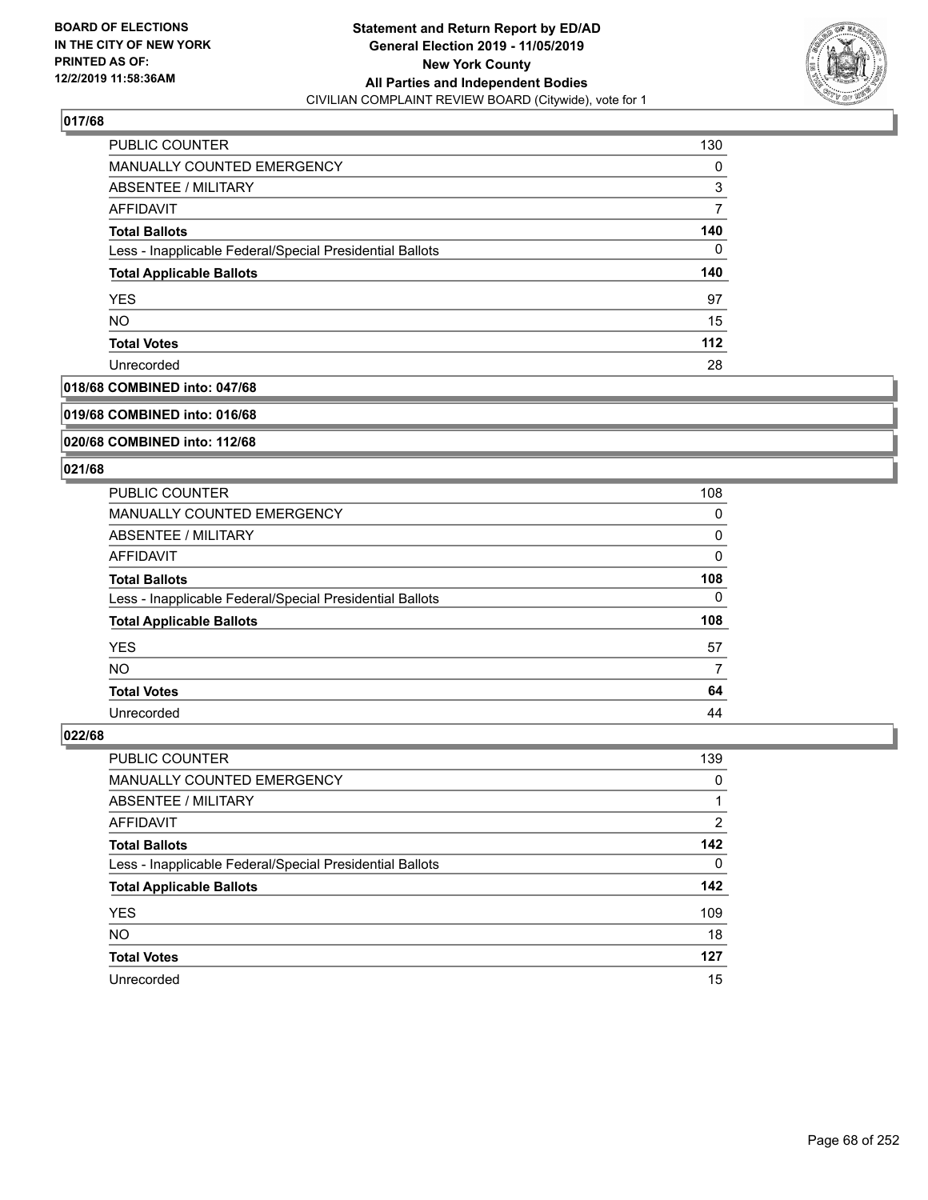### 017/68

| | |
|---|---|
| PUBLIC COUNTER | 130 |
| MANUALLY COUNTED EMERGENCY | 0 |
| ABSENTEE / MILITARY | 3 |
| AFFIDAVIT | 7 |
| **Total Ballots** | **140** |
| Less - Inapplicable Federal/Special Presidential Ballots | 0 |
| **Total Applicable Ballots** | **140** |
| YES | 97 |
| NO | 15 |
| **Total Votes** | **112** |
| Unrecorded | 28 |

### 018/68 COMBINED into: 047/68

### 019/68 COMBINED into: 016/68

### 020/68 COMBINED into: 112/68

### 021/68

| | |
|---|---|
| PUBLIC COUNTER | 108 |
| MANUALLY COUNTED EMERGENCY | 0 |
| ABSENTEE / MILITARY | 0 |
| AFFIDAVIT | 0 |
| **Total Ballots** | **108** |
| Less - Inapplicable Federal/Special Presidential Ballots | 0 |
| **Total Applicable Ballots** | **108** |
| YES | 57 |
| NO | 7 |
| **Total Votes** | **64** |
| Unrecorded | 44 |

### 022/68

| | |
|---|---|
| PUBLIC COUNTER | 139 |
| MANUALLY COUNTED EMERGENCY | 0 |
| ABSENTEE / MILITARY | 1 |
| AFFIDAVIT | 2 |
| **Total Ballots** | **142** |
| Less - Inapplicable Federal/Special Presidential Ballots | 0 |
| **Total Applicable Ballots** | **142** |
| YES | 109 |
| NO | 18 |
| **Total Votes** | **127** |
| Unrecorded | 15 |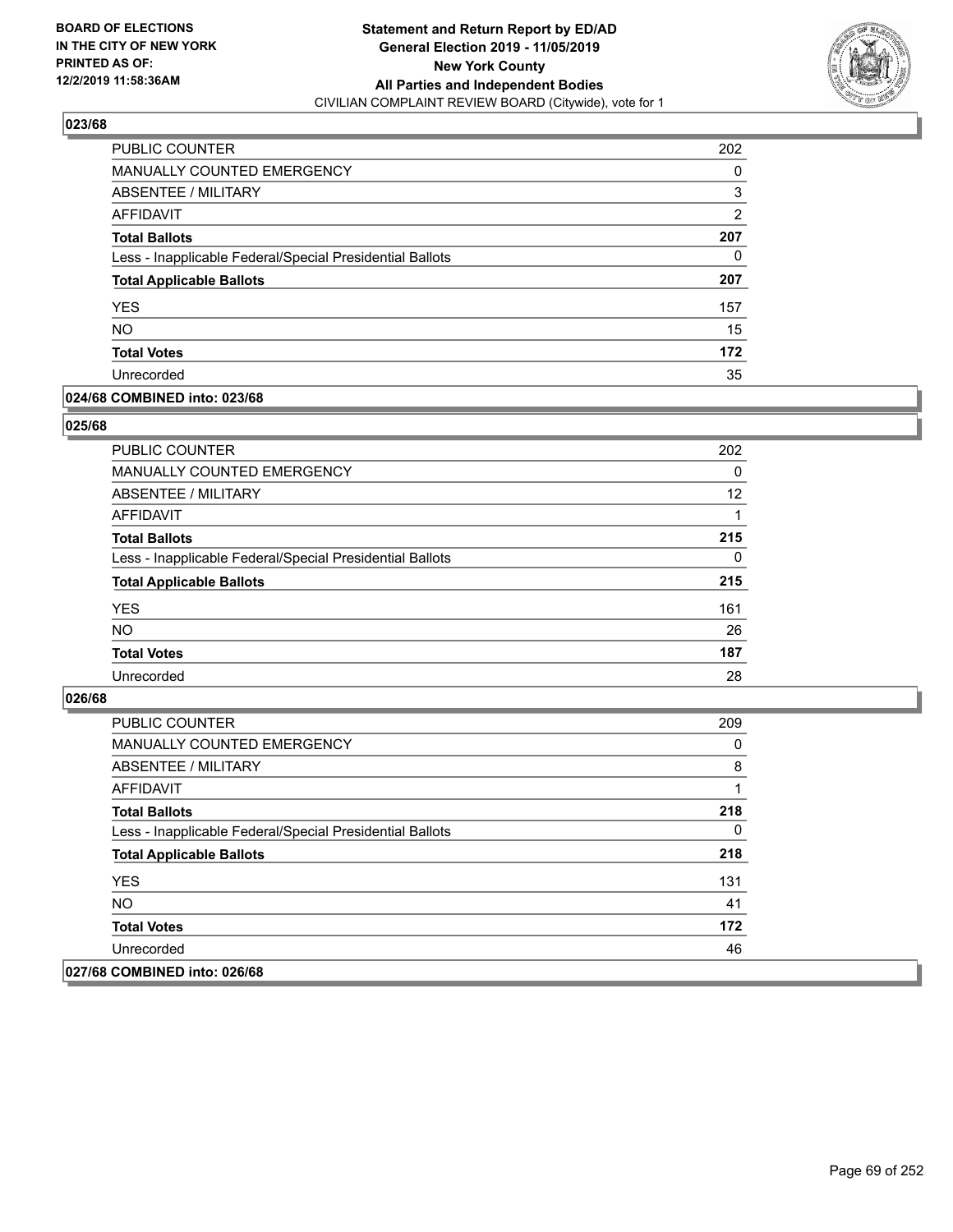# Statement and Return Report by ED/AD
## General Election 2019 - 11/05/2019
## New York County
## All Parties and Independent Bodies
CIVILIAN COMPLAINT REVIEW BOARD (Citywide), vote for 1

BOARD OF ELECTIONS IN THE CITY OF NEW YORK PRINTED AS OF: 12/2/2019 11:58:36AM

### 023/68

| | |
|---|---|
| PUBLIC COUNTER | 202 |
| MANUALLY COUNTED EMERGENCY | 0 |
| ABSENTEE / MILITARY | 3 |
| AFFIDAVIT | 2 |
| **Total Ballots** | **207** |
| Less - Inapplicable Federal/Special Presidential Ballots | 0 |
| **Total Applicable Ballots** | **207** |
| YES | 157 |
| NO | 15 |
| **Total Votes** | **172** |
| Unrecorded | 35 |

### 024/68 COMBINED into: 023/68

### 025/68

| | |
|---|---|
| PUBLIC COUNTER | 202 |
| MANUALLY COUNTED EMERGENCY | 0 |
| ABSENTEE / MILITARY | 12 |
| AFFIDAVIT | 1 |
| **Total Ballots** | **215** |
| Less - Inapplicable Federal/Special Presidential Ballots | 0 |
| **Total Applicable Ballots** | **215** |
| YES | 161 |
| NO | 26 |
| **Total Votes** | **187** |
| Unrecorded | 28 |

### 026/68

| | |
|---|---|
| PUBLIC COUNTER | 209 |
| MANUALLY COUNTED EMERGENCY | 0 |
| ABSENTEE / MILITARY | 8 |
| AFFIDAVIT | 1 |
| **Total Ballots** | **218** |
| Less - Inapplicable Federal/Special Presidential Ballots | 0 |
| **Total Applicable Ballots** | **218** |
| YES | 131 |
| NO | 41 |
| **Total Votes** | **172** |
| Unrecorded | 46 |

### 027/68 COMBINED into: 026/68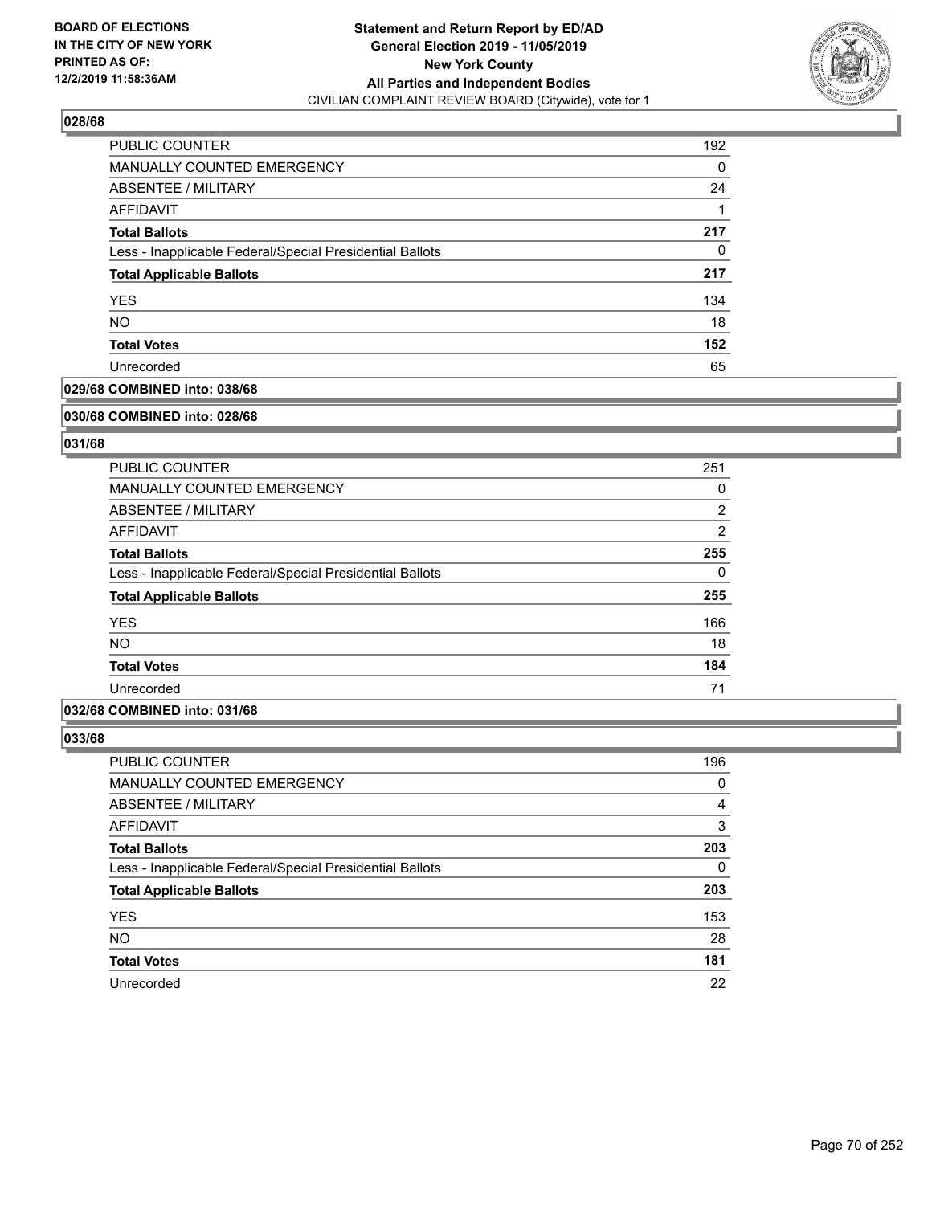**028/68**

| | |
|---|---|
| PUBLIC COUNTER | 192 |
| MANUALLY COUNTED EMERGENCY | 0 |
| ABSENTEE / MILITARY | 24 |
| AFFIDAVIT | 1 |
| **Total Ballots** | **217** |
| Less - Inapplicable Federal/Special Presidential Ballots | 0 |
| **Total Applicable Ballots** | **217** |
| YES | 134 |
| NO | 18 |
| **Total Votes** | **152** |
| Unrecorded | 65 |

**029/68 COMBINED into: 038/68**

**030/68 COMBINED into: 028/68**

**031/68**

| | |
|---|---|
| PUBLIC COUNTER | 251 |
| MANUALLY COUNTED EMERGENCY | 0 |
| ABSENTEE / MILITARY | 2 |
| AFFIDAVIT | 2 |
| **Total Ballots** | **255** |
| Less - Inapplicable Federal/Special Presidential Ballots | 0 |
| **Total Applicable Ballots** | **255** |
| YES | 166 |
| NO | 18 |
| **Total Votes** | **184** |
| Unrecorded | 71 |

**032/68 COMBINED into: 031/68**

**033/68**

| | |
|---|---|
| PUBLIC COUNTER | 196 |
| MANUALLY COUNTED EMERGENCY | 0 |
| ABSENTEE / MILITARY | 4 |
| AFFIDAVIT | 3 |
| **Total Ballots** | **203** |
| Less - Inapplicable Federal/Special Presidential Ballots | 0 |
| **Total Applicable Ballots** | **203** |
| YES | 153 |
| NO | 28 |
| **Total Votes** | **181** |
| Unrecorded | 22 |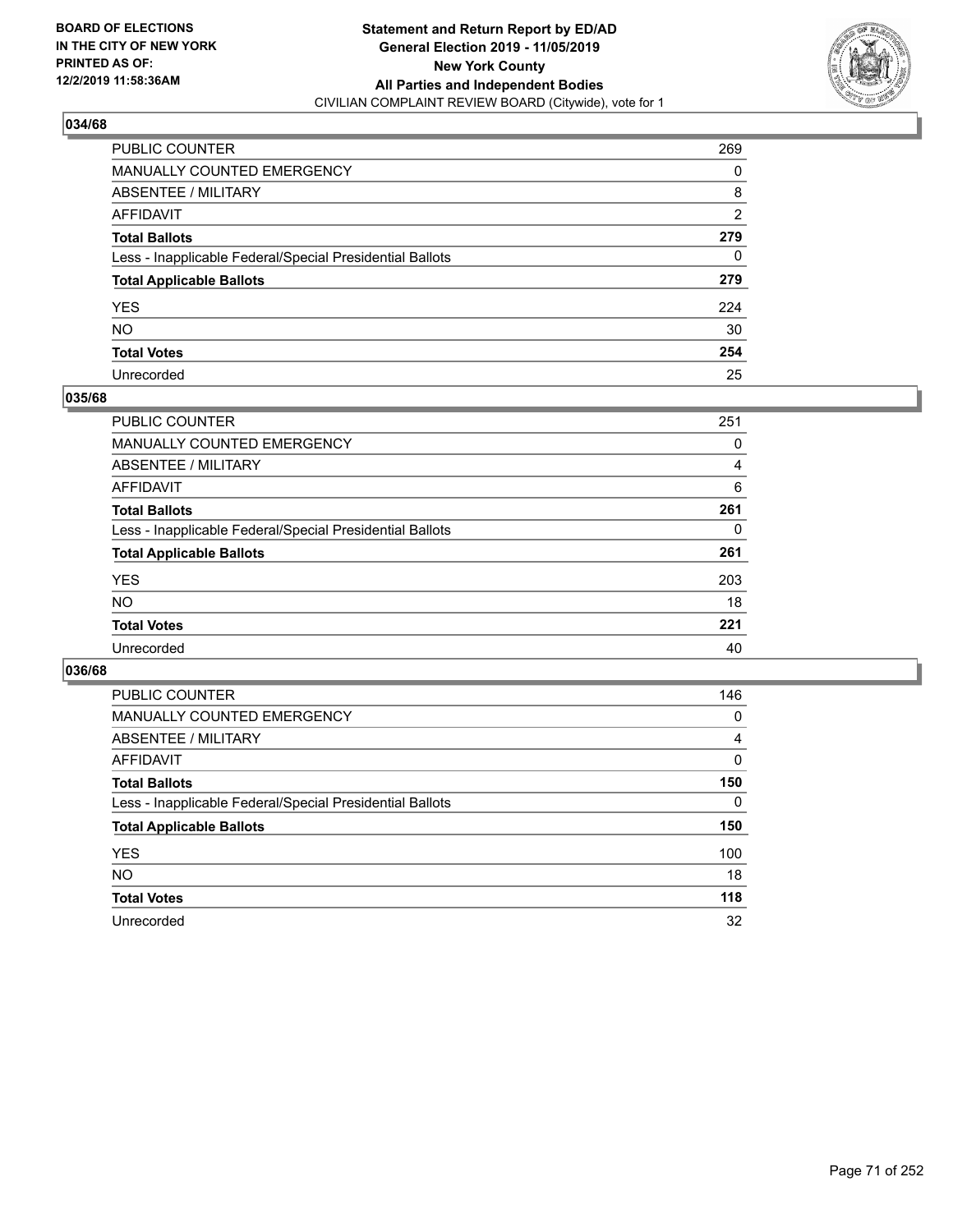**BOARD OF ELECTIONS IN THE CITY OF NEW YORK PRINTED AS OF: 12/2/2019 11:58:36AM**

**Statement and Return Report by ED/AD General Election 2019 - 11/05/2019 New York County All Parties and Independent Bodies**
CIVILIAN COMPLAINT REVIEW BOARD (Citywide), vote for 1

### 034/68

| | |
|---|---|
| PUBLIC COUNTER | 269 |
| MANUALLY COUNTED EMERGENCY | 0 |
| ABSENTEE / MILITARY | 8 |
| AFFIDAVIT | 2 |
| **Total Ballots** | **279** |
| Less - Inapplicable Federal/Special Presidential Ballots | 0 |
| **Total Applicable Ballots** | **279** |
| YES | 224 |
| NO | 30 |
| **Total Votes** | **254** |
| Unrecorded | 25 |

### 035/68

| | |
|---|---|
| PUBLIC COUNTER | 251 |
| MANUALLY COUNTED EMERGENCY | 0 |
| ABSENTEE / MILITARY | 4 |
| AFFIDAVIT | 6 |
| **Total Ballots** | **261** |
| Less - Inapplicable Federal/Special Presidential Ballots | 0 |
| **Total Applicable Ballots** | **261** |
| YES | 203 |
| NO | 18 |
| **Total Votes** | **221** |
| Unrecorded | 40 |

### 036/68

| | |
|---|---|
| PUBLIC COUNTER | 146 |
| MANUALLY COUNTED EMERGENCY | 0 |
| ABSENTEE / MILITARY | 4 |
| AFFIDAVIT | 0 |
| **Total Ballots** | **150** |
| Less - Inapplicable Federal/Special Presidential Ballots | 0 |
| **Total Applicable Ballots** | **150** |
| YES | 100 |
| NO | 18 |
| **Total Votes** | **118** |
| Unrecorded | 32 |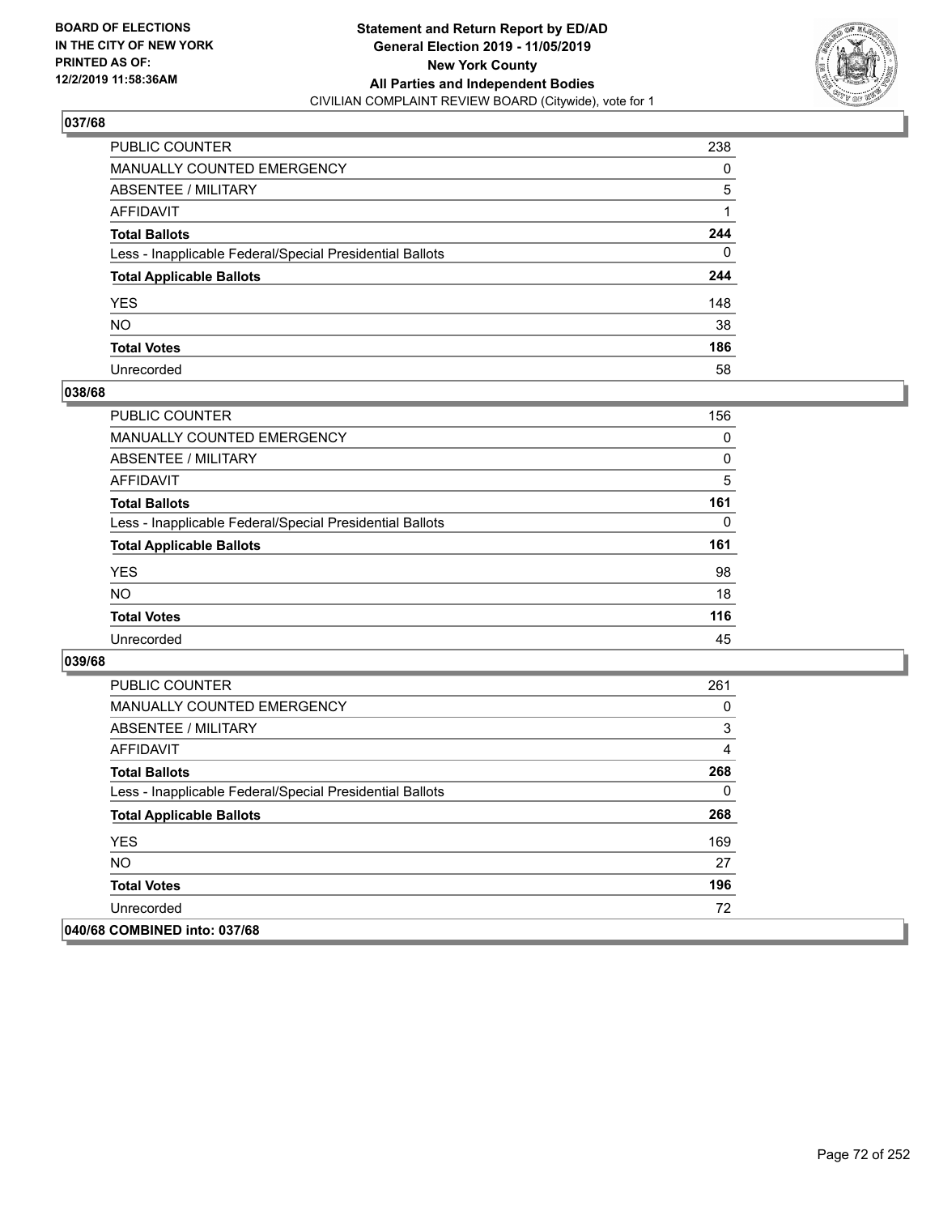**BOARD OF ELECTIONS IN THE CITY OF NEW YORK PRINTED AS OF: 12/2/2019 11:58:36AM**

**Statement and Return Report by ED/AD**
**General Election 2019 - 11/05/2019**
**New York County**
**All Parties and Independent Bodies**
CIVILIAN COMPLAINT REVIEW BOARD (Citywide), vote for 1

### 037/68

| | |
|---|---|
| PUBLIC COUNTER | 238 |
| MANUALLY COUNTED EMERGENCY | 0 |
| ABSENTEE / MILITARY | 5 |
| AFFIDAVIT | 1 |
| **Total Ballots** | **244** |
| Less - Inapplicable Federal/Special Presidential Ballots | 0 |
| **Total Applicable Ballots** | **244** |
| YES | 148 |
| NO | 38 |
| **Total Votes** | **186** |
| Unrecorded | 58 |

### 038/68

| | |
|---|---|
| PUBLIC COUNTER | 156 |
| MANUALLY COUNTED EMERGENCY | 0 |
| ABSENTEE / MILITARY | 0 |
| AFFIDAVIT | 5 |
| **Total Ballots** | **161** |
| Less - Inapplicable Federal/Special Presidential Ballots | 0 |
| **Total Applicable Ballots** | **161** |
| YES | 98 |
| NO | 18 |
| **Total Votes** | **116** |
| Unrecorded | 45 |

### 039/68

| | |
|---|---|
| PUBLIC COUNTER | 261 |
| MANUALLY COUNTED EMERGENCY | 0 |
| ABSENTEE / MILITARY | 3 |
| AFFIDAVIT | 4 |
| **Total Ballots** | **268** |
| Less - Inapplicable Federal/Special Presidential Ballots | 0 |
| **Total Applicable Ballots** | **268** |
| YES | 169 |
| NO | 27 |
| **Total Votes** | **196** |
| Unrecorded | 72 |

### 040/68 COMBINED into: 037/68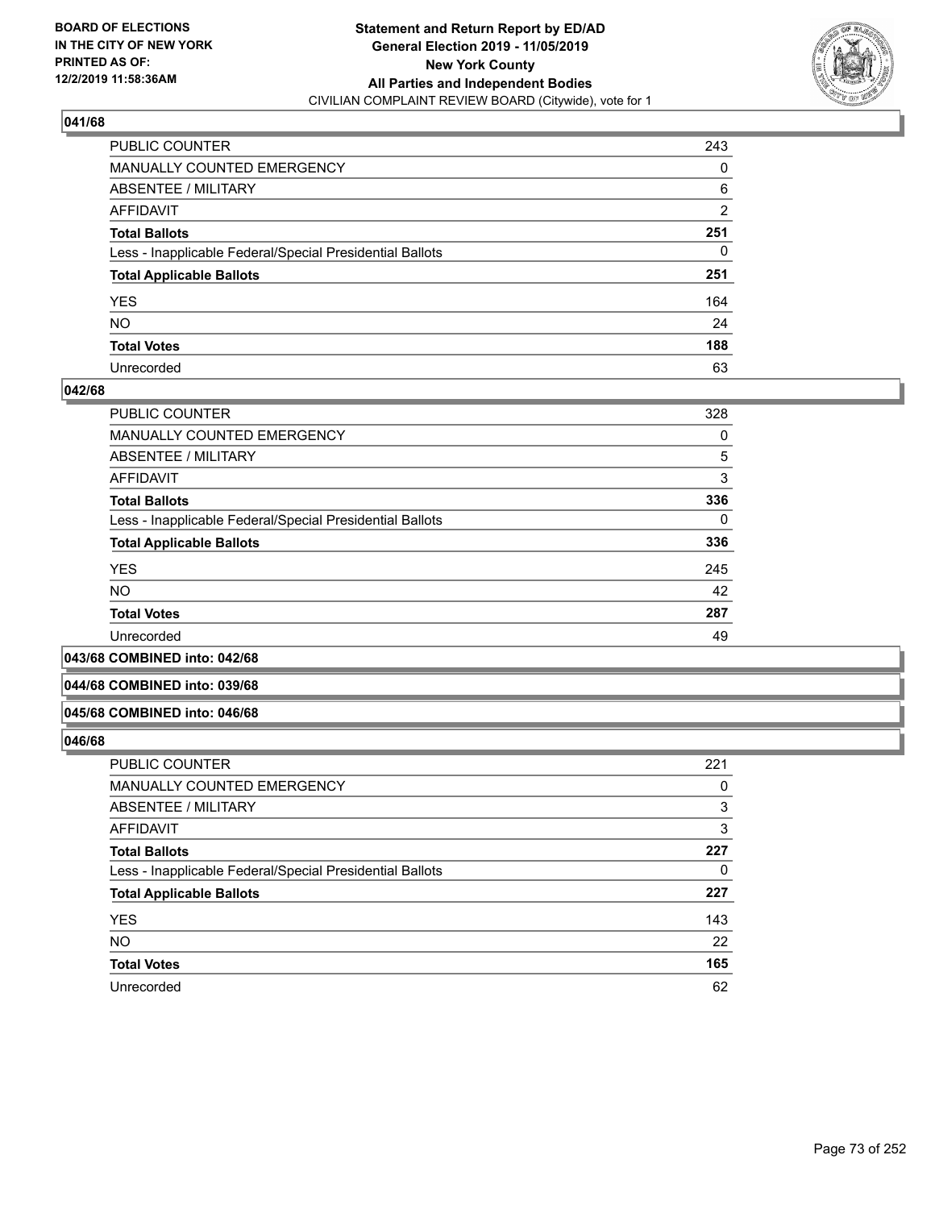### 041/68

| | |
|---|---|
| PUBLIC COUNTER | 243 |
| MANUALLY COUNTED EMERGENCY | 0 |
| ABSENTEE / MILITARY | 6 |
| AFFIDAVIT | 2 |
| **Total Ballots** | **251** |
| Less - Inapplicable Federal/Special Presidential Ballots | 0 |
| **Total Applicable Ballots** | **251** |
| YES | 164 |
| NO | 24 |
| **Total Votes** | **188** |
| Unrecorded | 63 |

### 042/68

| | |
|---|---|
| PUBLIC COUNTER | 328 |
| MANUALLY COUNTED EMERGENCY | 0 |
| ABSENTEE / MILITARY | 5 |
| AFFIDAVIT | 3 |
| **Total Ballots** | **336** |
| Less - Inapplicable Federal/Special Presidential Ballots | 0 |
| **Total Applicable Ballots** | **336** |
| YES | 245 |
| NO | 42 |
| **Total Votes** | **287** |
| Unrecorded | 49 |

### 043/68 COMBINED into: 042/68

### 044/68 COMBINED into: 039/68

### 045/68 COMBINED into: 046/68

### 046/68

| | |
|---|---|
| PUBLIC COUNTER | 221 |
| MANUALLY COUNTED EMERGENCY | 0 |
| ABSENTEE / MILITARY | 3 |
| AFFIDAVIT | 3 |
| **Total Ballots** | **227** |
| Less - Inapplicable Federal/Special Presidential Ballots | 0 |
| **Total Applicable Ballots** | **227** |
| YES | 143 |
| NO | 22 |
| **Total Votes** | **165** |
| Unrecorded | 62 |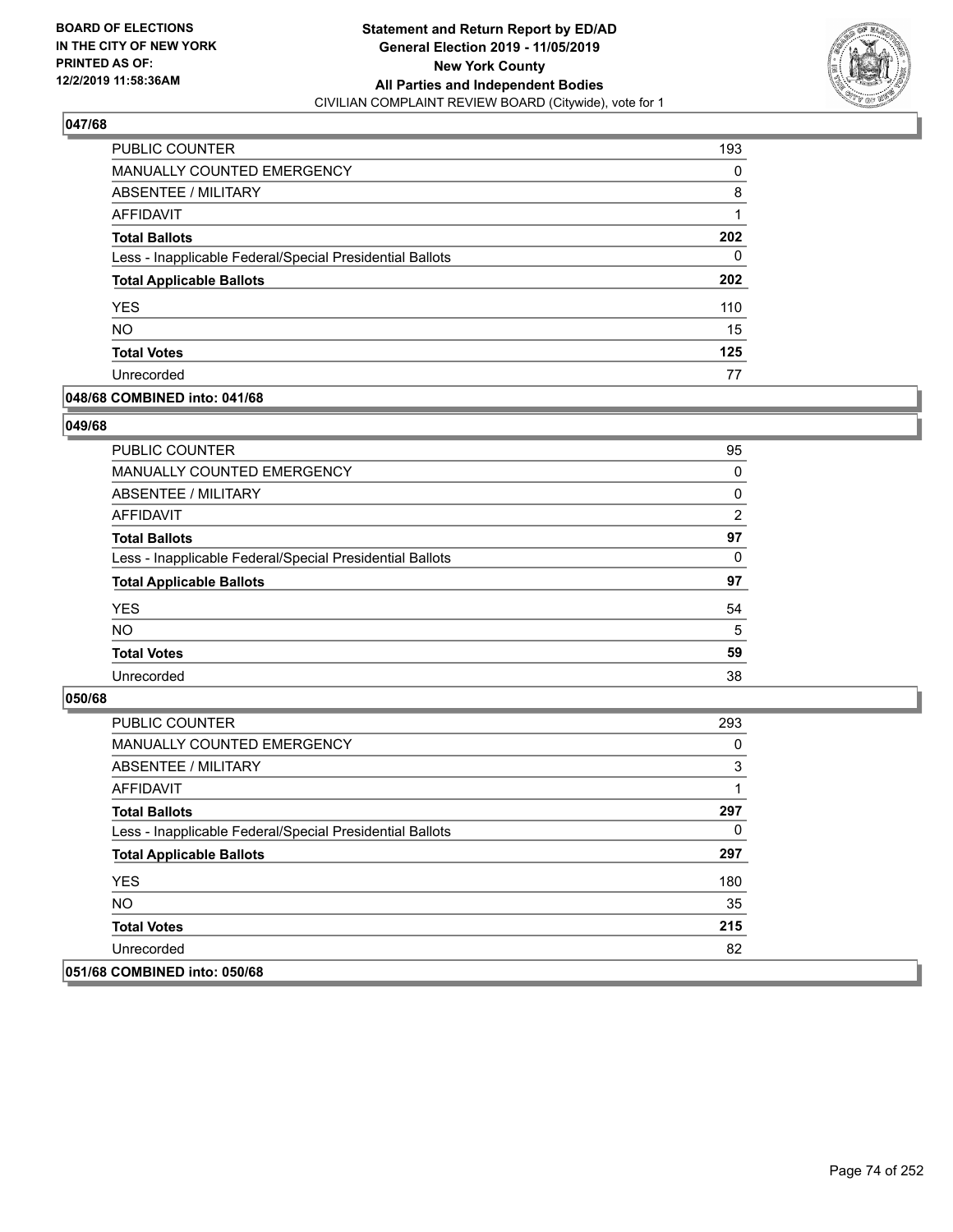**BOARD OF ELECTIONS IN THE CITY OF NEW YORK PRINTED AS OF: 12/2/2019 11:58:36AM**

**Statement and Return Report by ED/AD General Election 2019 - 11/05/2019 New York County All Parties and Independent Bodies**
CIVILIAN COMPLAINT REVIEW BOARD (Citywide), vote for 1

### 047/68

| | |
|---|---|
| PUBLIC COUNTER | 193 |
| MANUALLY COUNTED EMERGENCY | 0 |
| ABSENTEE / MILITARY | 8 |
| AFFIDAVIT | 1 |
| **Total Ballots** | **202** |
| Less - Inapplicable Federal/Special Presidential Ballots | 0 |
| **Total Applicable Ballots** | **202** |
| YES | 110 |
| NO | 15 |
| **Total Votes** | **125** |
| Unrecorded | 77 |

### 048/68 COMBINED into: 041/68

### 049/68

| | |
|---|---|
| PUBLIC COUNTER | 95 |
| MANUALLY COUNTED EMERGENCY | 0 |
| ABSENTEE / MILITARY | 0 |
| AFFIDAVIT | 2 |
| **Total Ballots** | **97** |
| Less - Inapplicable Federal/Special Presidential Ballots | 0 |
| **Total Applicable Ballots** | **97** |
| YES | 54 |
| NO | 5 |
| **Total Votes** | **59** |
| Unrecorded | 38 |

### 050/68

| | |
|---|---|
| PUBLIC COUNTER | 293 |
| MANUALLY COUNTED EMERGENCY | 0 |
| ABSENTEE / MILITARY | 3 |
| AFFIDAVIT | 1 |
| **Total Ballots** | **297** |
| Less - Inapplicable Federal/Special Presidential Ballots | 0 |
| **Total Applicable Ballots** | **297** |
| YES | 180 |
| NO | 35 |
| **Total Votes** | **215** |
| Unrecorded | 82 |

### 051/68 COMBINED into: 050/68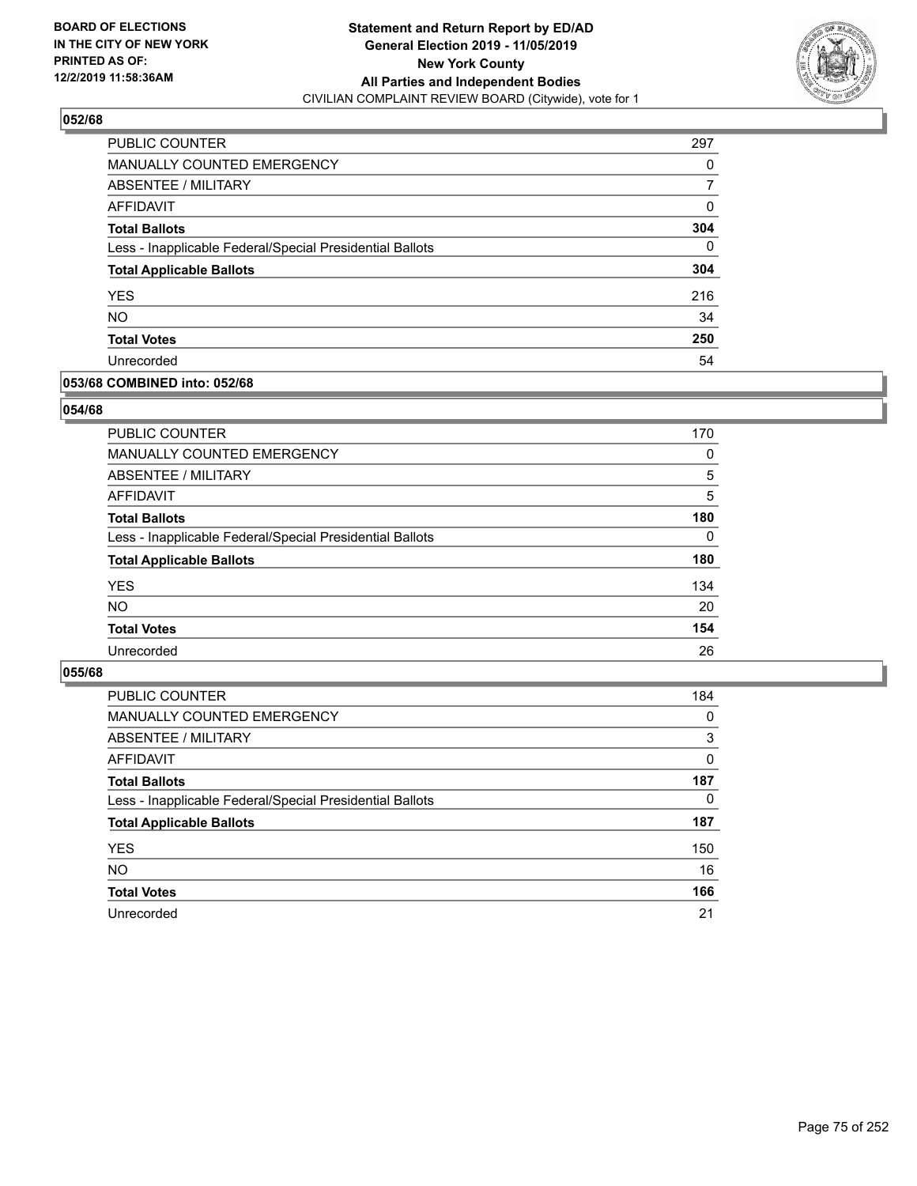**BOARD OF ELECTIONS IN THE CITY OF NEW YORK PRINTED AS OF: 12/2/2019 11:58:36AM**

**Statement and Return Report by ED/AD General Election 2019 - 11/05/2019 New York County All Parties and Independent Bodies**
CIVILIAN COMPLAINT REVIEW BOARD (Citywide), vote for 1

## 052/68

| | |
|---|---|
| PUBLIC COUNTER | 297 |
| MANUALLY COUNTED EMERGENCY | 0 |
| ABSENTEE / MILITARY | 7 |
| AFFIDAVIT | 0 |
| **Total Ballots** | **304** |
| Less - Inapplicable Federal/Special Presidential Ballots | 0 |
| **Total Applicable Ballots** | **304** |
| YES | 216 |
| NO | 34 |
| **Total Votes** | **250** |
| Unrecorded | 54 |

## 053/68 COMBINED into: 052/68

## 054/68

| | |
|---|---|
| PUBLIC COUNTER | 170 |
| MANUALLY COUNTED EMERGENCY | 0 |
| ABSENTEE / MILITARY | 5 |
| AFFIDAVIT | 5 |
| **Total Ballots** | **180** |
| Less - Inapplicable Federal/Special Presidential Ballots | 0 |
| **Total Applicable Ballots** | **180** |
| YES | 134 |
| NO | 20 |
| **Total Votes** | **154** |
| Unrecorded | 26 |

## 055/68

| | |
|---|---|
| PUBLIC COUNTER | 184 |
| MANUALLY COUNTED EMERGENCY | 0 |
| ABSENTEE / MILITARY | 3 |
| AFFIDAVIT | 0 |
| **Total Ballots** | **187** |
| Less - Inapplicable Federal/Special Presidential Ballots | 0 |
| **Total Applicable Ballots** | **187** |
| YES | 150 |
| NO | 16 |
| **Total Votes** | **166** |
| Unrecorded | 21 |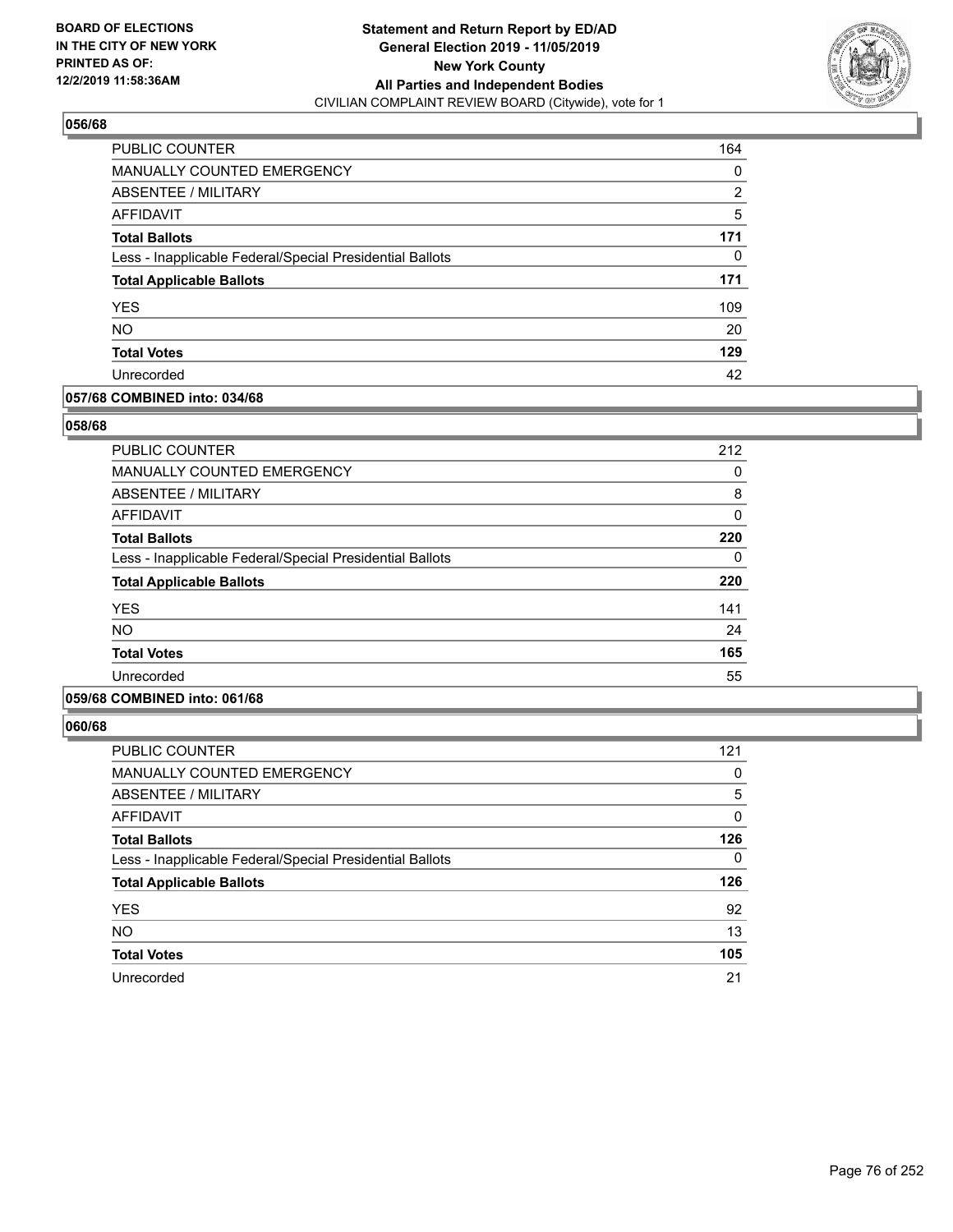**BOARD OF ELECTIONS IN THE CITY OF NEW YORK PRINTED AS OF: 12/2/2019 11:58:36AM**

**Statement and Return Report by ED/AD General Election 2019 - 11/05/2019 New York County All Parties and Independent Bodies**
CIVILIAN COMPLAINT REVIEW BOARD (Citywide), vote for 1

### 056/68

| | |
|---|---|
| PUBLIC COUNTER | 164 |
| MANUALLY COUNTED EMERGENCY | 0 |
| ABSENTEE / MILITARY | 2 |
| AFFIDAVIT | 5 |
| **Total Ballots** | **171** |
| Less - Inapplicable Federal/Special Presidential Ballots | 0 |
| **Total Applicable Ballots** | **171** |
| YES | 109 |
| NO | 20 |
| **Total Votes** | **129** |
| Unrecorded | 42 |

### 057/68 COMBINED into: 034/68

### 058/68

| | |
|---|---|
| PUBLIC COUNTER | 212 |
| MANUALLY COUNTED EMERGENCY | 0 |
| ABSENTEE / MILITARY | 8 |
| AFFIDAVIT | 0 |
| **Total Ballots** | **220** |
| Less - Inapplicable Federal/Special Presidential Ballots | 0 |
| **Total Applicable Ballots** | **220** |
| YES | 141 |
| NO | 24 |
| **Total Votes** | **165** |
| Unrecorded | 55 |

### 059/68 COMBINED into: 061/68

### 060/68

| | |
|---|---|
| PUBLIC COUNTER | 121 |
| MANUALLY COUNTED EMERGENCY | 0 |
| ABSENTEE / MILITARY | 5 |
| AFFIDAVIT | 0 |
| **Total Ballots** | **126** |
| Less - Inapplicable Federal/Special Presidential Ballots | 0 |
| **Total Applicable Ballots** | **126** |
| YES | 92 |
| NO | 13 |
| **Total Votes** | **105** |
| Unrecorded | 21 |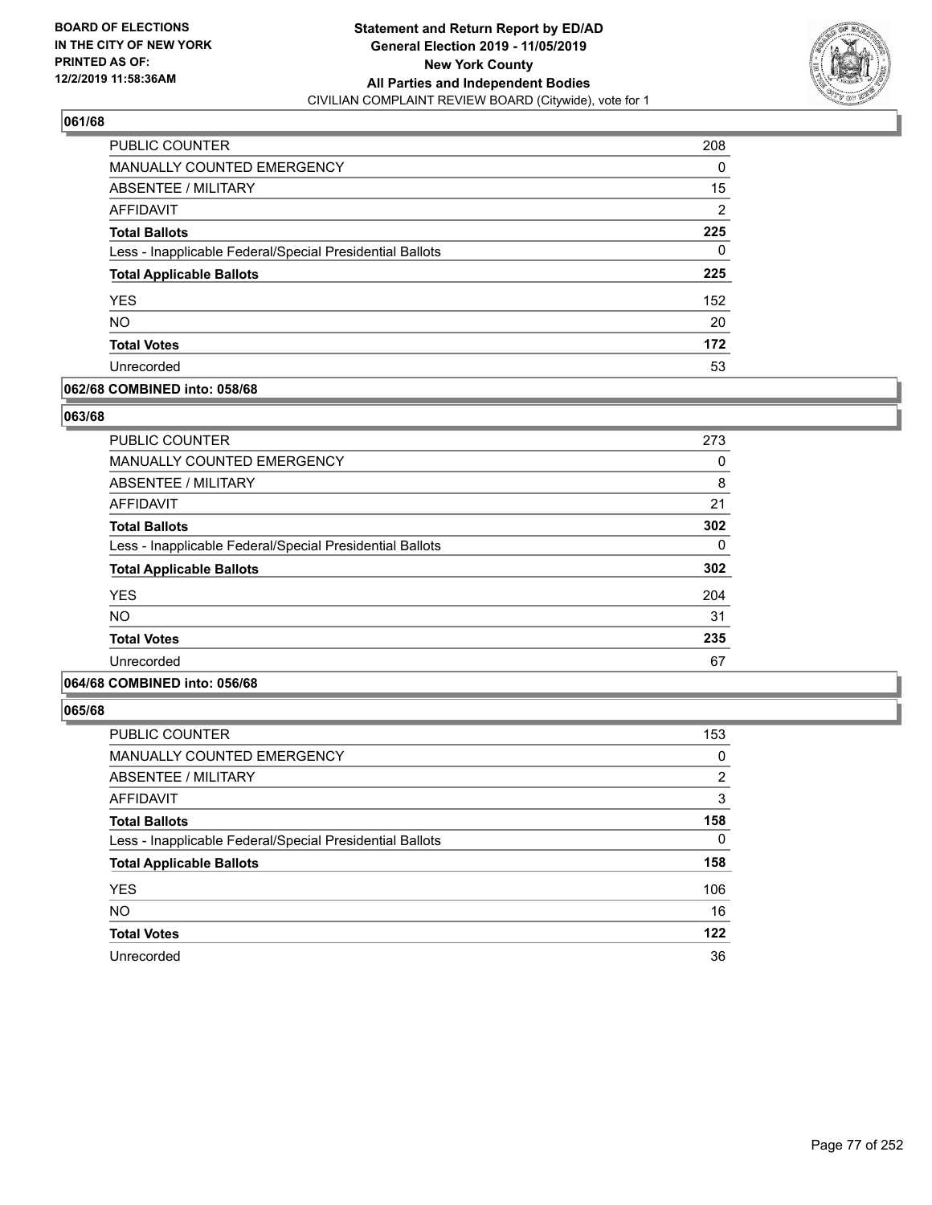**BOARD OF ELECTIONS IN THE CITY OF NEW YORK PRINTED AS OF: 12/2/2019 11:58:36AM**

**Statement and Return Report by ED/AD General Election 2019 - 11/05/2019 New York County All Parties and Independent Bodies**
CIVILIAN COMPLAINT REVIEW BOARD (Citywide), vote for 1

## 061/68

| | |
|---|---|
| PUBLIC COUNTER | 208 |
| MANUALLY COUNTED EMERGENCY | 0 |
| ABSENTEE / MILITARY | 15 |
| AFFIDAVIT | 2 |
| **Total Ballots** | **225** |
| Less - Inapplicable Federal/Special Presidential Ballots | 0 |
| **Total Applicable Ballots** | **225** |
| YES | 152 |
| NO | 20 |
| **Total Votes** | **172** |
| Unrecorded | 53 |

## 062/68 COMBINED into: 058/68

## 063/68

| | |
|---|---|
| PUBLIC COUNTER | 273 |
| MANUALLY COUNTED EMERGENCY | 0 |
| ABSENTEE / MILITARY | 8 |
| AFFIDAVIT | 21 |
| **Total Ballots** | **302** |
| Less - Inapplicable Federal/Special Presidential Ballots | 0 |
| **Total Applicable Ballots** | **302** |
| YES | 204 |
| NO | 31 |
| **Total Votes** | **235** |
| Unrecorded | 67 |

## 064/68 COMBINED into: 056/68

## 065/68

| | |
|---|---|
| PUBLIC COUNTER | 153 |
| MANUALLY COUNTED EMERGENCY | 0 |
| ABSENTEE / MILITARY | 2 |
| AFFIDAVIT | 3 |
| **Total Ballots** | **158** |
| Less - Inapplicable Federal/Special Presidential Ballots | 0 |
| **Total Applicable Ballots** | **158** |
| YES | 106 |
| NO | 16 |
| **Total Votes** | **122** |
| Unrecorded | 36 |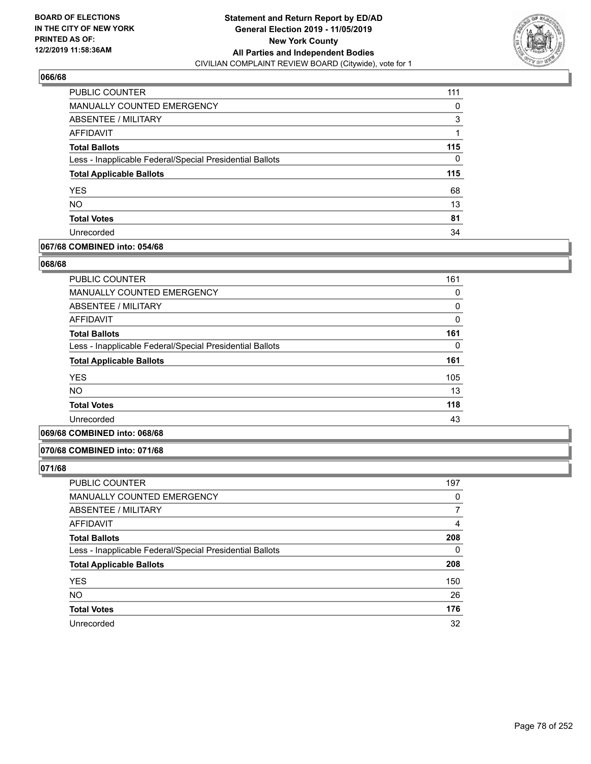## 066/68

| | |
|---|---|
| PUBLIC COUNTER | 111 |
| MANUALLY COUNTED EMERGENCY | 0 |
| ABSENTEE / MILITARY | 3 |
| AFFIDAVIT | 1 |
| **Total Ballots** | **115** |
| Less - Inapplicable Federal/Special Presidential Ballots | 0 |
| **Total Applicable Ballots** | **115** |
| YES | 68 |
| NO | 13 |
| **Total Votes** | **81** |
| Unrecorded | 34 |

## 067/68 COMBINED into: 054/68

## 068/68

| | |
|---|---|
| PUBLIC COUNTER | 161 |
| MANUALLY COUNTED EMERGENCY | 0 |
| ABSENTEE / MILITARY | 0 |
| AFFIDAVIT | 0 |
| **Total Ballots** | **161** |
| Less - Inapplicable Federal/Special Presidential Ballots | 0 |
| **Total Applicable Ballots** | **161** |
| YES | 105 |
| NO | 13 |
| **Total Votes** | **118** |
| Unrecorded | 43 |

## 069/68 COMBINED into: 068/68

## 070/68 COMBINED into: 071/68

## 071/68

| | |
|---|---|
| PUBLIC COUNTER | 197 |
| MANUALLY COUNTED EMERGENCY | 0 |
| ABSENTEE / MILITARY | 7 |
| AFFIDAVIT | 4 |
| **Total Ballots** | **208** |
| Less - Inapplicable Federal/Special Presidential Ballots | 0 |
| **Total Applicable Ballots** | **208** |
| YES | 150 |
| NO | 26 |
| **Total Votes** | **176** |
| Unrecorded | 32 |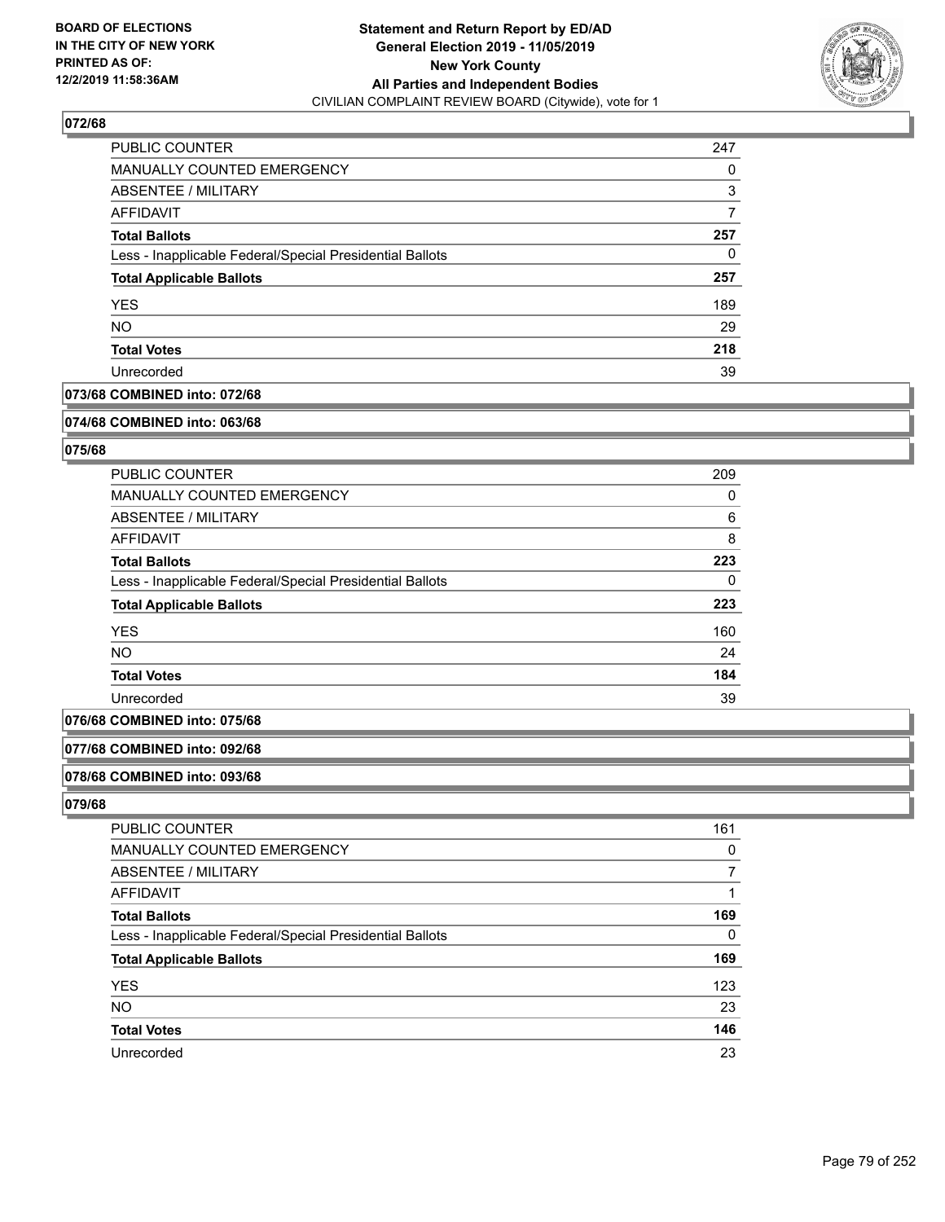### 072/68

| | |
|---|---|
| PUBLIC COUNTER | 247 |
| MANUALLY COUNTED EMERGENCY | 0 |
| ABSENTEE / MILITARY | 3 |
| AFFIDAVIT | 7 |
| **Total Ballots** | **257** |
| Less - Inapplicable Federal/Special Presidential Ballots | 0 |
| **Total Applicable Ballots** | **257** |
| YES | 189 |
| NO | 29 |
| **Total Votes** | **218** |
| Unrecorded | 39 |

### 073/68 COMBINED into: 072/68

### 074/68 COMBINED into: 063/68

### 075/68

| | |
|---|---|
| PUBLIC COUNTER | 209 |
| MANUALLY COUNTED EMERGENCY | 0 |
| ABSENTEE / MILITARY | 6 |
| AFFIDAVIT | 8 |
| **Total Ballots** | **223** |
| Less - Inapplicable Federal/Special Presidential Ballots | 0 |
| **Total Applicable Ballots** | **223** |
| YES | 160 |
| NO | 24 |
| **Total Votes** | **184** |
| Unrecorded | 39 |

### 076/68 COMBINED into: 075/68

### 077/68 COMBINED into: 092/68

### 078/68 COMBINED into: 093/68

### 079/68

| | |
|---|---|
| PUBLIC COUNTER | 161 |
| MANUALLY COUNTED EMERGENCY | 0 |
| ABSENTEE / MILITARY | 7 |
| AFFIDAVIT | 1 |
| **Total Ballots** | **169** |
| Less - Inapplicable Federal/Special Presidential Ballots | 0 |
| **Total Applicable Ballots** | **169** |
| YES | 123 |
| NO | 23 |
| **Total Votes** | **146** |
| Unrecorded | 23 |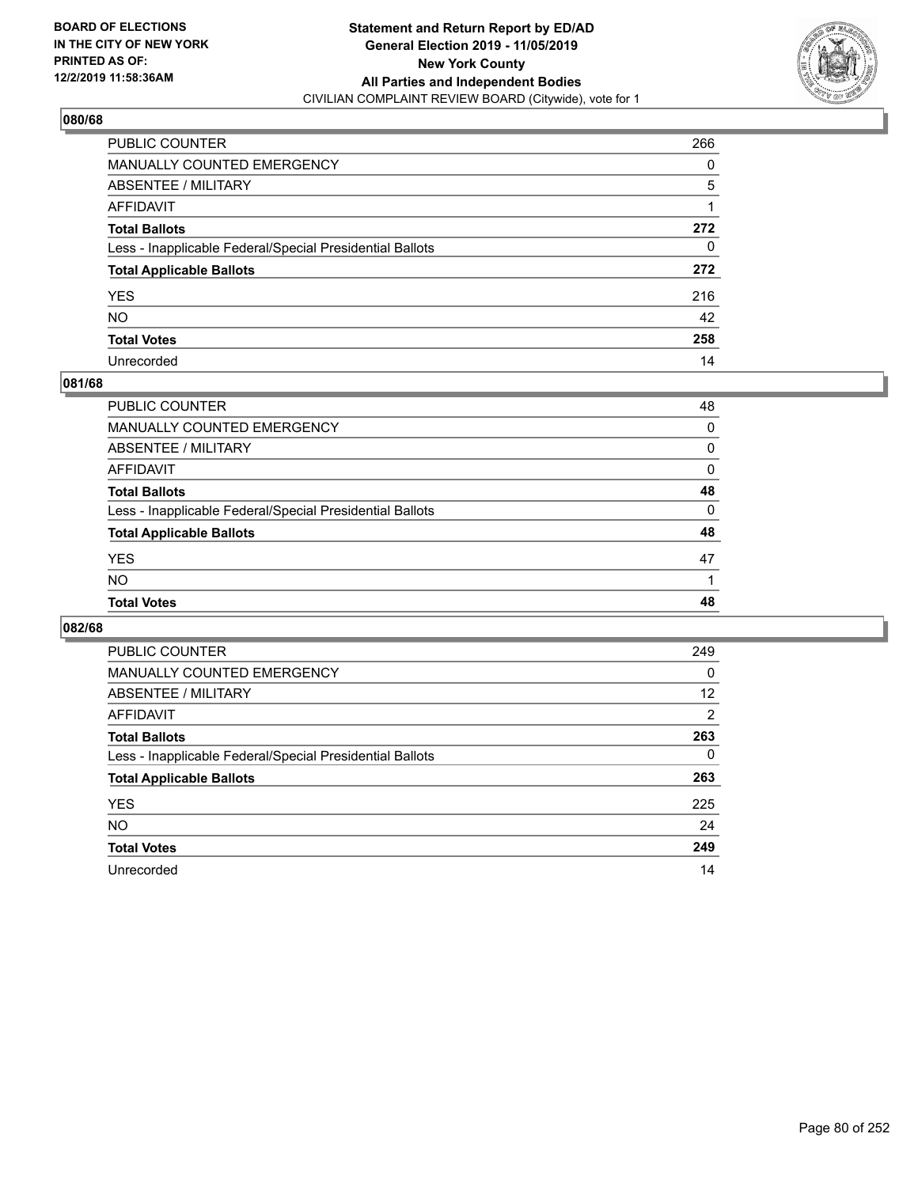**BOARD OF ELECTIONS IN THE CITY OF NEW YORK PRINTED AS OF: 12/2/2019 11:58:36AM**

**Statement and Return Report by ED/AD General Election 2019 - 11/05/2019 New York County All Parties and Independent Bodies**
CIVILIAN COMPLAINT REVIEW BOARD (Citywide), vote for 1

### 080/68

| | |
|---|---|
| PUBLIC COUNTER | 266 |
| MANUALLY COUNTED EMERGENCY | 0 |
| ABSENTEE / MILITARY | 5 |
| AFFIDAVIT | 1 |
| **Total Ballots** | **272** |
| Less - Inapplicable Federal/Special Presidential Ballots | 0 |
| **Total Applicable Ballots** | **272** |
| YES | 216 |
| NO | 42 |
| **Total Votes** | **258** |
| Unrecorded | 14 |

### 081/68

| | |
|---|---|
| PUBLIC COUNTER | 48 |
| MANUALLY COUNTED EMERGENCY | 0 |
| ABSENTEE / MILITARY | 0 |
| AFFIDAVIT | 0 |
| **Total Ballots** | **48** |
| Less - Inapplicable Federal/Special Presidential Ballots | 0 |
| **Total Applicable Ballots** | **48** |
| YES | 47 |
| NO | 1 |
| **Total Votes** | **48** |

### 082/68

| | |
|---|---|
| PUBLIC COUNTER | 249 |
| MANUALLY COUNTED EMERGENCY | 0 |
| ABSENTEE / MILITARY | 12 |
| AFFIDAVIT | 2 |
| **Total Ballots** | **263** |
| Less - Inapplicable Federal/Special Presidential Ballots | 0 |
| **Total Applicable Ballots** | **263** |
| YES | 225 |
| NO | 24 |
| **Total Votes** | **249** |
| Unrecorded | 14 |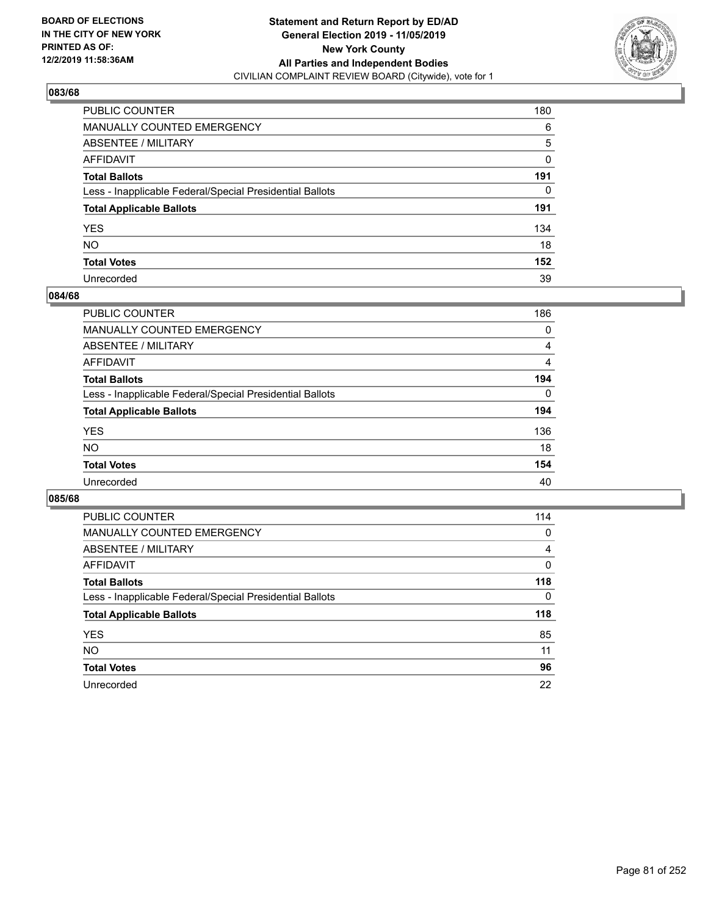**BOARD OF ELECTIONS IN THE CITY OF NEW YORK PRINTED AS OF: 12/2/2019 11:58:36AM**

**Statement and Return Report by ED/AD General Election 2019 - 11/05/2019 New York County All Parties and Independent Bodies**
CIVILIAN COMPLAINT REVIEW BOARD (Citywide), vote for 1

## 083/68

| | |
|---|---|
| PUBLIC COUNTER | 180 |
| MANUALLY COUNTED EMERGENCY | 6 |
| ABSENTEE / MILITARY | 5 |
| AFFIDAVIT | 0 |
| **Total Ballots** | **191** |
| Less - Inapplicable Federal/Special Presidential Ballots | 0 |
| **Total Applicable Ballots** | **191** |
| YES | 134 |
| NO | 18 |
| **Total Votes** | **152** |
| Unrecorded | 39 |

## 084/68

| | |
|---|---|
| PUBLIC COUNTER | 186 |
| MANUALLY COUNTED EMERGENCY | 0 |
| ABSENTEE / MILITARY | 4 |
| AFFIDAVIT | 4 |
| **Total Ballots** | **194** |
| Less - Inapplicable Federal/Special Presidential Ballots | 0 |
| **Total Applicable Ballots** | **194** |
| YES | 136 |
| NO | 18 |
| **Total Votes** | **154** |
| Unrecorded | 40 |

## 085/68

| | |
|---|---|
| PUBLIC COUNTER | 114 |
| MANUALLY COUNTED EMERGENCY | 0 |
| ABSENTEE / MILITARY | 4 |
| AFFIDAVIT | 0 |
| **Total Ballots** | **118** |
| Less - Inapplicable Federal/Special Presidential Ballots | 0 |
| **Total Applicable Ballots** | **118** |
| YES | 85 |
| NO | 11 |
| **Total Votes** | **96** |
| Unrecorded | 22 |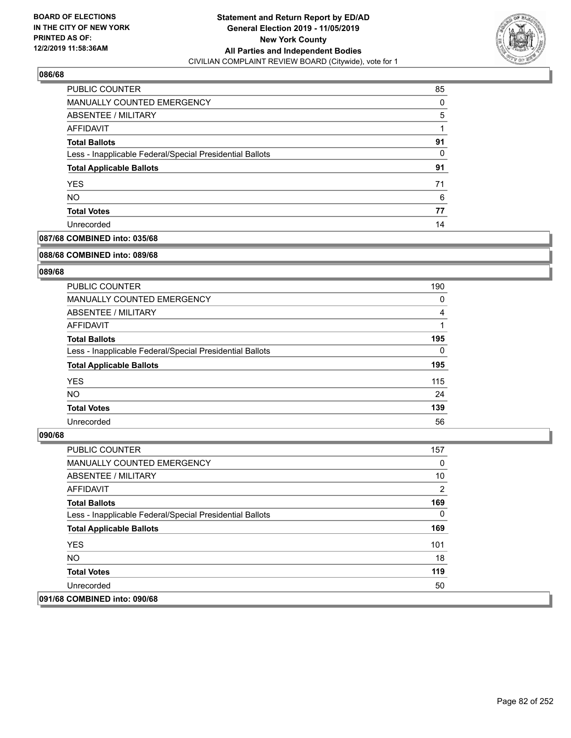## 086/68

| | |
|---|---|
| PUBLIC COUNTER | 85 |
| MANUALLY COUNTED EMERGENCY | 0 |
| ABSENTEE / MILITARY | 5 |
| AFFIDAVIT | 1 |
| **Total Ballots** | **91** |
| Less - Inapplicable Federal/Special Presidential Ballots | 0 |
| **Total Applicable Ballots** | **91** |
| YES | 71 |
| NO | 6 |
| **Total Votes** | **77** |
| Unrecorded | 14 |

## 087/68 COMBINED into: 035/68

## 088/68 COMBINED into: 089/68

## 089/68

| | |
|---|---|
| PUBLIC COUNTER | 190 |
| MANUALLY COUNTED EMERGENCY | 0 |
| ABSENTEE / MILITARY | 4 |
| AFFIDAVIT | 1 |
| **Total Ballots** | **195** |
| Less - Inapplicable Federal/Special Presidential Ballots | 0 |
| **Total Applicable Ballots** | **195** |
| YES | 115 |
| NO | 24 |
| **Total Votes** | **139** |
| Unrecorded | 56 |

## 090/68

| | |
|---|---|
| PUBLIC COUNTER | 157 |
| MANUALLY COUNTED EMERGENCY | 0 |
| ABSENTEE / MILITARY | 10 |
| AFFIDAVIT | 2 |
| **Total Ballots** | **169** |
| Less - Inapplicable Federal/Special Presidential Ballots | 0 |
| **Total Applicable Ballots** | **169** |
| YES | 101 |
| NO | 18 |
| **Total Votes** | **119** |
| Unrecorded | 50 |

## 091/68 COMBINED into: 090/68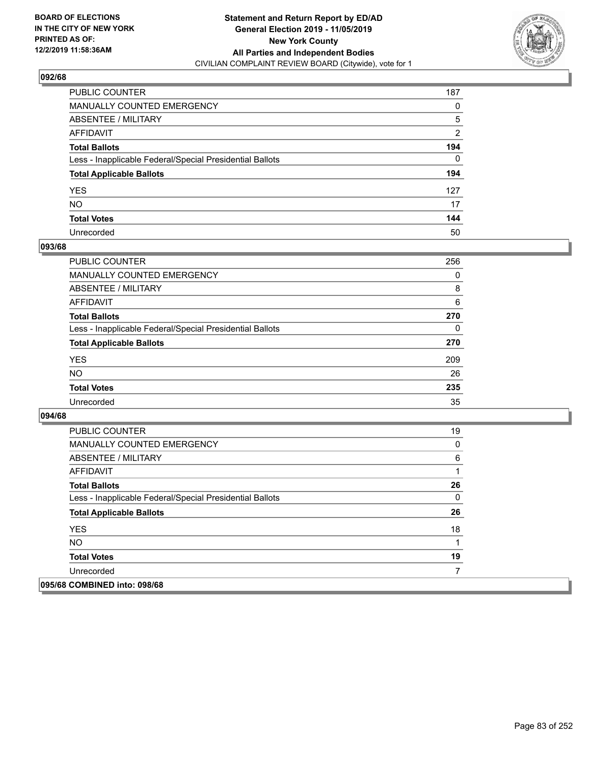## 092/68

| | |
|---|---|
| PUBLIC COUNTER | 187 |
| MANUALLY COUNTED EMERGENCY | 0 |
| ABSENTEE / MILITARY | 5 |
| AFFIDAVIT | 2 |
| **Total Ballots** | **194** |
| Less - Inapplicable Federal/Special Presidential Ballots | 0 |
| **Total Applicable Ballots** | **194** |
| YES | 127 |
| NO | 17 |
| **Total Votes** | **144** |
| Unrecorded | 50 |

## 093/68

| | |
|---|---|
| PUBLIC COUNTER | 256 |
| MANUALLY COUNTED EMERGENCY | 0 |
| ABSENTEE / MILITARY | 8 |
| AFFIDAVIT | 6 |
| **Total Ballots** | **270** |
| Less - Inapplicable Federal/Special Presidential Ballots | 0 |
| **Total Applicable Ballots** | **270** |
| YES | 209 |
| NO | 26 |
| **Total Votes** | **235** |
| Unrecorded | 35 |

## 094/68

| | |
|---|---|
| PUBLIC COUNTER | 19 |
| MANUALLY COUNTED EMERGENCY | 0 |
| ABSENTEE / MILITARY | 6 |
| AFFIDAVIT | 1 |
| **Total Ballots** | **26** |
| Less - Inapplicable Federal/Special Presidential Ballots | 0 |
| **Total Applicable Ballots** | **26** |
| YES | 18 |
| NO | 1 |
| **Total Votes** | **19** |
| Unrecorded | 7 |

## 095/68 COMBINED into: 098/68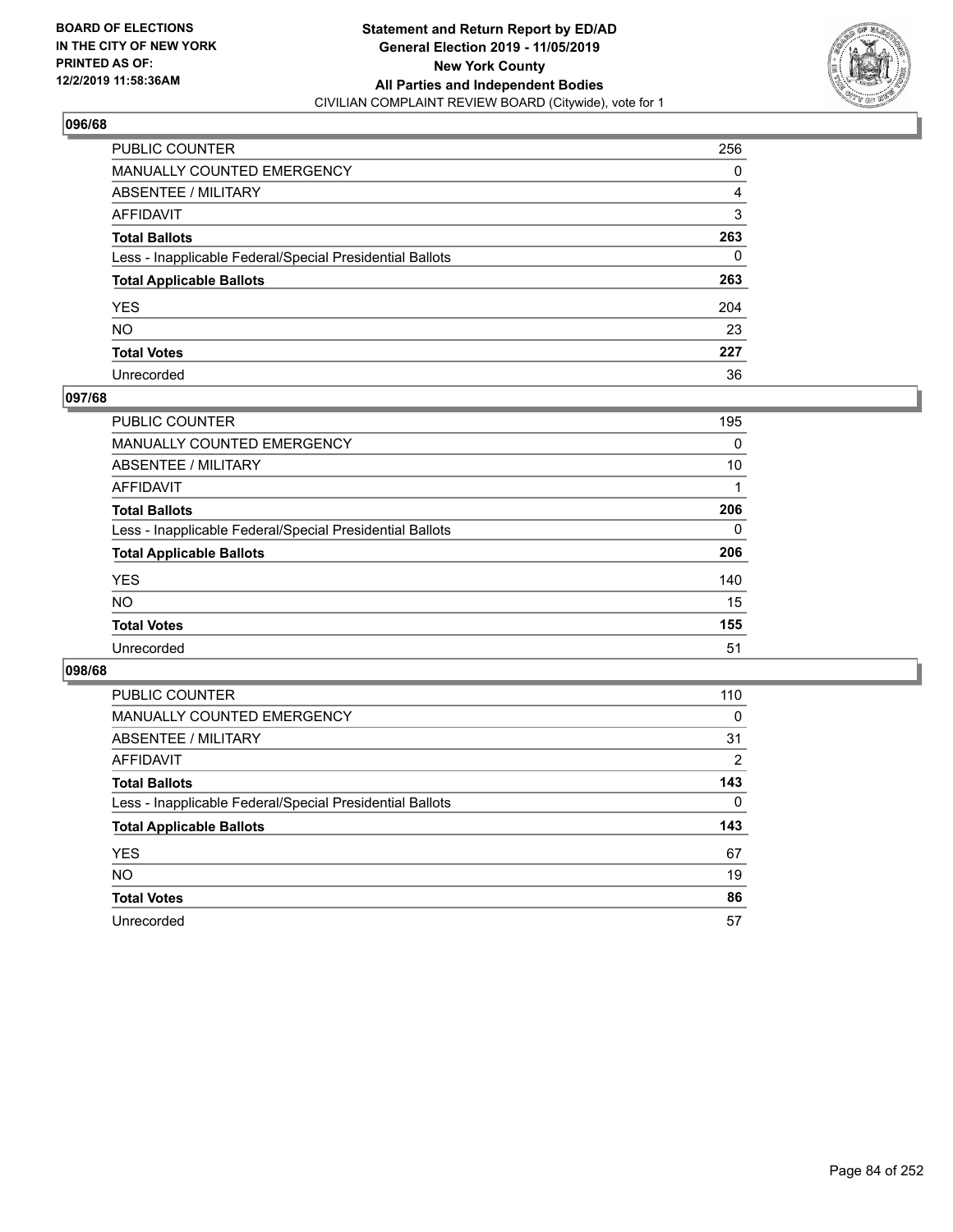**BOARD OF ELECTIONS IN THE CITY OF NEW YORK PRINTED AS OF: 12/2/2019 11:58:36AM**

**Statement and Return Report by ED/AD General Election 2019 - 11/05/2019 New York County All Parties and Independent Bodies**
CIVILIAN COMPLAINT REVIEW BOARD (Citywide), vote for 1

## 096/68

| | |
|---|---|
| PUBLIC COUNTER | 256 |
| MANUALLY COUNTED EMERGENCY | 0 |
| ABSENTEE / MILITARY | 4 |
| AFFIDAVIT | 3 |
| **Total Ballots** | **263** |
| Less - Inapplicable Federal/Special Presidential Ballots | 0 |
| **Total Applicable Ballots** | **263** |
| YES | 204 |
| NO | 23 |
| **Total Votes** | **227** |
| Unrecorded | 36 |

## 097/68

| | |
|---|---|
| PUBLIC COUNTER | 195 |
| MANUALLY COUNTED EMERGENCY | 0 |
| ABSENTEE / MILITARY | 10 |
| AFFIDAVIT | 1 |
| **Total Ballots** | **206** |
| Less - Inapplicable Federal/Special Presidential Ballots | 0 |
| **Total Applicable Ballots** | **206** |
| YES | 140 |
| NO | 15 |
| **Total Votes** | **155** |
| Unrecorded | 51 |

## 098/68

| | |
|---|---|
| PUBLIC COUNTER | 110 |
| MANUALLY COUNTED EMERGENCY | 0 |
| ABSENTEE / MILITARY | 31 |
| AFFIDAVIT | 2 |
| **Total Ballots** | **143** |
| Less - Inapplicable Federal/Special Presidential Ballots | 0 |
| **Total Applicable Ballots** | **143** |
| YES | 67 |
| NO | 19 |
| **Total Votes** | **86** |
| Unrecorded | 57 |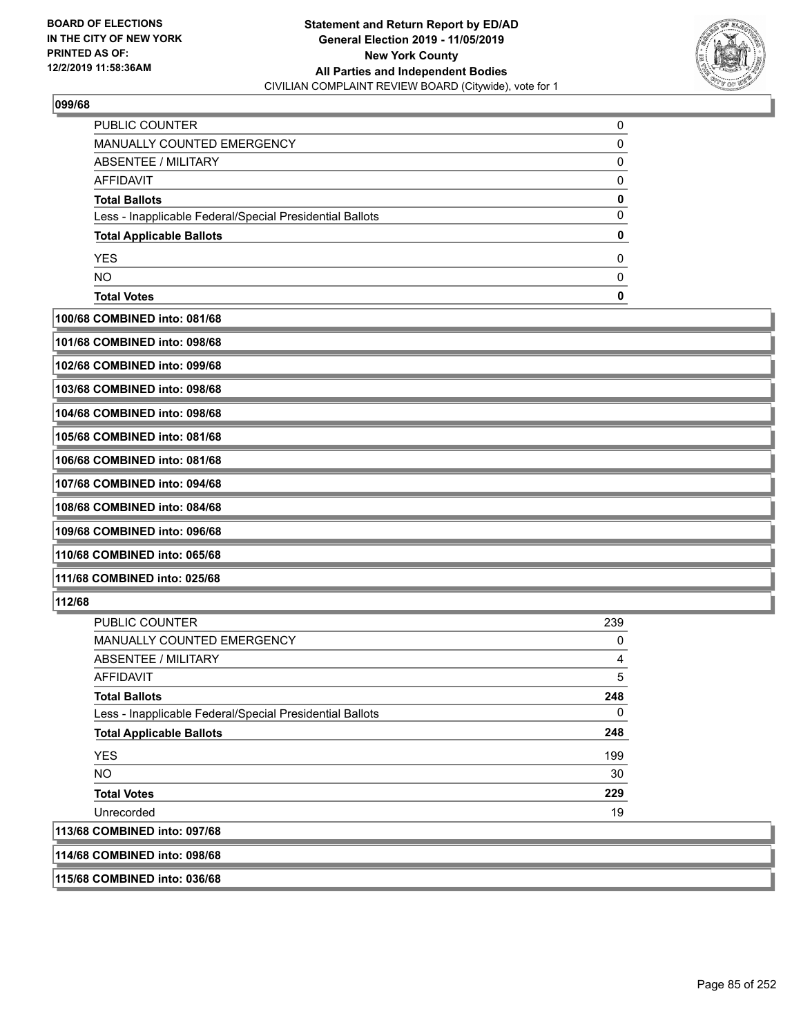**Statement and Return Report by ED/AD**
**General Election 2019 - 11/05/2019**
**New York County**
**All Parties and Independent Bodies**
CIVILIAN COMPLAINT REVIEW BOARD (Citywide), vote for 1

BOARD OF ELECTIONS IN THE CITY OF NEW YORK PRINTED AS OF: 12/2/2019 11:58:36AM

**099/68**

| | |
|---|---|
| PUBLIC COUNTER | 0 |
| MANUALLY COUNTED EMERGENCY | 0 |
| ABSENTEE / MILITARY | 0 |
| AFFIDAVIT | 0 |
| **Total Ballots** | **0** |
| Less - Inapplicable Federal/Special Presidential Ballots | 0 |
| **Total Applicable Ballots** | **0** |
| YES | 0 |
| NO | 0 |
| **Total Votes** | **0** |

**100/68 COMBINED into: 081/68**

**101/68 COMBINED into: 098/68**

**102/68 COMBINED into: 099/68**

**103/68 COMBINED into: 098/68**

**104/68 COMBINED into: 098/68**

**105/68 COMBINED into: 081/68**

**106/68 COMBINED into: 081/68**

**107/68 COMBINED into: 094/68**

**108/68 COMBINED into: 084/68**

**109/68 COMBINED into: 096/68**

**110/68 COMBINED into: 065/68**

**111/68 COMBINED into: 025/68**

**112/68**

| | |
|---|---|
| PUBLIC COUNTER | 239 |
| MANUALLY COUNTED EMERGENCY | 0 |
| ABSENTEE / MILITARY | 4 |
| AFFIDAVIT | 5 |
| **Total Ballots** | **248** |
| Less - Inapplicable Federal/Special Presidential Ballots | 0 |
| **Total Applicable Ballots** | **248** |
| YES | 199 |
| NO | 30 |
| **Total Votes** | **229** |
| Unrecorded | 19 |

**113/68 COMBINED into: 097/68**

**114/68 COMBINED into: 098/68**

**115/68 COMBINED into: 036/68**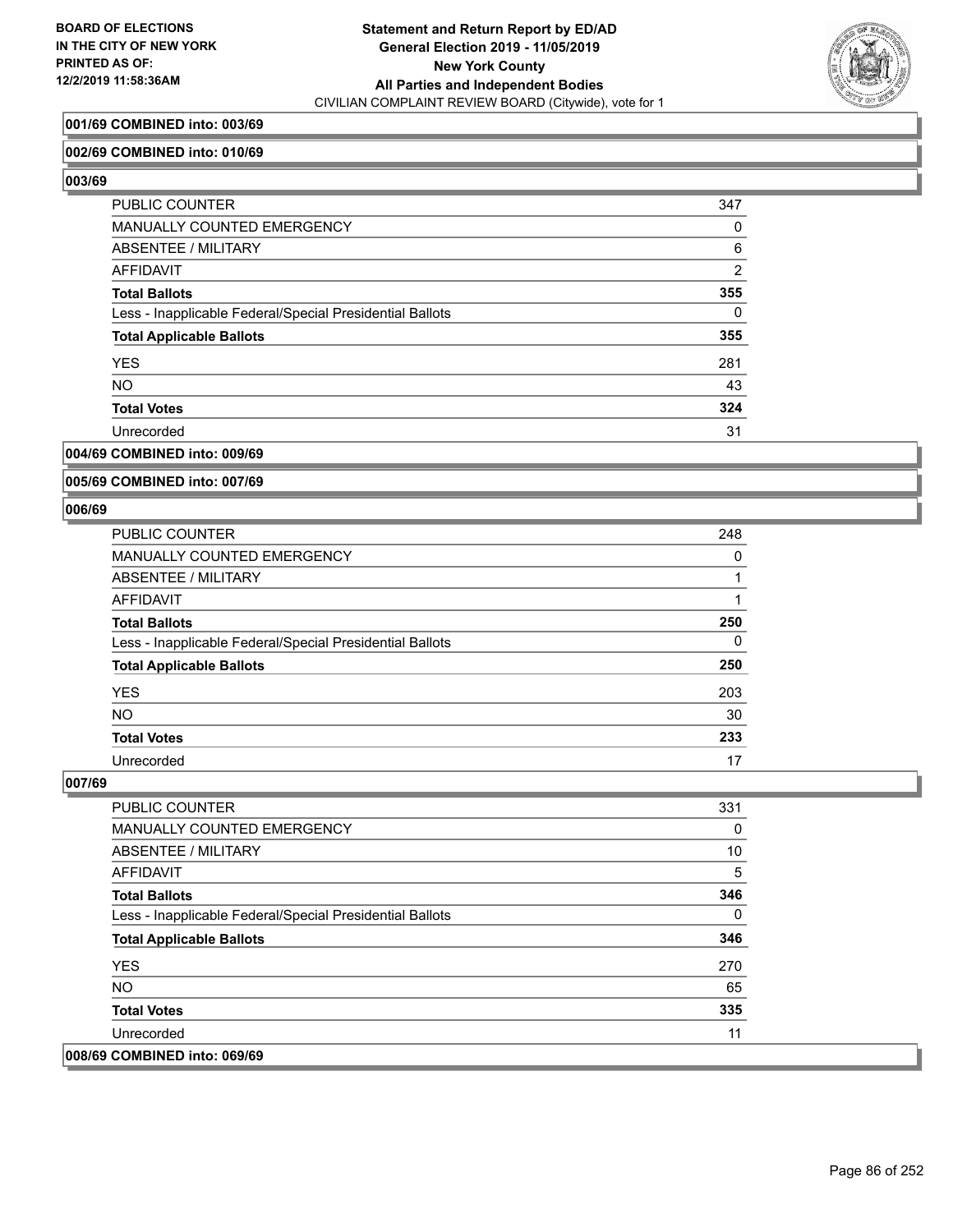**001/69 COMBINED into: 003/69**

**002/69 COMBINED into: 010/69**

**003/69**

| | |
|---|---|
| PUBLIC COUNTER | 347 |
| MANUALLY COUNTED EMERGENCY | 0 |
| ABSENTEE / MILITARY | 6 |
| AFFIDAVIT | 2 |
| **Total Ballots** | **355** |
| Less - Inapplicable Federal/Special Presidential Ballots | 0 |
| **Total Applicable Ballots** | **355** |
| YES | 281 |
| NO | 43 |
| **Total Votes** | **324** |
| Unrecorded | 31 |

**004/69 COMBINED into: 009/69**

**005/69 COMBINED into: 007/69**

**006/69**

| | |
|---|---|
| PUBLIC COUNTER | 248 |
| MANUALLY COUNTED EMERGENCY | 0 |
| ABSENTEE / MILITARY | 1 |
| AFFIDAVIT | 1 |
| **Total Ballots** | **250** |
| Less - Inapplicable Federal/Special Presidential Ballots | 0 |
| **Total Applicable Ballots** | **250** |
| YES | 203 |
| NO | 30 |
| **Total Votes** | **233** |
| Unrecorded | 17 |

**007/69**

| | |
|---|---|
| PUBLIC COUNTER | 331 |
| MANUALLY COUNTED EMERGENCY | 0 |
| ABSENTEE / MILITARY | 10 |
| AFFIDAVIT | 5 |
| **Total Ballots** | **346** |
| Less - Inapplicable Federal/Special Presidential Ballots | 0 |
| **Total Applicable Ballots** | **346** |
| YES | 270 |
| NO | 65 |
| **Total Votes** | **335** |
| Unrecorded | 11 |

**008/69 COMBINED into: 069/69**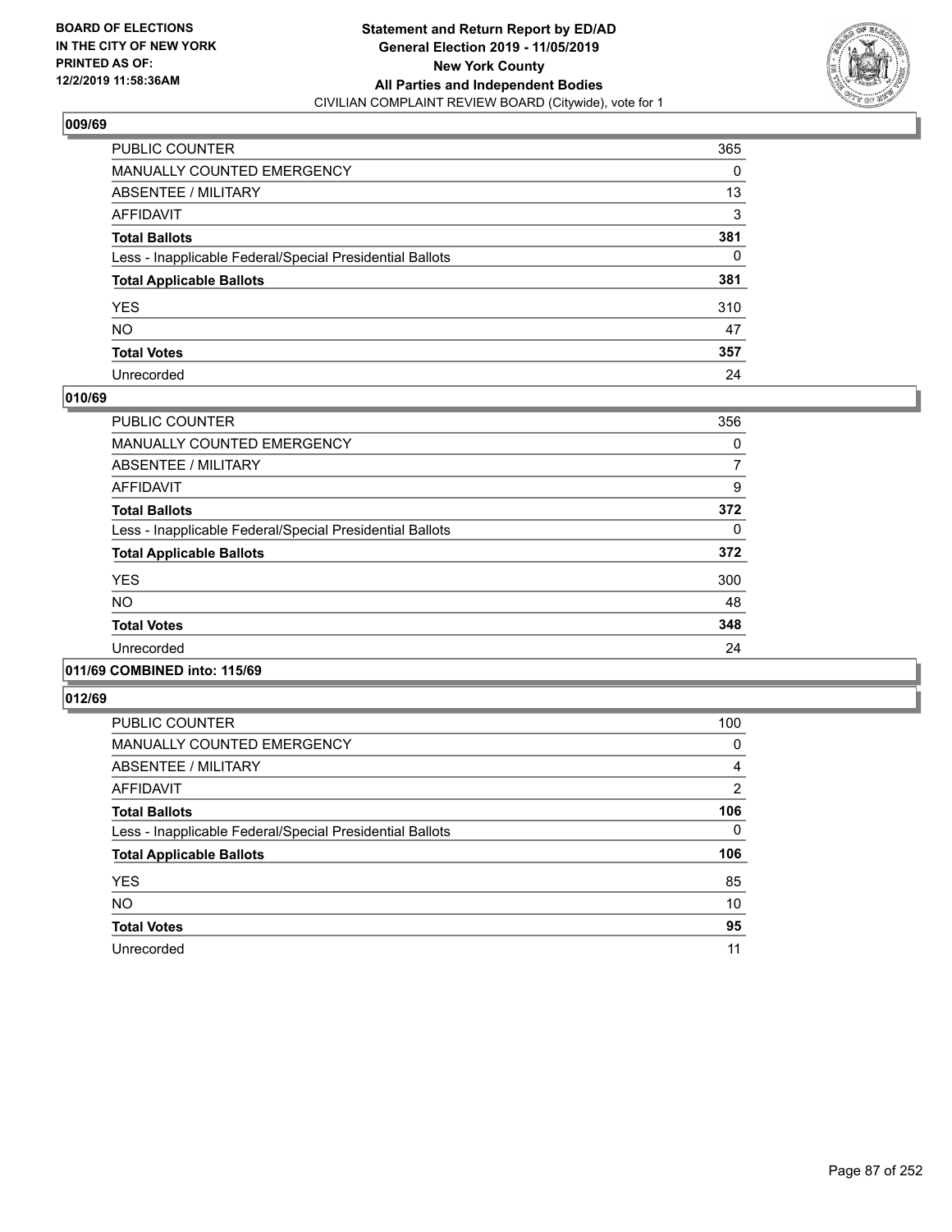**BOARD OF ELECTIONS IN THE CITY OF NEW YORK PRINTED AS OF: 12/2/2019 11:58:36AM**

**Statement and Return Report by ED/AD General Election 2019 - 11/05/2019 New York County All Parties and Independent Bodies**
CIVILIAN COMPLAINT REVIEW BOARD (Citywide), vote for 1

### 009/69

| | |
|---|---|
| PUBLIC COUNTER | 365 |
| MANUALLY COUNTED EMERGENCY | 0 |
| ABSENTEE / MILITARY | 13 |
| AFFIDAVIT | 3 |
| **Total Ballots** | **381** |
| Less - Inapplicable Federal/Special Presidential Ballots | 0 |
| **Total Applicable Ballots** | **381** |
| YES | 310 |
| NO | 47 |
| **Total Votes** | **357** |
| Unrecorded | 24 |

### 010/69

| | |
|---|---|
| PUBLIC COUNTER | 356 |
| MANUALLY COUNTED EMERGENCY | 0 |
| ABSENTEE / MILITARY | 7 |
| AFFIDAVIT | 9 |
| **Total Ballots** | **372** |
| Less - Inapplicable Federal/Special Presidential Ballots | 0 |
| **Total Applicable Ballots** | **372** |
| YES | 300 |
| NO | 48 |
| **Total Votes** | **348** |
| Unrecorded | 24 |

### 011/69 COMBINED into: 115/69

### 012/69

| | |
|---|---|
| PUBLIC COUNTER | 100 |
| MANUALLY COUNTED EMERGENCY | 0 |
| ABSENTEE / MILITARY | 4 |
| AFFIDAVIT | 2 |
| **Total Ballots** | **106** |
| Less - Inapplicable Federal/Special Presidential Ballots | 0 |
| **Total Applicable Ballots** | **106** |
| YES | 85 |
| NO | 10 |
| **Total Votes** | **95** |
| Unrecorded | 11 |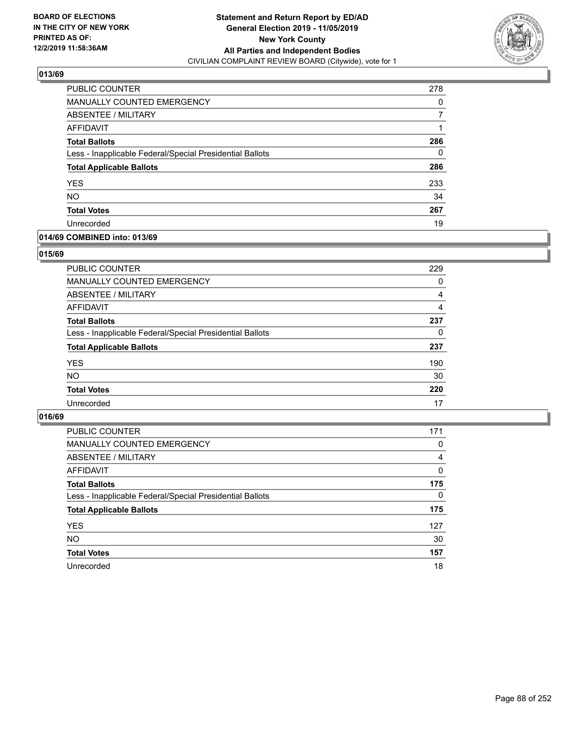BOARD OF ELECTIONS
IN THE CITY OF NEW YORK
PRINTED AS OF:
12/2/2019 11:58:36AM

**Statement and Return Report by ED/AD**
**General Election 2019 - 11/05/2019**
**New York County**
**All Parties and Independent Bodies**
CIVILIAN COMPLAINT REVIEW BOARD (Citywide), vote for 1

## 013/69

| | |
|---|---|
| PUBLIC COUNTER | 278 |
| MANUALLY COUNTED EMERGENCY | 0 |
| ABSENTEE / MILITARY | 7 |
| AFFIDAVIT | 1 |
| **Total Ballots** | **286** |
| Less - Inapplicable Federal/Special Presidential Ballots | 0 |
| **Total Applicable Ballots** | **286** |
| YES | 233 |
| NO | 34 |
| **Total Votes** | **267** |
| Unrecorded | 19 |

## 014/69 COMBINED into: 013/69

## 015/69

| | |
|---|---|
| PUBLIC COUNTER | 229 |
| MANUALLY COUNTED EMERGENCY | 0 |
| ABSENTEE / MILITARY | 4 |
| AFFIDAVIT | 4 |
| **Total Ballots** | **237** |
| Less - Inapplicable Federal/Special Presidential Ballots | 0 |
| **Total Applicable Ballots** | **237** |
| YES | 190 |
| NO | 30 |
| **Total Votes** | **220** |
| Unrecorded | 17 |

## 016/69

| | |
|---|---|
| PUBLIC COUNTER | 171 |
| MANUALLY COUNTED EMERGENCY | 0 |
| ABSENTEE / MILITARY | 4 |
| AFFIDAVIT | 0 |
| **Total Ballots** | **175** |
| Less - Inapplicable Federal/Special Presidential Ballots | 0 |
| **Total Applicable Ballots** | **175** |
| YES | 127 |
| NO | 30 |
| **Total Votes** | **157** |
| Unrecorded | 18 |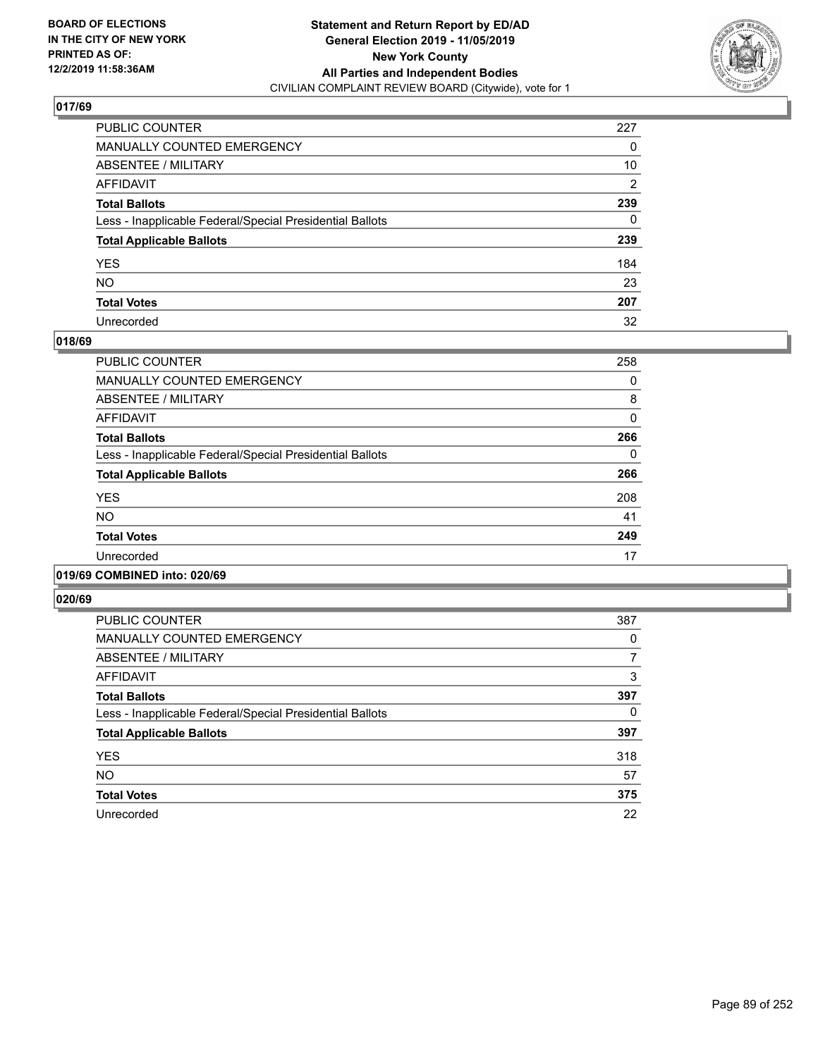## 017/69

| | |
|---|---|
| PUBLIC COUNTER | 227 |
| MANUALLY COUNTED EMERGENCY | 0 |
| ABSENTEE / MILITARY | 10 |
| AFFIDAVIT | 2 |
| **Total Ballots** | **239** |
| Less - Inapplicable Federal/Special Presidential Ballots | 0 |
| **Total Applicable Ballots** | **239** |
| YES | 184 |
| NO | 23 |
| **Total Votes** | **207** |
| Unrecorded | 32 |

## 018/69

| | |
|---|---|
| PUBLIC COUNTER | 258 |
| MANUALLY COUNTED EMERGENCY | 0 |
| ABSENTEE / MILITARY | 8 |
| AFFIDAVIT | 0 |
| **Total Ballots** | **266** |
| Less - Inapplicable Federal/Special Presidential Ballots | 0 |
| **Total Applicable Ballots** | **266** |
| YES | 208 |
| NO | 41 |
| **Total Votes** | **249** |
| Unrecorded | 17 |

## 019/69 COMBINED into: 020/69

## 020/69

| | |
|---|---|
| PUBLIC COUNTER | 387 |
| MANUALLY COUNTED EMERGENCY | 0 |
| ABSENTEE / MILITARY | 7 |
| AFFIDAVIT | 3 |
| **Total Ballots** | **397** |
| Less - Inapplicable Federal/Special Presidential Ballots | 0 |
| **Total Applicable Ballots** | **397** |
| YES | 318 |
| NO | 57 |
| **Total Votes** | **375** |
| Unrecorded | 22 |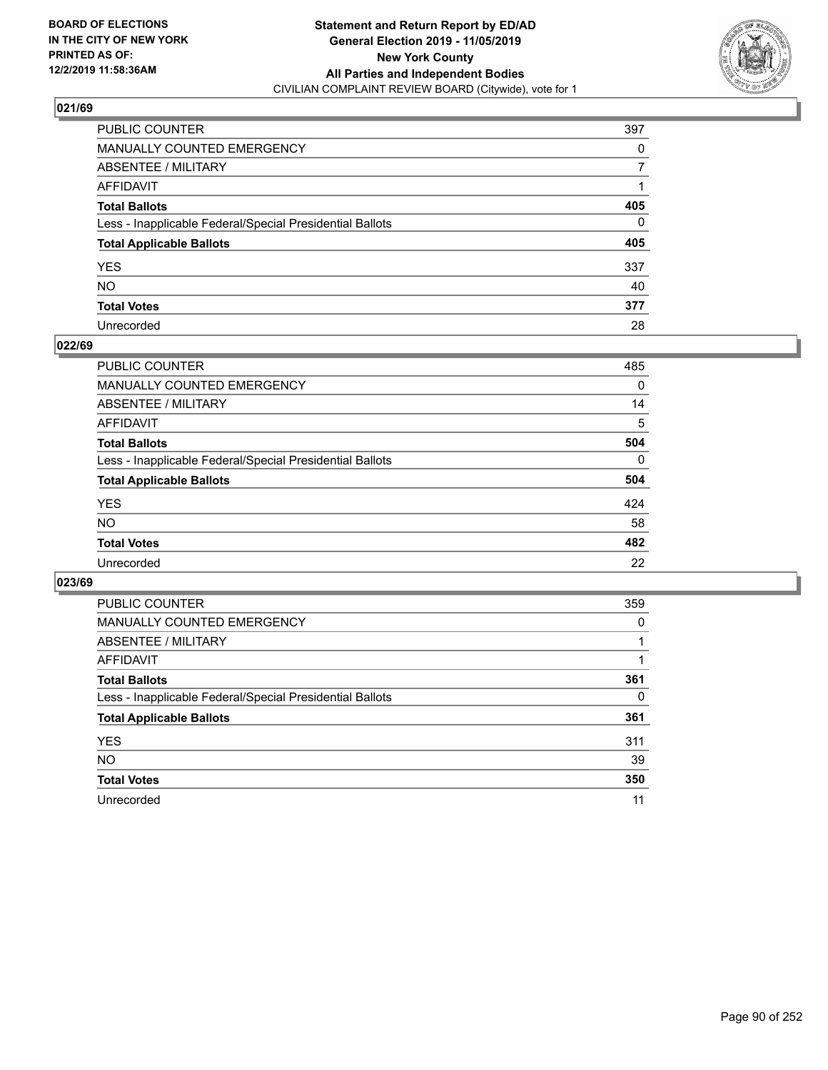**BOARD OF ELECTIONS IN THE CITY OF NEW YORK PRINTED AS OF: 12/2/2019 11:58:36AM**

**Statement and Return Report by ED/AD General Election 2019 - 11/05/2019 New York County All Parties and Independent Bodies**
CIVILIAN COMPLAINT REVIEW BOARD (Citywide), vote for 1

### 021/69

| | |
|---|---|
| PUBLIC COUNTER | 397 |
| MANUALLY COUNTED EMERGENCY | 0 |
| ABSENTEE / MILITARY | 7 |
| AFFIDAVIT | 1 |
| **Total Ballots** | **405** |
| Less - Inapplicable Federal/Special Presidential Ballots | 0 |
| **Total Applicable Ballots** | **405** |
| YES | 337 |
| NO | 40 |
| **Total Votes** | **377** |
| Unrecorded | 28 |

### 022/69

| | |
|---|---|
| PUBLIC COUNTER | 485 |
| MANUALLY COUNTED EMERGENCY | 0 |
| ABSENTEE / MILITARY | 14 |
| AFFIDAVIT | 5 |
| **Total Ballots** | **504** |
| Less - Inapplicable Federal/Special Presidential Ballots | 0 |
| **Total Applicable Ballots** | **504** |
| YES | 424 |
| NO | 58 |
| **Total Votes** | **482** |
| Unrecorded | 22 |

### 023/69

| | |
|---|---|
| PUBLIC COUNTER | 359 |
| MANUALLY COUNTED EMERGENCY | 0 |
| ABSENTEE / MILITARY | 1 |
| AFFIDAVIT | 1 |
| **Total Ballots** | **361** |
| Less - Inapplicable Federal/Special Presidential Ballots | 0 |
| **Total Applicable Ballots** | **361** |
| YES | 311 |
| NO | 39 |
| **Total Votes** | **350** |
| Unrecorded | 11 |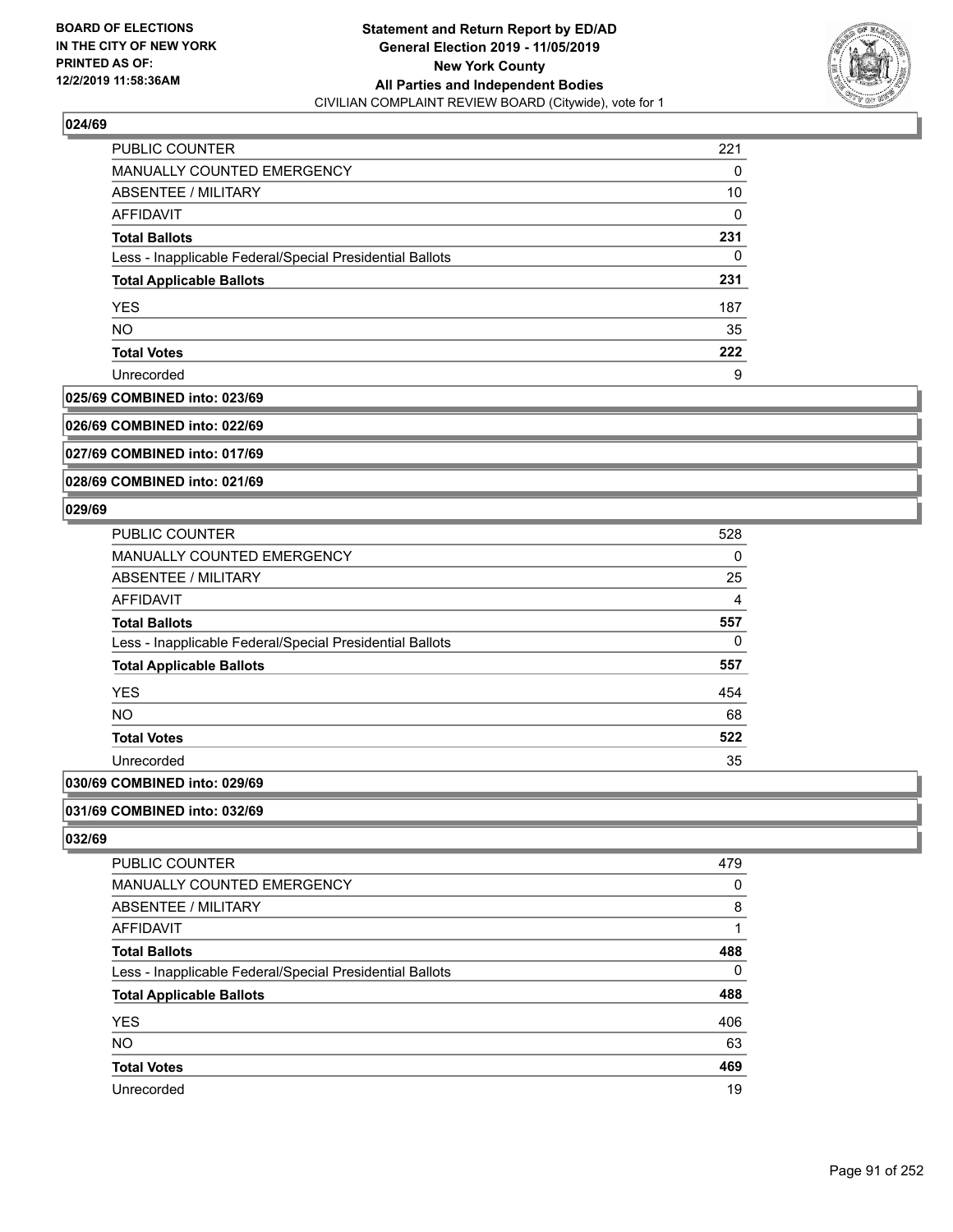## 024/69

| | |
|---|---|
| PUBLIC COUNTER | 221 |
| MANUALLY COUNTED EMERGENCY | 0 |
| ABSENTEE / MILITARY | 10 |
| AFFIDAVIT | 0 |
| **Total Ballots** | **231** |
| Less - Inapplicable Federal/Special Presidential Ballots | 0 |
| **Total Applicable Ballots** | **231** |
| YES | 187 |
| NO | 35 |
| **Total Votes** | **222** |
| Unrecorded | 9 |

## 025/69 COMBINED into: 023/69

## 026/69 COMBINED into: 022/69

## 027/69 COMBINED into: 017/69

## 028/69 COMBINED into: 021/69

## 029/69

| | |
|---|---|
| PUBLIC COUNTER | 528 |
| MANUALLY COUNTED EMERGENCY | 0 |
| ABSENTEE / MILITARY | 25 |
| AFFIDAVIT | 4 |
| **Total Ballots** | **557** |
| Less - Inapplicable Federal/Special Presidential Ballots | 0 |
| **Total Applicable Ballots** | **557** |
| YES | 454 |
| NO | 68 |
| **Total Votes** | **522** |
| Unrecorded | 35 |

## 030/69 COMBINED into: 029/69

## 031/69 COMBINED into: 032/69

## 032/69

| | |
|---|---|
| PUBLIC COUNTER | 479 |
| MANUALLY COUNTED EMERGENCY | 0 |
| ABSENTEE / MILITARY | 8 |
| AFFIDAVIT | 1 |
| **Total Ballots** | **488** |
| Less - Inapplicable Federal/Special Presidential Ballots | 0 |
| **Total Applicable Ballots** | **488** |
| YES | 406 |
| NO | 63 |
| **Total Votes** | **469** |
| Unrecorded | 19 |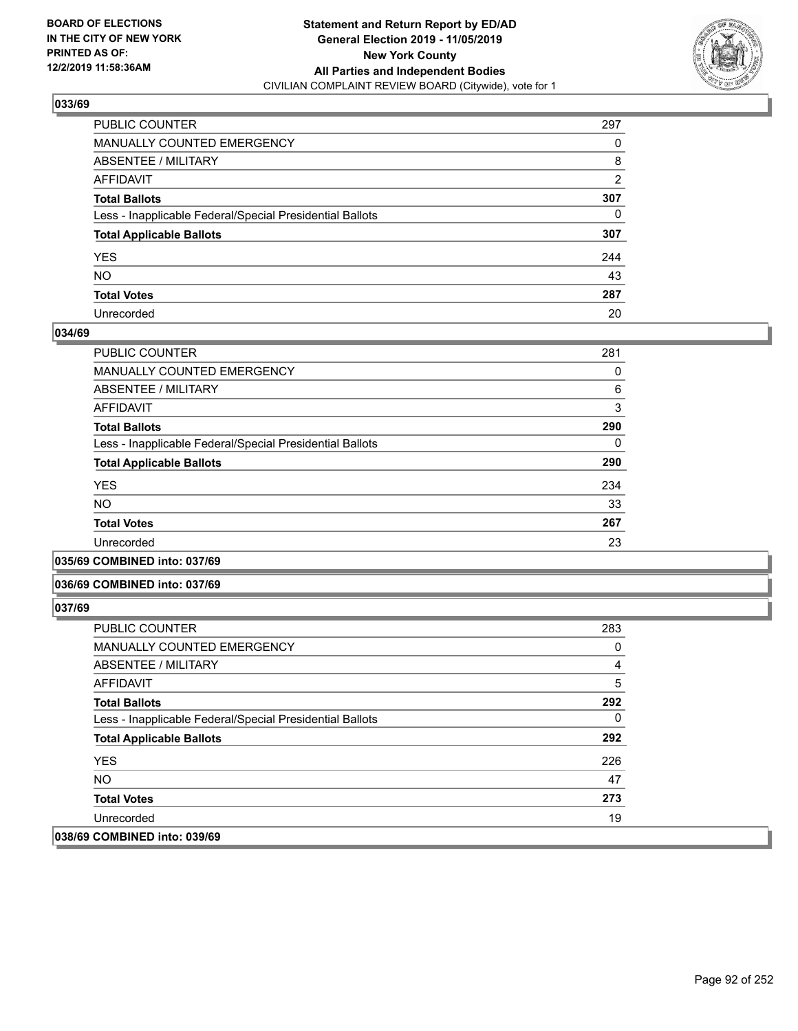**BOARD OF ELECTIONS IN THE CITY OF NEW YORK PRINTED AS OF: 12/2/2019 11:58:36AM**

**Statement and Return Report by ED/AD General Election 2019 - 11/05/2019 New York County All Parties and Independent Bodies**
CIVILIAN COMPLAINT REVIEW BOARD (Citywide), vote for 1

### 033/69

| | |
|---|---|
| PUBLIC COUNTER | 297 |
| MANUALLY COUNTED EMERGENCY | 0 |
| ABSENTEE / MILITARY | 8 |
| AFFIDAVIT | 2 |
| **Total Ballots** | **307** |
| Less - Inapplicable Federal/Special Presidential Ballots | 0 |
| **Total Applicable Ballots** | **307** |
| YES | 244 |
| NO | 43 |
| **Total Votes** | **287** |
| Unrecorded | 20 |

### 034/69

| | |
|---|---|
| PUBLIC COUNTER | 281 |
| MANUALLY COUNTED EMERGENCY | 0 |
| ABSENTEE / MILITARY | 6 |
| AFFIDAVIT | 3 |
| **Total Ballots** | **290** |
| Less - Inapplicable Federal/Special Presidential Ballots | 0 |
| **Total Applicable Ballots** | **290** |
| YES | 234 |
| NO | 33 |
| **Total Votes** | **267** |
| Unrecorded | 23 |

### 035/69 COMBINED into: 037/69

### 036/69 COMBINED into: 037/69

### 037/69

| | |
|---|---|
| PUBLIC COUNTER | 283 |
| MANUALLY COUNTED EMERGENCY | 0 |
| ABSENTEE / MILITARY | 4 |
| AFFIDAVIT | 5 |
| **Total Ballots** | **292** |
| Less - Inapplicable Federal/Special Presidential Ballots | 0 |
| **Total Applicable Ballots** | **292** |
| YES | 226 |
| NO | 47 |
| **Total Votes** | **273** |
| Unrecorded | 19 |

### 038/69 COMBINED into: 039/69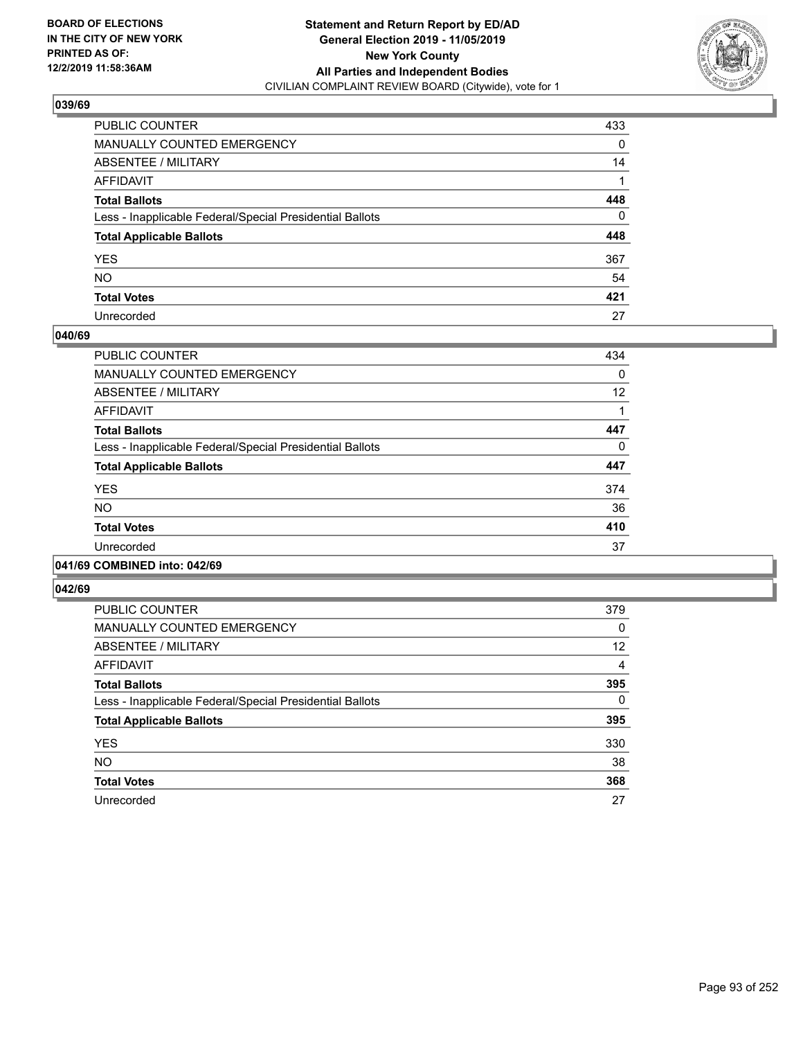**Statement and Return Report by ED/AD**
**General Election 2019 - 11/05/2019**
**New York County**
**All Parties and Independent Bodies**
CIVILIAN COMPLAINT REVIEW BOARD (Citywide), vote for 1

BOARD OF ELECTIONS IN THE CITY OF NEW YORK PRINTED AS OF: 12/2/2019 11:58:36AM

### 039/69

| | |
|---|---|
| PUBLIC COUNTER | 433 |
| MANUALLY COUNTED EMERGENCY | 0 |
| ABSENTEE / MILITARY | 14 |
| AFFIDAVIT | 1 |
| **Total Ballots** | **448** |
| Less - Inapplicable Federal/Special Presidential Ballots | 0 |
| **Total Applicable Ballots** | **448** |
| YES | 367 |
| NO | 54 |
| **Total Votes** | **421** |
| Unrecorded | 27 |

### 040/69

| | |
|---|---|
| PUBLIC COUNTER | 434 |
| MANUALLY COUNTED EMERGENCY | 0 |
| ABSENTEE / MILITARY | 12 |
| AFFIDAVIT | 1 |
| **Total Ballots** | **447** |
| Less - Inapplicable Federal/Special Presidential Ballots | 0 |
| **Total Applicable Ballots** | **447** |
| YES | 374 |
| NO | 36 |
| **Total Votes** | **410** |
| Unrecorded | 37 |

### 041/69 COMBINED into: 042/69

### 042/69

| | |
|---|---|
| PUBLIC COUNTER | 379 |
| MANUALLY COUNTED EMERGENCY | 0 |
| ABSENTEE / MILITARY | 12 |
| AFFIDAVIT | 4 |
| **Total Ballots** | **395** |
| Less - Inapplicable Federal/Special Presidential Ballots | 0 |
| **Total Applicable Ballots** | **395** |
| YES | 330 |
| NO | 38 |
| **Total Votes** | **368** |
| Unrecorded | 27 |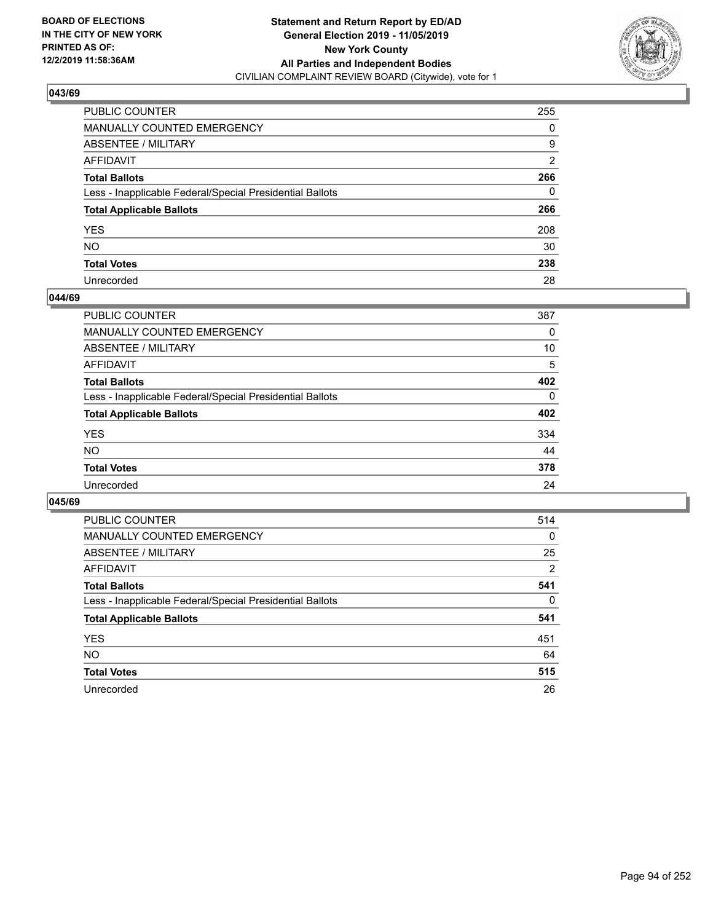**BOARD OF ELECTIONS IN THE CITY OF NEW YORK PRINTED AS OF: 12/2/2019 11:58:36AM**

**Statement and Return Report by ED/AD General Election 2019 - 11/05/2019 New York County All Parties and Independent Bodies**
CIVILIAN COMPLAINT REVIEW BOARD (Citywide), vote for 1

### 043/69

| | |
|---|---|
| PUBLIC COUNTER | 255 |
| MANUALLY COUNTED EMERGENCY | 0 |
| ABSENTEE / MILITARY | 9 |
| AFFIDAVIT | 2 |
| **Total Ballots** | **266** |
| Less - Inapplicable Federal/Special Presidential Ballots | 0 |
| **Total Applicable Ballots** | **266** |
| YES | 208 |
| NO | 30 |
| **Total Votes** | **238** |
| Unrecorded | 28 |

### 044/69

| | |
|---|---|
| PUBLIC COUNTER | 387 |
| MANUALLY COUNTED EMERGENCY | 0 |
| ABSENTEE / MILITARY | 10 |
| AFFIDAVIT | 5 |
| **Total Ballots** | **402** |
| Less - Inapplicable Federal/Special Presidential Ballots | 0 |
| **Total Applicable Ballots** | **402** |
| YES | 334 |
| NO | 44 |
| **Total Votes** | **378** |
| Unrecorded | 24 |

### 045/69

| | |
|---|---|
| PUBLIC COUNTER | 514 |
| MANUALLY COUNTED EMERGENCY | 0 |
| ABSENTEE / MILITARY | 25 |
| AFFIDAVIT | 2 |
| **Total Ballots** | **541** |
| Less - Inapplicable Federal/Special Presidential Ballots | 0 |
| **Total Applicable Ballots** | **541** |
| YES | 451 |
| NO | 64 |
| **Total Votes** | **515** |
| Unrecorded | 26 |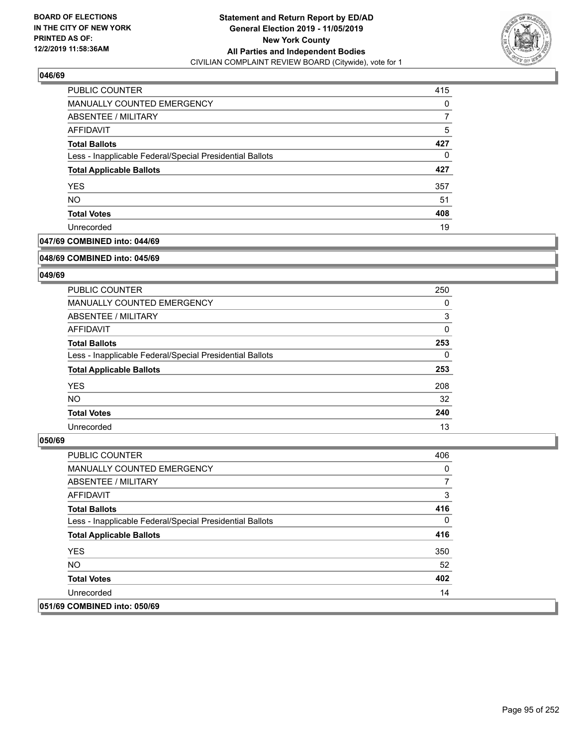**BOARD OF ELECTIONS IN THE CITY OF NEW YORK PRINTED AS OF: 12/2/2019 11:58:36AM**

**Statement and Return Report by ED/AD General Election 2019 - 11/05/2019 New York County All Parties and Independent Bodies**
CIVILIAN COMPLAINT REVIEW BOARD (Citywide), vote for 1

### 046/69

| | |
|---|---|
| PUBLIC COUNTER | 415 |
| MANUALLY COUNTED EMERGENCY | 0 |
| ABSENTEE / MILITARY | 7 |
| AFFIDAVIT | 5 |
| **Total Ballots** | **427** |
| Less - Inapplicable Federal/Special Presidential Ballots | 0 |
| **Total Applicable Ballots** | **427** |
| YES | 357 |
| NO | 51 |
| **Total Votes** | **408** |
| Unrecorded | 19 |

### 047/69 COMBINED into: 044/69

### 048/69 COMBINED into: 045/69

### 049/69

| | |
|---|---|
| PUBLIC COUNTER | 250 |
| MANUALLY COUNTED EMERGENCY | 0 |
| ABSENTEE / MILITARY | 3 |
| AFFIDAVIT | 0 |
| **Total Ballots** | **253** |
| Less - Inapplicable Federal/Special Presidential Ballots | 0 |
| **Total Applicable Ballots** | **253** |
| YES | 208 |
| NO | 32 |
| **Total Votes** | **240** |
| Unrecorded | 13 |

### 050/69

| | |
|---|---|
| PUBLIC COUNTER | 406 |
| MANUALLY COUNTED EMERGENCY | 0 |
| ABSENTEE / MILITARY | 7 |
| AFFIDAVIT | 3 |
| **Total Ballots** | **416** |
| Less - Inapplicable Federal/Special Presidential Ballots | 0 |
| **Total Applicable Ballots** | **416** |
| YES | 350 |
| NO | 52 |
| **Total Votes** | **402** |
| Unrecorded | 14 |

### 051/69 COMBINED into: 050/69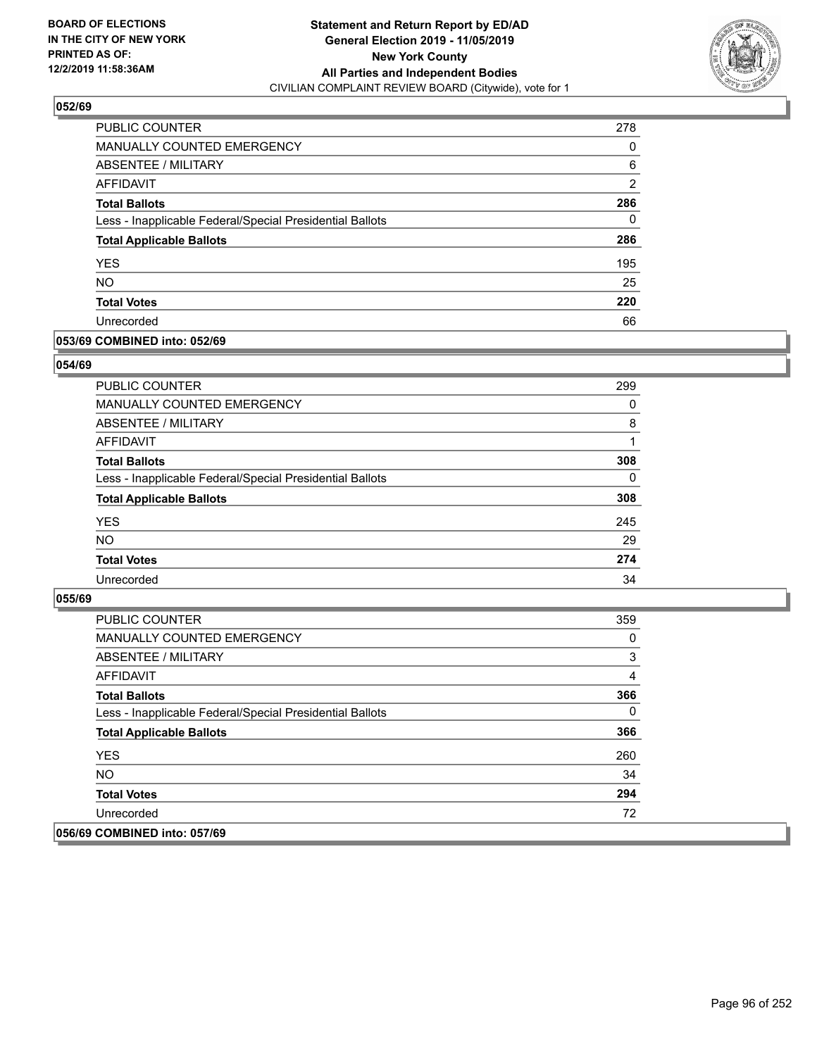**BOARD OF ELECTIONS IN THE CITY OF NEW YORK PRINTED AS OF: 12/2/2019 11:58:36AM**

**Statement and Return Report by ED/AD**
**General Election 2019 - 11/05/2019**
**New York County**
**All Parties and Independent Bodies**
CIVILIAN COMPLAINT REVIEW BOARD (Citywide), vote for 1

## 052/69

| | |
|---|---|
| PUBLIC COUNTER | 278 |
| MANUALLY COUNTED EMERGENCY | 0 |
| ABSENTEE / MILITARY | 6 |
| AFFIDAVIT | 2 |
| **Total Ballots** | **286** |
| Less - Inapplicable Federal/Special Presidential Ballots | 0 |
| **Total Applicable Ballots** | **286** |
| YES | 195 |
| NO | 25 |
| **Total Votes** | **220** |
| Unrecorded | 66 |

## 053/69 COMBINED into: 052/69

## 054/69

| | |
|---|---|
| PUBLIC COUNTER | 299 |
| MANUALLY COUNTED EMERGENCY | 0 |
| ABSENTEE / MILITARY | 8 |
| AFFIDAVIT | 1 |
| **Total Ballots** | **308** |
| Less - Inapplicable Federal/Special Presidential Ballots | 0 |
| **Total Applicable Ballots** | **308** |
| YES | 245 |
| NO | 29 |
| **Total Votes** | **274** |
| Unrecorded | 34 |

## 055/69

| | |
|---|---|
| PUBLIC COUNTER | 359 |
| MANUALLY COUNTED EMERGENCY | 0 |
| ABSENTEE / MILITARY | 3 |
| AFFIDAVIT | 4 |
| **Total Ballots** | **366** |
| Less - Inapplicable Federal/Special Presidential Ballots | 0 |
| **Total Applicable Ballots** | **366** |
| YES | 260 |
| NO | 34 |
| **Total Votes** | **294** |
| Unrecorded | 72 |

## 056/69 COMBINED into: 057/69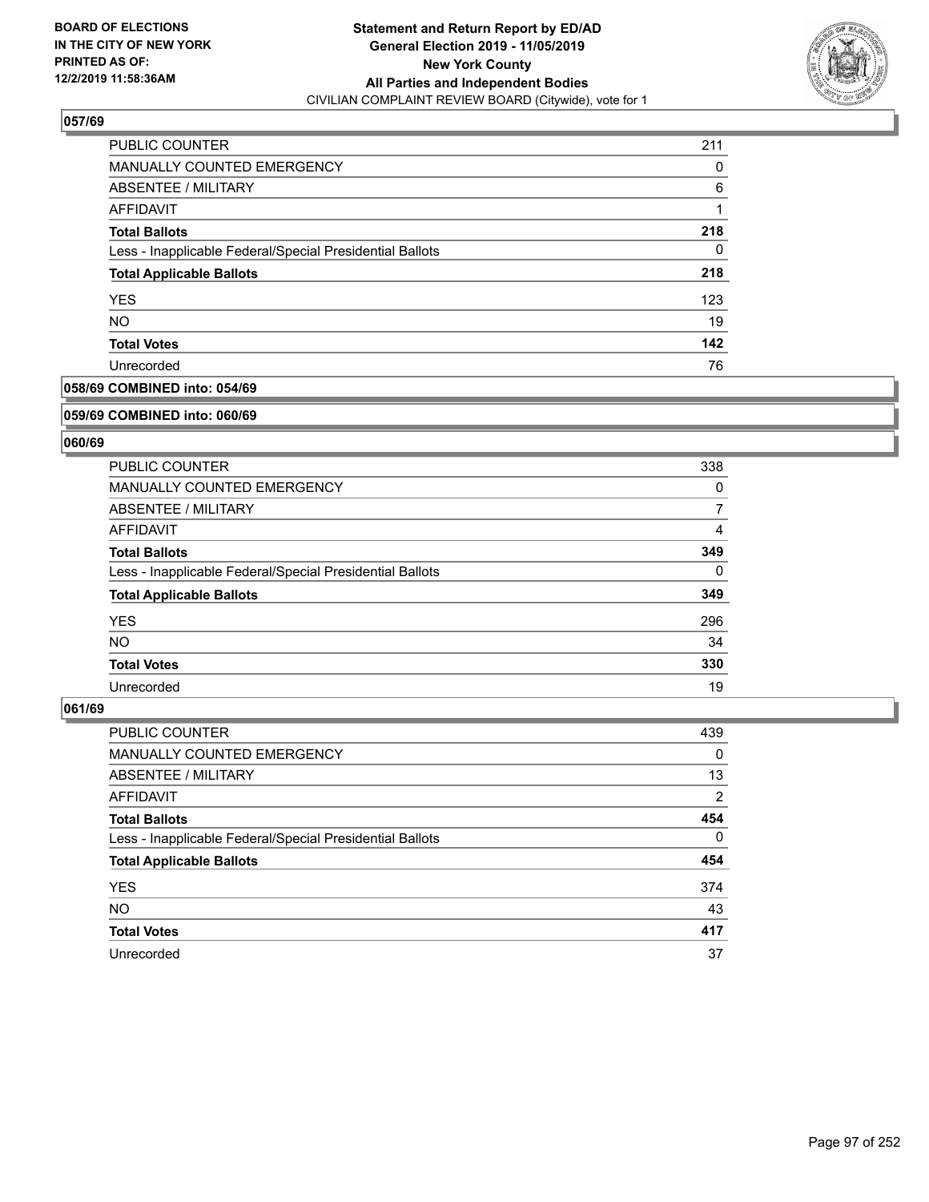**BOARD OF ELECTIONS IN THE CITY OF NEW YORK PRINTED AS OF: 12/2/2019 11:58:36AM**

**Statement and Return Report by ED/AD General Election 2019 - 11/05/2019 New York County All Parties and Independent Bodies**
CIVILIAN COMPLAINT REVIEW BOARD (Citywide), vote for 1

### 057/69

| | |
|---|---|
| PUBLIC COUNTER | 211 |
| MANUALLY COUNTED EMERGENCY | 0 |
| ABSENTEE / MILITARY | 6 |
| AFFIDAVIT | 1 |
| **Total Ballots** | **218** |
| Less - Inapplicable Federal/Special Presidential Ballots | 0 |
| **Total Applicable Ballots** | **218** |
| YES | 123 |
| NO | 19 |
| **Total Votes** | **142** |
| Unrecorded | 76 |

### 058/69 COMBINED into: 054/69

### 059/69 COMBINED into: 060/69

### 060/69

| | |
|---|---|
| PUBLIC COUNTER | 338 |
| MANUALLY COUNTED EMERGENCY | 0 |
| ABSENTEE / MILITARY | 7 |
| AFFIDAVIT | 4 |
| **Total Ballots** | **349** |
| Less - Inapplicable Federal/Special Presidential Ballots | 0 |
| **Total Applicable Ballots** | **349** |
| YES | 296 |
| NO | 34 |
| **Total Votes** | **330** |
| Unrecorded | 19 |

### 061/69

| | |
|---|---|
| PUBLIC COUNTER | 439 |
| MANUALLY COUNTED EMERGENCY | 0 |
| ABSENTEE / MILITARY | 13 |
| AFFIDAVIT | 2 |
| **Total Ballots** | **454** |
| Less - Inapplicable Federal/Special Presidential Ballots | 0 |
| **Total Applicable Ballots** | **454** |
| YES | 374 |
| NO | 43 |
| **Total Votes** | **417** |
| Unrecorded | 37 |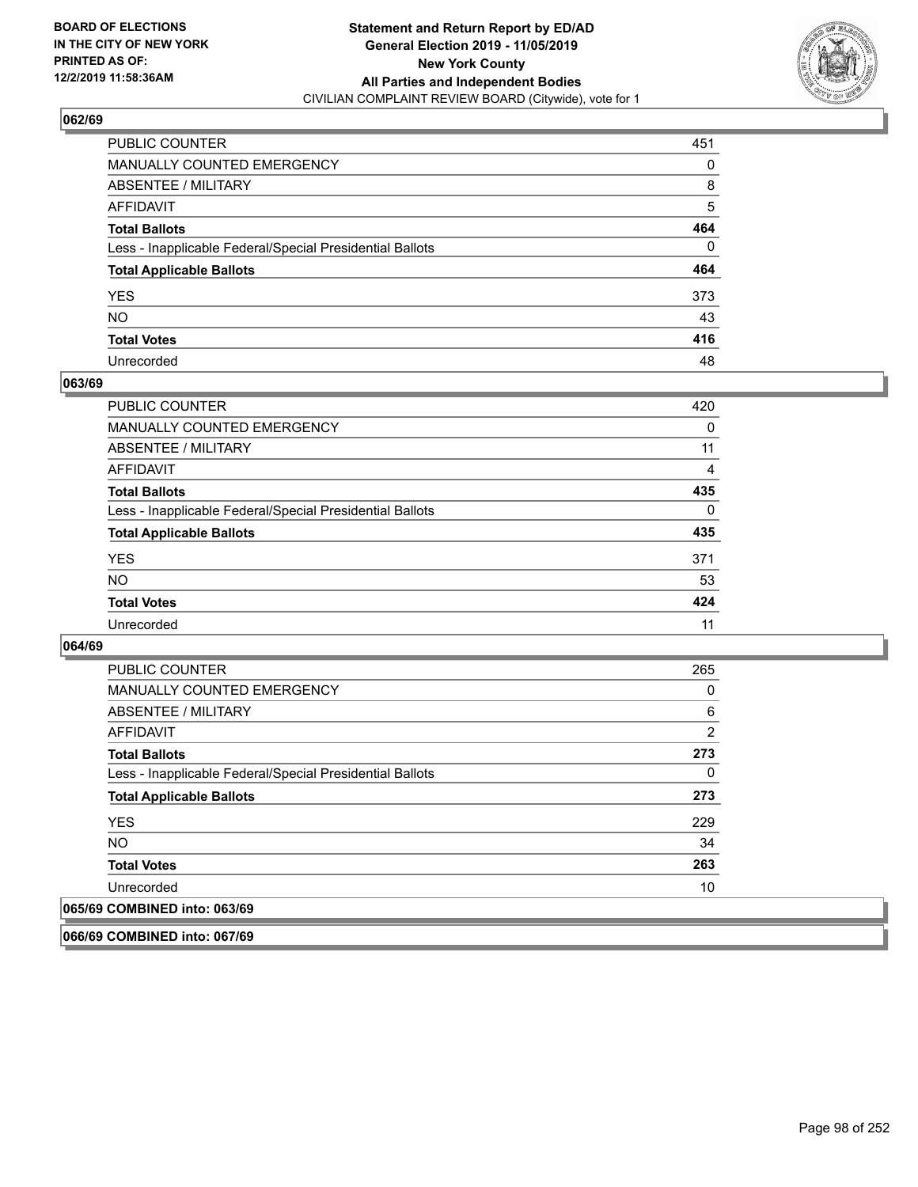**BOARD OF ELECTIONS IN THE CITY OF NEW YORK PRINTED AS OF: 12/2/2019 11:58:36AM**

**Statement and Return Report by ED/AD General Election 2019 - 11/05/2019 New York County All Parties and Independent Bodies**
CIVILIAN COMPLAINT REVIEW BOARD (Citywide), vote for 1

## 062/69

| | |
|---|---|
| PUBLIC COUNTER | 451 |
| MANUALLY COUNTED EMERGENCY | 0 |
| ABSENTEE / MILITARY | 8 |
| AFFIDAVIT | 5 |
| **Total Ballots** | **464** |
| Less - Inapplicable Federal/Special Presidential Ballots | 0 |
| **Total Applicable Ballots** | **464** |
| YES | 373 |
| NO | 43 |
| **Total Votes** | **416** |
| Unrecorded | 48 |

## 063/69

| | |
|---|---|
| PUBLIC COUNTER | 420 |
| MANUALLY COUNTED EMERGENCY | 0 |
| ABSENTEE / MILITARY | 11 |
| AFFIDAVIT | 4 |
| **Total Ballots** | **435** |
| Less - Inapplicable Federal/Special Presidential Ballots | 0 |
| **Total Applicable Ballots** | **435** |
| YES | 371 |
| NO | 53 |
| **Total Votes** | **424** |
| Unrecorded | 11 |

## 064/69

| | |
|---|---|
| PUBLIC COUNTER | 265 |
| MANUALLY COUNTED EMERGENCY | 0 |
| ABSENTEE / MILITARY | 6 |
| AFFIDAVIT | 2 |
| **Total Ballots** | **273** |
| Less - Inapplicable Federal/Special Presidential Ballots | 0 |
| **Total Applicable Ballots** | **273** |
| YES | 229 |
| NO | 34 |
| **Total Votes** | **263** |
| Unrecorded | 10 |

## 065/69 COMBINED into: 063/69

## 066/69 COMBINED into: 067/69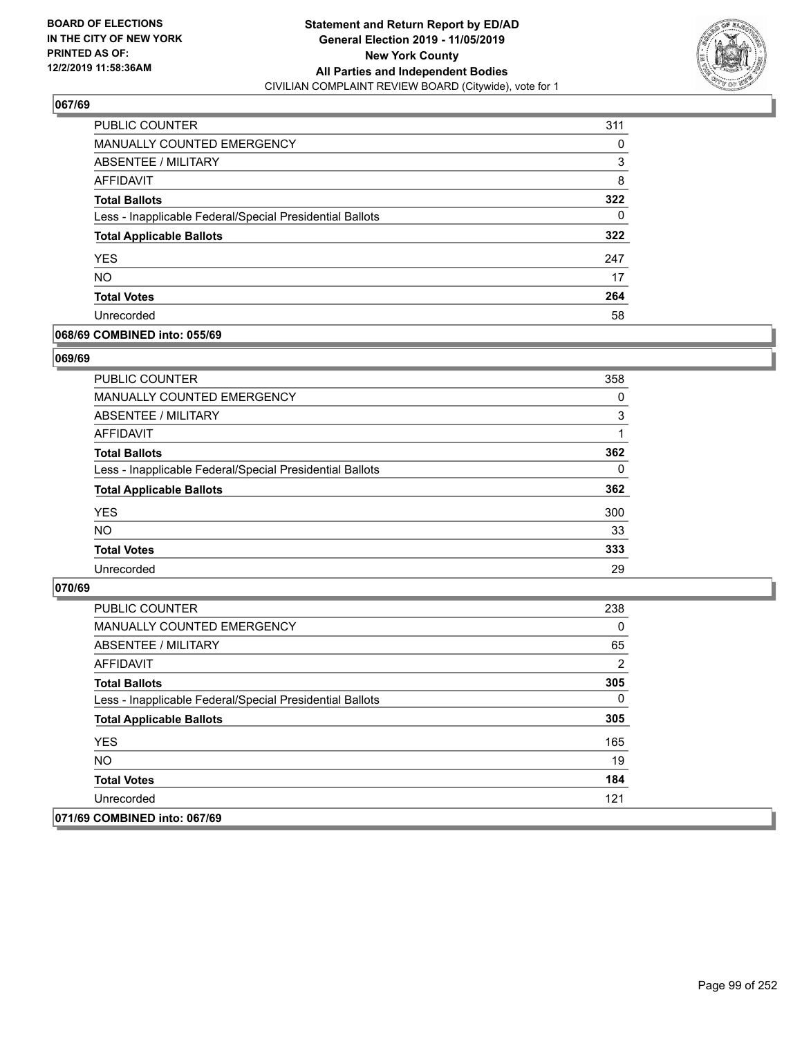BOARD OF ELECTIONS
IN THE CITY OF NEW YORK
PRINTED AS OF:
12/2/2019 11:58:36AM

**Statement and Return Report by ED/AD**
**General Election 2019 - 11/05/2019**
**New York County**
**All Parties and Independent Bodies**
CIVILIAN COMPLAINT REVIEW BOARD (Citywide), vote for 1

## 067/69

| | |
|---|---|
| PUBLIC COUNTER | 311 |
| MANUALLY COUNTED EMERGENCY | 0 |
| ABSENTEE / MILITARY | 3 |
| AFFIDAVIT | 8 |
| **Total Ballots** | **322** |
| Less - Inapplicable Federal/Special Presidential Ballots | 0 |
| **Total Applicable Ballots** | **322** |
| YES | 247 |
| NO | 17 |
| **Total Votes** | **264** |
| Unrecorded | 58 |

## 068/69 COMBINED into: 055/69

## 069/69

| | |
|---|---|
| PUBLIC COUNTER | 358 |
| MANUALLY COUNTED EMERGENCY | 0 |
| ABSENTEE / MILITARY | 3 |
| AFFIDAVIT | 1 |
| **Total Ballots** | **362** |
| Less - Inapplicable Federal/Special Presidential Ballots | 0 |
| **Total Applicable Ballots** | **362** |
| YES | 300 |
| NO | 33 |
| **Total Votes** | **333** |
| Unrecorded | 29 |

## 070/69

| | |
|---|---|
| PUBLIC COUNTER | 238 |
| MANUALLY COUNTED EMERGENCY | 0 |
| ABSENTEE / MILITARY | 65 |
| AFFIDAVIT | 2 |
| **Total Ballots** | **305** |
| Less - Inapplicable Federal/Special Presidential Ballots | 0 |
| **Total Applicable Ballots** | **305** |
| YES | 165 |
| NO | 19 |
| **Total Votes** | **184** |
| Unrecorded | 121 |

## 071/69 COMBINED into: 067/69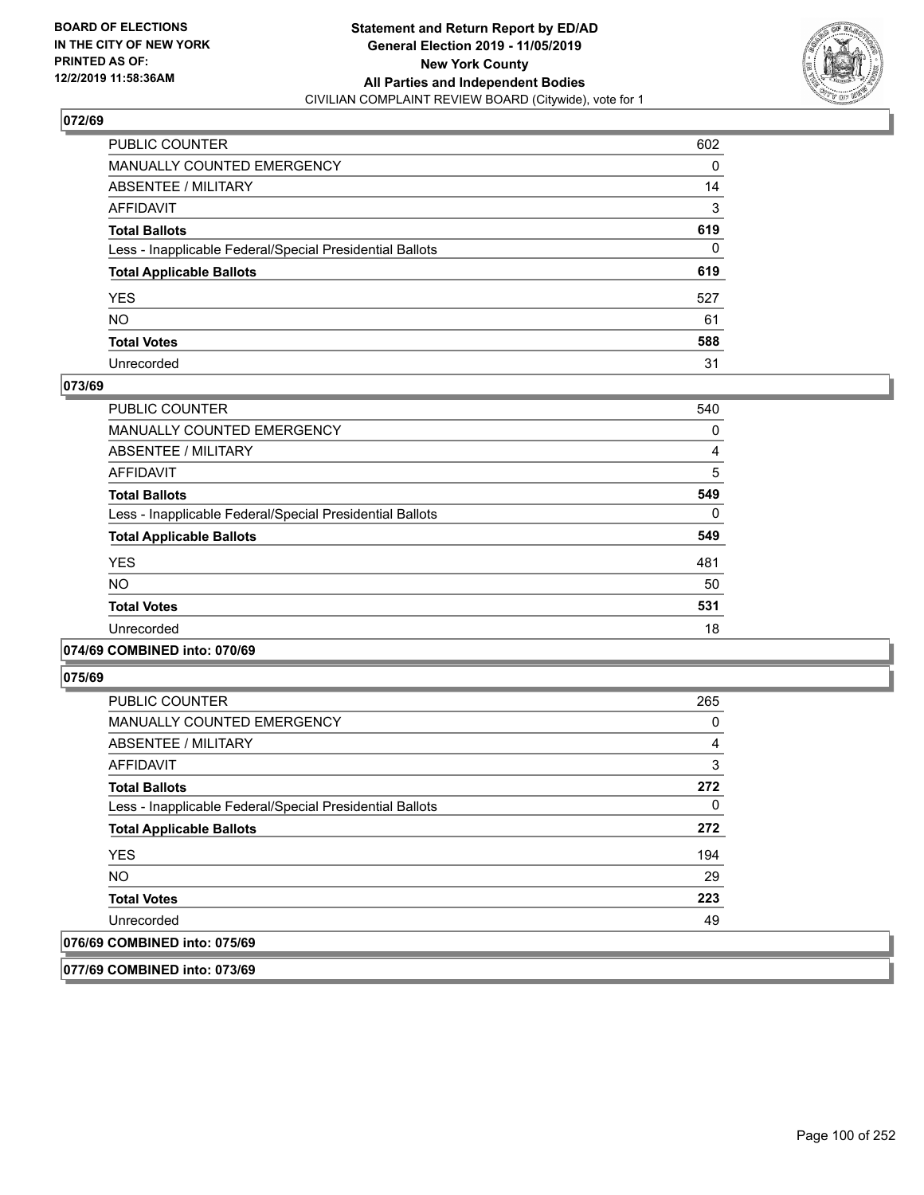## 072/69

| | |
|---|---|
| PUBLIC COUNTER | 602 |
| MANUALLY COUNTED EMERGENCY | 0 |
| ABSENTEE / MILITARY | 14 |
| AFFIDAVIT | 3 |
| **Total Ballots** | **619** |
| Less - Inapplicable Federal/Special Presidential Ballots | 0 |
| **Total Applicable Ballots** | **619** |
| YES | 527 |
| NO | 61 |
| **Total Votes** | **588** |
| Unrecorded | 31 |

## 073/69

| | |
|---|---|
| PUBLIC COUNTER | 540 |
| MANUALLY COUNTED EMERGENCY | 0 |
| ABSENTEE / MILITARY | 4 |
| AFFIDAVIT | 5 |
| **Total Ballots** | **549** |
| Less - Inapplicable Federal/Special Presidential Ballots | 0 |
| **Total Applicable Ballots** | **549** |
| YES | 481 |
| NO | 50 |
| **Total Votes** | **531** |
| Unrecorded | 18 |

## 074/69 COMBINED into: 070/69

## 075/69

| | |
|---|---|
| PUBLIC COUNTER | 265 |
| MANUALLY COUNTED EMERGENCY | 0 |
| ABSENTEE / MILITARY | 4 |
| AFFIDAVIT | 3 |
| **Total Ballots** | **272** |
| Less - Inapplicable Federal/Special Presidential Ballots | 0 |
| **Total Applicable Ballots** | **272** |
| YES | 194 |
| NO | 29 |
| **Total Votes** | **223** |
| Unrecorded | 49 |

## 076/69 COMBINED into: 075/69

## 077/69 COMBINED into: 073/69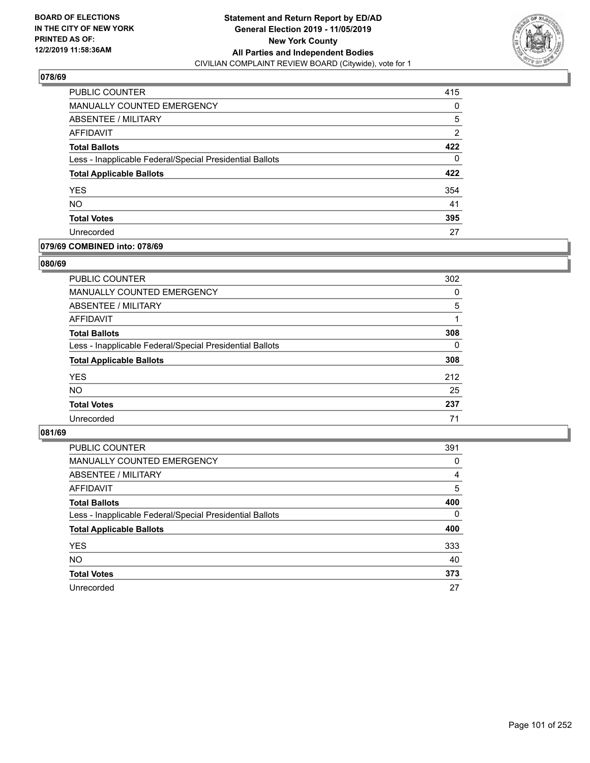**BOARD OF ELECTIONS IN THE CITY OF NEW YORK PRINTED AS OF: 12/2/2019 11:58:36AM**

**Statement and Return Report by ED/AD General Election 2019 - 11/05/2019 New York County All Parties and Independent Bodies**
CIVILIAN COMPLAINT REVIEW BOARD (Citywide), vote for 1

## 078/69

| | |
|---|---|
| PUBLIC COUNTER | 415 |
| MANUALLY COUNTED EMERGENCY | 0 |
| ABSENTEE / MILITARY | 5 |
| AFFIDAVIT | 2 |
| **Total Ballots** | **422** |
| Less - Inapplicable Federal/Special Presidential Ballots | 0 |
| **Total Applicable Ballots** | **422** |
| YES | 354 |
| NO | 41 |
| **Total Votes** | **395** |
| Unrecorded | 27 |

## 079/69 COMBINED into: 078/69

## 080/69

| | |
|---|---|
| PUBLIC COUNTER | 302 |
| MANUALLY COUNTED EMERGENCY | 0 |
| ABSENTEE / MILITARY | 5 |
| AFFIDAVIT | 1 |
| **Total Ballots** | **308** |
| Less - Inapplicable Federal/Special Presidential Ballots | 0 |
| **Total Applicable Ballots** | **308** |
| YES | 212 |
| NO | 25 |
| **Total Votes** | **237** |
| Unrecorded | 71 |

## 081/69

| | |
|---|---|
| PUBLIC COUNTER | 391 |
| MANUALLY COUNTED EMERGENCY | 0 |
| ABSENTEE / MILITARY | 4 |
| AFFIDAVIT | 5 |
| **Total Ballots** | **400** |
| Less - Inapplicable Federal/Special Presidential Ballots | 0 |
| **Total Applicable Ballots** | **400** |
| YES | 333 |
| NO | 40 |
| **Total Votes** | **373** |
| Unrecorded | 27 |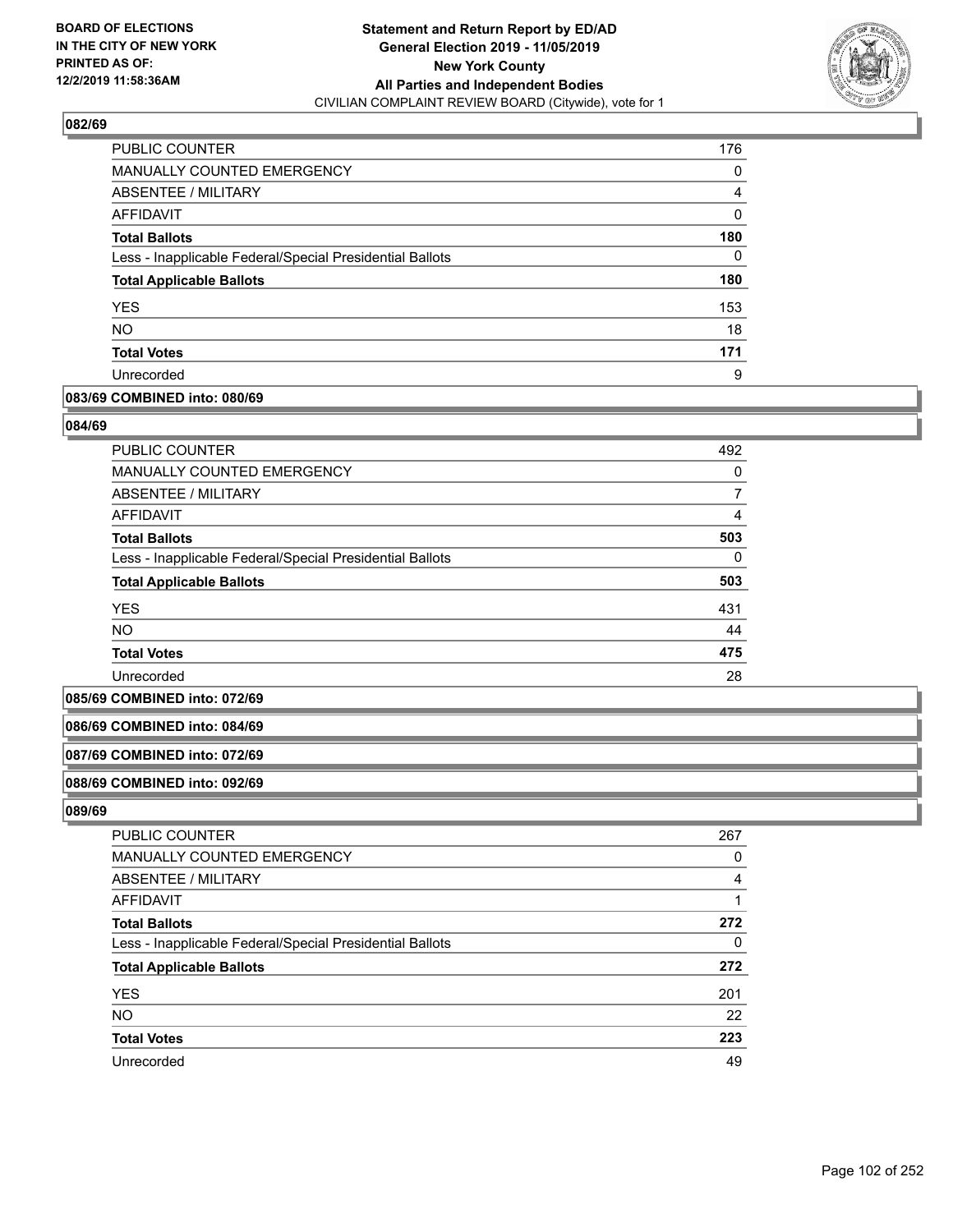### 082/69

| | |
|---|---|
| PUBLIC COUNTER | 176 |
| MANUALLY COUNTED EMERGENCY | 0 |
| ABSENTEE / MILITARY | 4 |
| AFFIDAVIT | 0 |
| **Total Ballots** | **180** |
| Less - Inapplicable Federal/Special Presidential Ballots | 0 |
| **Total Applicable Ballots** | **180** |
| YES | 153 |
| NO | 18 |
| **Total Votes** | **171** |
| Unrecorded | 9 |

### 083/69 COMBINED into: 080/69

### 084/69

| | |
|---|---|
| PUBLIC COUNTER | 492 |
| MANUALLY COUNTED EMERGENCY | 0 |
| ABSENTEE / MILITARY | 7 |
| AFFIDAVIT | 4 |
| **Total Ballots** | **503** |
| Less - Inapplicable Federal/Special Presidential Ballots | 0 |
| **Total Applicable Ballots** | **503** |
| YES | 431 |
| NO | 44 |
| **Total Votes** | **475** |
| Unrecorded | 28 |

### 085/69 COMBINED into: 072/69

### 086/69 COMBINED into: 084/69

### 087/69 COMBINED into: 072/69

### 088/69 COMBINED into: 092/69

### 089/69

| | |
|---|---|
| PUBLIC COUNTER | 267 |
| MANUALLY COUNTED EMERGENCY | 0 |
| ABSENTEE / MILITARY | 4 |
| AFFIDAVIT | 1 |
| **Total Ballots** | **272** |
| Less - Inapplicable Federal/Special Presidential Ballots | 0 |
| **Total Applicable Ballots** | **272** |
| YES | 201 |
| NO | 22 |
| **Total Votes** | **223** |
| Unrecorded | 49 |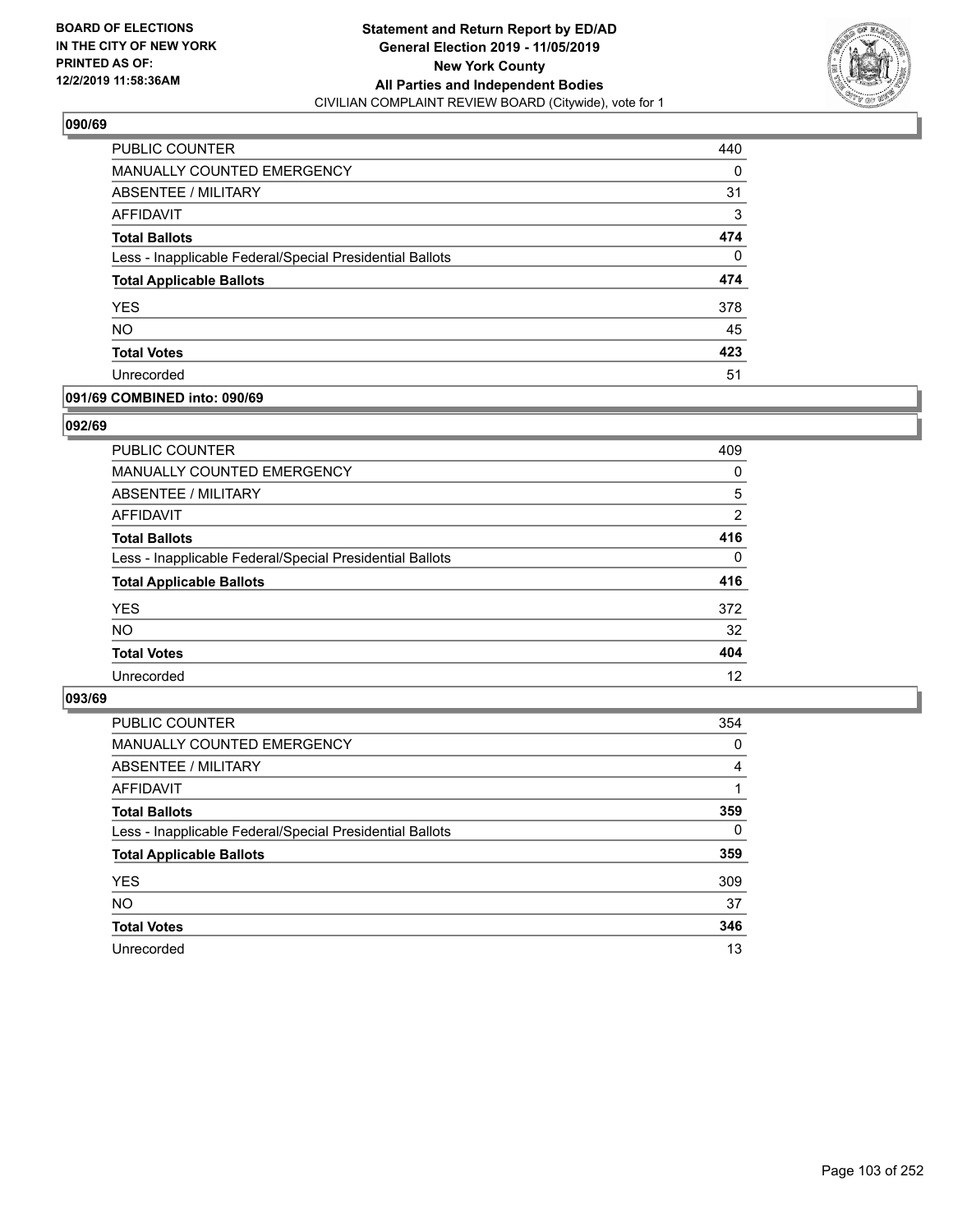**BOARD OF ELECTIONS IN THE CITY OF NEW YORK PRINTED AS OF: 12/2/2019 11:58:36AM**

**Statement and Return Report by ED/AD General Election 2019 - 11/05/2019 New York County All Parties and Independent Bodies**
CIVILIAN COMPLAINT REVIEW BOARD (Citywide), vote for 1

### 090/69

| | |
|---|---|
| PUBLIC COUNTER | 440 |
| MANUALLY COUNTED EMERGENCY | 0 |
| ABSENTEE / MILITARY | 31 |
| AFFIDAVIT | 3 |
| **Total Ballots** | **474** |
| Less - Inapplicable Federal/Special Presidential Ballots | 0 |
| **Total Applicable Ballots** | **474** |
| YES | 378 |
| NO | 45 |
| **Total Votes** | **423** |
| Unrecorded | 51 |

### 091/69 COMBINED into: 090/69

### 092/69

| | |
|---|---|
| PUBLIC COUNTER | 409 |
| MANUALLY COUNTED EMERGENCY | 0 |
| ABSENTEE / MILITARY | 5 |
| AFFIDAVIT | 2 |
| **Total Ballots** | **416** |
| Less - Inapplicable Federal/Special Presidential Ballots | 0 |
| **Total Applicable Ballots** | **416** |
| YES | 372 |
| NO | 32 |
| **Total Votes** | **404** |
| Unrecorded | 12 |

### 093/69

| | |
|---|---|
| PUBLIC COUNTER | 354 |
| MANUALLY COUNTED EMERGENCY | 0 |
| ABSENTEE / MILITARY | 4 |
| AFFIDAVIT | 1 |
| **Total Ballots** | **359** |
| Less - Inapplicable Federal/Special Presidential Ballots | 0 |
| **Total Applicable Ballots** | **359** |
| YES | 309 |
| NO | 37 |
| **Total Votes** | **346** |
| Unrecorded | 13 |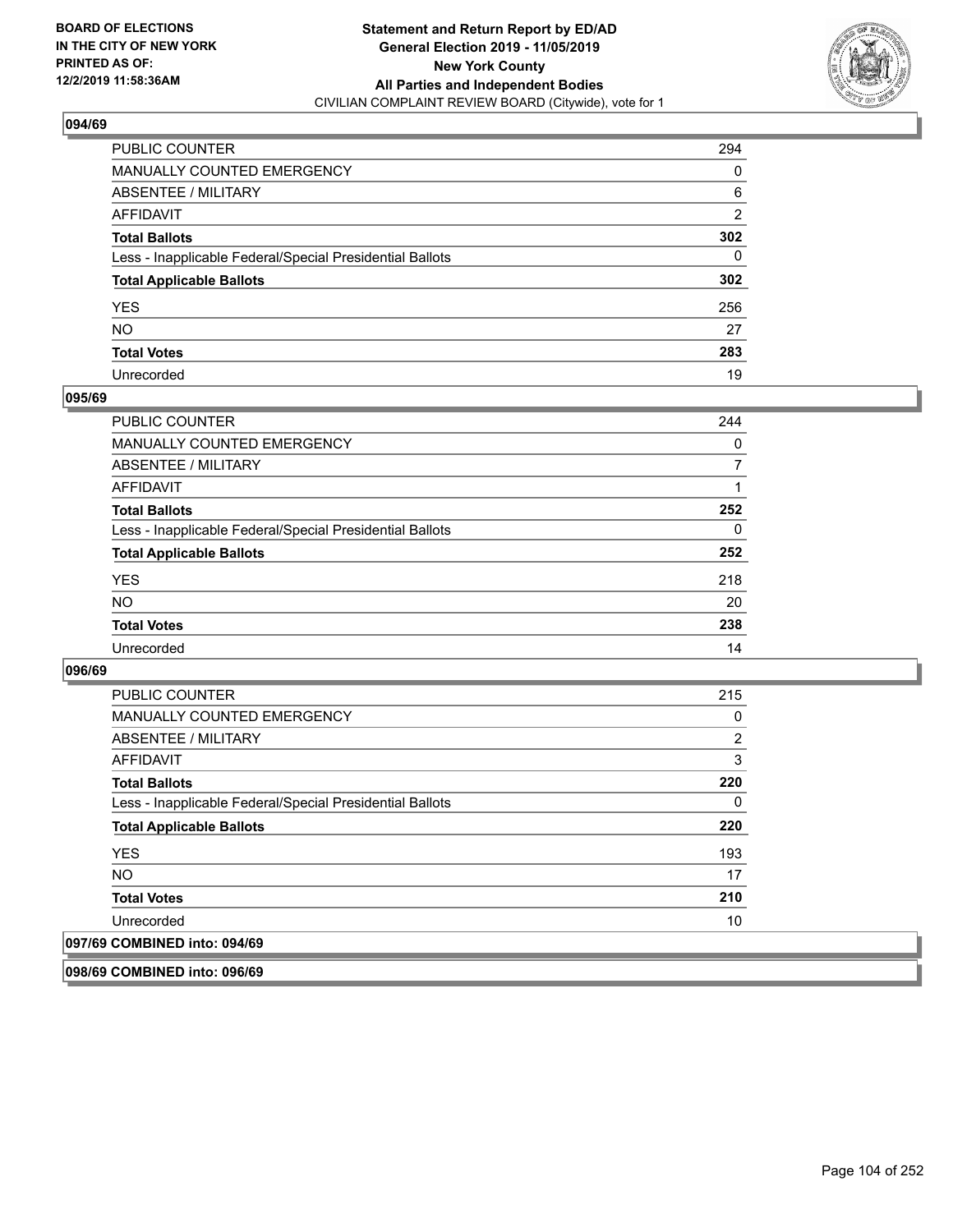**BOARD OF ELECTIONS IN THE CITY OF NEW YORK PRINTED AS OF: 12/2/2019 11:58:36AM**

**Statement and Return Report by ED/AD General Election 2019 - 11/05/2019 New York County All Parties and Independent Bodies**
CIVILIAN COMPLAINT REVIEW BOARD (Citywide), vote for 1

### 094/69

| | |
|---|---|
| PUBLIC COUNTER | 294 |
| MANUALLY COUNTED EMERGENCY | 0 |
| ABSENTEE / MILITARY | 6 |
| AFFIDAVIT | 2 |
| **Total Ballots** | **302** |
| Less - Inapplicable Federal/Special Presidential Ballots | 0 |
| **Total Applicable Ballots** | **302** |
| YES | 256 |
| NO | 27 |
| **Total Votes** | **283** |
| Unrecorded | 19 |

### 095/69

| | |
|---|---|
| PUBLIC COUNTER | 244 |
| MANUALLY COUNTED EMERGENCY | 0 |
| ABSENTEE / MILITARY | 7 |
| AFFIDAVIT | 1 |
| **Total Ballots** | **252** |
| Less - Inapplicable Federal/Special Presidential Ballots | 0 |
| **Total Applicable Ballots** | **252** |
| YES | 218 |
| NO | 20 |
| **Total Votes** | **238** |
| Unrecorded | 14 |

### 096/69

| | |
|---|---|
| PUBLIC COUNTER | 215 |
| MANUALLY COUNTED EMERGENCY | 0 |
| ABSENTEE / MILITARY | 2 |
| AFFIDAVIT | 3 |
| **Total Ballots** | **220** |
| Less - Inapplicable Federal/Special Presidential Ballots | 0 |
| **Total Applicable Ballots** | **220** |
| YES | 193 |
| NO | 17 |
| **Total Votes** | **210** |
| Unrecorded | 10 |

### 097/69 COMBINED into: 094/69

### 098/69 COMBINED into: 096/69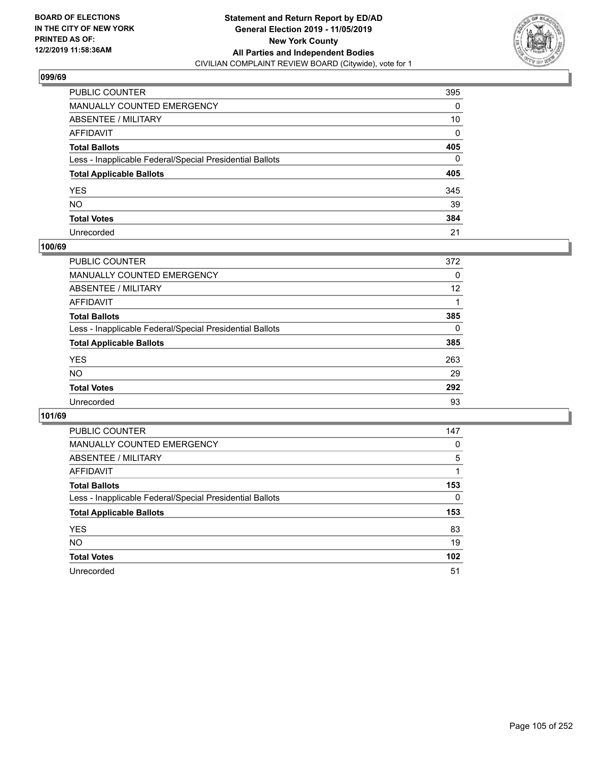**BOARD OF ELECTIONS IN THE CITY OF NEW YORK PRINTED AS OF: 12/2/2019 11:58:36AM**

**Statement and Return Report by ED/AD General Election 2019 - 11/05/2019 New York County All Parties and Independent Bodies**
CIVILIAN COMPLAINT REVIEW BOARD (Citywide), vote for 1

## 099/69

| | |
|---|---|
| PUBLIC COUNTER | 395 |
| MANUALLY COUNTED EMERGENCY | 0 |
| ABSENTEE / MILITARY | 10 |
| AFFIDAVIT | 0 |
| **Total Ballots** | **405** |
| Less - Inapplicable Federal/Special Presidential Ballots | 0 |
| **Total Applicable Ballots** | **405** |
| YES | 345 |
| NO | 39 |
| **Total Votes** | **384** |
| Unrecorded | 21 |

## 100/69

| | |
|---|---|
| PUBLIC COUNTER | 372 |
| MANUALLY COUNTED EMERGENCY | 0 |
| ABSENTEE / MILITARY | 12 |
| AFFIDAVIT | 1 |
| **Total Ballots** | **385** |
| Less - Inapplicable Federal/Special Presidential Ballots | 0 |
| **Total Applicable Ballots** | **385** |
| YES | 263 |
| NO | 29 |
| **Total Votes** | **292** |
| Unrecorded | 93 |

## 101/69

| | |
|---|---|
| PUBLIC COUNTER | 147 |
| MANUALLY COUNTED EMERGENCY | 0 |
| ABSENTEE / MILITARY | 5 |
| AFFIDAVIT | 1 |
| **Total Ballots** | **153** |
| Less - Inapplicable Federal/Special Presidential Ballots | 0 |
| **Total Applicable Ballots** | **153** |
| YES | 83 |
| NO | 19 |
| **Total Votes** | **102** |
| Unrecorded | 51 |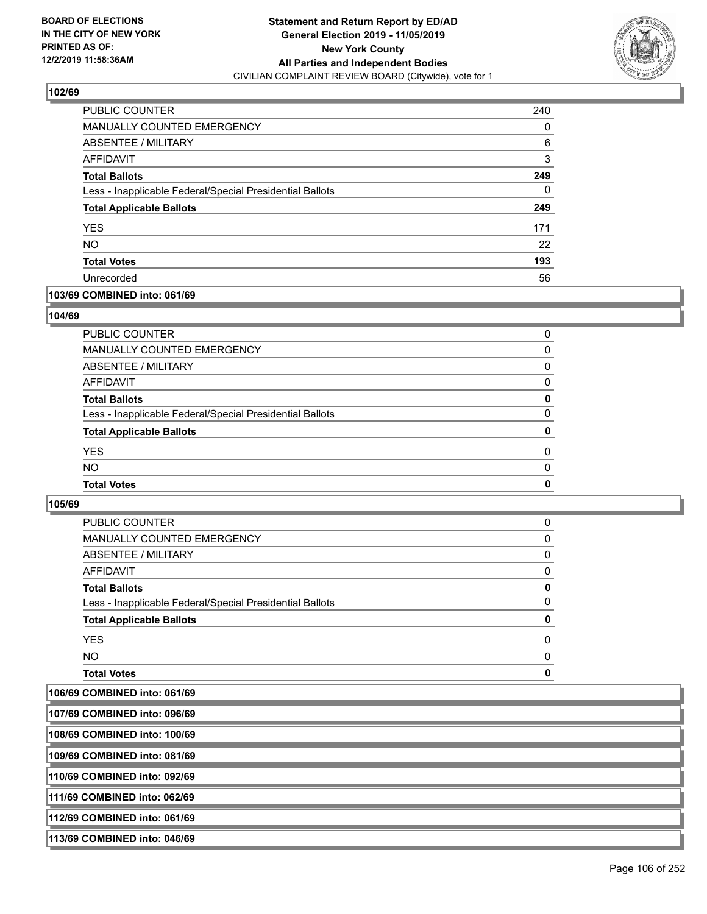BOARD OF ELECTIONS IN THE CITY OF NEW YORK PRINTED AS OF: 12/2/2019 11:58:36AM

**Statement and Return Report by ED/AD General Election 2019 - 11/05/2019 New York County All Parties and Independent Bodies**
CIVILIAN COMPLAINT REVIEW BOARD (Citywide), vote for 1

### 102/69

| | |
|---|---|
| PUBLIC COUNTER | 240 |
| MANUALLY COUNTED EMERGENCY | 0 |
| ABSENTEE / MILITARY | 6 |
| AFFIDAVIT | 3 |
| **Total Ballots** | **249** |
| Less - Inapplicable Federal/Special Presidential Ballots | 0 |
| **Total Applicable Ballots** | **249** |
| YES | 171 |
| NO | 22 |
| **Total Votes** | **193** |
| Unrecorded | 56 |

### 103/69 COMBINED into: 061/69

### 104/69

| | |
|---|---|
| PUBLIC COUNTER | 0 |
| MANUALLY COUNTED EMERGENCY | 0 |
| ABSENTEE / MILITARY | 0 |
| AFFIDAVIT | 0 |
| **Total Ballots** | **0** |
| Less - Inapplicable Federal/Special Presidential Ballots | 0 |
| **Total Applicable Ballots** | **0** |
| YES | 0 |
| NO | 0 |
| **Total Votes** | **0** |

### 105/69

| | |
|---|---|
| PUBLIC COUNTER | 0 |
| MANUALLY COUNTED EMERGENCY | 0 |
| ABSENTEE / MILITARY | 0 |
| AFFIDAVIT | 0 |
| **Total Ballots** | **0** |
| Less - Inapplicable Federal/Special Presidential Ballots | 0 |
| **Total Applicable Ballots** | **0** |
| YES | 0 |
| NO | 0 |
| **Total Votes** | **0** |

### 106/69 COMBINED into: 061/69

### 107/69 COMBINED into: 096/69

### 108/69 COMBINED into: 100/69

### 109/69 COMBINED into: 081/69

### 110/69 COMBINED into: 092/69

### 111/69 COMBINED into: 062/69

### 112/69 COMBINED into: 061/69

### 113/69 COMBINED into: 046/69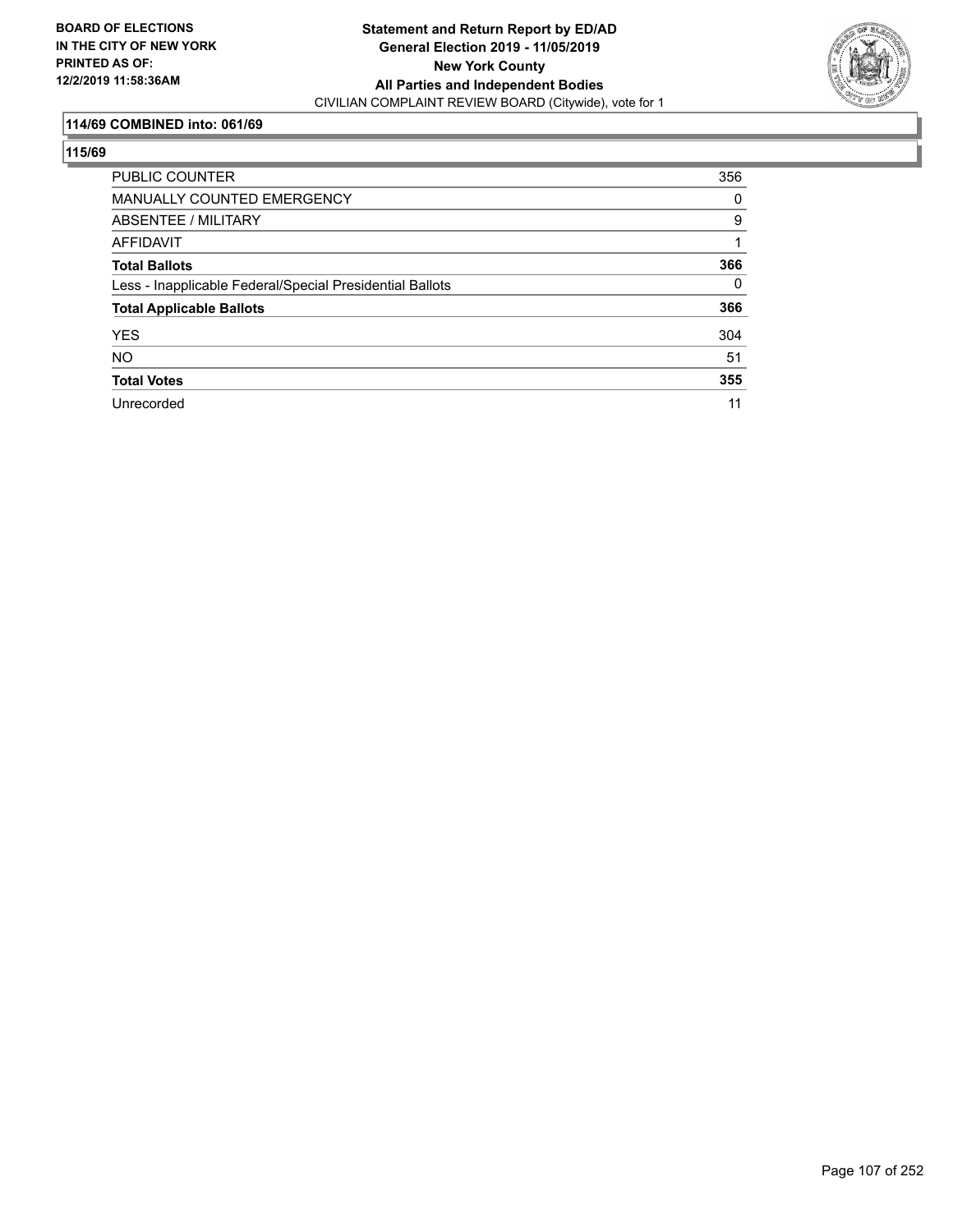**BOARD OF ELECTIONS IN THE CITY OF NEW YORK PRINTED AS OF: 12/2/2019 11:58:36AM**

**Statement and Return Report by ED/AD**
**General Election 2019 - 11/05/2019**
**New York County**
**All Parties and Independent Bodies**
CIVILIAN COMPLAINT REVIEW BOARD (Citywide), vote for 1

### 114/69 COMBINED into: 061/69

### 115/69

| | |
|---|---|
| PUBLIC COUNTER | 356 |
| MANUALLY COUNTED EMERGENCY | 0 |
| ABSENTEE / MILITARY | 9 |
| AFFIDAVIT | 1 |
| **Total Ballots** | **366** |
| Less - Inapplicable Federal/Special Presidential Ballots | 0 |
| **Total Applicable Ballots** | **366** |
| YES | 304 |
| NO | 51 |
| **Total Votes** | **355** |
| Unrecorded | 11 |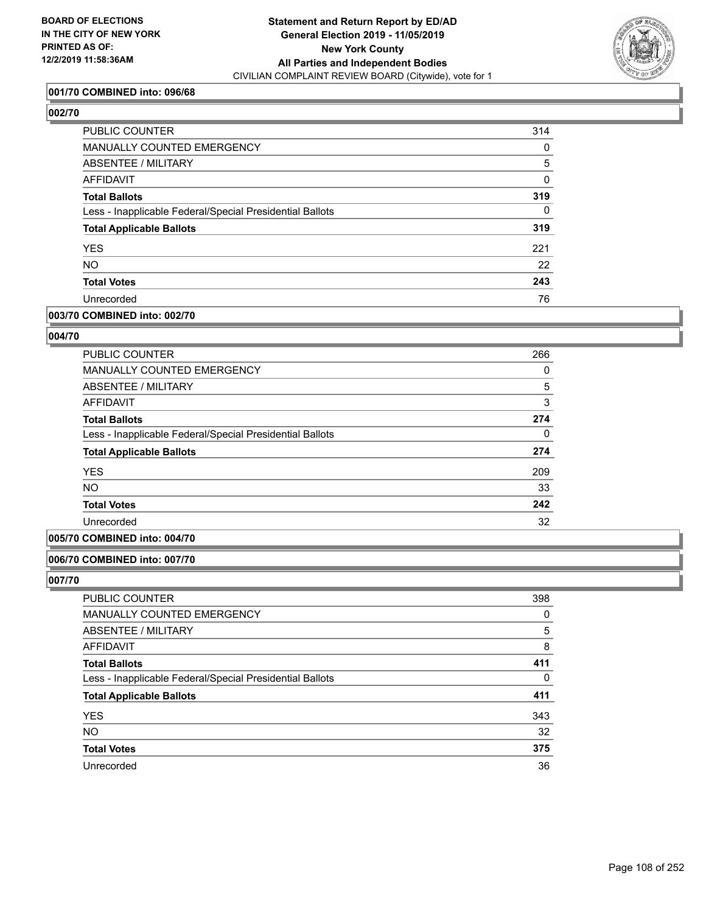**BOARD OF ELECTIONS IN THE CITY OF NEW YORK PRINTED AS OF: 12/2/2019 11:58:36AM**

**Statement and Return Report by ED/AD General Election 2019 - 11/05/2019 New York County All Parties and Independent Bodies**
CIVILIAN COMPLAINT REVIEW BOARD (Citywide), vote for 1

### 001/70 COMBINED into: 096/68

### 002/70

| | |
|---|---|
| PUBLIC COUNTER | 314 |
| MANUALLY COUNTED EMERGENCY | 0 |
| ABSENTEE / MILITARY | 5 |
| AFFIDAVIT | 0 |
| **Total Ballots** | **319** |
| Less - Inapplicable Federal/Special Presidential Ballots | 0 |
| **Total Applicable Ballots** | **319** |
| YES | 221 |
| NO | 22 |
| **Total Votes** | **243** |
| Unrecorded | 76 |

### 003/70 COMBINED into: 002/70

### 004/70

| | |
|---|---|
| PUBLIC COUNTER | 266 |
| MANUALLY COUNTED EMERGENCY | 0 |
| ABSENTEE / MILITARY | 5 |
| AFFIDAVIT | 3 |
| **Total Ballots** | **274** |
| Less - Inapplicable Federal/Special Presidential Ballots | 0 |
| **Total Applicable Ballots** | **274** |
| YES | 209 |
| NO | 33 |
| **Total Votes** | **242** |
| Unrecorded | 32 |

### 005/70 COMBINED into: 004/70

### 006/70 COMBINED into: 007/70

### 007/70

| | |
|---|---|
| PUBLIC COUNTER | 398 |
| MANUALLY COUNTED EMERGENCY | 0 |
| ABSENTEE / MILITARY | 5 |
| AFFIDAVIT | 8 |
| **Total Ballots** | **411** |
| Less - Inapplicable Federal/Special Presidential Ballots | 0 |
| **Total Applicable Ballots** | **411** |
| YES | 343 |
| NO | 32 |
| **Total Votes** | **375** |
| Unrecorded | 36 |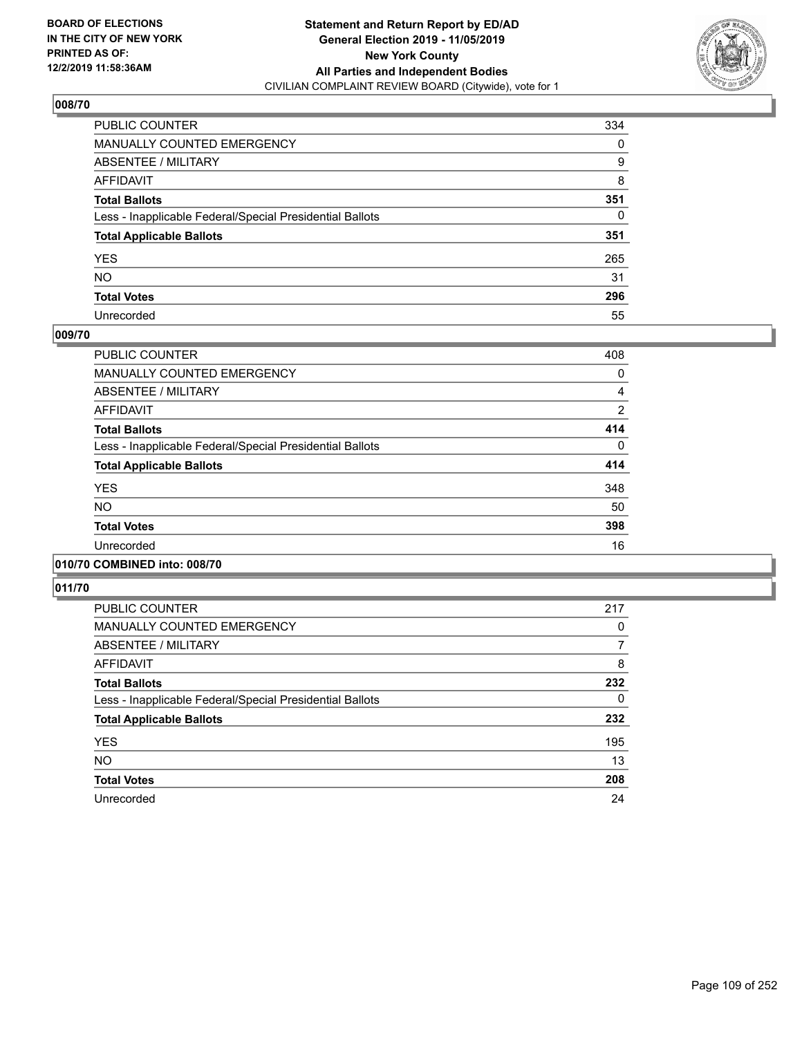**BOARD OF ELECTIONS IN THE CITY OF NEW YORK PRINTED AS OF: 12/2/2019 11:58:36AM**

**Statement and Return Report by ED/AD General Election 2019 - 11/05/2019 New York County All Parties and Independent Bodies**
CIVILIAN COMPLAINT REVIEW BOARD (Citywide), vote for 1

## 008/70

| | |
|---|---|
| PUBLIC COUNTER | 334 |
| MANUALLY COUNTED EMERGENCY | 0 |
| ABSENTEE / MILITARY | 9 |
| AFFIDAVIT | 8 |
| **Total Ballots** | **351** |
| Less - Inapplicable Federal/Special Presidential Ballots | 0 |
| **Total Applicable Ballots** | **351** |
| YES | 265 |
| NO | 31 |
| **Total Votes** | **296** |
| Unrecorded | 55 |

## 009/70

| | |
|---|---|
| PUBLIC COUNTER | 408 |
| MANUALLY COUNTED EMERGENCY | 0 |
| ABSENTEE / MILITARY | 4 |
| AFFIDAVIT | 2 |
| **Total Ballots** | **414** |
| Less - Inapplicable Federal/Special Presidential Ballots | 0 |
| **Total Applicable Ballots** | **414** |
| YES | 348 |
| NO | 50 |
| **Total Votes** | **398** |
| Unrecorded | 16 |

## 010/70 COMBINED into: 008/70

## 011/70

| | |
|---|---|
| PUBLIC COUNTER | 217 |
| MANUALLY COUNTED EMERGENCY | 0 |
| ABSENTEE / MILITARY | 7 |
| AFFIDAVIT | 8 |
| **Total Ballots** | **232** |
| Less - Inapplicable Federal/Special Presidential Ballots | 0 |
| **Total Applicable Ballots** | **232** |
| YES | 195 |
| NO | 13 |
| **Total Votes** | **208** |
| Unrecorded | 24 |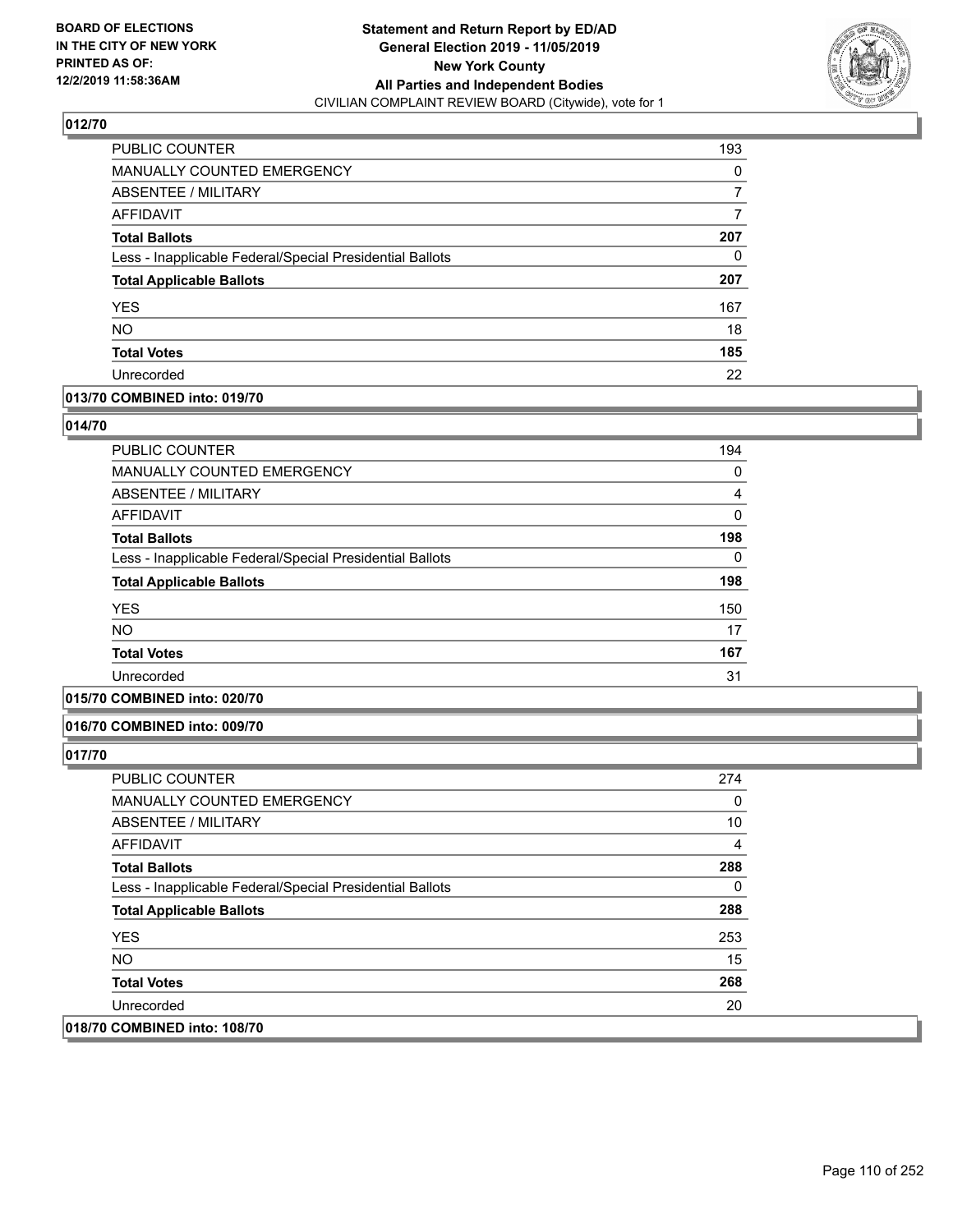**BOARD OF ELECTIONS IN THE CITY OF NEW YORK PRINTED AS OF: 12/2/2019 11:58:36AM**

**Statement and Return Report by ED/AD General Election 2019 - 11/05/2019 New York County All Parties and Independent Bodies**
CIVILIAN COMPLAINT REVIEW BOARD (Citywide), vote for 1

### 012/70

| | |
|---|---|
| PUBLIC COUNTER | 193 |
| MANUALLY COUNTED EMERGENCY | 0 |
| ABSENTEE / MILITARY | 7 |
| AFFIDAVIT | 7 |
| **Total Ballots** | **207** |
| Less - Inapplicable Federal/Special Presidential Ballots | 0 |
| **Total Applicable Ballots** | **207** |
| YES | 167 |
| NO | 18 |
| **Total Votes** | **185** |
| Unrecorded | 22 |

### 013/70 COMBINED into: 019/70

### 014/70

| | |
|---|---|
| PUBLIC COUNTER | 194 |
| MANUALLY COUNTED EMERGENCY | 0 |
| ABSENTEE / MILITARY | 4 |
| AFFIDAVIT | 0 |
| **Total Ballots** | **198** |
| Less - Inapplicable Federal/Special Presidential Ballots | 0 |
| **Total Applicable Ballots** | **198** |
| YES | 150 |
| NO | 17 |
| **Total Votes** | **167** |
| Unrecorded | 31 |

### 015/70 COMBINED into: 020/70

### 016/70 COMBINED into: 009/70

### 017/70

| | |
|---|---|
| PUBLIC COUNTER | 274 |
| MANUALLY COUNTED EMERGENCY | 0 |
| ABSENTEE / MILITARY | 10 |
| AFFIDAVIT | 4 |
| **Total Ballots** | **288** |
| Less - Inapplicable Federal/Special Presidential Ballots | 0 |
| **Total Applicable Ballots** | **288** |
| YES | 253 |
| NO | 15 |
| **Total Votes** | **268** |
| Unrecorded | 20 |

### 018/70 COMBINED into: 108/70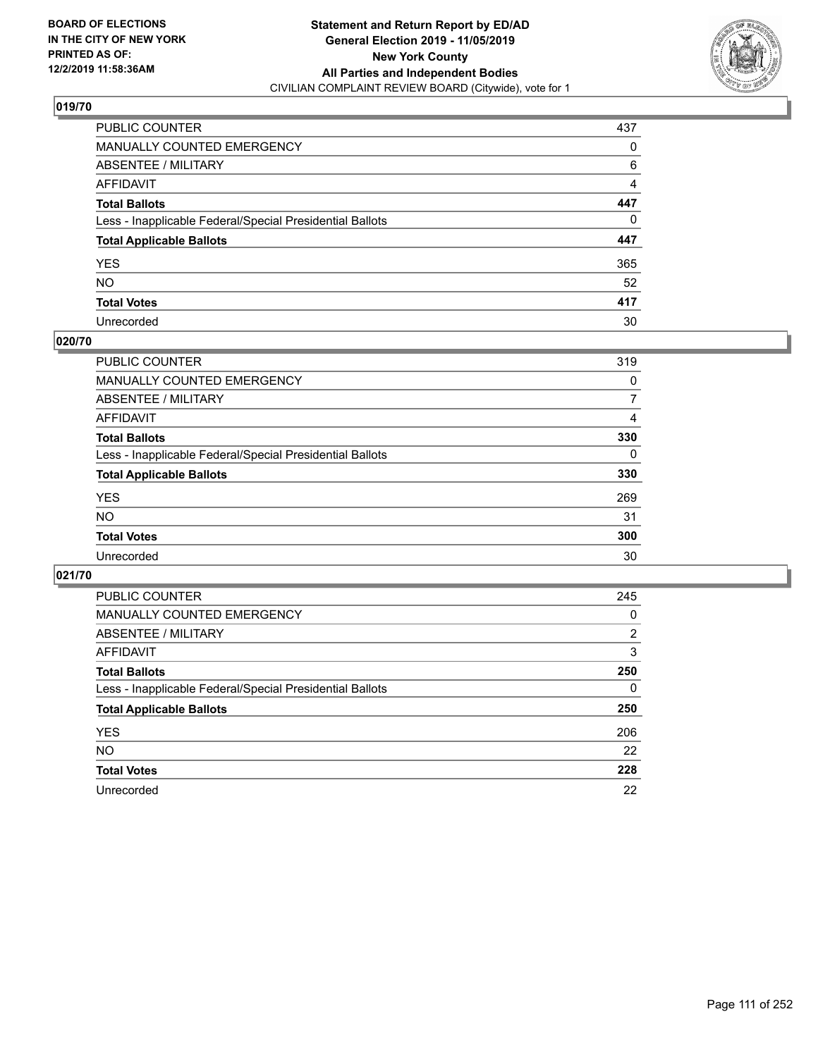**BOARD OF ELECTIONS IN THE CITY OF NEW YORK PRINTED AS OF: 12/2/2019 11:58:36AM**

**Statement and Return Report by ED/AD General Election 2019 - 11/05/2019 New York County All Parties and Independent Bodies**
CIVILIAN COMPLAINT REVIEW BOARD (Citywide), vote for 1

## 019/70

| | |
|---|---|
| PUBLIC COUNTER | 437 |
| MANUALLY COUNTED EMERGENCY | 0 |
| ABSENTEE / MILITARY | 6 |
| AFFIDAVIT | 4 |
| **Total Ballots** | **447** |
| Less - Inapplicable Federal/Special Presidential Ballots | 0 |
| **Total Applicable Ballots** | **447** |
| YES | 365 |
| NO | 52 |
| **Total Votes** | **417** |
| Unrecorded | 30 |

## 020/70

| | |
|---|---|
| PUBLIC COUNTER | 319 |
| MANUALLY COUNTED EMERGENCY | 0 |
| ABSENTEE / MILITARY | 7 |
| AFFIDAVIT | 4 |
| **Total Ballots** | **330** |
| Less - Inapplicable Federal/Special Presidential Ballots | 0 |
| **Total Applicable Ballots** | **330** |
| YES | 269 |
| NO | 31 |
| **Total Votes** | **300** |
| Unrecorded | 30 |

## 021/70

| | |
|---|---|
| PUBLIC COUNTER | 245 |
| MANUALLY COUNTED EMERGENCY | 0 |
| ABSENTEE / MILITARY | 2 |
| AFFIDAVIT | 3 |
| **Total Ballots** | **250** |
| Less - Inapplicable Federal/Special Presidential Ballots | 0 |
| **Total Applicable Ballots** | **250** |
| YES | 206 |
| NO | 22 |
| **Total Votes** | **228** |
| Unrecorded | 22 |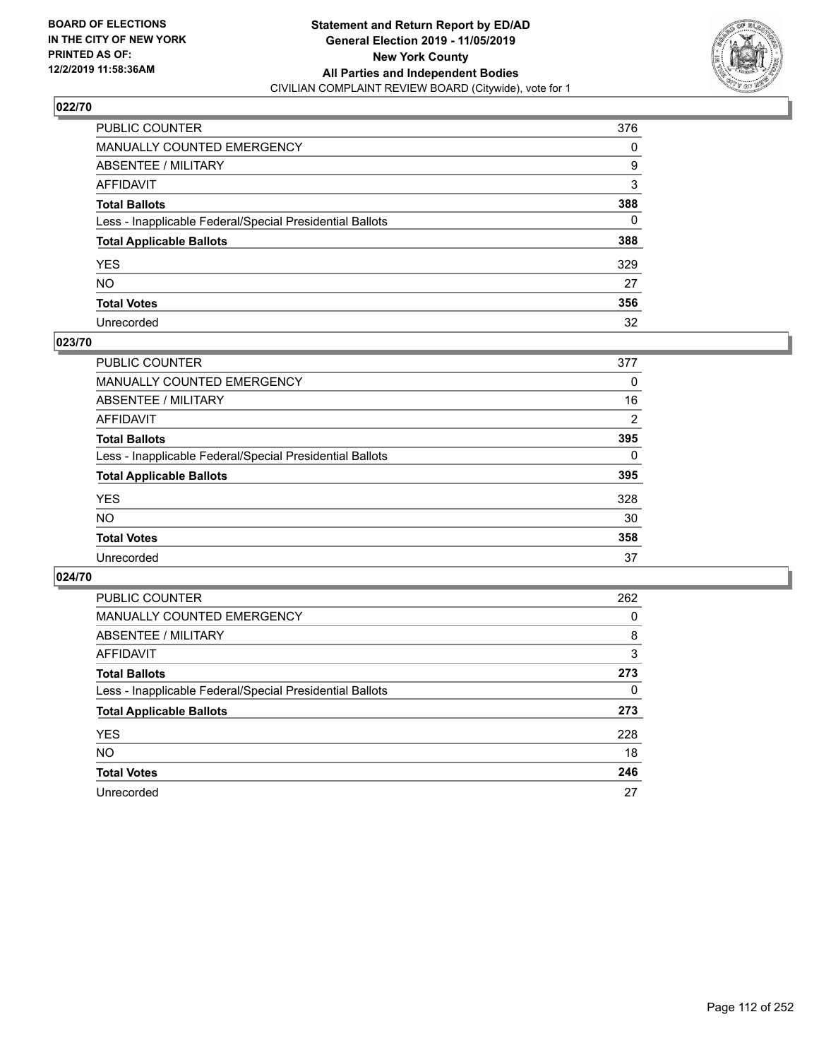BOARD OF ELECTIONS
IN THE CITY OF NEW YORK
PRINTED AS OF:
12/2/2019 11:58:36AM

**Statement and Return Report by ED/AD**
**General Election 2019 - 11/05/2019**
**New York County**
**All Parties and Independent Bodies**
CIVILIAN COMPLAINT REVIEW BOARD (Citywide), vote for 1

### 022/70

| | |
|---|---|
| PUBLIC COUNTER | 376 |
| MANUALLY COUNTED EMERGENCY | 0 |
| ABSENTEE / MILITARY | 9 |
| AFFIDAVIT | 3 |
| **Total Ballots** | **388** |
| Less - Inapplicable Federal/Special Presidential Ballots | 0 |
| **Total Applicable Ballots** | **388** |
| YES | 329 |
| NO | 27 |
| **Total Votes** | **356** |
| Unrecorded | 32 |

### 023/70

| | |
|---|---|
| PUBLIC COUNTER | 377 |
| MANUALLY COUNTED EMERGENCY | 0 |
| ABSENTEE / MILITARY | 16 |
| AFFIDAVIT | 2 |
| **Total Ballots** | **395** |
| Less - Inapplicable Federal/Special Presidential Ballots | 0 |
| **Total Applicable Ballots** | **395** |
| YES | 328 |
| NO | 30 |
| **Total Votes** | **358** |
| Unrecorded | 37 |

### 024/70

| | |
|---|---|
| PUBLIC COUNTER | 262 |
| MANUALLY COUNTED EMERGENCY | 0 |
| ABSENTEE / MILITARY | 8 |
| AFFIDAVIT | 3 |
| **Total Ballots** | **273** |
| Less - Inapplicable Federal/Special Presidential Ballots | 0 |
| **Total Applicable Ballots** | **273** |
| YES | 228 |
| NO | 18 |
| **Total Votes** | **246** |
| Unrecorded | 27 |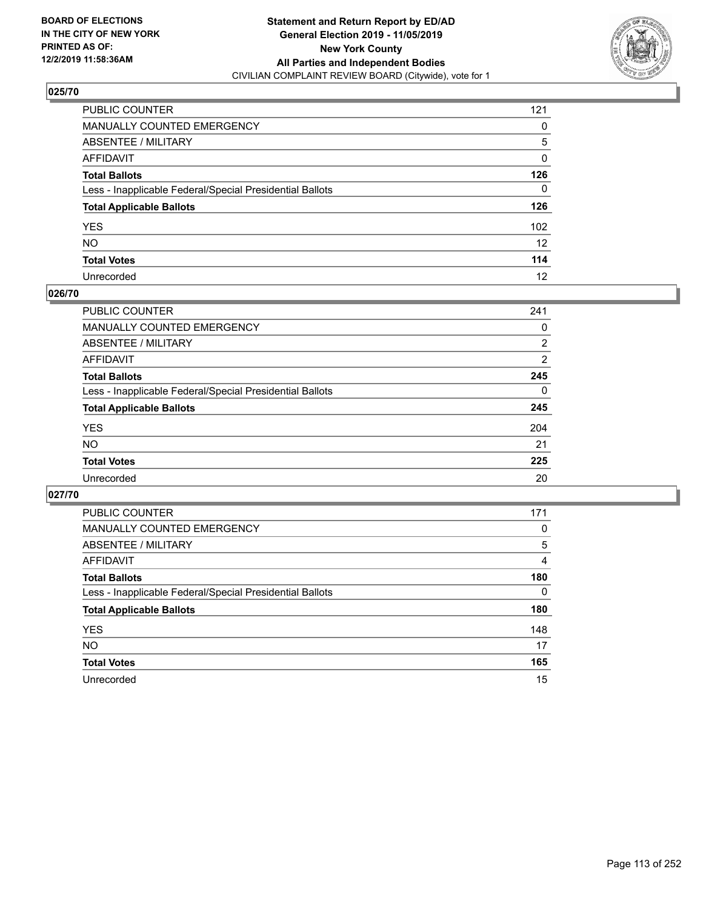BOARD OF ELECTIONS
IN THE CITY OF NEW YORK
PRINTED AS OF:
12/2/2019 11:58:36AM

**Statement and Return Report by ED/AD**
**General Election 2019 - 11/05/2019**
**New York County**
**All Parties and Independent Bodies**
CIVILIAN COMPLAINT REVIEW BOARD (Citywide), vote for 1

### 025/70

| | |
|---|---|
| PUBLIC COUNTER | 121 |
| MANUALLY COUNTED EMERGENCY | 0 |
| ABSENTEE / MILITARY | 5 |
| AFFIDAVIT | 0 |
| **Total Ballots** | **126** |
| Less - Inapplicable Federal/Special Presidential Ballots | 0 |
| **Total Applicable Ballots** | **126** |
| YES | 102 |
| NO | 12 |
| **Total Votes** | **114** |
| Unrecorded | 12 |

### 026/70

| | |
|---|---|
| PUBLIC COUNTER | 241 |
| MANUALLY COUNTED EMERGENCY | 0 |
| ABSENTEE / MILITARY | 2 |
| AFFIDAVIT | 2 |
| **Total Ballots** | **245** |
| Less - Inapplicable Federal/Special Presidential Ballots | 0 |
| **Total Applicable Ballots** | **245** |
| YES | 204 |
| NO | 21 |
| **Total Votes** | **225** |
| Unrecorded | 20 |

### 027/70

| | |
|---|---|
| PUBLIC COUNTER | 171 |
| MANUALLY COUNTED EMERGENCY | 0 |
| ABSENTEE / MILITARY | 5 |
| AFFIDAVIT | 4 |
| **Total Ballots** | **180** |
| Less - Inapplicable Federal/Special Presidential Ballots | 0 |
| **Total Applicable Ballots** | **180** |
| YES | 148 |
| NO | 17 |
| **Total Votes** | **165** |
| Unrecorded | 15 |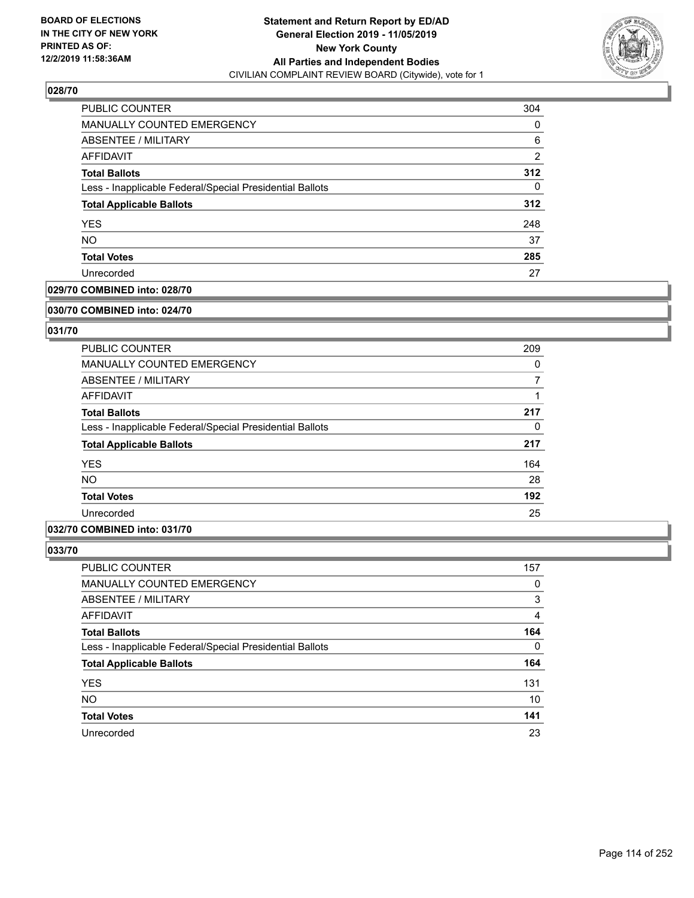### 028/70

| | |
|---|---|
| PUBLIC COUNTER | 304 |
| MANUALLY COUNTED EMERGENCY | 0 |
| ABSENTEE / MILITARY | 6 |
| AFFIDAVIT | 2 |
| **Total Ballots** | **312** |
| Less - Inapplicable Federal/Special Presidential Ballots | 0 |
| **Total Applicable Ballots** | **312** |
| YES | 248 |
| NO | 37 |
| **Total Votes** | **285** |
| Unrecorded | 27 |

### 029/70 COMBINED into: 028/70

### 030/70 COMBINED into: 024/70

### 031/70

| | |
|---|---|
| PUBLIC COUNTER | 209 |
| MANUALLY COUNTED EMERGENCY | 0 |
| ABSENTEE / MILITARY | 7 |
| AFFIDAVIT | 1 |
| **Total Ballots** | **217** |
| Less - Inapplicable Federal/Special Presidential Ballots | 0 |
| **Total Applicable Ballots** | **217** |
| YES | 164 |
| NO | 28 |
| **Total Votes** | **192** |
| Unrecorded | 25 |

### 032/70 COMBINED into: 031/70

### 033/70

| | |
|---|---|
| PUBLIC COUNTER | 157 |
| MANUALLY COUNTED EMERGENCY | 0 |
| ABSENTEE / MILITARY | 3 |
| AFFIDAVIT | 4 |
| **Total Ballots** | **164** |
| Less - Inapplicable Federal/Special Presidential Ballots | 0 |
| **Total Applicable Ballots** | **164** |
| YES | 131 |
| NO | 10 |
| **Total Votes** | **141** |
| Unrecorded | 23 |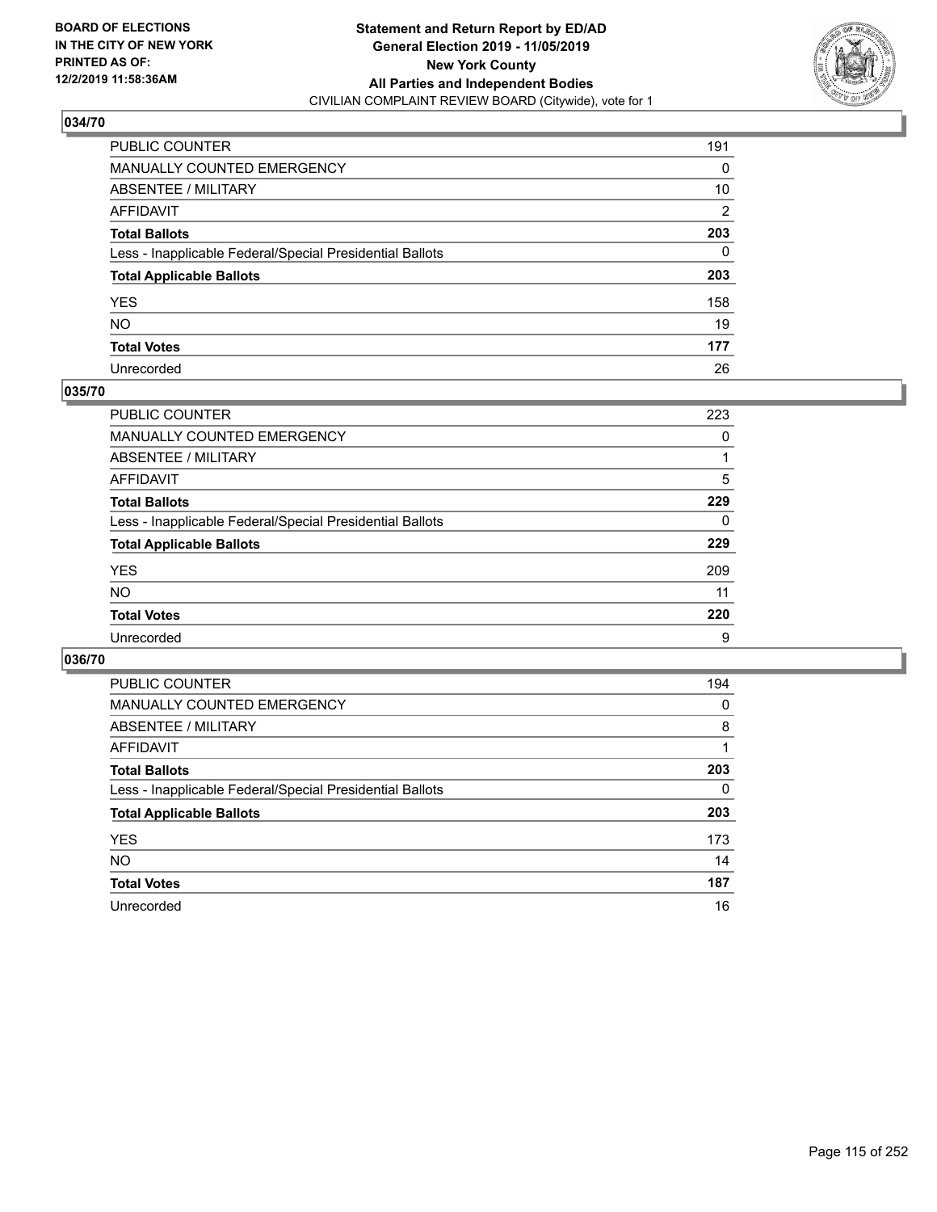**BOARD OF ELECTIONS IN THE CITY OF NEW YORK PRINTED AS OF: 12/2/2019 11:58:36AM**

**Statement and Return Report by ED/AD General Election 2019 - 11/05/2019 New York County All Parties and Independent Bodies**
CIVILIAN COMPLAINT REVIEW BOARD (Citywide), vote for 1

## 034/70

| | |
|---|---|
| PUBLIC COUNTER | 191 |
| MANUALLY COUNTED EMERGENCY | 0 |
| ABSENTEE / MILITARY | 10 |
| AFFIDAVIT | 2 |
| **Total Ballots** | **203** |
| Less - Inapplicable Federal/Special Presidential Ballots | 0 |
| **Total Applicable Ballots** | **203** |
| YES | 158 |
| NO | 19 |
| **Total Votes** | **177** |
| Unrecorded | 26 |

## 035/70

| | |
|---|---|
| PUBLIC COUNTER | 223 |
| MANUALLY COUNTED EMERGENCY | 0 |
| ABSENTEE / MILITARY | 1 |
| AFFIDAVIT | 5 |
| **Total Ballots** | **229** |
| Less - Inapplicable Federal/Special Presidential Ballots | 0 |
| **Total Applicable Ballots** | **229** |
| YES | 209 |
| NO | 11 |
| **Total Votes** | **220** |
| Unrecorded | 9 |

## 036/70

| | |
|---|---|
| PUBLIC COUNTER | 194 |
| MANUALLY COUNTED EMERGENCY | 0 |
| ABSENTEE / MILITARY | 8 |
| AFFIDAVIT | 1 |
| **Total Ballots** | **203** |
| Less - Inapplicable Federal/Special Presidential Ballots | 0 |
| **Total Applicable Ballots** | **203** |
| YES | 173 |
| NO | 14 |
| **Total Votes** | **187** |
| Unrecorded | 16 |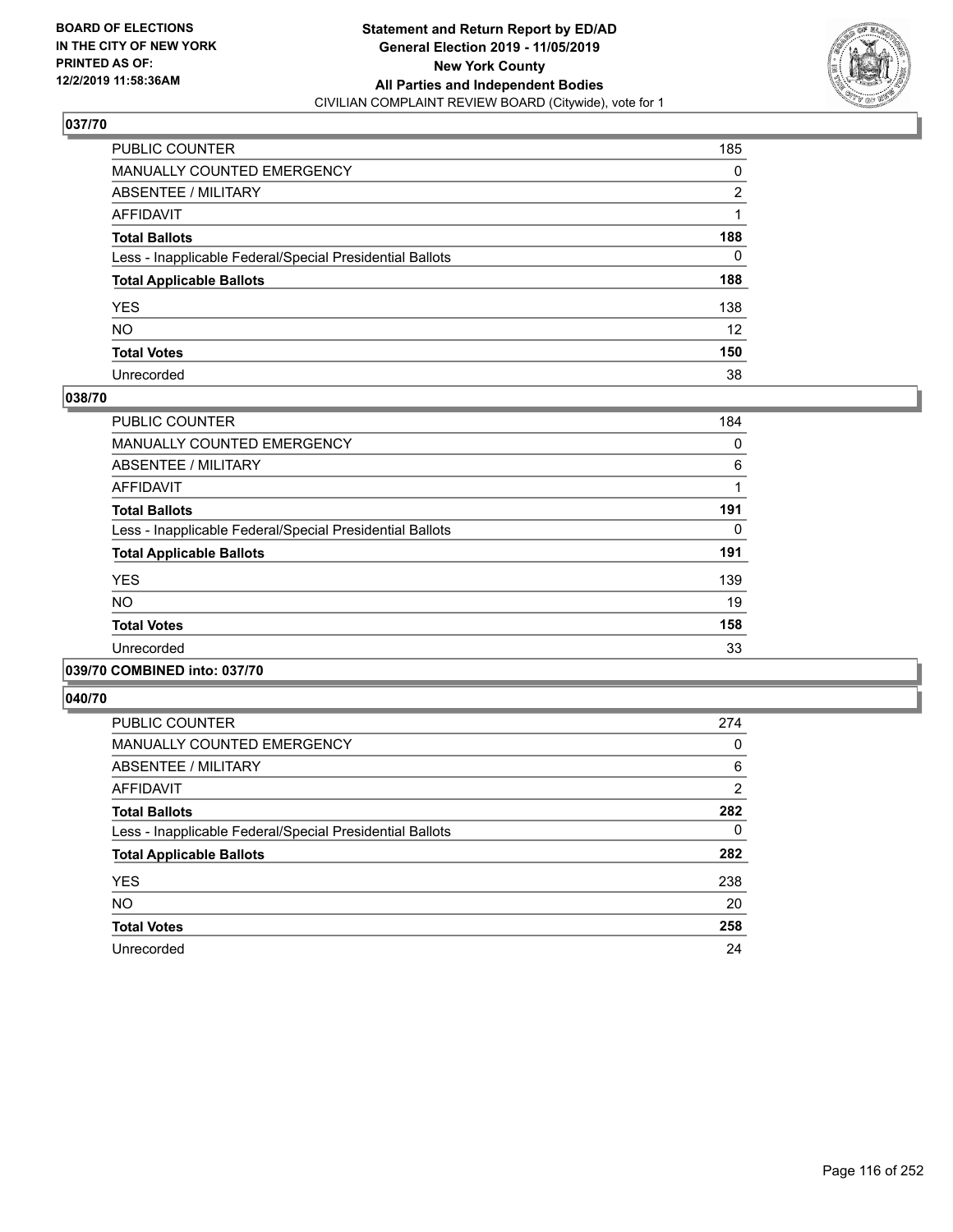**BOARD OF ELECTIONS IN THE CITY OF NEW YORK PRINTED AS OF: 12/2/2019 11:58:36AM**

**Statement and Return Report by ED/AD General Election 2019 - 11/05/2019 New York County All Parties and Independent Bodies**
CIVILIAN COMPLAINT REVIEW BOARD (Citywide), vote for 1

## 037/70

| | |
|---|---|
| PUBLIC COUNTER | 185 |
| MANUALLY COUNTED EMERGENCY | 0 |
| ABSENTEE / MILITARY | 2 |
| AFFIDAVIT | 1 |
| **Total Ballots** | **188** |
| Less - Inapplicable Federal/Special Presidential Ballots | 0 |
| **Total Applicable Ballots** | **188** |
| YES | 138 |
| NO | 12 |
| **Total Votes** | **150** |
| Unrecorded | 38 |

## 038/70

| | |
|---|---|
| PUBLIC COUNTER | 184 |
| MANUALLY COUNTED EMERGENCY | 0 |
| ABSENTEE / MILITARY | 6 |
| AFFIDAVIT | 1 |
| **Total Ballots** | **191** |
| Less - Inapplicable Federal/Special Presidential Ballots | 0 |
| **Total Applicable Ballots** | **191** |
| YES | 139 |
| NO | 19 |
| **Total Votes** | **158** |
| Unrecorded | 33 |

## 039/70 COMBINED into: 037/70

## 040/70

| | |
|---|---|
| PUBLIC COUNTER | 274 |
| MANUALLY COUNTED EMERGENCY | 0 |
| ABSENTEE / MILITARY | 6 |
| AFFIDAVIT | 2 |
| **Total Ballots** | **282** |
| Less - Inapplicable Federal/Special Presidential Ballots | 0 |
| **Total Applicable Ballots** | **282** |
| YES | 238 |
| NO | 20 |
| **Total Votes** | **258** |
| Unrecorded | 24 |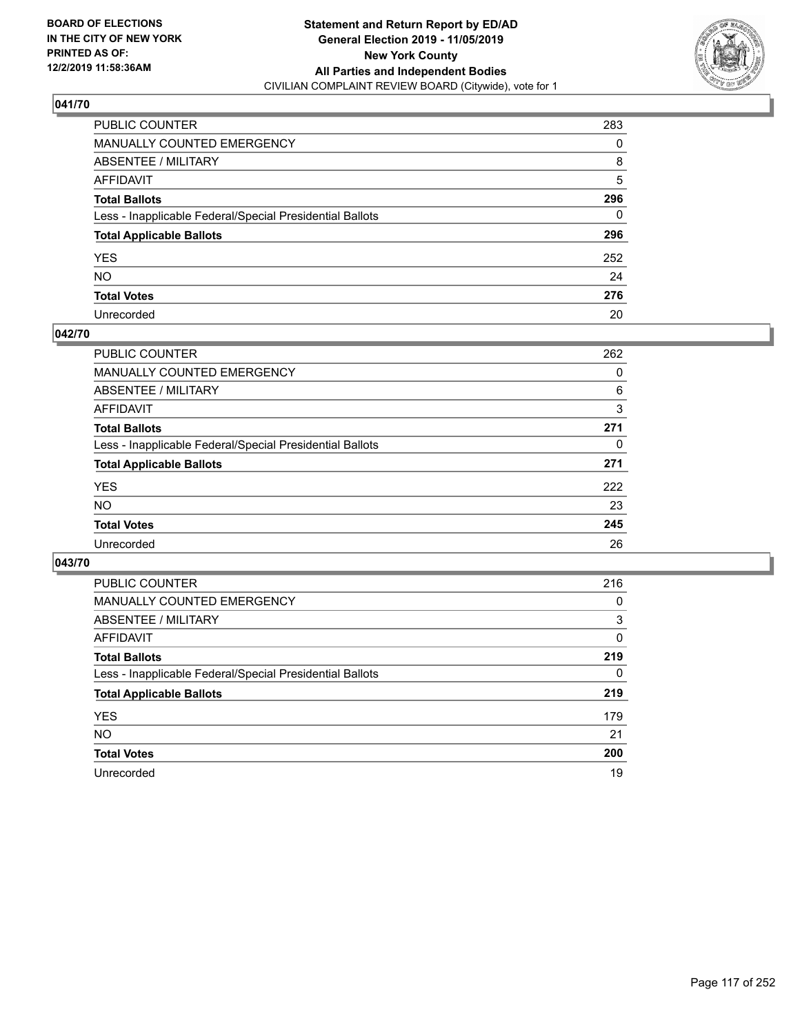BOARD OF ELECTIONS
IN THE CITY OF NEW YORK
PRINTED AS OF:
12/2/2019 11:58:36AM

**Statement and Return Report by ED/AD**
**General Election 2019 - 11/05/2019**
**New York County**
**All Parties and Independent Bodies**
CIVILIAN COMPLAINT REVIEW BOARD (Citywide), vote for 1

## 041/70

| | |
|---|---|
| PUBLIC COUNTER | 283 |
| MANUALLY COUNTED EMERGENCY | 0 |
| ABSENTEE / MILITARY | 8 |
| AFFIDAVIT | 5 |
| **Total Ballots** | **296** |
| Less - Inapplicable Federal/Special Presidential Ballots | 0 |
| **Total Applicable Ballots** | **296** |
| YES | 252 |
| NO | 24 |
| **Total Votes** | **276** |
| Unrecorded | 20 |

## 042/70

| | |
|---|---|
| PUBLIC COUNTER | 262 |
| MANUALLY COUNTED EMERGENCY | 0 |
| ABSENTEE / MILITARY | 6 |
| AFFIDAVIT | 3 |
| **Total Ballots** | **271** |
| Less - Inapplicable Federal/Special Presidential Ballots | 0 |
| **Total Applicable Ballots** | **271** |
| YES | 222 |
| NO | 23 |
| **Total Votes** | **245** |
| Unrecorded | 26 |

## 043/70

| | |
|---|---|
| PUBLIC COUNTER | 216 |
| MANUALLY COUNTED EMERGENCY | 0 |
| ABSENTEE / MILITARY | 3 |
| AFFIDAVIT | 0 |
| **Total Ballots** | **219** |
| Less - Inapplicable Federal/Special Presidential Ballots | 0 |
| **Total Applicable Ballots** | **219** |
| YES | 179 |
| NO | 21 |
| **Total Votes** | **200** |
| Unrecorded | 19 |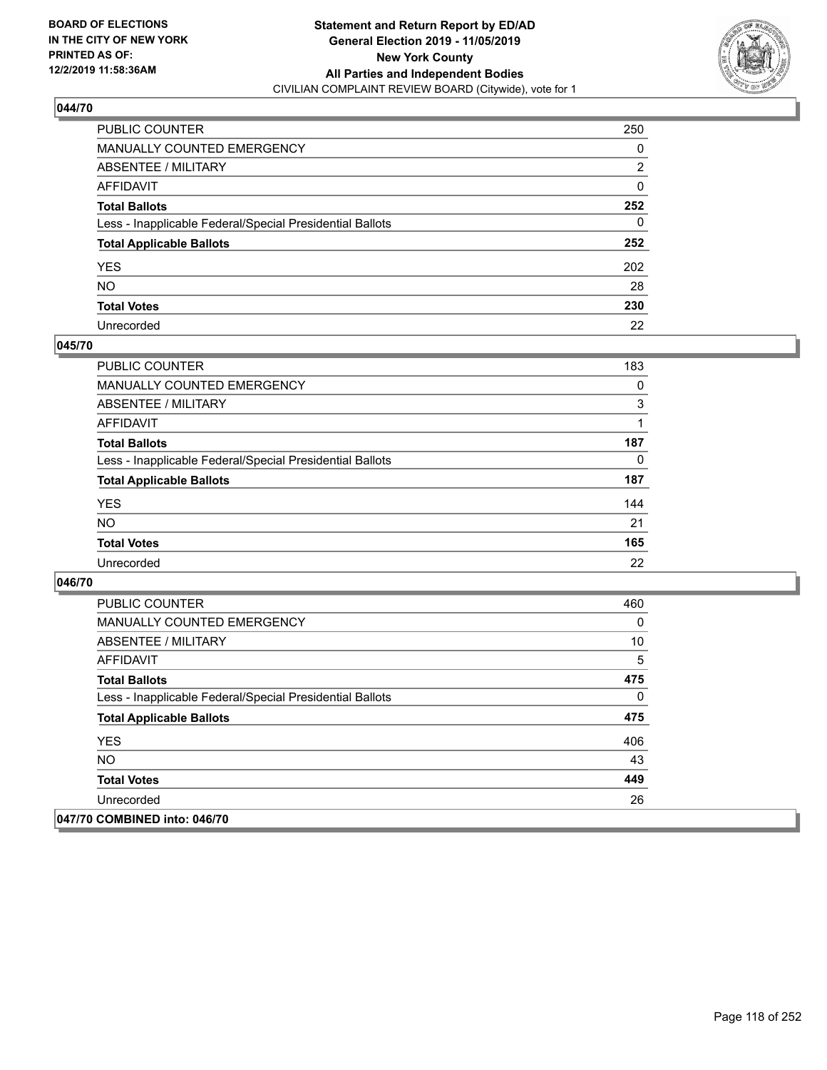## 044/70

| | |
|---|---|
| PUBLIC COUNTER | 250 |
| MANUALLY COUNTED EMERGENCY | 0 |
| ABSENTEE / MILITARY | 2 |
| AFFIDAVIT | 0 |
| **Total Ballots** | **252** |
| Less - Inapplicable Federal/Special Presidential Ballots | 0 |
| **Total Applicable Ballots** | **252** |
| YES | 202 |
| NO | 28 |
| **Total Votes** | **230** |
| Unrecorded | 22 |

## 045/70

| | |
|---|---|
| PUBLIC COUNTER | 183 |
| MANUALLY COUNTED EMERGENCY | 0 |
| ABSENTEE / MILITARY | 3 |
| AFFIDAVIT | 1 |
| **Total Ballots** | **187** |
| Less - Inapplicable Federal/Special Presidential Ballots | 0 |
| **Total Applicable Ballots** | **187** |
| YES | 144 |
| NO | 21 |
| **Total Votes** | **165** |
| Unrecorded | 22 |

## 046/70

| | |
|---|---|
| PUBLIC COUNTER | 460 |
| MANUALLY COUNTED EMERGENCY | 0 |
| ABSENTEE / MILITARY | 10 |
| AFFIDAVIT | 5 |
| **Total Ballots** | **475** |
| Less - Inapplicable Federal/Special Presidential Ballots | 0 |
| **Total Applicable Ballots** | **475** |
| YES | 406 |
| NO | 43 |
| **Total Votes** | **449** |
| Unrecorded | 26 |

## 047/70 COMBINED into: 046/70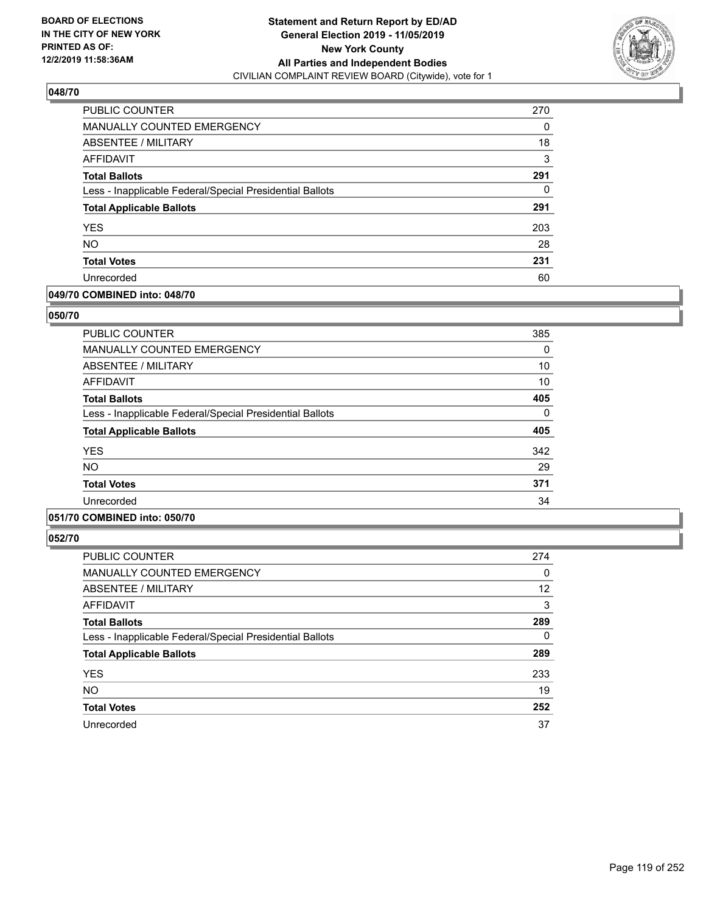**BOARD OF ELECTIONS IN THE CITY OF NEW YORK PRINTED AS OF: 12/2/2019 11:58:36AM**

**Statement and Return Report by ED/AD General Election 2019 - 11/05/2019 New York County All Parties and Independent Bodies**
CIVILIAN COMPLAINT REVIEW BOARD (Citywide), vote for 1

### 048/70

| | |
|---|---|
| PUBLIC COUNTER | 270 |
| MANUALLY COUNTED EMERGENCY | 0 |
| ABSENTEE / MILITARY | 18 |
| AFFIDAVIT | 3 |
| **Total Ballots** | **291** |
| Less - Inapplicable Federal/Special Presidential Ballots | 0 |
| **Total Applicable Ballots** | **291** |
| YES | 203 |
| NO | 28 |
| **Total Votes** | **231** |
| Unrecorded | 60 |

### 049/70 COMBINED into: 048/70

### 050/70

| | |
|---|---|
| PUBLIC COUNTER | 385 |
| MANUALLY COUNTED EMERGENCY | 0 |
| ABSENTEE / MILITARY | 10 |
| AFFIDAVIT | 10 |
| **Total Ballots** | **405** |
| Less - Inapplicable Federal/Special Presidential Ballots | 0 |
| **Total Applicable Ballots** | **405** |
| YES | 342 |
| NO | 29 |
| **Total Votes** | **371** |
| Unrecorded | 34 |

### 051/70 COMBINED into: 050/70

### 052/70

| | |
|---|---|
| PUBLIC COUNTER | 274 |
| MANUALLY COUNTED EMERGENCY | 0 |
| ABSENTEE / MILITARY | 12 |
| AFFIDAVIT | 3 |
| **Total Ballots** | **289** |
| Less - Inapplicable Federal/Special Presidential Ballots | 0 |
| **Total Applicable Ballots** | **289** |
| YES | 233 |
| NO | 19 |
| **Total Votes** | **252** |
| Unrecorded | 37 |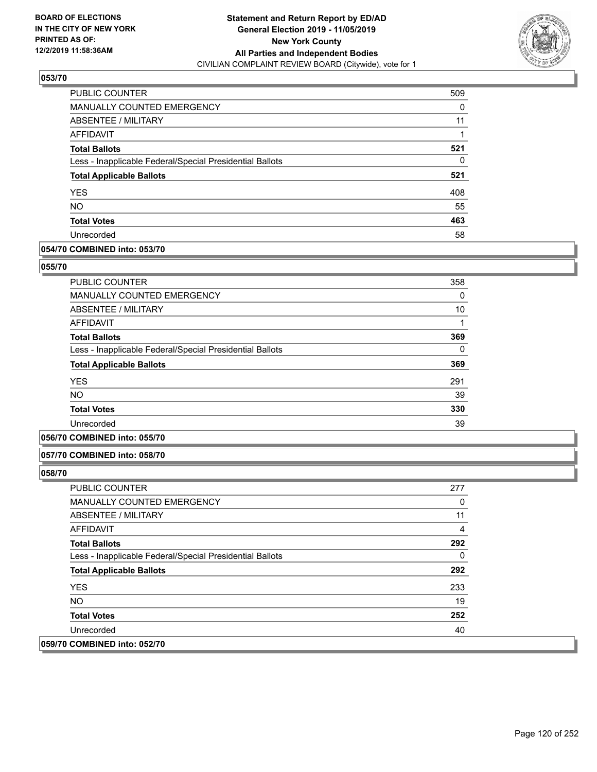**Statement and Return Report by ED/AD**
**General Election 2019 - 11/05/2019**
**New York County**
**All Parties and Independent Bodies**
CIVILIAN COMPLAINT REVIEW BOARD (Citywide), vote for 1

BOARD OF ELECTIONS IN THE CITY OF NEW YORK PRINTED AS OF: 12/2/2019 11:58:36AM

## 053/70

| | |
|---|---|
| PUBLIC COUNTER | 509 |
| MANUALLY COUNTED EMERGENCY | 0 |
| ABSENTEE / MILITARY | 11 |
| AFFIDAVIT | 1 |
| **Total Ballots** | **521** |
| Less - Inapplicable Federal/Special Presidential Ballots | 0 |
| **Total Applicable Ballots** | **521** |
| YES | 408 |
| NO | 55 |
| **Total Votes** | **463** |
| Unrecorded | 58 |

**054/70 COMBINED into: 053/70**

## 055/70

| | |
|---|---|
| PUBLIC COUNTER | 358 |
| MANUALLY COUNTED EMERGENCY | 0 |
| ABSENTEE / MILITARY | 10 |
| AFFIDAVIT | 1 |
| **Total Ballots** | **369** |
| Less - Inapplicable Federal/Special Presidential Ballots | 0 |
| **Total Applicable Ballots** | **369** |
| YES | 291 |
| NO | 39 |
| **Total Votes** | **330** |
| Unrecorded | 39 |

**056/70 COMBINED into: 055/70**

**057/70 COMBINED into: 058/70**

## 058/70

| | |
|---|---|
| PUBLIC COUNTER | 277 |
| MANUALLY COUNTED EMERGENCY | 0 |
| ABSENTEE / MILITARY | 11 |
| AFFIDAVIT | 4 |
| **Total Ballots** | **292** |
| Less - Inapplicable Federal/Special Presidential Ballots | 0 |
| **Total Applicable Ballots** | **292** |
| YES | 233 |
| NO | 19 |
| **Total Votes** | **252** |
| Unrecorded | 40 |

**059/70 COMBINED into: 052/70**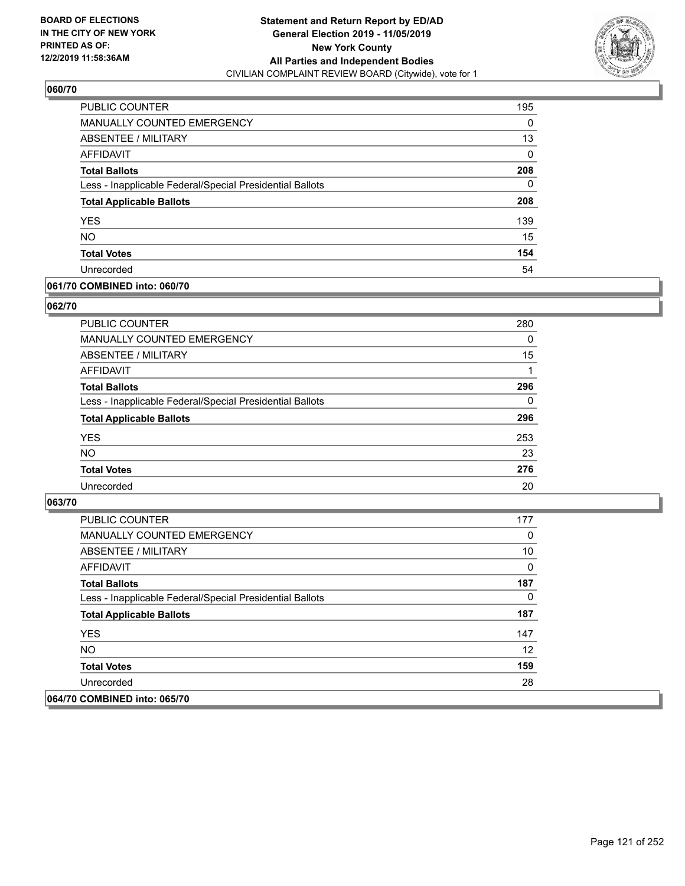**BOARD OF ELECTIONS IN THE CITY OF NEW YORK PRINTED AS OF: 12/2/2019 11:58:36AM**

**Statement and Return Report by ED/AD General Election 2019 - 11/05/2019 New York County All Parties and Independent Bodies**
CIVILIAN COMPLAINT REVIEW BOARD (Citywide), vote for 1

## 060/70

| | |
|---|---|
| PUBLIC COUNTER | 195 |
| MANUALLY COUNTED EMERGENCY | 0 |
| ABSENTEE / MILITARY | 13 |
| AFFIDAVIT | 0 |
| **Total Ballots** | **208** |
| Less - Inapplicable Federal/Special Presidential Ballots | 0 |
| **Total Applicable Ballots** | **208** |
| YES | 139 |
| NO | 15 |
| **Total Votes** | **154** |
| Unrecorded | 54 |

## 061/70 COMBINED into: 060/70

## 062/70

| | |
|---|---|
| PUBLIC COUNTER | 280 |
| MANUALLY COUNTED EMERGENCY | 0 |
| ABSENTEE / MILITARY | 15 |
| AFFIDAVIT | 1 |
| **Total Ballots** | **296** |
| Less - Inapplicable Federal/Special Presidential Ballots | 0 |
| **Total Applicable Ballots** | **296** |
| YES | 253 |
| NO | 23 |
| **Total Votes** | **276** |
| Unrecorded | 20 |

## 063/70

| | |
|---|---|
| PUBLIC COUNTER | 177 |
| MANUALLY COUNTED EMERGENCY | 0 |
| ABSENTEE / MILITARY | 10 |
| AFFIDAVIT | 0 |
| **Total Ballots** | **187** |
| Less - Inapplicable Federal/Special Presidential Ballots | 0 |
| **Total Applicable Ballots** | **187** |
| YES | 147 |
| NO | 12 |
| **Total Votes** | **159** |
| Unrecorded | 28 |

## 064/70 COMBINED into: 065/70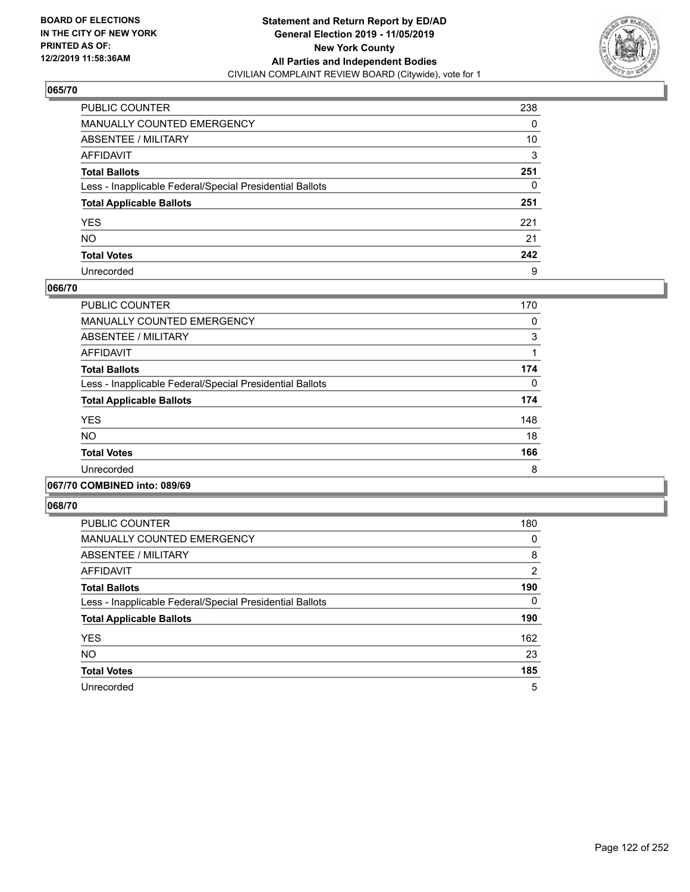### 065/70

| | |
|---|---|
| PUBLIC COUNTER | 238 |
| MANUALLY COUNTED EMERGENCY | 0 |
| ABSENTEE / MILITARY | 10 |
| AFFIDAVIT | 3 |
| **Total Ballots** | **251** |
| Less - Inapplicable Federal/Special Presidential Ballots | 0 |
| **Total Applicable Ballots** | **251** |
| YES | 221 |
| NO | 21 |
| **Total Votes** | **242** |
| Unrecorded | 9 |

### 066/70

| | |
|---|---|
| PUBLIC COUNTER | 170 |
| MANUALLY COUNTED EMERGENCY | 0 |
| ABSENTEE / MILITARY | 3 |
| AFFIDAVIT | 1 |
| **Total Ballots** | **174** |
| Less - Inapplicable Federal/Special Presidential Ballots | 0 |
| **Total Applicable Ballots** | **174** |
| YES | 148 |
| NO | 18 |
| **Total Votes** | **166** |
| Unrecorded | 8 |

### 067/70 COMBINED into: 089/69

### 068/70

| | |
|---|---|
| PUBLIC COUNTER | 180 |
| MANUALLY COUNTED EMERGENCY | 0 |
| ABSENTEE / MILITARY | 8 |
| AFFIDAVIT | 2 |
| **Total Ballots** | **190** |
| Less - Inapplicable Federal/Special Presidential Ballots | 0 |
| **Total Applicable Ballots** | **190** |
| YES | 162 |
| NO | 23 |
| **Total Votes** | **185** |
| Unrecorded | 5 |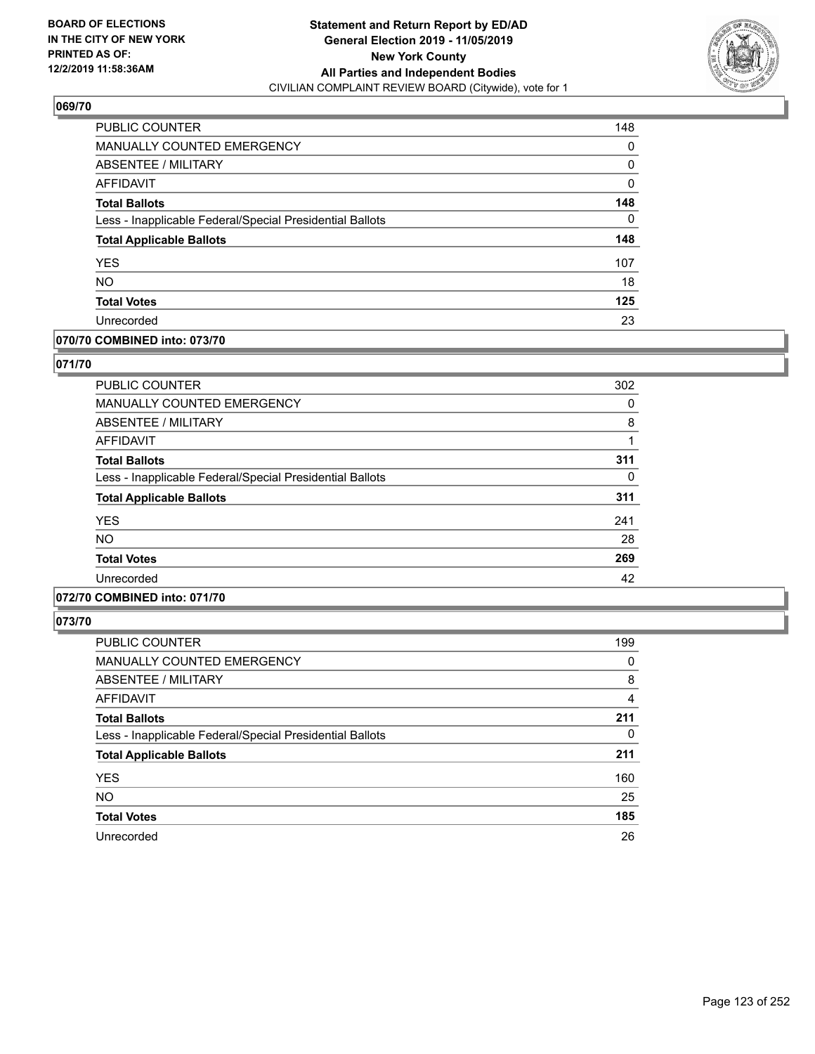**BOARD OF ELECTIONS IN THE CITY OF NEW YORK PRINTED AS OF: 12/2/2019 11:58:36AM**

**Statement and Return Report by ED/AD General Election 2019 - 11/05/2019 New York County All Parties and Independent Bodies**
CIVILIAN COMPLAINT REVIEW BOARD (Citywide), vote for 1

### 069/70

| | |
|---|---|
| PUBLIC COUNTER | 148 |
| MANUALLY COUNTED EMERGENCY | 0 |
| ABSENTEE / MILITARY | 0 |
| AFFIDAVIT | 0 |
| **Total Ballots** | **148** |
| Less - Inapplicable Federal/Special Presidential Ballots | 0 |
| **Total Applicable Ballots** | **148** |
| YES | 107 |
| NO | 18 |
| **Total Votes** | **125** |
| Unrecorded | 23 |

### 070/70 COMBINED into: 073/70

### 071/70

| | |
|---|---|
| PUBLIC COUNTER | 302 |
| MANUALLY COUNTED EMERGENCY | 0 |
| ABSENTEE / MILITARY | 8 |
| AFFIDAVIT | 1 |
| **Total Ballots** | **311** |
| Less - Inapplicable Federal/Special Presidential Ballots | 0 |
| **Total Applicable Ballots** | **311** |
| YES | 241 |
| NO | 28 |
| **Total Votes** | **269** |
| Unrecorded | 42 |

### 072/70 COMBINED into: 071/70

### 073/70

| | |
|---|---|
| PUBLIC COUNTER | 199 |
| MANUALLY COUNTED EMERGENCY | 0 |
| ABSENTEE / MILITARY | 8 |
| AFFIDAVIT | 4 |
| **Total Ballots** | **211** |
| Less - Inapplicable Federal/Special Presidential Ballots | 0 |
| **Total Applicable Ballots** | **211** |
| YES | 160 |
| NO | 25 |
| **Total Votes** | **185** |
| Unrecorded | 26 |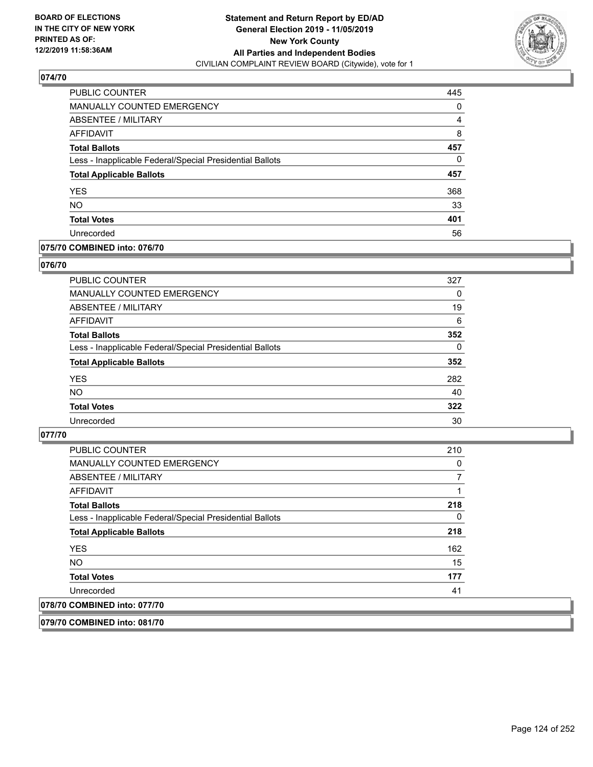**BOARD OF ELECTIONS IN THE CITY OF NEW YORK PRINTED AS OF: 12/2/2019 11:58:36AM**

**Statement and Return Report by ED/AD General Election 2019 - 11/05/2019 New York County All Parties and Independent Bodies** CIVILIAN COMPLAINT REVIEW BOARD (Citywide), vote for 1

### 074/70

| | |
|---|---|
| PUBLIC COUNTER | 445 |
| MANUALLY COUNTED EMERGENCY | 0 |
| ABSENTEE / MILITARY | 4 |
| AFFIDAVIT | 8 |
| **Total Ballots** | **457** |
| Less - Inapplicable Federal/Special Presidential Ballots | 0 |
| **Total Applicable Ballots** | **457** |
| YES | 368 |
| NO | 33 |
| **Total Votes** | **401** |
| Unrecorded | 56 |

### 075/70 COMBINED into: 076/70

### 076/70

| | |
|---|---|
| PUBLIC COUNTER | 327 |
| MANUALLY COUNTED EMERGENCY | 0 |
| ABSENTEE / MILITARY | 19 |
| AFFIDAVIT | 6 |
| **Total Ballots** | **352** |
| Less - Inapplicable Federal/Special Presidential Ballots | 0 |
| **Total Applicable Ballots** | **352** |
| YES | 282 |
| NO | 40 |
| **Total Votes** | **322** |
| Unrecorded | 30 |

### 077/70

| | |
|---|---|
| PUBLIC COUNTER | 210 |
| MANUALLY COUNTED EMERGENCY | 0 |
| ABSENTEE / MILITARY | 7 |
| AFFIDAVIT | 1 |
| **Total Ballots** | **218** |
| Less - Inapplicable Federal/Special Presidential Ballots | 0 |
| **Total Applicable Ballots** | **218** |
| YES | 162 |
| NO | 15 |
| **Total Votes** | **177** |
| Unrecorded | 41 |

### 078/70 COMBINED into: 077/70

### 079/70 COMBINED into: 081/70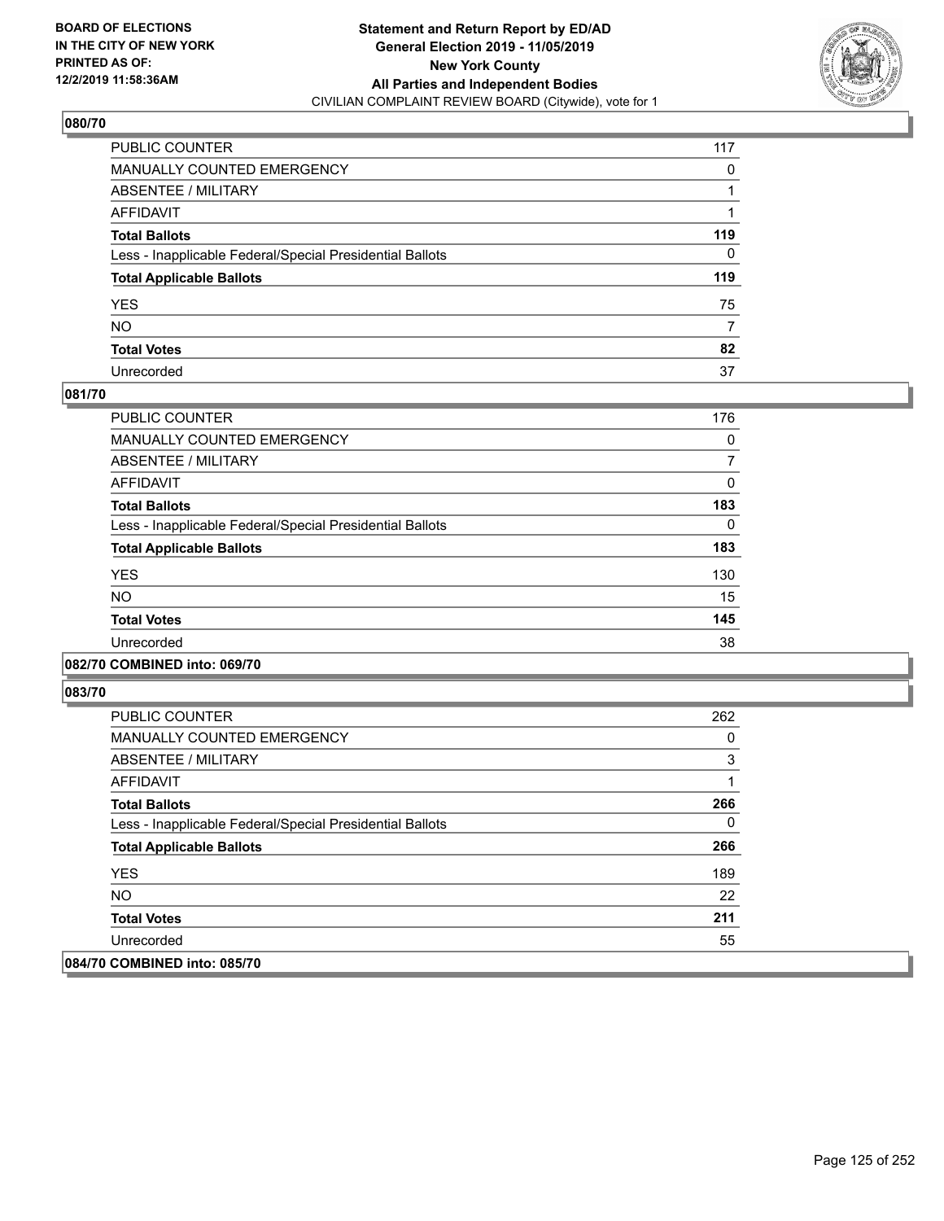**BOARD OF ELECTIONS IN THE CITY OF NEW YORK PRINTED AS OF: 12/2/2019 11:58:36AM**

**Statement and Return Report by ED/AD General Election 2019 - 11/05/2019 New York County All Parties and Independent Bodies**
CIVILIAN COMPLAINT REVIEW BOARD (Citywide), vote for 1

## 080/70

| | |
|---|---|
| PUBLIC COUNTER | 117 |
| MANUALLY COUNTED EMERGENCY | 0 |
| ABSENTEE / MILITARY | 1 |
| AFFIDAVIT | 1 |
| **Total Ballots** | **119** |
| Less - Inapplicable Federal/Special Presidential Ballots | 0 |
| **Total Applicable Ballots** | **119** |
| YES | 75 |
| NO | 7 |
| **Total Votes** | **82** |
| Unrecorded | 37 |

## 081/70

| | |
|---|---|
| PUBLIC COUNTER | 176 |
| MANUALLY COUNTED EMERGENCY | 0 |
| ABSENTEE / MILITARY | 7 |
| AFFIDAVIT | 0 |
| **Total Ballots** | **183** |
| Less - Inapplicable Federal/Special Presidential Ballots | 0 |
| **Total Applicable Ballots** | **183** |
| YES | 130 |
| NO | 15 |
| **Total Votes** | **145** |
| Unrecorded | 38 |

## 082/70 COMBINED into: 069/70

## 083/70

| | |
|---|---|
| PUBLIC COUNTER | 262 |
| MANUALLY COUNTED EMERGENCY | 0 |
| ABSENTEE / MILITARY | 3 |
| AFFIDAVIT | 1 |
| **Total Ballots** | **266** |
| Less - Inapplicable Federal/Special Presidential Ballots | 0 |
| **Total Applicable Ballots** | **266** |
| YES | 189 |
| NO | 22 |
| **Total Votes** | **211** |
| Unrecorded | 55 |

## 084/70 COMBINED into: 085/70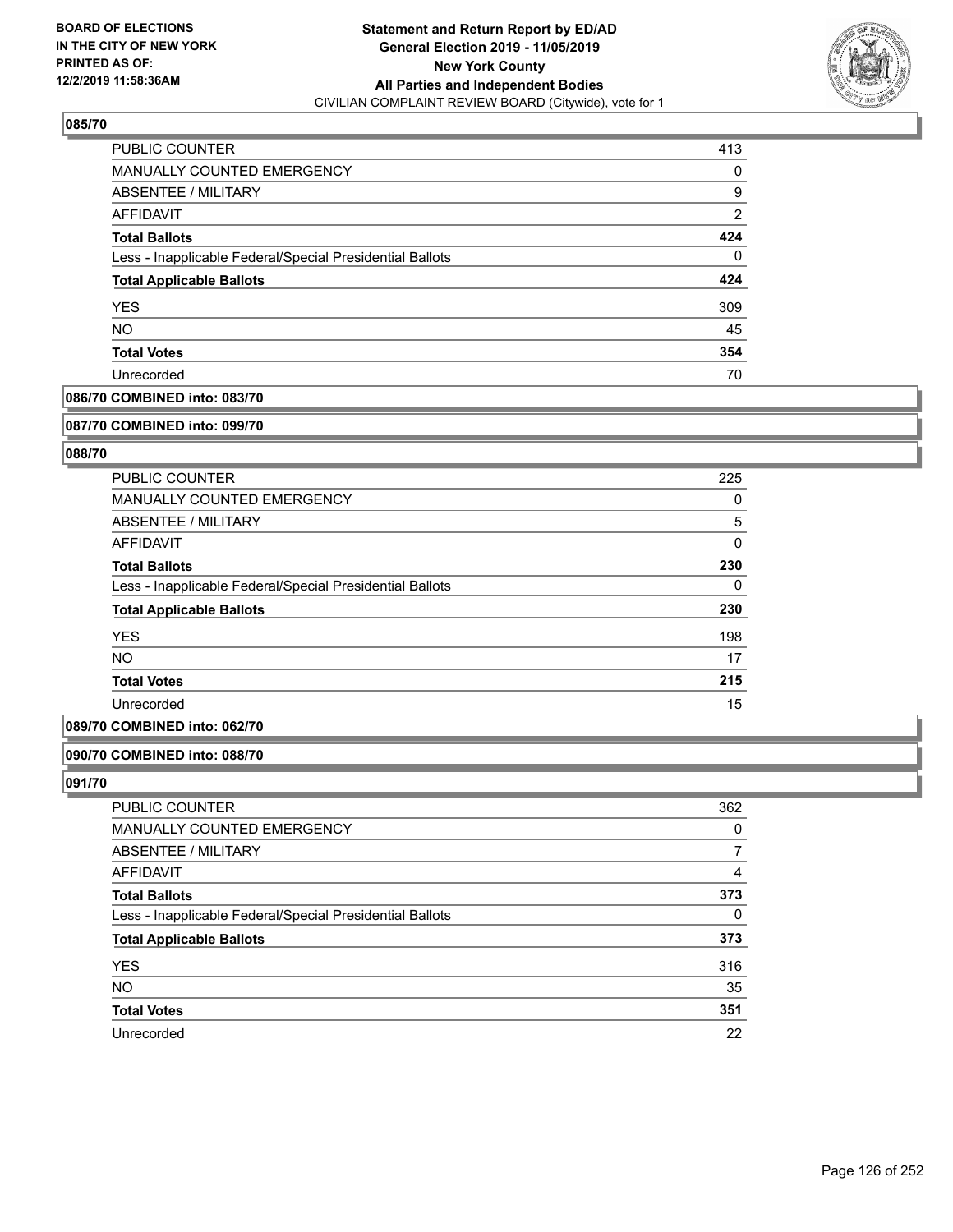### 085/70

| | |
|---|---|
| PUBLIC COUNTER | 413 |
| MANUALLY COUNTED EMERGENCY | 0 |
| ABSENTEE / MILITARY | 9 |
| AFFIDAVIT | 2 |
| **Total Ballots** | **424** |
| Less - Inapplicable Federal/Special Presidential Ballots | 0 |
| **Total Applicable Ballots** | **424** |
| YES | 309 |
| NO | 45 |
| **Total Votes** | **354** |
| Unrecorded | 70 |

### 086/70 COMBINED into: 083/70

### 087/70 COMBINED into: 099/70

### 088/70

| | |
|---|---|
| PUBLIC COUNTER | 225 |
| MANUALLY COUNTED EMERGENCY | 0 |
| ABSENTEE / MILITARY | 5 |
| AFFIDAVIT | 0 |
| **Total Ballots** | **230** |
| Less - Inapplicable Federal/Special Presidential Ballots | 0 |
| **Total Applicable Ballots** | **230** |
| YES | 198 |
| NO | 17 |
| **Total Votes** | **215** |
| Unrecorded | 15 |

### 089/70 COMBINED into: 062/70

### 090/70 COMBINED into: 088/70

### 091/70

| | |
|---|---|
| PUBLIC COUNTER | 362 |
| MANUALLY COUNTED EMERGENCY | 0 |
| ABSENTEE / MILITARY | 7 |
| AFFIDAVIT | 4 |
| **Total Ballots** | **373** |
| Less - Inapplicable Federal/Special Presidential Ballots | 0 |
| **Total Applicable Ballots** | **373** |
| YES | 316 |
| NO | 35 |
| **Total Votes** | **351** |
| Unrecorded | 22 |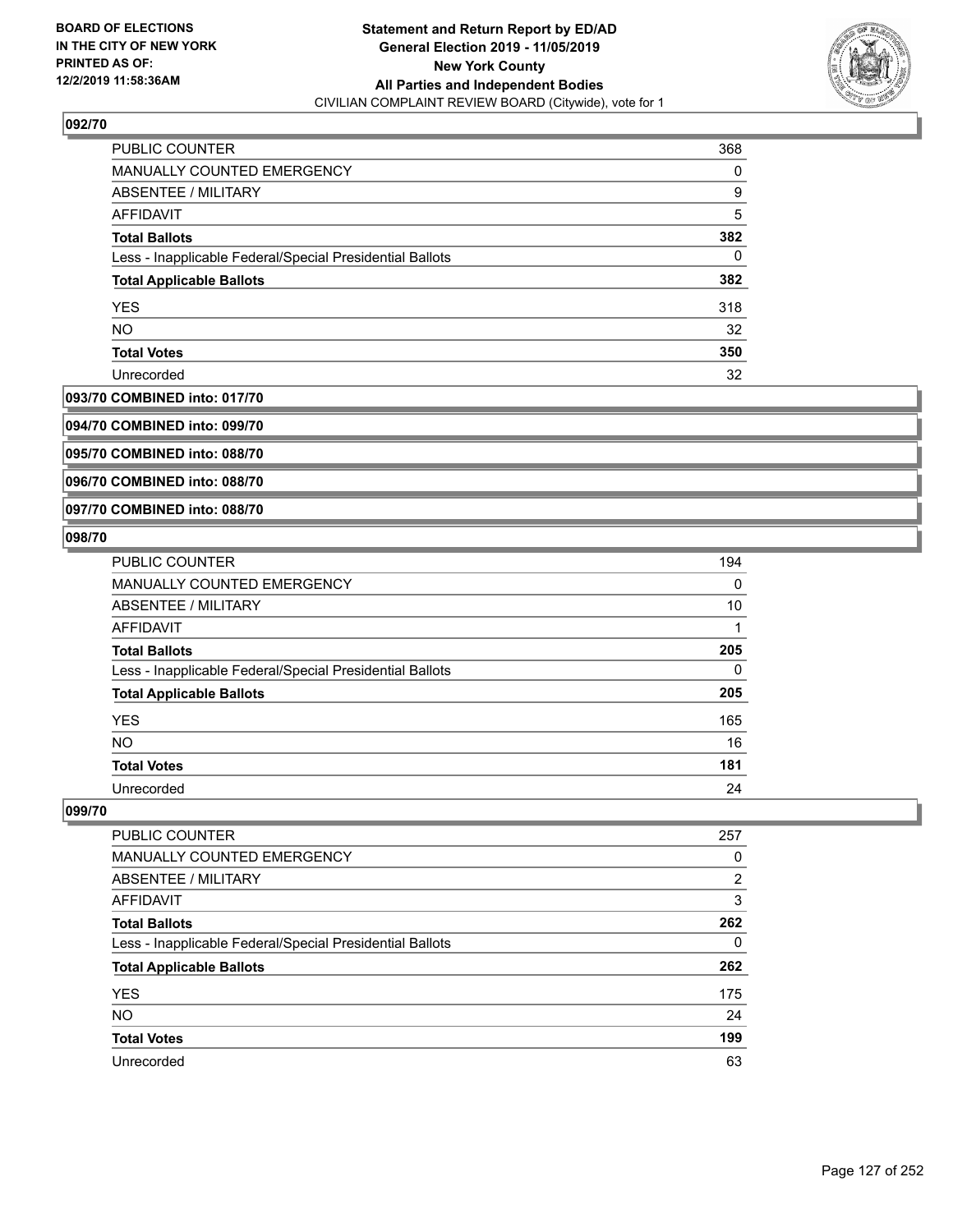BOARD OF ELECTIONS
IN THE CITY OF NEW YORK
PRINTED AS OF:
12/2/2019 11:58:36AM

**Statement and Return Report by ED/AD**
**General Election 2019 - 11/05/2019**
**New York County**
**All Parties and Independent Bodies**
CIVILIAN COMPLAINT REVIEW BOARD (Citywide), vote for 1

### 092/70

| | |
|---|---|
| PUBLIC COUNTER | 368 |
| MANUALLY COUNTED EMERGENCY | 0 |
| ABSENTEE / MILITARY | 9 |
| AFFIDAVIT | 5 |
| **Total Ballots** | **382** |
| Less - Inapplicable Federal/Special Presidential Ballots | 0 |
| **Total Applicable Ballots** | **382** |
| YES | 318 |
| NO | 32 |
| **Total Votes** | **350** |
| Unrecorded | 32 |

### 093/70 COMBINED into: 017/70

### 094/70 COMBINED into: 099/70

### 095/70 COMBINED into: 088/70

### 096/70 COMBINED into: 088/70

### 097/70 COMBINED into: 088/70

### 098/70

| | |
|---|---|
| PUBLIC COUNTER | 194 |
| MANUALLY COUNTED EMERGENCY | 0 |
| ABSENTEE / MILITARY | 10 |
| AFFIDAVIT | 1 |
| **Total Ballots** | **205** |
| Less - Inapplicable Federal/Special Presidential Ballots | 0 |
| **Total Applicable Ballots** | **205** |
| YES | 165 |
| NO | 16 |
| **Total Votes** | **181** |
| Unrecorded | 24 |

### 099/70

| | |
|---|---|
| PUBLIC COUNTER | 257 |
| MANUALLY COUNTED EMERGENCY | 0 |
| ABSENTEE / MILITARY | 2 |
| AFFIDAVIT | 3 |
| **Total Ballots** | **262** |
| Less - Inapplicable Federal/Special Presidential Ballots | 0 |
| **Total Applicable Ballots** | **262** |
| YES | 175 |
| NO | 24 |
| **Total Votes** | **199** |
| Unrecorded | 63 |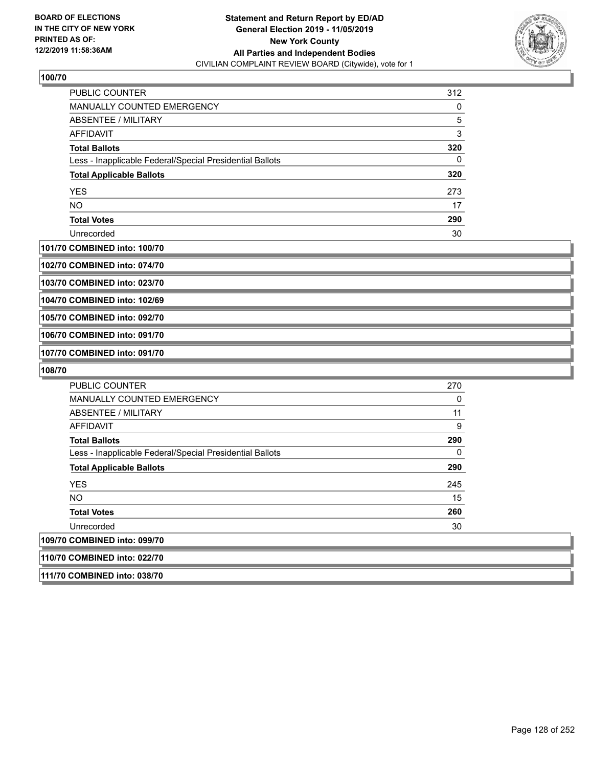**BOARD OF ELECTIONS IN THE CITY OF NEW YORK PRINTED AS OF: 12/2/2019 11:58:36AM**

**Statement and Return Report by ED/AD General Election 2019 - 11/05/2019 New York County All Parties and Independent Bodies**
CIVILIAN COMPLAINT REVIEW BOARD (Citywide), vote for 1

### 100/70

| | |
|---|---|
| PUBLIC COUNTER | 312 |
| MANUALLY COUNTED EMERGENCY | 0 |
| ABSENTEE / MILITARY | 5 |
| AFFIDAVIT | 3 |
| **Total Ballots** | **320** |
| Less - Inapplicable Federal/Special Presidential Ballots | 0 |
| **Total Applicable Ballots** | **320** |
| YES | 273 |
| NO | 17 |
| **Total Votes** | **290** |
| Unrecorded | 30 |

**101/70 COMBINED into: 100/70**

**102/70 COMBINED into: 074/70**

**103/70 COMBINED into: 023/70**

**104/70 COMBINED into: 102/69**

**105/70 COMBINED into: 092/70**

**106/70 COMBINED into: 091/70**

**107/70 COMBINED into: 091/70**

### 108/70

| | |
|---|---|
| PUBLIC COUNTER | 270 |
| MANUALLY COUNTED EMERGENCY | 0 |
| ABSENTEE / MILITARY | 11 |
| AFFIDAVIT | 9 |
| **Total Ballots** | **290** |
| Less - Inapplicable Federal/Special Presidential Ballots | 0 |
| **Total Applicable Ballots** | **290** |
| YES | 245 |
| NO | 15 |
| **Total Votes** | **260** |
| Unrecorded | 30 |

**109/70 COMBINED into: 099/70**

**110/70 COMBINED into: 022/70**

**111/70 COMBINED into: 038/70**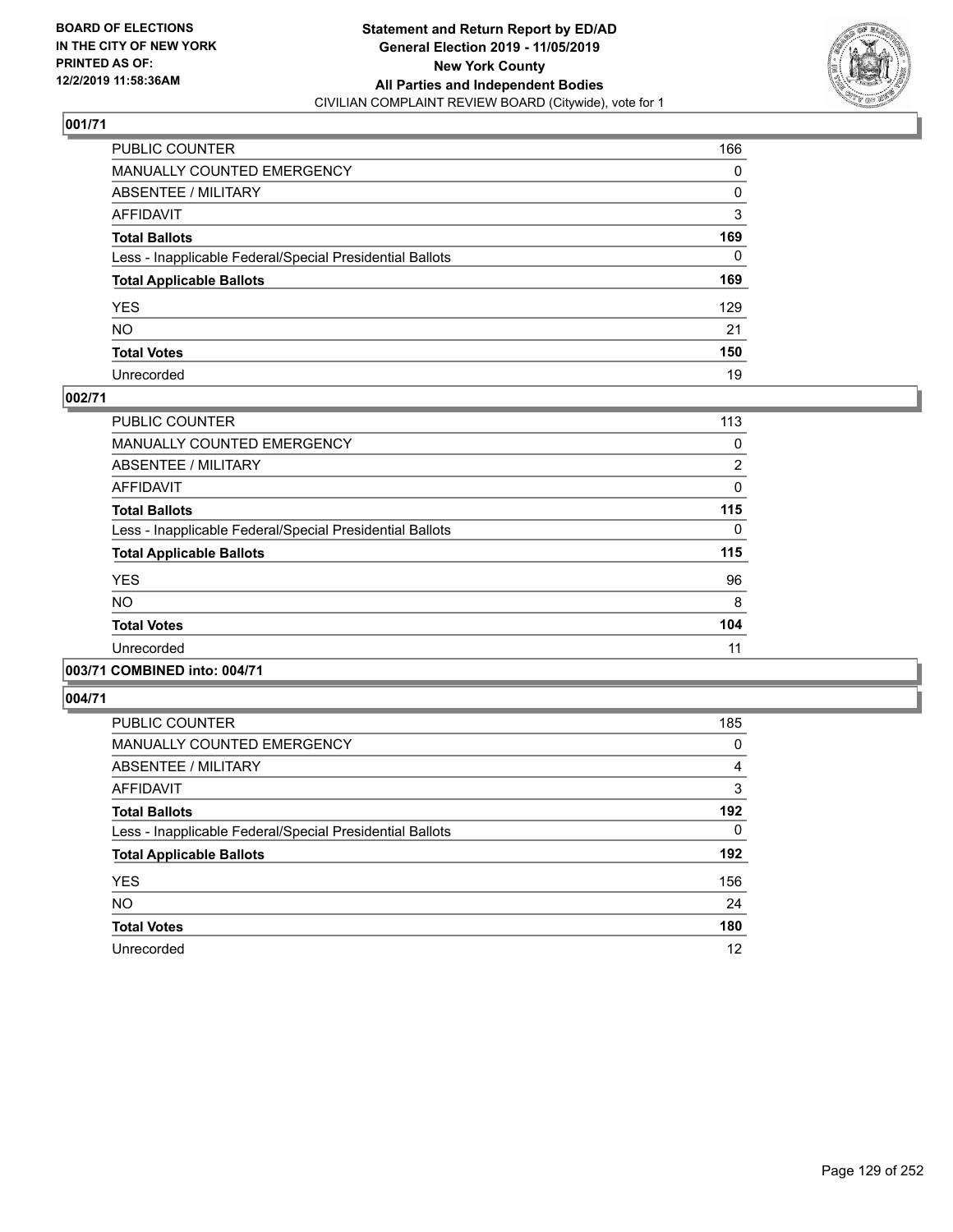**BOARD OF ELECTIONS IN THE CITY OF NEW YORK PRINTED AS OF: 12/2/2019 11:58:36AM**

**Statement and Return Report by ED/AD General Election 2019 - 11/05/2019 New York County All Parties and Independent Bodies**

CIVILIAN COMPLAINT REVIEW BOARD (Citywide), vote for 1

### 001/71

| | |
|---|---|
| PUBLIC COUNTER | 166 |
| MANUALLY COUNTED EMERGENCY | 0 |
| ABSENTEE / MILITARY | 0 |
| AFFIDAVIT | 3 |
| **Total Ballots** | **169** |
| Less - Inapplicable Federal/Special Presidential Ballots | 0 |
| **Total Applicable Ballots** | **169** |
| YES | 129 |
| NO | 21 |
| **Total Votes** | **150** |
| Unrecorded | 19 |

### 002/71

| | |
|---|---|
| PUBLIC COUNTER | 113 |
| MANUALLY COUNTED EMERGENCY | 0 |
| ABSENTEE / MILITARY | 2 |
| AFFIDAVIT | 0 |
| **Total Ballots** | **115** |
| Less - Inapplicable Federal/Special Presidential Ballots | 0 |
| **Total Applicable Ballots** | **115** |
| YES | 96 |
| NO | 8 |
| **Total Votes** | **104** |
| Unrecorded | 11 |

### 003/71 COMBINED into: 004/71

### 004/71

| | |
|---|---|
| PUBLIC COUNTER | 185 |
| MANUALLY COUNTED EMERGENCY | 0 |
| ABSENTEE / MILITARY | 4 |
| AFFIDAVIT | 3 |
| **Total Ballots** | **192** |
| Less - Inapplicable Federal/Special Presidential Ballots | 0 |
| **Total Applicable Ballots** | **192** |
| YES | 156 |
| NO | 24 |
| **Total Votes** | **180** |
| Unrecorded | 12 |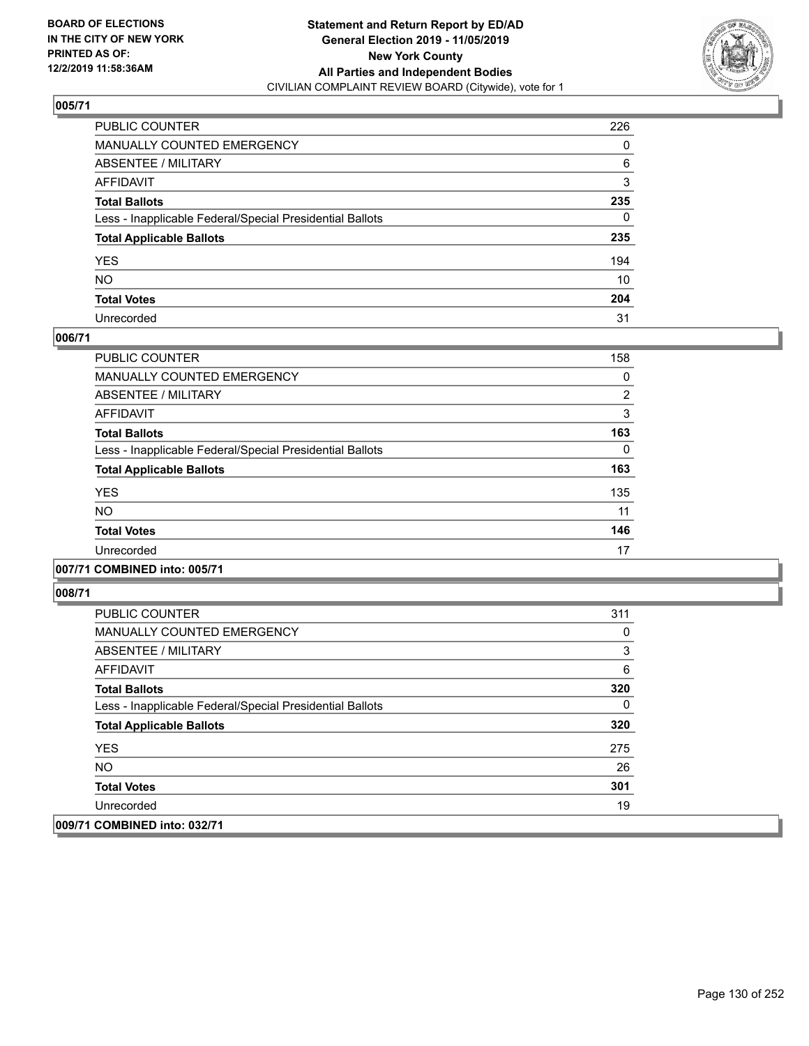**BOARD OF ELECTIONS IN THE CITY OF NEW YORK PRINTED AS OF: 12/2/2019 11:58:36AM**

**Statement and Return Report by ED/AD General Election 2019 - 11/05/2019 New York County All Parties and Independent Bodies**
CIVILIAN COMPLAINT REVIEW BOARD (Citywide), vote for 1

## 005/71

| | |
|---|---|
| PUBLIC COUNTER | 226 |
| MANUALLY COUNTED EMERGENCY | 0 |
| ABSENTEE / MILITARY | 6 |
| AFFIDAVIT | 3 |
| **Total Ballots** | **235** |
| Less - Inapplicable Federal/Special Presidential Ballots | 0 |
| **Total Applicable Ballots** | **235** |
| YES | 194 |
| NO | 10 |
| **Total Votes** | **204** |
| Unrecorded | 31 |

## 006/71

| | |
|---|---|
| PUBLIC COUNTER | 158 |
| MANUALLY COUNTED EMERGENCY | 0 |
| ABSENTEE / MILITARY | 2 |
| AFFIDAVIT | 3 |
| **Total Ballots** | **163** |
| Less - Inapplicable Federal/Special Presidential Ballots | 0 |
| **Total Applicable Ballots** | **163** |
| YES | 135 |
| NO | 11 |
| **Total Votes** | **146** |
| Unrecorded | 17 |

## 007/71 COMBINED into: 005/71

## 008/71

| | |
|---|---|
| PUBLIC COUNTER | 311 |
| MANUALLY COUNTED EMERGENCY | 0 |
| ABSENTEE / MILITARY | 3 |
| AFFIDAVIT | 6 |
| **Total Ballots** | **320** |
| Less - Inapplicable Federal/Special Presidential Ballots | 0 |
| **Total Applicable Ballots** | **320** |
| YES | 275 |
| NO | 26 |
| **Total Votes** | **301** |
| Unrecorded | 19 |

## 009/71 COMBINED into: 032/71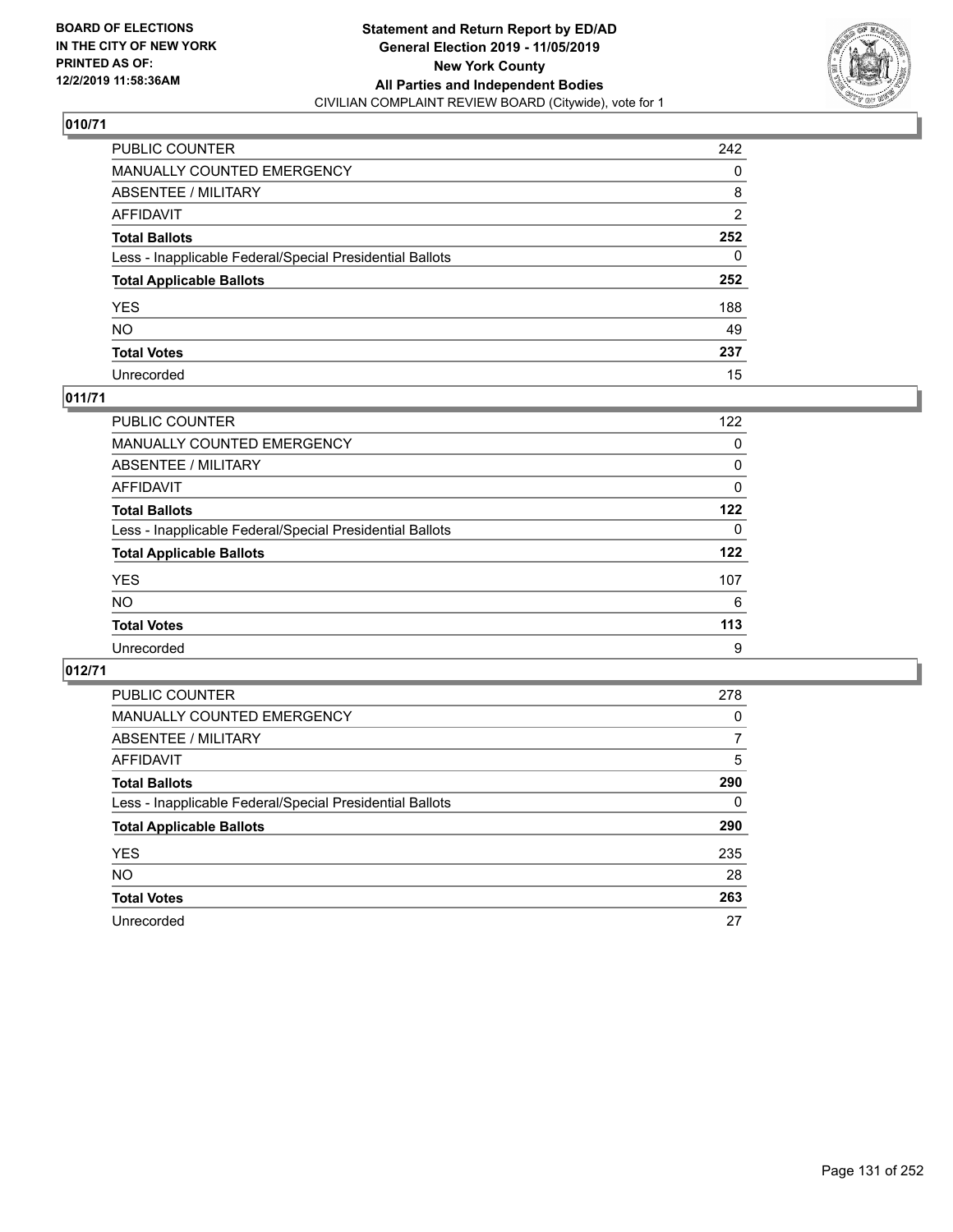**BOARD OF ELECTIONS IN THE CITY OF NEW YORK PRINTED AS OF: 12/2/2019 11:58:36AM**

**Statement and Return Report by ED/AD General Election 2019 - 11/05/2019 New York County All Parties and Independent Bodies**
CIVILIAN COMPLAINT REVIEW BOARD (Citywide), vote for 1

## 010/71

| | |
|---|---|
| PUBLIC COUNTER | 242 |
| MANUALLY COUNTED EMERGENCY | 0 |
| ABSENTEE / MILITARY | 8 |
| AFFIDAVIT | 2 |
| **Total Ballots** | **252** |
| Less - Inapplicable Federal/Special Presidential Ballots | 0 |
| **Total Applicable Ballots** | **252** |
| YES | 188 |
| NO | 49 |
| **Total Votes** | **237** |
| Unrecorded | 15 |

## 011/71

| | |
|---|---|
| PUBLIC COUNTER | 122 |
| MANUALLY COUNTED EMERGENCY | 0 |
| ABSENTEE / MILITARY | 0 |
| AFFIDAVIT | 0 |
| **Total Ballots** | **122** |
| Less - Inapplicable Federal/Special Presidential Ballots | 0 |
| **Total Applicable Ballots** | **122** |
| YES | 107 |
| NO | 6 |
| **Total Votes** | **113** |
| Unrecorded | 9 |

## 012/71

| | |
|---|---|
| PUBLIC COUNTER | 278 |
| MANUALLY COUNTED EMERGENCY | 0 |
| ABSENTEE / MILITARY | 7 |
| AFFIDAVIT | 5 |
| **Total Ballots** | **290** |
| Less - Inapplicable Federal/Special Presidential Ballots | 0 |
| **Total Applicable Ballots** | **290** |
| YES | 235 |
| NO | 28 |
| **Total Votes** | **263** |
| Unrecorded | 27 |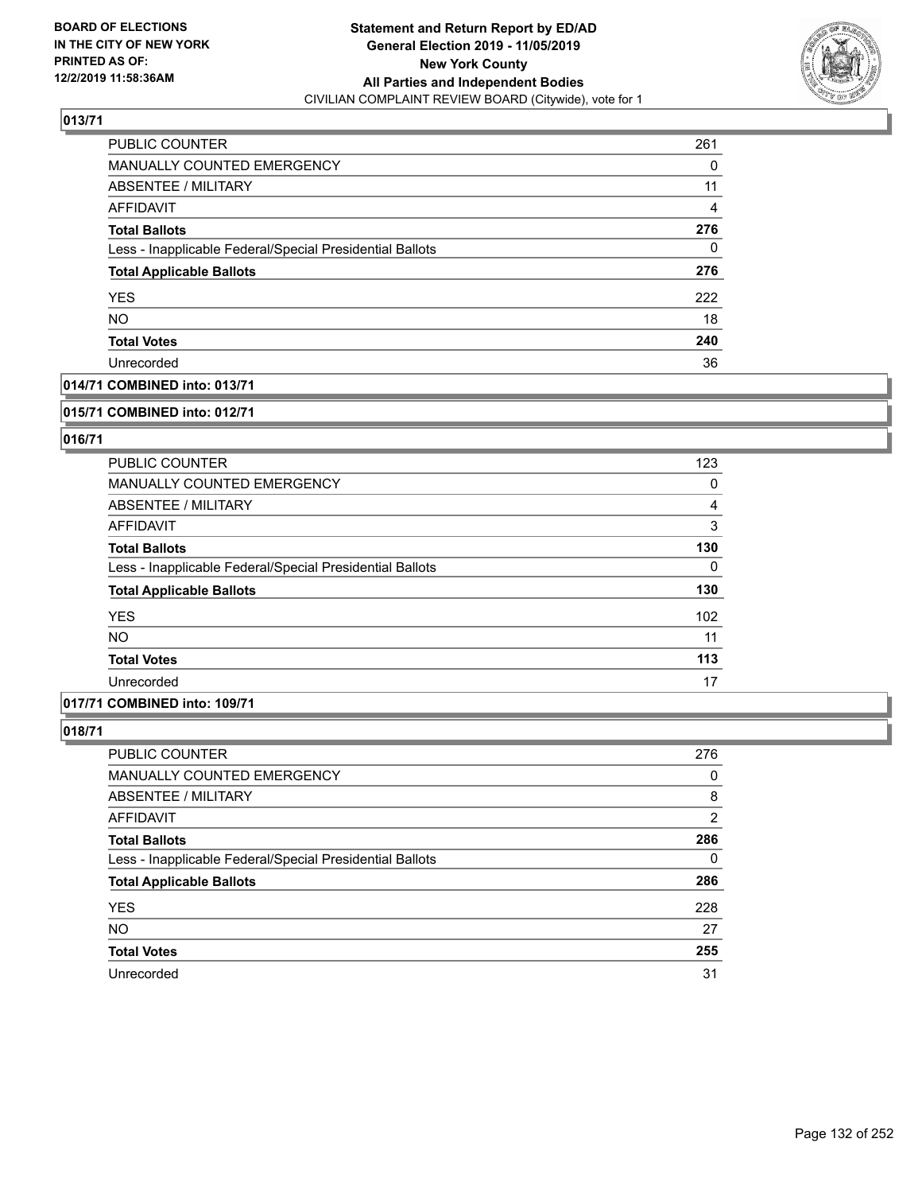**BOARD OF ELECTIONS IN THE CITY OF NEW YORK PRINTED AS OF: 12/2/2019 11:58:36AM**

**Statement and Return Report by ED/AD General Election 2019 - 11/05/2019 New York County All Parties and Independent Bodies**
CIVILIAN COMPLAINT REVIEW BOARD (Citywide), vote for 1

## 013/71

| | |
|---|---|
| PUBLIC COUNTER | 261 |
| MANUALLY COUNTED EMERGENCY | 0 |
| ABSENTEE / MILITARY | 11 |
| AFFIDAVIT | 4 |
| **Total Ballots** | **276** |
| Less - Inapplicable Federal/Special Presidential Ballots | 0 |
| **Total Applicable Ballots** | **276** |
| YES | 222 |
| NO | 18 |
| **Total Votes** | **240** |
| Unrecorded | 36 |

## 014/71 COMBINED into: 013/71

## 015/71 COMBINED into: 012/71

## 016/71

| | |
|---|---|
| PUBLIC COUNTER | 123 |
| MANUALLY COUNTED EMERGENCY | 0 |
| ABSENTEE / MILITARY | 4 |
| AFFIDAVIT | 3 |
| **Total Ballots** | **130** |
| Less - Inapplicable Federal/Special Presidential Ballots | 0 |
| **Total Applicable Ballots** | **130** |
| YES | 102 |
| NO | 11 |
| **Total Votes** | **113** |
| Unrecorded | 17 |

## 017/71 COMBINED into: 109/71

## 018/71

| | |
|---|---|
| PUBLIC COUNTER | 276 |
| MANUALLY COUNTED EMERGENCY | 0 |
| ABSENTEE / MILITARY | 8 |
| AFFIDAVIT | 2 |
| **Total Ballots** | **286** |
| Less - Inapplicable Federal/Special Presidential Ballots | 0 |
| **Total Applicable Ballots** | **286** |
| YES | 228 |
| NO | 27 |
| **Total Votes** | **255** |
| Unrecorded | 31 |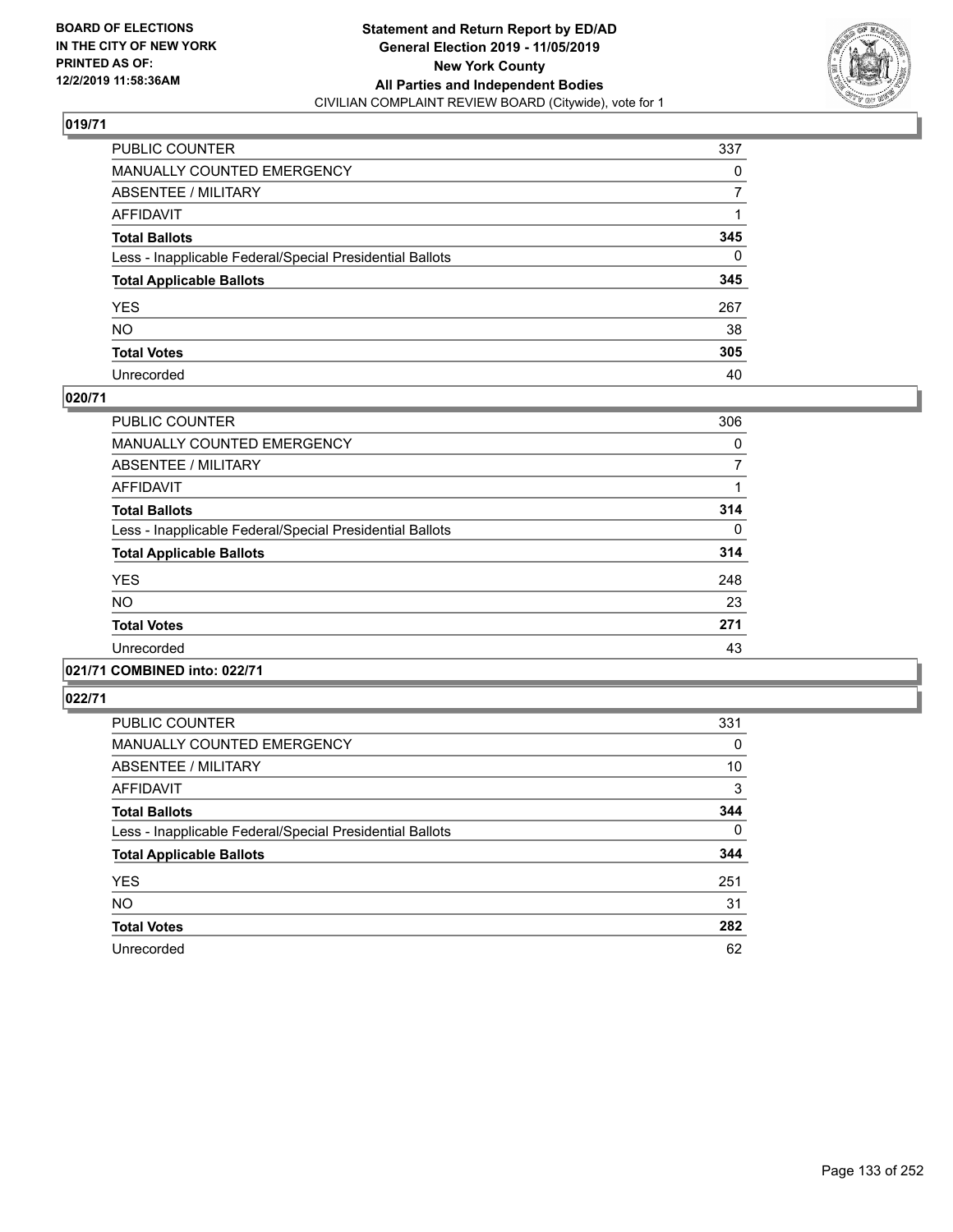**BOARD OF ELECTIONS IN THE CITY OF NEW YORK PRINTED AS OF: 12/2/2019 11:58:36AM**

**Statement and Return Report by ED/AD General Election 2019 - 11/05/2019 New York County All Parties and Independent Bodies**
CIVILIAN COMPLAINT REVIEW BOARD (Citywide), vote for 1

## 019/71

| | |
|---|---|
| PUBLIC COUNTER | 337 |
| MANUALLY COUNTED EMERGENCY | 0 |
| ABSENTEE / MILITARY | 7 |
| AFFIDAVIT | 1 |
| **Total Ballots** | **345** |
| Less - Inapplicable Federal/Special Presidential Ballots | 0 |
| **Total Applicable Ballots** | **345** |
| YES | 267 |
| NO | 38 |
| **Total Votes** | **305** |
| Unrecorded | 40 |

## 020/71

| | |
|---|---|
| PUBLIC COUNTER | 306 |
| MANUALLY COUNTED EMERGENCY | 0 |
| ABSENTEE / MILITARY | 7 |
| AFFIDAVIT | 1 |
| **Total Ballots** | **314** |
| Less - Inapplicable Federal/Special Presidential Ballots | 0 |
| **Total Applicable Ballots** | **314** |
| YES | 248 |
| NO | 23 |
| **Total Votes** | **271** |
| Unrecorded | 43 |

## 021/71 COMBINED into: 022/71

## 022/71

| | |
|---|---|
| PUBLIC COUNTER | 331 |
| MANUALLY COUNTED EMERGENCY | 0 |
| ABSENTEE / MILITARY | 10 |
| AFFIDAVIT | 3 |
| **Total Ballots** | **344** |
| Less - Inapplicable Federal/Special Presidential Ballots | 0 |
| **Total Applicable Ballots** | **344** |
| YES | 251 |
| NO | 31 |
| **Total Votes** | **282** |
| Unrecorded | 62 |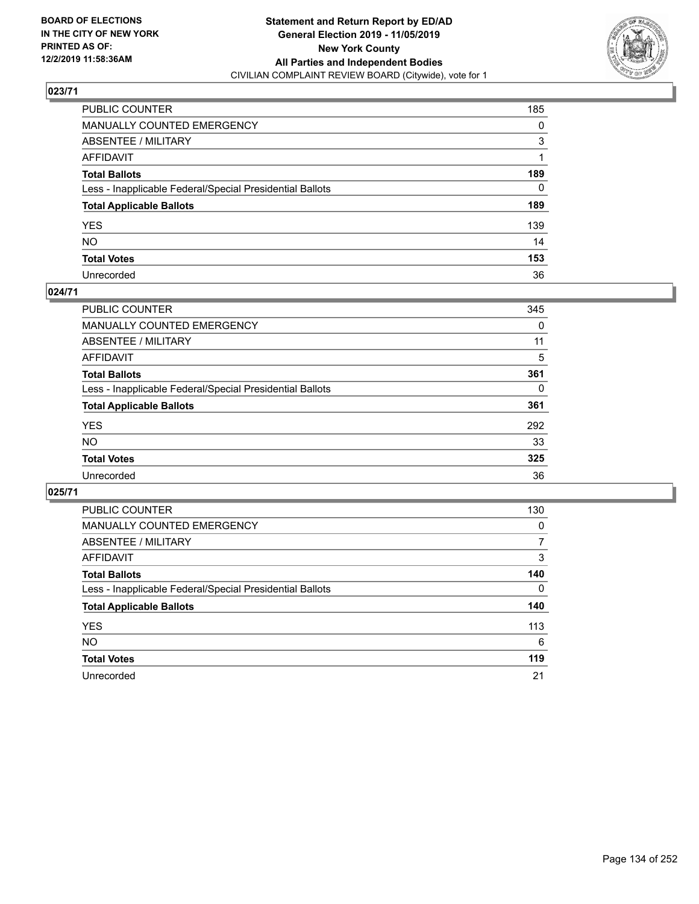BOARD OF ELECTIONS IN THE CITY OF NEW YORK PRINTED AS OF: 12/2/2019 11:58:36AM

**Statement and Return Report by ED/AD General Election 2019 - 11/05/2019 New York County All Parties and Independent Bodies**
CIVILIAN COMPLAINT REVIEW BOARD (Citywide), vote for 1

## 023/71

| | |
|---|---|
| PUBLIC COUNTER | 185 |
| MANUALLY COUNTED EMERGENCY | 0 |
| ABSENTEE / MILITARY | 3 |
| AFFIDAVIT | 1 |
| **Total Ballots** | **189** |
| Less - Inapplicable Federal/Special Presidential Ballots | 0 |
| **Total Applicable Ballots** | **189** |
| YES | 139 |
| NO | 14 |
| **Total Votes** | **153** |
| Unrecorded | 36 |

## 024/71

| | |
|---|---|
| PUBLIC COUNTER | 345 |
| MANUALLY COUNTED EMERGENCY | 0 |
| ABSENTEE / MILITARY | 11 |
| AFFIDAVIT | 5 |
| **Total Ballots** | **361** |
| Less - Inapplicable Federal/Special Presidential Ballots | 0 |
| **Total Applicable Ballots** | **361** |
| YES | 292 |
| NO | 33 |
| **Total Votes** | **325** |
| Unrecorded | 36 |

## 025/71

| | |
|---|---|
| PUBLIC COUNTER | 130 |
| MANUALLY COUNTED EMERGENCY | 0 |
| ABSENTEE / MILITARY | 7 |
| AFFIDAVIT | 3 |
| **Total Ballots** | **140** |
| Less - Inapplicable Federal/Special Presidential Ballots | 0 |
| **Total Applicable Ballots** | **140** |
| YES | 113 |
| NO | 6 |
| **Total Votes** | **119** |
| Unrecorded | 21 |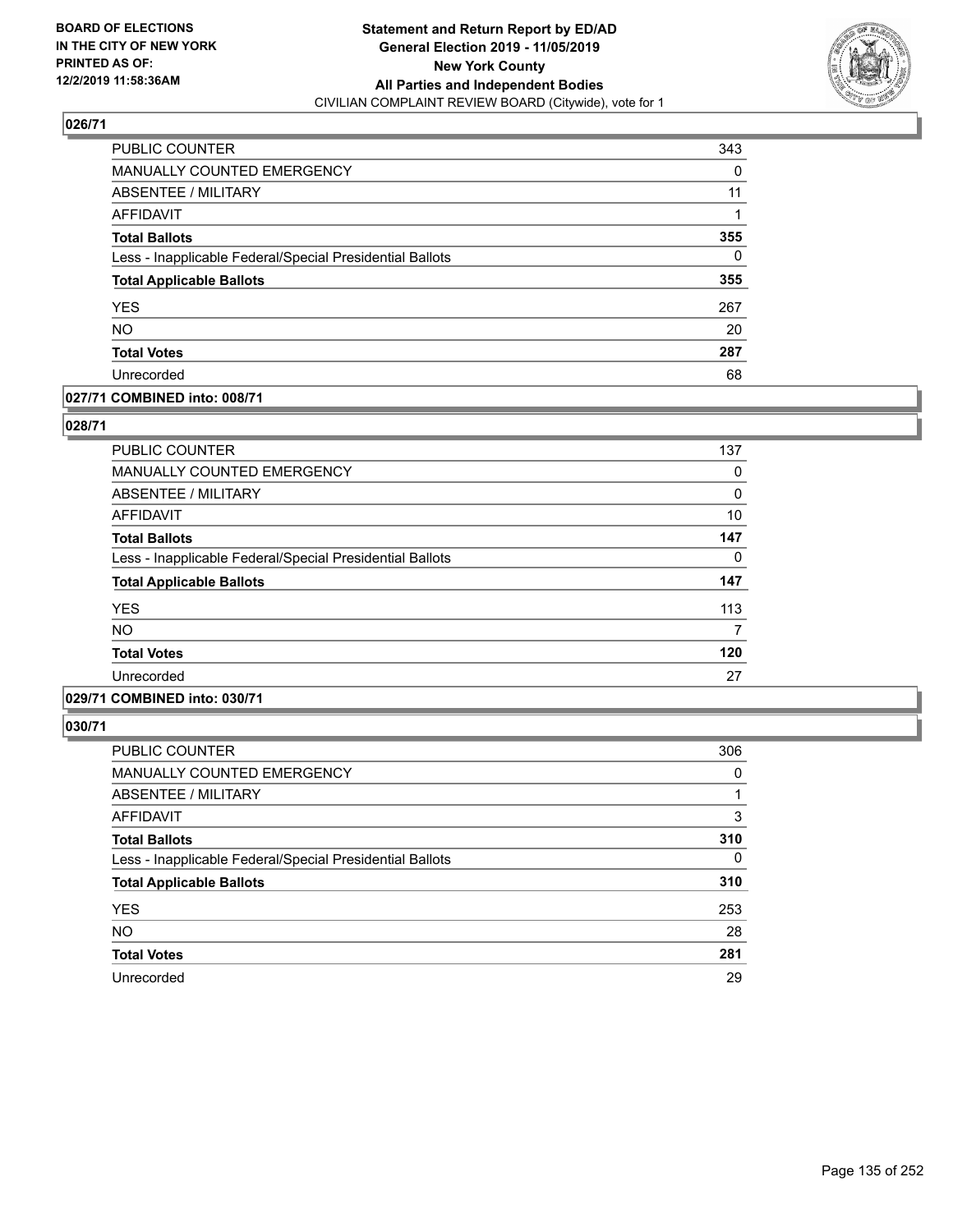BOARD OF ELECTIONS
IN THE CITY OF NEW YORK
PRINTED AS OF:
12/2/2019 11:58:36AM

**Statement and Return Report by ED/AD**
**General Election 2019 - 11/05/2019**
**New York County**
**All Parties and Independent Bodies**
CIVILIAN COMPLAINT REVIEW BOARD (Citywide), vote for 1

### 026/71

| | |
|---|---|
| PUBLIC COUNTER | 343 |
| MANUALLY COUNTED EMERGENCY | 0 |
| ABSENTEE / MILITARY | 11 |
| AFFIDAVIT | 1 |
| **Total Ballots** | **355** |
| Less - Inapplicable Federal/Special Presidential Ballots | 0 |
| **Total Applicable Ballots** | **355** |
| YES | 267 |
| NO | 20 |
| **Total Votes** | **287** |
| Unrecorded | 68 |

### 027/71 COMBINED into: 008/71

### 028/71

| | |
|---|---|
| PUBLIC COUNTER | 137 |
| MANUALLY COUNTED EMERGENCY | 0 |
| ABSENTEE / MILITARY | 0 |
| AFFIDAVIT | 10 |
| **Total Ballots** | **147** |
| Less - Inapplicable Federal/Special Presidential Ballots | 0 |
| **Total Applicable Ballots** | **147** |
| YES | 113 |
| NO | 7 |
| **Total Votes** | **120** |
| Unrecorded | 27 |

### 029/71 COMBINED into: 030/71

### 030/71

| | |
|---|---|
| PUBLIC COUNTER | 306 |
| MANUALLY COUNTED EMERGENCY | 0 |
| ABSENTEE / MILITARY | 1 |
| AFFIDAVIT | 3 |
| **Total Ballots** | **310** |
| Less - Inapplicable Federal/Special Presidential Ballots | 0 |
| **Total Applicable Ballots** | **310** |
| YES | 253 |
| NO | 28 |
| **Total Votes** | **281** |
| Unrecorded | 29 |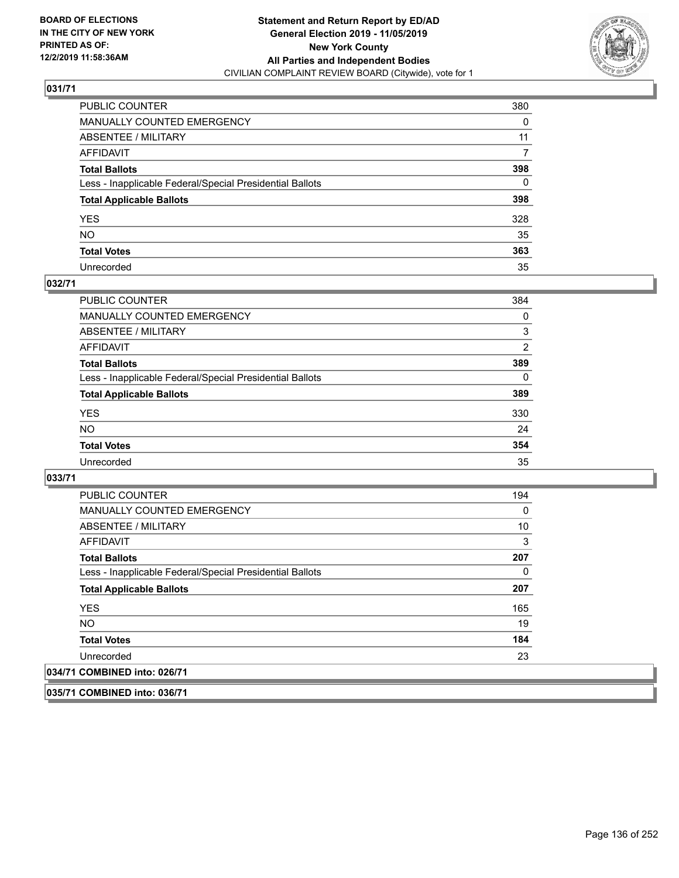**BOARD OF ELECTIONS IN THE CITY OF NEW YORK PRINTED AS OF: 12/2/2019 11:58:36AM**

**Statement and Return Report by ED/AD General Election 2019 - 11/05/2019 New York County All Parties and Independent Bodies**

CIVILIAN COMPLAINT REVIEW BOARD (Citywide), vote for 1

## 031/71

| | |
|---|---|
| PUBLIC COUNTER | 380 |
| MANUALLY COUNTED EMERGENCY | 0 |
| ABSENTEE / MILITARY | 11 |
| AFFIDAVIT | 7 |
| **Total Ballots** | **398** |
| Less - Inapplicable Federal/Special Presidential Ballots | 0 |
| **Total Applicable Ballots** | **398** |
| YES | 328 |
| NO | 35 |
| **Total Votes** | **363** |
| Unrecorded | 35 |

## 032/71

| | |
|---|---|
| PUBLIC COUNTER | 384 |
| MANUALLY COUNTED EMERGENCY | 0 |
| ABSENTEE / MILITARY | 3 |
| AFFIDAVIT | 2 |
| **Total Ballots** | **389** |
| Less - Inapplicable Federal/Special Presidential Ballots | 0 |
| **Total Applicable Ballots** | **389** |
| YES | 330 |
| NO | 24 |
| **Total Votes** | **354** |
| Unrecorded | 35 |

## 033/71

| | |
|---|---|
| PUBLIC COUNTER | 194 |
| MANUALLY COUNTED EMERGENCY | 0 |
| ABSENTEE / MILITARY | 10 |
| AFFIDAVIT | 3 |
| **Total Ballots** | **207** |
| Less - Inapplicable Federal/Special Presidential Ballots | 0 |
| **Total Applicable Ballots** | **207** |
| YES | 165 |
| NO | 19 |
| **Total Votes** | **184** |
| Unrecorded | 23 |

## 034/71 COMBINED into: 026/71

## 035/71 COMBINED into: 036/71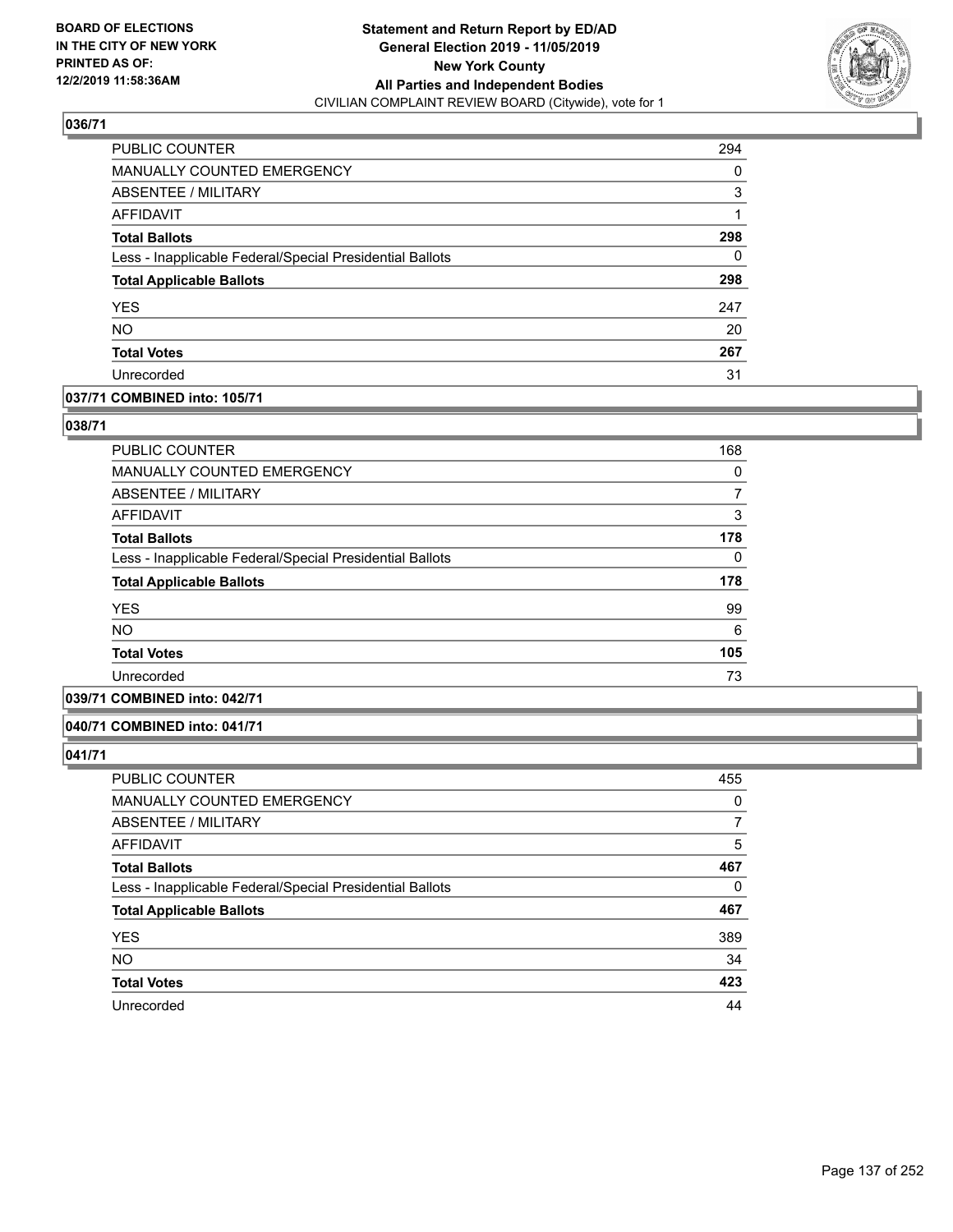## 036/71

| | |
|---|---|
| PUBLIC COUNTER | 294 |
| MANUALLY COUNTED EMERGENCY | 0 |
| ABSENTEE / MILITARY | 3 |
| AFFIDAVIT | 1 |
| **Total Ballots** | **298** |
| Less - Inapplicable Federal/Special Presidential Ballots | 0 |
| **Total Applicable Ballots** | **298** |
| YES | 247 |
| NO | 20 |
| **Total Votes** | **267** |
| Unrecorded | 31 |

## 037/71 COMBINED into: 105/71

## 038/71

| | |
|---|---|
| PUBLIC COUNTER | 168 |
| MANUALLY COUNTED EMERGENCY | 0 |
| ABSENTEE / MILITARY | 7 |
| AFFIDAVIT | 3 |
| **Total Ballots** | **178** |
| Less - Inapplicable Federal/Special Presidential Ballots | 0 |
| **Total Applicable Ballots** | **178** |
| YES | 99 |
| NO | 6 |
| **Total Votes** | **105** |
| Unrecorded | 73 |

## 039/71 COMBINED into: 042/71

## 040/71 COMBINED into: 041/71

## 041/71

| | |
|---|---|
| PUBLIC COUNTER | 455 |
| MANUALLY COUNTED EMERGENCY | 0 |
| ABSENTEE / MILITARY | 7 |
| AFFIDAVIT | 5 |
| **Total Ballots** | **467** |
| Less - Inapplicable Federal/Special Presidential Ballots | 0 |
| **Total Applicable Ballots** | **467** |
| YES | 389 |
| NO | 34 |
| **Total Votes** | **423** |
| Unrecorded | 44 |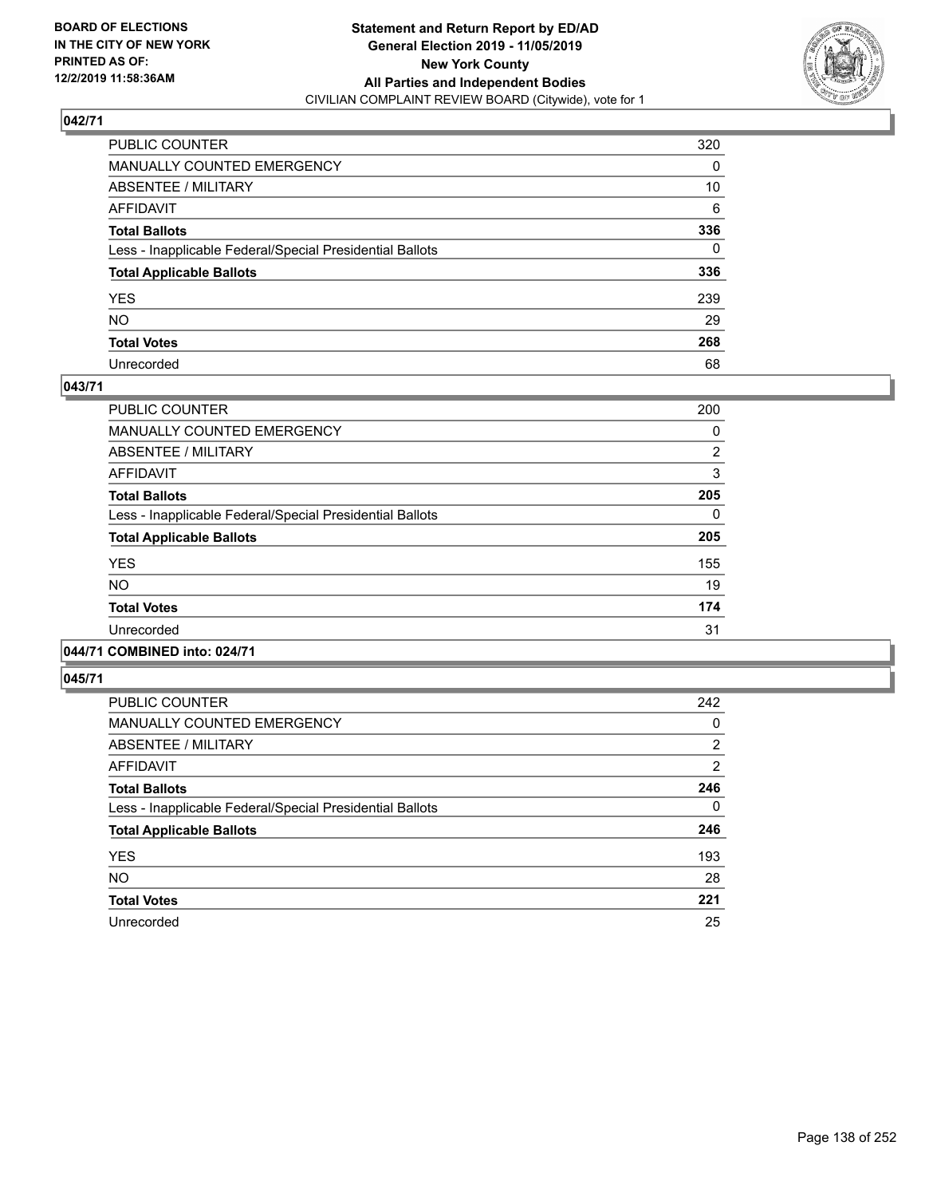**Statement and Return Report by ED/AD**
**General Election 2019 - 11/05/2019**
**New York County**
**All Parties and Independent Bodies**
CIVILIAN COMPLAINT REVIEW BOARD (Citywide), vote for 1

BOARD OF ELECTIONS IN THE CITY OF NEW YORK PRINTED AS OF: 12/2/2019 11:58:36AM

### 042/71

| | |
|---|---|
| PUBLIC COUNTER | 320 |
| MANUALLY COUNTED EMERGENCY | 0 |
| ABSENTEE / MILITARY | 10 |
| AFFIDAVIT | 6 |
| **Total Ballots** | **336** |
| Less - Inapplicable Federal/Special Presidential Ballots | 0 |
| **Total Applicable Ballots** | **336** |
| YES | 239 |
| NO | 29 |
| **Total Votes** | **268** |
| Unrecorded | 68 |

### 043/71

| | |
|---|---|
| PUBLIC COUNTER | 200 |
| MANUALLY COUNTED EMERGENCY | 0 |
| ABSENTEE / MILITARY | 2 |
| AFFIDAVIT | 3 |
| **Total Ballots** | **205** |
| Less - Inapplicable Federal/Special Presidential Ballots | 0 |
| **Total Applicable Ballots** | **205** |
| YES | 155 |
| NO | 19 |
| **Total Votes** | **174** |
| Unrecorded | 31 |

### 044/71 COMBINED into: 024/71

### 045/71

| | |
|---|---|
| PUBLIC COUNTER | 242 |
| MANUALLY COUNTED EMERGENCY | 0 |
| ABSENTEE / MILITARY | 2 |
| AFFIDAVIT | 2 |
| **Total Ballots** | **246** |
| Less - Inapplicable Federal/Special Presidential Ballots | 0 |
| **Total Applicable Ballots** | **246** |
| YES | 193 |
| NO | 28 |
| **Total Votes** | **221** |
| Unrecorded | 25 |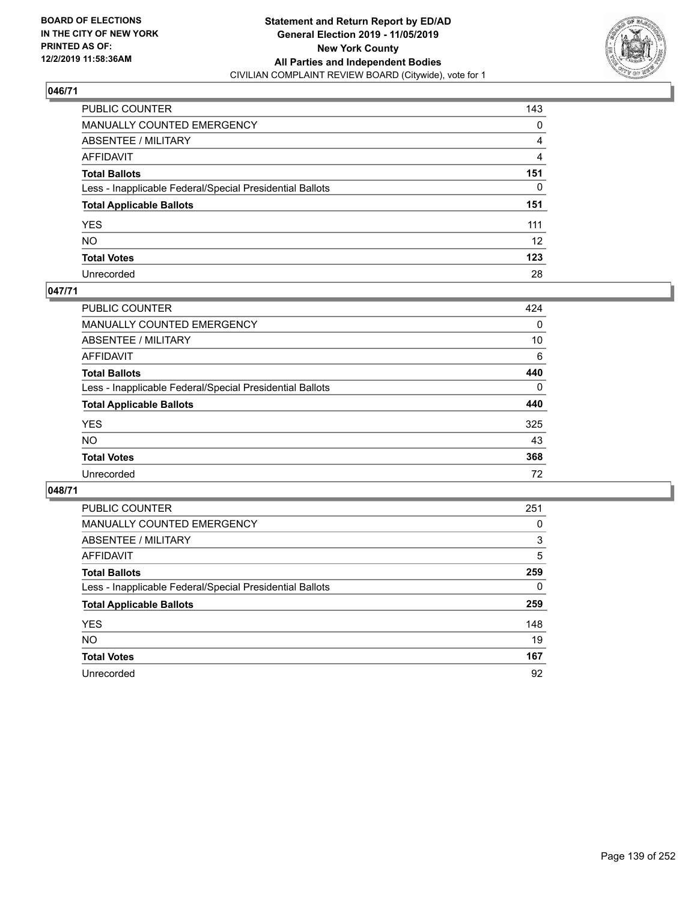**BOARD OF ELECTIONS IN THE CITY OF NEW YORK PRINTED AS OF: 12/2/2019 11:58:36AM**

**Statement and Return Report by ED/AD General Election 2019 - 11/05/2019 New York County All Parties and Independent Bodies**
CIVILIAN COMPLAINT REVIEW BOARD (Citywide), vote for 1

## 046/71

| | |
|---|---|
| PUBLIC COUNTER | 143 |
| MANUALLY COUNTED EMERGENCY | 0 |
| ABSENTEE / MILITARY | 4 |
| AFFIDAVIT | 4 |
| **Total Ballots** | **151** |
| Less - Inapplicable Federal/Special Presidential Ballots | 0 |
| **Total Applicable Ballots** | **151** |
| YES | 111 |
| NO | 12 |
| **Total Votes** | **123** |
| Unrecorded | 28 |

## 047/71

| | |
|---|---|
| PUBLIC COUNTER | 424 |
| MANUALLY COUNTED EMERGENCY | 0 |
| ABSENTEE / MILITARY | 10 |
| AFFIDAVIT | 6 |
| **Total Ballots** | **440** |
| Less - Inapplicable Federal/Special Presidential Ballots | 0 |
| **Total Applicable Ballots** | **440** |
| YES | 325 |
| NO | 43 |
| **Total Votes** | **368** |
| Unrecorded | 72 |

## 048/71

| | |
|---|---|
| PUBLIC COUNTER | 251 |
| MANUALLY COUNTED EMERGENCY | 0 |
| ABSENTEE / MILITARY | 3 |
| AFFIDAVIT | 5 |
| **Total Ballots** | **259** |
| Less - Inapplicable Federal/Special Presidential Ballots | 0 |
| **Total Applicable Ballots** | **259** |
| YES | 148 |
| NO | 19 |
| **Total Votes** | **167** |
| Unrecorded | 92 |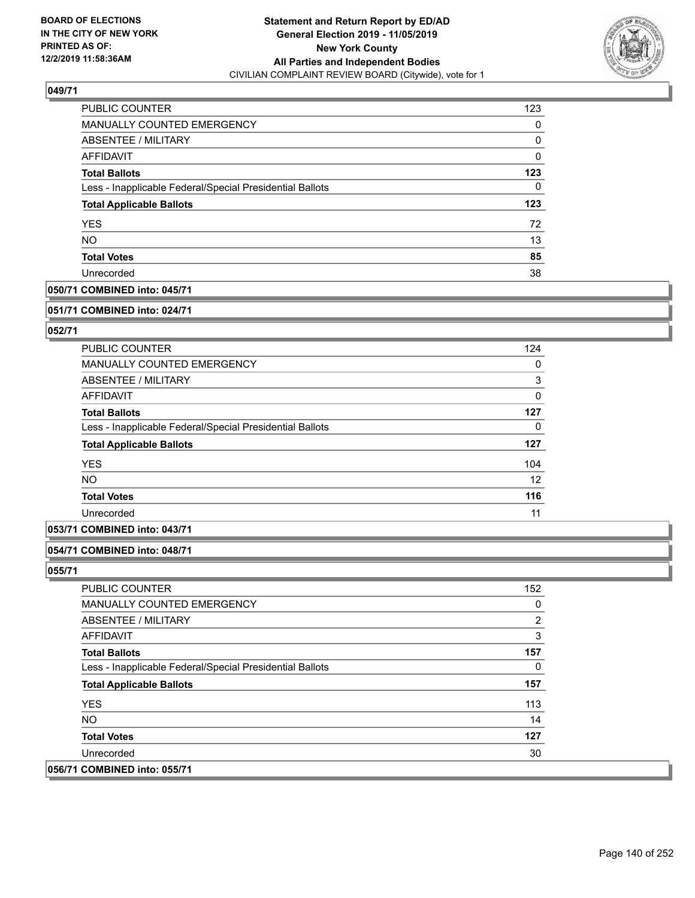**BOARD OF ELECTIONS IN THE CITY OF NEW YORK PRINTED AS OF: 12/2/2019 11:58:36AM**

**Statement and Return Report by ED/AD General Election 2019 - 11/05/2019 New York County All Parties and Independent Bodies**
CIVILIAN COMPLAINT REVIEW BOARD (Citywide), vote for 1

**049/71**

| | |
|---|---|
| PUBLIC COUNTER | 123 |
| MANUALLY COUNTED EMERGENCY | 0 |
| ABSENTEE / MILITARY | 0 |
| AFFIDAVIT | 0 |
| **Total Ballots** | **123** |
| Less - Inapplicable Federal/Special Presidential Ballots | 0 |
| **Total Applicable Ballots** | **123** |
| YES | 72 |
| NO | 13 |
| **Total Votes** | **85** |
| Unrecorded | 38 |

**050/71 COMBINED into: 045/71**

**051/71 COMBINED into: 024/71**

**052/71**

| | |
|---|---|
| PUBLIC COUNTER | 124 |
| MANUALLY COUNTED EMERGENCY | 0 |
| ABSENTEE / MILITARY | 3 |
| AFFIDAVIT | 0 |
| **Total Ballots** | **127** |
| Less - Inapplicable Federal/Special Presidential Ballots | 0 |
| **Total Applicable Ballots** | **127** |
| YES | 104 |
| NO | 12 |
| **Total Votes** | **116** |
| Unrecorded | 11 |

**053/71 COMBINED into: 043/71**

**054/71 COMBINED into: 048/71**

**055/71**

| | |
|---|---|
| PUBLIC COUNTER | 152 |
| MANUALLY COUNTED EMERGENCY | 0 |
| ABSENTEE / MILITARY | 2 |
| AFFIDAVIT | 3 |
| **Total Ballots** | **157** |
| Less - Inapplicable Federal/Special Presidential Ballots | 0 |
| **Total Applicable Ballots** | **157** |
| YES | 113 |
| NO | 14 |
| **Total Votes** | **127** |
| Unrecorded | 30 |

**056/71 COMBINED into: 055/71**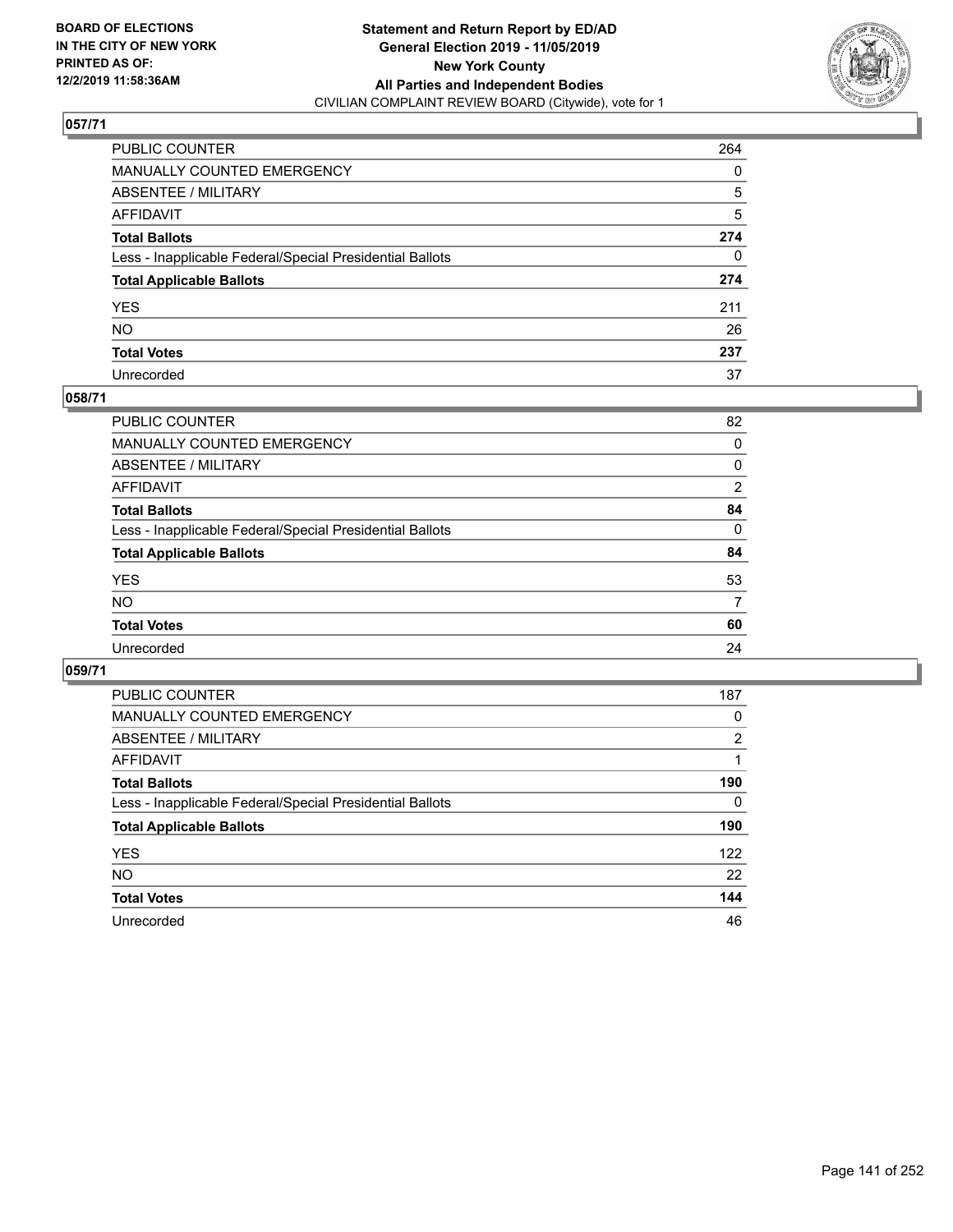BOARD OF ELECTIONS
IN THE CITY OF NEW YORK
PRINTED AS OF:
12/2/2019 11:58:36AM

**Statement and Return Report by ED/AD**
**General Election 2019 - 11/05/2019**
**New York County**
**All Parties and Independent Bodies**
CIVILIAN COMPLAINT REVIEW BOARD (Citywide), vote for 1

## 057/71

| | |
|---|---|
| PUBLIC COUNTER | 264 |
| MANUALLY COUNTED EMERGENCY | 0 |
| ABSENTEE / MILITARY | 5 |
| AFFIDAVIT | 5 |
| **Total Ballots** | **274** |
| Less - Inapplicable Federal/Special Presidential Ballots | 0 |
| **Total Applicable Ballots** | **274** |
| YES | 211 |
| NO | 26 |
| **Total Votes** | **237** |
| Unrecorded | 37 |

## 058/71

| | |
|---|---|
| PUBLIC COUNTER | 82 |
| MANUALLY COUNTED EMERGENCY | 0 |
| ABSENTEE / MILITARY | 0 |
| AFFIDAVIT | 2 |
| **Total Ballots** | **84** |
| Less - Inapplicable Federal/Special Presidential Ballots | 0 |
| **Total Applicable Ballots** | **84** |
| YES | 53 |
| NO | 7 |
| **Total Votes** | **60** |
| Unrecorded | 24 |

## 059/71

| | |
|---|---|
| PUBLIC COUNTER | 187 |
| MANUALLY COUNTED EMERGENCY | 0 |
| ABSENTEE / MILITARY | 2 |
| AFFIDAVIT | 1 |
| **Total Ballots** | **190** |
| Less - Inapplicable Federal/Special Presidential Ballots | 0 |
| **Total Applicable Ballots** | **190** |
| YES | 122 |
| NO | 22 |
| **Total Votes** | **144** |
| Unrecorded | 46 |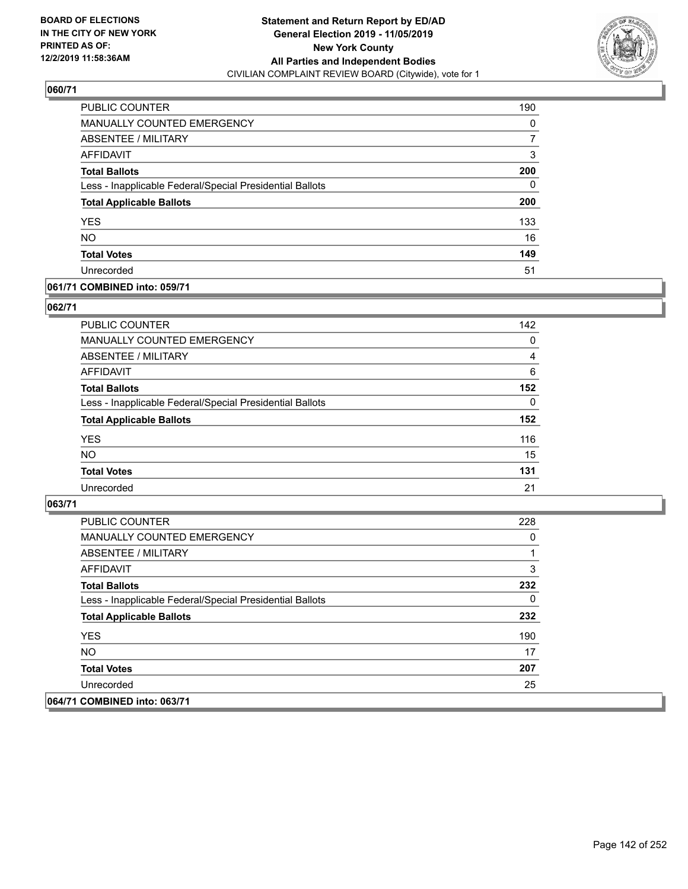**BOARD OF ELECTIONS IN THE CITY OF NEW YORK PRINTED AS OF: 12/2/2019 11:58:36AM**

**Statement and Return Report by ED/AD General Election 2019 - 11/05/2019 New York County All Parties and Independent Bodies**
CIVILIAN COMPLAINT REVIEW BOARD (Citywide), vote for 1

### 060/71

| | |
|---|---|
| PUBLIC COUNTER | 190 |
| MANUALLY COUNTED EMERGENCY | 0 |
| ABSENTEE / MILITARY | 7 |
| AFFIDAVIT | 3 |
| **Total Ballots** | **200** |
| Less - Inapplicable Federal/Special Presidential Ballots | 0 |
| **Total Applicable Ballots** | **200** |
| YES | 133 |
| NO | 16 |
| **Total Votes** | **149** |
| Unrecorded | 51 |

### 061/71 COMBINED into: 059/71

### 062/71

| | |
|---|---|
| PUBLIC COUNTER | 142 |
| MANUALLY COUNTED EMERGENCY | 0 |
| ABSENTEE / MILITARY | 4 |
| AFFIDAVIT | 6 |
| **Total Ballots** | **152** |
| Less - Inapplicable Federal/Special Presidential Ballots | 0 |
| **Total Applicable Ballots** | **152** |
| YES | 116 |
| NO | 15 |
| **Total Votes** | **131** |
| Unrecorded | 21 |

### 063/71

| | |
|---|---|
| PUBLIC COUNTER | 228 |
| MANUALLY COUNTED EMERGENCY | 0 |
| ABSENTEE / MILITARY | 1 |
| AFFIDAVIT | 3 |
| **Total Ballots** | **232** |
| Less - Inapplicable Federal/Special Presidential Ballots | 0 |
| **Total Applicable Ballots** | **232** |
| YES | 190 |
| NO | 17 |
| **Total Votes** | **207** |
| Unrecorded | 25 |

### 064/71 COMBINED into: 063/71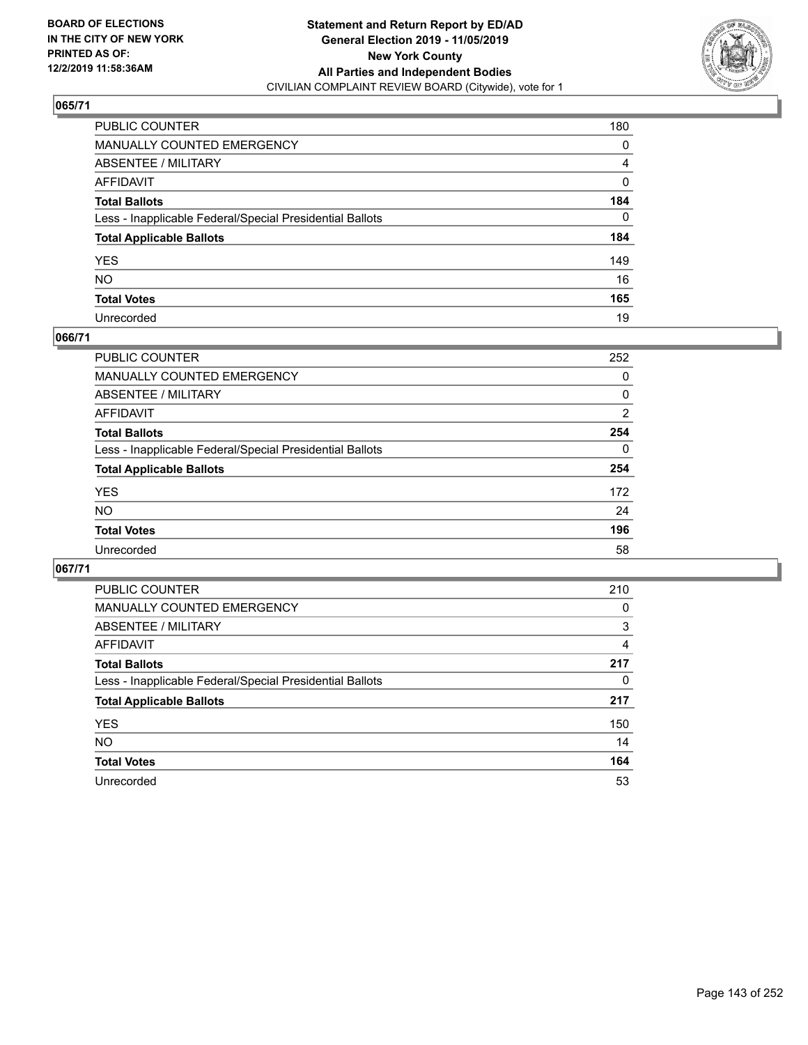BOARD OF ELECTIONS
IN THE CITY OF NEW YORK
PRINTED AS OF:
12/2/2019 11:58:36AM

**Statement and Return Report by ED/AD**
**General Election 2019 - 11/05/2019**
**New York County**
**All Parties and Independent Bodies**
CIVILIAN COMPLAINT REVIEW BOARD (Citywide), vote for 1

## 065/71

| | |
|---|---|
| PUBLIC COUNTER | 180 |
| MANUALLY COUNTED EMERGENCY | 0 |
| ABSENTEE / MILITARY | 4 |
| AFFIDAVIT | 0 |
| **Total Ballots** | **184** |
| Less - Inapplicable Federal/Special Presidential Ballots | 0 |
| **Total Applicable Ballots** | **184** |
| YES | 149 |
| NO | 16 |
| **Total Votes** | **165** |
| Unrecorded | 19 |

## 066/71

| | |
|---|---|
| PUBLIC COUNTER | 252 |
| MANUALLY COUNTED EMERGENCY | 0 |
| ABSENTEE / MILITARY | 0 |
| AFFIDAVIT | 2 |
| **Total Ballots** | **254** |
| Less - Inapplicable Federal/Special Presidential Ballots | 0 |
| **Total Applicable Ballots** | **254** |
| YES | 172 |
| NO | 24 |
| **Total Votes** | **196** |
| Unrecorded | 58 |

## 067/71

| | |
|---|---|
| PUBLIC COUNTER | 210 |
| MANUALLY COUNTED EMERGENCY | 0 |
| ABSENTEE / MILITARY | 3 |
| AFFIDAVIT | 4 |
| **Total Ballots** | **217** |
| Less - Inapplicable Federal/Special Presidential Ballots | 0 |
| **Total Applicable Ballots** | **217** |
| YES | 150 |
| NO | 14 |
| **Total Votes** | **164** |
| Unrecorded | 53 |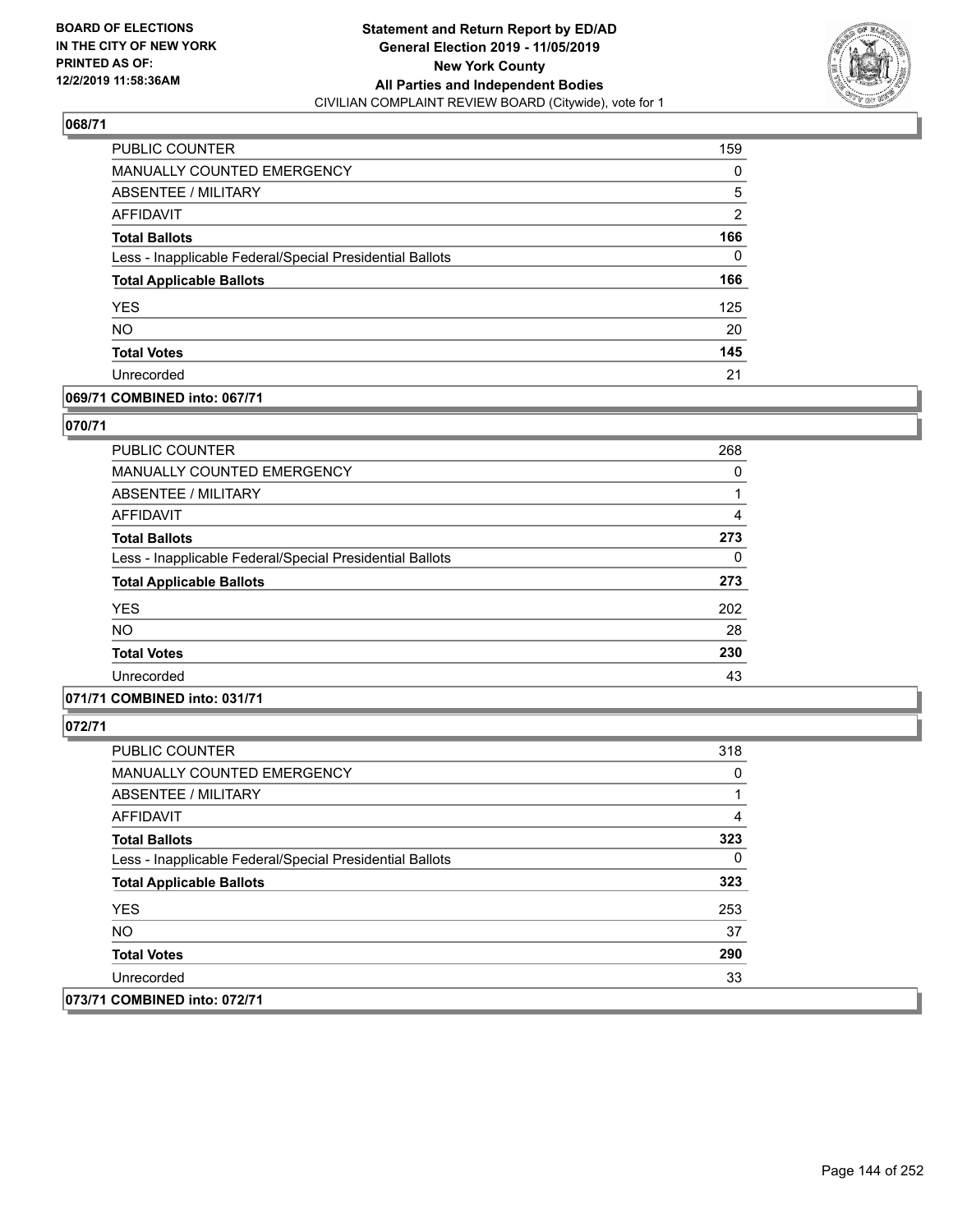## 068/71

| | |
|---|---|
| PUBLIC COUNTER | 159 |
| MANUALLY COUNTED EMERGENCY | 0 |
| ABSENTEE / MILITARY | 5 |
| AFFIDAVIT | 2 |
| **Total Ballots** | **166** |
| Less - Inapplicable Federal/Special Presidential Ballots | 0 |
| **Total Applicable Ballots** | **166** |
| YES | 125 |
| NO | 20 |
| **Total Votes** | **145** |
| Unrecorded | 21 |

## 069/71 COMBINED into: 067/71

## 070/71

| | |
|---|---|
| PUBLIC COUNTER | 268 |
| MANUALLY COUNTED EMERGENCY | 0 |
| ABSENTEE / MILITARY | 1 |
| AFFIDAVIT | 4 |
| **Total Ballots** | **273** |
| Less - Inapplicable Federal/Special Presidential Ballots | 0 |
| **Total Applicable Ballots** | **273** |
| YES | 202 |
| NO | 28 |
| **Total Votes** | **230** |
| Unrecorded | 43 |

## 071/71 COMBINED into: 031/71

## 072/71

| | |
|---|---|
| PUBLIC COUNTER | 318 |
| MANUALLY COUNTED EMERGENCY | 0 |
| ABSENTEE / MILITARY | 1 |
| AFFIDAVIT | 4 |
| **Total Ballots** | **323** |
| Less - Inapplicable Federal/Special Presidential Ballots | 0 |
| **Total Applicable Ballots** | **323** |
| YES | 253 |
| NO | 37 |
| **Total Votes** | **290** |
| Unrecorded | 33 |

## 073/71 COMBINED into: 072/71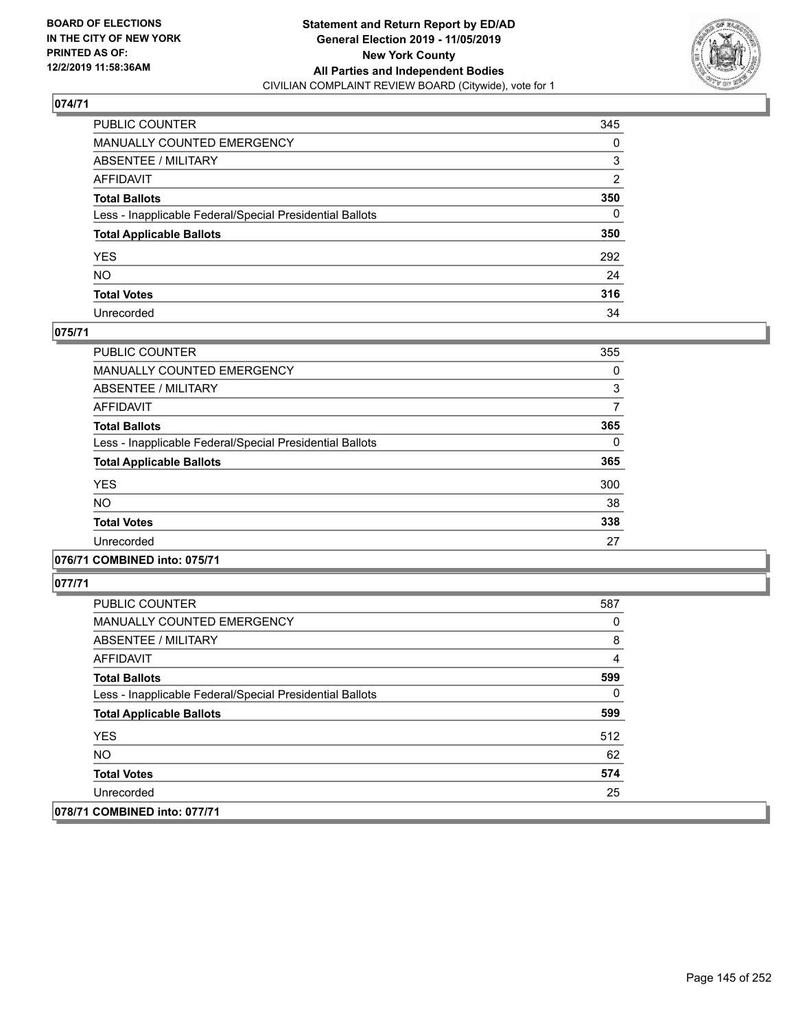**BOARD OF ELECTIONS IN THE CITY OF NEW YORK PRINTED AS OF: 12/2/2019 11:58:36AM**

# Statement and Return Report by ED/AD
## General Election 2019 - 11/05/2019
## New York County
## All Parties and Independent Bodies
CIVILIAN COMPLAINT REVIEW BOARD (Citywide), vote for 1

### 074/71

| | |
|---|---|
| PUBLIC COUNTER | 345 |
| MANUALLY COUNTED EMERGENCY | 0 |
| ABSENTEE / MILITARY | 3 |
| AFFIDAVIT | 2 |
| **Total Ballots** | **350** |
| Less - Inapplicable Federal/Special Presidential Ballots | 0 |
| **Total Applicable Ballots** | **350** |
| YES | 292 |
| NO | 24 |
| **Total Votes** | **316** |
| Unrecorded | 34 |

### 075/71

| | |
|---|---|
| PUBLIC COUNTER | 355 |
| MANUALLY COUNTED EMERGENCY | 0 |
| ABSENTEE / MILITARY | 3 |
| AFFIDAVIT | 7 |
| **Total Ballots** | **365** |
| Less - Inapplicable Federal/Special Presidential Ballots | 0 |
| **Total Applicable Ballots** | **365** |
| YES | 300 |
| NO | 38 |
| **Total Votes** | **338** |
| Unrecorded | 27 |

### 076/71 COMBINED into: 075/71

### 077/71

| | |
|---|---|
| PUBLIC COUNTER | 587 |
| MANUALLY COUNTED EMERGENCY | 0 |
| ABSENTEE / MILITARY | 8 |
| AFFIDAVIT | 4 |
| **Total Ballots** | **599** |
| Less - Inapplicable Federal/Special Presidential Ballots | 0 |
| **Total Applicable Ballots** | **599** |
| YES | 512 |
| NO | 62 |
| **Total Votes** | **574** |
| Unrecorded | 25 |

### 078/71 COMBINED into: 077/71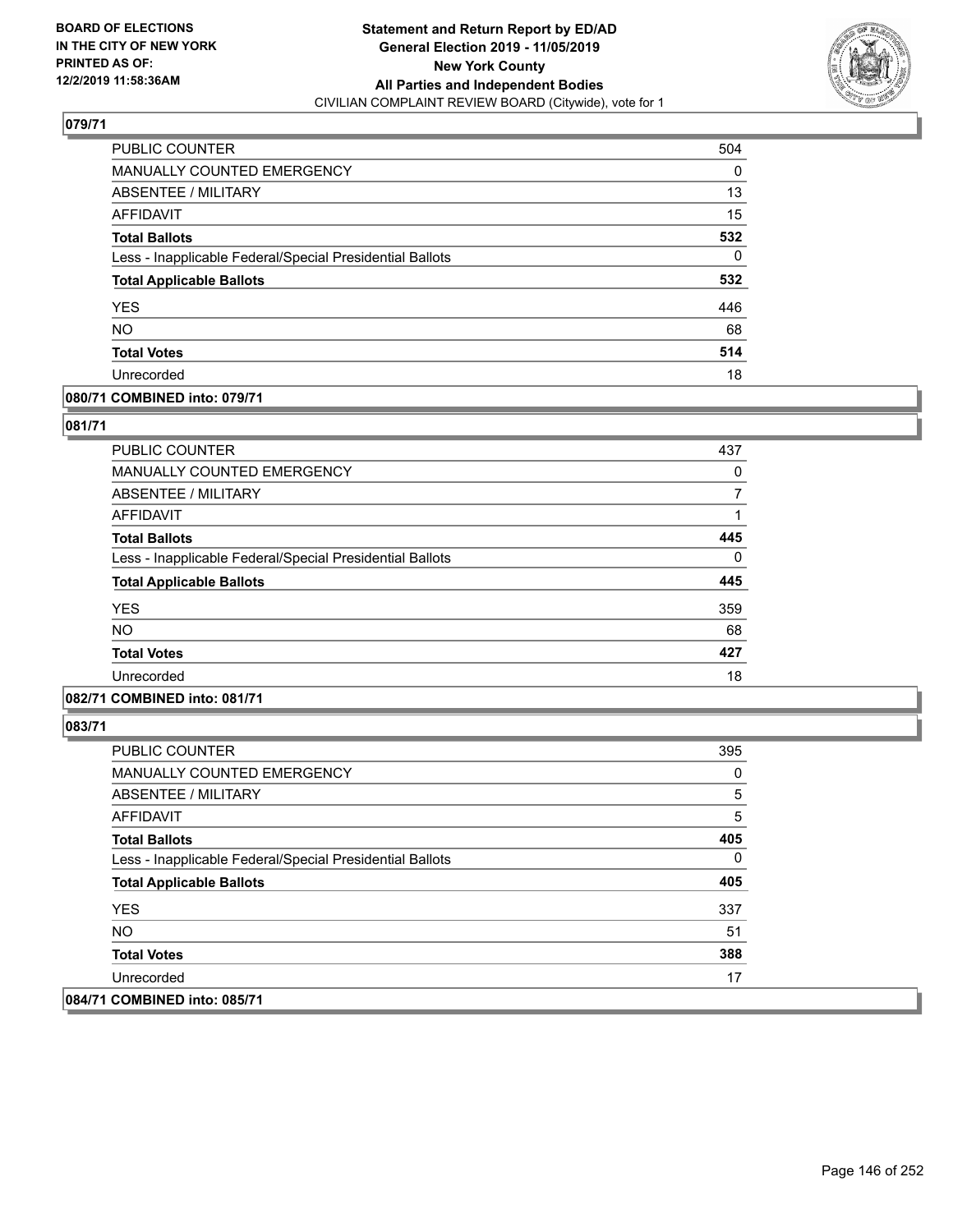## 079/71

| | |
|---|---|
| PUBLIC COUNTER | 504 |
| MANUALLY COUNTED EMERGENCY | 0 |
| ABSENTEE / MILITARY | 13 |
| AFFIDAVIT | 15 |
| **Total Ballots** | **532** |
| Less - Inapplicable Federal/Special Presidential Ballots | 0 |
| **Total Applicable Ballots** | **532** |
| YES | 446 |
| NO | 68 |
| **Total Votes** | **514** |
| Unrecorded | 18 |

## 080/71 COMBINED into: 079/71

## 081/71

| | |
|---|---|
| PUBLIC COUNTER | 437 |
| MANUALLY COUNTED EMERGENCY | 0 |
| ABSENTEE / MILITARY | 7 |
| AFFIDAVIT | 1 |
| **Total Ballots** | **445** |
| Less - Inapplicable Federal/Special Presidential Ballots | 0 |
| **Total Applicable Ballots** | **445** |
| YES | 359 |
| NO | 68 |
| **Total Votes** | **427** |
| Unrecorded | 18 |

## 082/71 COMBINED into: 081/71

## 083/71

| | |
|---|---|
| PUBLIC COUNTER | 395 |
| MANUALLY COUNTED EMERGENCY | 0 |
| ABSENTEE / MILITARY | 5 |
| AFFIDAVIT | 5 |
| **Total Ballots** | **405** |
| Less - Inapplicable Federal/Special Presidential Ballots | 0 |
| **Total Applicable Ballots** | **405** |
| YES | 337 |
| NO | 51 |
| **Total Votes** | **388** |
| Unrecorded | 17 |

## 084/71 COMBINED into: 085/71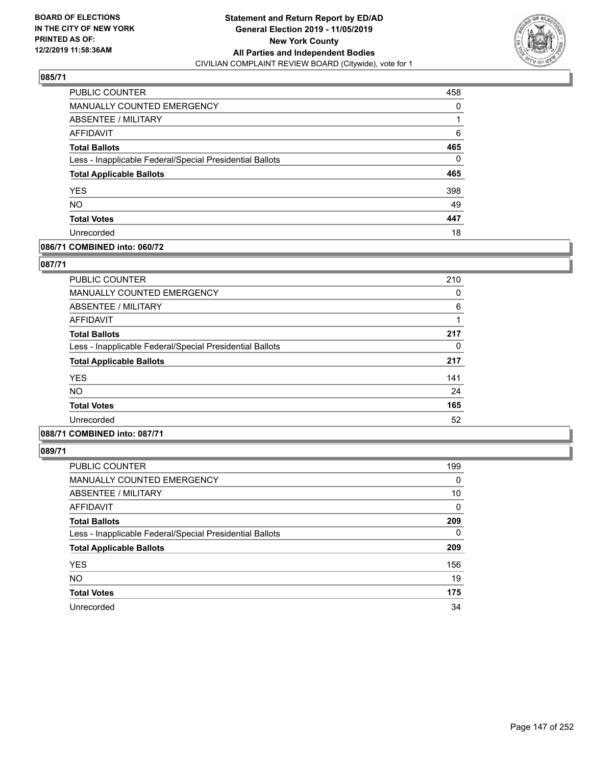BOARD OF ELECTIONS
IN THE CITY OF NEW YORK
PRINTED AS OF:
12/2/2019 11:58:36AM

**Statement and Return Report by ED/AD**
**General Election 2019 - 11/05/2019**
**New York County**
**All Parties and Independent Bodies**
CIVILIAN COMPLAINT REVIEW BOARD (Citywide), vote for 1

## 085/71

| | |
|---|---|
| PUBLIC COUNTER | 458 |
| MANUALLY COUNTED EMERGENCY | 0 |
| ABSENTEE / MILITARY | 1 |
| AFFIDAVIT | 6 |
| **Total Ballots** | **465** |
| Less - Inapplicable Federal/Special Presidential Ballots | 0 |
| **Total Applicable Ballots** | **465** |
| YES | 398 |
| NO | 49 |
| **Total Votes** | **447** |
| Unrecorded | 18 |

## 086/71 COMBINED into: 060/72

## 087/71

| | |
|---|---|
| PUBLIC COUNTER | 210 |
| MANUALLY COUNTED EMERGENCY | 0 |
| ABSENTEE / MILITARY | 6 |
| AFFIDAVIT | 1 |
| **Total Ballots** | **217** |
| Less - Inapplicable Federal/Special Presidential Ballots | 0 |
| **Total Applicable Ballots** | **217** |
| YES | 141 |
| NO | 24 |
| **Total Votes** | **165** |
| Unrecorded | 52 |

## 088/71 COMBINED into: 087/71

## 089/71

| | |
|---|---|
| PUBLIC COUNTER | 199 |
| MANUALLY COUNTED EMERGENCY | 0 |
| ABSENTEE / MILITARY | 10 |
| AFFIDAVIT | 0 |
| **Total Ballots** | **209** |
| Less - Inapplicable Federal/Special Presidential Ballots | 0 |
| **Total Applicable Ballots** | **209** |
| YES | 156 |
| NO | 19 |
| **Total Votes** | **175** |
| Unrecorded | 34 |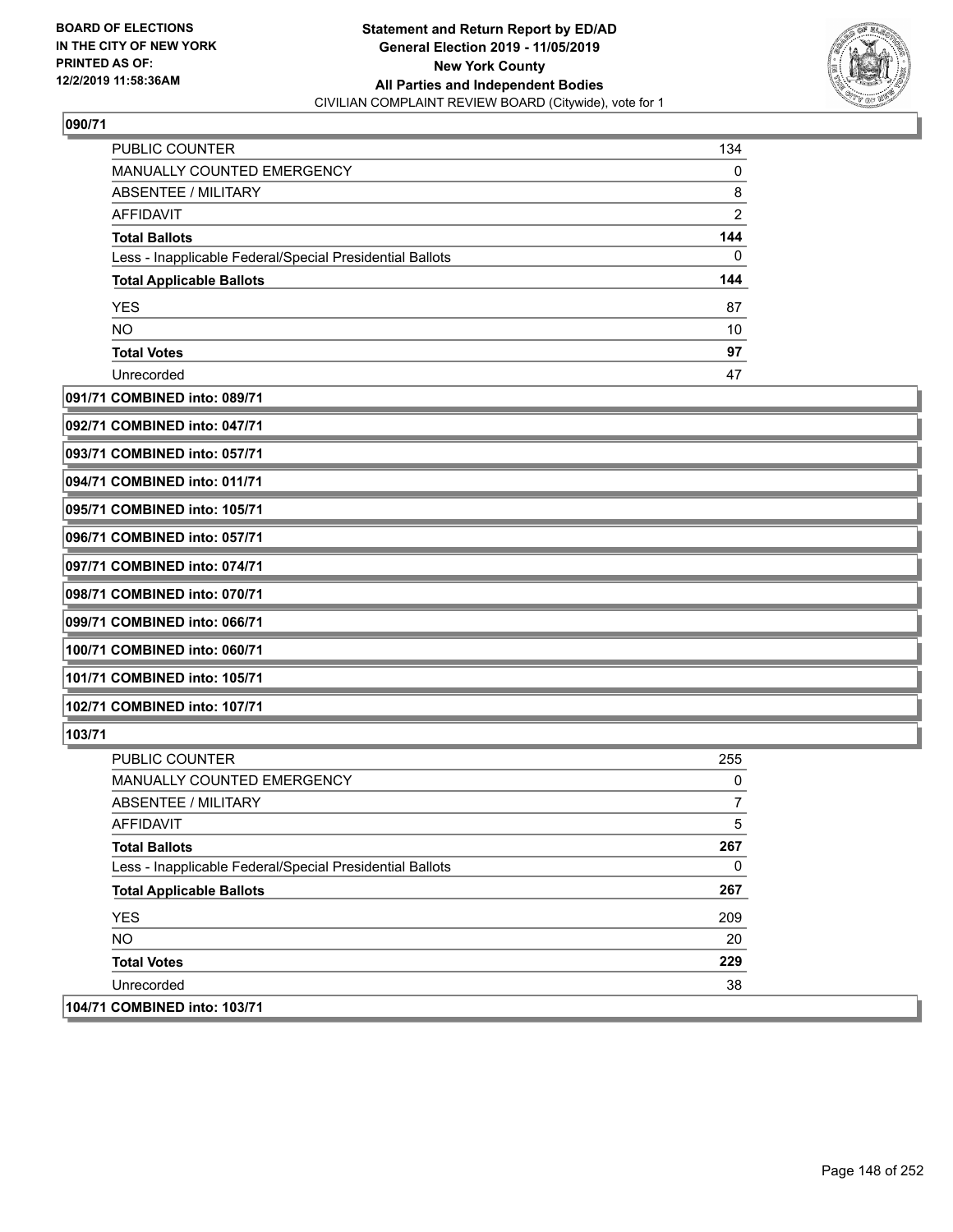## 090/71

| | |
|---|---|
| PUBLIC COUNTER | 134 |
| MANUALLY COUNTED EMERGENCY | 0 |
| ABSENTEE / MILITARY | 8 |
| AFFIDAVIT | 2 |
| **Total Ballots** | **144** |
| Less - Inapplicable Federal/Special Presidential Ballots | 0 |
| **Total Applicable Ballots** | **144** |
| YES | 87 |
| NO | 10 |
| **Total Votes** | **97** |
| Unrecorded | 47 |

**091/71 COMBINED into: 089/71**

**092/71 COMBINED into: 047/71**

**093/71 COMBINED into: 057/71**

**094/71 COMBINED into: 011/71**

**095/71 COMBINED into: 105/71**

**096/71 COMBINED into: 057/71**

**097/71 COMBINED into: 074/71**

**098/71 COMBINED into: 070/71**

**099/71 COMBINED into: 066/71**

**100/71 COMBINED into: 060/71**

**101/71 COMBINED into: 105/71**

**102/71 COMBINED into: 107/71**

## 103/71

| | |
|---|---|
| PUBLIC COUNTER | 255 |
| MANUALLY COUNTED EMERGENCY | 0 |
| ABSENTEE / MILITARY | 7 |
| AFFIDAVIT | 5 |
| **Total Ballots** | **267** |
| Less - Inapplicable Federal/Special Presidential Ballots | 0 |
| **Total Applicable Ballots** | **267** |
| YES | 209 |
| NO | 20 |
| **Total Votes** | **229** |
| Unrecorded | 38 |

**104/71 COMBINED into: 103/71**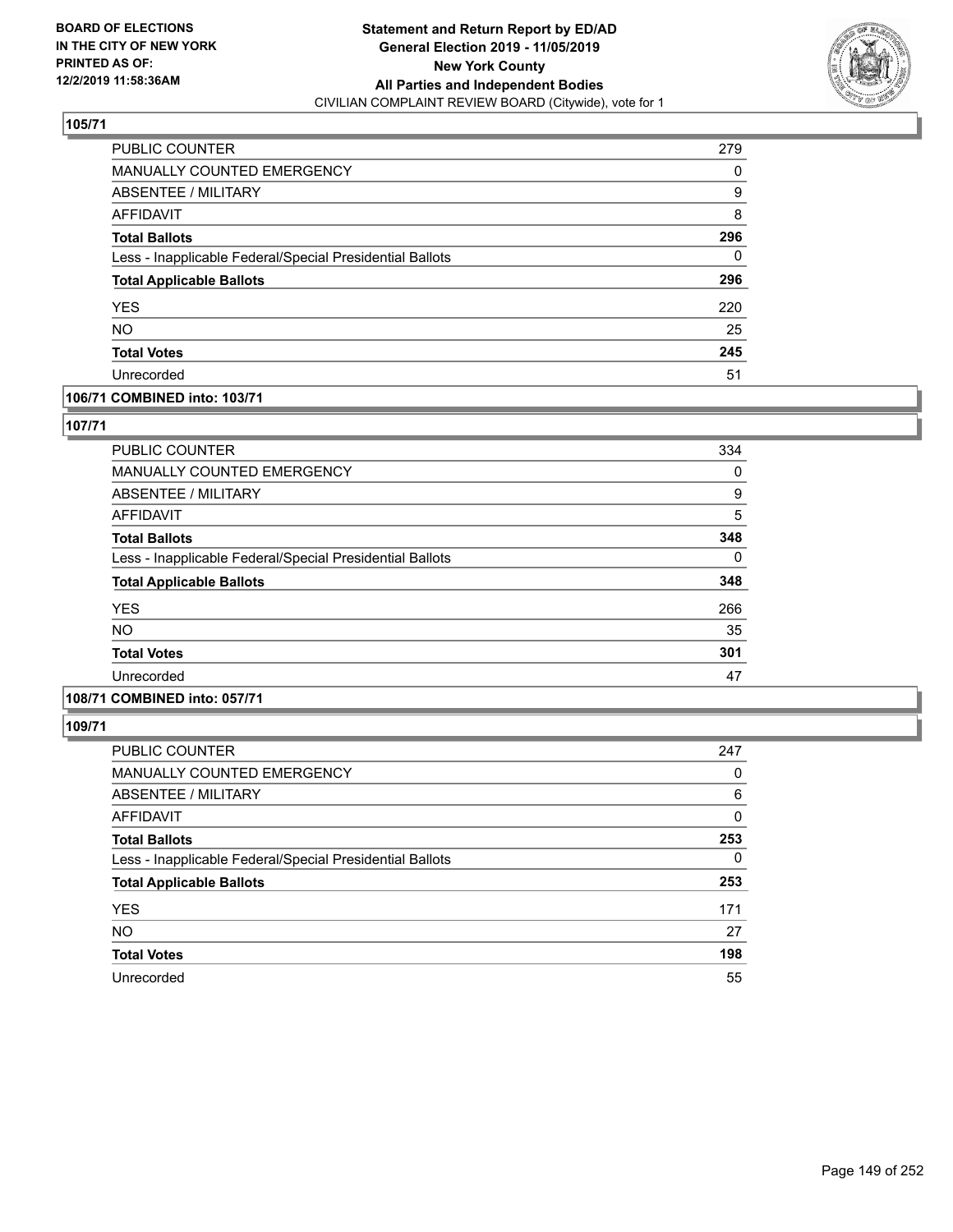**BOARD OF ELECTIONS IN THE CITY OF NEW YORK PRINTED AS OF: 12/2/2019 11:58:36AM**

**Statement and Return Report by ED/AD General Election 2019 - 11/05/2019 New York County All Parties and Independent Bodies**
CIVILIAN COMPLAINT REVIEW BOARD (Citywide), vote for 1

### 105/71

| | |
|---|---|
| PUBLIC COUNTER | 279 |
| MANUALLY COUNTED EMERGENCY | 0 |
| ABSENTEE / MILITARY | 9 |
| AFFIDAVIT | 8 |
| **Total Ballots** | **296** |
| Less - Inapplicable Federal/Special Presidential Ballots | 0 |
| **Total Applicable Ballots** | **296** |
| YES | 220 |
| NO | 25 |
| **Total Votes** | **245** |
| Unrecorded | 51 |

### 106/71 COMBINED into: 103/71

### 107/71

| | |
|---|---|
| PUBLIC COUNTER | 334 |
| MANUALLY COUNTED EMERGENCY | 0 |
| ABSENTEE / MILITARY | 9 |
| AFFIDAVIT | 5 |
| **Total Ballots** | **348** |
| Less - Inapplicable Federal/Special Presidential Ballots | 0 |
| **Total Applicable Ballots** | **348** |
| YES | 266 |
| NO | 35 |
| **Total Votes** | **301** |
| Unrecorded | 47 |

### 108/71 COMBINED into: 057/71

### 109/71

| | |
|---|---|
| PUBLIC COUNTER | 247 |
| MANUALLY COUNTED EMERGENCY | 0 |
| ABSENTEE / MILITARY | 6 |
| AFFIDAVIT | 0 |
| **Total Ballots** | **253** |
| Less - Inapplicable Federal/Special Presidential Ballots | 0 |
| **Total Applicable Ballots** | **253** |
| YES | 171 |
| NO | 27 |
| **Total Votes** | **198** |
| Unrecorded | 55 |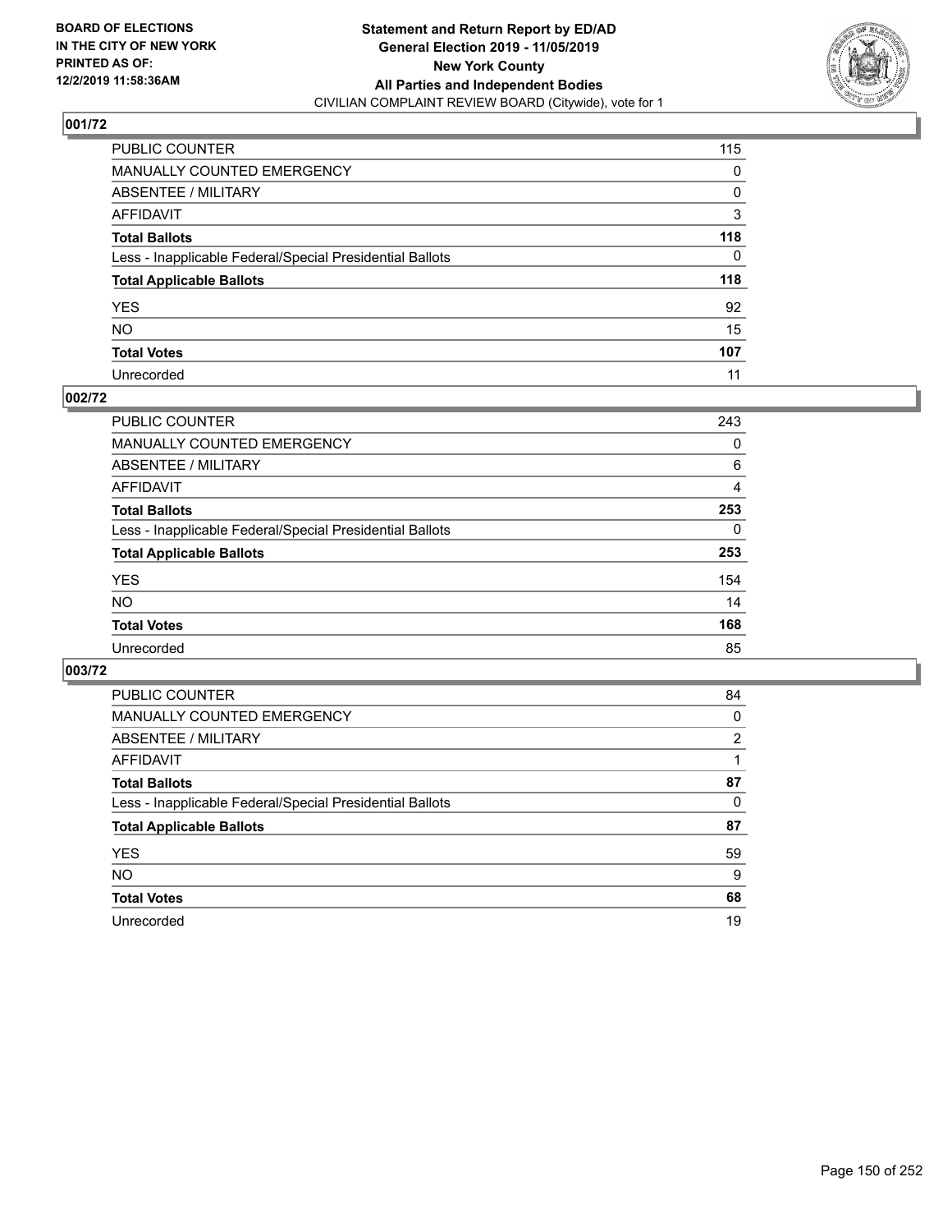BOARD OF ELECTIONS
IN THE CITY OF NEW YORK
PRINTED AS OF:
12/2/2019 11:58:36AM

**Statement and Return Report by ED/AD**
**General Election 2019 - 11/05/2019**
**New York County**
**All Parties and Independent Bodies**
CIVILIAN COMPLAINT REVIEW BOARD (Citywide), vote for 1

## 001/72

| | |
|---|---|
| PUBLIC COUNTER | 115 |
| MANUALLY COUNTED EMERGENCY | 0 |
| ABSENTEE / MILITARY | 0 |
| AFFIDAVIT | 3 |
| **Total Ballots** | **118** |
| Less - Inapplicable Federal/Special Presidential Ballots | 0 |
| **Total Applicable Ballots** | **118** |
| YES | 92 |
| NO | 15 |
| **Total Votes** | **107** |
| Unrecorded | 11 |

## 002/72

| | |
|---|---|
| PUBLIC COUNTER | 243 |
| MANUALLY COUNTED EMERGENCY | 0 |
| ABSENTEE / MILITARY | 6 |
| AFFIDAVIT | 4 |
| **Total Ballots** | **253** |
| Less - Inapplicable Federal/Special Presidential Ballots | 0 |
| **Total Applicable Ballots** | **253** |
| YES | 154 |
| NO | 14 |
| **Total Votes** | **168** |
| Unrecorded | 85 |

## 003/72

| | |
|---|---|
| PUBLIC COUNTER | 84 |
| MANUALLY COUNTED EMERGENCY | 0 |
| ABSENTEE / MILITARY | 2 |
| AFFIDAVIT | 1 |
| **Total Ballots** | **87** |
| Less - Inapplicable Federal/Special Presidential Ballots | 0 |
| **Total Applicable Ballots** | **87** |
| YES | 59 |
| NO | 9 |
| **Total Votes** | **68** |
| Unrecorded | 19 |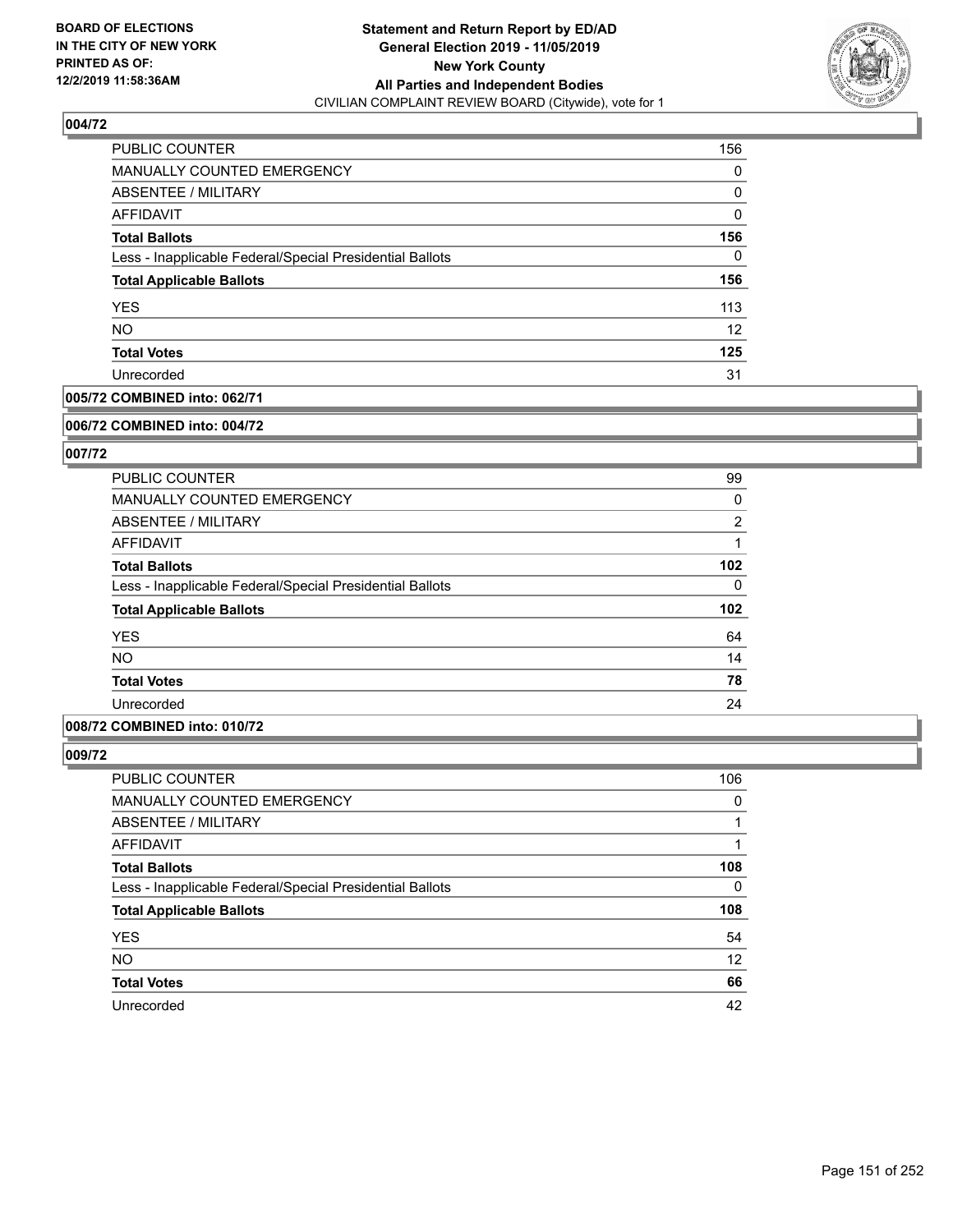## 004/72

| | |
|---|---|
| PUBLIC COUNTER | 156 |
| MANUALLY COUNTED EMERGENCY | 0 |
| ABSENTEE / MILITARY | 0 |
| AFFIDAVIT | 0 |
| **Total Ballots** | **156** |
| Less - Inapplicable Federal/Special Presidential Ballots | 0 |
| **Total Applicable Ballots** | **156** |
| YES | 113 |
| NO | 12 |
| **Total Votes** | **125** |
| Unrecorded | 31 |

## 005/72 COMBINED into: 062/71

## 006/72 COMBINED into: 004/72

## 007/72

| | |
|---|---|
| PUBLIC COUNTER | 99 |
| MANUALLY COUNTED EMERGENCY | 0 |
| ABSENTEE / MILITARY | 2 |
| AFFIDAVIT | 1 |
| **Total Ballots** | **102** |
| Less - Inapplicable Federal/Special Presidential Ballots | 0 |
| **Total Applicable Ballots** | **102** |
| YES | 64 |
| NO | 14 |
| **Total Votes** | **78** |
| Unrecorded | 24 |

## 008/72 COMBINED into: 010/72

## 009/72

| | |
|---|---|
| PUBLIC COUNTER | 106 |
| MANUALLY COUNTED EMERGENCY | 0 |
| ABSENTEE / MILITARY | 1 |
| AFFIDAVIT | 1 |
| **Total Ballots** | **108** |
| Less - Inapplicable Federal/Special Presidential Ballots | 0 |
| **Total Applicable Ballots** | **108** |
| YES | 54 |
| NO | 12 |
| **Total Votes** | **66** |
| Unrecorded | 42 |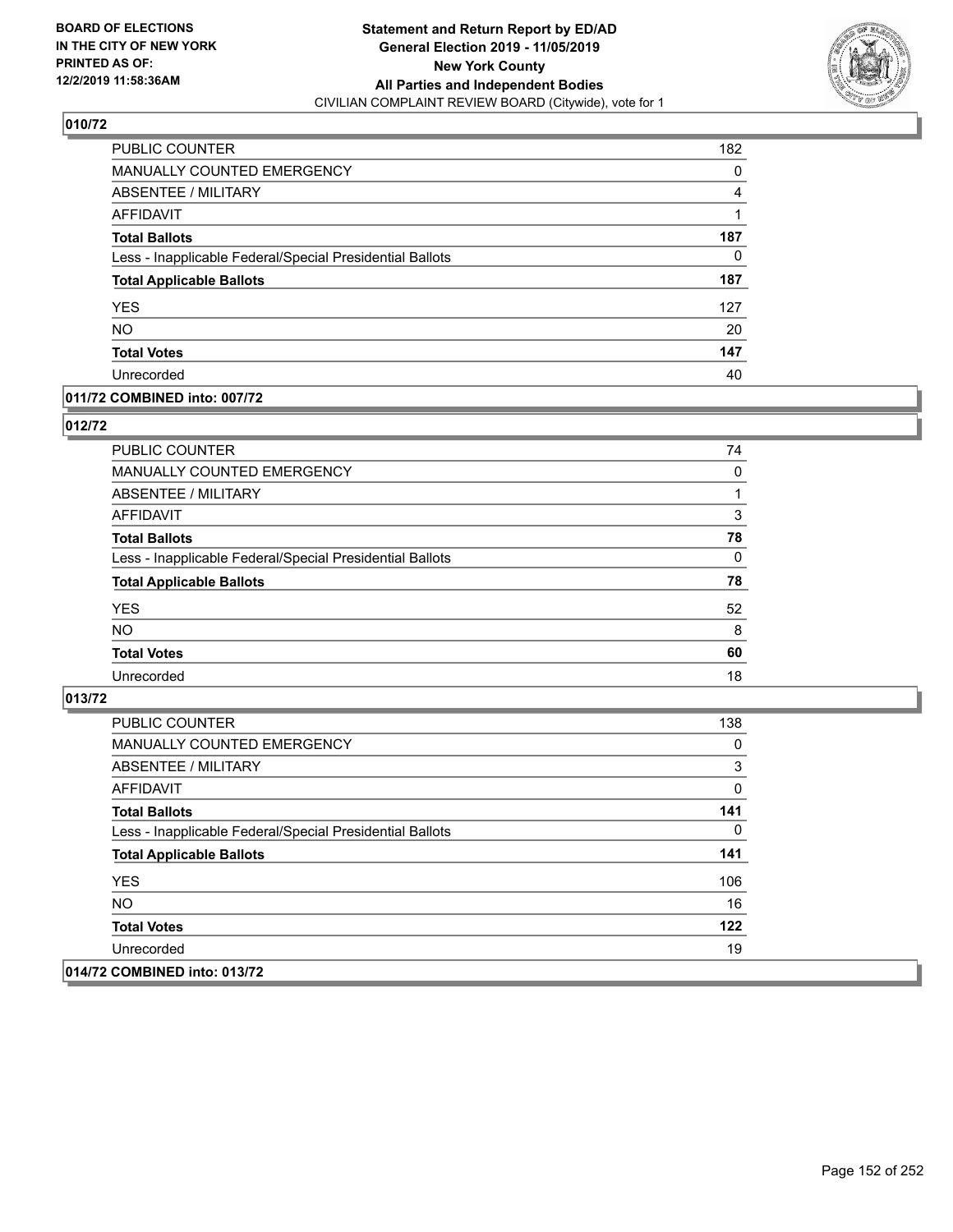**Statement and Return Report by ED/AD**
**General Election 2019 - 11/05/2019**
**New York County**
**All Parties and Independent Bodies**
CIVILIAN COMPLAINT REVIEW BOARD (Citywide), vote for 1

BOARD OF ELECTIONS IN THE CITY OF NEW YORK PRINTED AS OF: 12/2/2019 11:58:36AM

## 010/72

| | |
|---|---|
| PUBLIC COUNTER | 182 |
| MANUALLY COUNTED EMERGENCY | 0 |
| ABSENTEE / MILITARY | 4 |
| AFFIDAVIT | 1 |
| **Total Ballots** | **187** |
| Less - Inapplicable Federal/Special Presidential Ballots | 0 |
| **Total Applicable Ballots** | **187** |
| YES | 127 |
| NO | 20 |
| **Total Votes** | **147** |
| Unrecorded | 40 |

## 011/72 COMBINED into: 007/72

## 012/72

| | |
|---|---|
| PUBLIC COUNTER | 74 |
| MANUALLY COUNTED EMERGENCY | 0 |
| ABSENTEE / MILITARY | 1 |
| AFFIDAVIT | 3 |
| **Total Ballots** | **78** |
| Less - Inapplicable Federal/Special Presidential Ballots | 0 |
| **Total Applicable Ballots** | **78** |
| YES | 52 |
| NO | 8 |
| **Total Votes** | **60** |
| Unrecorded | 18 |

## 013/72

| | |
|---|---|
| PUBLIC COUNTER | 138 |
| MANUALLY COUNTED EMERGENCY | 0 |
| ABSENTEE / MILITARY | 3 |
| AFFIDAVIT | 0 |
| **Total Ballots** | **141** |
| Less - Inapplicable Federal/Special Presidential Ballots | 0 |
| **Total Applicable Ballots** | **141** |
| YES | 106 |
| NO | 16 |
| **Total Votes** | **122** |
| Unrecorded | 19 |

## 014/72 COMBINED into: 013/72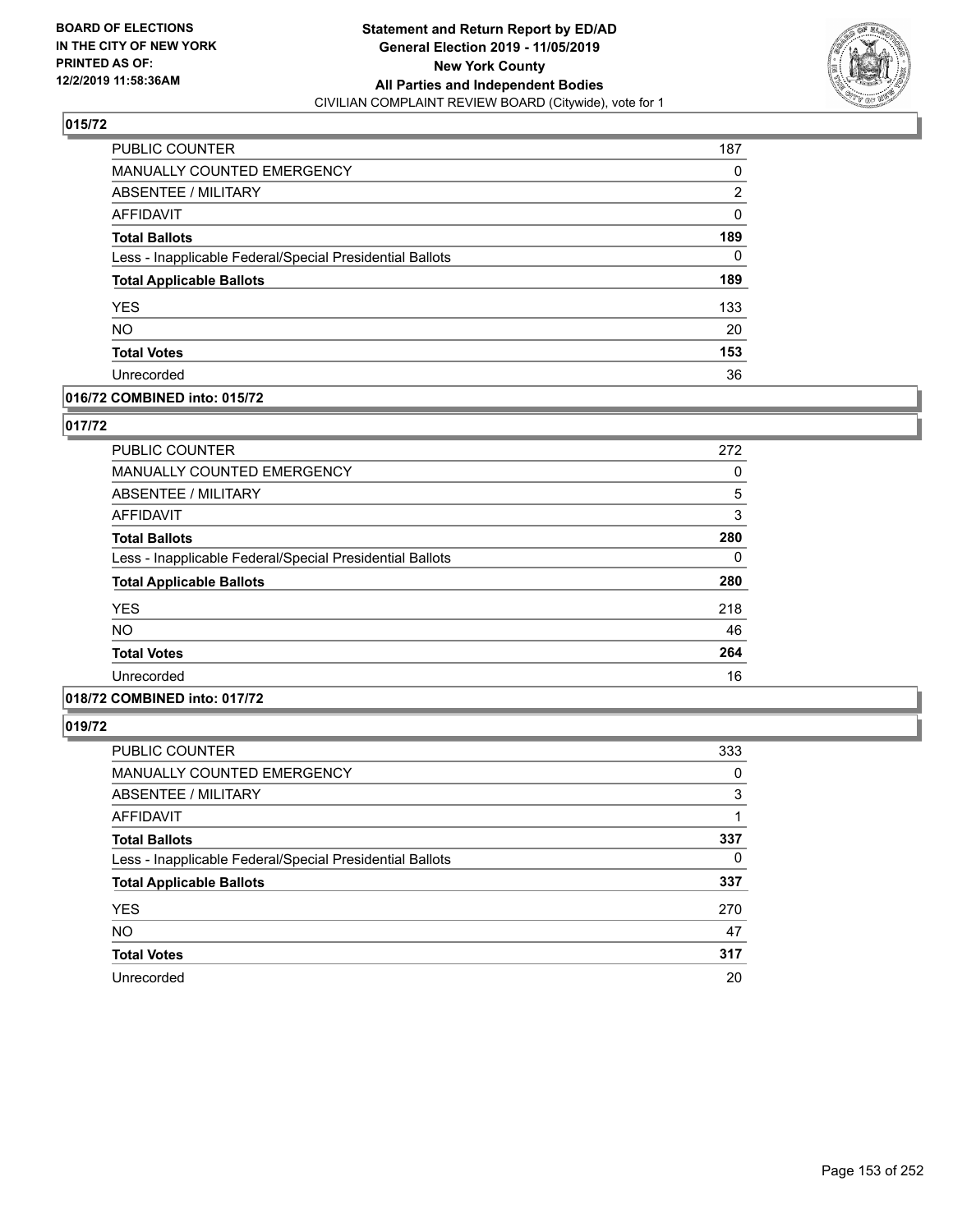**BOARD OF ELECTIONS IN THE CITY OF NEW YORK PRINTED AS OF: 12/2/2019 11:58:36AM**

**Statement and Return Report by ED/AD**
**General Election 2019 - 11/05/2019**
**New York County**
**All Parties and Independent Bodies**
CIVILIAN COMPLAINT REVIEW BOARD (Citywide), vote for 1

### 015/72

| | |
|---|---|
| PUBLIC COUNTER | 187 |
| MANUALLY COUNTED EMERGENCY | 0 |
| ABSENTEE / MILITARY | 2 |
| AFFIDAVIT | 0 |
| **Total Ballots** | **189** |
| Less - Inapplicable Federal/Special Presidential Ballots | 0 |
| **Total Applicable Ballots** | **189** |
| YES | 133 |
| NO | 20 |
| **Total Votes** | **153** |
| Unrecorded | 36 |

### 016/72 COMBINED into: 015/72

### 017/72

| | |
|---|---|
| PUBLIC COUNTER | 272 |
| MANUALLY COUNTED EMERGENCY | 0 |
| ABSENTEE / MILITARY | 5 |
| AFFIDAVIT | 3 |
| **Total Ballots** | **280** |
| Less - Inapplicable Federal/Special Presidential Ballots | 0 |
| **Total Applicable Ballots** | **280** |
| YES | 218 |
| NO | 46 |
| **Total Votes** | **264** |
| Unrecorded | 16 |

### 018/72 COMBINED into: 017/72

### 019/72

| | |
|---|---|
| PUBLIC COUNTER | 333 |
| MANUALLY COUNTED EMERGENCY | 0 |
| ABSENTEE / MILITARY | 3 |
| AFFIDAVIT | 1 |
| **Total Ballots** | **337** |
| Less - Inapplicable Federal/Special Presidential Ballots | 0 |
| **Total Applicable Ballots** | **337** |
| YES | 270 |
| NO | 47 |
| **Total Votes** | **317** |
| Unrecorded | 20 |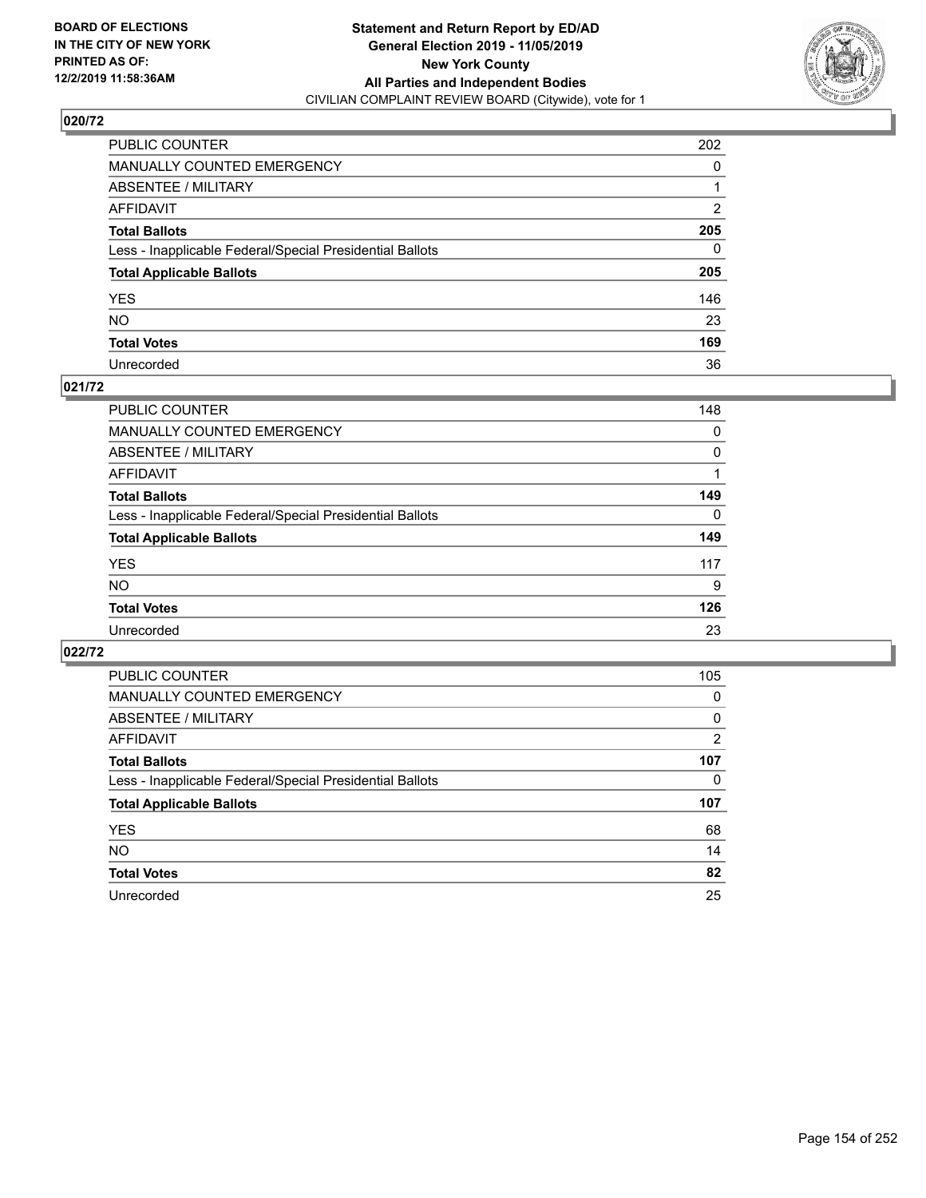BOARD OF ELECTIONS
IN THE CITY OF NEW YORK
PRINTED AS OF:
12/2/2019 11:58:36AM

**Statement and Return Report by ED/AD**
**General Election 2019 - 11/05/2019**
**New York County**
**All Parties and Independent Bodies**
CIVILIAN COMPLAINT REVIEW BOARD (Citywide), vote for 1

## 020/72

| | |
|---|---|
| PUBLIC COUNTER | 202 |
| MANUALLY COUNTED EMERGENCY | 0 |
| ABSENTEE / MILITARY | 1 |
| AFFIDAVIT | 2 |
| **Total Ballots** | **205** |
| Less - Inapplicable Federal/Special Presidential Ballots | 0 |
| **Total Applicable Ballots** | **205** |
| YES | 146 |
| NO | 23 |
| **Total Votes** | **169** |
| Unrecorded | 36 |

## 021/72

| | |
|---|---|
| PUBLIC COUNTER | 148 |
| MANUALLY COUNTED EMERGENCY | 0 |
| ABSENTEE / MILITARY | 0 |
| AFFIDAVIT | 1 |
| **Total Ballots** | **149** |
| Less - Inapplicable Federal/Special Presidential Ballots | 0 |
| **Total Applicable Ballots** | **149** |
| YES | 117 |
| NO | 9 |
| **Total Votes** | **126** |
| Unrecorded | 23 |

## 022/72

| | |
|---|---|
| PUBLIC COUNTER | 105 |
| MANUALLY COUNTED EMERGENCY | 0 |
| ABSENTEE / MILITARY | 0 |
| AFFIDAVIT | 2 |
| **Total Ballots** | **107** |
| Less - Inapplicable Federal/Special Presidential Ballots | 0 |
| **Total Applicable Ballots** | **107** |
| YES | 68 |
| NO | 14 |
| **Total Votes** | **82** |
| Unrecorded | 25 |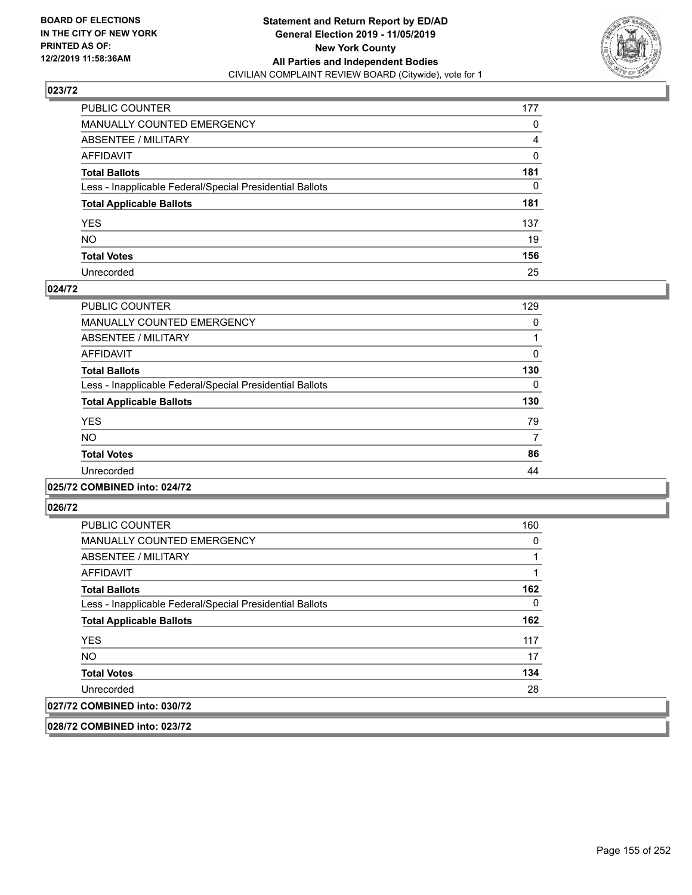### 023/72

| | |
|---|---|
| PUBLIC COUNTER | 177 |
| MANUALLY COUNTED EMERGENCY | 0 |
| ABSENTEE / MILITARY | 4 |
| AFFIDAVIT | 0 |
| **Total Ballots** | **181** |
| Less - Inapplicable Federal/Special Presidential Ballots | 0 |
| **Total Applicable Ballots** | **181** |
| YES | 137 |
| NO | 19 |
| **Total Votes** | **156** |
| Unrecorded | 25 |

### 024/72

| | |
|---|---|
| PUBLIC COUNTER | 129 |
| MANUALLY COUNTED EMERGENCY | 0 |
| ABSENTEE / MILITARY | 1 |
| AFFIDAVIT | 0 |
| **Total Ballots** | **130** |
| Less - Inapplicable Federal/Special Presidential Ballots | 0 |
| **Total Applicable Ballots** | **130** |
| YES | 79 |
| NO | 7 |
| **Total Votes** | **86** |
| Unrecorded | 44 |

### 025/72 COMBINED into: 024/72

### 026/72

| | |
|---|---|
| PUBLIC COUNTER | 160 |
| MANUALLY COUNTED EMERGENCY | 0 |
| ABSENTEE / MILITARY | 1 |
| AFFIDAVIT | 1 |
| **Total Ballots** | **162** |
| Less - Inapplicable Federal/Special Presidential Ballots | 0 |
| **Total Applicable Ballots** | **162** |
| YES | 117 |
| NO | 17 |
| **Total Votes** | **134** |
| Unrecorded | 28 |

### 027/72 COMBINED into: 030/72

### 028/72 COMBINED into: 023/72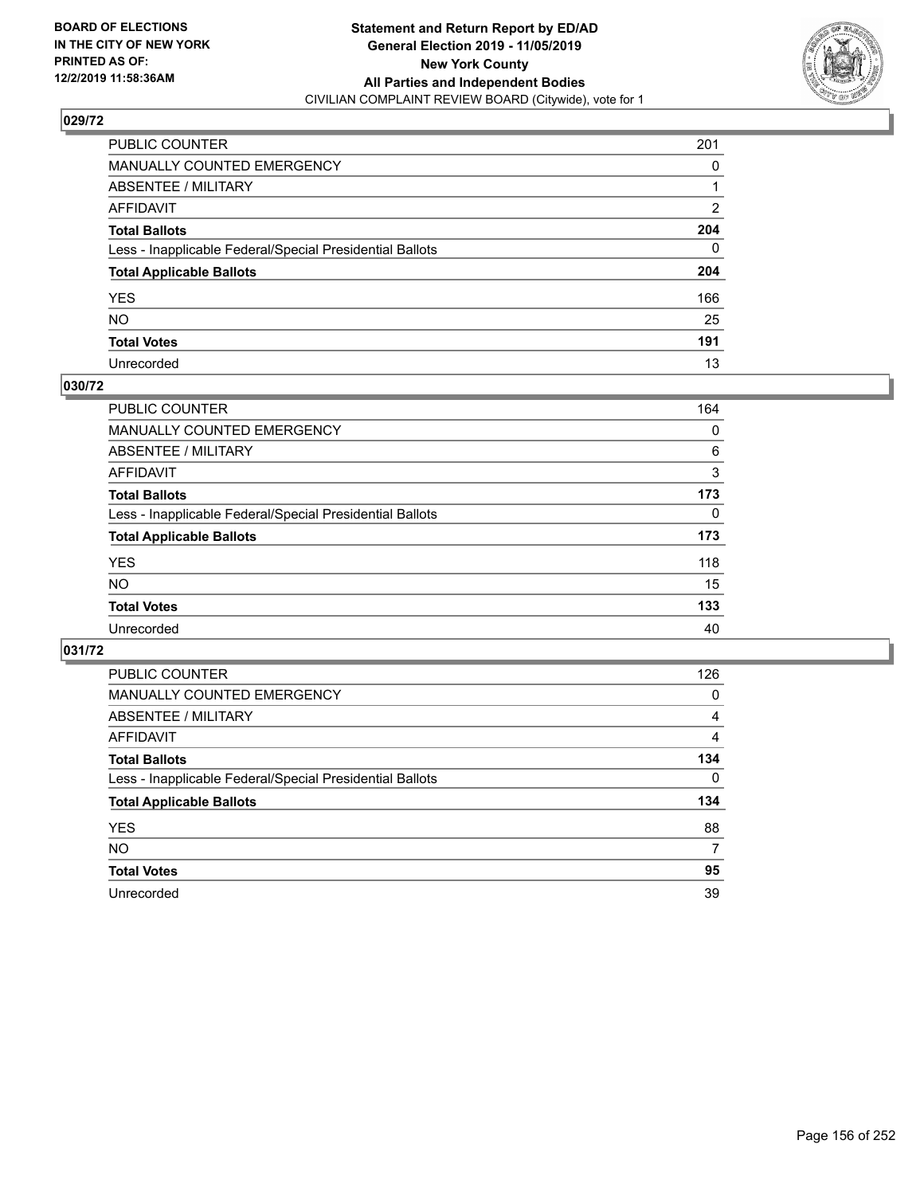**BOARD OF ELECTIONS IN THE CITY OF NEW YORK PRINTED AS OF: 12/2/2019 11:58:36AM**

**Statement and Return Report by ED/AD General Election 2019 - 11/05/2019 New York County All Parties and Independent Bodies**
CIVILIAN COMPLAINT REVIEW BOARD (Citywide), vote for 1

## 029/72

| | |
|---|---|
| PUBLIC COUNTER | 201 |
| MANUALLY COUNTED EMERGENCY | 0 |
| ABSENTEE / MILITARY | 1 |
| AFFIDAVIT | 2 |
| **Total Ballots** | **204** |
| Less - Inapplicable Federal/Special Presidential Ballots | 0 |
| **Total Applicable Ballots** | **204** |
| YES | 166 |
| NO | 25 |
| **Total Votes** | **191** |
| Unrecorded | 13 |

## 030/72

| | |
|---|---|
| PUBLIC COUNTER | 164 |
| MANUALLY COUNTED EMERGENCY | 0 |
| ABSENTEE / MILITARY | 6 |
| AFFIDAVIT | 3 |
| **Total Ballots** | **173** |
| Less - Inapplicable Federal/Special Presidential Ballots | 0 |
| **Total Applicable Ballots** | **173** |
| YES | 118 |
| NO | 15 |
| **Total Votes** | **133** |
| Unrecorded | 40 |

## 031/72

| | |
|---|---|
| PUBLIC COUNTER | 126 |
| MANUALLY COUNTED EMERGENCY | 0 |
| ABSENTEE / MILITARY | 4 |
| AFFIDAVIT | 4 |
| **Total Ballots** | **134** |
| Less - Inapplicable Federal/Special Presidential Ballots | 0 |
| **Total Applicable Ballots** | **134** |
| YES | 88 |
| NO | 7 |
| **Total Votes** | **95** |
| Unrecorded | 39 |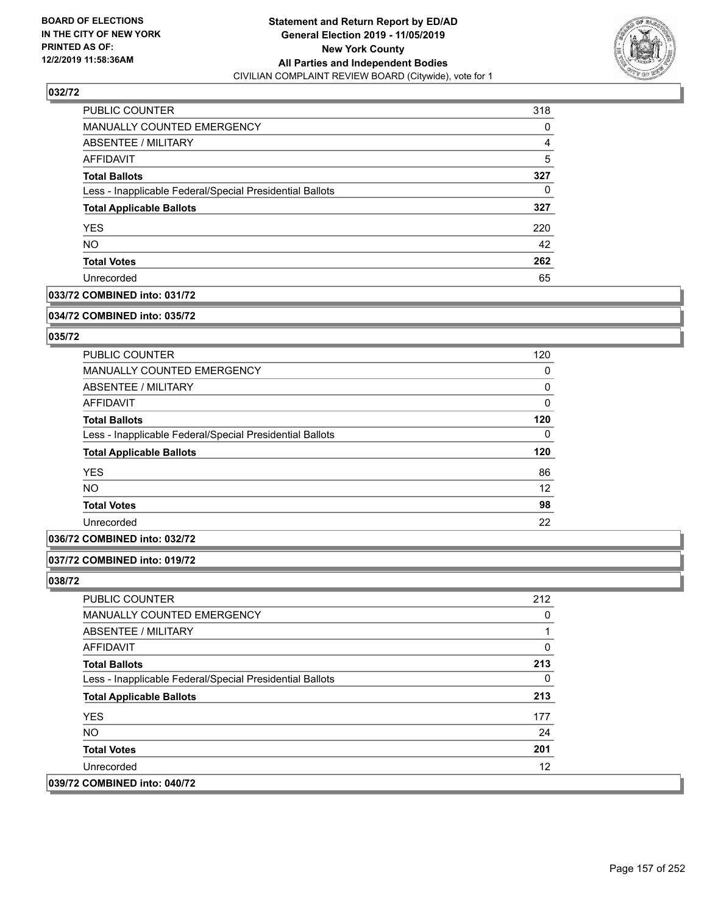### 032/72

| | |
|---|---|
| PUBLIC COUNTER | 318 |
| MANUALLY COUNTED EMERGENCY | 0 |
| ABSENTEE / MILITARY | 4 |
| AFFIDAVIT | 5 |
| **Total Ballots** | **327** |
| Less - Inapplicable Federal/Special Presidential Ballots | 0 |
| **Total Applicable Ballots** | **327** |
| YES | 220 |
| NO | 42 |
| **Total Votes** | **262** |
| Unrecorded | 65 |

### 033/72 COMBINED into: 031/72

### 034/72 COMBINED into: 035/72

### 035/72

| | |
|---|---|
| PUBLIC COUNTER | 120 |
| MANUALLY COUNTED EMERGENCY | 0 |
| ABSENTEE / MILITARY | 0 |
| AFFIDAVIT | 0 |
| **Total Ballots** | **120** |
| Less - Inapplicable Federal/Special Presidential Ballots | 0 |
| **Total Applicable Ballots** | **120** |
| YES | 86 |
| NO | 12 |
| **Total Votes** | **98** |
| Unrecorded | 22 |

### 036/72 COMBINED into: 032/72

### 037/72 COMBINED into: 019/72

### 038/72

| | |
|---|---|
| PUBLIC COUNTER | 212 |
| MANUALLY COUNTED EMERGENCY | 0 |
| ABSENTEE / MILITARY | 1 |
| AFFIDAVIT | 0 |
| **Total Ballots** | **213** |
| Less - Inapplicable Federal/Special Presidential Ballots | 0 |
| **Total Applicable Ballots** | **213** |
| YES | 177 |
| NO | 24 |
| **Total Votes** | **201** |
| Unrecorded | 12 |

### 039/72 COMBINED into: 040/72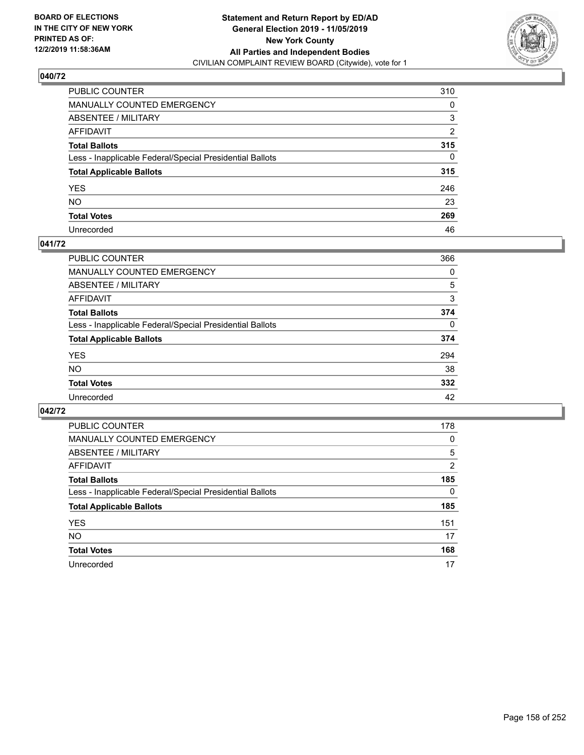BOARD OF ELECTIONS
IN THE CITY OF NEW YORK
PRINTED AS OF:
12/2/2019 11:58:36AM

**Statement and Return Report by ED/AD**
**General Election 2019 - 11/05/2019**
**New York County**
**All Parties and Independent Bodies**
CIVILIAN COMPLAINT REVIEW BOARD (Citywide), vote for 1

## 040/72

| | |
|---|---|
| PUBLIC COUNTER | 310 |
| MANUALLY COUNTED EMERGENCY | 0 |
| ABSENTEE / MILITARY | 3 |
| AFFIDAVIT | 2 |
| **Total Ballots** | **315** |
| Less - Inapplicable Federal/Special Presidential Ballots | 0 |
| **Total Applicable Ballots** | **315** |
| YES | 246 |
| NO | 23 |
| **Total Votes** | **269** |
| Unrecorded | 46 |

## 041/72

| | |
|---|---|
| PUBLIC COUNTER | 366 |
| MANUALLY COUNTED EMERGENCY | 0 |
| ABSENTEE / MILITARY | 5 |
| AFFIDAVIT | 3 |
| **Total Ballots** | **374** |
| Less - Inapplicable Federal/Special Presidential Ballots | 0 |
| **Total Applicable Ballots** | **374** |
| YES | 294 |
| NO | 38 |
| **Total Votes** | **332** |
| Unrecorded | 42 |

## 042/72

| | |
|---|---|
| PUBLIC COUNTER | 178 |
| MANUALLY COUNTED EMERGENCY | 0 |
| ABSENTEE / MILITARY | 5 |
| AFFIDAVIT | 2 |
| **Total Ballots** | **185** |
| Less - Inapplicable Federal/Special Presidential Ballots | 0 |
| **Total Applicable Ballots** | **185** |
| YES | 151 |
| NO | 17 |
| **Total Votes** | **168** |
| Unrecorded | 17 |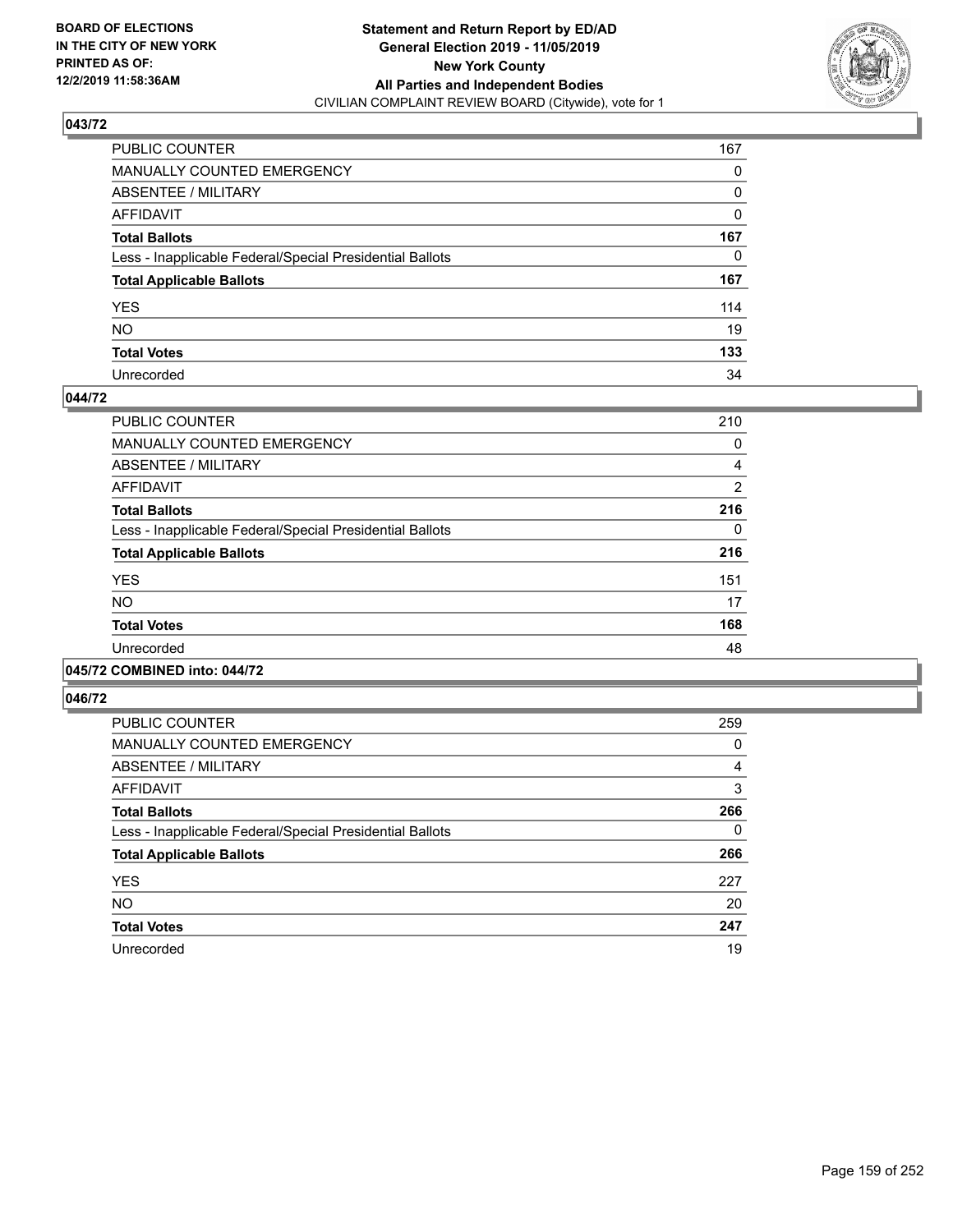## 043/72

| | |
|---|---|
| PUBLIC COUNTER | 167 |
| MANUALLY COUNTED EMERGENCY | 0 |
| ABSENTEE / MILITARY | 0 |
| AFFIDAVIT | 0 |
| **Total Ballots** | **167** |
| Less - Inapplicable Federal/Special Presidential Ballots | 0 |
| **Total Applicable Ballots** | **167** |
| YES | 114 |
| NO | 19 |
| **Total Votes** | **133** |
| Unrecorded | 34 |

## 044/72

| | |
|---|---|
| PUBLIC COUNTER | 210 |
| MANUALLY COUNTED EMERGENCY | 0 |
| ABSENTEE / MILITARY | 4 |
| AFFIDAVIT | 2 |
| **Total Ballots** | **216** |
| Less - Inapplicable Federal/Special Presidential Ballots | 0 |
| **Total Applicable Ballots** | **216** |
| YES | 151 |
| NO | 17 |
| **Total Votes** | **168** |
| Unrecorded | 48 |

## 045/72 COMBINED into: 044/72

## 046/72

| | |
|---|---|
| PUBLIC COUNTER | 259 |
| MANUALLY COUNTED EMERGENCY | 0 |
| ABSENTEE / MILITARY | 4 |
| AFFIDAVIT | 3 |
| **Total Ballots** | **266** |
| Less - Inapplicable Federal/Special Presidential Ballots | 0 |
| **Total Applicable Ballots** | **266** |
| YES | 227 |
| NO | 20 |
| **Total Votes** | **247** |
| Unrecorded | 19 |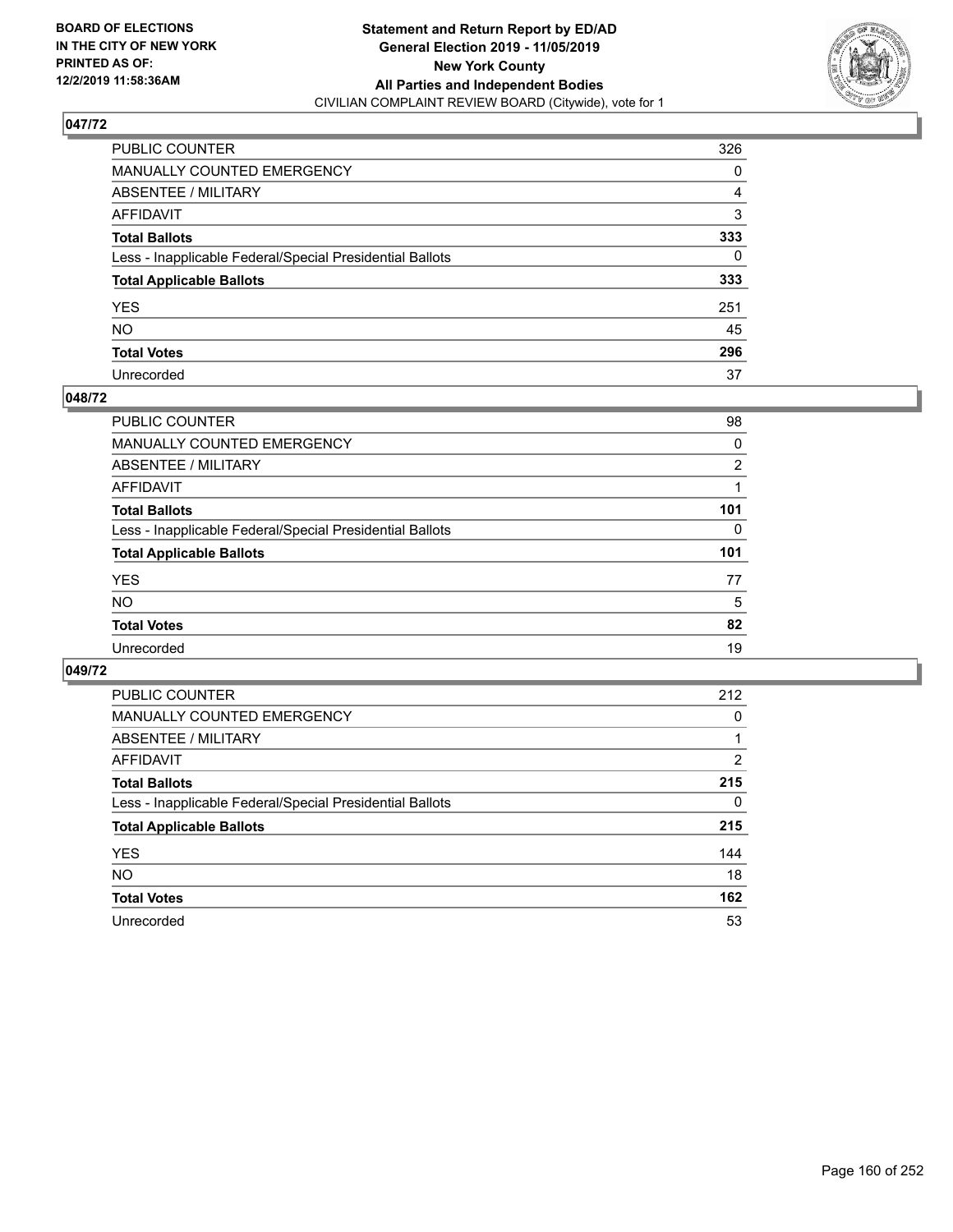**BOARD OF ELECTIONS IN THE CITY OF NEW YORK PRINTED AS OF: 12/2/2019 11:58:36AM**

**Statement and Return Report by ED/AD General Election 2019 - 11/05/2019 New York County All Parties and Independent Bodies**
CIVILIAN COMPLAINT REVIEW BOARD (Citywide), vote for 1

## 047/72

| | |
|---|---|
| PUBLIC COUNTER | 326 |
| MANUALLY COUNTED EMERGENCY | 0 |
| ABSENTEE / MILITARY | 4 |
| AFFIDAVIT | 3 |
| **Total Ballots** | **333** |
| Less - Inapplicable Federal/Special Presidential Ballots | 0 |
| **Total Applicable Ballots** | **333** |
| YES | 251 |
| NO | 45 |
| **Total Votes** | **296** |
| Unrecorded | 37 |

## 048/72

| | |
|---|---|
| PUBLIC COUNTER | 98 |
| MANUALLY COUNTED EMERGENCY | 0 |
| ABSENTEE / MILITARY | 2 |
| AFFIDAVIT | 1 |
| **Total Ballots** | **101** |
| Less - Inapplicable Federal/Special Presidential Ballots | 0 |
| **Total Applicable Ballots** | **101** |
| YES | 77 |
| NO | 5 |
| **Total Votes** | **82** |
| Unrecorded | 19 |

## 049/72

| | |
|---|---|
| PUBLIC COUNTER | 212 |
| MANUALLY COUNTED EMERGENCY | 0 |
| ABSENTEE / MILITARY | 1 |
| AFFIDAVIT | 2 |
| **Total Ballots** | **215** |
| Less - Inapplicable Federal/Special Presidential Ballots | 0 |
| **Total Applicable Ballots** | **215** |
| YES | 144 |
| NO | 18 |
| **Total Votes** | **162** |
| Unrecorded | 53 |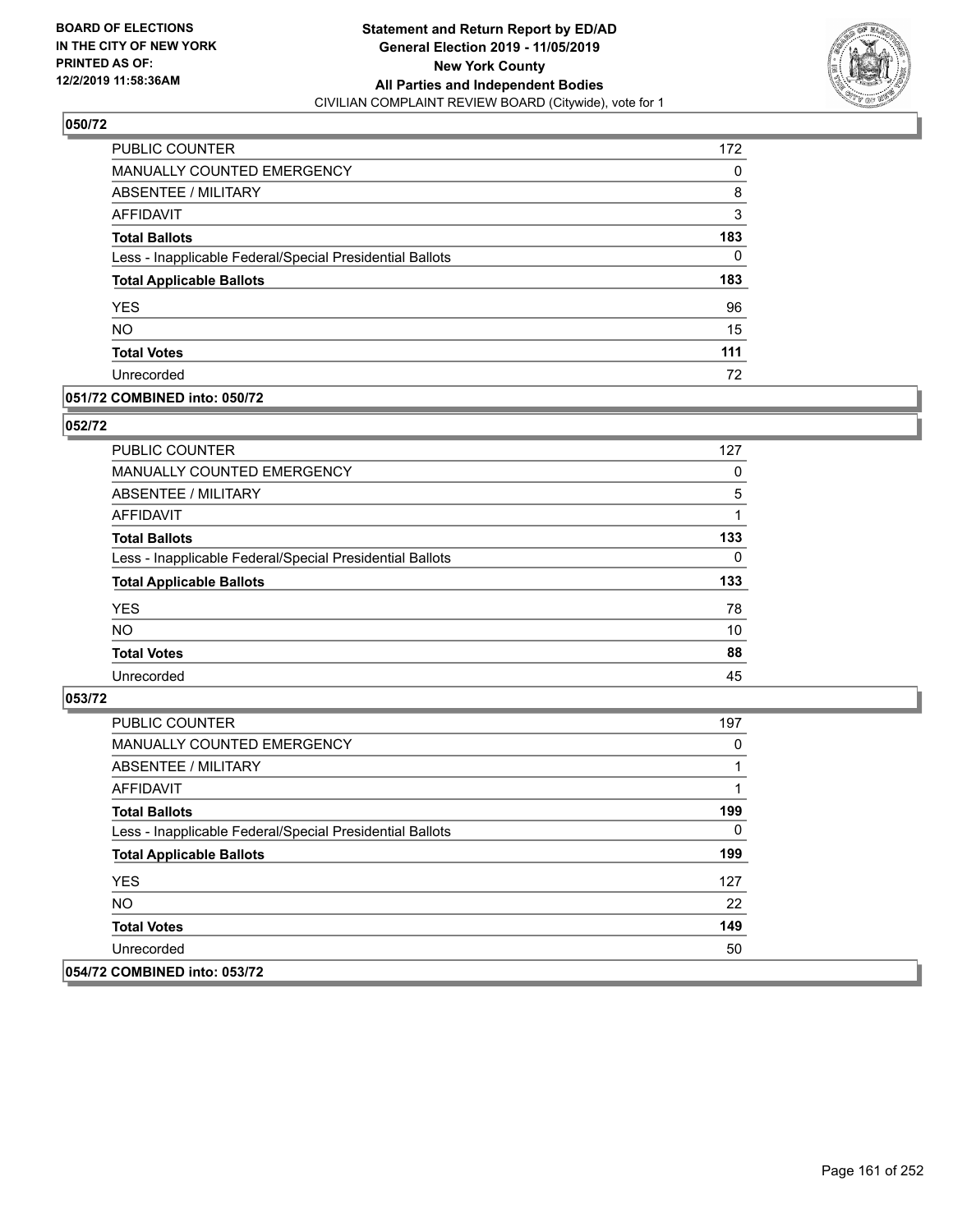**BOARD OF ELECTIONS IN THE CITY OF NEW YORK PRINTED AS OF: 12/2/2019 11:58:36AM**

**Statement and Return Report by ED/AD General Election 2019 - 11/05/2019 New York County All Parties and Independent Bodies**
CIVILIAN COMPLAINT REVIEW BOARD (Citywide), vote for 1

### 050/72

| | |
|---|---|
| PUBLIC COUNTER | 172 |
| MANUALLY COUNTED EMERGENCY | 0 |
| ABSENTEE / MILITARY | 8 |
| AFFIDAVIT | 3 |
| **Total Ballots** | **183** |
| Less - Inapplicable Federal/Special Presidential Ballots | 0 |
| **Total Applicable Ballots** | **183** |
| YES | 96 |
| NO | 15 |
| **Total Votes** | **111** |
| Unrecorded | 72 |

### 051/72 COMBINED into: 050/72

### 052/72

| | |
|---|---|
| PUBLIC COUNTER | 127 |
| MANUALLY COUNTED EMERGENCY | 0 |
| ABSENTEE / MILITARY | 5 |
| AFFIDAVIT | 1 |
| **Total Ballots** | **133** |
| Less - Inapplicable Federal/Special Presidential Ballots | 0 |
| **Total Applicable Ballots** | **133** |
| YES | 78 |
| NO | 10 |
| **Total Votes** | **88** |
| Unrecorded | 45 |

### 053/72

| | |
|---|---|
| PUBLIC COUNTER | 197 |
| MANUALLY COUNTED EMERGENCY | 0 |
| ABSENTEE / MILITARY | 1 |
| AFFIDAVIT | 1 |
| **Total Ballots** | **199** |
| Less - Inapplicable Federal/Special Presidential Ballots | 0 |
| **Total Applicable Ballots** | **199** |
| YES | 127 |
| NO | 22 |
| **Total Votes** | **149** |
| Unrecorded | 50 |

### 054/72 COMBINED into: 053/72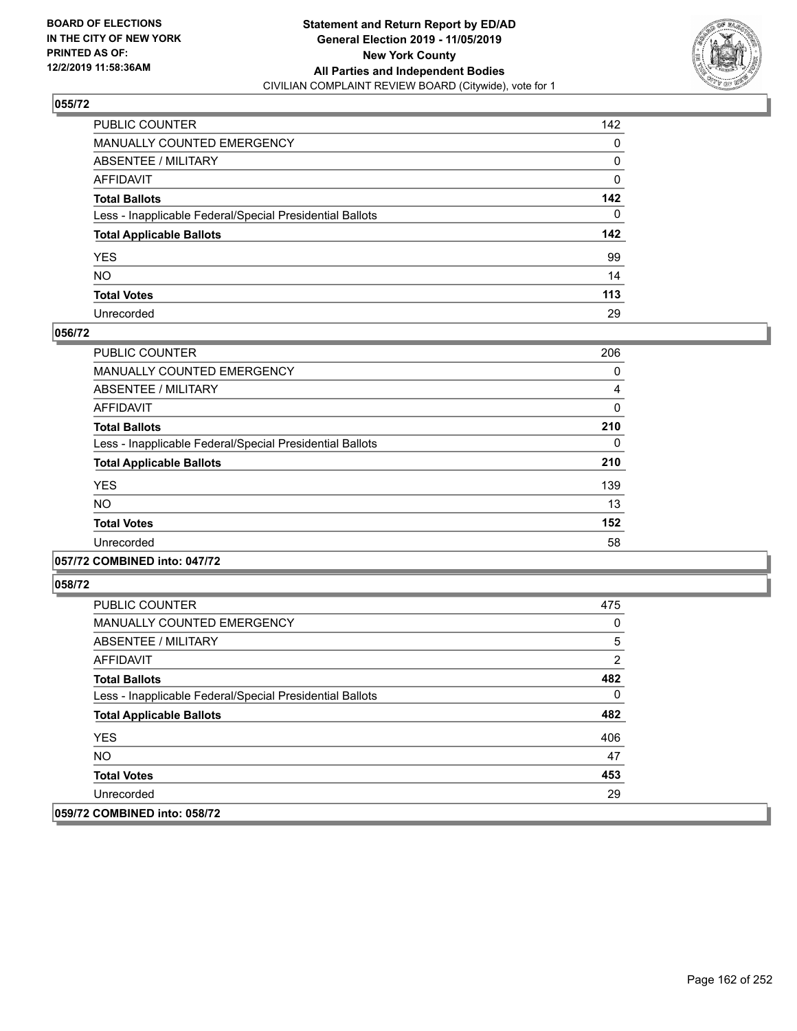**BOARD OF ELECTIONS IN THE CITY OF NEW YORK PRINTED AS OF: 12/2/2019 11:58:36AM**

**Statement and Return Report by ED/AD General Election 2019 - 11/05/2019 New York County All Parties and Independent Bodies**
CIVILIAN COMPLAINT REVIEW BOARD (Citywide), vote for 1

## 055/72

| | |
|---|---|
| PUBLIC COUNTER | 142 |
| MANUALLY COUNTED EMERGENCY | 0 |
| ABSENTEE / MILITARY | 0 |
| AFFIDAVIT | 0 |
| **Total Ballots** | **142** |
| Less - Inapplicable Federal/Special Presidential Ballots | 0 |
| **Total Applicable Ballots** | **142** |
| YES | 99 |
| NO | 14 |
| **Total Votes** | **113** |
| Unrecorded | 29 |

## 056/72

| | |
|---|---|
| PUBLIC COUNTER | 206 |
| MANUALLY COUNTED EMERGENCY | 0 |
| ABSENTEE / MILITARY | 4 |
| AFFIDAVIT | 0 |
| **Total Ballots** | **210** |
| Less - Inapplicable Federal/Special Presidential Ballots | 0 |
| **Total Applicable Ballots** | **210** |
| YES | 139 |
| NO | 13 |
| **Total Votes** | **152** |
| Unrecorded | 58 |

## 057/72 COMBINED into: 047/72

## 058/72

| | |
|---|---|
| PUBLIC COUNTER | 475 |
| MANUALLY COUNTED EMERGENCY | 0 |
| ABSENTEE / MILITARY | 5 |
| AFFIDAVIT | 2 |
| **Total Ballots** | **482** |
| Less - Inapplicable Federal/Special Presidential Ballots | 0 |
| **Total Applicable Ballots** | **482** |
| YES | 406 |
| NO | 47 |
| **Total Votes** | **453** |
| Unrecorded | 29 |

## 059/72 COMBINED into: 058/72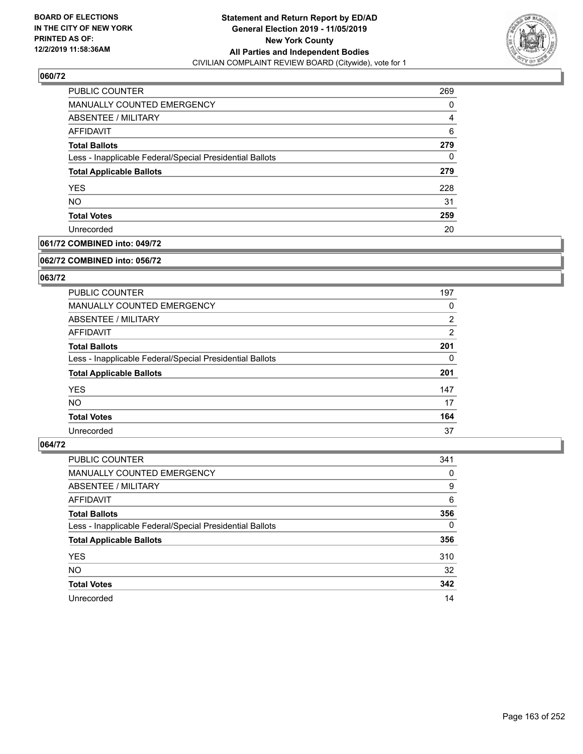**BOARD OF ELECTIONS IN THE CITY OF NEW YORK PRINTED AS OF: 12/2/2019 11:58:36AM**

**Statement and Return Report by ED/AD**
**General Election 2019 - 11/05/2019**
**New York County**
**All Parties and Independent Bodies**
CIVILIAN COMPLAINT REVIEW BOARD (Citywide), vote for 1

### 060/72

| | |
|---|---|
| PUBLIC COUNTER | 269 |
| MANUALLY COUNTED EMERGENCY | 0 |
| ABSENTEE / MILITARY | 4 |
| AFFIDAVIT | 6 |
| **Total Ballots** | **279** |
| Less - Inapplicable Federal/Special Presidential Ballots | 0 |
| **Total Applicable Ballots** | **279** |
| YES | 228 |
| NO | 31 |
| **Total Votes** | **259** |
| Unrecorded | 20 |

### 061/72 COMBINED into: 049/72

### 062/72 COMBINED into: 056/72

### 063/72

| | |
|---|---|
| PUBLIC COUNTER | 197 |
| MANUALLY COUNTED EMERGENCY | 0 |
| ABSENTEE / MILITARY | 2 |
| AFFIDAVIT | 2 |
| **Total Ballots** | **201** |
| Less - Inapplicable Federal/Special Presidential Ballots | 0 |
| **Total Applicable Ballots** | **201** |
| YES | 147 |
| NO | 17 |
| **Total Votes** | **164** |
| Unrecorded | 37 |

### 064/72

| | |
|---|---|
| PUBLIC COUNTER | 341 |
| MANUALLY COUNTED EMERGENCY | 0 |
| ABSENTEE / MILITARY | 9 |
| AFFIDAVIT | 6 |
| **Total Ballots** | **356** |
| Less - Inapplicable Federal/Special Presidential Ballots | 0 |
| **Total Applicable Ballots** | **356** |
| YES | 310 |
| NO | 32 |
| **Total Votes** | **342** |
| Unrecorded | 14 |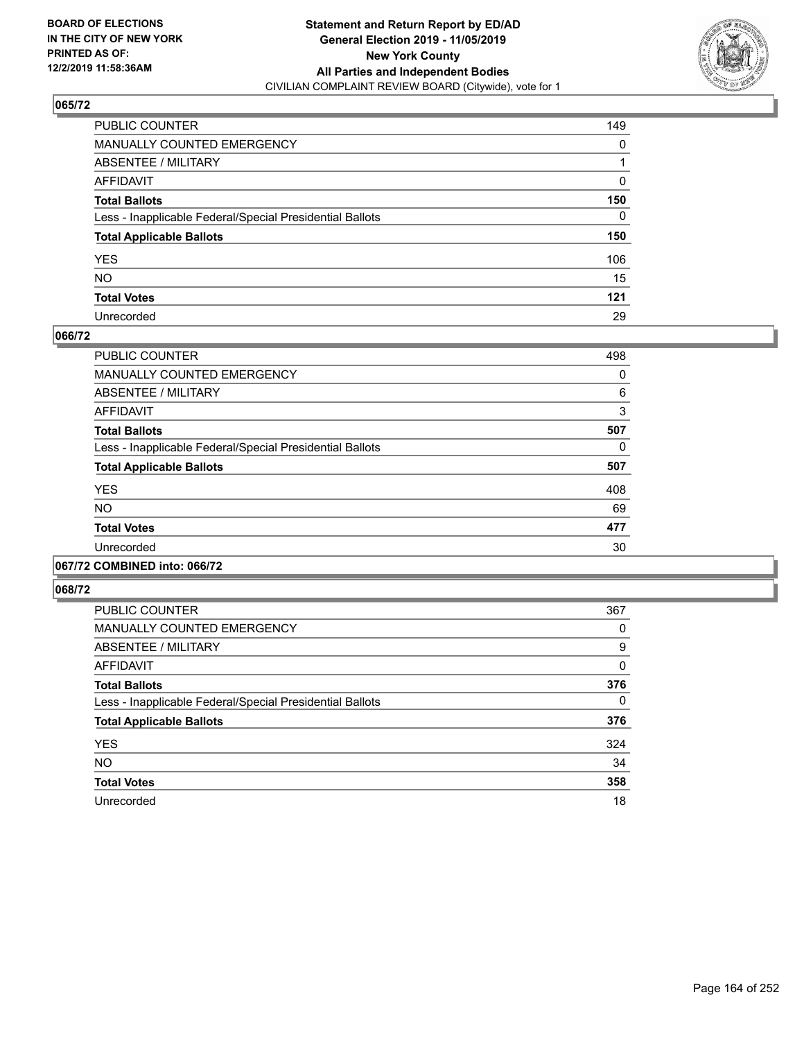BOARD OF ELECTIONS
IN THE CITY OF NEW YORK
PRINTED AS OF:
12/2/2019 11:58:36AM

**Statement and Return Report by ED/AD**
**General Election 2019 - 11/05/2019**
**New York County**
**All Parties and Independent Bodies**
CIVILIAN COMPLAINT REVIEW BOARD (Citywide), vote for 1

### 065/72

| | |
|---|---|
| PUBLIC COUNTER | 149 |
| MANUALLY COUNTED EMERGENCY | 0 |
| ABSENTEE / MILITARY | 1 |
| AFFIDAVIT | 0 |
| **Total Ballots** | **150** |
| Less - Inapplicable Federal/Special Presidential Ballots | 0 |
| **Total Applicable Ballots** | **150** |
| YES | 106 |
| NO | 15 |
| **Total Votes** | **121** |
| Unrecorded | 29 |

### 066/72

| | |
|---|---|
| PUBLIC COUNTER | 498 |
| MANUALLY COUNTED EMERGENCY | 0 |
| ABSENTEE / MILITARY | 6 |
| AFFIDAVIT | 3 |
| **Total Ballots** | **507** |
| Less - Inapplicable Federal/Special Presidential Ballots | 0 |
| **Total Applicable Ballots** | **507** |
| YES | 408 |
| NO | 69 |
| **Total Votes** | **477** |
| Unrecorded | 30 |

### 067/72 COMBINED into: 066/72

### 068/72

| | |
|---|---|
| PUBLIC COUNTER | 367 |
| MANUALLY COUNTED EMERGENCY | 0 |
| ABSENTEE / MILITARY | 9 |
| AFFIDAVIT | 0 |
| **Total Ballots** | **376** |
| Less - Inapplicable Federal/Special Presidential Ballots | 0 |
| **Total Applicable Ballots** | **376** |
| YES | 324 |
| NO | 34 |
| **Total Votes** | **358** |
| Unrecorded | 18 |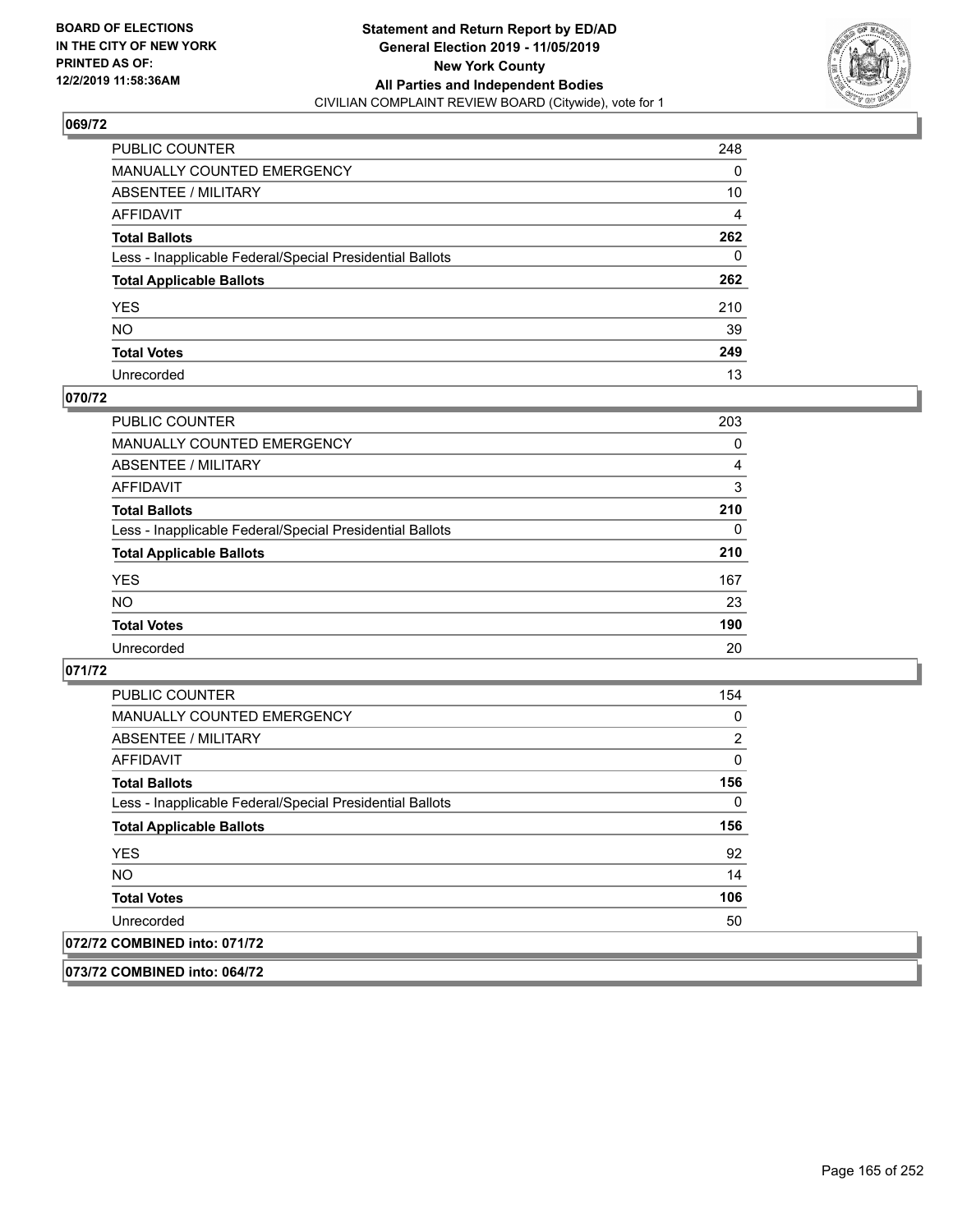## 069/72

| | |
|---|---|
| PUBLIC COUNTER | 248 |
| MANUALLY COUNTED EMERGENCY | 0 |
| ABSENTEE / MILITARY | 10 |
| AFFIDAVIT | 4 |
| **Total Ballots** | **262** |
| Less - Inapplicable Federal/Special Presidential Ballots | 0 |
| **Total Applicable Ballots** | **262** |
| YES | 210 |
| NO | 39 |
| **Total Votes** | **249** |
| Unrecorded | 13 |

## 070/72

| | |
|---|---|
| PUBLIC COUNTER | 203 |
| MANUALLY COUNTED EMERGENCY | 0 |
| ABSENTEE / MILITARY | 4 |
| AFFIDAVIT | 3 |
| **Total Ballots** | **210** |
| Less - Inapplicable Federal/Special Presidential Ballots | 0 |
| **Total Applicable Ballots** | **210** |
| YES | 167 |
| NO | 23 |
| **Total Votes** | **190** |
| Unrecorded | 20 |

## 071/72

| | |
|---|---|
| PUBLIC COUNTER | 154 |
| MANUALLY COUNTED EMERGENCY | 0 |
| ABSENTEE / MILITARY | 2 |
| AFFIDAVIT | 0 |
| **Total Ballots** | **156** |
| Less - Inapplicable Federal/Special Presidential Ballots | 0 |
| **Total Applicable Ballots** | **156** |
| YES | 92 |
| NO | 14 |
| **Total Votes** | **106** |
| Unrecorded | 50 |

## 072/72 COMBINED into: 071/72

## 073/72 COMBINED into: 064/72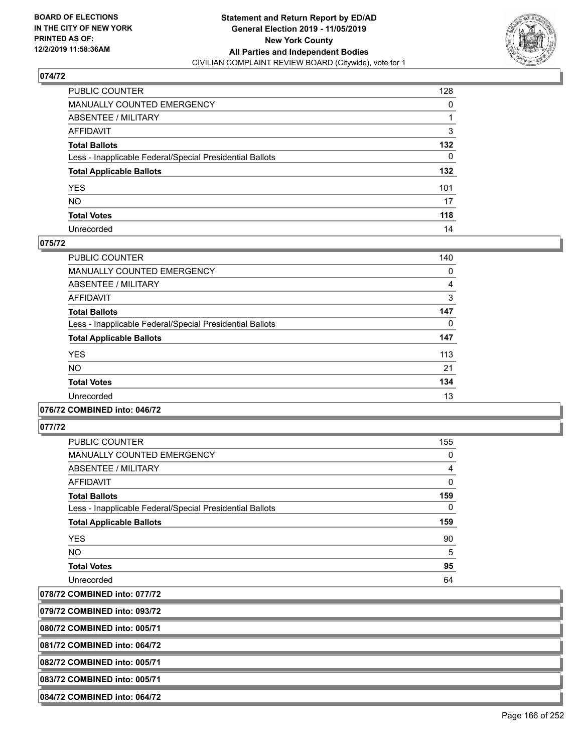**BOARD OF ELECTIONS IN THE CITY OF NEW YORK PRINTED AS OF: 12/2/2019 11:58:36AM**

**Statement and Return Report by ED/AD General Election 2019 - 11/05/2019 New York County All Parties and Independent Bodies**
CIVILIAN COMPLAINT REVIEW BOARD (Citywide), vote for 1

### 074/72

| | |
|---|---|
| PUBLIC COUNTER | 128 |
| MANUALLY COUNTED EMERGENCY | 0 |
| ABSENTEE / MILITARY | 1 |
| AFFIDAVIT | 3 |
| **Total Ballots** | **132** |
| Less - Inapplicable Federal/Special Presidential Ballots | 0 |
| **Total Applicable Ballots** | **132** |
| YES | 101 |
| NO | 17 |
| **Total Votes** | **118** |
| Unrecorded | 14 |

### 075/72

| | |
|---|---|
| PUBLIC COUNTER | 140 |
| MANUALLY COUNTED EMERGENCY | 0 |
| ABSENTEE / MILITARY | 4 |
| AFFIDAVIT | 3 |
| **Total Ballots** | **147** |
| Less - Inapplicable Federal/Special Presidential Ballots | 0 |
| **Total Applicable Ballots** | **147** |
| YES | 113 |
| NO | 21 |
| **Total Votes** | **134** |
| Unrecorded | 13 |

### 076/72 COMBINED into: 046/72

### 077/72

| | |
|---|---|
| PUBLIC COUNTER | 155 |
| MANUALLY COUNTED EMERGENCY | 0 |
| ABSENTEE / MILITARY | 4 |
| AFFIDAVIT | 0 |
| **Total Ballots** | **159** |
| Less - Inapplicable Federal/Special Presidential Ballots | 0 |
| **Total Applicable Ballots** | **159** |
| YES | 90 |
| NO | 5 |
| **Total Votes** | **95** |
| Unrecorded | 64 |

### 078/72 COMBINED into: 077/72

### 079/72 COMBINED into: 093/72

### 080/72 COMBINED into: 005/71

### 081/72 COMBINED into: 064/72

### 082/72 COMBINED into: 005/71

### 083/72 COMBINED into: 005/71

### 084/72 COMBINED into: 064/72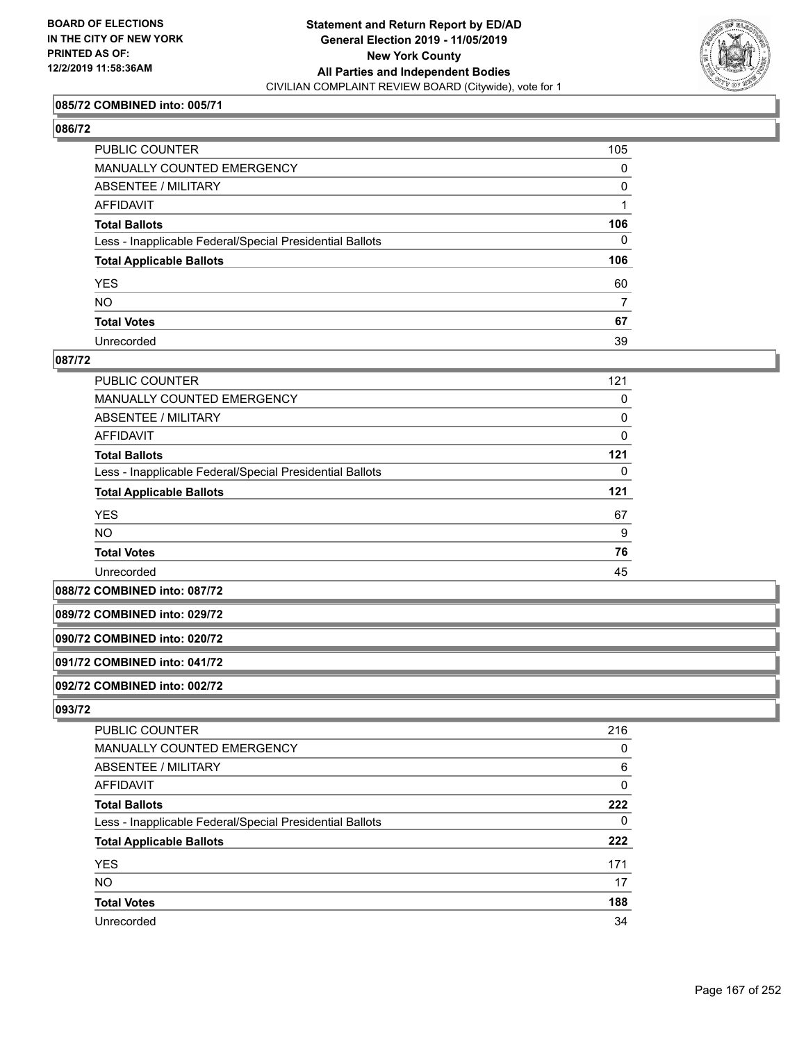### 085/72 COMBINED into: 005/71

### 086/72

| | |
|---|---|
| PUBLIC COUNTER | 105 |
| MANUALLY COUNTED EMERGENCY | 0 |
| ABSENTEE / MILITARY | 0 |
| AFFIDAVIT | 1 |
| **Total Ballots** | **106** |
| Less - Inapplicable Federal/Special Presidential Ballots | 0 |
| **Total Applicable Ballots** | **106** |
| YES | 60 |
| NO | 7 |
| **Total Votes** | **67** |
| Unrecorded | 39 |

### 087/72

| | |
|---|---|
| PUBLIC COUNTER | 121 |
| MANUALLY COUNTED EMERGENCY | 0 |
| ABSENTEE / MILITARY | 0 |
| AFFIDAVIT | 0 |
| **Total Ballots** | **121** |
| Less - Inapplicable Federal/Special Presidential Ballots | 0 |
| **Total Applicable Ballots** | **121** |
| YES | 67 |
| NO | 9 |
| **Total Votes** | **76** |
| Unrecorded | 45 |

### 088/72 COMBINED into: 087/72

### 089/72 COMBINED into: 029/72

### 090/72 COMBINED into: 020/72

### 091/72 COMBINED into: 041/72

### 092/72 COMBINED into: 002/72

### 093/72

| | |
|---|---|
| PUBLIC COUNTER | 216 |
| MANUALLY COUNTED EMERGENCY | 0 |
| ABSENTEE / MILITARY | 6 |
| AFFIDAVIT | 0 |
| **Total Ballots** | **222** |
| Less - Inapplicable Federal/Special Presidential Ballots | 0 |
| **Total Applicable Ballots** | **222** |
| YES | 171 |
| NO | 17 |
| **Total Votes** | **188** |
| Unrecorded | 34 |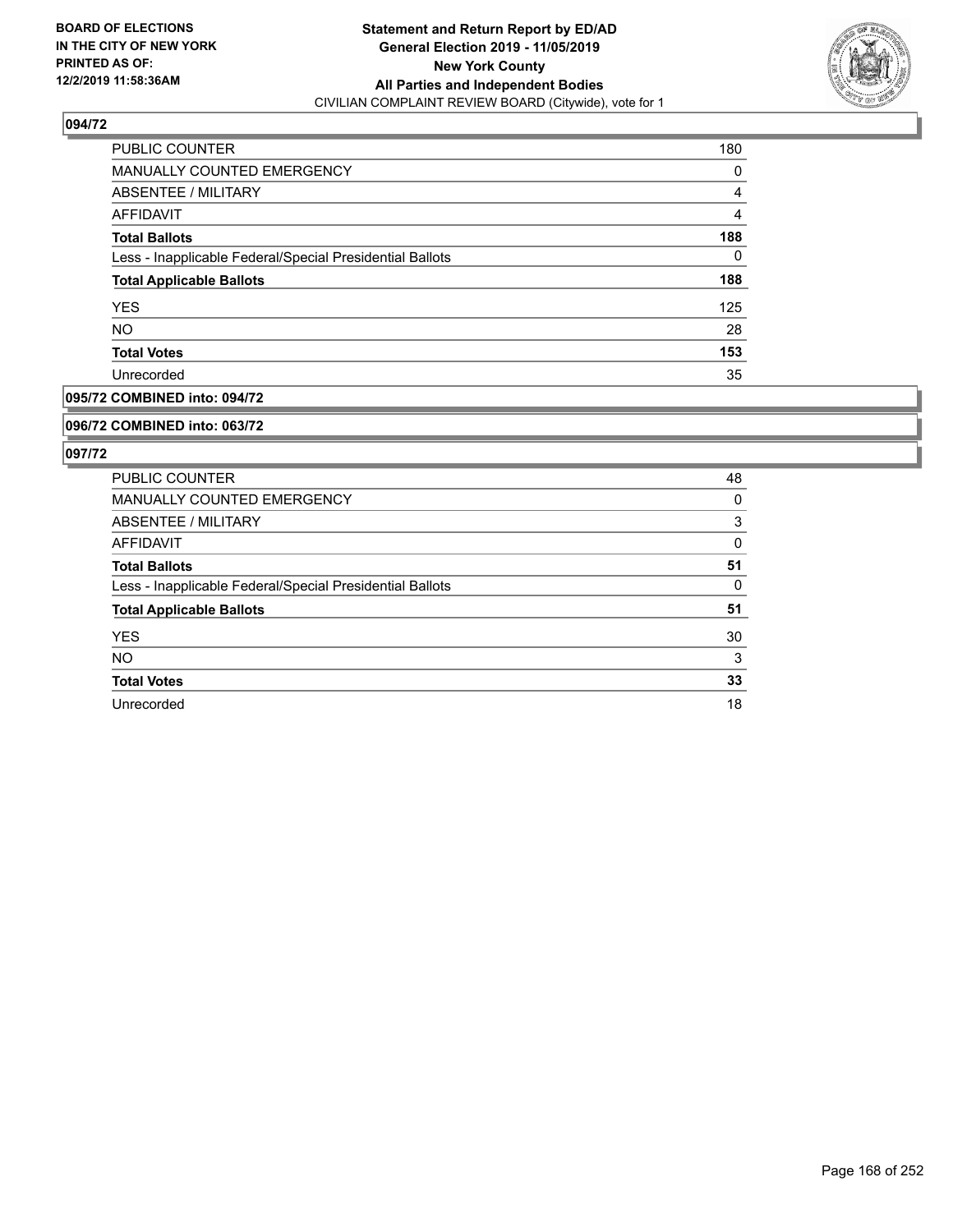**BOARD OF ELECTIONS IN THE CITY OF NEW YORK PRINTED AS OF: 12/2/2019 11:58:36AM**

**Statement and Return Report by ED/AD**
**General Election 2019 - 11/05/2019**
**New York County**
**All Parties and Independent Bodies**
CIVILIAN COMPLAINT REVIEW BOARD (Citywide), vote for 1

### 094/72

| | |
|---|---|
| PUBLIC COUNTER | 180 |
| MANUALLY COUNTED EMERGENCY | 0 |
| ABSENTEE / MILITARY | 4 |
| AFFIDAVIT | 4 |
| **Total Ballots** | **188** |
| Less - Inapplicable Federal/Special Presidential Ballots | 0 |
| **Total Applicable Ballots** | **188** |
| YES | 125 |
| NO | 28 |
| **Total Votes** | **153** |
| Unrecorded | 35 |

### 095/72 COMBINED into: 094/72

### 096/72 COMBINED into: 063/72

### 097/72

| | |
|---|---|
| PUBLIC COUNTER | 48 |
| MANUALLY COUNTED EMERGENCY | 0 |
| ABSENTEE / MILITARY | 3 |
| AFFIDAVIT | 0 |
| **Total Ballots** | **51** |
| Less - Inapplicable Federal/Special Presidential Ballots | 0 |
| **Total Applicable Ballots** | **51** |
| YES | 30 |
| NO | 3 |
| **Total Votes** | **33** |
| Unrecorded | 18 |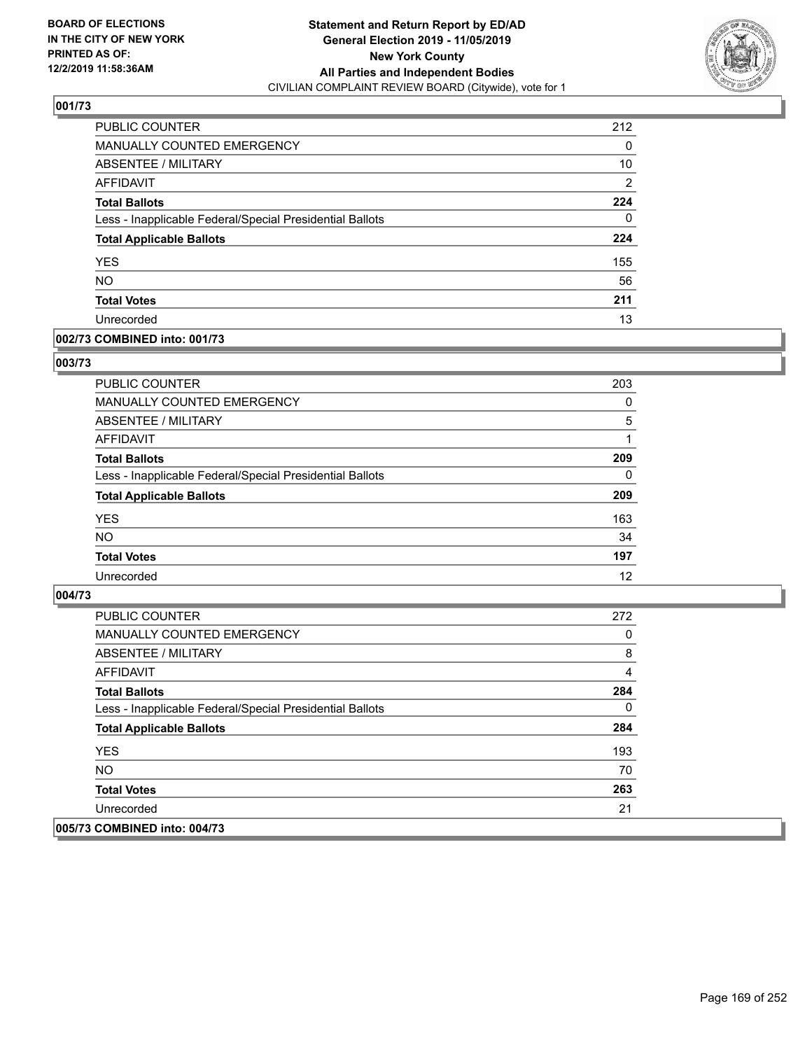**BOARD OF ELECTIONS IN THE CITY OF NEW YORK PRINTED AS OF: 12/2/2019 11:58:36AM**

# Statement and Return Report by ED/AD General Election 2019 - 11/05/2019 New York County All Parties and Independent Bodies

## CIVILIAN COMPLAINT REVIEW BOARD (Citywide), vote for 1

### 001/73

| | |
|---|---|
| PUBLIC COUNTER | 212 |
| MANUALLY COUNTED EMERGENCY | 0 |
| ABSENTEE / MILITARY | 10 |
| AFFIDAVIT | 2 |
| **Total Ballots** | **224** |
| Less - Inapplicable Federal/Special Presidential Ballots | 0 |
| **Total Applicable Ballots** | **224** |
| YES | 155 |
| NO | 56 |
| **Total Votes** | **211** |
| Unrecorded | 13 |

### 002/73 COMBINED into: 001/73

### 003/73

| | |
|---|---|
| PUBLIC COUNTER | 203 |
| MANUALLY COUNTED EMERGENCY | 0 |
| ABSENTEE / MILITARY | 5 |
| AFFIDAVIT | 1 |
| **Total Ballots** | **209** |
| Less - Inapplicable Federal/Special Presidential Ballots | 0 |
| **Total Applicable Ballots** | **209** |
| YES | 163 |
| NO | 34 |
| **Total Votes** | **197** |
| Unrecorded | 12 |

### 004/73

| | |
|---|---|
| PUBLIC COUNTER | 272 |
| MANUALLY COUNTED EMERGENCY | 0 |
| ABSENTEE / MILITARY | 8 |
| AFFIDAVIT | 4 |
| **Total Ballots** | **284** |
| Less - Inapplicable Federal/Special Presidential Ballots | 0 |
| **Total Applicable Ballots** | **284** |
| YES | 193 |
| NO | 70 |
| **Total Votes** | **263** |
| Unrecorded | 21 |

### 005/73 COMBINED into: 004/73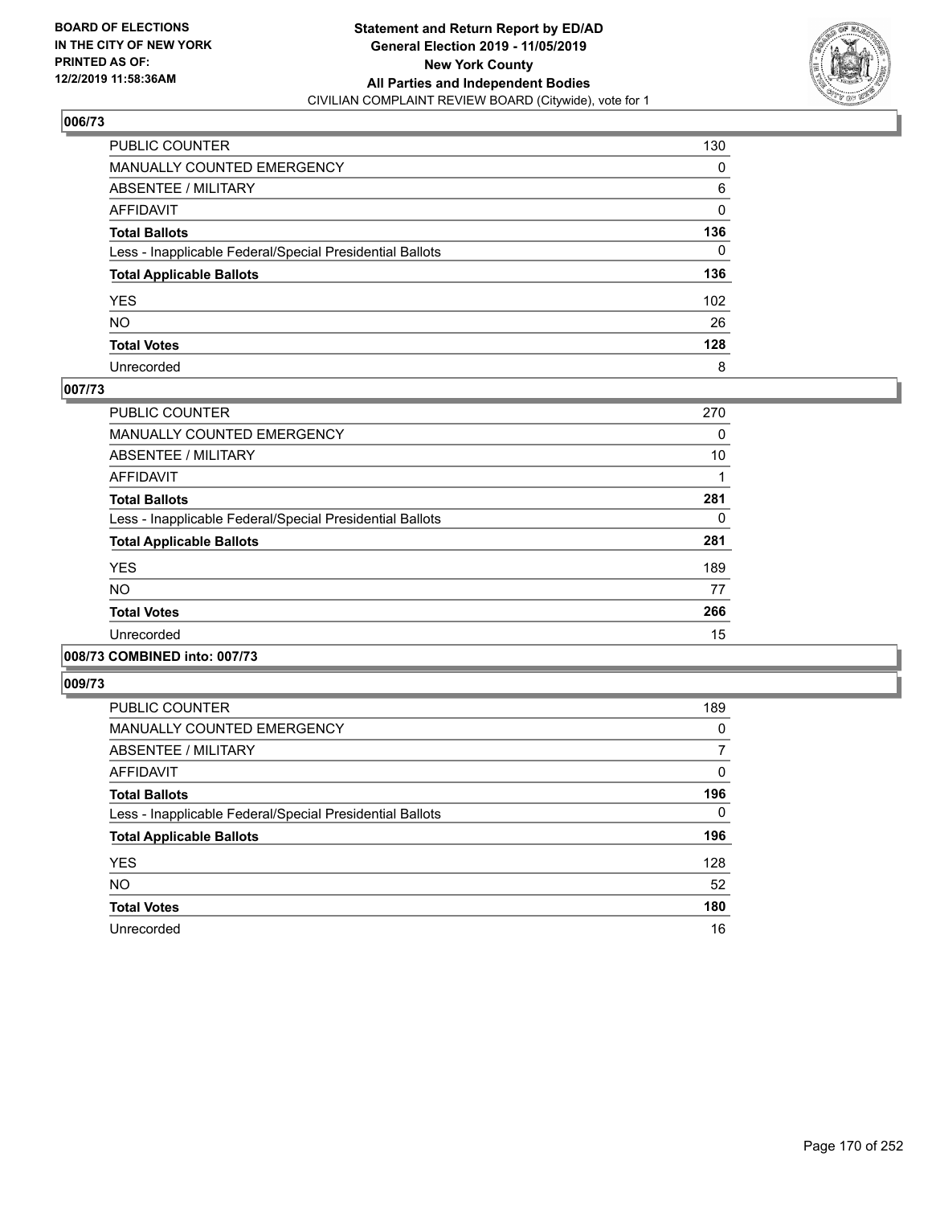**BOARD OF ELECTIONS IN THE CITY OF NEW YORK PRINTED AS OF: 12/2/2019 11:58:36AM**

**Statement and Return Report by ED/AD**
**General Election 2019 - 11/05/2019**
**New York County**
**All Parties and Independent Bodies**
CIVILIAN COMPLAINT REVIEW BOARD (Citywide), vote for 1

## 006/73

| | |
|---|---|
| PUBLIC COUNTER | 130 |
| MANUALLY COUNTED EMERGENCY | 0 |
| ABSENTEE / MILITARY | 6 |
| AFFIDAVIT | 0 |
| **Total Ballots** | **136** |
| Less - Inapplicable Federal/Special Presidential Ballots | 0 |
| **Total Applicable Ballots** | **136** |
| YES | 102 |
| NO | 26 |
| **Total Votes** | **128** |
| Unrecorded | 8 |

## 007/73

| | |
|---|---|
| PUBLIC COUNTER | 270 |
| MANUALLY COUNTED EMERGENCY | 0 |
| ABSENTEE / MILITARY | 10 |
| AFFIDAVIT | 1 |
| **Total Ballots** | **281** |
| Less - Inapplicable Federal/Special Presidential Ballots | 0 |
| **Total Applicable Ballots** | **281** |
| YES | 189 |
| NO | 77 |
| **Total Votes** | **266** |
| Unrecorded | 15 |

## 008/73 COMBINED into: 007/73

## 009/73

| | |
|---|---|
| PUBLIC COUNTER | 189 |
| MANUALLY COUNTED EMERGENCY | 0 |
| ABSENTEE / MILITARY | 7 |
| AFFIDAVIT | 0 |
| **Total Ballots** | **196** |
| Less - Inapplicable Federal/Special Presidential Ballots | 0 |
| **Total Applicable Ballots** | **196** |
| YES | 128 |
| NO | 52 |
| **Total Votes** | **180** |
| Unrecorded | 16 |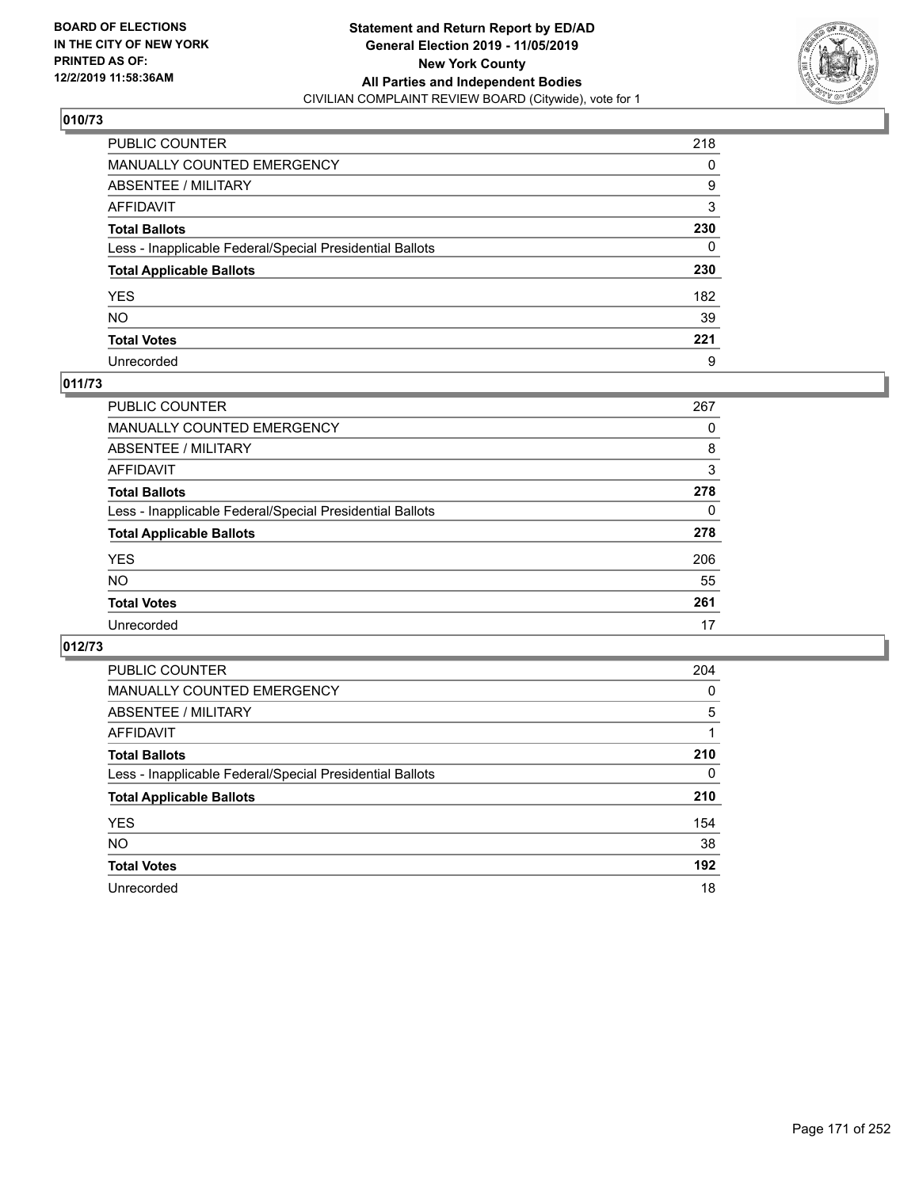BOARD OF ELECTIONS
IN THE CITY OF NEW YORK
PRINTED AS OF:
12/2/2019 11:58:36AM

**Statement and Return Report by ED/AD**
**General Election 2019 - 11/05/2019**
**New York County**
**All Parties and Independent Bodies**
CIVILIAN COMPLAINT REVIEW BOARD (Citywide), vote for 1

## 010/73

| | |
|---|---|
| PUBLIC COUNTER | 218 |
| MANUALLY COUNTED EMERGENCY | 0 |
| ABSENTEE / MILITARY | 9 |
| AFFIDAVIT | 3 |
| **Total Ballots** | **230** |
| Less - Inapplicable Federal/Special Presidential Ballots | 0 |
| **Total Applicable Ballots** | **230** |
| YES | 182 |
| NO | 39 |
| **Total Votes** | **221** |
| Unrecorded | 9 |

## 011/73

| | |
|---|---|
| PUBLIC COUNTER | 267 |
| MANUALLY COUNTED EMERGENCY | 0 |
| ABSENTEE / MILITARY | 8 |
| AFFIDAVIT | 3 |
| **Total Ballots** | **278** |
| Less - Inapplicable Federal/Special Presidential Ballots | 0 |
| **Total Applicable Ballots** | **278** |
| YES | 206 |
| NO | 55 |
| **Total Votes** | **261** |
| Unrecorded | 17 |

## 012/73

| | |
|---|---|
| PUBLIC COUNTER | 204 |
| MANUALLY COUNTED EMERGENCY | 0 |
| ABSENTEE / MILITARY | 5 |
| AFFIDAVIT | 1 |
| **Total Ballots** | **210** |
| Less - Inapplicable Federal/Special Presidential Ballots | 0 |
| **Total Applicable Ballots** | **210** |
| YES | 154 |
| NO | 38 |
| **Total Votes** | **192** |
| Unrecorded | 18 |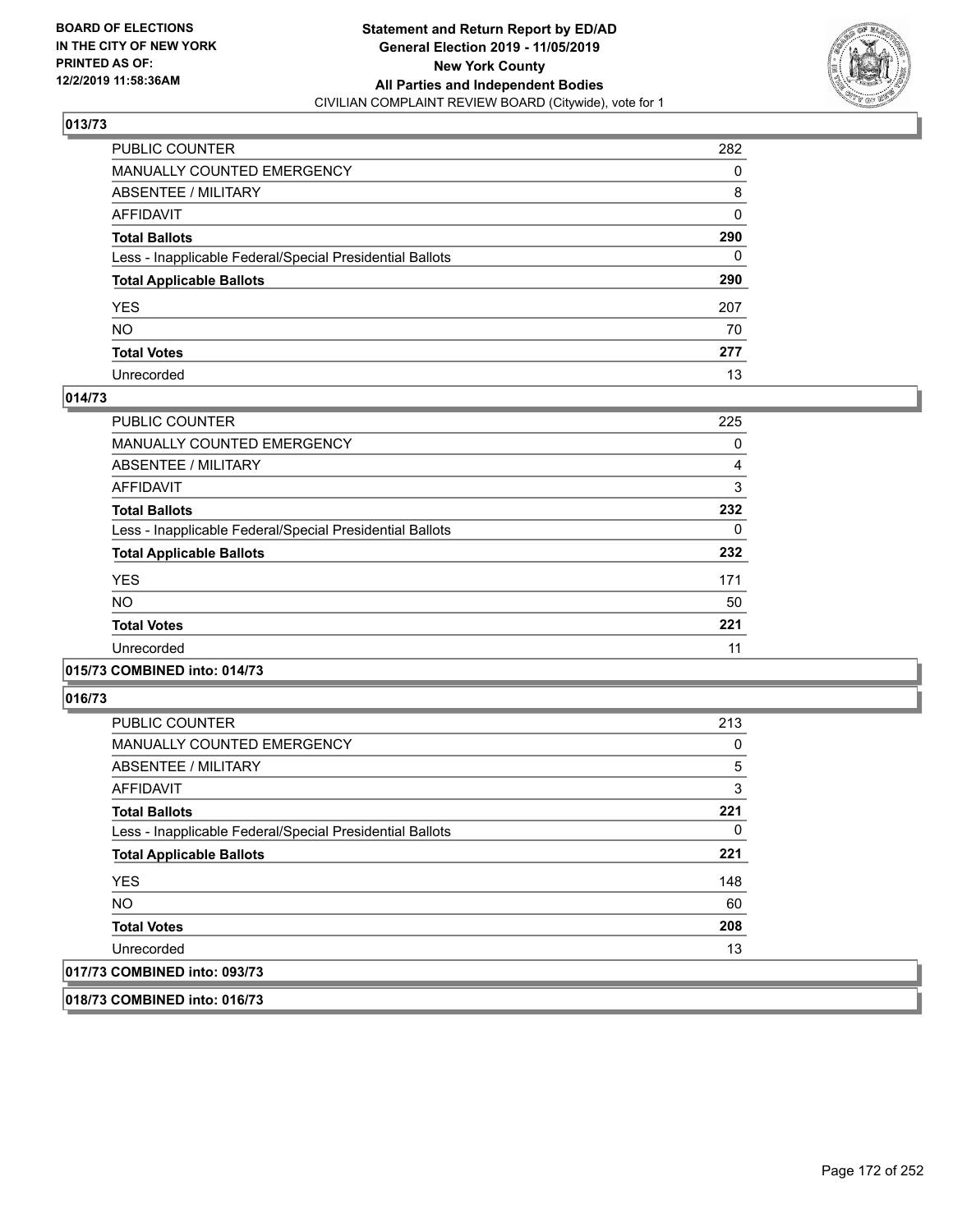BOARD OF ELECTIONS
IN THE CITY OF NEW YORK
PRINTED AS OF:
12/2/2019 11:58:36AM

**Statement and Return Report by ED/AD**
**General Election 2019 - 11/05/2019**
**New York County**
**All Parties and Independent Bodies**
CIVILIAN COMPLAINT REVIEW BOARD (Citywide), vote for 1

### 013/73

| | |
|---|---|
| PUBLIC COUNTER | 282 |
| MANUALLY COUNTED EMERGENCY | 0 |
| ABSENTEE / MILITARY | 8 |
| AFFIDAVIT | 0 |
| **Total Ballots** | **290** |
| Less - Inapplicable Federal/Special Presidential Ballots | 0 |
| **Total Applicable Ballots** | **290** |
| YES | 207 |
| NO | 70 |
| **Total Votes** | **277** |
| Unrecorded | 13 |

### 014/73

| | |
|---|---|
| PUBLIC COUNTER | 225 |
| MANUALLY COUNTED EMERGENCY | 0 |
| ABSENTEE / MILITARY | 4 |
| AFFIDAVIT | 3 |
| **Total Ballots** | **232** |
| Less - Inapplicable Federal/Special Presidential Ballots | 0 |
| **Total Applicable Ballots** | **232** |
| YES | 171 |
| NO | 50 |
| **Total Votes** | **221** |
| Unrecorded | 11 |

### 015/73 COMBINED into: 014/73

### 016/73

| | |
|---|---|
| PUBLIC COUNTER | 213 |
| MANUALLY COUNTED EMERGENCY | 0 |
| ABSENTEE / MILITARY | 5 |
| AFFIDAVIT | 3 |
| **Total Ballots** | **221** |
| Less - Inapplicable Federal/Special Presidential Ballots | 0 |
| **Total Applicable Ballots** | **221** |
| YES | 148 |
| NO | 60 |
| **Total Votes** | **208** |
| Unrecorded | 13 |

### 017/73 COMBINED into: 093/73

### 018/73 COMBINED into: 016/73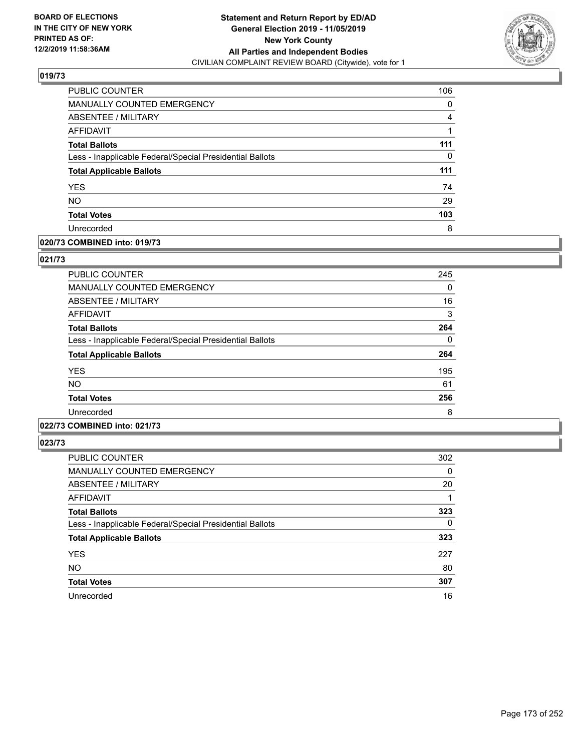**Statement and Return Report by ED/AD**
**General Election 2019 - 11/05/2019**
**New York County**
**All Parties and Independent Bodies**
CIVILIAN COMPLAINT REVIEW BOARD (Citywide), vote for 1

BOARD OF ELECTIONS
IN THE CITY OF NEW YORK
PRINTED AS OF:
12/2/2019 11:58:36AM

### 019/73

| | |
|---|---|
| PUBLIC COUNTER | 106 |
| MANUALLY COUNTED EMERGENCY | 0 |
| ABSENTEE / MILITARY | 4 |
| AFFIDAVIT | 1 |
| **Total Ballots** | **111** |
| Less - Inapplicable Federal/Special Presidential Ballots | 0 |
| **Total Applicable Ballots** | **111** |
| YES | 74 |
| NO | 29 |
| **Total Votes** | **103** |
| Unrecorded | 8 |

### 020/73 COMBINED into: 019/73

### 021/73

| | |
|---|---|
| PUBLIC COUNTER | 245 |
| MANUALLY COUNTED EMERGENCY | 0 |
| ABSENTEE / MILITARY | 16 |
| AFFIDAVIT | 3 |
| **Total Ballots** | **264** |
| Less - Inapplicable Federal/Special Presidential Ballots | 0 |
| **Total Applicable Ballots** | **264** |
| YES | 195 |
| NO | 61 |
| **Total Votes** | **256** |
| Unrecorded | 8 |

### 022/73 COMBINED into: 021/73

### 023/73

| | |
|---|---|
| PUBLIC COUNTER | 302 |
| MANUALLY COUNTED EMERGENCY | 0 |
| ABSENTEE / MILITARY | 20 |
| AFFIDAVIT | 1 |
| **Total Ballots** | **323** |
| Less - Inapplicable Federal/Special Presidential Ballots | 0 |
| **Total Applicable Ballots** | **323** |
| YES | 227 |
| NO | 80 |
| **Total Votes** | **307** |
| Unrecorded | 16 |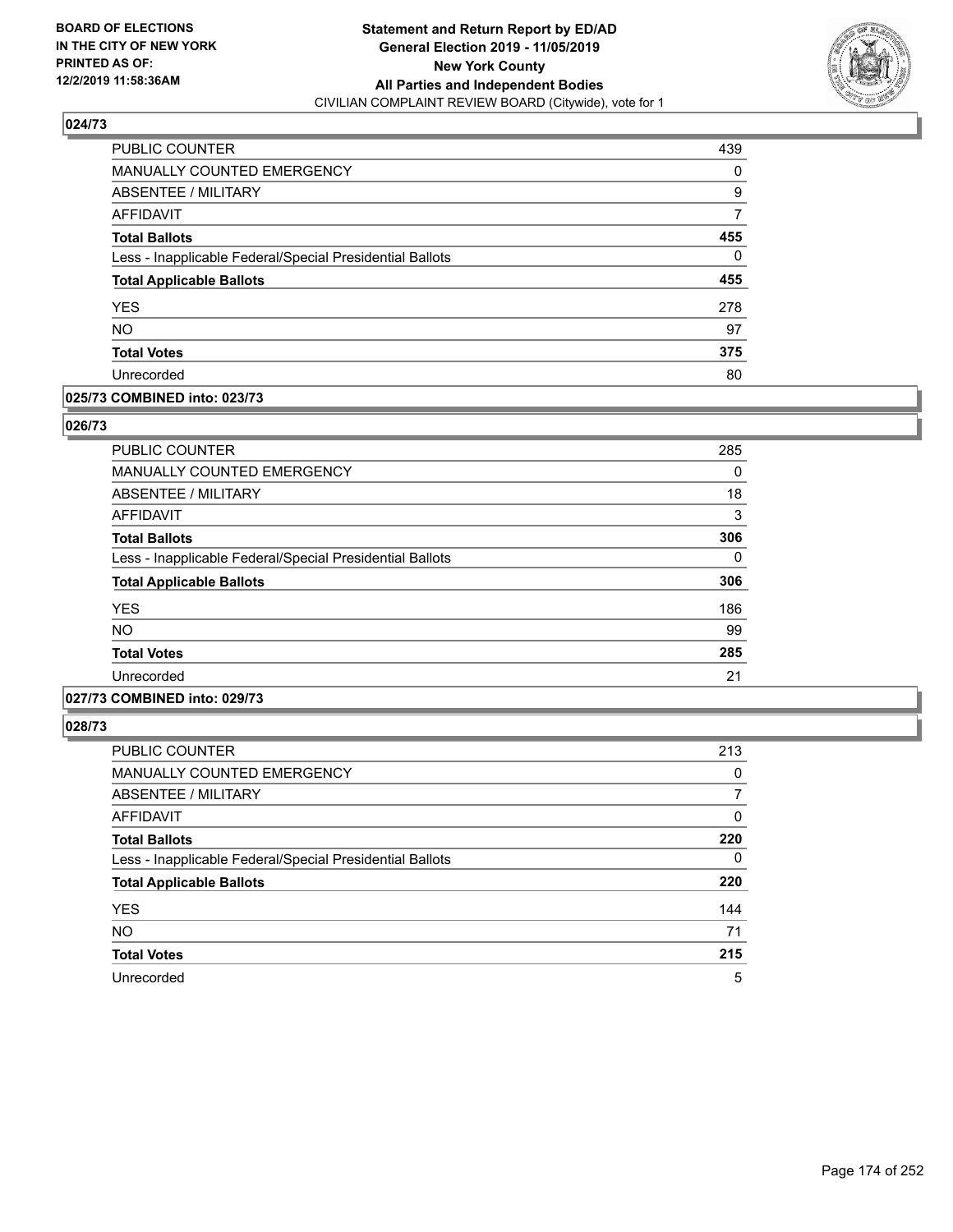BOARD OF ELECTIONS
IN THE CITY OF NEW YORK
PRINTED AS OF:
12/2/2019 11:58:36AM

# Statement and Return Report by ED/AD
## General Election 2019 - 11/05/2019
## New York County
## All Parties and Independent Bodies
CIVILIAN COMPLAINT REVIEW BOARD (Citywide), vote for 1

### 024/73

| | |
|---|---|
| PUBLIC COUNTER | 439 |
| MANUALLY COUNTED EMERGENCY | 0 |
| ABSENTEE / MILITARY | 9 |
| AFFIDAVIT | 7 |
| **Total Ballots** | **455** |
| Less - Inapplicable Federal/Special Presidential Ballots | 0 |
| **Total Applicable Ballots** | **455** |
| YES | 278 |
| NO | 97 |
| **Total Votes** | **375** |
| Unrecorded | 80 |

### 025/73 COMBINED into: 023/73

### 026/73

| | |
|---|---|
| PUBLIC COUNTER | 285 |
| MANUALLY COUNTED EMERGENCY | 0 |
| ABSENTEE / MILITARY | 18 |
| AFFIDAVIT | 3 |
| **Total Ballots** | **306** |
| Less - Inapplicable Federal/Special Presidential Ballots | 0 |
| **Total Applicable Ballots** | **306** |
| YES | 186 |
| NO | 99 |
| **Total Votes** | **285** |
| Unrecorded | 21 |

### 027/73 COMBINED into: 029/73

### 028/73

| | |
|---|---|
| PUBLIC COUNTER | 213 |
| MANUALLY COUNTED EMERGENCY | 0 |
| ABSENTEE / MILITARY | 7 |
| AFFIDAVIT | 0 |
| **Total Ballots** | **220** |
| Less - Inapplicable Federal/Special Presidential Ballots | 0 |
| **Total Applicable Ballots** | **220** |
| YES | 144 |
| NO | 71 |
| **Total Votes** | **215** |
| Unrecorded | 5 |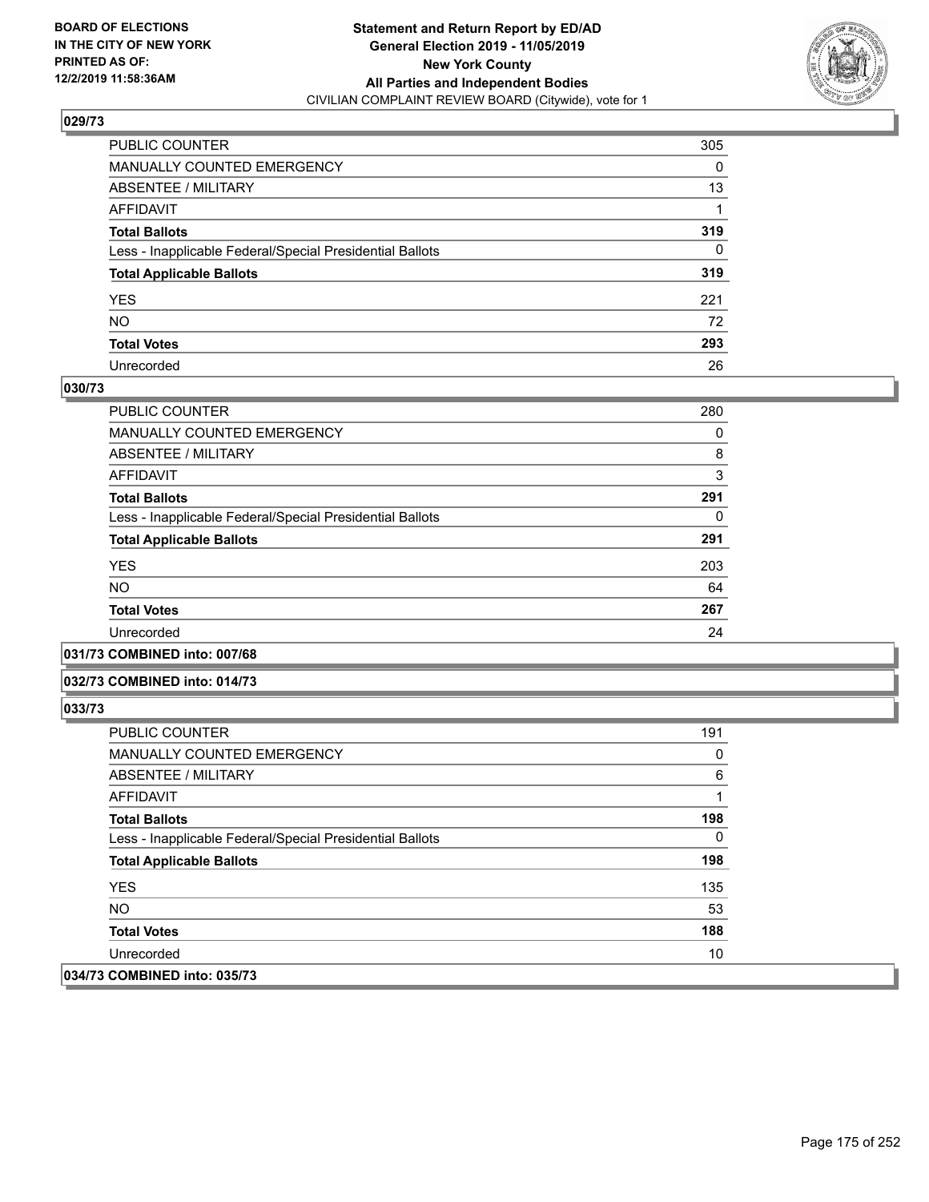### 029/73

| | |
|---|---|
| PUBLIC COUNTER | 305 |
| MANUALLY COUNTED EMERGENCY | 0 |
| ABSENTEE / MILITARY | 13 |
| AFFIDAVIT | 1 |
| **Total Ballots** | **319** |
| Less - Inapplicable Federal/Special Presidential Ballots | 0 |
| **Total Applicable Ballots** | **319** |
| YES | 221 |
| NO | 72 |
| **Total Votes** | **293** |
| Unrecorded | 26 |

### 030/73

| | |
|---|---|
| PUBLIC COUNTER | 280 |
| MANUALLY COUNTED EMERGENCY | 0 |
| ABSENTEE / MILITARY | 8 |
| AFFIDAVIT | 3 |
| **Total Ballots** | **291** |
| Less - Inapplicable Federal/Special Presidential Ballots | 0 |
| **Total Applicable Ballots** | **291** |
| YES | 203 |
| NO | 64 |
| **Total Votes** | **267** |
| Unrecorded | 24 |

### 031/73 COMBINED into: 007/68

### 032/73 COMBINED into: 014/73

### 033/73

| | |
|---|---|
| PUBLIC COUNTER | 191 |
| MANUALLY COUNTED EMERGENCY | 0 |
| ABSENTEE / MILITARY | 6 |
| AFFIDAVIT | 1 |
| **Total Ballots** | **198** |
| Less - Inapplicable Federal/Special Presidential Ballots | 0 |
| **Total Applicable Ballots** | **198** |
| YES | 135 |
| NO | 53 |
| **Total Votes** | **188** |
| Unrecorded | 10 |

### 034/73 COMBINED into: 035/73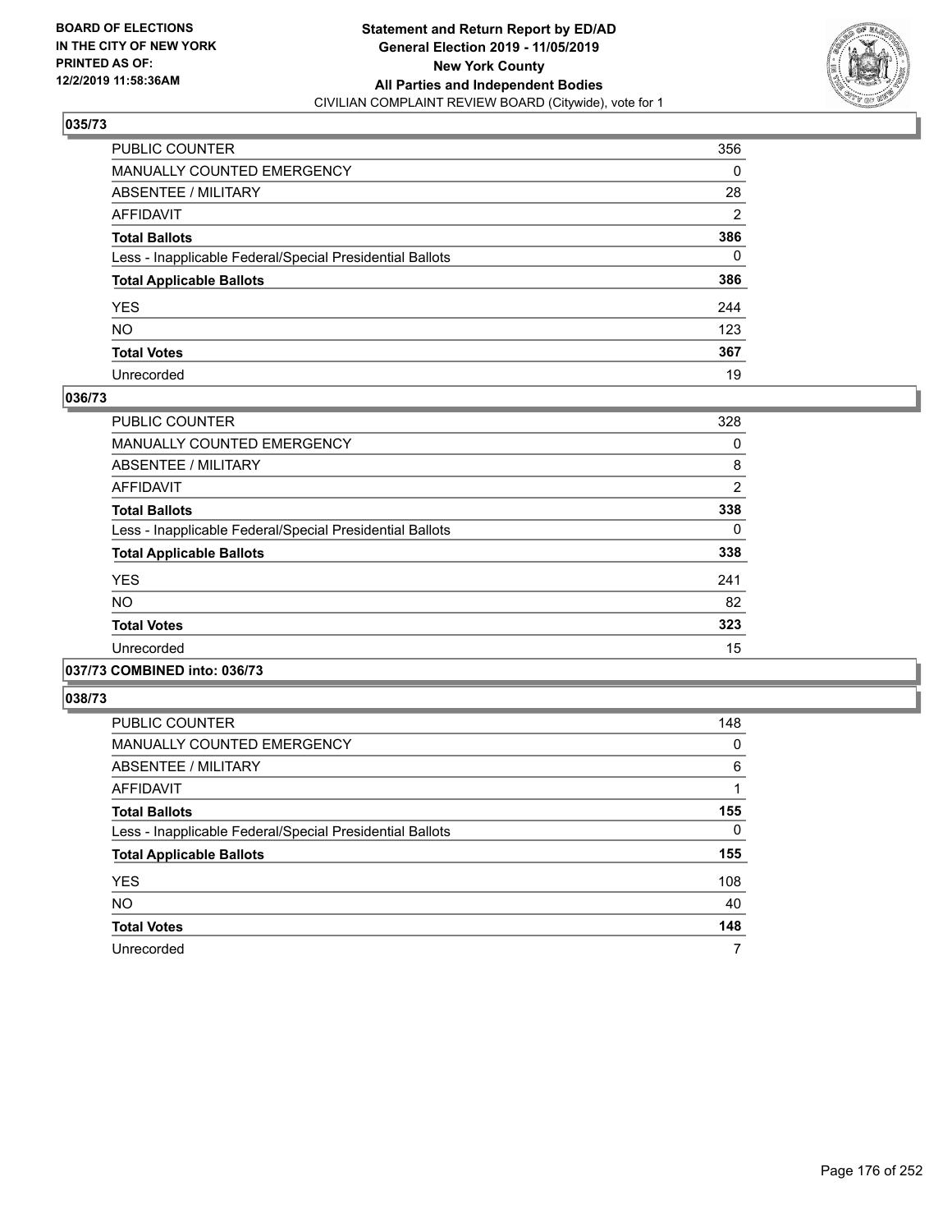BOARD OF ELECTIONS
IN THE CITY OF NEW YORK
PRINTED AS OF:
12/2/2019 11:58:36AM

**Statement and Return Report by ED/AD**
**General Election 2019 - 11/05/2019**
**New York County**
**All Parties and Independent Bodies**
CIVILIAN COMPLAINT REVIEW BOARD (Citywide), vote for 1

### 035/73

| | |
|---|---|
| PUBLIC COUNTER | 356 |
| MANUALLY COUNTED EMERGENCY | 0 |
| ABSENTEE / MILITARY | 28 |
| AFFIDAVIT | 2 |
| **Total Ballots** | **386** |
| Less - Inapplicable Federal/Special Presidential Ballots | 0 |
| **Total Applicable Ballots** | **386** |
| YES | 244 |
| NO | 123 |
| **Total Votes** | **367** |
| Unrecorded | 19 |

### 036/73

| | |
|---|---|
| PUBLIC COUNTER | 328 |
| MANUALLY COUNTED EMERGENCY | 0 |
| ABSENTEE / MILITARY | 8 |
| AFFIDAVIT | 2 |
| **Total Ballots** | **338** |
| Less - Inapplicable Federal/Special Presidential Ballots | 0 |
| **Total Applicable Ballots** | **338** |
| YES | 241 |
| NO | 82 |
| **Total Votes** | **323** |
| Unrecorded | 15 |

### 037/73 COMBINED into: 036/73

### 038/73

| | |
|---|---|
| PUBLIC COUNTER | 148 |
| MANUALLY COUNTED EMERGENCY | 0 |
| ABSENTEE / MILITARY | 6 |
| AFFIDAVIT | 1 |
| **Total Ballots** | **155** |
| Less - Inapplicable Federal/Special Presidential Ballots | 0 |
| **Total Applicable Ballots** | **155** |
| YES | 108 |
| NO | 40 |
| **Total Votes** | **148** |
| Unrecorded | 7 |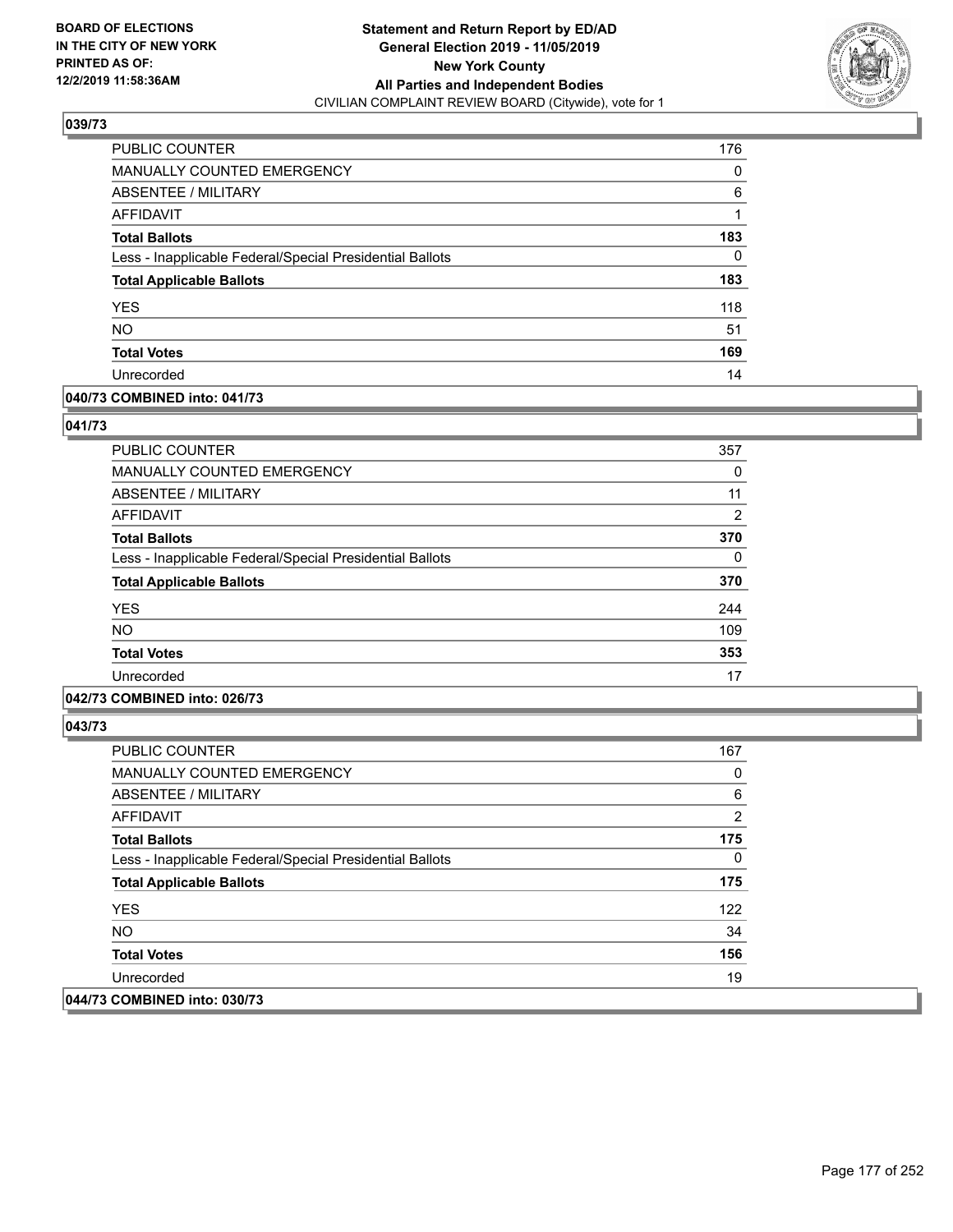## 039/73

| | |
|---|---|
| PUBLIC COUNTER | 176 |
| MANUALLY COUNTED EMERGENCY | 0 |
| ABSENTEE / MILITARY | 6 |
| AFFIDAVIT | 1 |
| **Total Ballots** | **183** |
| Less - Inapplicable Federal/Special Presidential Ballots | 0 |
| **Total Applicable Ballots** | **183** |
| YES | 118 |
| NO | 51 |
| **Total Votes** | **169** |
| Unrecorded | 14 |

## 040/73 COMBINED into: 041/73

## 041/73

| | |
|---|---|
| PUBLIC COUNTER | 357 |
| MANUALLY COUNTED EMERGENCY | 0 |
| ABSENTEE / MILITARY | 11 |
| AFFIDAVIT | 2 |
| **Total Ballots** | **370** |
| Less - Inapplicable Federal/Special Presidential Ballots | 0 |
| **Total Applicable Ballots** | **370** |
| YES | 244 |
| NO | 109 |
| **Total Votes** | **353** |
| Unrecorded | 17 |

## 042/73 COMBINED into: 026/73

## 043/73

| | |
|---|---|
| PUBLIC COUNTER | 167 |
| MANUALLY COUNTED EMERGENCY | 0 |
| ABSENTEE / MILITARY | 6 |
| AFFIDAVIT | 2 |
| **Total Ballots** | **175** |
| Less - Inapplicable Federal/Special Presidential Ballots | 0 |
| **Total Applicable Ballots** | **175** |
| YES | 122 |
| NO | 34 |
| **Total Votes** | **156** |
| Unrecorded | 19 |

## 044/73 COMBINED into: 030/73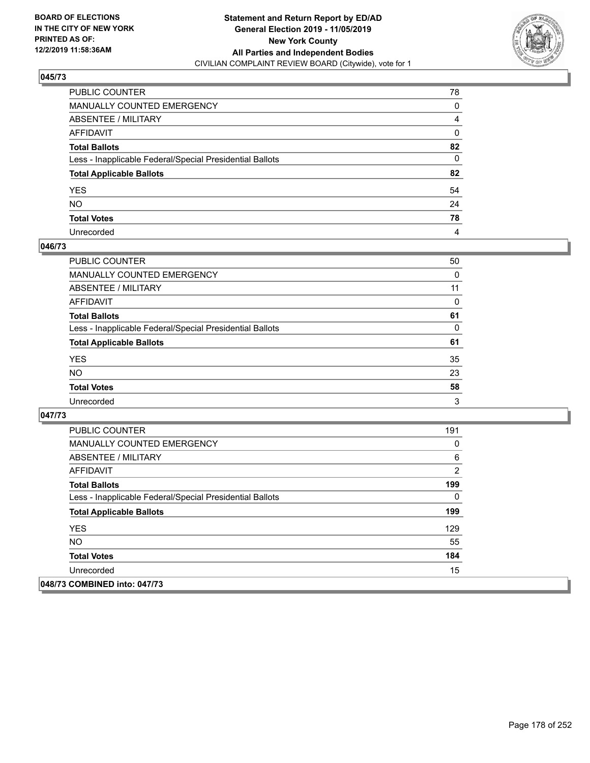**BOARD OF ELECTIONS IN THE CITY OF NEW YORK PRINTED AS OF: 12/2/2019 11:58:36AM**

**Statement and Return Report by ED/AD General Election 2019 - 11/05/2019 New York County All Parties and Independent Bodies**
CIVILIAN COMPLAINT REVIEW BOARD (Citywide), vote for 1

## 045/73

| | |
|---|---|
| PUBLIC COUNTER | 78 |
| MANUALLY COUNTED EMERGENCY | 0 |
| ABSENTEE / MILITARY | 4 |
| AFFIDAVIT | 0 |
| **Total Ballots** | **82** |
| Less - Inapplicable Federal/Special Presidential Ballots | 0 |
| **Total Applicable Ballots** | **82** |
| YES | 54 |
| NO | 24 |
| **Total Votes** | **78** |
| Unrecorded | 4 |

## 046/73

| | |
|---|---|
| PUBLIC COUNTER | 50 |
| MANUALLY COUNTED EMERGENCY | 0 |
| ABSENTEE / MILITARY | 11 |
| AFFIDAVIT | 0 |
| **Total Ballots** | **61** |
| Less - Inapplicable Federal/Special Presidential Ballots | 0 |
| **Total Applicable Ballots** | **61** |
| YES | 35 |
| NO | 23 |
| **Total Votes** | **58** |
| Unrecorded | 3 |

## 047/73

| | |
|---|---|
| PUBLIC COUNTER | 191 |
| MANUALLY COUNTED EMERGENCY | 0 |
| ABSENTEE / MILITARY | 6 |
| AFFIDAVIT | 2 |
| **Total Ballots** | **199** |
| Less - Inapplicable Federal/Special Presidential Ballots | 0 |
| **Total Applicable Ballots** | **199** |
| YES | 129 |
| NO | 55 |
| **Total Votes** | **184** |
| Unrecorded | 15 |

## 048/73 COMBINED into: 047/73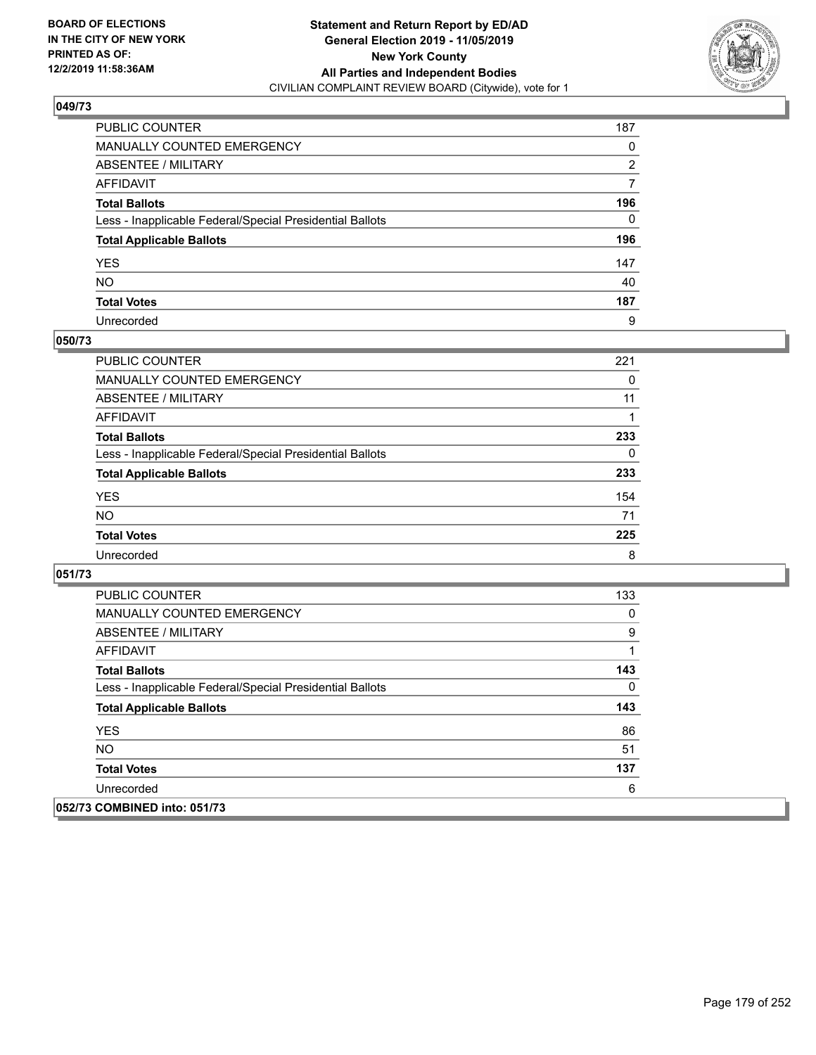**BOARD OF ELECTIONS IN THE CITY OF NEW YORK PRINTED AS OF: 12/2/2019 11:58:36AM**

**Statement and Return Report by ED/AD**
**General Election 2019 - 11/05/2019**
**New York County**
**All Parties and Independent Bodies**
CIVILIAN COMPLAINT REVIEW BOARD (Citywide), vote for 1

### 049/73

| | |
|---|---|
| PUBLIC COUNTER | 187 |
| MANUALLY COUNTED EMERGENCY | 0 |
| ABSENTEE / MILITARY | 2 |
| AFFIDAVIT | 7 |
| **Total Ballots** | **196** |
| Less - Inapplicable Federal/Special Presidential Ballots | 0 |
| **Total Applicable Ballots** | **196** |
| YES | 147 |
| NO | 40 |
| **Total Votes** | **187** |
| Unrecorded | 9 |

### 050/73

| | |
|---|---|
| PUBLIC COUNTER | 221 |
| MANUALLY COUNTED EMERGENCY | 0 |
| ABSENTEE / MILITARY | 11 |
| AFFIDAVIT | 1 |
| **Total Ballots** | **233** |
| Less - Inapplicable Federal/Special Presidential Ballots | 0 |
| **Total Applicable Ballots** | **233** |
| YES | 154 |
| NO | 71 |
| **Total Votes** | **225** |
| Unrecorded | 8 |

### 051/73

| | |
|---|---|
| PUBLIC COUNTER | 133 |
| MANUALLY COUNTED EMERGENCY | 0 |
| ABSENTEE / MILITARY | 9 |
| AFFIDAVIT | 1 |
| **Total Ballots** | **143** |
| Less - Inapplicable Federal/Special Presidential Ballots | 0 |
| **Total Applicable Ballots** | **143** |
| YES | 86 |
| NO | 51 |
| **Total Votes** | **137** |
| Unrecorded | 6 |

### 052/73 COMBINED into: 051/73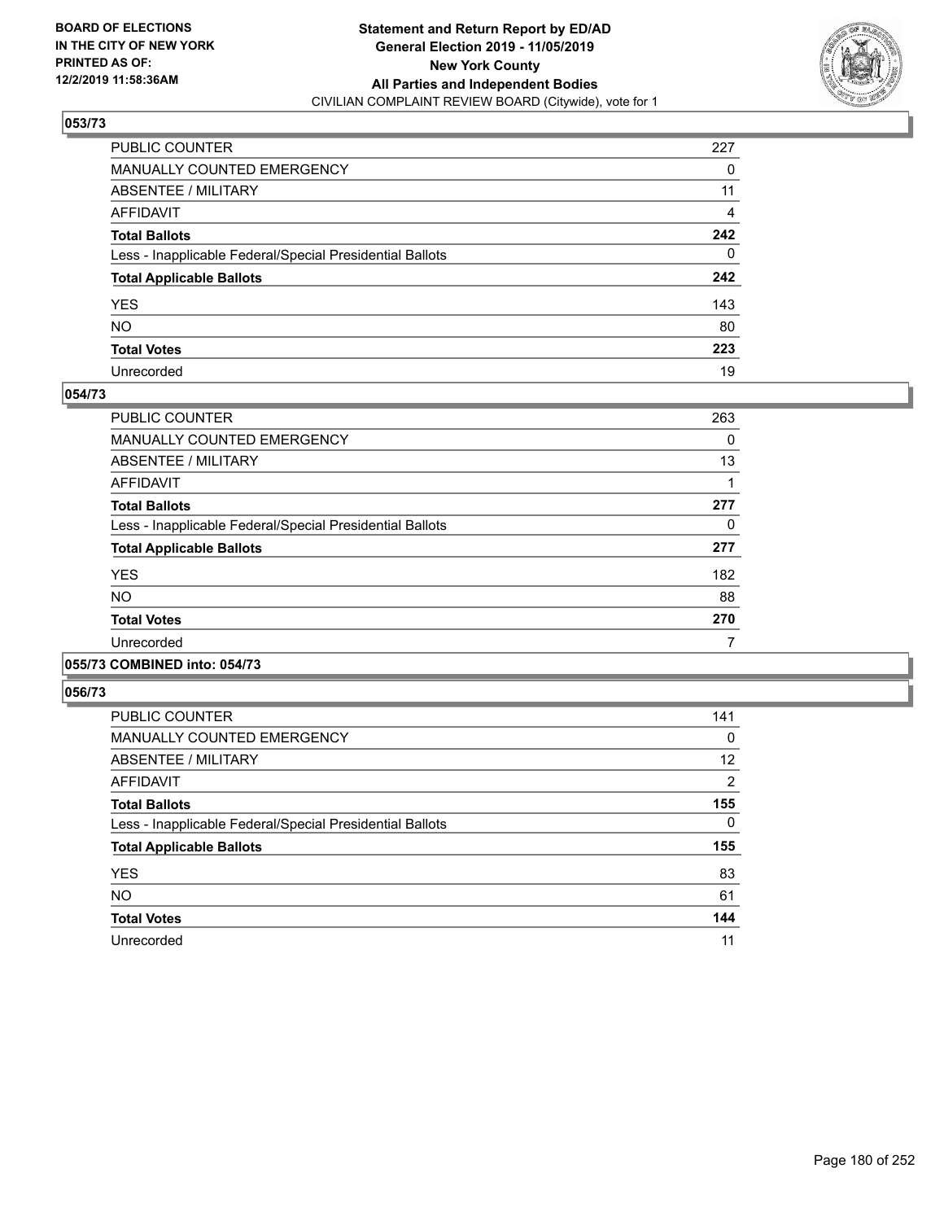**BOARD OF ELECTIONS IN THE CITY OF NEW YORK PRINTED AS OF: 12/2/2019 11:58:36AM**

**Statement and Return Report by ED/AD General Election 2019 - 11/05/2019 New York County All Parties and Independent Bodies**
CIVILIAN COMPLAINT REVIEW BOARD (Citywide), vote for 1

### 053/73

| | |
|---|---|
| PUBLIC COUNTER | 227 |
| MANUALLY COUNTED EMERGENCY | 0 |
| ABSENTEE / MILITARY | 11 |
| AFFIDAVIT | 4 |
| **Total Ballots** | **242** |
| Less - Inapplicable Federal/Special Presidential Ballots | 0 |
| **Total Applicable Ballots** | **242** |
| YES | 143 |
| NO | 80 |
| **Total Votes** | **223** |
| Unrecorded | 19 |

### 054/73

| | |
|---|---|
| PUBLIC COUNTER | 263 |
| MANUALLY COUNTED EMERGENCY | 0 |
| ABSENTEE / MILITARY | 13 |
| AFFIDAVIT | 1 |
| **Total Ballots** | **277** |
| Less - Inapplicable Federal/Special Presidential Ballots | 0 |
| **Total Applicable Ballots** | **277** |
| YES | 182 |
| NO | 88 |
| **Total Votes** | **270** |
| Unrecorded | 7 |

### 055/73 COMBINED into: 054/73

### 056/73

| | |
|---|---|
| PUBLIC COUNTER | 141 |
| MANUALLY COUNTED EMERGENCY | 0 |
| ABSENTEE / MILITARY | 12 |
| AFFIDAVIT | 2 |
| **Total Ballots** | **155** |
| Less - Inapplicable Federal/Special Presidential Ballots | 0 |
| **Total Applicable Ballots** | **155** |
| YES | 83 |
| NO | 61 |
| **Total Votes** | **144** |
| Unrecorded | 11 |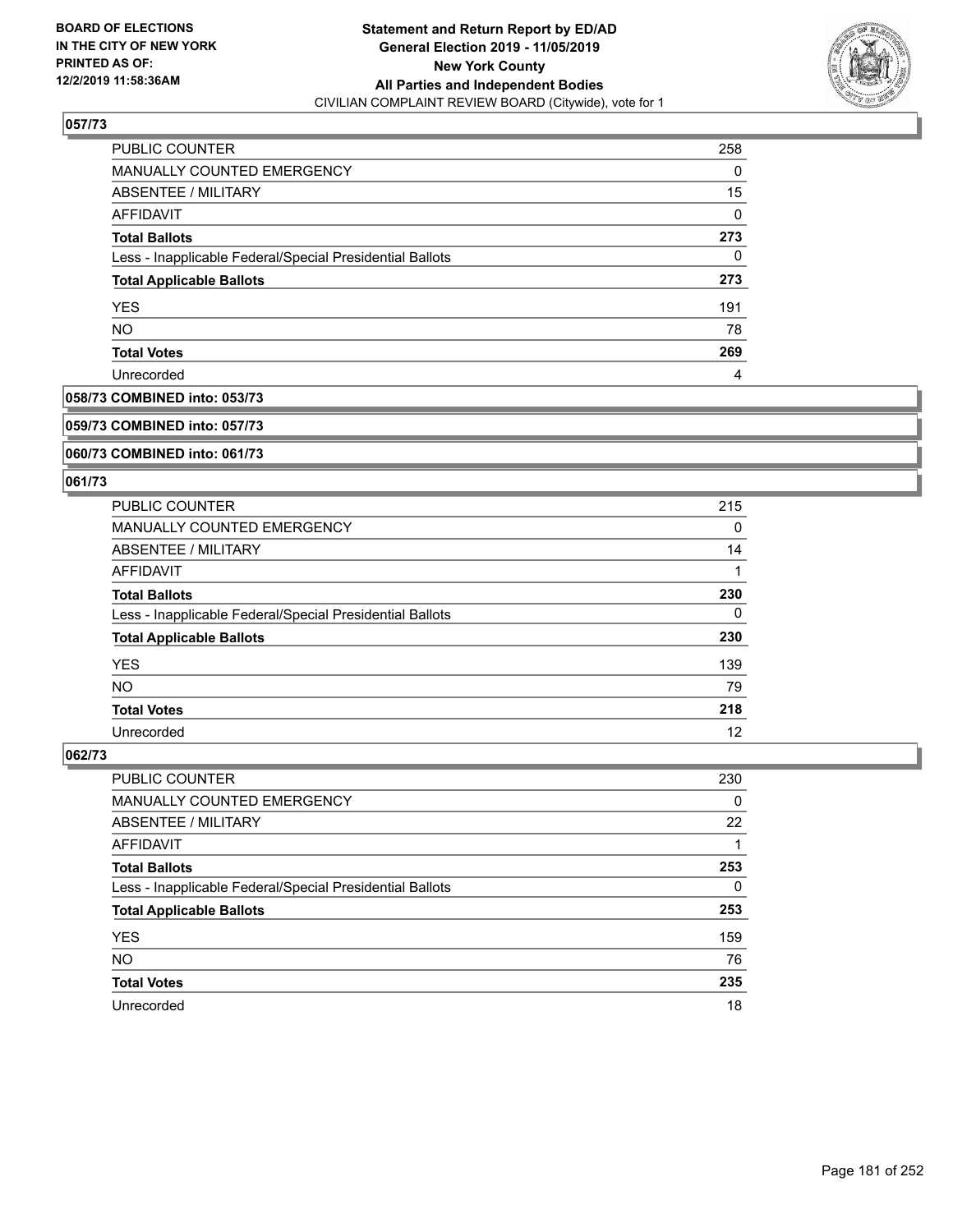## 057/73

| | |
|---|---|
| PUBLIC COUNTER | 258 |
| MANUALLY COUNTED EMERGENCY | 0 |
| ABSENTEE / MILITARY | 15 |
| AFFIDAVIT | 0 |
| **Total Ballots** | **273** |
| Less - Inapplicable Federal/Special Presidential Ballots | 0 |
| **Total Applicable Ballots** | **273** |
| YES | 191 |
| NO | 78 |
| **Total Votes** | **269** |
| Unrecorded | 4 |

## 058/73 COMBINED into: 053/73

## 059/73 COMBINED into: 057/73

## 060/73 COMBINED into: 061/73

## 061/73

| | |
|---|---|
| PUBLIC COUNTER | 215 |
| MANUALLY COUNTED EMERGENCY | 0 |
| ABSENTEE / MILITARY | 14 |
| AFFIDAVIT | 1 |
| **Total Ballots** | **230** |
| Less - Inapplicable Federal/Special Presidential Ballots | 0 |
| **Total Applicable Ballots** | **230** |
| YES | 139 |
| NO | 79 |
| **Total Votes** | **218** |
| Unrecorded | 12 |

## 062/73

| | |
|---|---|
| PUBLIC COUNTER | 230 |
| MANUALLY COUNTED EMERGENCY | 0 |
| ABSENTEE / MILITARY | 22 |
| AFFIDAVIT | 1 |
| **Total Ballots** | **253** |
| Less - Inapplicable Federal/Special Presidential Ballots | 0 |
| **Total Applicable Ballots** | **253** |
| YES | 159 |
| NO | 76 |
| **Total Votes** | **235** |
| Unrecorded | 18 |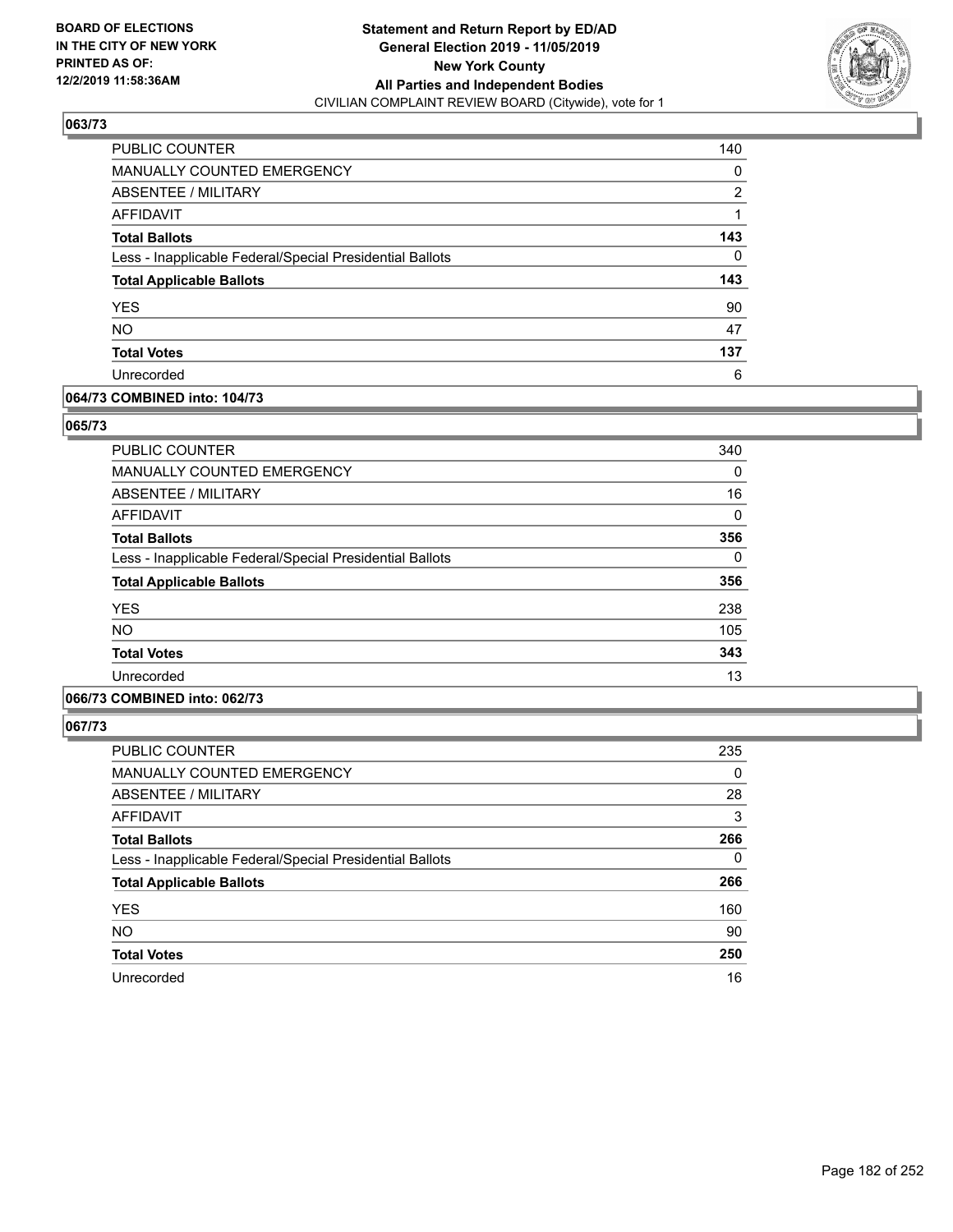**BOARD OF ELECTIONS IN THE CITY OF NEW YORK PRINTED AS OF: 12/2/2019 11:58:36AM**

**Statement and Return Report by ED/AD General Election 2019 - 11/05/2019 New York County All Parties and Independent Bodies**
CIVILIAN COMPLAINT REVIEW BOARD (Citywide), vote for 1

### 063/73

| | |
|---|---|
| PUBLIC COUNTER | 140 |
| MANUALLY COUNTED EMERGENCY | 0 |
| ABSENTEE / MILITARY | 2 |
| AFFIDAVIT | 1 |
| **Total Ballots** | **143** |
| Less - Inapplicable Federal/Special Presidential Ballots | 0 |
| **Total Applicable Ballots** | **143** |
| YES | 90 |
| NO | 47 |
| **Total Votes** | **137** |
| Unrecorded | 6 |

### 064/73 COMBINED into: 104/73

### 065/73

| | |
|---|---|
| PUBLIC COUNTER | 340 |
| MANUALLY COUNTED EMERGENCY | 0 |
| ABSENTEE / MILITARY | 16 |
| AFFIDAVIT | 0 |
| **Total Ballots** | **356** |
| Less - Inapplicable Federal/Special Presidential Ballots | 0 |
| **Total Applicable Ballots** | **356** |
| YES | 238 |
| NO | 105 |
| **Total Votes** | **343** |
| Unrecorded | 13 |

### 066/73 COMBINED into: 062/73

### 067/73

| | |
|---|---|
| PUBLIC COUNTER | 235 |
| MANUALLY COUNTED EMERGENCY | 0 |
| ABSENTEE / MILITARY | 28 |
| AFFIDAVIT | 3 |
| **Total Ballots** | **266** |
| Less - Inapplicable Federal/Special Presidential Ballots | 0 |
| **Total Applicable Ballots** | **266** |
| YES | 160 |
| NO | 90 |
| **Total Votes** | **250** |
| Unrecorded | 16 |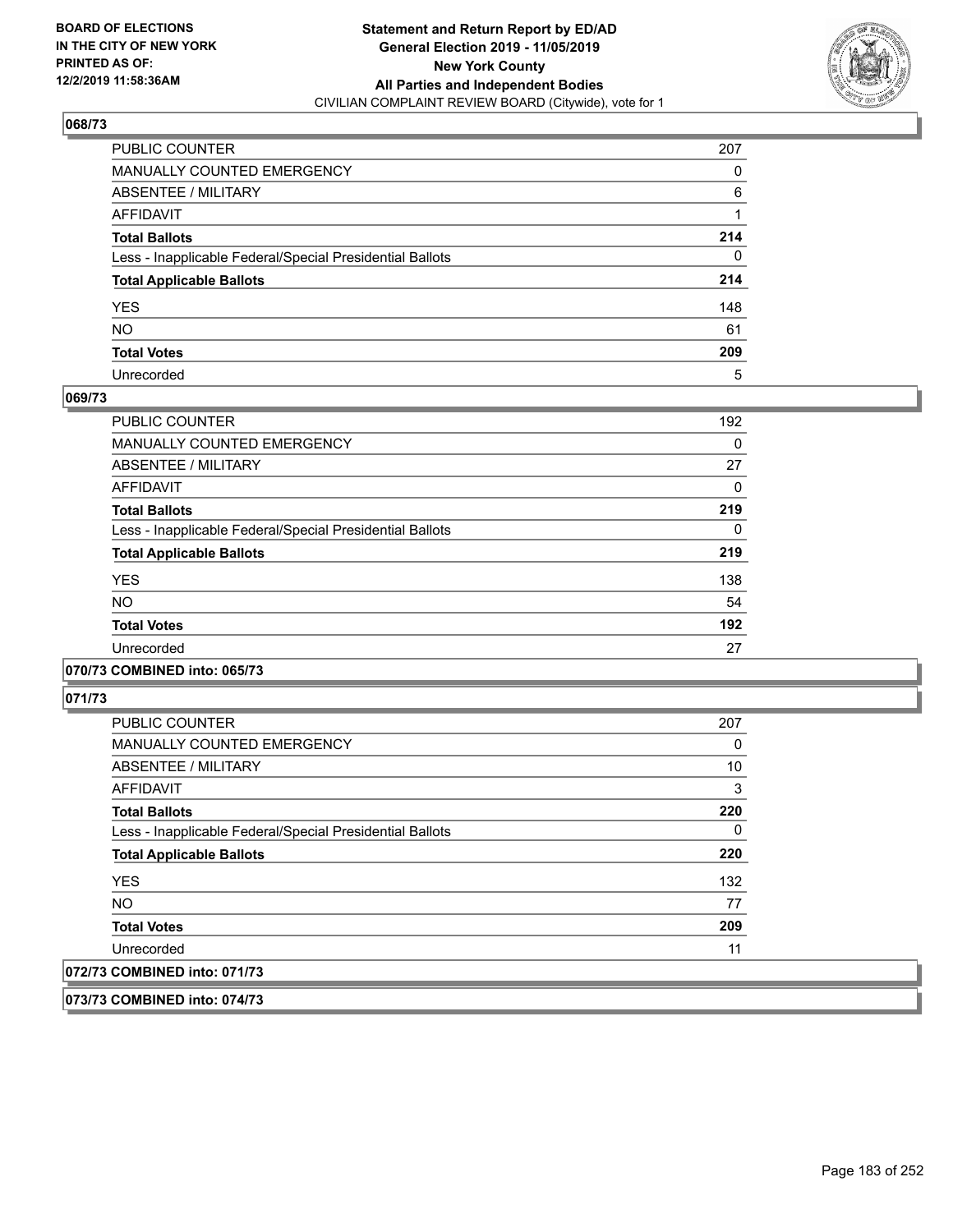## 068/73

| | |
|---|---|
| PUBLIC COUNTER | 207 |
| MANUALLY COUNTED EMERGENCY | 0 |
| ABSENTEE / MILITARY | 6 |
| AFFIDAVIT | 1 |
| **Total Ballots** | **214** |
| Less - Inapplicable Federal/Special Presidential Ballots | 0 |
| **Total Applicable Ballots** | **214** |
| YES | 148 |
| NO | 61 |
| **Total Votes** | **209** |
| Unrecorded | 5 |

## 069/73

| | |
|---|---|
| PUBLIC COUNTER | 192 |
| MANUALLY COUNTED EMERGENCY | 0 |
| ABSENTEE / MILITARY | 27 |
| AFFIDAVIT | 0 |
| **Total Ballots** | **219** |
| Less - Inapplicable Federal/Special Presidential Ballots | 0 |
| **Total Applicable Ballots** | **219** |
| YES | 138 |
| NO | 54 |
| **Total Votes** | **192** |
| Unrecorded | 27 |

## 070/73 COMBINED into: 065/73

## 071/73

| | |
|---|---|
| PUBLIC COUNTER | 207 |
| MANUALLY COUNTED EMERGENCY | 0 |
| ABSENTEE / MILITARY | 10 |
| AFFIDAVIT | 3 |
| **Total Ballots** | **220** |
| Less - Inapplicable Federal/Special Presidential Ballots | 0 |
| **Total Applicable Ballots** | **220** |
| YES | 132 |
| NO | 77 |
| **Total Votes** | **209** |
| Unrecorded | 11 |

## 072/73 COMBINED into: 071/73

## 073/73 COMBINED into: 074/73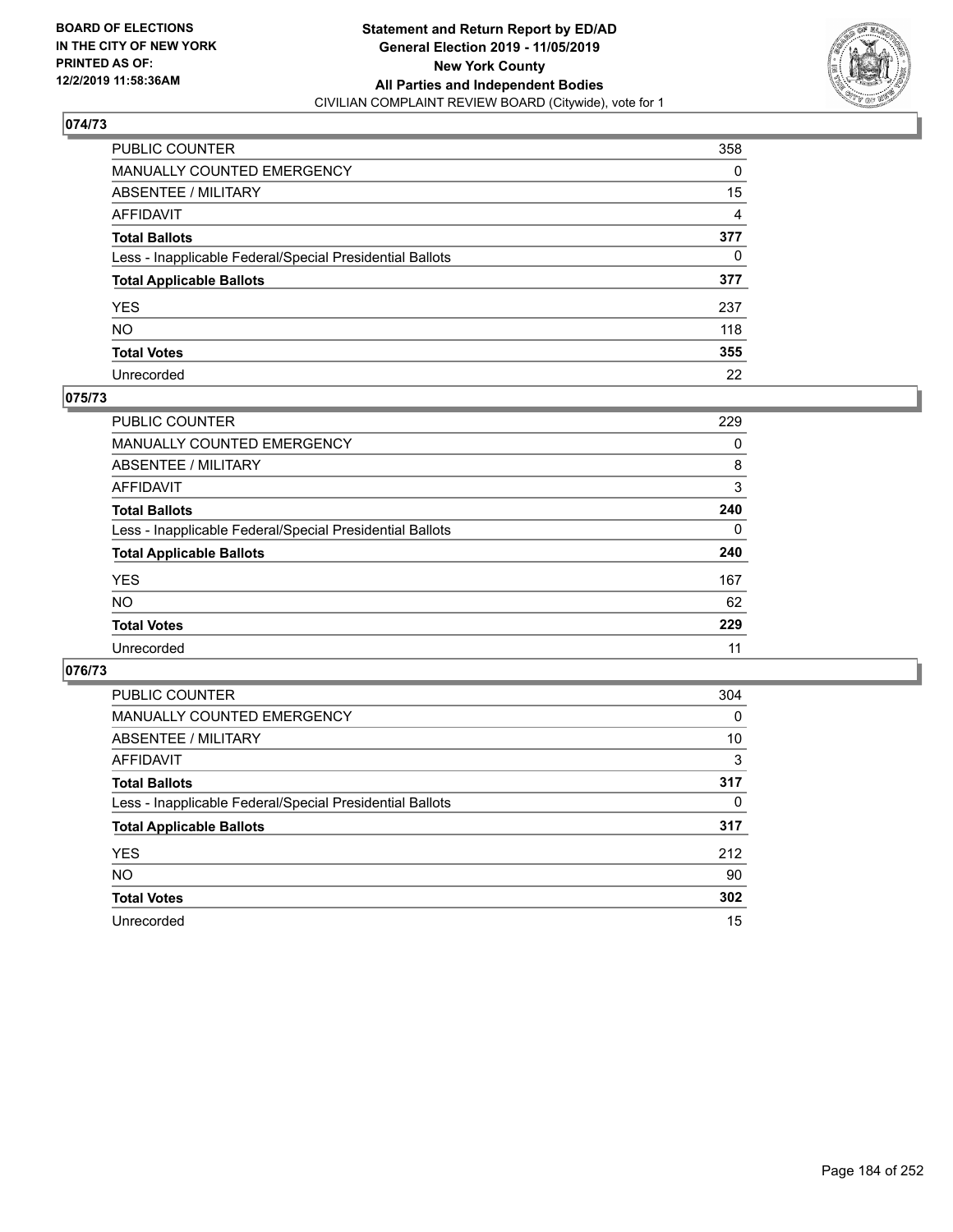BOARD OF ELECTIONS
IN THE CITY OF NEW YORK
PRINTED AS OF:
12/2/2019 11:58:36AM

**Statement and Return Report by ED/AD**
**General Election 2019 - 11/05/2019**
**New York County**
**All Parties and Independent Bodies**
CIVILIAN COMPLAINT REVIEW BOARD (Citywide), vote for 1

## 074/73

| | |
|---|---|
| PUBLIC COUNTER | 358 |
| MANUALLY COUNTED EMERGENCY | 0 |
| ABSENTEE / MILITARY | 15 |
| AFFIDAVIT | 4 |
| **Total Ballots** | **377** |
| Less - Inapplicable Federal/Special Presidential Ballots | 0 |
| **Total Applicable Ballots** | **377** |
| YES | 237 |
| NO | 118 |
| **Total Votes** | **355** |
| Unrecorded | 22 |

## 075/73

| | |
|---|---|
| PUBLIC COUNTER | 229 |
| MANUALLY COUNTED EMERGENCY | 0 |
| ABSENTEE / MILITARY | 8 |
| AFFIDAVIT | 3 |
| **Total Ballots** | **240** |
| Less - Inapplicable Federal/Special Presidential Ballots | 0 |
| **Total Applicable Ballots** | **240** |
| YES | 167 |
| NO | 62 |
| **Total Votes** | **229** |
| Unrecorded | 11 |

## 076/73

| | |
|---|---|
| PUBLIC COUNTER | 304 |
| MANUALLY COUNTED EMERGENCY | 0 |
| ABSENTEE / MILITARY | 10 |
| AFFIDAVIT | 3 |
| **Total Ballots** | **317** |
| Less - Inapplicable Federal/Special Presidential Ballots | 0 |
| **Total Applicable Ballots** | **317** |
| YES | 212 |
| NO | 90 |
| **Total Votes** | **302** |
| Unrecorded | 15 |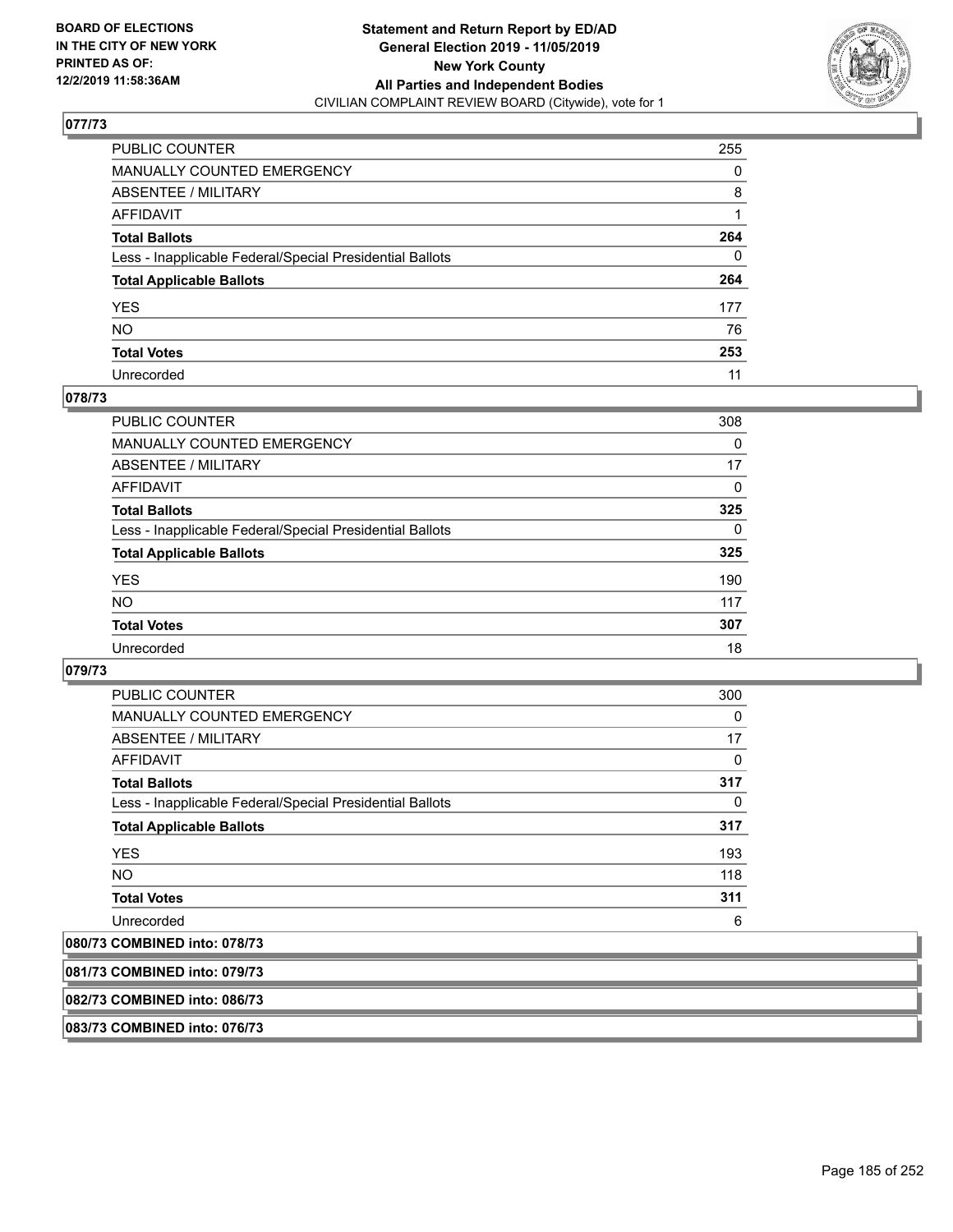## 077/73

| | |
|---|---|
| PUBLIC COUNTER | 255 |
| MANUALLY COUNTED EMERGENCY | 0 |
| ABSENTEE / MILITARY | 8 |
| AFFIDAVIT | 1 |
| **Total Ballots** | **264** |
| Less - Inapplicable Federal/Special Presidential Ballots | 0 |
| **Total Applicable Ballots** | **264** |
| YES | 177 |
| NO | 76 |
| **Total Votes** | **253** |
| Unrecorded | 11 |

## 078/73

| | |
|---|---|
| PUBLIC COUNTER | 308 |
| MANUALLY COUNTED EMERGENCY | 0 |
| ABSENTEE / MILITARY | 17 |
| AFFIDAVIT | 0 |
| **Total Ballots** | **325** |
| Less - Inapplicable Federal/Special Presidential Ballots | 0 |
| **Total Applicable Ballots** | **325** |
| YES | 190 |
| NO | 117 |
| **Total Votes** | **307** |
| Unrecorded | 18 |

## 079/73

| | |
|---|---|
| PUBLIC COUNTER | 300 |
| MANUALLY COUNTED EMERGENCY | 0 |
| ABSENTEE / MILITARY | 17 |
| AFFIDAVIT | 0 |
| **Total Ballots** | **317** |
| Less - Inapplicable Federal/Special Presidential Ballots | 0 |
| **Total Applicable Ballots** | **317** |
| YES | 193 |
| NO | 118 |
| **Total Votes** | **311** |
| Unrecorded | 6 |

## 080/73 COMBINED into: 078/73

## 081/73 COMBINED into: 079/73

## 082/73 COMBINED into: 086/73

## 083/73 COMBINED into: 076/73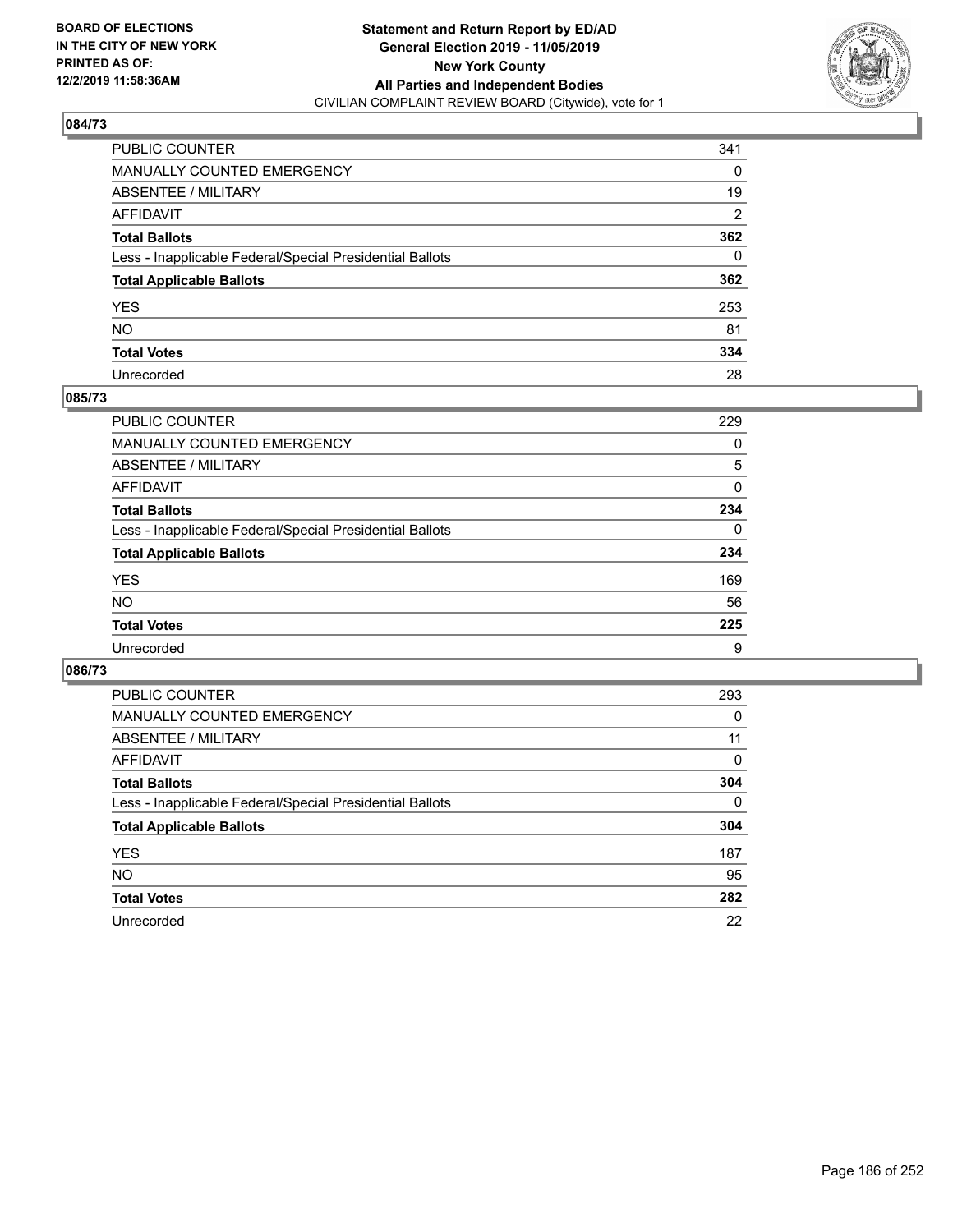**BOARD OF ELECTIONS IN THE CITY OF NEW YORK PRINTED AS OF: 12/2/2019 11:58:36AM**

**Statement and Return Report by ED/AD General Election 2019 - 11/05/2019 New York County All Parties and Independent Bodies**
CIVILIAN COMPLAINT REVIEW BOARD (Citywide), vote for 1

## 084/73

| | |
|---|---|
| PUBLIC COUNTER | 341 |
| MANUALLY COUNTED EMERGENCY | 0 |
| ABSENTEE / MILITARY | 19 |
| AFFIDAVIT | 2 |
| **Total Ballots** | **362** |
| Less - Inapplicable Federal/Special Presidential Ballots | 0 |
| **Total Applicable Ballots** | **362** |
| YES | 253 |
| NO | 81 |
| **Total Votes** | **334** |
| Unrecorded | 28 |

## 085/73

| | |
|---|---|
| PUBLIC COUNTER | 229 |
| MANUALLY COUNTED EMERGENCY | 0 |
| ABSENTEE / MILITARY | 5 |
| AFFIDAVIT | 0 |
| **Total Ballots** | **234** |
| Less - Inapplicable Federal/Special Presidential Ballots | 0 |
| **Total Applicable Ballots** | **234** |
| YES | 169 |
| NO | 56 |
| **Total Votes** | **225** |
| Unrecorded | 9 |

## 086/73

| | |
|---|---|
| PUBLIC COUNTER | 293 |
| MANUALLY COUNTED EMERGENCY | 0 |
| ABSENTEE / MILITARY | 11 |
| AFFIDAVIT | 0 |
| **Total Ballots** | **304** |
| Less - Inapplicable Federal/Special Presidential Ballots | 0 |
| **Total Applicable Ballots** | **304** |
| YES | 187 |
| NO | 95 |
| **Total Votes** | **282** |
| Unrecorded | 22 |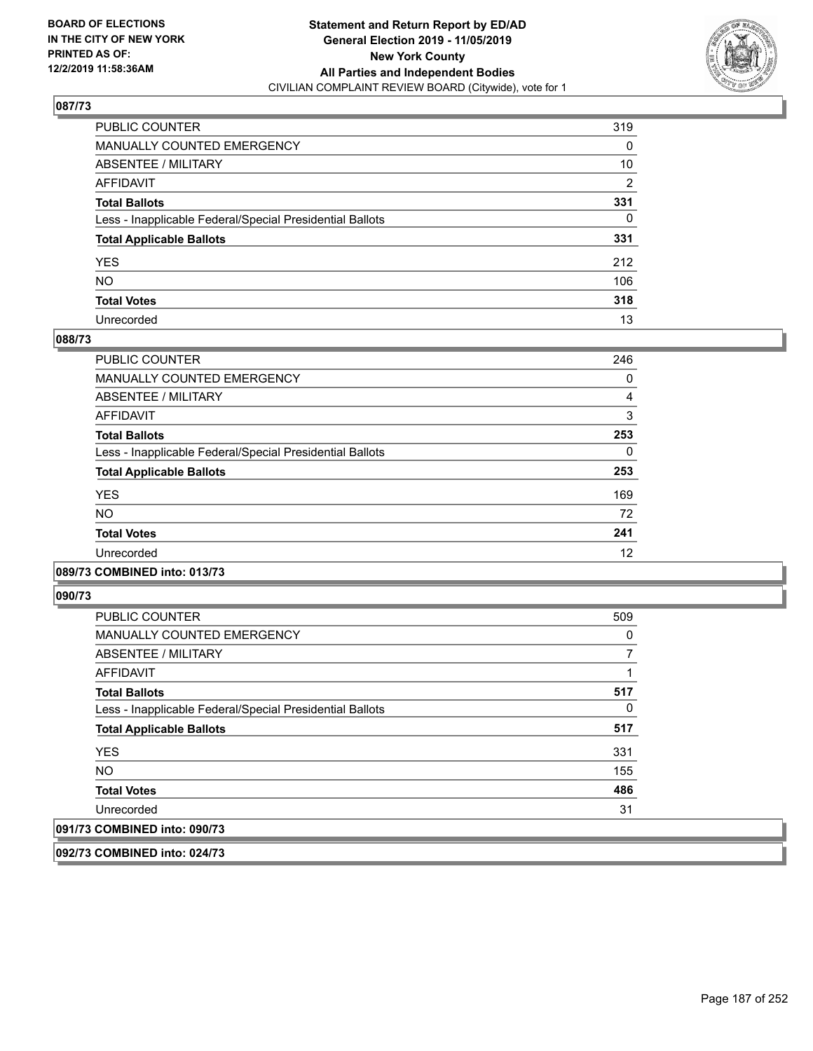**BOARD OF ELECTIONS IN THE CITY OF NEW YORK PRINTED AS OF: 12/2/2019 11:58:36AM**

**Statement and Return Report by ED/AD General Election 2019 - 11/05/2019 New York County All Parties and Independent Bodies**
CIVILIAN COMPLAINT REVIEW BOARD (Citywide), vote for 1

### 087/73

| | |
|---|---|
| PUBLIC COUNTER | 319 |
| MANUALLY COUNTED EMERGENCY | 0 |
| ABSENTEE / MILITARY | 10 |
| AFFIDAVIT | 2 |
| **Total Ballots** | **331** |
| Less - Inapplicable Federal/Special Presidential Ballots | 0 |
| **Total Applicable Ballots** | **331** |
| YES | 212 |
| NO | 106 |
| **Total Votes** | **318** |
| Unrecorded | 13 |

### 088/73

| | |
|---|---|
| PUBLIC COUNTER | 246 |
| MANUALLY COUNTED EMERGENCY | 0 |
| ABSENTEE / MILITARY | 4 |
| AFFIDAVIT | 3 |
| **Total Ballots** | **253** |
| Less - Inapplicable Federal/Special Presidential Ballots | 0 |
| **Total Applicable Ballots** | **253** |
| YES | 169 |
| NO | 72 |
| **Total Votes** | **241** |
| Unrecorded | 12 |

### 089/73 COMBINED into: 013/73

### 090/73

| | |
|---|---|
| PUBLIC COUNTER | 509 |
| MANUALLY COUNTED EMERGENCY | 0 |
| ABSENTEE / MILITARY | 7 |
| AFFIDAVIT | 1 |
| **Total Ballots** | **517** |
| Less - Inapplicable Federal/Special Presidential Ballots | 0 |
| **Total Applicable Ballots** | **517** |
| YES | 331 |
| NO | 155 |
| **Total Votes** | **486** |
| Unrecorded | 31 |

### 091/73 COMBINED into: 090/73

### 092/73 COMBINED into: 024/73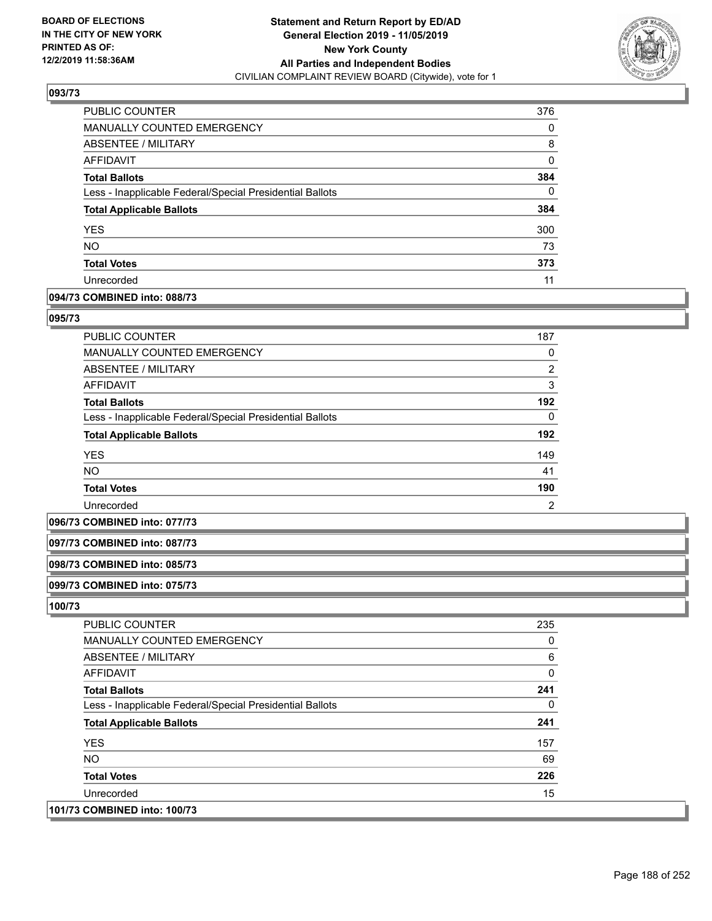## 093/73

| | |
|---|---|
| PUBLIC COUNTER | 376 |
| MANUALLY COUNTED EMERGENCY | 0 |
| ABSENTEE / MILITARY | 8 |
| AFFIDAVIT | 0 |
| **Total Ballots** | **384** |
| Less - Inapplicable Federal/Special Presidential Ballots | 0 |
| **Total Applicable Ballots** | **384** |
| YES | 300 |
| NO | 73 |
| **Total Votes** | **373** |
| Unrecorded | 11 |

## 094/73 COMBINED into: 088/73

## 095/73

| | |
|---|---|
| PUBLIC COUNTER | 187 |
| MANUALLY COUNTED EMERGENCY | 0 |
| ABSENTEE / MILITARY | 2 |
| AFFIDAVIT | 3 |
| **Total Ballots** | **192** |
| Less - Inapplicable Federal/Special Presidential Ballots | 0 |
| **Total Applicable Ballots** | **192** |
| YES | 149 |
| NO | 41 |
| **Total Votes** | **190** |
| Unrecorded | 2 |

## 096/73 COMBINED into: 077/73

## 097/73 COMBINED into: 087/73

## 098/73 COMBINED into: 085/73

## 099/73 COMBINED into: 075/73

## 100/73

| | |
|---|---|
| PUBLIC COUNTER | 235 |
| MANUALLY COUNTED EMERGENCY | 0 |
| ABSENTEE / MILITARY | 6 |
| AFFIDAVIT | 0 |
| **Total Ballots** | **241** |
| Less - Inapplicable Federal/Special Presidential Ballots | 0 |
| **Total Applicable Ballots** | **241** |
| YES | 157 |
| NO | 69 |
| **Total Votes** | **226** |
| Unrecorded | 15 |

## 101/73 COMBINED into: 100/73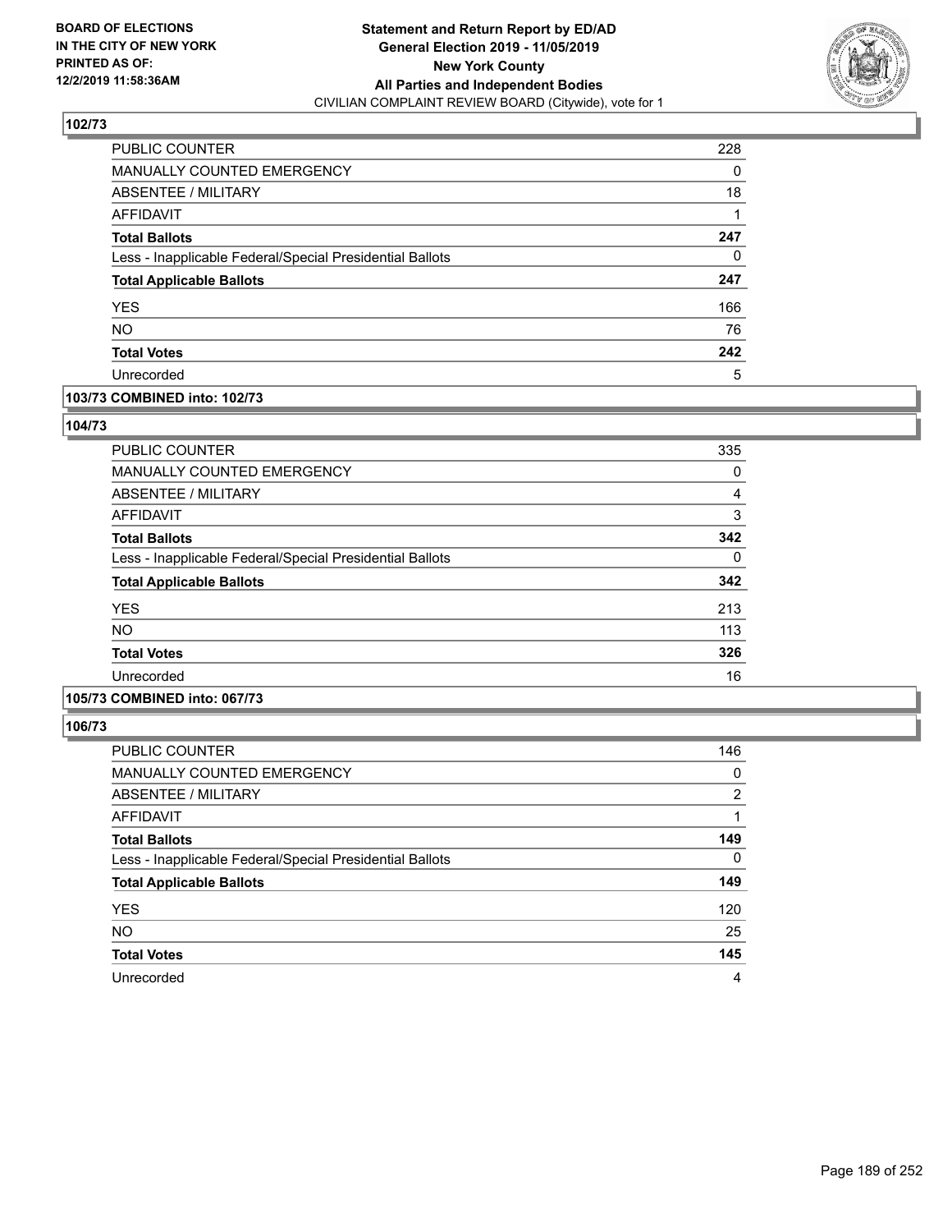**BOARD OF ELECTIONS IN THE CITY OF NEW YORK PRINTED AS OF: 12/2/2019 11:58:36AM**

**Statement and Return Report by ED/AD General Election 2019 - 11/05/2019 New York County All Parties and Independent Bodies**
CIVILIAN COMPLAINT REVIEW BOARD (Citywide), vote for 1

### 102/73

| | |
|---|---|
| PUBLIC COUNTER | 228 |
| MANUALLY COUNTED EMERGENCY | 0 |
| ABSENTEE / MILITARY | 18 |
| AFFIDAVIT | 1 |
| **Total Ballots** | **247** |
| Less - Inapplicable Federal/Special Presidential Ballots | 0 |
| **Total Applicable Ballots** | **247** |
| YES | 166 |
| NO | 76 |
| **Total Votes** | **242** |
| Unrecorded | 5 |

### 103/73 COMBINED into: 102/73

### 104/73

| | |
|---|---|
| PUBLIC COUNTER | 335 |
| MANUALLY COUNTED EMERGENCY | 0 |
| ABSENTEE / MILITARY | 4 |
| AFFIDAVIT | 3 |
| **Total Ballots** | **342** |
| Less - Inapplicable Federal/Special Presidential Ballots | 0 |
| **Total Applicable Ballots** | **342** |
| YES | 213 |
| NO | 113 |
| **Total Votes** | **326** |
| Unrecorded | 16 |

### 105/73 COMBINED into: 067/73

### 106/73

| | |
|---|---|
| PUBLIC COUNTER | 146 |
| MANUALLY COUNTED EMERGENCY | 0 |
| ABSENTEE / MILITARY | 2 |
| AFFIDAVIT | 1 |
| **Total Ballots** | **149** |
| Less - Inapplicable Federal/Special Presidential Ballots | 0 |
| **Total Applicable Ballots** | **149** |
| YES | 120 |
| NO | 25 |
| **Total Votes** | **145** |
| Unrecorded | 4 |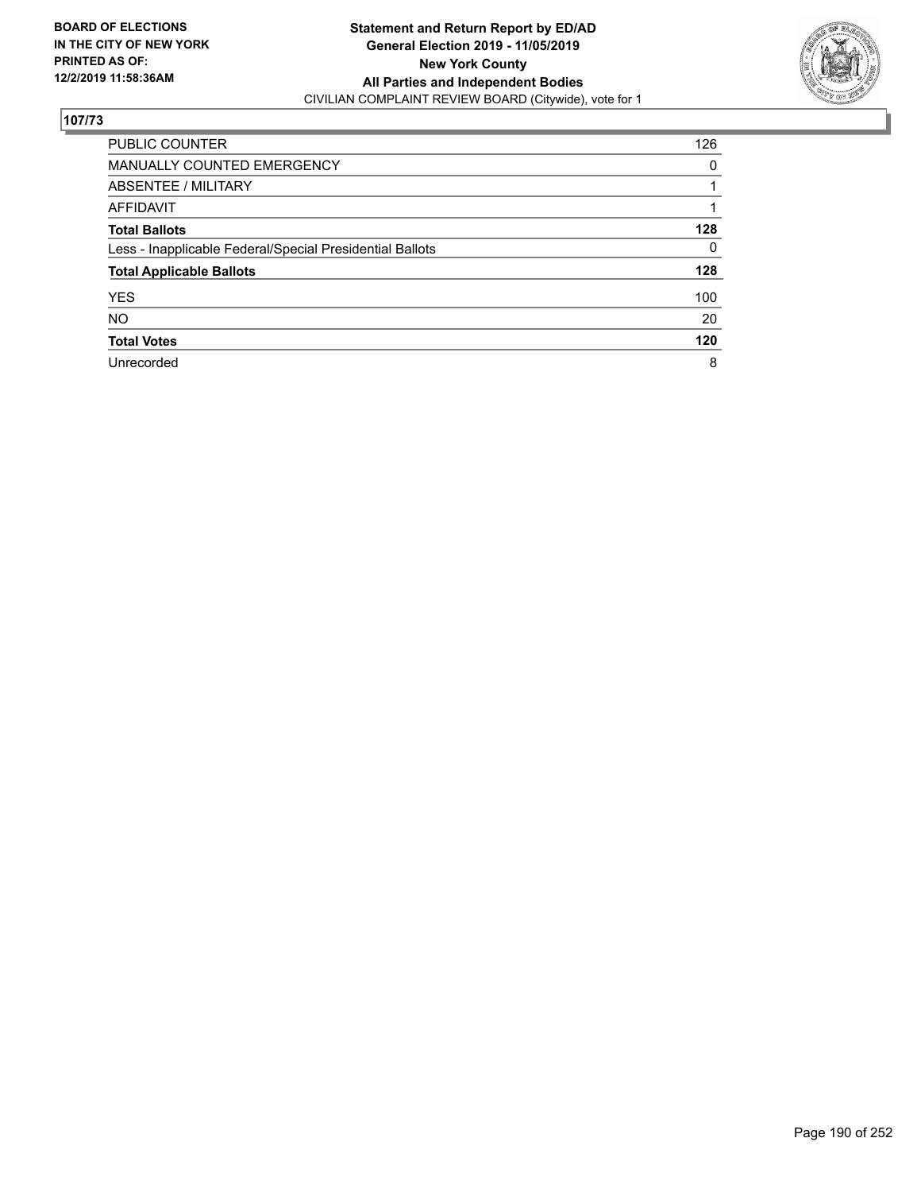**BOARD OF ELECTIONS IN THE CITY OF NEW YORK PRINTED AS OF: 12/2/2019 11:58:36AM**

**Statement and Return Report by ED/AD**
**General Election 2019 - 11/05/2019**
**New York County**
**All Parties and Independent Bodies**
CIVILIAN COMPLAINT REVIEW BOARD (Citywide), vote for 1

## 107/73

| | |
|---|---|
| PUBLIC COUNTER | 126 |
| MANUALLY COUNTED EMERGENCY | 0 |
| ABSENTEE / MILITARY | 1 |
| AFFIDAVIT | 1 |
| **Total Ballots** | **128** |
| Less - Inapplicable Federal/Special Presidential Ballots | 0 |
| **Total Applicable Ballots** | **128** |
| YES | 100 |
| NO | 20 |
| **Total Votes** | **120** |
| Unrecorded | 8 |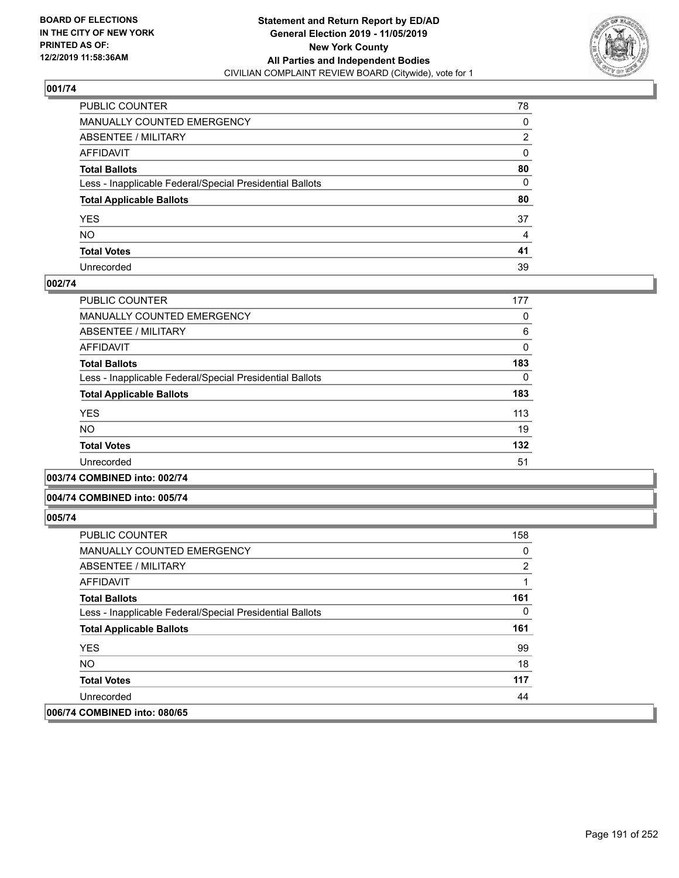**Statement and Return Report by ED/AD**
**General Election 2019 - 11/05/2019**
**New York County**
**All Parties and Independent Bodies**
CIVILIAN COMPLAINT REVIEW BOARD (Citywide), vote for 1

BOARD OF ELECTIONS
IN THE CITY OF NEW YORK
PRINTED AS OF:
12/2/2019 11:58:36AM

### 001/74

| | |
|---|---|
| PUBLIC COUNTER | 78 |
| MANUALLY COUNTED EMERGENCY | 0 |
| ABSENTEE / MILITARY | 2 |
| AFFIDAVIT | 0 |
| **Total Ballots** | **80** |
| Less - Inapplicable Federal/Special Presidential Ballots | 0 |
| **Total Applicable Ballots** | **80** |
| YES | 37 |
| NO | 4 |
| **Total Votes** | **41** |
| Unrecorded | 39 |

### 002/74

| | |
|---|---|
| PUBLIC COUNTER | 177 |
| MANUALLY COUNTED EMERGENCY | 0 |
| ABSENTEE / MILITARY | 6 |
| AFFIDAVIT | 0 |
| **Total Ballots** | **183** |
| Less - Inapplicable Federal/Special Presidential Ballots | 0 |
| **Total Applicable Ballots** | **183** |
| YES | 113 |
| NO | 19 |
| **Total Votes** | **132** |
| Unrecorded | 51 |

### 003/74 COMBINED into: 002/74

### 004/74 COMBINED into: 005/74

### 005/74

| | |
|---|---|
| PUBLIC COUNTER | 158 |
| MANUALLY COUNTED EMERGENCY | 0 |
| ABSENTEE / MILITARY | 2 |
| AFFIDAVIT | 1 |
| **Total Ballots** | **161** |
| Less - Inapplicable Federal/Special Presidential Ballots | 0 |
| **Total Applicable Ballots** | **161** |
| YES | 99 |
| NO | 18 |
| **Total Votes** | **117** |
| Unrecorded | 44 |

### 006/74 COMBINED into: 080/65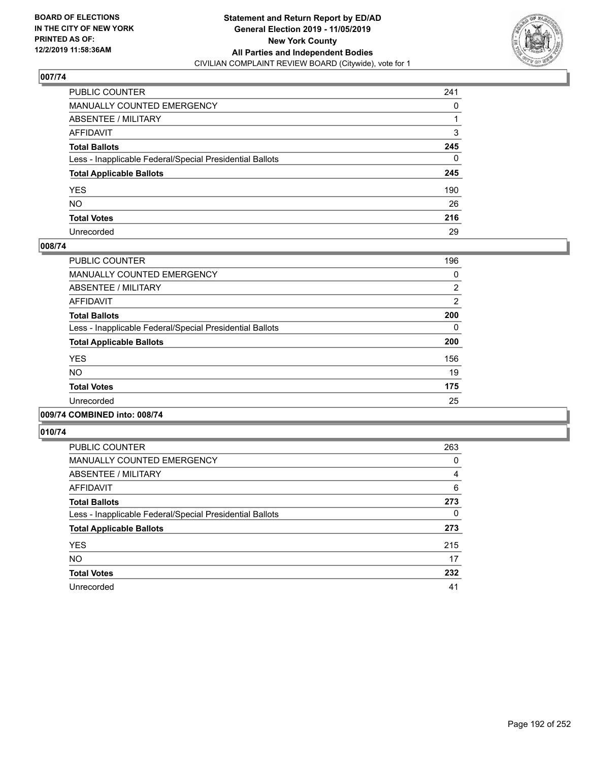**BOARD OF ELECTIONS IN THE CITY OF NEW YORK PRINTED AS OF: 12/2/2019 11:58:36AM**

**Statement and Return Report by ED/AD**
**General Election 2019 - 11/05/2019**
**New York County**
**All Parties and Independent Bodies**
CIVILIAN COMPLAINT REVIEW BOARD (Citywide), vote for 1

### 007/74

| | |
|---|---|
| PUBLIC COUNTER | 241 |
| MANUALLY COUNTED EMERGENCY | 0 |
| ABSENTEE / MILITARY | 1 |
| AFFIDAVIT | 3 |
| **Total Ballots** | **245** |
| Less - Inapplicable Federal/Special Presidential Ballots | 0 |
| **Total Applicable Ballots** | **245** |
| YES | 190 |
| NO | 26 |
| **Total Votes** | **216** |
| Unrecorded | 29 |

### 008/74

| | |
|---|---|
| PUBLIC COUNTER | 196 |
| MANUALLY COUNTED EMERGENCY | 0 |
| ABSENTEE / MILITARY | 2 |
| AFFIDAVIT | 2 |
| **Total Ballots** | **200** |
| Less - Inapplicable Federal/Special Presidential Ballots | 0 |
| **Total Applicable Ballots** | **200** |
| YES | 156 |
| NO | 19 |
| **Total Votes** | **175** |
| Unrecorded | 25 |

### 009/74 COMBINED into: 008/74

### 010/74

| | |
|---|---|
| PUBLIC COUNTER | 263 |
| MANUALLY COUNTED EMERGENCY | 0 |
| ABSENTEE / MILITARY | 4 |
| AFFIDAVIT | 6 |
| **Total Ballots** | **273** |
| Less - Inapplicable Federal/Special Presidential Ballots | 0 |
| **Total Applicable Ballots** | **273** |
| YES | 215 |
| NO | 17 |
| **Total Votes** | **232** |
| Unrecorded | 41 |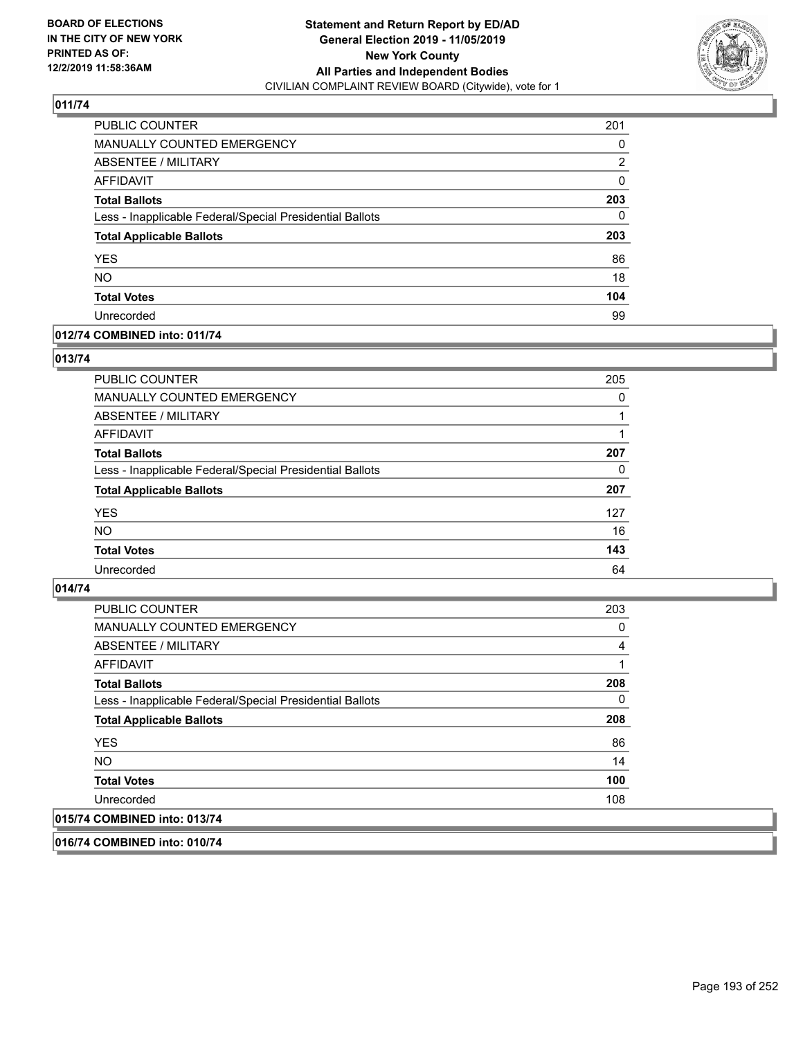**BOARD OF ELECTIONS IN THE CITY OF NEW YORK PRINTED AS OF: 12/2/2019 11:58:36AM**

**Statement and Return Report by ED/AD**
**General Election 2019 - 11/05/2019**
**New York County**
**All Parties and Independent Bodies**
CIVILIAN COMPLAINT REVIEW BOARD (Citywide), vote for 1

## 011/74

| | |
|---|---|
| PUBLIC COUNTER | 201 |
| MANUALLY COUNTED EMERGENCY | 0 |
| ABSENTEE / MILITARY | 2 |
| AFFIDAVIT | 0 |
| **Total Ballots** | **203** |
| Less - Inapplicable Federal/Special Presidential Ballots | 0 |
| **Total Applicable Ballots** | **203** |
| YES | 86 |
| NO | 18 |
| **Total Votes** | **104** |
| Unrecorded | 99 |

## 012/74 COMBINED into: 011/74

## 013/74

| | |
|---|---|
| PUBLIC COUNTER | 205 |
| MANUALLY COUNTED EMERGENCY | 0 |
| ABSENTEE / MILITARY | 1 |
| AFFIDAVIT | 1 |
| **Total Ballots** | **207** |
| Less - Inapplicable Federal/Special Presidential Ballots | 0 |
| **Total Applicable Ballots** | **207** |
| YES | 127 |
| NO | 16 |
| **Total Votes** | **143** |
| Unrecorded | 64 |

## 014/74

| | |
|---|---|
| PUBLIC COUNTER | 203 |
| MANUALLY COUNTED EMERGENCY | 0 |
| ABSENTEE / MILITARY | 4 |
| AFFIDAVIT | 1 |
| **Total Ballots** | **208** |
| Less - Inapplicable Federal/Special Presidential Ballots | 0 |
| **Total Applicable Ballots** | **208** |
| YES | 86 |
| NO | 14 |
| **Total Votes** | **100** |
| Unrecorded | 108 |

## 015/74 COMBINED into: 013/74

## 016/74 COMBINED into: 010/74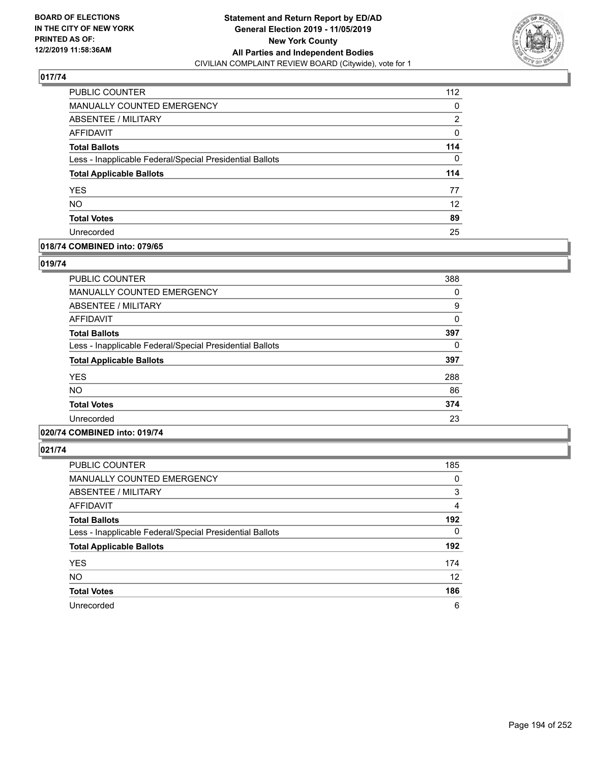**BOARD OF ELECTIONS IN THE CITY OF NEW YORK PRINTED AS OF: 12/2/2019 11:58:36AM**

**Statement and Return Report by ED/AD General Election 2019 - 11/05/2019 New York County All Parties and Independent Bodies**

CIVILIAN COMPLAINT REVIEW BOARD (Citywide), vote for 1

### 017/74

| | |
|---|---|
| PUBLIC COUNTER | 112 |
| MANUALLY COUNTED EMERGENCY | 0 |
| ABSENTEE / MILITARY | 2 |
| AFFIDAVIT | 0 |
| **Total Ballots** | **114** |
| Less - Inapplicable Federal/Special Presidential Ballots | 0 |
| **Total Applicable Ballots** | **114** |
| YES | 77 |
| NO | 12 |
| **Total Votes** | **89** |
| Unrecorded | 25 |

### 018/74 COMBINED into: 079/65

### 019/74

| | |
|---|---|
| PUBLIC COUNTER | 388 |
| MANUALLY COUNTED EMERGENCY | 0 |
| ABSENTEE / MILITARY | 9 |
| AFFIDAVIT | 0 |
| **Total Ballots** | **397** |
| Less - Inapplicable Federal/Special Presidential Ballots | 0 |
| **Total Applicable Ballots** | **397** |
| YES | 288 |
| NO | 86 |
| **Total Votes** | **374** |
| Unrecorded | 23 |

### 020/74 COMBINED into: 019/74

### 021/74

| | |
|---|---|
| PUBLIC COUNTER | 185 |
| MANUALLY COUNTED EMERGENCY | 0 |
| ABSENTEE / MILITARY | 3 |
| AFFIDAVIT | 4 |
| **Total Ballots** | **192** |
| Less - Inapplicable Federal/Special Presidential Ballots | 0 |
| **Total Applicable Ballots** | **192** |
| YES | 174 |
| NO | 12 |
| **Total Votes** | **186** |
| Unrecorded | 6 |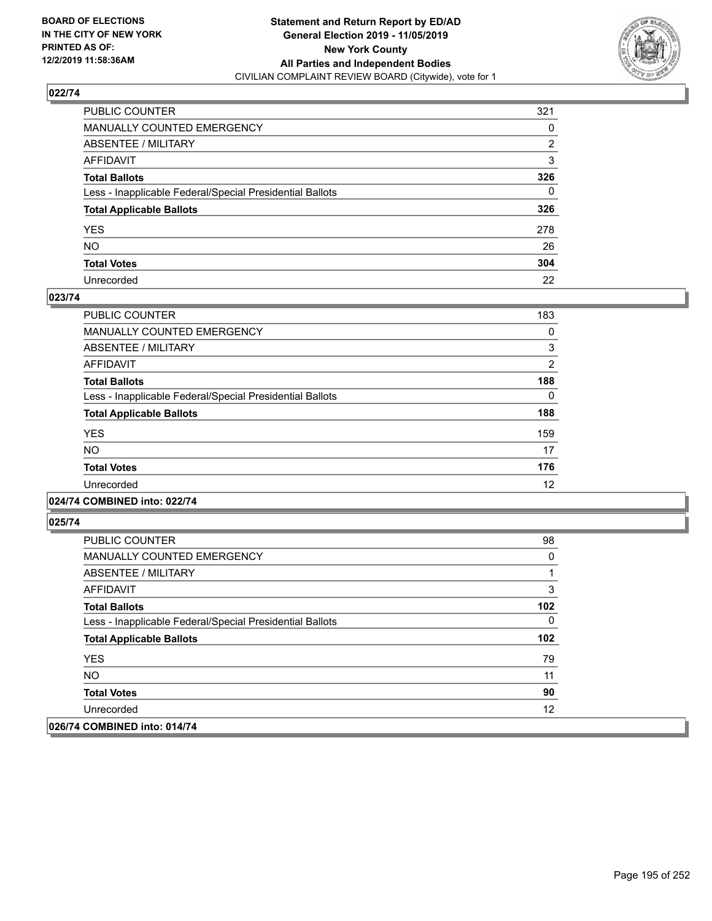**BOARD OF ELECTIONS IN THE CITY OF NEW YORK PRINTED AS OF: 12/2/2019 11:58:36AM**

**Statement and Return Report by ED/AD General Election 2019 - 11/05/2019 New York County All Parties and Independent Bodies**
CIVILIAN COMPLAINT REVIEW BOARD (Citywide), vote for 1

### 022/74

| | |
|---|---|
| PUBLIC COUNTER | 321 |
| MANUALLY COUNTED EMERGENCY | 0 |
| ABSENTEE / MILITARY | 2 |
| AFFIDAVIT | 3 |
| **Total Ballots** | **326** |
| Less - Inapplicable Federal/Special Presidential Ballots | 0 |
| **Total Applicable Ballots** | **326** |
| YES | 278 |
| NO | 26 |
| **Total Votes** | **304** |
| Unrecorded | 22 |

### 023/74

| | |
|---|---|
| PUBLIC COUNTER | 183 |
| MANUALLY COUNTED EMERGENCY | 0 |
| ABSENTEE / MILITARY | 3 |
| AFFIDAVIT | 2 |
| **Total Ballots** | **188** |
| Less - Inapplicable Federal/Special Presidential Ballots | 0 |
| **Total Applicable Ballots** | **188** |
| YES | 159 |
| NO | 17 |
| **Total Votes** | **176** |
| Unrecorded | 12 |

### 024/74 COMBINED into: 022/74

### 025/74

| | |
|---|---|
| PUBLIC COUNTER | 98 |
| MANUALLY COUNTED EMERGENCY | 0 |
| ABSENTEE / MILITARY | 1 |
| AFFIDAVIT | 3 |
| **Total Ballots** | **102** |
| Less - Inapplicable Federal/Special Presidential Ballots | 0 |
| **Total Applicable Ballots** | **102** |
| YES | 79 |
| NO | 11 |
| **Total Votes** | **90** |
| Unrecorded | 12 |

### 026/74 COMBINED into: 014/74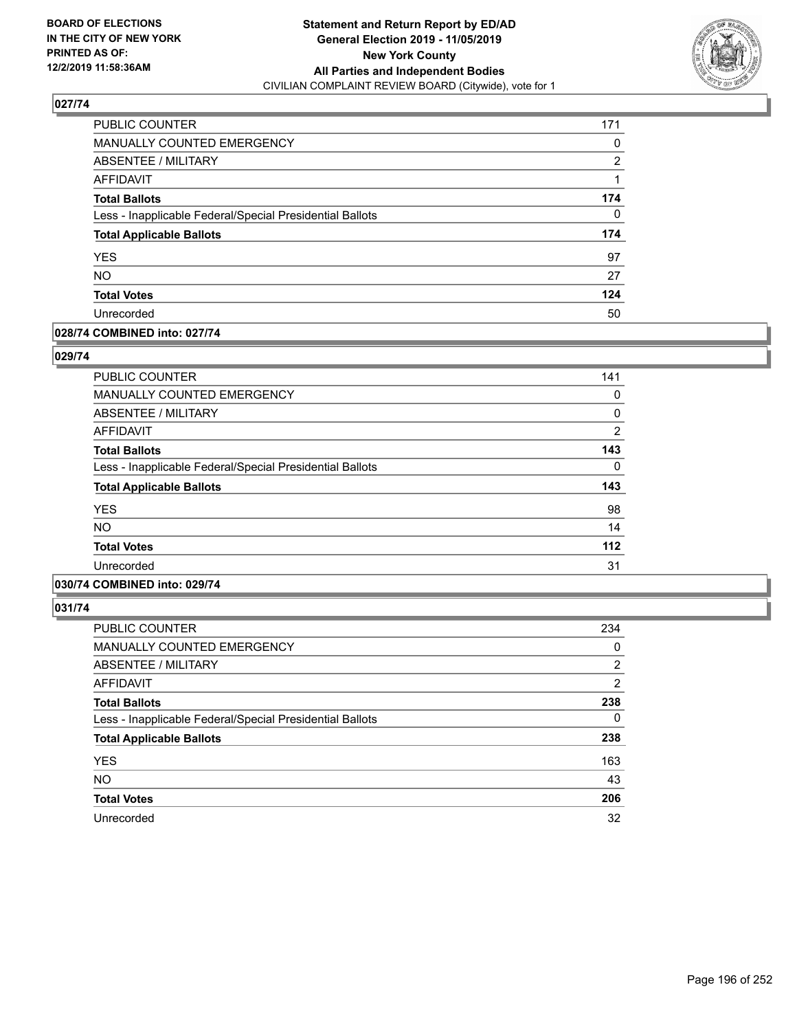**BOARD OF ELECTIONS IN THE CITY OF NEW YORK PRINTED AS OF: 12/2/2019 11:58:36AM**

**Statement and Return Report by ED/AD General Election 2019 - 11/05/2019 New York County All Parties and Independent Bodies**

CIVILIAN COMPLAINT REVIEW BOARD (Citywide), vote for 1

### 027/74

| | |
|---|---|
| PUBLIC COUNTER | 171 |
| MANUALLY COUNTED EMERGENCY | 0 |
| ABSENTEE / MILITARY | 2 |
| AFFIDAVIT | 1 |
| **Total Ballots** | **174** |
| Less - Inapplicable Federal/Special Presidential Ballots | 0 |
| **Total Applicable Ballots** | **174** |
| YES | 97 |
| NO | 27 |
| **Total Votes** | **124** |
| Unrecorded | 50 |

### 028/74 COMBINED into: 027/74

### 029/74

| | |
|---|---|
| PUBLIC COUNTER | 141 |
| MANUALLY COUNTED EMERGENCY | 0 |
| ABSENTEE / MILITARY | 0 |
| AFFIDAVIT | 2 |
| **Total Ballots** | **143** |
| Less - Inapplicable Federal/Special Presidential Ballots | 0 |
| **Total Applicable Ballots** | **143** |
| YES | 98 |
| NO | 14 |
| **Total Votes** | **112** |
| Unrecorded | 31 |

### 030/74 COMBINED into: 029/74

### 031/74

| | |
|---|---|
| PUBLIC COUNTER | 234 |
| MANUALLY COUNTED EMERGENCY | 0 |
| ABSENTEE / MILITARY | 2 |
| AFFIDAVIT | 2 |
| **Total Ballots** | **238** |
| Less - Inapplicable Federal/Special Presidential Ballots | 0 |
| **Total Applicable Ballots** | **238** |
| YES | 163 |
| NO | 43 |
| **Total Votes** | **206** |
| Unrecorded | 32 |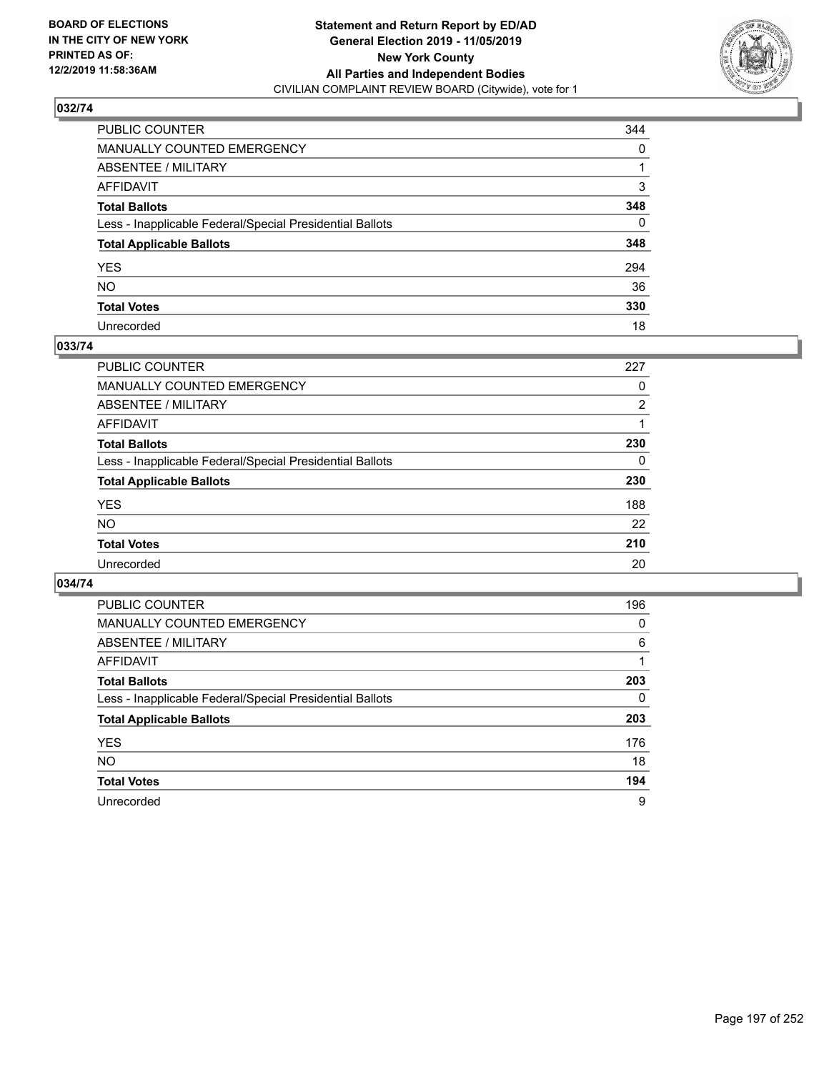BOARD OF ELECTIONS
IN THE CITY OF NEW YORK
PRINTED AS OF:
12/2/2019 11:58:36AM

**Statement and Return Report by ED/AD**
**General Election 2019 - 11/05/2019**
**New York County**
**All Parties and Independent Bodies**
CIVILIAN COMPLAINT REVIEW BOARD (Citywide), vote for 1

### 032/74

| | |
|---|---|
| PUBLIC COUNTER | 344 |
| MANUALLY COUNTED EMERGENCY | 0 |
| ABSENTEE / MILITARY | 1 |
| AFFIDAVIT | 3 |
| **Total Ballots** | **348** |
| Less - Inapplicable Federal/Special Presidential Ballots | 0 |
| **Total Applicable Ballots** | **348** |
| YES | 294 |
| NO | 36 |
| **Total Votes** | **330** |
| Unrecorded | 18 |

### 033/74

| | |
|---|---|
| PUBLIC COUNTER | 227 |
| MANUALLY COUNTED EMERGENCY | 0 |
| ABSENTEE / MILITARY | 2 |
| AFFIDAVIT | 1 |
| **Total Ballots** | **230** |
| Less - Inapplicable Federal/Special Presidential Ballots | 0 |
| **Total Applicable Ballots** | **230** |
| YES | 188 |
| NO | 22 |
| **Total Votes** | **210** |
| Unrecorded | 20 |

### 034/74

| | |
|---|---|
| PUBLIC COUNTER | 196 |
| MANUALLY COUNTED EMERGENCY | 0 |
| ABSENTEE / MILITARY | 6 |
| AFFIDAVIT | 1 |
| **Total Ballots** | **203** |
| Less - Inapplicable Federal/Special Presidential Ballots | 0 |
| **Total Applicable Ballots** | **203** |
| YES | 176 |
| NO | 18 |
| **Total Votes** | **194** |
| Unrecorded | 9 |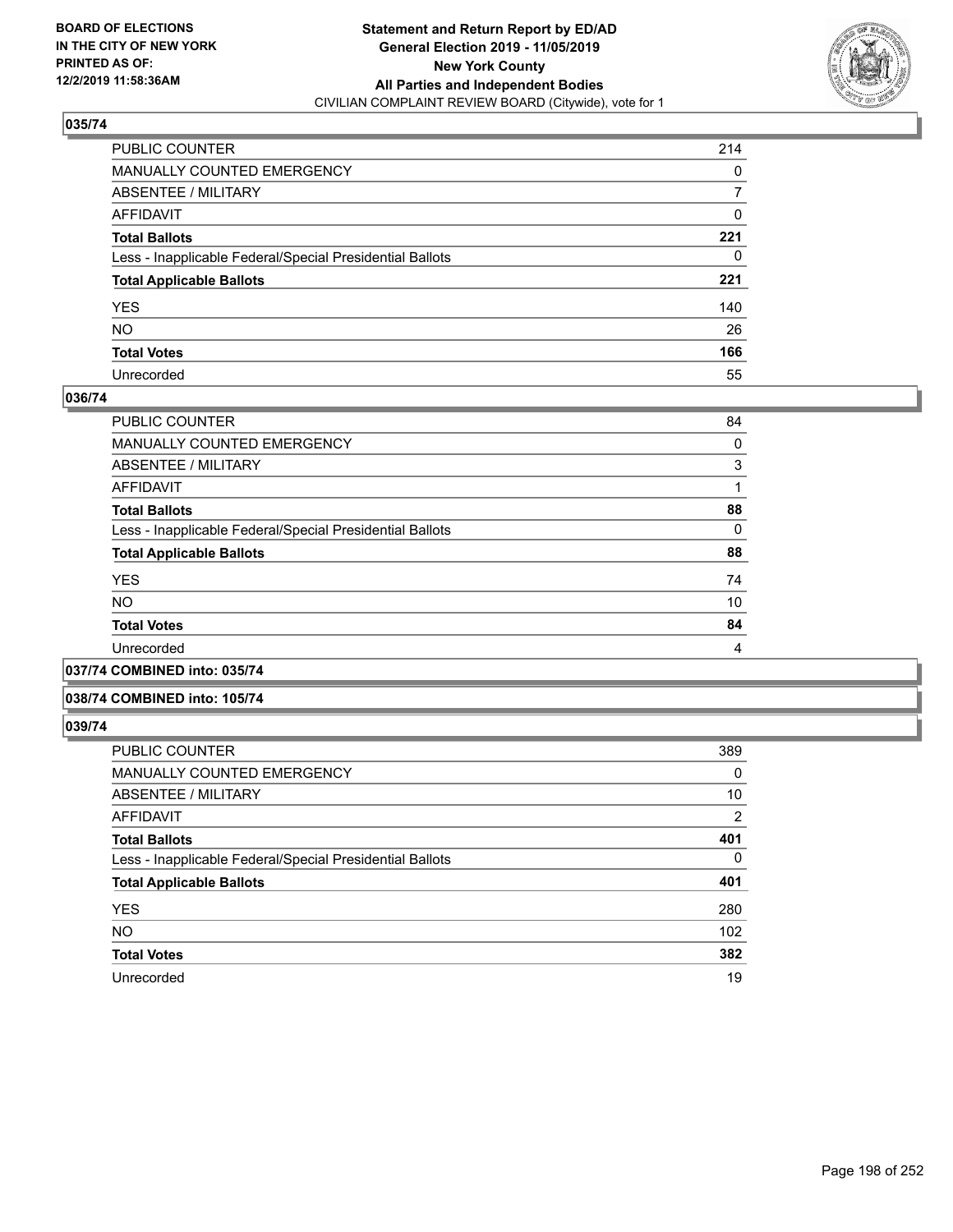**Statement and Return Report by ED/AD**
**General Election 2019 - 11/05/2019**
**New York County**
**All Parties and Independent Bodies**
CIVILIAN COMPLAINT REVIEW BOARD (Citywide), vote for 1

BOARD OF ELECTIONS IN THE CITY OF NEW YORK PRINTED AS OF: 12/2/2019 11:58:36AM

### 035/74

| | |
|---|---|
| PUBLIC COUNTER | 214 |
| MANUALLY COUNTED EMERGENCY | 0 |
| ABSENTEE / MILITARY | 7 |
| AFFIDAVIT | 0 |
| **Total Ballots** | **221** |
| Less - Inapplicable Federal/Special Presidential Ballots | 0 |
| **Total Applicable Ballots** | **221** |
| YES | 140 |
| NO | 26 |
| **Total Votes** | **166** |
| Unrecorded | 55 |

### 036/74

| | |
|---|---|
| PUBLIC COUNTER | 84 |
| MANUALLY COUNTED EMERGENCY | 0 |
| ABSENTEE / MILITARY | 3 |
| AFFIDAVIT | 1 |
| **Total Ballots** | **88** |
| Less - Inapplicable Federal/Special Presidential Ballots | 0 |
| **Total Applicable Ballots** | **88** |
| YES | 74 |
| NO | 10 |
| **Total Votes** | **84** |
| Unrecorded | 4 |

### 037/74 COMBINED into: 035/74

### 038/74 COMBINED into: 105/74

### 039/74

| | |
|---|---|
| PUBLIC COUNTER | 389 |
| MANUALLY COUNTED EMERGENCY | 0 |
| ABSENTEE / MILITARY | 10 |
| AFFIDAVIT | 2 |
| **Total Ballots** | **401** |
| Less - Inapplicable Federal/Special Presidential Ballots | 0 |
| **Total Applicable Ballots** | **401** |
| YES | 280 |
| NO | 102 |
| **Total Votes** | **382** |
| Unrecorded | 19 |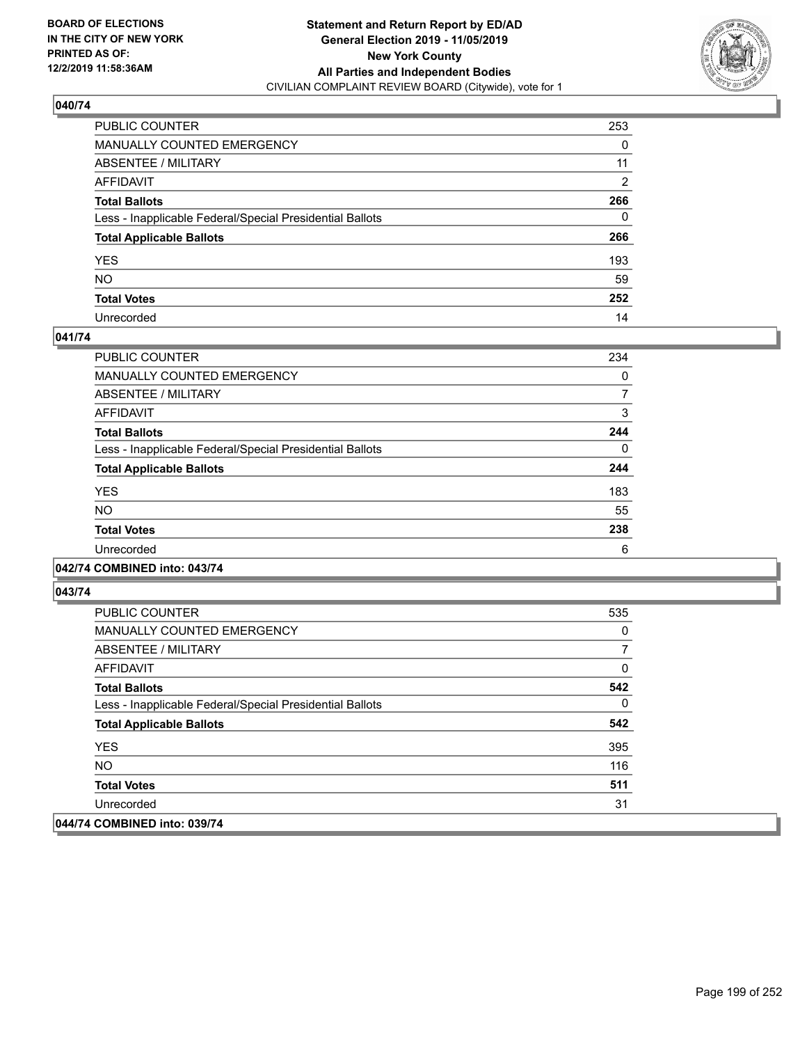**BOARD OF ELECTIONS IN THE CITY OF NEW YORK PRINTED AS OF: 12/2/2019 11:58:36AM**

**Statement and Return Report by ED/AD General Election 2019 - 11/05/2019 New York County All Parties and Independent Bodies**
CIVILIAN COMPLAINT REVIEW BOARD (Citywide), vote for 1

## 040/74

| | |
|---|---|
| PUBLIC COUNTER | 253 |
| MANUALLY COUNTED EMERGENCY | 0 |
| ABSENTEE / MILITARY | 11 |
| AFFIDAVIT | 2 |
| **Total Ballots** | **266** |
| Less - Inapplicable Federal/Special Presidential Ballots | 0 |
| **Total Applicable Ballots** | **266** |
| YES | 193 |
| NO | 59 |
| **Total Votes** | **252** |
| Unrecorded | 14 |

## 041/74

| | |
|---|---|
| PUBLIC COUNTER | 234 |
| MANUALLY COUNTED EMERGENCY | 0 |
| ABSENTEE / MILITARY | 7 |
| AFFIDAVIT | 3 |
| **Total Ballots** | **244** |
| Less - Inapplicable Federal/Special Presidential Ballots | 0 |
| **Total Applicable Ballots** | **244** |
| YES | 183 |
| NO | 55 |
| **Total Votes** | **238** |
| Unrecorded | 6 |

## 042/74 COMBINED into: 043/74

## 043/74

| | |
|---|---|
| PUBLIC COUNTER | 535 |
| MANUALLY COUNTED EMERGENCY | 0 |
| ABSENTEE / MILITARY | 7 |
| AFFIDAVIT | 0 |
| **Total Ballots** | **542** |
| Less - Inapplicable Federal/Special Presidential Ballots | 0 |
| **Total Applicable Ballots** | **542** |
| YES | 395 |
| NO | 116 |
| **Total Votes** | **511** |
| Unrecorded | 31 |

## 044/74 COMBINED into: 039/74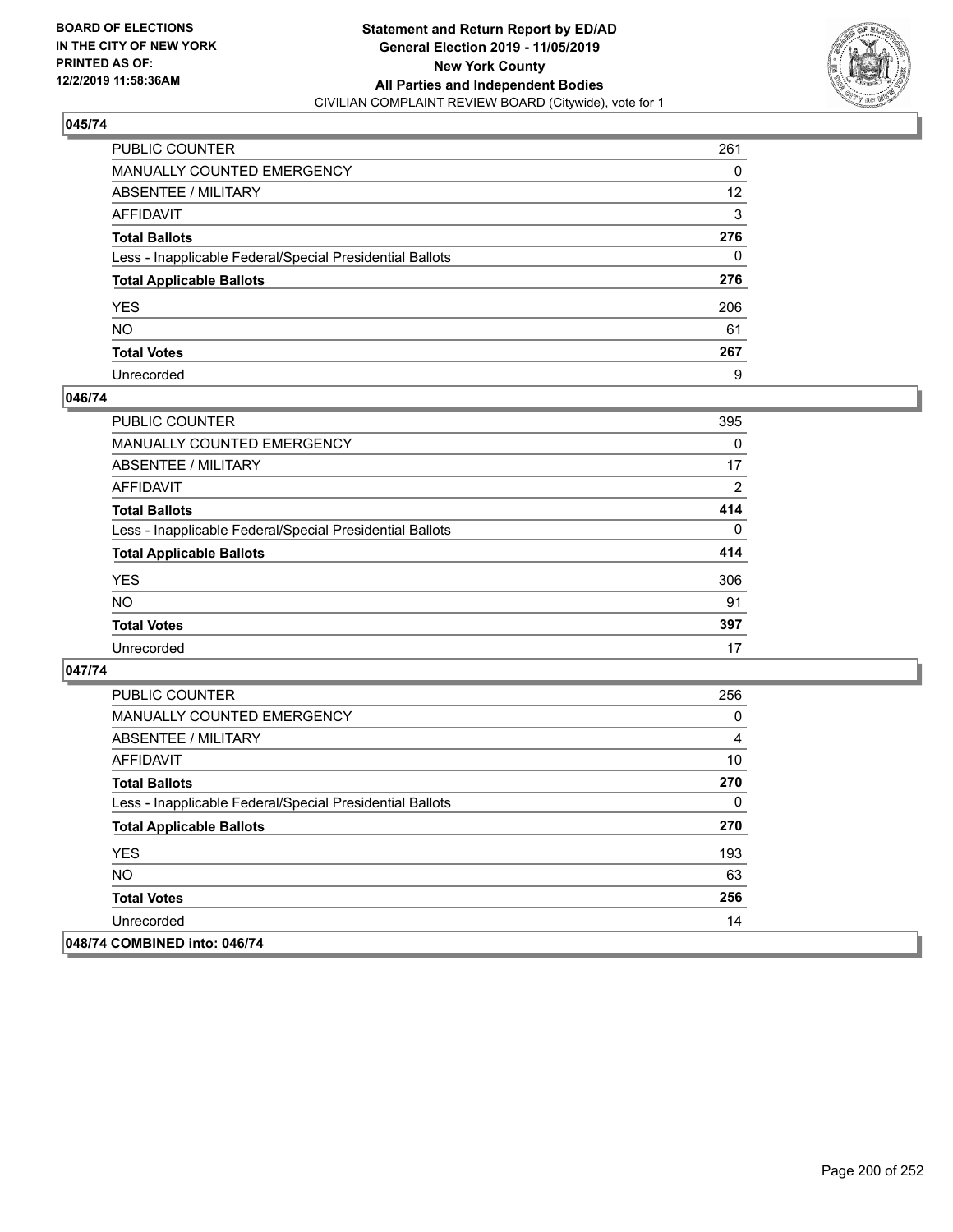**BOARD OF ELECTIONS IN THE CITY OF NEW YORK PRINTED AS OF: 12/2/2019 11:58:36AM**

**Statement and Return Report by ED/AD General Election 2019 - 11/05/2019 New York County All Parties and Independent Bodies**
CIVILIAN COMPLAINT REVIEW BOARD (Citywide), vote for 1

### 045/74

| | |
|---|---|
| PUBLIC COUNTER | 261 |
| MANUALLY COUNTED EMERGENCY | 0 |
| ABSENTEE / MILITARY | 12 |
| AFFIDAVIT | 3 |
| **Total Ballots** | **276** |
| Less - Inapplicable Federal/Special Presidential Ballots | 0 |
| **Total Applicable Ballots** | **276** |
| YES | 206 |
| NO | 61 |
| **Total Votes** | **267** |
| Unrecorded | 9 |

### 046/74

| | |
|---|---|
| PUBLIC COUNTER | 395 |
| MANUALLY COUNTED EMERGENCY | 0 |
| ABSENTEE / MILITARY | 17 |
| AFFIDAVIT | 2 |
| **Total Ballots** | **414** |
| Less - Inapplicable Federal/Special Presidential Ballots | 0 |
| **Total Applicable Ballots** | **414** |
| YES | 306 |
| NO | 91 |
| **Total Votes** | **397** |
| Unrecorded | 17 |

### 047/74

| | |
|---|---|
| PUBLIC COUNTER | 256 |
| MANUALLY COUNTED EMERGENCY | 0 |
| ABSENTEE / MILITARY | 4 |
| AFFIDAVIT | 10 |
| **Total Ballots** | **270** |
| Less - Inapplicable Federal/Special Presidential Ballots | 0 |
| **Total Applicable Ballots** | **270** |
| YES | 193 |
| NO | 63 |
| **Total Votes** | **256** |
| Unrecorded | 14 |

### 048/74 COMBINED into: 046/74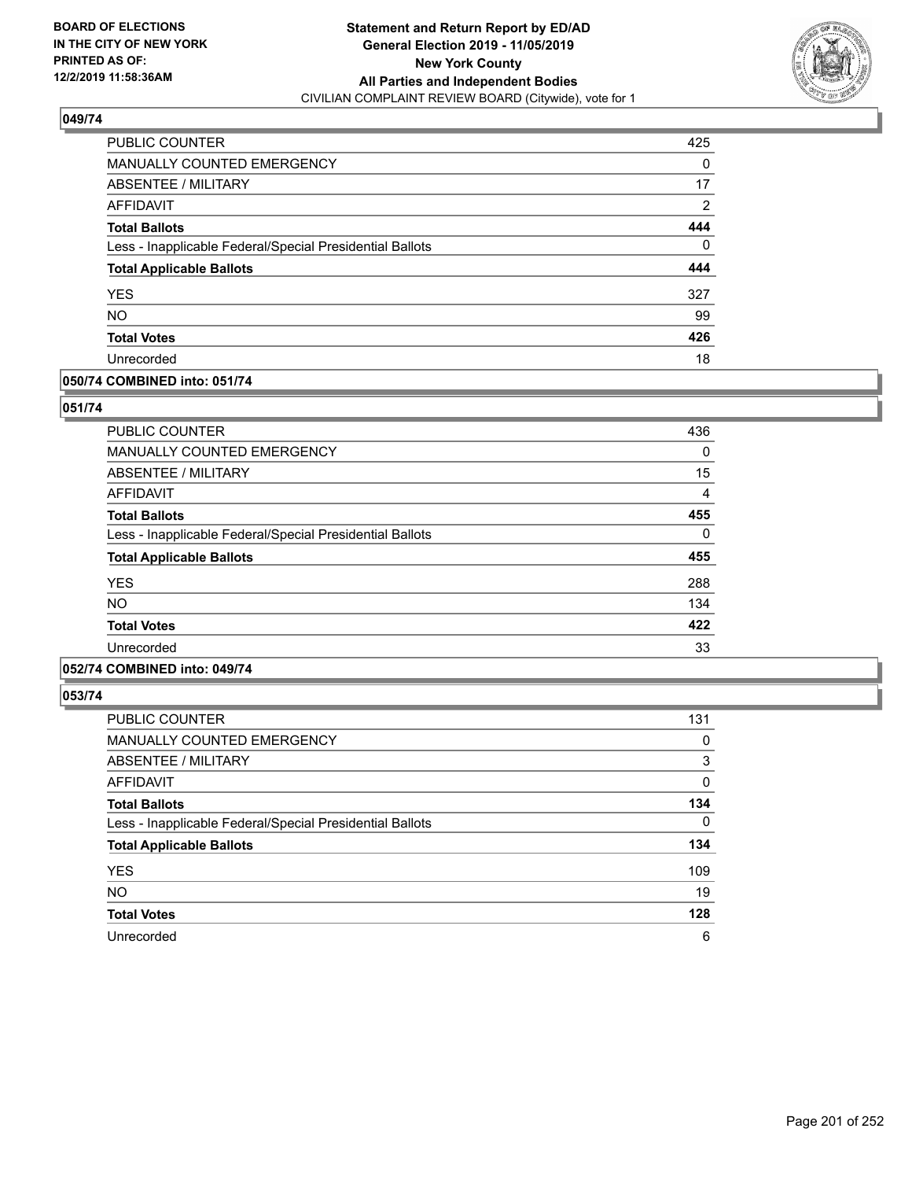## 049/74

| | |
|---|---|
| PUBLIC COUNTER | 425 |
| MANUALLY COUNTED EMERGENCY | 0 |
| ABSENTEE / MILITARY | 17 |
| AFFIDAVIT | 2 |
| **Total Ballots** | **444** |
| Less - Inapplicable Federal/Special Presidential Ballots | 0 |
| **Total Applicable Ballots** | **444** |
| YES | 327 |
| NO | 99 |
| **Total Votes** | **426** |
| Unrecorded | 18 |

## 050/74 COMBINED into: 051/74

## 051/74

| | |
|---|---|
| PUBLIC COUNTER | 436 |
| MANUALLY COUNTED EMERGENCY | 0 |
| ABSENTEE / MILITARY | 15 |
| AFFIDAVIT | 4 |
| **Total Ballots** | **455** |
| Less - Inapplicable Federal/Special Presidential Ballots | 0 |
| **Total Applicable Ballots** | **455** |
| YES | 288 |
| NO | 134 |
| **Total Votes** | **422** |
| Unrecorded | 33 |

## 052/74 COMBINED into: 049/74

## 053/74

| | |
|---|---|
| PUBLIC COUNTER | 131 |
| MANUALLY COUNTED EMERGENCY | 0 |
| ABSENTEE / MILITARY | 3 |
| AFFIDAVIT | 0 |
| **Total Ballots** | **134** |
| Less - Inapplicable Federal/Special Presidential Ballots | 0 |
| **Total Applicable Ballots** | **134** |
| YES | 109 |
| NO | 19 |
| **Total Votes** | **128** |
| Unrecorded | 6 |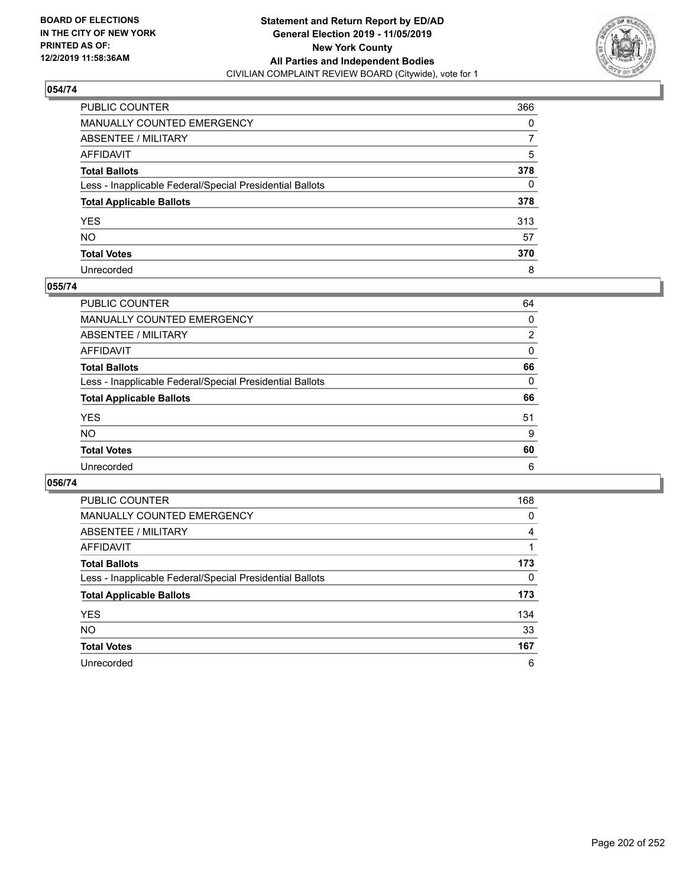BOARD OF ELECTIONS IN THE CITY OF NEW YORK PRINTED AS OF: 12/2/2019 11:58:36AM

**Statement and Return Report by ED/AD**
**General Election 2019 - 11/05/2019**
**New York County**
**All Parties and Independent Bodies**
CIVILIAN COMPLAINT REVIEW BOARD (Citywide), vote for 1

### 054/74

| | |
|---|---|
| PUBLIC COUNTER | 366 |
| MANUALLY COUNTED EMERGENCY | 0 |
| ABSENTEE / MILITARY | 7 |
| AFFIDAVIT | 5 |
| **Total Ballots** | **378** |
| Less - Inapplicable Federal/Special Presidential Ballots | 0 |
| **Total Applicable Ballots** | **378** |
| YES | 313 |
| NO | 57 |
| **Total Votes** | **370** |
| Unrecorded | 8 |

### 055/74

| | |
|---|---|
| PUBLIC COUNTER | 64 |
| MANUALLY COUNTED EMERGENCY | 0 |
| ABSENTEE / MILITARY | 2 |
| AFFIDAVIT | 0 |
| **Total Ballots** | **66** |
| Less - Inapplicable Federal/Special Presidential Ballots | 0 |
| **Total Applicable Ballots** | **66** |
| YES | 51 |
| NO | 9 |
| **Total Votes** | **60** |
| Unrecorded | 6 |

### 056/74

| | |
|---|---|
| PUBLIC COUNTER | 168 |
| MANUALLY COUNTED EMERGENCY | 0 |
| ABSENTEE / MILITARY | 4 |
| AFFIDAVIT | 1 |
| **Total Ballots** | **173** |
| Less - Inapplicable Federal/Special Presidential Ballots | 0 |
| **Total Applicable Ballots** | **173** |
| YES | 134 |
| NO | 33 |
| **Total Votes** | **167** |
| Unrecorded | 6 |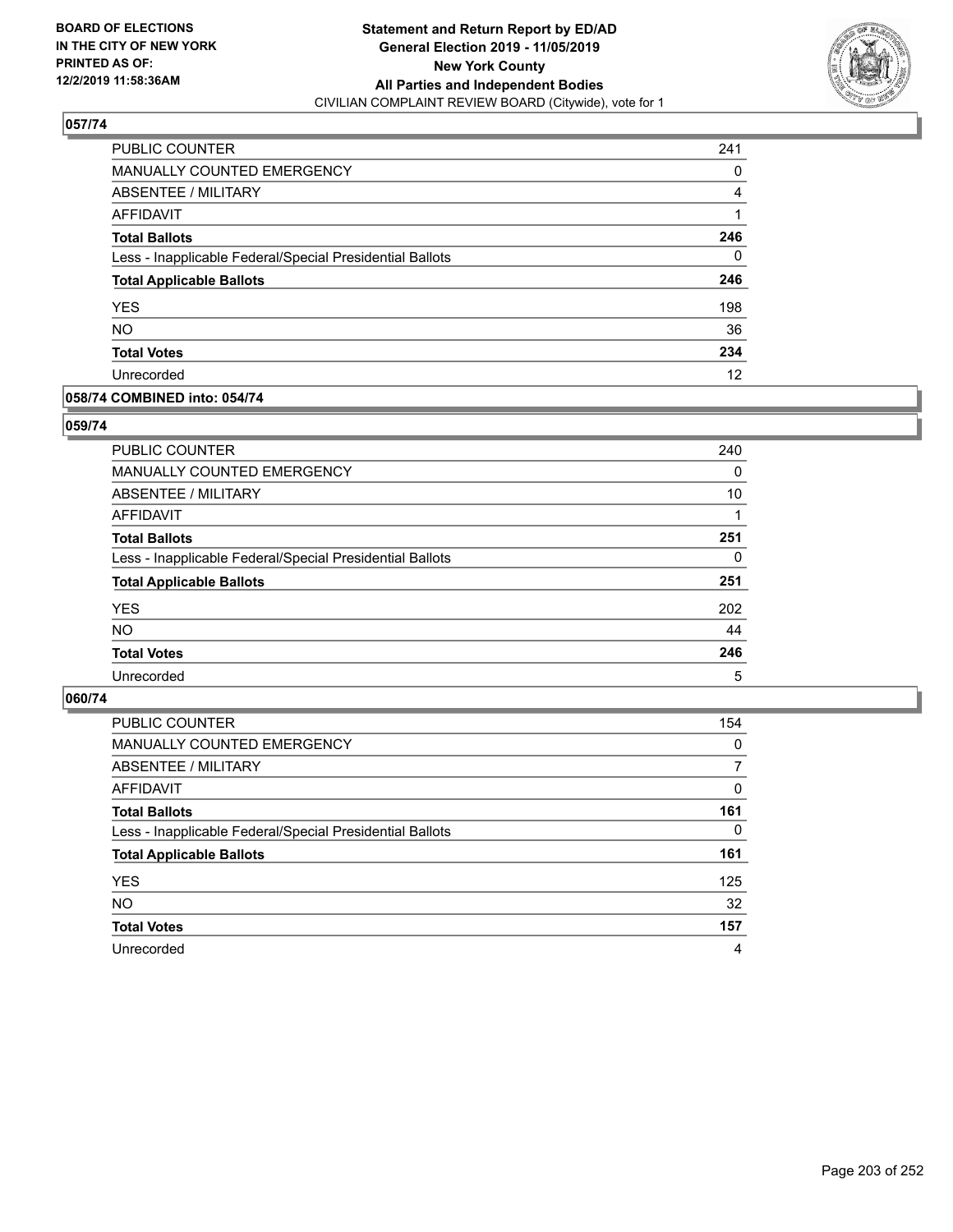**BOARD OF ELECTIONS IN THE CITY OF NEW YORK PRINTED AS OF: 12/2/2019 11:58:36AM**

**Statement and Return Report by ED/AD General Election 2019 - 11/05/2019 New York County All Parties and Independent Bodies**
CIVILIAN COMPLAINT REVIEW BOARD (Citywide), vote for 1

### 057/74

| | |
|---|---|
| PUBLIC COUNTER | 241 |
| MANUALLY COUNTED EMERGENCY | 0 |
| ABSENTEE / MILITARY | 4 |
| AFFIDAVIT | 1 |
| **Total Ballots** | **246** |
| Less - Inapplicable Federal/Special Presidential Ballots | 0 |
| **Total Applicable Ballots** | **246** |
| YES | 198 |
| NO | 36 |
| **Total Votes** | **234** |
| Unrecorded | 12 |

### 058/74 COMBINED into: 054/74

### 059/74

| | |
|---|---|
| PUBLIC COUNTER | 240 |
| MANUALLY COUNTED EMERGENCY | 0 |
| ABSENTEE / MILITARY | 10 |
| AFFIDAVIT | 1 |
| **Total Ballots** | **251** |
| Less - Inapplicable Federal/Special Presidential Ballots | 0 |
| **Total Applicable Ballots** | **251** |
| YES | 202 |
| NO | 44 |
| **Total Votes** | **246** |
| Unrecorded | 5 |

### 060/74

| | |
|---|---|
| PUBLIC COUNTER | 154 |
| MANUALLY COUNTED EMERGENCY | 0 |
| ABSENTEE / MILITARY | 7 |
| AFFIDAVIT | 0 |
| **Total Ballots** | **161** |
| Less - Inapplicable Federal/Special Presidential Ballots | 0 |
| **Total Applicable Ballots** | **161** |
| YES | 125 |
| NO | 32 |
| **Total Votes** | **157** |
| Unrecorded | 4 |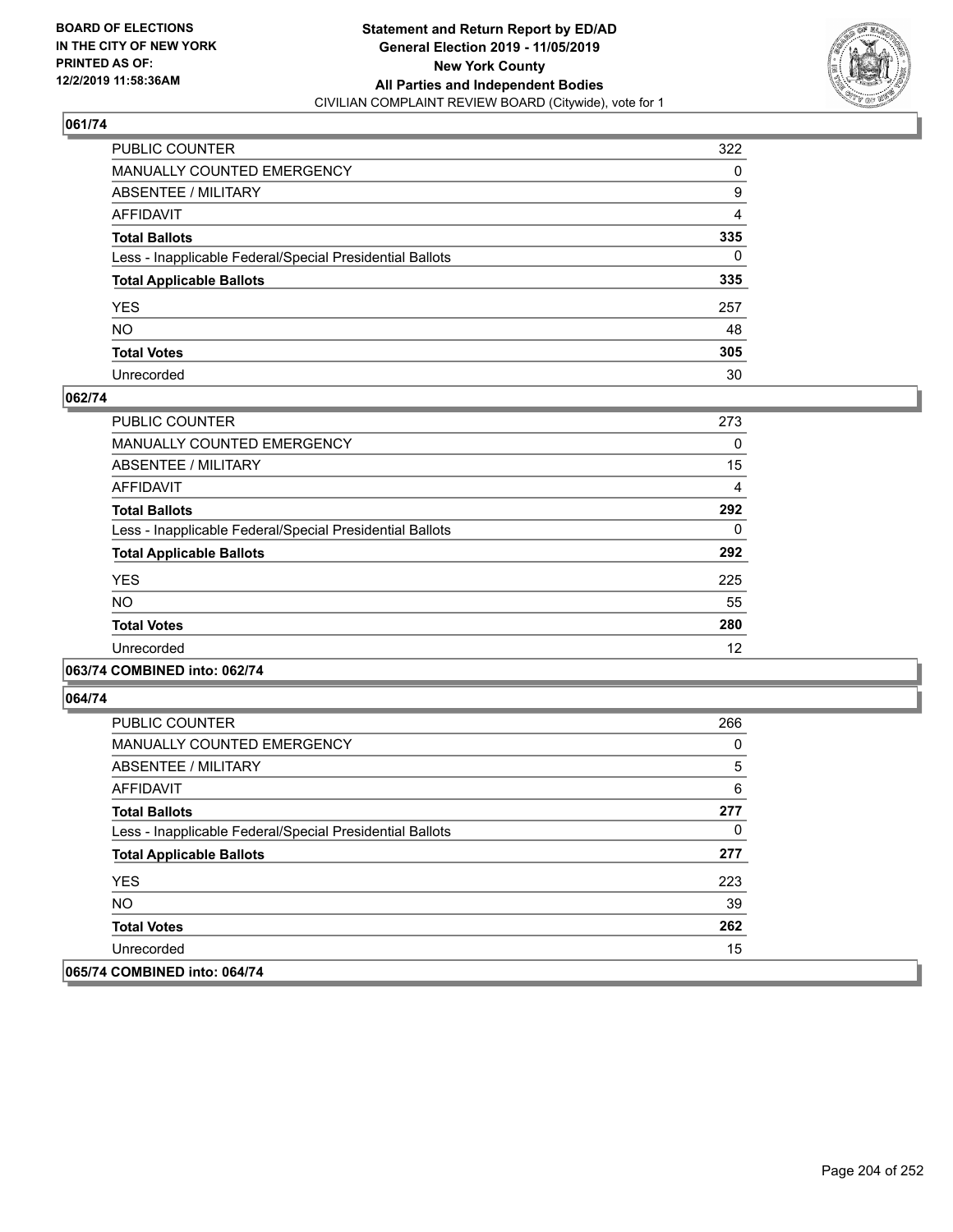**Statement and Return Report by ED/AD**
**General Election 2019 - 11/05/2019**
**New York County**
**All Parties and Independent Bodies**
CIVILIAN COMPLAINT REVIEW BOARD (Citywide), vote for 1

BOARD OF ELECTIONS IN THE CITY OF NEW YORK PRINTED AS OF: 12/2/2019 11:58:36AM

## 061/74

| | |
|---|---|
| PUBLIC COUNTER | 322 |
| MANUALLY COUNTED EMERGENCY | 0 |
| ABSENTEE / MILITARY | 9 |
| AFFIDAVIT | 4 |
| **Total Ballots** | **335** |
| Less - Inapplicable Federal/Special Presidential Ballots | 0 |
| **Total Applicable Ballots** | **335** |
| YES | 257 |
| NO | 48 |
| **Total Votes** | **305** |
| Unrecorded | 30 |

## 062/74

| | |
|---|---|
| PUBLIC COUNTER | 273 |
| MANUALLY COUNTED EMERGENCY | 0 |
| ABSENTEE / MILITARY | 15 |
| AFFIDAVIT | 4 |
| **Total Ballots** | **292** |
| Less - Inapplicable Federal/Special Presidential Ballots | 0 |
| **Total Applicable Ballots** | **292** |
| YES | 225 |
| NO | 55 |
| **Total Votes** | **280** |
| Unrecorded | 12 |

## 063/74 COMBINED into: 062/74

## 064/74

| | |
|---|---|
| PUBLIC COUNTER | 266 |
| MANUALLY COUNTED EMERGENCY | 0 |
| ABSENTEE / MILITARY | 5 |
| AFFIDAVIT | 6 |
| **Total Ballots** | **277** |
| Less - Inapplicable Federal/Special Presidential Ballots | 0 |
| **Total Applicable Ballots** | **277** |
| YES | 223 |
| NO | 39 |
| **Total Votes** | **262** |
| Unrecorded | 15 |

## 065/74 COMBINED into: 064/74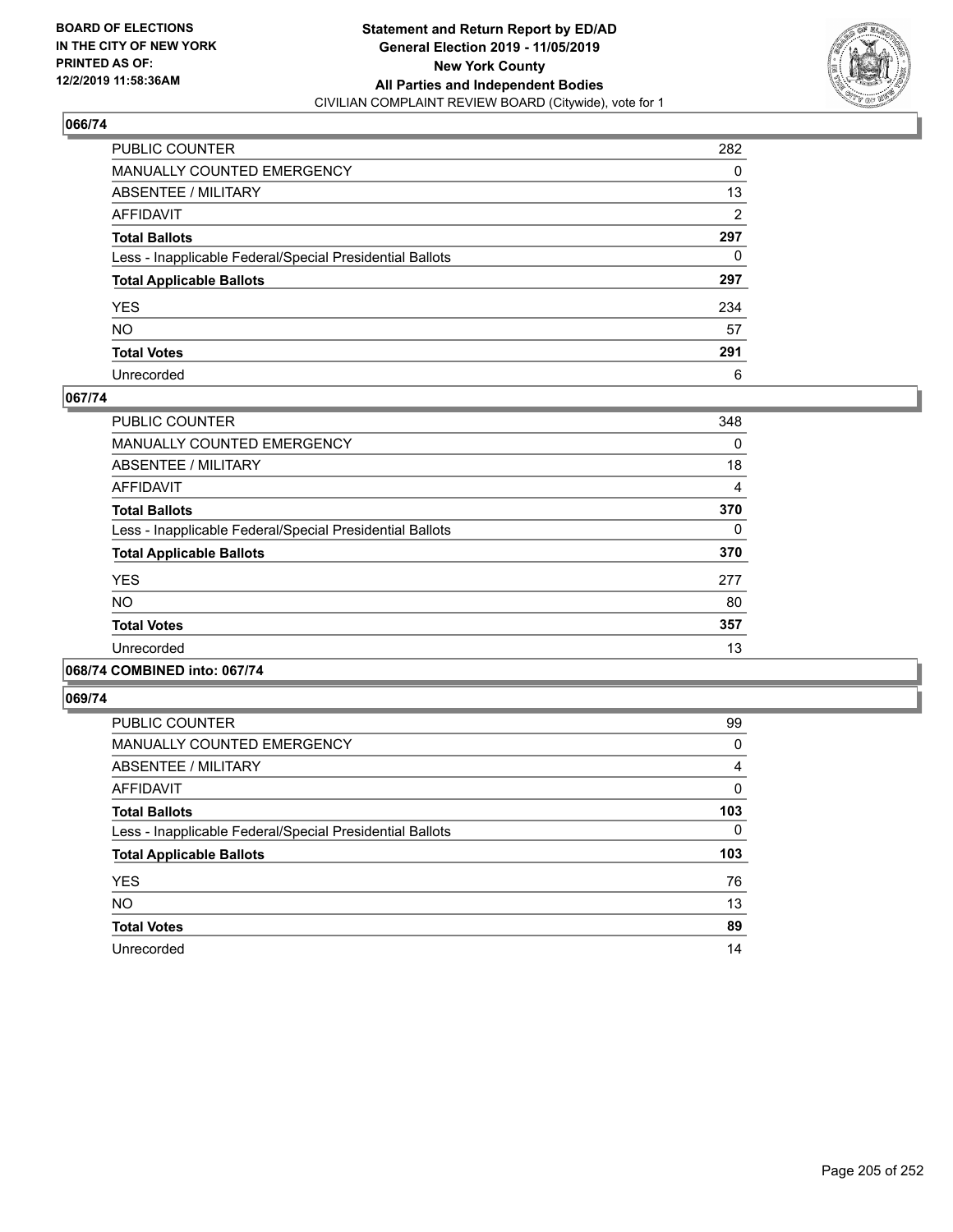**BOARD OF ELECTIONS IN THE CITY OF NEW YORK PRINTED AS OF: 12/2/2019 11:58:36AM**

**Statement and Return Report by ED/AD General Election 2019 - 11/05/2019 New York County All Parties and Independent Bodies**
CIVILIAN COMPLAINT REVIEW BOARD (Citywide), vote for 1

## 066/74

| | |
|---|---|
| PUBLIC COUNTER | 282 |
| MANUALLY COUNTED EMERGENCY | 0 |
| ABSENTEE / MILITARY | 13 |
| AFFIDAVIT | 2 |
| **Total Ballots** | **297** |
| Less - Inapplicable Federal/Special Presidential Ballots | 0 |
| **Total Applicable Ballots** | **297** |
| YES | 234 |
| NO | 57 |
| **Total Votes** | **291** |
| Unrecorded | 6 |

## 067/74

| | |
|---|---|
| PUBLIC COUNTER | 348 |
| MANUALLY COUNTED EMERGENCY | 0 |
| ABSENTEE / MILITARY | 18 |
| AFFIDAVIT | 4 |
| **Total Ballots** | **370** |
| Less - Inapplicable Federal/Special Presidential Ballots | 0 |
| **Total Applicable Ballots** | **370** |
| YES | 277 |
| NO | 80 |
| **Total Votes** | **357** |
| Unrecorded | 13 |

## 068/74 COMBINED into: 067/74

## 069/74

| | |
|---|---|
| PUBLIC COUNTER | 99 |
| MANUALLY COUNTED EMERGENCY | 0 |
| ABSENTEE / MILITARY | 4 |
| AFFIDAVIT | 0 |
| **Total Ballots** | **103** |
| Less - Inapplicable Federal/Special Presidential Ballots | 0 |
| **Total Applicable Ballots** | **103** |
| YES | 76 |
| NO | 13 |
| **Total Votes** | **89** |
| Unrecorded | 14 |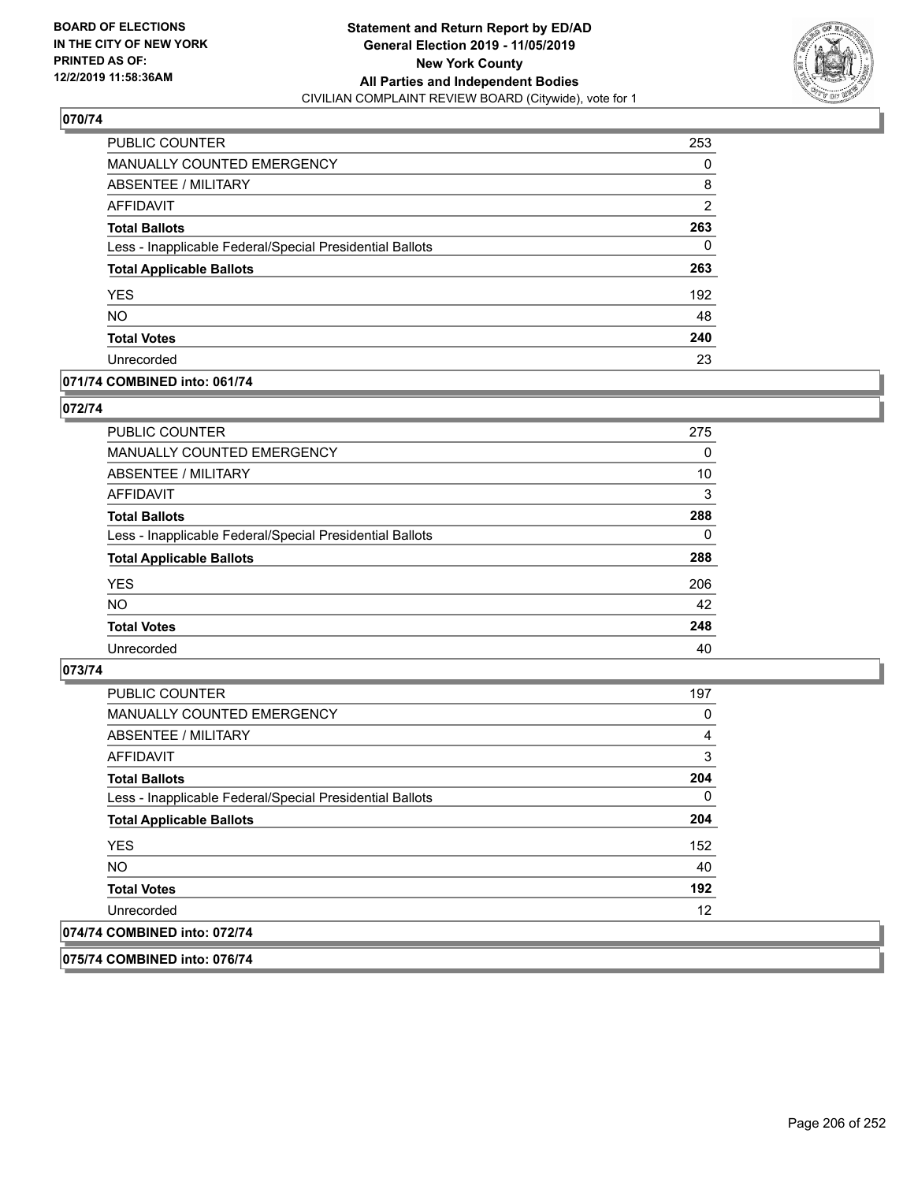**Statement and Return Report by ED/AD**
**General Election 2019 - 11/05/2019**
**New York County**
**All Parties and Independent Bodies**
CIVILIAN COMPLAINT REVIEW BOARD (Citywide), vote for 1

BOARD OF ELECTIONS IN THE CITY OF NEW YORK PRINTED AS OF: 12/2/2019 11:58:36AM

### 070/74

| | |
|---|---|
| PUBLIC COUNTER | 253 |
| MANUALLY COUNTED EMERGENCY | 0 |
| ABSENTEE / MILITARY | 8 |
| AFFIDAVIT | 2 |
| **Total Ballots** | **263** |
| Less - Inapplicable Federal/Special Presidential Ballots | 0 |
| **Total Applicable Ballots** | **263** |
| YES | 192 |
| NO | 48 |
| **Total Votes** | **240** |
| Unrecorded | 23 |

### 071/74 COMBINED into: 061/74

### 072/74

| | |
|---|---|
| PUBLIC COUNTER | 275 |
| MANUALLY COUNTED EMERGENCY | 0 |
| ABSENTEE / MILITARY | 10 |
| AFFIDAVIT | 3 |
| **Total Ballots** | **288** |
| Less - Inapplicable Federal/Special Presidential Ballots | 0 |
| **Total Applicable Ballots** | **288** |
| YES | 206 |
| NO | 42 |
| **Total Votes** | **248** |
| Unrecorded | 40 |

### 073/74

| | |
|---|---|
| PUBLIC COUNTER | 197 |
| MANUALLY COUNTED EMERGENCY | 0 |
| ABSENTEE / MILITARY | 4 |
| AFFIDAVIT | 3 |
| **Total Ballots** | **204** |
| Less - Inapplicable Federal/Special Presidential Ballots | 0 |
| **Total Applicable Ballots** | **204** |
| YES | 152 |
| NO | 40 |
| **Total Votes** | **192** |
| Unrecorded | 12 |

### 074/74 COMBINED into: 072/74

### 075/74 COMBINED into: 076/74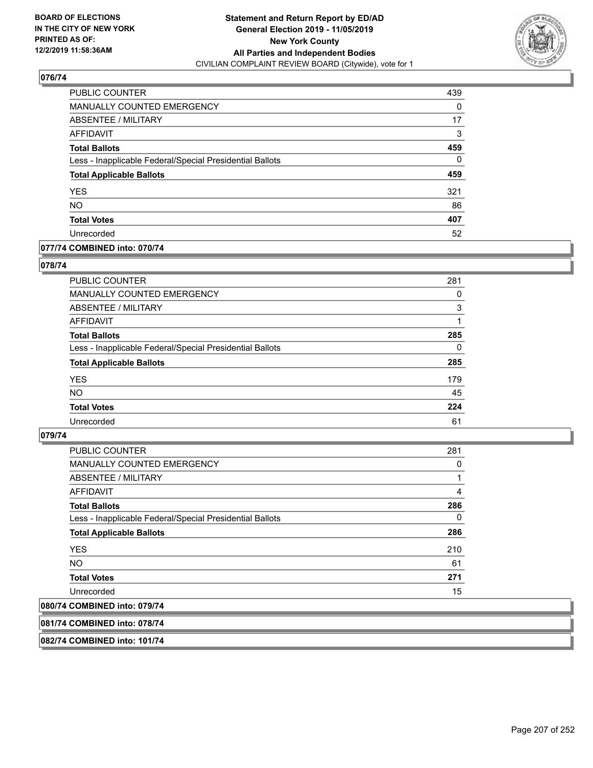### 076/74

| | |
|---|---|
| PUBLIC COUNTER | 439 |
| MANUALLY COUNTED EMERGENCY | 0 |
| ABSENTEE / MILITARY | 17 |
| AFFIDAVIT | 3 |
| **Total Ballots** | **459** |
| Less - Inapplicable Federal/Special Presidential Ballots | 0 |
| **Total Applicable Ballots** | **459** |
| YES | 321 |
| NO | 86 |
| **Total Votes** | **407** |
| Unrecorded | 52 |

### 077/74 COMBINED into: 070/74

### 078/74

| | |
|---|---|
| PUBLIC COUNTER | 281 |
| MANUALLY COUNTED EMERGENCY | 0 |
| ABSENTEE / MILITARY | 3 |
| AFFIDAVIT | 1 |
| **Total Ballots** | **285** |
| Less - Inapplicable Federal/Special Presidential Ballots | 0 |
| **Total Applicable Ballots** | **285** |
| YES | 179 |
| NO | 45 |
| **Total Votes** | **224** |
| Unrecorded | 61 |

### 079/74

| | |
|---|---|
| PUBLIC COUNTER | 281 |
| MANUALLY COUNTED EMERGENCY | 0 |
| ABSENTEE / MILITARY | 1 |
| AFFIDAVIT | 4 |
| **Total Ballots** | **286** |
| Less - Inapplicable Federal/Special Presidential Ballots | 0 |
| **Total Applicable Ballots** | **286** |
| YES | 210 |
| NO | 61 |
| **Total Votes** | **271** |
| Unrecorded | 15 |

### 080/74 COMBINED into: 079/74

### 081/74 COMBINED into: 078/74

### 082/74 COMBINED into: 101/74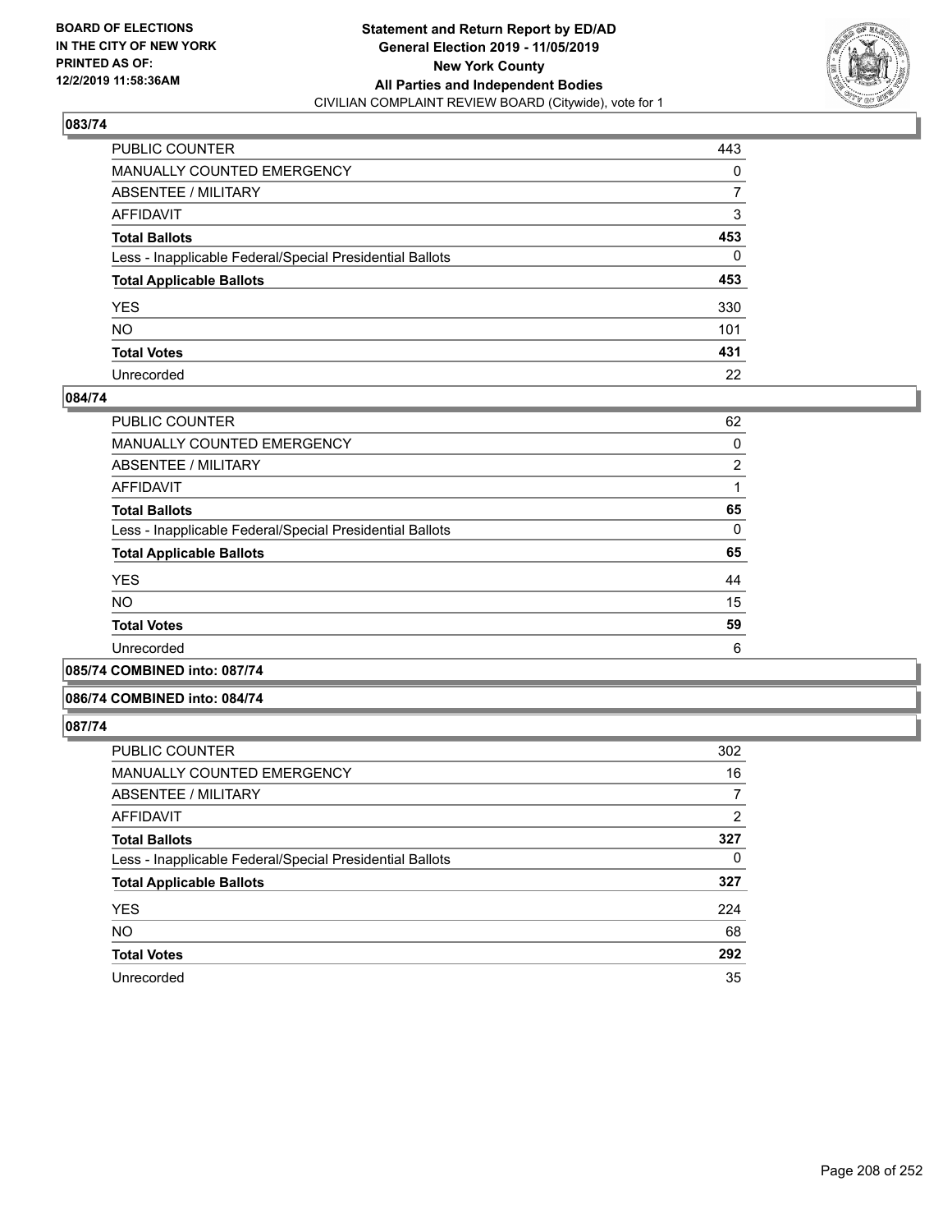BOARD OF ELECTIONS
IN THE CITY OF NEW YORK
PRINTED AS OF:
12/2/2019 11:58:36AM

**Statement and Return Report by ED/AD**
**General Election 2019 - 11/05/2019**
**New York County**
**All Parties and Independent Bodies**
CIVILIAN COMPLAINT REVIEW BOARD (Citywide), vote for 1

### 083/74

| | |
|---|---|
| PUBLIC COUNTER | 443 |
| MANUALLY COUNTED EMERGENCY | 0 |
| ABSENTEE / MILITARY | 7 |
| AFFIDAVIT | 3 |
| **Total Ballots** | **453** |
| Less - Inapplicable Federal/Special Presidential Ballots | 0 |
| **Total Applicable Ballots** | **453** |
| YES | 330 |
| NO | 101 |
| **Total Votes** | **431** |
| Unrecorded | 22 |

### 084/74

| | |
|---|---|
| PUBLIC COUNTER | 62 |
| MANUALLY COUNTED EMERGENCY | 0 |
| ABSENTEE / MILITARY | 2 |
| AFFIDAVIT | 1 |
| **Total Ballots** | **65** |
| Less - Inapplicable Federal/Special Presidential Ballots | 0 |
| **Total Applicable Ballots** | **65** |
| YES | 44 |
| NO | 15 |
| **Total Votes** | **59** |
| Unrecorded | 6 |

### 085/74 COMBINED into: 087/74

### 086/74 COMBINED into: 084/74

### 087/74

| | |
|---|---|
| PUBLIC COUNTER | 302 |
| MANUALLY COUNTED EMERGENCY | 16 |
| ABSENTEE / MILITARY | 7 |
| AFFIDAVIT | 2 |
| **Total Ballots** | **327** |
| Less - Inapplicable Federal/Special Presidential Ballots | 0 |
| **Total Applicable Ballots** | **327** |
| YES | 224 |
| NO | 68 |
| **Total Votes** | **292** |
| Unrecorded | 35 |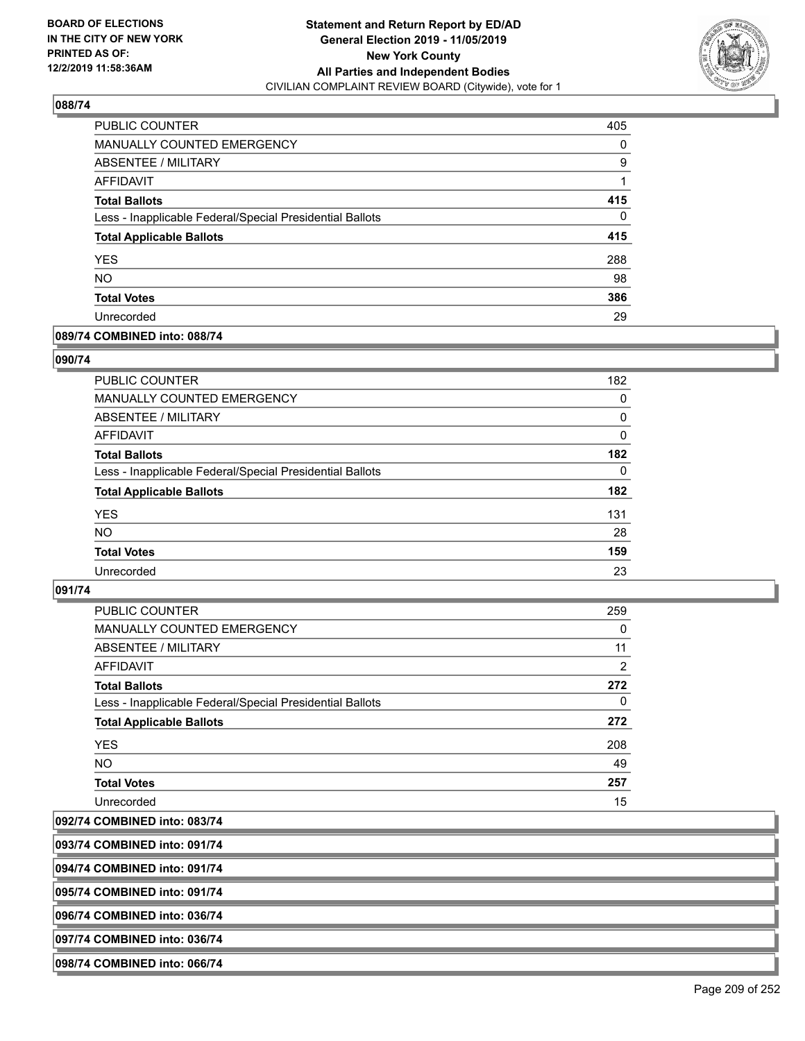### 088/74

| | |
|---|---|
| PUBLIC COUNTER | 405 |
| MANUALLY COUNTED EMERGENCY | 0 |
| ABSENTEE / MILITARY | 9 |
| AFFIDAVIT | 1 |
| **Total Ballots** | **415** |
| Less - Inapplicable Federal/Special Presidential Ballots | 0 |
| **Total Applicable Ballots** | **415** |
| YES | 288 |
| NO | 98 |
| **Total Votes** | **386** |
| Unrecorded | 29 |

### 089/74 COMBINED into: 088/74

### 090/74

| | |
|---|---|
| PUBLIC COUNTER | 182 |
| MANUALLY COUNTED EMERGENCY | 0 |
| ABSENTEE / MILITARY | 0 |
| AFFIDAVIT | 0 |
| **Total Ballots** | **182** |
| Less - Inapplicable Federal/Special Presidential Ballots | 0 |
| **Total Applicable Ballots** | **182** |
| YES | 131 |
| NO | 28 |
| **Total Votes** | **159** |
| Unrecorded | 23 |

### 091/74

| | |
|---|---|
| PUBLIC COUNTER | 259 |
| MANUALLY COUNTED EMERGENCY | 0 |
| ABSENTEE / MILITARY | 11 |
| AFFIDAVIT | 2 |
| **Total Ballots** | **272** |
| Less - Inapplicable Federal/Special Presidential Ballots | 0 |
| **Total Applicable Ballots** | **272** |
| YES | 208 |
| NO | 49 |
| **Total Votes** | **257** |
| Unrecorded | 15 |

### 092/74 COMBINED into: 083/74

### 093/74 COMBINED into: 091/74

### 094/74 COMBINED into: 091/74

### 095/74 COMBINED into: 091/74

### 096/74 COMBINED into: 036/74

### 097/74 COMBINED into: 036/74

### 098/74 COMBINED into: 066/74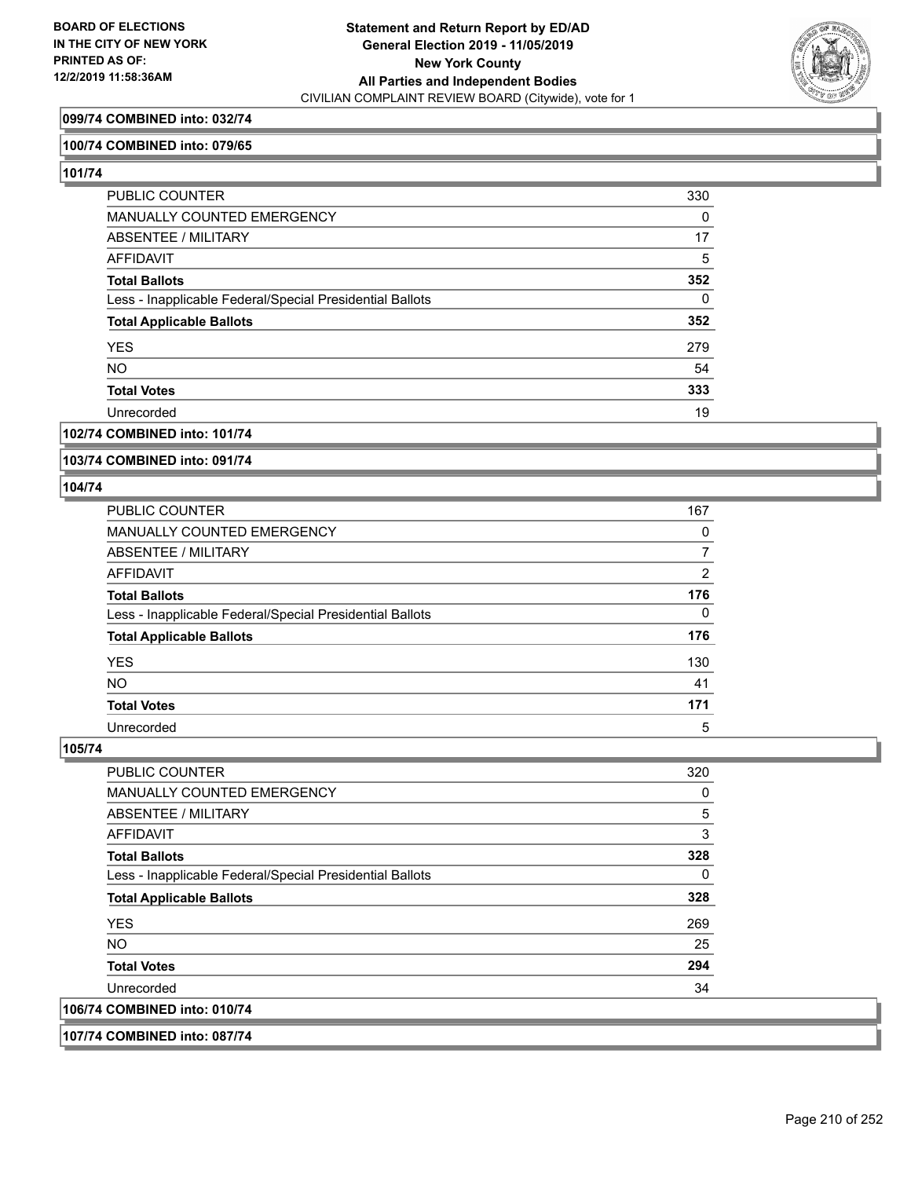**099/74 COMBINED into: 032/74**

**100/74 COMBINED into: 079/65**

**101/74**

| | |
|---|---|
| PUBLIC COUNTER | 330 |
| MANUALLY COUNTED EMERGENCY | 0 |
| ABSENTEE / MILITARY | 17 |
| AFFIDAVIT | 5 |
| **Total Ballots** | **352** |
| Less - Inapplicable Federal/Special Presidential Ballots | 0 |
| **Total Applicable Ballots** | **352** |
| YES | 279 |
| NO | 54 |
| **Total Votes** | **333** |
| Unrecorded | 19 |

**102/74 COMBINED into: 101/74**

**103/74 COMBINED into: 091/74**

**104/74**

| | |
|---|---|
| PUBLIC COUNTER | 167 |
| MANUALLY COUNTED EMERGENCY | 0 |
| ABSENTEE / MILITARY | 7 |
| AFFIDAVIT | 2 |
| **Total Ballots** | **176** |
| Less - Inapplicable Federal/Special Presidential Ballots | 0 |
| **Total Applicable Ballots** | **176** |
| YES | 130 |
| NO | 41 |
| **Total Votes** | **171** |
| Unrecorded | 5 |

**105/74**

| | |
|---|---|
| PUBLIC COUNTER | 320 |
| MANUALLY COUNTED EMERGENCY | 0 |
| ABSENTEE / MILITARY | 5 |
| AFFIDAVIT | 3 |
| **Total Ballots** | **328** |
| Less - Inapplicable Federal/Special Presidential Ballots | 0 |
| **Total Applicable Ballots** | **328** |
| YES | 269 |
| NO | 25 |
| **Total Votes** | **294** |
| Unrecorded | 34 |

**106/74 COMBINED into: 010/74**

**107/74 COMBINED into: 087/74**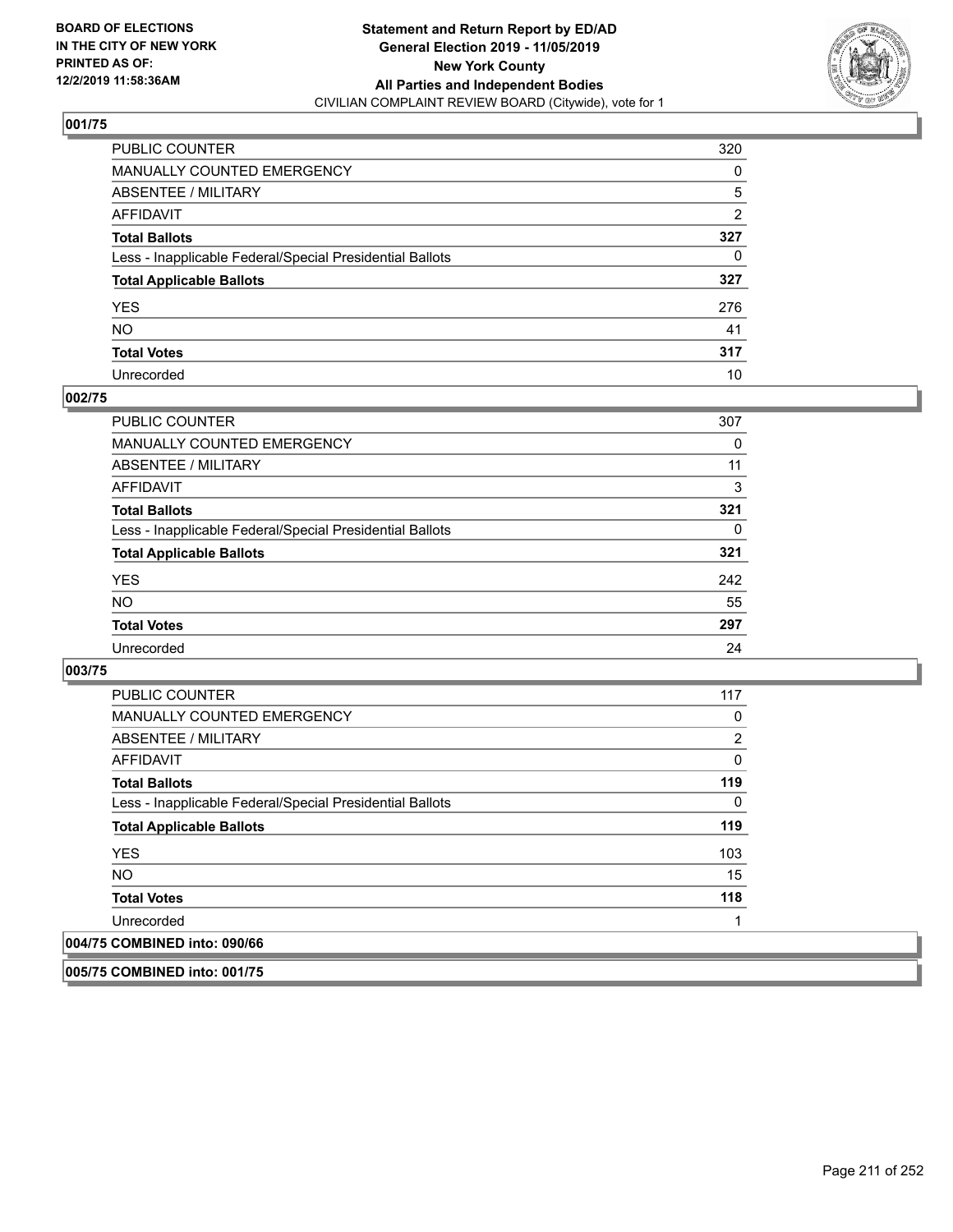BOARD OF ELECTIONS
IN THE CITY OF NEW YORK
PRINTED AS OF:
12/2/2019 11:58:36AM

**Statement and Return Report by ED/AD**
**General Election 2019 - 11/05/2019**
**New York County**
**All Parties and Independent Bodies**
CIVILIAN COMPLAINT REVIEW BOARD (Citywide), vote for 1

## 001/75

| | |
|---|---|
| PUBLIC COUNTER | 320 |
| MANUALLY COUNTED EMERGENCY | 0 |
| ABSENTEE / MILITARY | 5 |
| AFFIDAVIT | 2 |
| **Total Ballots** | **327** |
| Less - Inapplicable Federal/Special Presidential Ballots | 0 |
| **Total Applicable Ballots** | **327** |
| YES | 276 |
| NO | 41 |
| **Total Votes** | **317** |
| Unrecorded | 10 |

## 002/75

| | |
|---|---|
| PUBLIC COUNTER | 307 |
| MANUALLY COUNTED EMERGENCY | 0 |
| ABSENTEE / MILITARY | 11 |
| AFFIDAVIT | 3 |
| **Total Ballots** | **321** |
| Less - Inapplicable Federal/Special Presidential Ballots | 0 |
| **Total Applicable Ballots** | **321** |
| YES | 242 |
| NO | 55 |
| **Total Votes** | **297** |
| Unrecorded | 24 |

## 003/75

| | |
|---|---|
| PUBLIC COUNTER | 117 |
| MANUALLY COUNTED EMERGENCY | 0 |
| ABSENTEE / MILITARY | 2 |
| AFFIDAVIT | 0 |
| **Total Ballots** | **119** |
| Less - Inapplicable Federal/Special Presidential Ballots | 0 |
| **Total Applicable Ballots** | **119** |
| YES | 103 |
| NO | 15 |
| **Total Votes** | **118** |
| Unrecorded | 1 |

## 004/75 COMBINED into: 090/66

## 005/75 COMBINED into: 001/75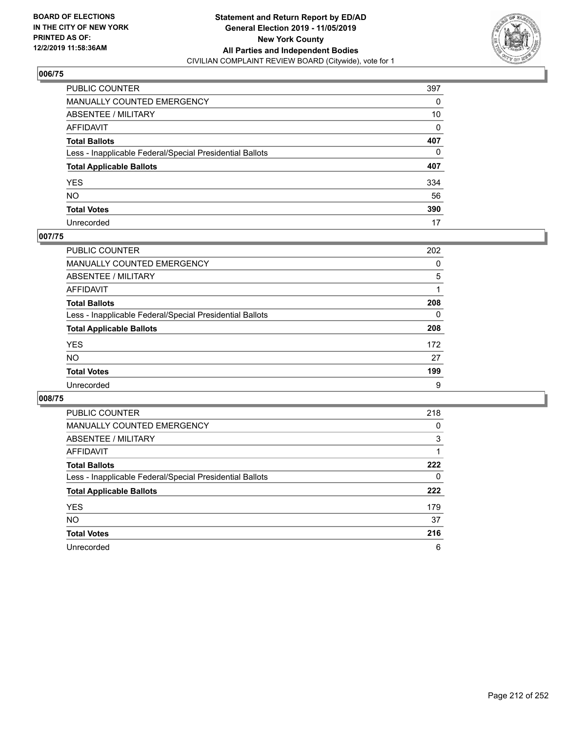BOARD OF ELECTIONS
IN THE CITY OF NEW YORK
PRINTED AS OF:
12/2/2019 11:58:36AM

**Statement and Return Report by ED/AD**
**General Election 2019 - 11/05/2019**
**New York County**
**All Parties and Independent Bodies**
CIVILIAN COMPLAINT REVIEW BOARD (Citywide), vote for 1

## 006/75

| | |
|---|---|
| PUBLIC COUNTER | 397 |
| MANUALLY COUNTED EMERGENCY | 0 |
| ABSENTEE / MILITARY | 10 |
| AFFIDAVIT | 0 |
| **Total Ballots** | **407** |
| Less - Inapplicable Federal/Special Presidential Ballots | 0 |
| **Total Applicable Ballots** | **407** |
| YES | 334 |
| NO | 56 |
| **Total Votes** | **390** |
| Unrecorded | 17 |

## 007/75

| | |
|---|---|
| PUBLIC COUNTER | 202 |
| MANUALLY COUNTED EMERGENCY | 0 |
| ABSENTEE / MILITARY | 5 |
| AFFIDAVIT | 1 |
| **Total Ballots** | **208** |
| Less - Inapplicable Federal/Special Presidential Ballots | 0 |
| **Total Applicable Ballots** | **208** |
| YES | 172 |
| NO | 27 |
| **Total Votes** | **199** |
| Unrecorded | 9 |

## 008/75

| | |
|---|---|
| PUBLIC COUNTER | 218 |
| MANUALLY COUNTED EMERGENCY | 0 |
| ABSENTEE / MILITARY | 3 |
| AFFIDAVIT | 1 |
| **Total Ballots** | **222** |
| Less - Inapplicable Federal/Special Presidential Ballots | 0 |
| **Total Applicable Ballots** | **222** |
| YES | 179 |
| NO | 37 |
| **Total Votes** | **216** |
| Unrecorded | 6 |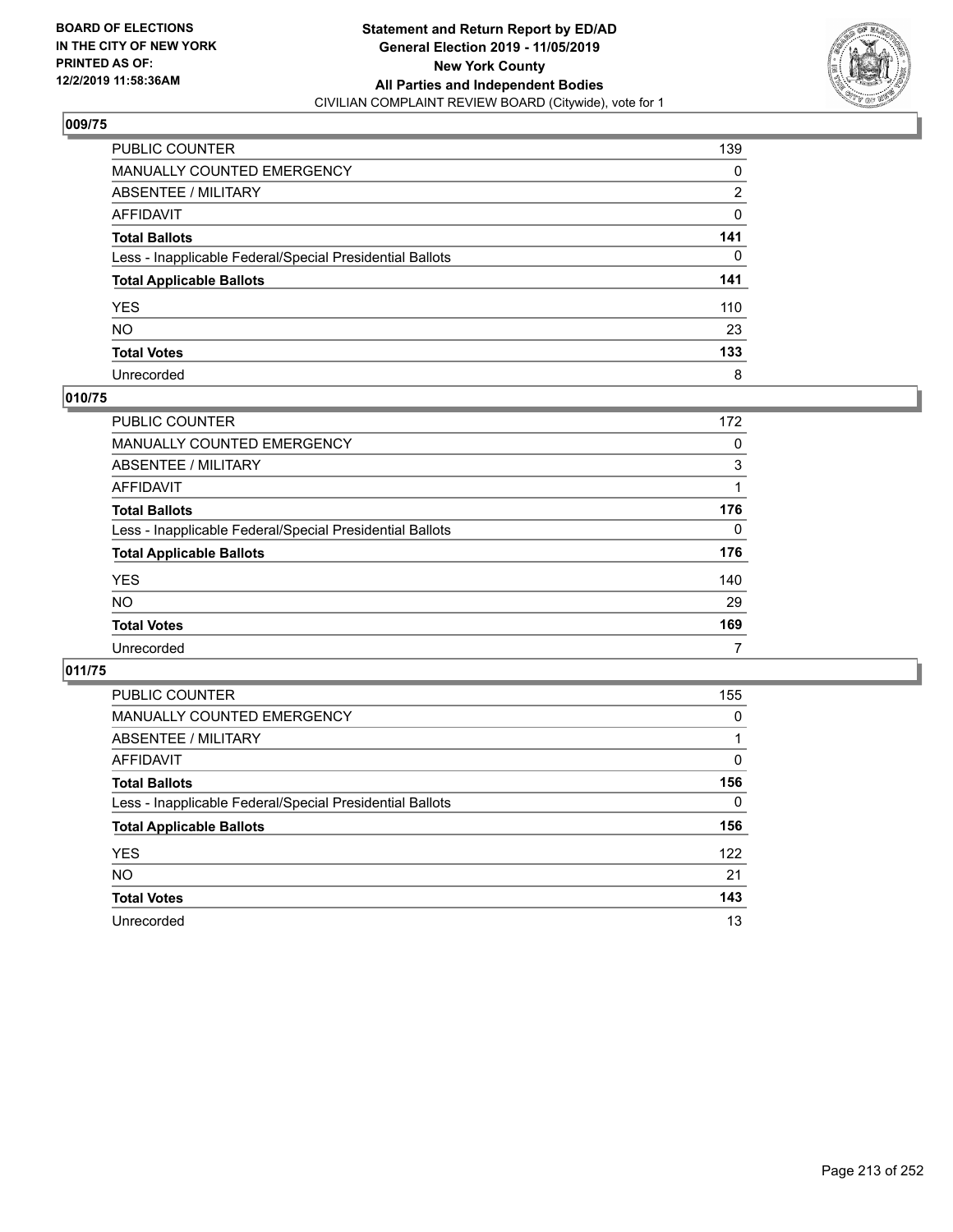**BOARD OF ELECTIONS IN THE CITY OF NEW YORK PRINTED AS OF: 12/2/2019 11:58:36AM**

**Statement and Return Report by ED/AD General Election 2019 - 11/05/2019 New York County All Parties and Independent Bodies**
CIVILIAN COMPLAINT REVIEW BOARD (Citywide), vote for 1

### 009/75

| | |
|---|---|
| PUBLIC COUNTER | 139 |
| MANUALLY COUNTED EMERGENCY | 0 |
| ABSENTEE / MILITARY | 2 |
| AFFIDAVIT | 0 |
| **Total Ballots** | **141** |
| Less - Inapplicable Federal/Special Presidential Ballots | 0 |
| **Total Applicable Ballots** | **141** |
| YES | 110 |
| NO | 23 |
| **Total Votes** | **133** |
| Unrecorded | 8 |

### 010/75

| | |
|---|---|
| PUBLIC COUNTER | 172 |
| MANUALLY COUNTED EMERGENCY | 0 |
| ABSENTEE / MILITARY | 3 |
| AFFIDAVIT | 1 |
| **Total Ballots** | **176** |
| Less - Inapplicable Federal/Special Presidential Ballots | 0 |
| **Total Applicable Ballots** | **176** |
| YES | 140 |
| NO | 29 |
| **Total Votes** | **169** |
| Unrecorded | 7 |

### 011/75

| | |
|---|---|
| PUBLIC COUNTER | 155 |
| MANUALLY COUNTED EMERGENCY | 0 |
| ABSENTEE / MILITARY | 1 |
| AFFIDAVIT | 0 |
| **Total Ballots** | **156** |
| Less - Inapplicable Federal/Special Presidential Ballots | 0 |
| **Total Applicable Ballots** | **156** |
| YES | 122 |
| NO | 21 |
| **Total Votes** | **143** |
| Unrecorded | 13 |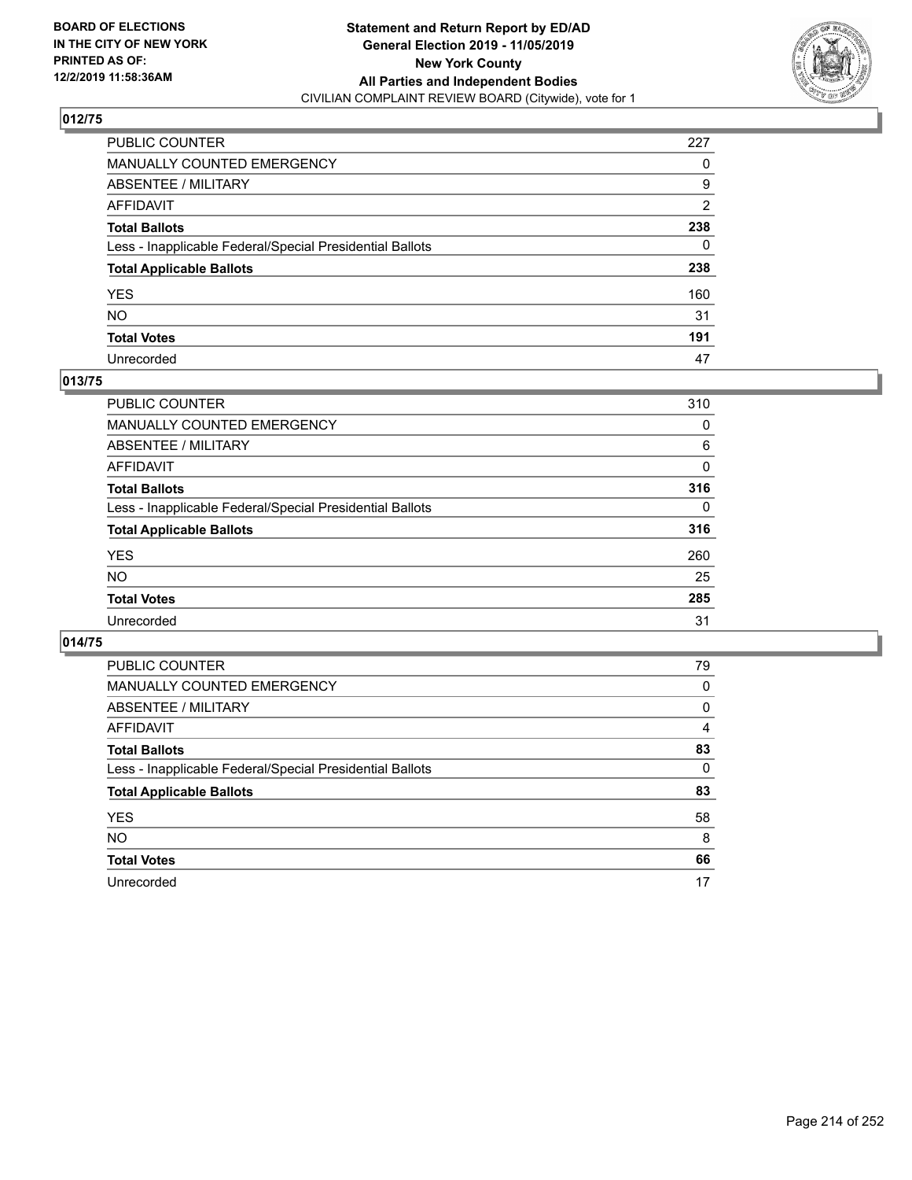BOARD OF ELECTIONS
IN THE CITY OF NEW YORK
PRINTED AS OF:
12/2/2019 11:58:36AM

**Statement and Return Report by ED/AD**
**General Election 2019 - 11/05/2019**
**New York County**
**All Parties and Independent Bodies**
CIVILIAN COMPLAINT REVIEW BOARD (Citywide), vote for 1

## 012/75

| | |
|---|---|
| PUBLIC COUNTER | 227 |
| MANUALLY COUNTED EMERGENCY | 0 |
| ABSENTEE / MILITARY | 9 |
| AFFIDAVIT | 2 |
| **Total Ballots** | **238** |
| Less - Inapplicable Federal/Special Presidential Ballots | 0 |
| **Total Applicable Ballots** | **238** |
| YES | 160 |
| NO | 31 |
| **Total Votes** | **191** |
| Unrecorded | 47 |

## 013/75

| | |
|---|---|
| PUBLIC COUNTER | 310 |
| MANUALLY COUNTED EMERGENCY | 0 |
| ABSENTEE / MILITARY | 6 |
| AFFIDAVIT | 0 |
| **Total Ballots** | **316** |
| Less - Inapplicable Federal/Special Presidential Ballots | 0 |
| **Total Applicable Ballots** | **316** |
| YES | 260 |
| NO | 25 |
| **Total Votes** | **285** |
| Unrecorded | 31 |

## 014/75

| | |
|---|---|
| PUBLIC COUNTER | 79 |
| MANUALLY COUNTED EMERGENCY | 0 |
| ABSENTEE / MILITARY | 0 |
| AFFIDAVIT | 4 |
| **Total Ballots** | **83** |
| Less - Inapplicable Federal/Special Presidential Ballots | 0 |
| **Total Applicable Ballots** | **83** |
| YES | 58 |
| NO | 8 |
| **Total Votes** | **66** |
| Unrecorded | 17 |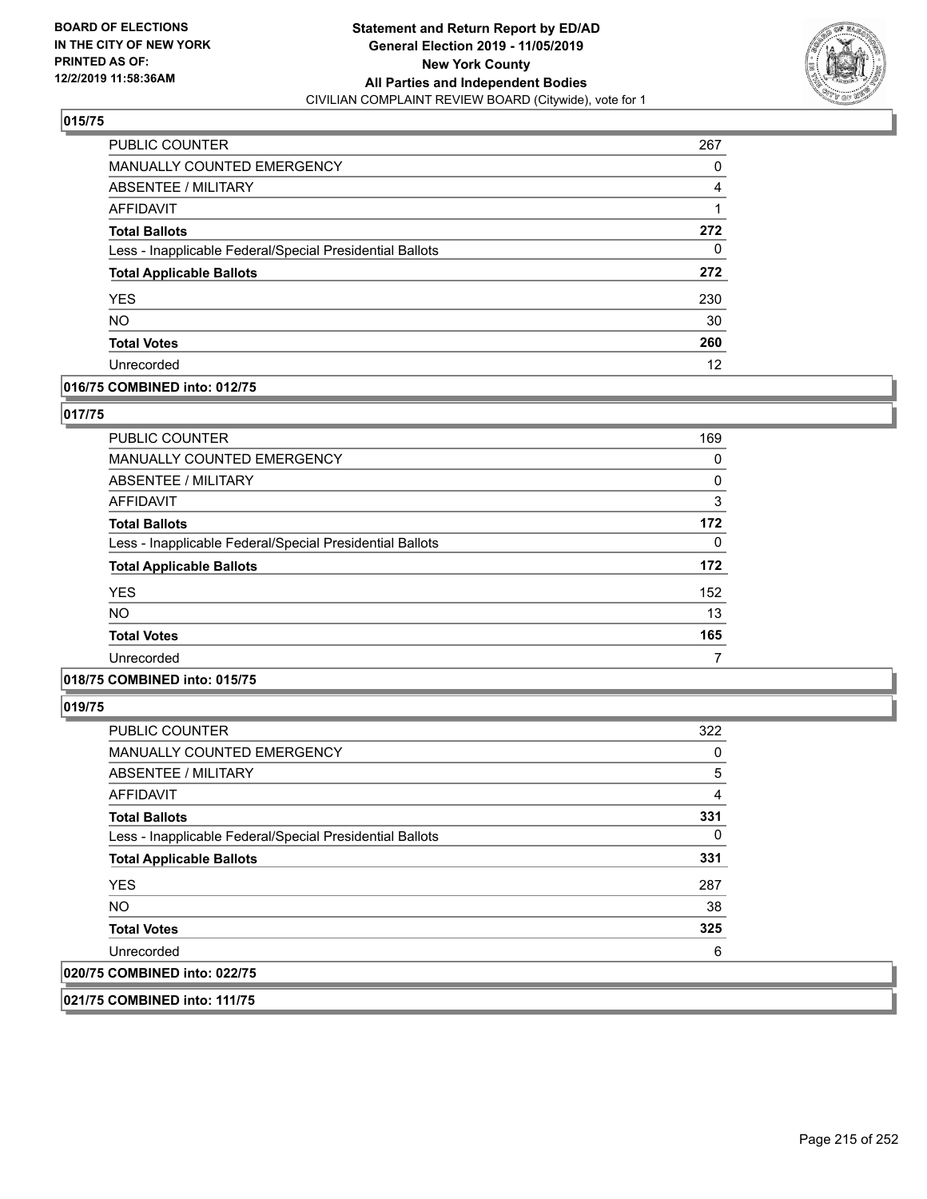### 015/75

| | |
|---|---|
| PUBLIC COUNTER | 267 |
| MANUALLY COUNTED EMERGENCY | 0 |
| ABSENTEE / MILITARY | 4 |
| AFFIDAVIT | 1 |
| **Total Ballots** | **272** |
| Less - Inapplicable Federal/Special Presidential Ballots | 0 |
| **Total Applicable Ballots** | **272** |
| YES | 230 |
| NO | 30 |
| **Total Votes** | **260** |
| Unrecorded | 12 |

### 016/75 COMBINED into: 012/75

### 017/75

| | |
|---|---|
| PUBLIC COUNTER | 169 |
| MANUALLY COUNTED EMERGENCY | 0 |
| ABSENTEE / MILITARY | 0 |
| AFFIDAVIT | 3 |
| **Total Ballots** | **172** |
| Less - Inapplicable Federal/Special Presidential Ballots | 0 |
| **Total Applicable Ballots** | **172** |
| YES | 152 |
| NO | 13 |
| **Total Votes** | **165** |
| Unrecorded | 7 |

### 018/75 COMBINED into: 015/75

### 019/75

| | |
|---|---|
| PUBLIC COUNTER | 322 |
| MANUALLY COUNTED EMERGENCY | 0 |
| ABSENTEE / MILITARY | 5 |
| AFFIDAVIT | 4 |
| **Total Ballots** | **331** |
| Less - Inapplicable Federal/Special Presidential Ballots | 0 |
| **Total Applicable Ballots** | **331** |
| YES | 287 |
| NO | 38 |
| **Total Votes** | **325** |
| Unrecorded | 6 |

### 020/75 COMBINED into: 022/75

### 021/75 COMBINED into: 111/75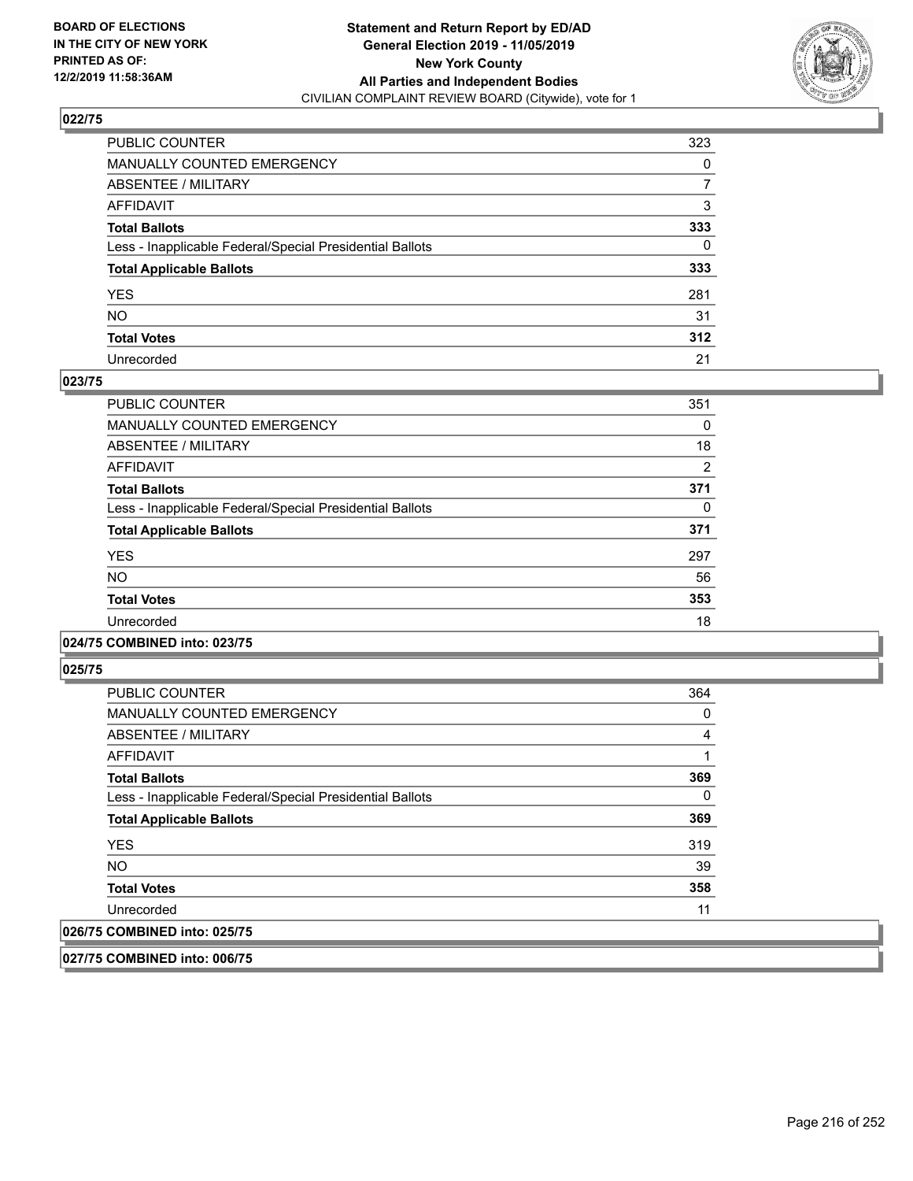**BOARD OF ELECTIONS IN THE CITY OF NEW YORK PRINTED AS OF: 12/2/2019 11:58:36AM**

**Statement and Return Report by ED/AD General Election 2019 - 11/05/2019 New York County All Parties and Independent Bodies**

CIVILIAN COMPLAINT REVIEW BOARD (Citywide), vote for 1

### 022/75

| | |
|---|---|
| PUBLIC COUNTER | 323 |
| MANUALLY COUNTED EMERGENCY | 0 |
| ABSENTEE / MILITARY | 7 |
| AFFIDAVIT | 3 |
| **Total Ballots** | **333** |
| Less - Inapplicable Federal/Special Presidential Ballots | 0 |
| **Total Applicable Ballots** | **333** |
| YES | 281 |
| NO | 31 |
| **Total Votes** | **312** |
| Unrecorded | 21 |

### 023/75

| | |
|---|---|
| PUBLIC COUNTER | 351 |
| MANUALLY COUNTED EMERGENCY | 0 |
| ABSENTEE / MILITARY | 18 |
| AFFIDAVIT | 2 |
| **Total Ballots** | **371** |
| Less - Inapplicable Federal/Special Presidential Ballots | 0 |
| **Total Applicable Ballots** | **371** |
| YES | 297 |
| NO | 56 |
| **Total Votes** | **353** |
| Unrecorded | 18 |

### 024/75 COMBINED into: 023/75

### 025/75

| | |
|---|---|
| PUBLIC COUNTER | 364 |
| MANUALLY COUNTED EMERGENCY | 0 |
| ABSENTEE / MILITARY | 4 |
| AFFIDAVIT | 1 |
| **Total Ballots** | **369** |
| Less - Inapplicable Federal/Special Presidential Ballots | 0 |
| **Total Applicable Ballots** | **369** |
| YES | 319 |
| NO | 39 |
| **Total Votes** | **358** |
| Unrecorded | 11 |

### 026/75 COMBINED into: 025/75

### 027/75 COMBINED into: 006/75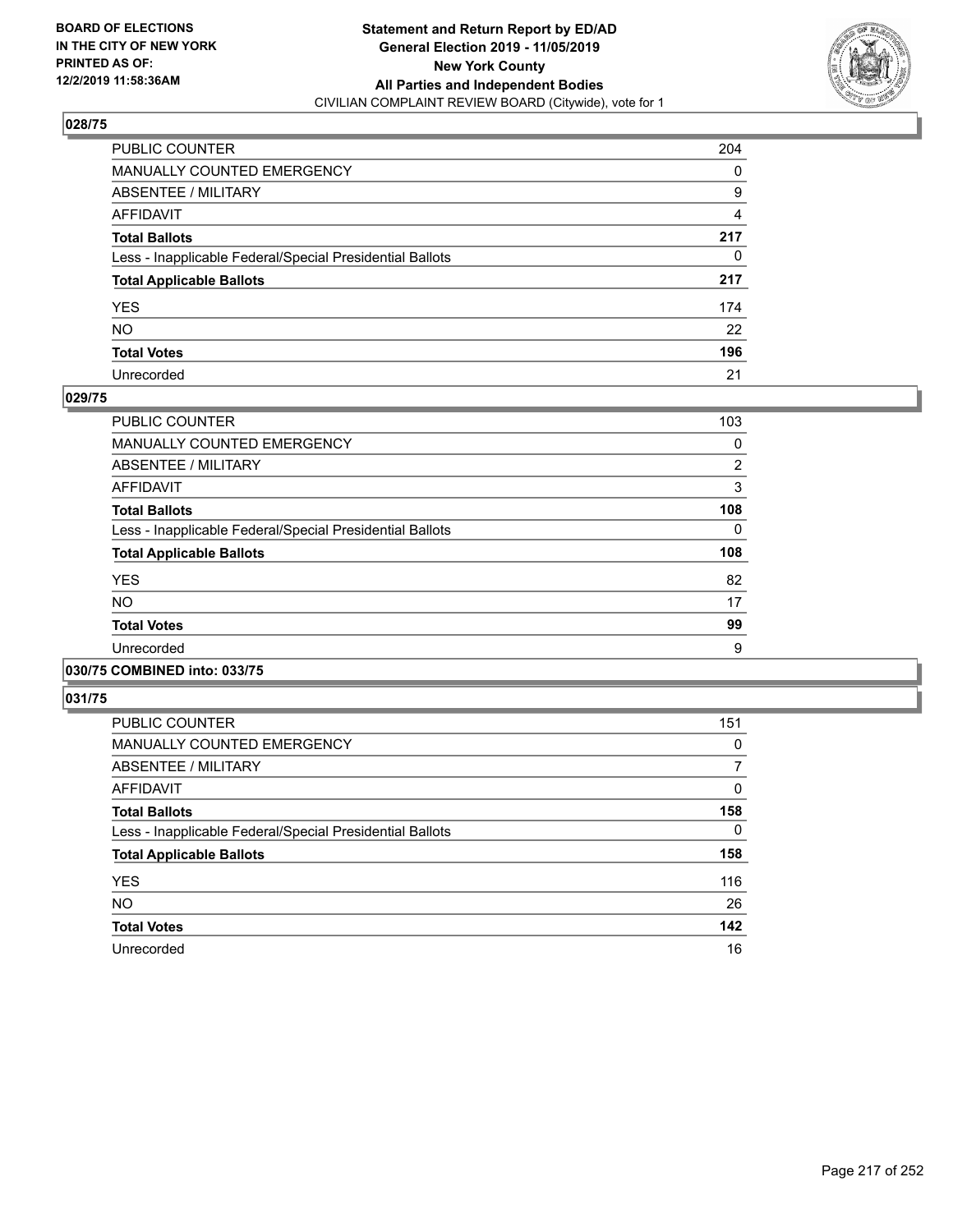**BOARD OF ELECTIONS IN THE CITY OF NEW YORK PRINTED AS OF: 12/2/2019 11:58:36AM**

**Statement and Return Report by ED/AD General Election 2019 - 11/05/2019 New York County All Parties and Independent Bodies**
CIVILIAN COMPLAINT REVIEW BOARD (Citywide), vote for 1

### 028/75

| | |
|---|---|
| PUBLIC COUNTER | 204 |
| MANUALLY COUNTED EMERGENCY | 0 |
| ABSENTEE / MILITARY | 9 |
| AFFIDAVIT | 4 |
| **Total Ballots** | **217** |
| Less - Inapplicable Federal/Special Presidential Ballots | 0 |
| **Total Applicable Ballots** | **217** |
| YES | 174 |
| NO | 22 |
| **Total Votes** | **196** |
| Unrecorded | 21 |

### 029/75

| | |
|---|---|
| PUBLIC COUNTER | 103 |
| MANUALLY COUNTED EMERGENCY | 0 |
| ABSENTEE / MILITARY | 2 |
| AFFIDAVIT | 3 |
| **Total Ballots** | **108** |
| Less - Inapplicable Federal/Special Presidential Ballots | 0 |
| **Total Applicable Ballots** | **108** |
| YES | 82 |
| NO | 17 |
| **Total Votes** | **99** |
| Unrecorded | 9 |

### 030/75 COMBINED into: 033/75

### 031/75

| | |
|---|---|
| PUBLIC COUNTER | 151 |
| MANUALLY COUNTED EMERGENCY | 0 |
| ABSENTEE / MILITARY | 7 |
| AFFIDAVIT | 0 |
| **Total Ballots** | **158** |
| Less - Inapplicable Federal/Special Presidential Ballots | 0 |
| **Total Applicable Ballots** | **158** |
| YES | 116 |
| NO | 26 |
| **Total Votes** | **142** |
| Unrecorded | 16 |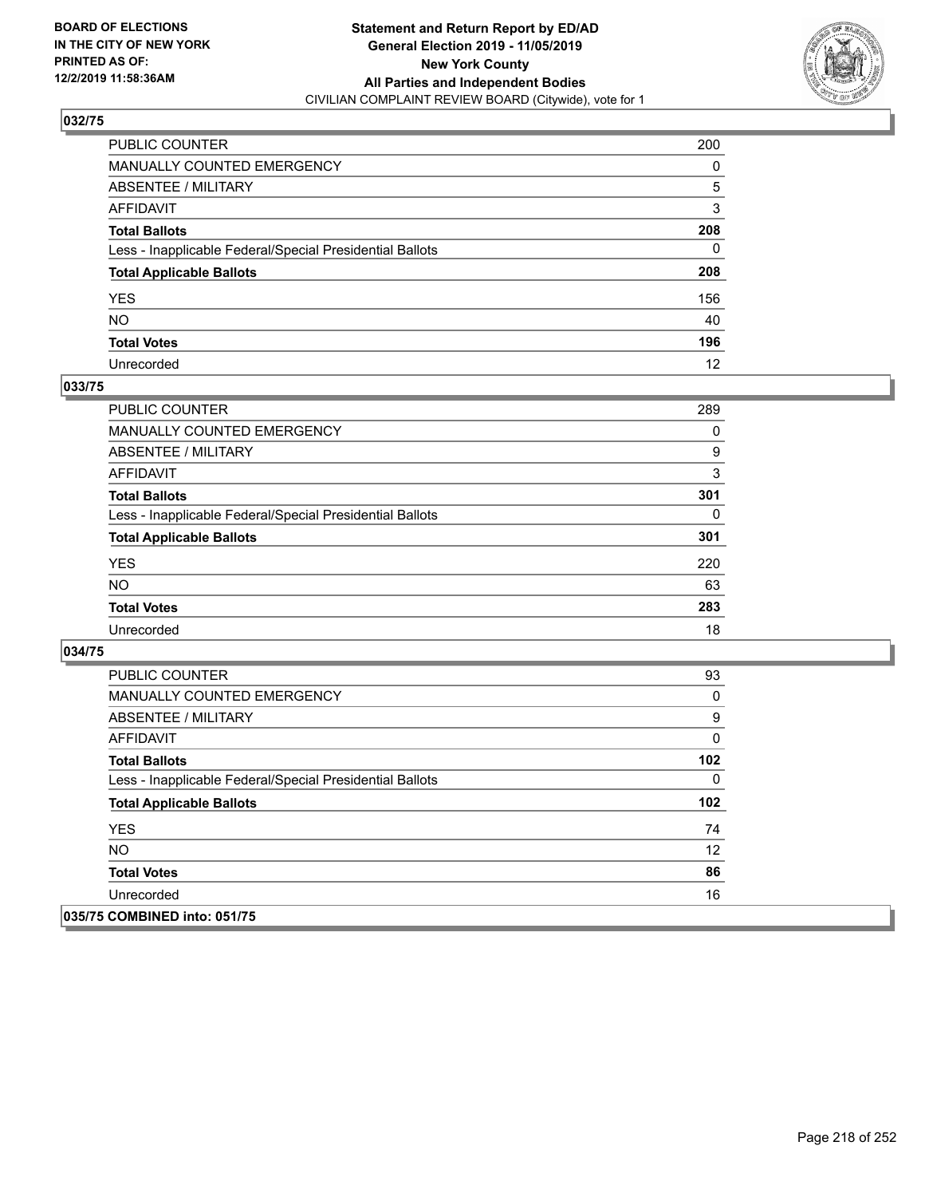**BOARD OF ELECTIONS IN THE CITY OF NEW YORK PRINTED AS OF: 12/2/2019 11:58:36AM**

**Statement and Return Report by ED/AD General Election 2019 - 11/05/2019 New York County All Parties and Independent Bodies**
CIVILIAN COMPLAINT REVIEW BOARD (Citywide), vote for 1

### 032/75

| | |
|---|---|
| PUBLIC COUNTER | 200 |
| MANUALLY COUNTED EMERGENCY | 0 |
| ABSENTEE / MILITARY | 5 |
| AFFIDAVIT | 3 |
| **Total Ballots** | **208** |
| Less - Inapplicable Federal/Special Presidential Ballots | 0 |
| **Total Applicable Ballots** | **208** |
| YES | 156 |
| NO | 40 |
| **Total Votes** | **196** |
| Unrecorded | 12 |

### 033/75

| | |
|---|---|
| PUBLIC COUNTER | 289 |
| MANUALLY COUNTED EMERGENCY | 0 |
| ABSENTEE / MILITARY | 9 |
| AFFIDAVIT | 3 |
| **Total Ballots** | **301** |
| Less - Inapplicable Federal/Special Presidential Ballots | 0 |
| **Total Applicable Ballots** | **301** |
| YES | 220 |
| NO | 63 |
| **Total Votes** | **283** |
| Unrecorded | 18 |

### 034/75

| | |
|---|---|
| PUBLIC COUNTER | 93 |
| MANUALLY COUNTED EMERGENCY | 0 |
| ABSENTEE / MILITARY | 9 |
| AFFIDAVIT | 0 |
| **Total Ballots** | **102** |
| Less - Inapplicable Federal/Special Presidential Ballots | 0 |
| **Total Applicable Ballots** | **102** |
| YES | 74 |
| NO | 12 |
| **Total Votes** | **86** |
| Unrecorded | 16 |

### 035/75 COMBINED into: 051/75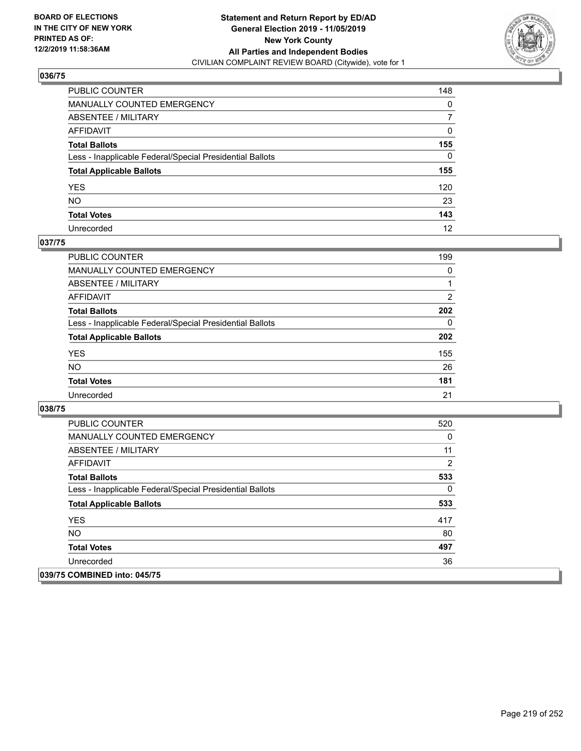BOARD OF ELECTIONS
IN THE CITY OF NEW YORK
PRINTED AS OF:
12/2/2019 11:58:36AM

**Statement and Return Report by ED/AD**
**General Election 2019 - 11/05/2019**
**New York County**
**All Parties and Independent Bodies**
CIVILIAN COMPLAINT REVIEW BOARD (Citywide), vote for 1

## 036/75

| | |
|---|---|
| PUBLIC COUNTER | 148 |
| MANUALLY COUNTED EMERGENCY | 0 |
| ABSENTEE / MILITARY | 7 |
| AFFIDAVIT | 0 |
| **Total Ballots** | **155** |
| Less - Inapplicable Federal/Special Presidential Ballots | 0 |
| **Total Applicable Ballots** | **155** |
| YES | 120 |
| NO | 23 |
| **Total Votes** | **143** |
| Unrecorded | 12 |

## 037/75

| | |
|---|---|
| PUBLIC COUNTER | 199 |
| MANUALLY COUNTED EMERGENCY | 0 |
| ABSENTEE / MILITARY | 1 |
| AFFIDAVIT | 2 |
| **Total Ballots** | **202** |
| Less - Inapplicable Federal/Special Presidential Ballots | 0 |
| **Total Applicable Ballots** | **202** |
| YES | 155 |
| NO | 26 |
| **Total Votes** | **181** |
| Unrecorded | 21 |

## 038/75

| | |
|---|---|
| PUBLIC COUNTER | 520 |
| MANUALLY COUNTED EMERGENCY | 0 |
| ABSENTEE / MILITARY | 11 |
| AFFIDAVIT | 2 |
| **Total Ballots** | **533** |
| Less - Inapplicable Federal/Special Presidential Ballots | 0 |
| **Total Applicable Ballots** | **533** |
| YES | 417 |
| NO | 80 |
| **Total Votes** | **497** |
| Unrecorded | 36 |

## 039/75 COMBINED into: 045/75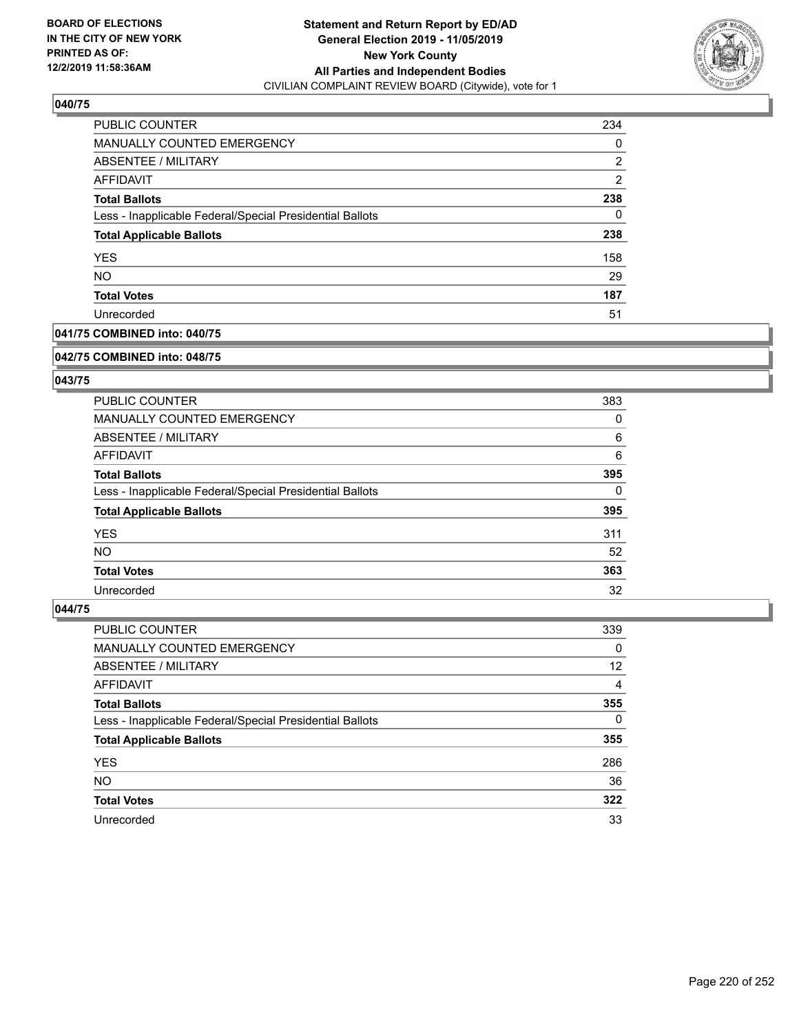**Statement and Return Report by ED/AD**
**General Election 2019 - 11/05/2019**
**New York County**
**All Parties and Independent Bodies**
CIVILIAN COMPLAINT REVIEW BOARD (Citywide), vote for 1

BOARD OF ELECTIONS
IN THE CITY OF NEW YORK
PRINTED AS OF:
12/2/2019 11:58:36AM

### 040/75

| | |
|---|---|
| PUBLIC COUNTER | 234 |
| MANUALLY COUNTED EMERGENCY | 0 |
| ABSENTEE / MILITARY | 2 |
| AFFIDAVIT | 2 |
| **Total Ballots** | **238** |
| Less - Inapplicable Federal/Special Presidential Ballots | 0 |
| **Total Applicable Ballots** | **238** |
| YES | 158 |
| NO | 29 |
| **Total Votes** | **187** |
| Unrecorded | 51 |

### 041/75 COMBINED into: 040/75

### 042/75 COMBINED into: 048/75

### 043/75

| | |
|---|---|
| PUBLIC COUNTER | 383 |
| MANUALLY COUNTED EMERGENCY | 0 |
| ABSENTEE / MILITARY | 6 |
| AFFIDAVIT | 6 |
| **Total Ballots** | **395** |
| Less - Inapplicable Federal/Special Presidential Ballots | 0 |
| **Total Applicable Ballots** | **395** |
| YES | 311 |
| NO | 52 |
| **Total Votes** | **363** |
| Unrecorded | 32 |

### 044/75

| | |
|---|---|
| PUBLIC COUNTER | 339 |
| MANUALLY COUNTED EMERGENCY | 0 |
| ABSENTEE / MILITARY | 12 |
| AFFIDAVIT | 4 |
| **Total Ballots** | **355** |
| Less - Inapplicable Federal/Special Presidential Ballots | 0 |
| **Total Applicable Ballots** | **355** |
| YES | 286 |
| NO | 36 |
| **Total Votes** | **322** |
| Unrecorded | 33 |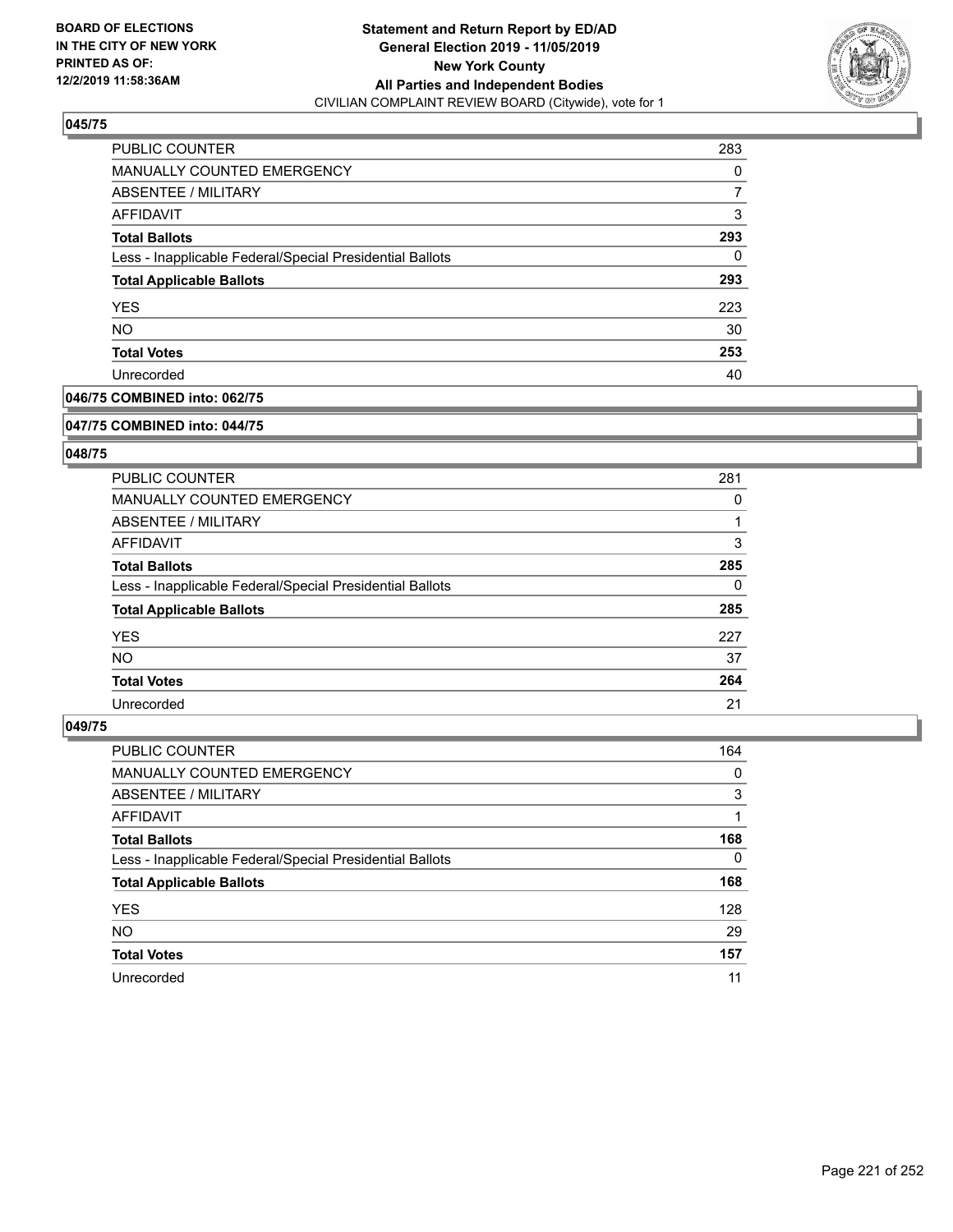**BOARD OF ELECTIONS IN THE CITY OF NEW YORK PRINTED AS OF: 12/2/2019 11:58:36AM**

**Statement and Return Report by ED/AD General Election 2019 - 11/05/2019 New York County All Parties and Independent Bodies**

CIVILIAN COMPLAINT REVIEW BOARD (Citywide), vote for 1

### 045/75

| | |
|---|---|
| PUBLIC COUNTER | 283 |
| MANUALLY COUNTED EMERGENCY | 0 |
| ABSENTEE / MILITARY | 7 |
| AFFIDAVIT | 3 |
| **Total Ballots** | **293** |
| Less - Inapplicable Federal/Special Presidential Ballots | 0 |
| **Total Applicable Ballots** | **293** |
| YES | 223 |
| NO | 30 |
| **Total Votes** | **253** |
| Unrecorded | 40 |

### 046/75 COMBINED into: 062/75

### 047/75 COMBINED into: 044/75

### 048/75

| | |
|---|---|
| PUBLIC COUNTER | 281 |
| MANUALLY COUNTED EMERGENCY | 0 |
| ABSENTEE / MILITARY | 1 |
| AFFIDAVIT | 3 |
| **Total Ballots** | **285** |
| Less - Inapplicable Federal/Special Presidential Ballots | 0 |
| **Total Applicable Ballots** | **285** |
| YES | 227 |
| NO | 37 |
| **Total Votes** | **264** |
| Unrecorded | 21 |

### 049/75

| | |
|---|---|
| PUBLIC COUNTER | 164 |
| MANUALLY COUNTED EMERGENCY | 0 |
| ABSENTEE / MILITARY | 3 |
| AFFIDAVIT | 1 |
| **Total Ballots** | **168** |
| Less - Inapplicable Federal/Special Presidential Ballots | 0 |
| **Total Applicable Ballots** | **168** |
| YES | 128 |
| NO | 29 |
| **Total Votes** | **157** |
| Unrecorded | 11 |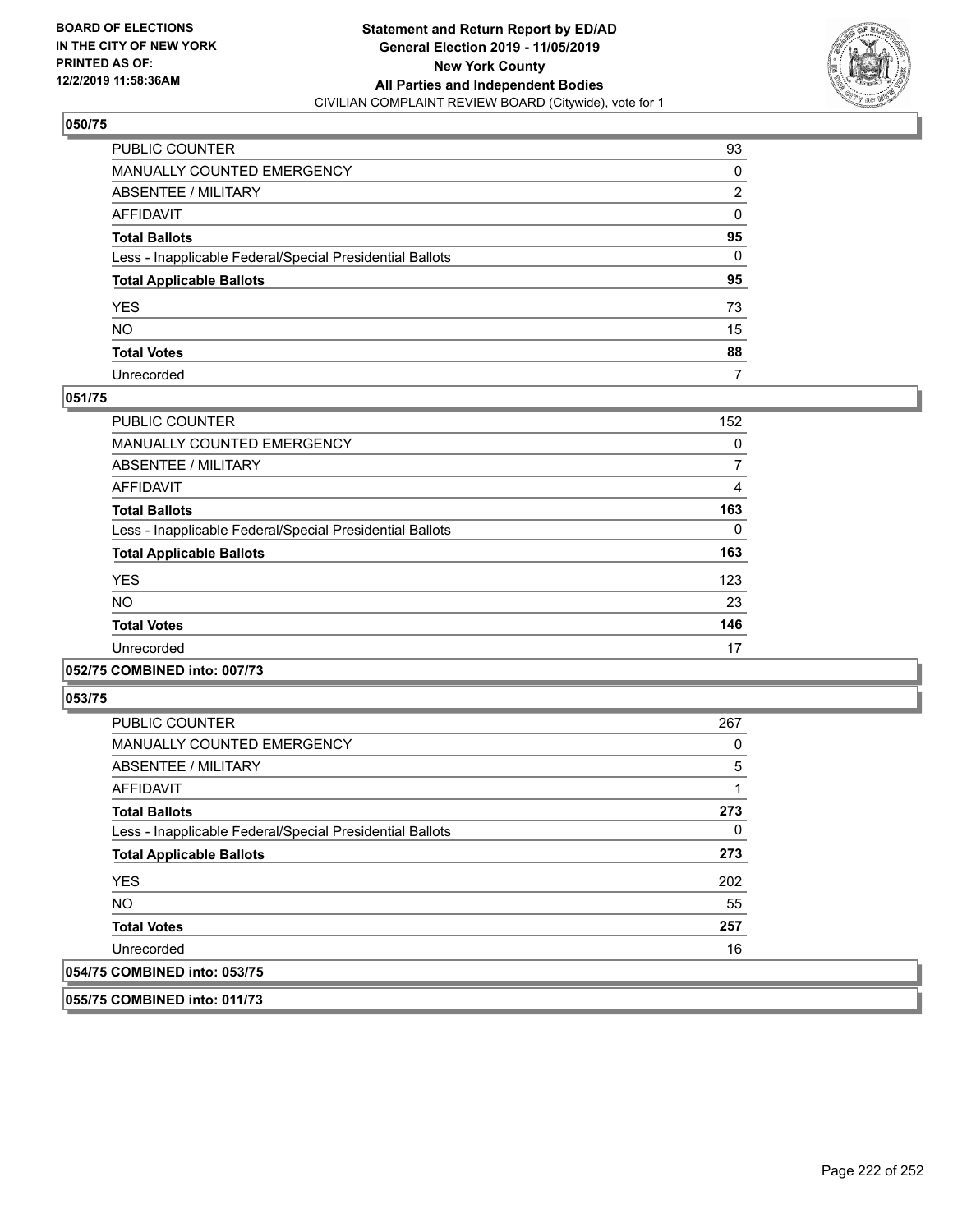**BOARD OF ELECTIONS IN THE CITY OF NEW YORK PRINTED AS OF: 12/2/2019 11:58:36AM**

**Statement and Return Report by ED/AD General Election 2019 - 11/05/2019 New York County All Parties and Independent Bodies**
CIVILIAN COMPLAINT REVIEW BOARD (Citywide), vote for 1

### 050/75

| | |
|---|---|
| PUBLIC COUNTER | 93 |
| MANUALLY COUNTED EMERGENCY | 0 |
| ABSENTEE / MILITARY | 2 |
| AFFIDAVIT | 0 |
| **Total Ballots** | **95** |
| Less - Inapplicable Federal/Special Presidential Ballots | 0 |
| **Total Applicable Ballots** | **95** |
| YES | 73 |
| NO | 15 |
| **Total Votes** | **88** |
| Unrecorded | 7 |

### 051/75

| | |
|---|---|
| PUBLIC COUNTER | 152 |
| MANUALLY COUNTED EMERGENCY | 0 |
| ABSENTEE / MILITARY | 7 |
| AFFIDAVIT | 4 |
| **Total Ballots** | **163** |
| Less - Inapplicable Federal/Special Presidential Ballots | 0 |
| **Total Applicable Ballots** | **163** |
| YES | 123 |
| NO | 23 |
| **Total Votes** | **146** |
| Unrecorded | 17 |

### 052/75 COMBINED into: 007/73

### 053/75

| | |
|---|---|
| PUBLIC COUNTER | 267 |
| MANUALLY COUNTED EMERGENCY | 0 |
| ABSENTEE / MILITARY | 5 |
| AFFIDAVIT | 1 |
| **Total Ballots** | **273** |
| Less - Inapplicable Federal/Special Presidential Ballots | 0 |
| **Total Applicable Ballots** | **273** |
| YES | 202 |
| NO | 55 |
| **Total Votes** | **257** |
| Unrecorded | 16 |

### 054/75 COMBINED into: 053/75

### 055/75 COMBINED into: 011/73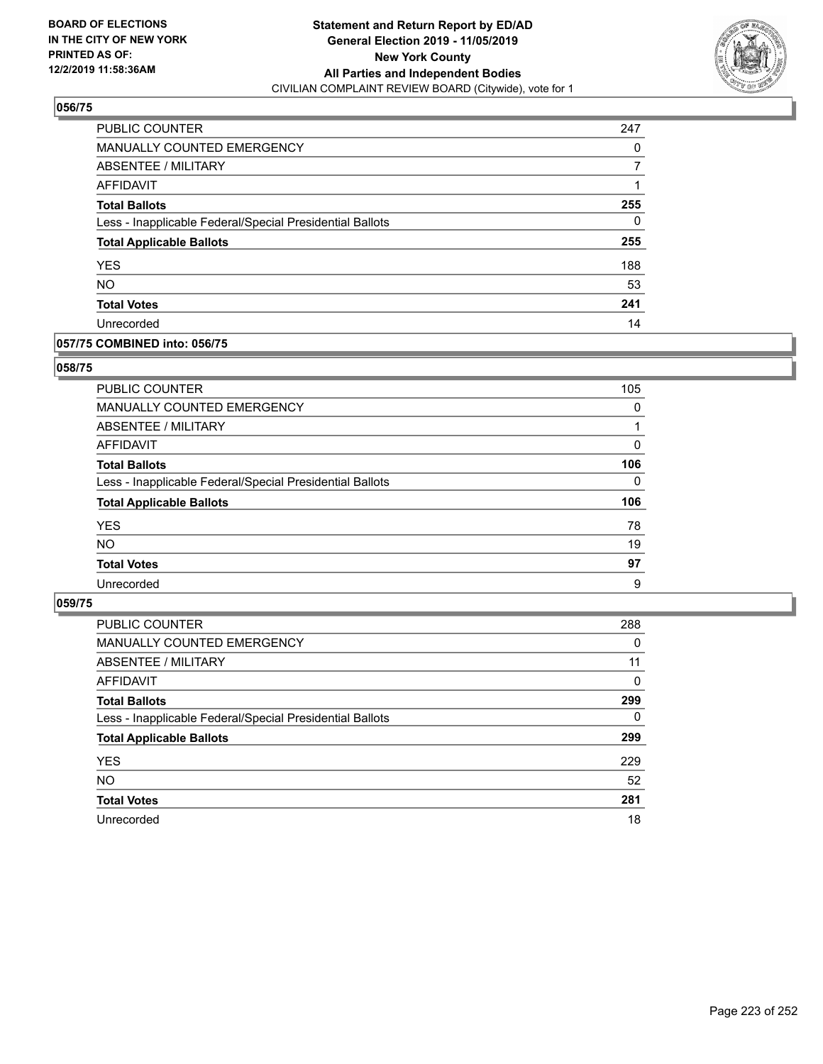**BOARD OF ELECTIONS IN THE CITY OF NEW YORK PRINTED AS OF: 12/2/2019 11:58:36AM**

**Statement and Return Report by ED/AD General Election 2019 - 11/05/2019 New York County All Parties and Independent Bodies**
CIVILIAN COMPLAINT REVIEW BOARD (Citywide), vote for 1

## 056/75

| | |
|---|---|
| PUBLIC COUNTER | 247 |
| MANUALLY COUNTED EMERGENCY | 0 |
| ABSENTEE / MILITARY | 7 |
| AFFIDAVIT | 1 |
| **Total Ballots** | **255** |
| Less - Inapplicable Federal/Special Presidential Ballots | 0 |
| **Total Applicable Ballots** | **255** |
| YES | 188 |
| NO | 53 |
| **Total Votes** | **241** |
| Unrecorded | 14 |

## 057/75 COMBINED into: 056/75

## 058/75

| | |
|---|---|
| PUBLIC COUNTER | 105 |
| MANUALLY COUNTED EMERGENCY | 0 |
| ABSENTEE / MILITARY | 1 |
| AFFIDAVIT | 0 |
| **Total Ballots** | **106** |
| Less - Inapplicable Federal/Special Presidential Ballots | 0 |
| **Total Applicable Ballots** | **106** |
| YES | 78 |
| NO | 19 |
| **Total Votes** | **97** |
| Unrecorded | 9 |

## 059/75

| | |
|---|---|
| PUBLIC COUNTER | 288 |
| MANUALLY COUNTED EMERGENCY | 0 |
| ABSENTEE / MILITARY | 11 |
| AFFIDAVIT | 0 |
| **Total Ballots** | **299** |
| Less - Inapplicable Federal/Special Presidential Ballots | 0 |
| **Total Applicable Ballots** | **299** |
| YES | 229 |
| NO | 52 |
| **Total Votes** | **281** |
| Unrecorded | 18 |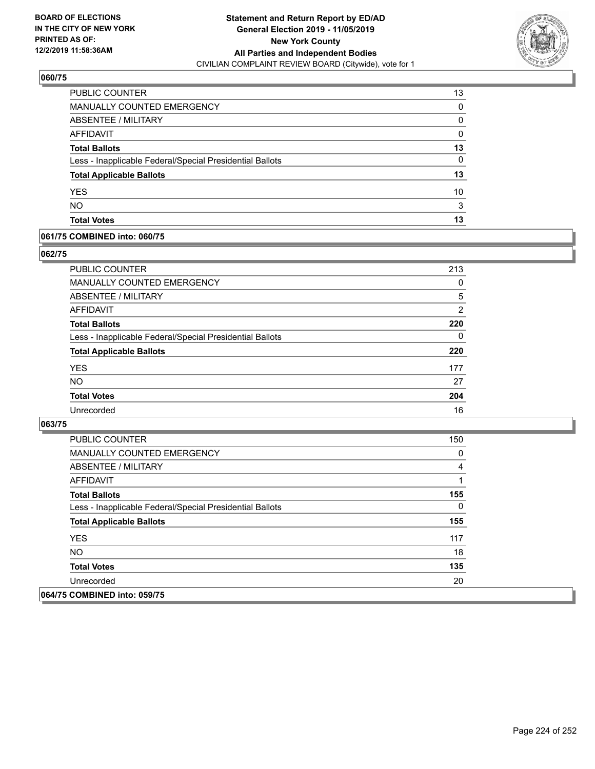**Statement and Return Report by ED/AD**
**General Election 2019 - 11/05/2019**
**New York County**
**All Parties and Independent Bodies**
CIVILIAN COMPLAINT REVIEW BOARD (Citywide), vote for 1

BOARD OF ELECTIONS IN THE CITY OF NEW YORK PRINTED AS OF: 12/2/2019 11:58:36AM

### 060/75

| | |
|---|---|
| PUBLIC COUNTER | 13 |
| MANUALLY COUNTED EMERGENCY | 0 |
| ABSENTEE / MILITARY | 0 |
| AFFIDAVIT | 0 |
| **Total Ballots** | **13** |
| Less - Inapplicable Federal/Special Presidential Ballots | 0 |
| **Total Applicable Ballots** | **13** |
| YES | 10 |
| NO | 3 |
| **Total Votes** | **13** |

### 061/75 COMBINED into: 060/75

### 062/75

| | |
|---|---|
| PUBLIC COUNTER | 213 |
| MANUALLY COUNTED EMERGENCY | 0 |
| ABSENTEE / MILITARY | 5 |
| AFFIDAVIT | 2 |
| **Total Ballots** | **220** |
| Less - Inapplicable Federal/Special Presidential Ballots | 0 |
| **Total Applicable Ballots** | **220** |
| YES | 177 |
| NO | 27 |
| **Total Votes** | **204** |
| Unrecorded | 16 |

### 063/75

| | |
|---|---|
| PUBLIC COUNTER | 150 |
| MANUALLY COUNTED EMERGENCY | 0 |
| ABSENTEE / MILITARY | 4 |
| AFFIDAVIT | 1 |
| **Total Ballots** | **155** |
| Less - Inapplicable Federal/Special Presidential Ballots | 0 |
| **Total Applicable Ballots** | **155** |
| YES | 117 |
| NO | 18 |
| **Total Votes** | **135** |
| Unrecorded | 20 |

### 064/75 COMBINED into: 059/75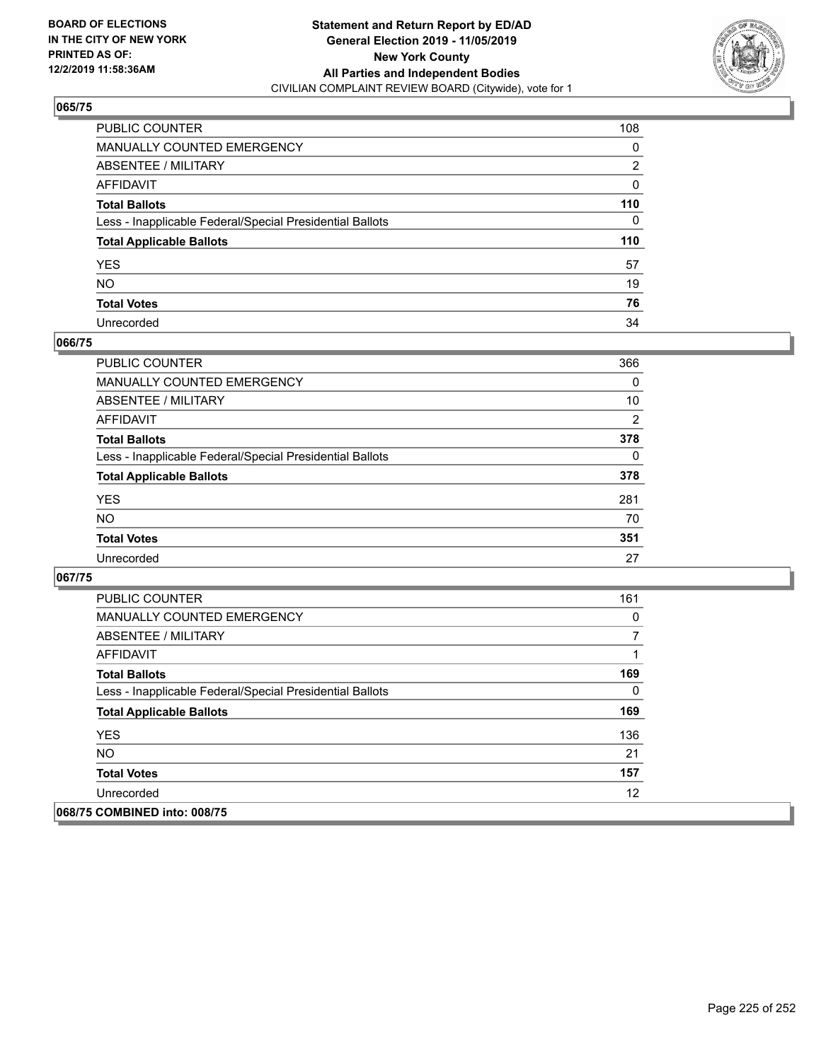## 065/75

| | |
|---|---|
| PUBLIC COUNTER | 108 |
| MANUALLY COUNTED EMERGENCY | 0 |
| ABSENTEE / MILITARY | 2 |
| AFFIDAVIT | 0 |
| **Total Ballots** | **110** |
| Less - Inapplicable Federal/Special Presidential Ballots | 0 |
| **Total Applicable Ballots** | **110** |
| YES | 57 |
| NO | 19 |
| **Total Votes** | **76** |
| Unrecorded | 34 |

## 066/75

| | |
|---|---|
| PUBLIC COUNTER | 366 |
| MANUALLY COUNTED EMERGENCY | 0 |
| ABSENTEE / MILITARY | 10 |
| AFFIDAVIT | 2 |
| **Total Ballots** | **378** |
| Less - Inapplicable Federal/Special Presidential Ballots | 0 |
| **Total Applicable Ballots** | **378** |
| YES | 281 |
| NO | 70 |
| **Total Votes** | **351** |
| Unrecorded | 27 |

## 067/75

| | |
|---|---|
| PUBLIC COUNTER | 161 |
| MANUALLY COUNTED EMERGENCY | 0 |
| ABSENTEE / MILITARY | 7 |
| AFFIDAVIT | 1 |
| **Total Ballots** | **169** |
| Less - Inapplicable Federal/Special Presidential Ballots | 0 |
| **Total Applicable Ballots** | **169** |
| YES | 136 |
| NO | 21 |
| **Total Votes** | **157** |
| Unrecorded | 12 |

## 068/75 COMBINED into: 008/75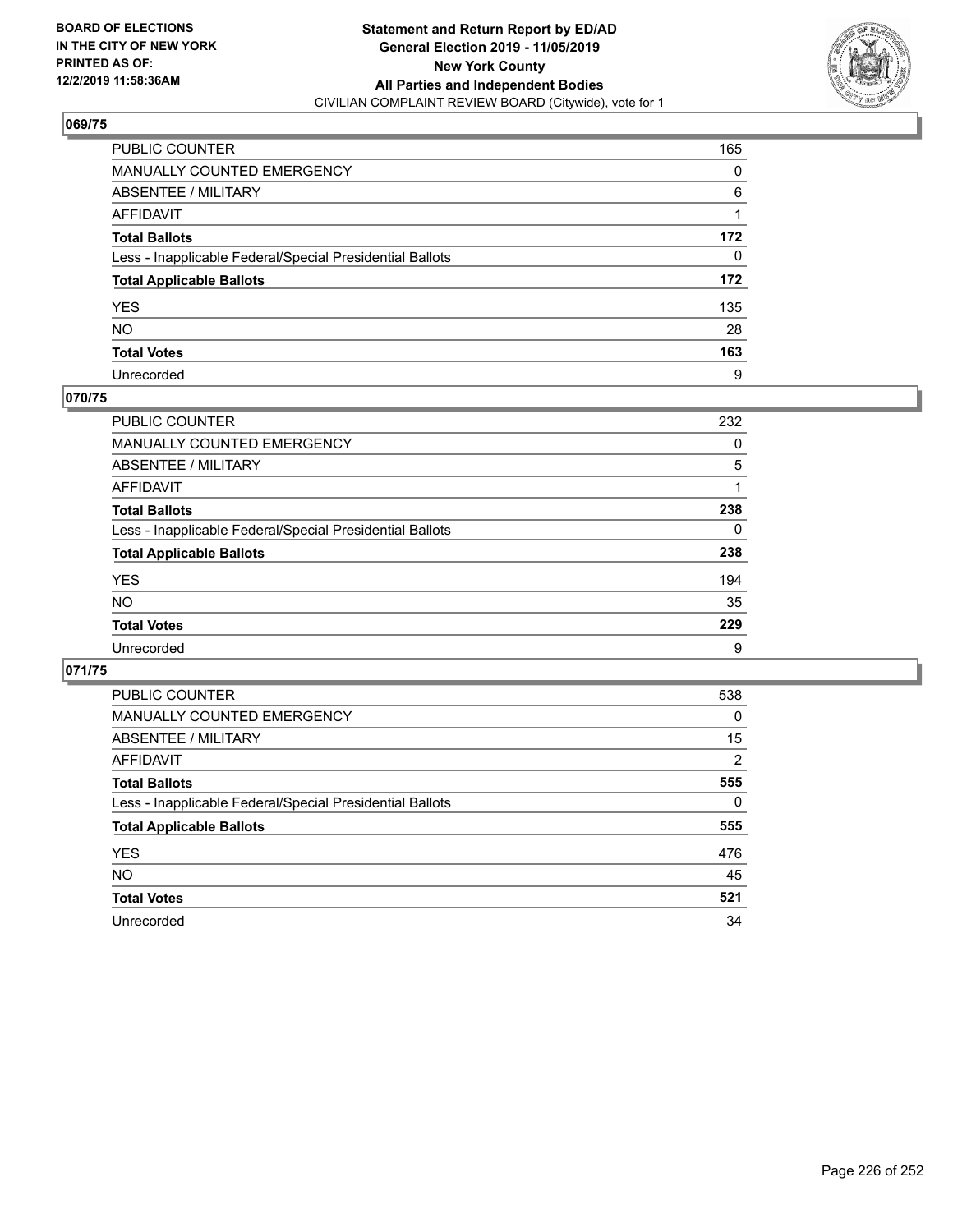**BOARD OF ELECTIONS IN THE CITY OF NEW YORK PRINTED AS OF: 12/2/2019 11:58:36AM**

**Statement and Return Report by ED/AD General Election 2019 - 11/05/2019 New York County All Parties and Independent Bodies**
CIVILIAN COMPLAINT REVIEW BOARD (Citywide), vote for 1

### 069/75

| | |
|---|---|
| PUBLIC COUNTER | 165 |
| MANUALLY COUNTED EMERGENCY | 0 |
| ABSENTEE / MILITARY | 6 |
| AFFIDAVIT | 1 |
| **Total Ballots** | **172** |
| Less - Inapplicable Federal/Special Presidential Ballots | 0 |
| **Total Applicable Ballots** | **172** |
| YES | 135 |
| NO | 28 |
| **Total Votes** | **163** |
| Unrecorded | 9 |

### 070/75

| | |
|---|---|
| PUBLIC COUNTER | 232 |
| MANUALLY COUNTED EMERGENCY | 0 |
| ABSENTEE / MILITARY | 5 |
| AFFIDAVIT | 1 |
| **Total Ballots** | **238** |
| Less - Inapplicable Federal/Special Presidential Ballots | 0 |
| **Total Applicable Ballots** | **238** |
| YES | 194 |
| NO | 35 |
| **Total Votes** | **229** |
| Unrecorded | 9 |

### 071/75

| | |
|---|---|
| PUBLIC COUNTER | 538 |
| MANUALLY COUNTED EMERGENCY | 0 |
| ABSENTEE / MILITARY | 15 |
| AFFIDAVIT | 2 |
| **Total Ballots** | **555** |
| Less - Inapplicable Federal/Special Presidential Ballots | 0 |
| **Total Applicable Ballots** | **555** |
| YES | 476 |
| NO | 45 |
| **Total Votes** | **521** |
| Unrecorded | 34 |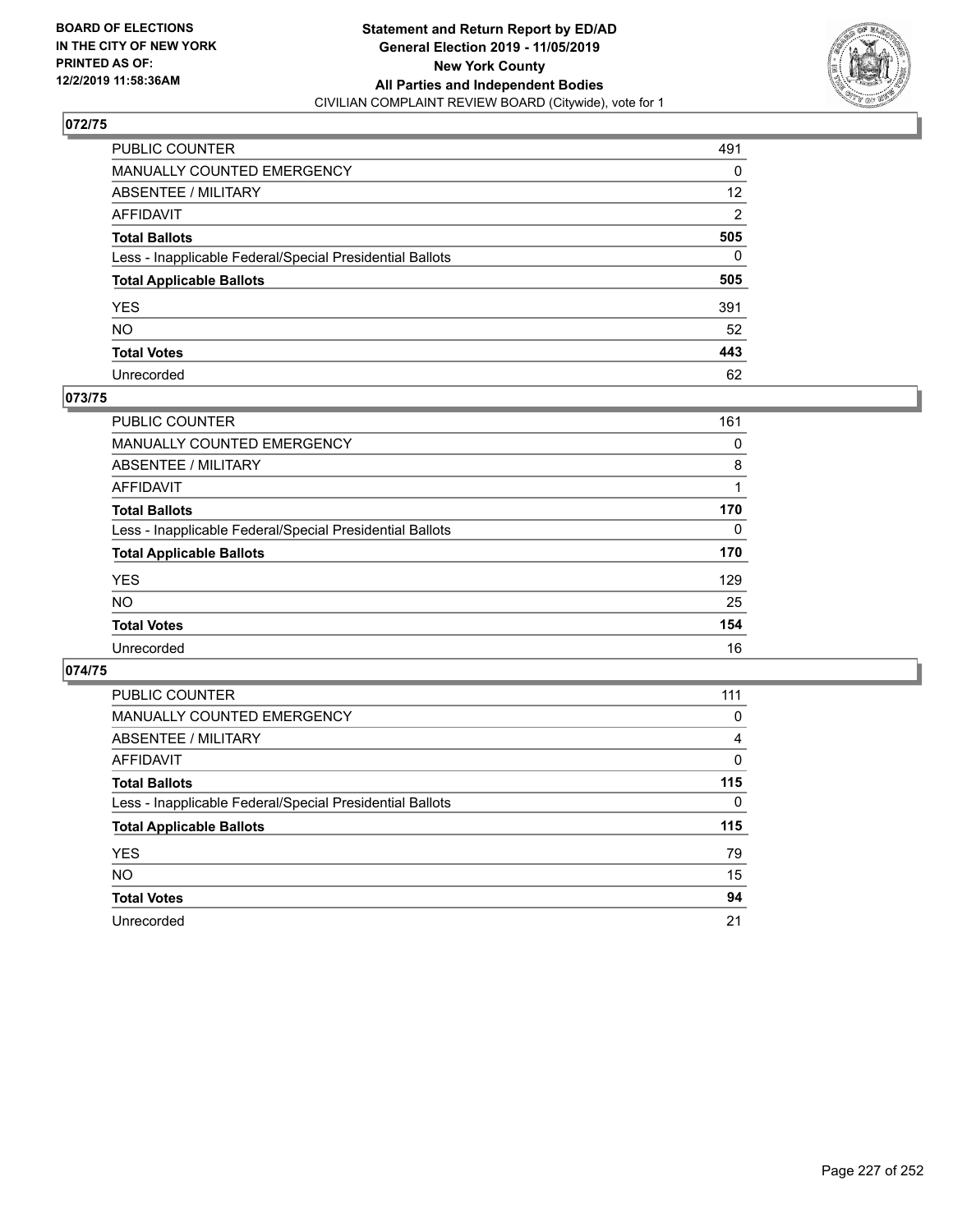BOARD OF ELECTIONS
IN THE CITY OF NEW YORK
PRINTED AS OF:
12/2/2019 11:58:36AM

**Statement and Return Report by ED/AD**
**General Election 2019 - 11/05/2019**
**New York County**
**All Parties and Independent Bodies**
CIVILIAN COMPLAINT REVIEW BOARD (Citywide), vote for 1

## 072/75

| | |
|---|---|
| PUBLIC COUNTER | 491 |
| MANUALLY COUNTED EMERGENCY | 0 |
| ABSENTEE / MILITARY | 12 |
| AFFIDAVIT | 2 |
| **Total Ballots** | **505** |
| Less - Inapplicable Federal/Special Presidential Ballots | 0 |
| **Total Applicable Ballots** | **505** |
| YES | 391 |
| NO | 52 |
| **Total Votes** | **443** |
| Unrecorded | 62 |

## 073/75

| | |
|---|---|
| PUBLIC COUNTER | 161 |
| MANUALLY COUNTED EMERGENCY | 0 |
| ABSENTEE / MILITARY | 8 |
| AFFIDAVIT | 1 |
| **Total Ballots** | **170** |
| Less - Inapplicable Federal/Special Presidential Ballots | 0 |
| **Total Applicable Ballots** | **170** |
| YES | 129 |
| NO | 25 |
| **Total Votes** | **154** |
| Unrecorded | 16 |

## 074/75

| | |
|---|---|
| PUBLIC COUNTER | 111 |
| MANUALLY COUNTED EMERGENCY | 0 |
| ABSENTEE / MILITARY | 4 |
| AFFIDAVIT | 0 |
| **Total Ballots** | **115** |
| Less - Inapplicable Federal/Special Presidential Ballots | 0 |
| **Total Applicable Ballots** | **115** |
| YES | 79 |
| NO | 15 |
| **Total Votes** | **94** |
| Unrecorded | 21 |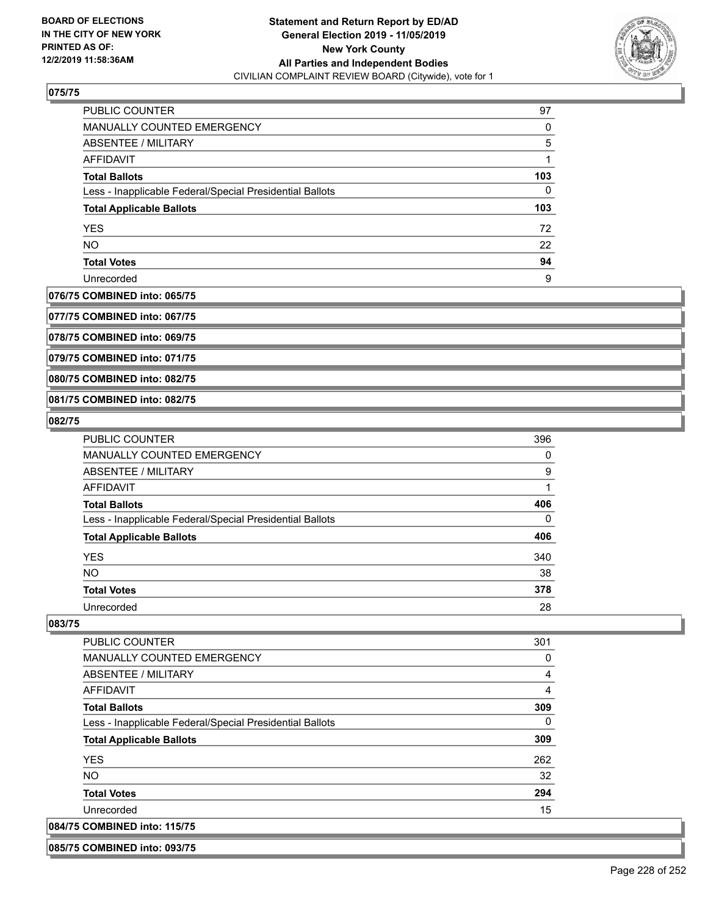## 075/75

| | |
|---|---|
| PUBLIC COUNTER | 97 |
| MANUALLY COUNTED EMERGENCY | 0 |
| ABSENTEE / MILITARY | 5 |
| AFFIDAVIT | 1 |
| **Total Ballots** | **103** |
| Less - Inapplicable Federal/Special Presidential Ballots | 0 |
| **Total Applicable Ballots** | **103** |
| YES | 72 |
| NO | 22 |
| **Total Votes** | **94** |
| Unrecorded | 9 |

**076/75 COMBINED into: 065/75**

**077/75 COMBINED into: 067/75**

**078/75 COMBINED into: 069/75**

**079/75 COMBINED into: 071/75**

**080/75 COMBINED into: 082/75**

**081/75 COMBINED into: 082/75**

## 082/75

| | |
|---|---|
| PUBLIC COUNTER | 396 |
| MANUALLY COUNTED EMERGENCY | 0 |
| ABSENTEE / MILITARY | 9 |
| AFFIDAVIT | 1 |
| **Total Ballots** | **406** |
| Less - Inapplicable Federal/Special Presidential Ballots | 0 |
| **Total Applicable Ballots** | **406** |
| YES | 340 |
| NO | 38 |
| **Total Votes** | **378** |
| Unrecorded | 28 |

## 083/75

| | |
|---|---|
| PUBLIC COUNTER | 301 |
| MANUALLY COUNTED EMERGENCY | 0 |
| ABSENTEE / MILITARY | 4 |
| AFFIDAVIT | 4 |
| **Total Ballots** | **309** |
| Less - Inapplicable Federal/Special Presidential Ballots | 0 |
| **Total Applicable Ballots** | **309** |
| YES | 262 |
| NO | 32 |
| **Total Votes** | **294** |
| Unrecorded | 15 |

**084/75 COMBINED into: 115/75**

**085/75 COMBINED into: 093/75**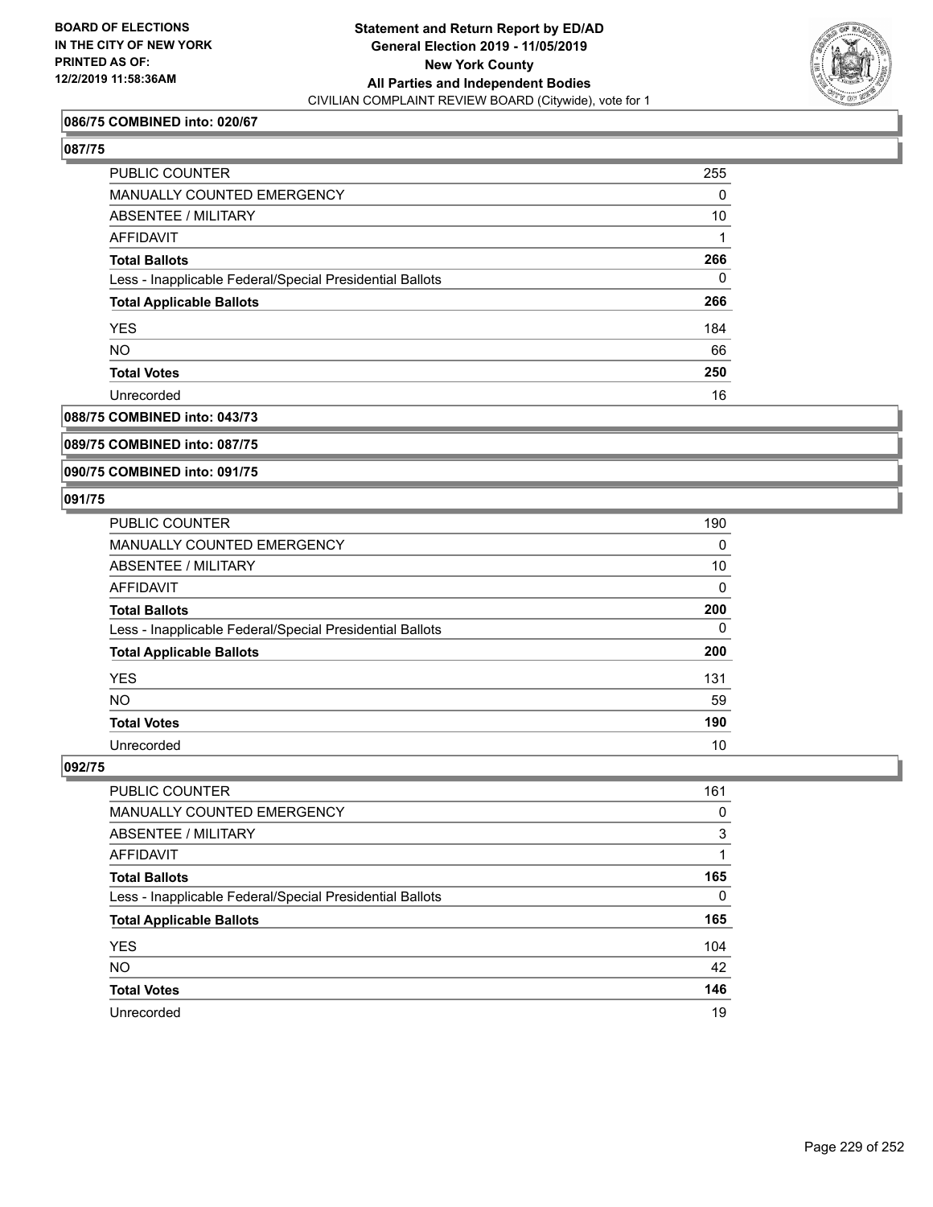**086/75 COMBINED into: 020/67**

**087/75**

| | |
|---|---|
| PUBLIC COUNTER | 255 |
| MANUALLY COUNTED EMERGENCY | 0 |
| ABSENTEE / MILITARY | 10 |
| AFFIDAVIT | 1 |
| **Total Ballots** | **266** |
| Less - Inapplicable Federal/Special Presidential Ballots | 0 |
| **Total Applicable Ballots** | **266** |
| YES | 184 |
| NO | 66 |
| **Total Votes** | **250** |
| Unrecorded | 16 |

**088/75 COMBINED into: 043/73**

**089/75 COMBINED into: 087/75**

**090/75 COMBINED into: 091/75**

**091/75**

| | |
|---|---|
| PUBLIC COUNTER | 190 |
| MANUALLY COUNTED EMERGENCY | 0 |
| ABSENTEE / MILITARY | 10 |
| AFFIDAVIT | 0 |
| **Total Ballots** | **200** |
| Less - Inapplicable Federal/Special Presidential Ballots | 0 |
| **Total Applicable Ballots** | **200** |
| YES | 131 |
| NO | 59 |
| **Total Votes** | **190** |
| Unrecorded | 10 |

**092/75**

| | |
|---|---|
| PUBLIC COUNTER | 161 |
| MANUALLY COUNTED EMERGENCY | 0 |
| ABSENTEE / MILITARY | 3 |
| AFFIDAVIT | 1 |
| **Total Ballots** | **165** |
| Less - Inapplicable Federal/Special Presidential Ballots | 0 |
| **Total Applicable Ballots** | **165** |
| YES | 104 |
| NO | 42 |
| **Total Votes** | **146** |
| Unrecorded | 19 |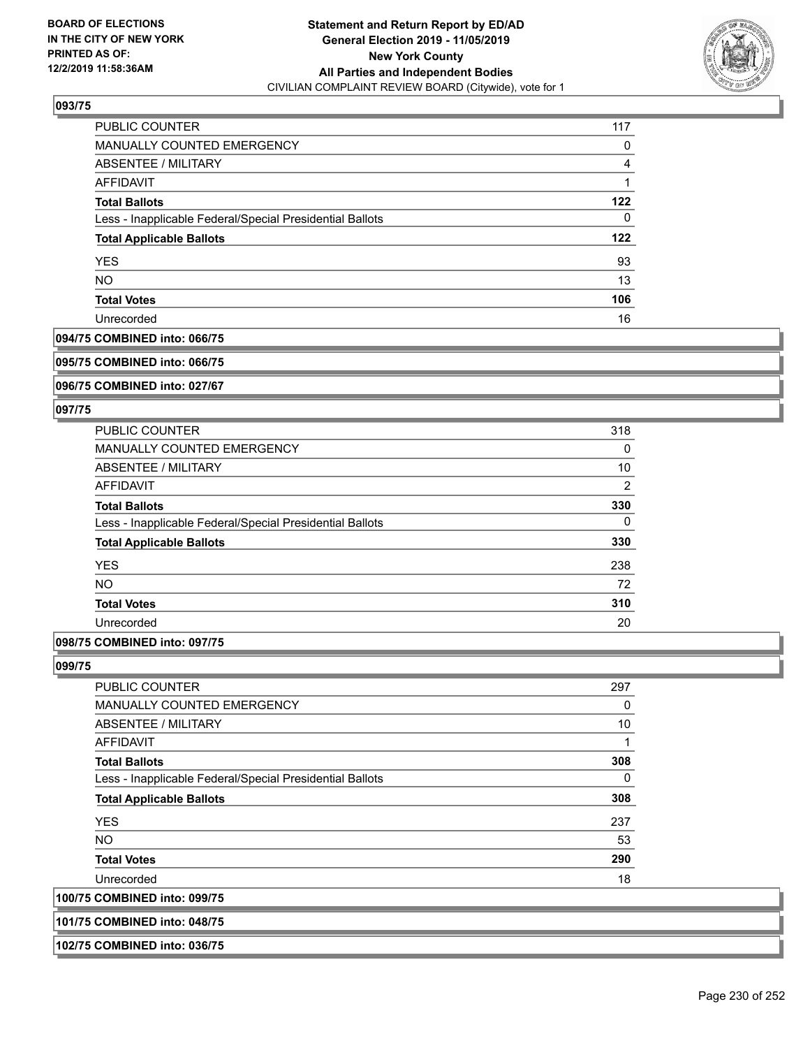## 093/75

| | |
|---|---|
| PUBLIC COUNTER | 117 |
| MANUALLY COUNTED EMERGENCY | 0 |
| ABSENTEE / MILITARY | 4 |
| AFFIDAVIT | 1 |
| **Total Ballots** | **122** |
| Less - Inapplicable Federal/Special Presidential Ballots | 0 |
| **Total Applicable Ballots** | **122** |
| YES | 93 |
| NO | 13 |
| **Total Votes** | **106** |
| Unrecorded | 16 |

**094/75 COMBINED into: 066/75**

**095/75 COMBINED into: 066/75**

**096/75 COMBINED into: 027/67**

## 097/75

| | |
|---|---|
| PUBLIC COUNTER | 318 |
| MANUALLY COUNTED EMERGENCY | 0 |
| ABSENTEE / MILITARY | 10 |
| AFFIDAVIT | 2 |
| **Total Ballots** | **330** |
| Less - Inapplicable Federal/Special Presidential Ballots | 0 |
| **Total Applicable Ballots** | **330** |
| YES | 238 |
| NO | 72 |
| **Total Votes** | **310** |
| Unrecorded | 20 |

**098/75 COMBINED into: 097/75**

## 099/75

| | |
|---|---|
| PUBLIC COUNTER | 297 |
| MANUALLY COUNTED EMERGENCY | 0 |
| ABSENTEE / MILITARY | 10 |
| AFFIDAVIT | 1 |
| **Total Ballots** | **308** |
| Less - Inapplicable Federal/Special Presidential Ballots | 0 |
| **Total Applicable Ballots** | **308** |
| YES | 237 |
| NO | 53 |
| **Total Votes** | **290** |
| Unrecorded | 18 |

**100/75 COMBINED into: 099/75**

**101/75 COMBINED into: 048/75**

**102/75 COMBINED into: 036/75**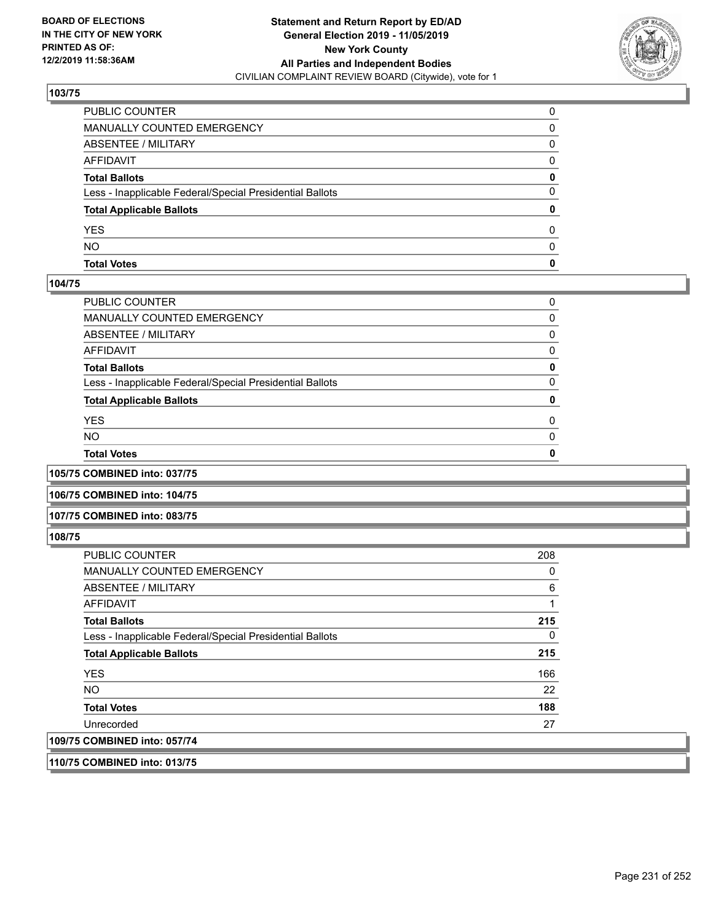**Statement and Return Report by ED/AD**
**General Election 2019 - 11/05/2019**
**New York County**
**All Parties and Independent Bodies**
CIVILIAN COMPLAINT REVIEW BOARD (Citywide), vote for 1

BOARD OF ELECTIONS
IN THE CITY OF NEW YORK
PRINTED AS OF:
12/2/2019 11:58:36AM

**103/75**

| | |
|---|---|
| PUBLIC COUNTER | 0 |
| MANUALLY COUNTED EMERGENCY | 0 |
| ABSENTEE / MILITARY | 0 |
| AFFIDAVIT | 0 |
| **Total Ballots** | **0** |
| Less - Inapplicable Federal/Special Presidential Ballots | 0 |
| **Total Applicable Ballots** | **0** |
| YES | 0 |
| NO | 0 |
| **Total Votes** | **0** |

**104/75**

| | |
|---|---|
| PUBLIC COUNTER | 0 |
| MANUALLY COUNTED EMERGENCY | 0 |
| ABSENTEE / MILITARY | 0 |
| AFFIDAVIT | 0 |
| **Total Ballots** | **0** |
| Less - Inapplicable Federal/Special Presidential Ballots | 0 |
| **Total Applicable Ballots** | **0** |
| YES | 0 |
| NO | 0 |
| **Total Votes** | **0** |

**105/75 COMBINED into: 037/75**

**106/75 COMBINED into: 104/75**

**107/75 COMBINED into: 083/75**

**108/75**

| | |
|---|---|
| PUBLIC COUNTER | 208 |
| MANUALLY COUNTED EMERGENCY | 0 |
| ABSENTEE / MILITARY | 6 |
| AFFIDAVIT | 1 |
| **Total Ballots** | **215** |
| Less - Inapplicable Federal/Special Presidential Ballots | 0 |
| **Total Applicable Ballots** | **215** |
| YES | 166 |
| NO | 22 |
| **Total Votes** | **188** |
| Unrecorded | 27 |

**109/75 COMBINED into: 057/74**

**110/75 COMBINED into: 013/75**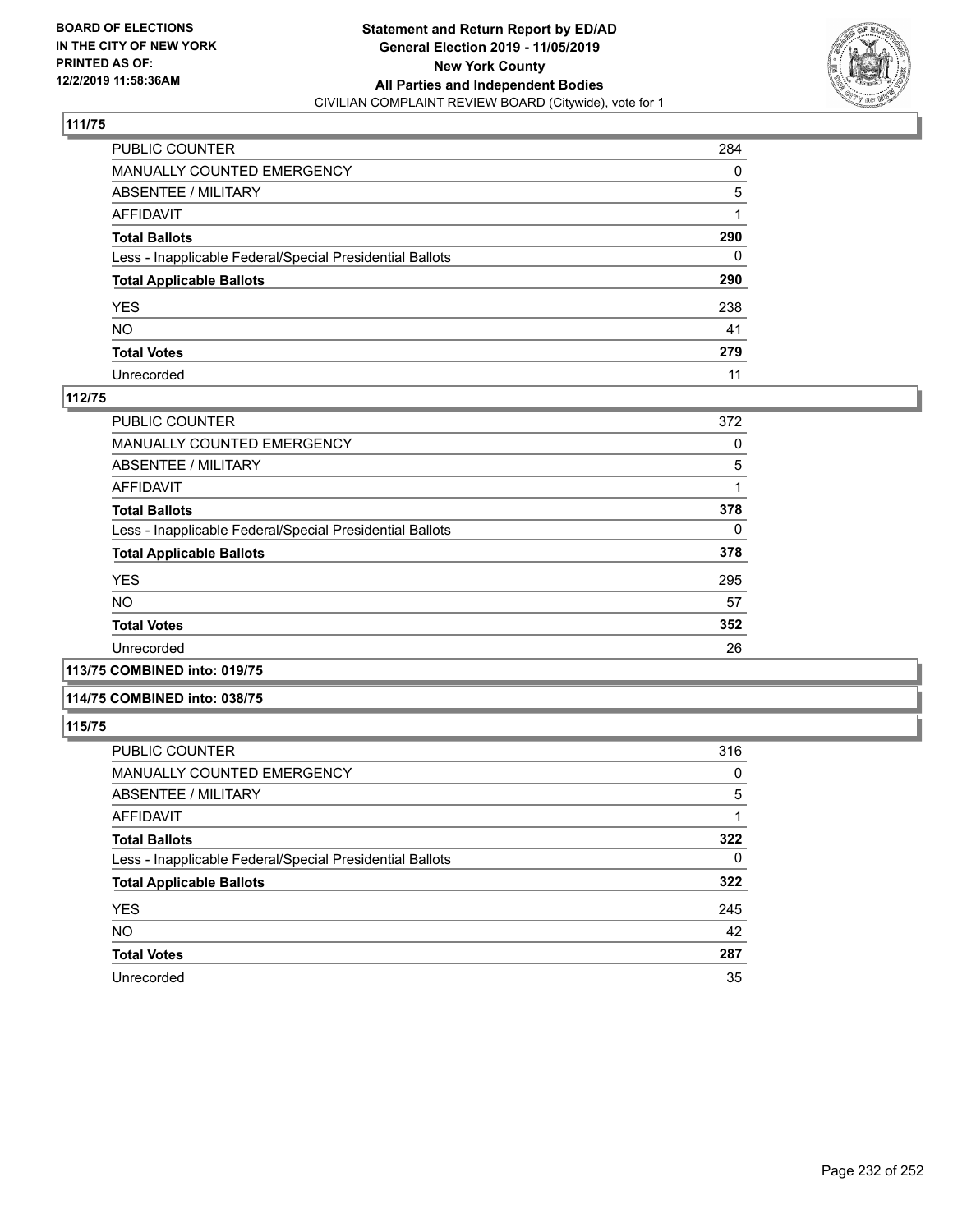**BOARD OF ELECTIONS IN THE CITY OF NEW YORK PRINTED AS OF: 12/2/2019 11:58:36AM**

**Statement and Return Report by ED/AD General Election 2019 - 11/05/2019 New York County All Parties and Independent Bodies**
CIVILIAN COMPLAINT REVIEW BOARD (Citywide), vote for 1

### 111/75

| | |
|---|---|
| PUBLIC COUNTER | 284 |
| MANUALLY COUNTED EMERGENCY | 0 |
| ABSENTEE / MILITARY | 5 |
| AFFIDAVIT | 1 |
| **Total Ballots** | **290** |
| Less - Inapplicable Federal/Special Presidential Ballots | 0 |
| **Total Applicable Ballots** | **290** |
| YES | 238 |
| NO | 41 |
| **Total Votes** | **279** |
| Unrecorded | 11 |

### 112/75

| | |
|---|---|
| PUBLIC COUNTER | 372 |
| MANUALLY COUNTED EMERGENCY | 0 |
| ABSENTEE / MILITARY | 5 |
| AFFIDAVIT | 1 |
| **Total Ballots** | **378** |
| Less - Inapplicable Federal/Special Presidential Ballots | 0 |
| **Total Applicable Ballots** | **378** |
| YES | 295 |
| NO | 57 |
| **Total Votes** | **352** |
| Unrecorded | 26 |

### 113/75 COMBINED into: 019/75

### 114/75 COMBINED into: 038/75

### 115/75

| | |
|---|---|
| PUBLIC COUNTER | 316 |
| MANUALLY COUNTED EMERGENCY | 0 |
| ABSENTEE / MILITARY | 5 |
| AFFIDAVIT | 1 |
| **Total Ballots** | **322** |
| Less - Inapplicable Federal/Special Presidential Ballots | 0 |
| **Total Applicable Ballots** | **322** |
| YES | 245 |
| NO | 42 |
| **Total Votes** | **287** |
| Unrecorded | 35 |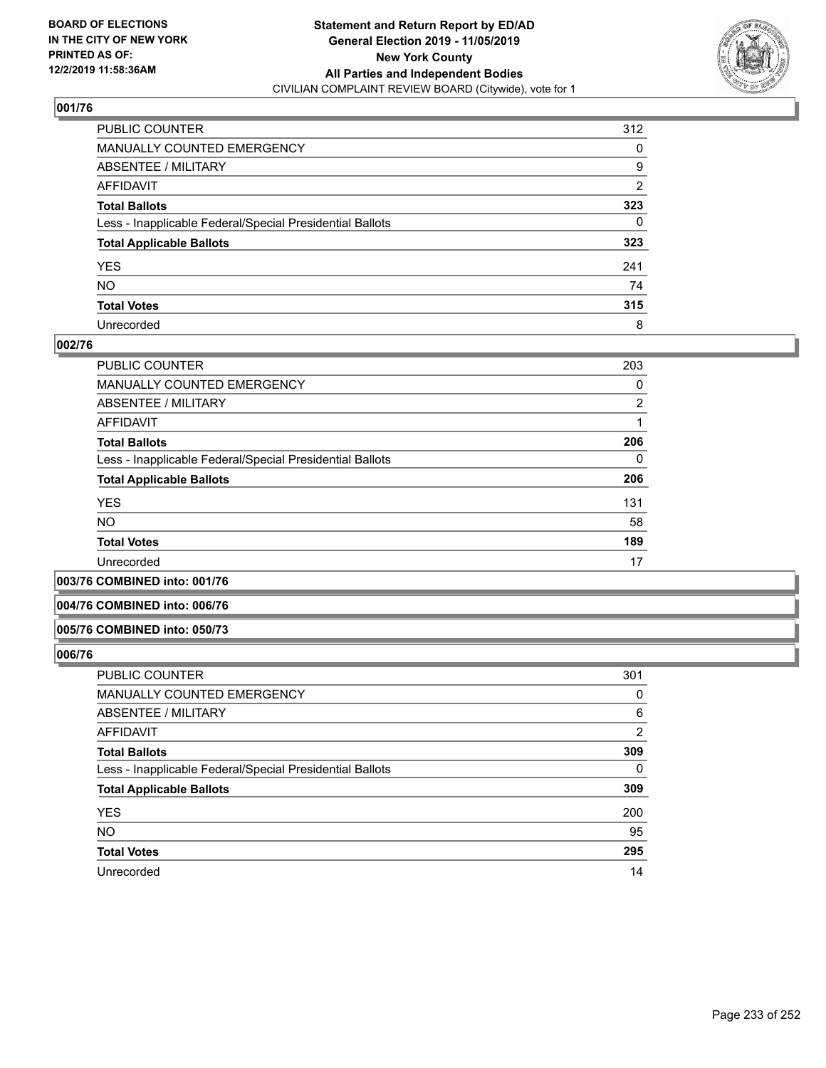**BOARD OF ELECTIONS IN THE CITY OF NEW YORK PRINTED AS OF: 12/2/2019 11:58:36AM**

**Statement and Return Report by ED/AD General Election 2019 - 11/05/2019 New York County All Parties and Independent Bodies**
CIVILIAN COMPLAINT REVIEW BOARD (Citywide), vote for 1

### 001/76

| | |
|---|---|
| PUBLIC COUNTER | 312 |
| MANUALLY COUNTED EMERGENCY | 0 |
| ABSENTEE / MILITARY | 9 |
| AFFIDAVIT | 2 |
| **Total Ballots** | **323** |
| Less - Inapplicable Federal/Special Presidential Ballots | 0 |
| **Total Applicable Ballots** | **323** |
| YES | 241 |
| NO | 74 |
| **Total Votes** | **315** |
| Unrecorded | 8 |

### 002/76

| | |
|---|---|
| PUBLIC COUNTER | 203 |
| MANUALLY COUNTED EMERGENCY | 0 |
| ABSENTEE / MILITARY | 2 |
| AFFIDAVIT | 1 |
| **Total Ballots** | **206** |
| Less - Inapplicable Federal/Special Presidential Ballots | 0 |
| **Total Applicable Ballots** | **206** |
| YES | 131 |
| NO | 58 |
| **Total Votes** | **189** |
| Unrecorded | 17 |

### 003/76 COMBINED into: 001/76

### 004/76 COMBINED into: 006/76

### 005/76 COMBINED into: 050/73

### 006/76

| | |
|---|---|
| PUBLIC COUNTER | 301 |
| MANUALLY COUNTED EMERGENCY | 0 |
| ABSENTEE / MILITARY | 6 |
| AFFIDAVIT | 2 |
| **Total Ballots** | **309** |
| Less - Inapplicable Federal/Special Presidential Ballots | 0 |
| **Total Applicable Ballots** | **309** |
| YES | 200 |
| NO | 95 |
| **Total Votes** | **295** |
| Unrecorded | 14 |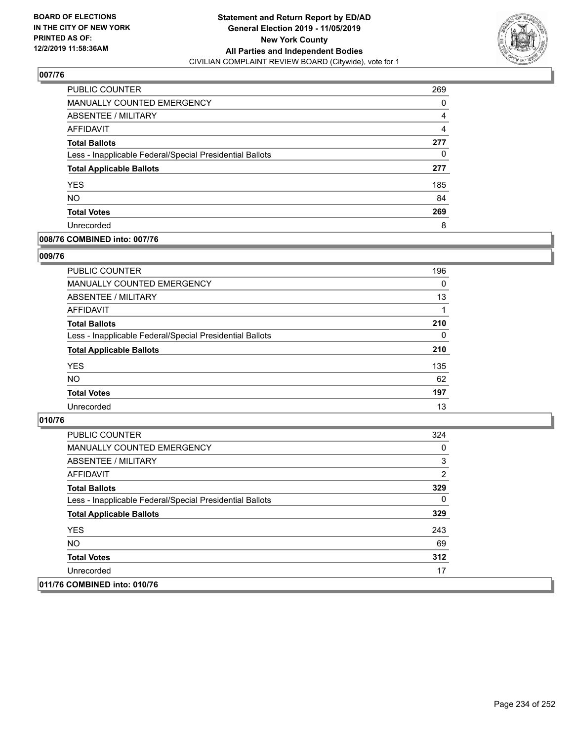**BOARD OF ELECTIONS IN THE CITY OF NEW YORK PRINTED AS OF: 12/2/2019 11:58:36AM**

**Statement and Return Report by ED/AD General Election 2019 - 11/05/2019 New York County All Parties and Independent Bodies**
CIVILIAN COMPLAINT REVIEW BOARD (Citywide), vote for 1

## 007/76

| | |
|---|---|
| PUBLIC COUNTER | 269 |
| MANUALLY COUNTED EMERGENCY | 0 |
| ABSENTEE / MILITARY | 4 |
| AFFIDAVIT | 4 |
| **Total Ballots** | **277** |
| Less - Inapplicable Federal/Special Presidential Ballots | 0 |
| **Total Applicable Ballots** | **277** |
| YES | 185 |
| NO | 84 |
| **Total Votes** | **269** |
| Unrecorded | 8 |

## 008/76 COMBINED into: 007/76

## 009/76

| | |
|---|---|
| PUBLIC COUNTER | 196 |
| MANUALLY COUNTED EMERGENCY | 0 |
| ABSENTEE / MILITARY | 13 |
| AFFIDAVIT | 1 |
| **Total Ballots** | **210** |
| Less - Inapplicable Federal/Special Presidential Ballots | 0 |
| **Total Applicable Ballots** | **210** |
| YES | 135 |
| NO | 62 |
| **Total Votes** | **197** |
| Unrecorded | 13 |

## 010/76

| | |
|---|---|
| PUBLIC COUNTER | 324 |
| MANUALLY COUNTED EMERGENCY | 0 |
| ABSENTEE / MILITARY | 3 |
| AFFIDAVIT | 2 |
| **Total Ballots** | **329** |
| Less - Inapplicable Federal/Special Presidential Ballots | 0 |
| **Total Applicable Ballots** | **329** |
| YES | 243 |
| NO | 69 |
| **Total Votes** | **312** |
| Unrecorded | 17 |

## 011/76 COMBINED into: 010/76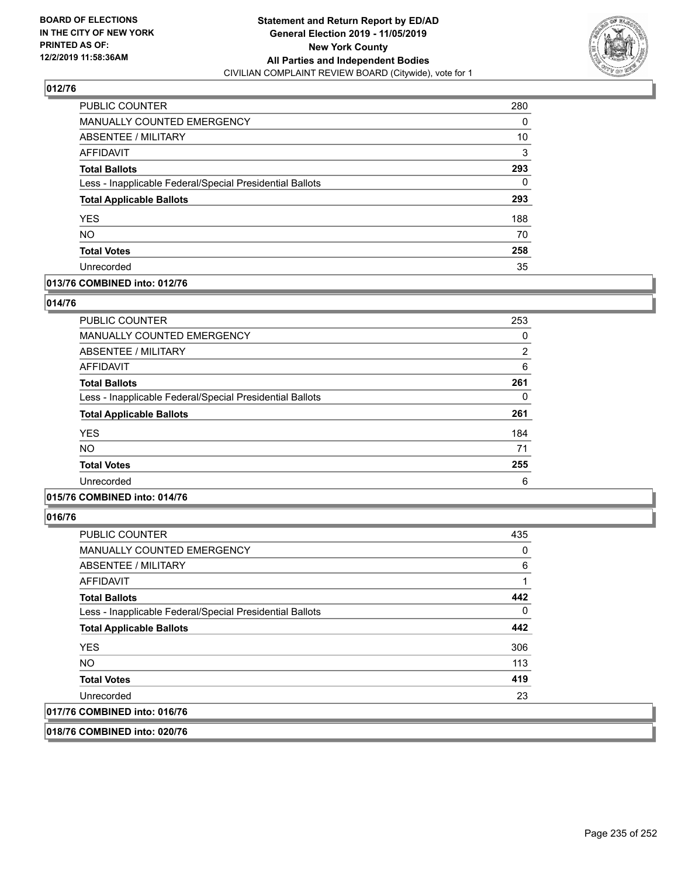**Statement and Return Report by ED/AD**
**General Election 2019 - 11/05/2019**
**New York County**
**All Parties and Independent Bodies**
CIVILIAN COMPLAINT REVIEW BOARD (Citywide), vote for 1

BOARD OF ELECTIONS IN THE CITY OF NEW YORK PRINTED AS OF: 12/2/2019 11:58:36AM

## 012/76

| | |
|---|---|
| PUBLIC COUNTER | 280 |
| MANUALLY COUNTED EMERGENCY | 0 |
| ABSENTEE / MILITARY | 10 |
| AFFIDAVIT | 3 |
| **Total Ballots** | **293** |
| Less - Inapplicable Federal/Special Presidential Ballots | 0 |
| **Total Applicable Ballots** | **293** |
| YES | 188 |
| NO | 70 |
| **Total Votes** | **258** |
| Unrecorded | 35 |

**013/76 COMBINED into: 012/76**

## 014/76

| | |
|---|---|
| PUBLIC COUNTER | 253 |
| MANUALLY COUNTED EMERGENCY | 0 |
| ABSENTEE / MILITARY | 2 |
| AFFIDAVIT | 6 |
| **Total Ballots** | **261** |
| Less - Inapplicable Federal/Special Presidential Ballots | 0 |
| **Total Applicable Ballots** | **261** |
| YES | 184 |
| NO | 71 |
| **Total Votes** | **255** |
| Unrecorded | 6 |

**015/76 COMBINED into: 014/76**

## 016/76

| | |
|---|---|
| PUBLIC COUNTER | 435 |
| MANUALLY COUNTED EMERGENCY | 0 |
| ABSENTEE / MILITARY | 6 |
| AFFIDAVIT | 1 |
| **Total Ballots** | **442** |
| Less - Inapplicable Federal/Special Presidential Ballots | 0 |
| **Total Applicable Ballots** | **442** |
| YES | 306 |
| NO | 113 |
| **Total Votes** | **419** |
| Unrecorded | 23 |

**017/76 COMBINED into: 016/76**

**018/76 COMBINED into: 020/76**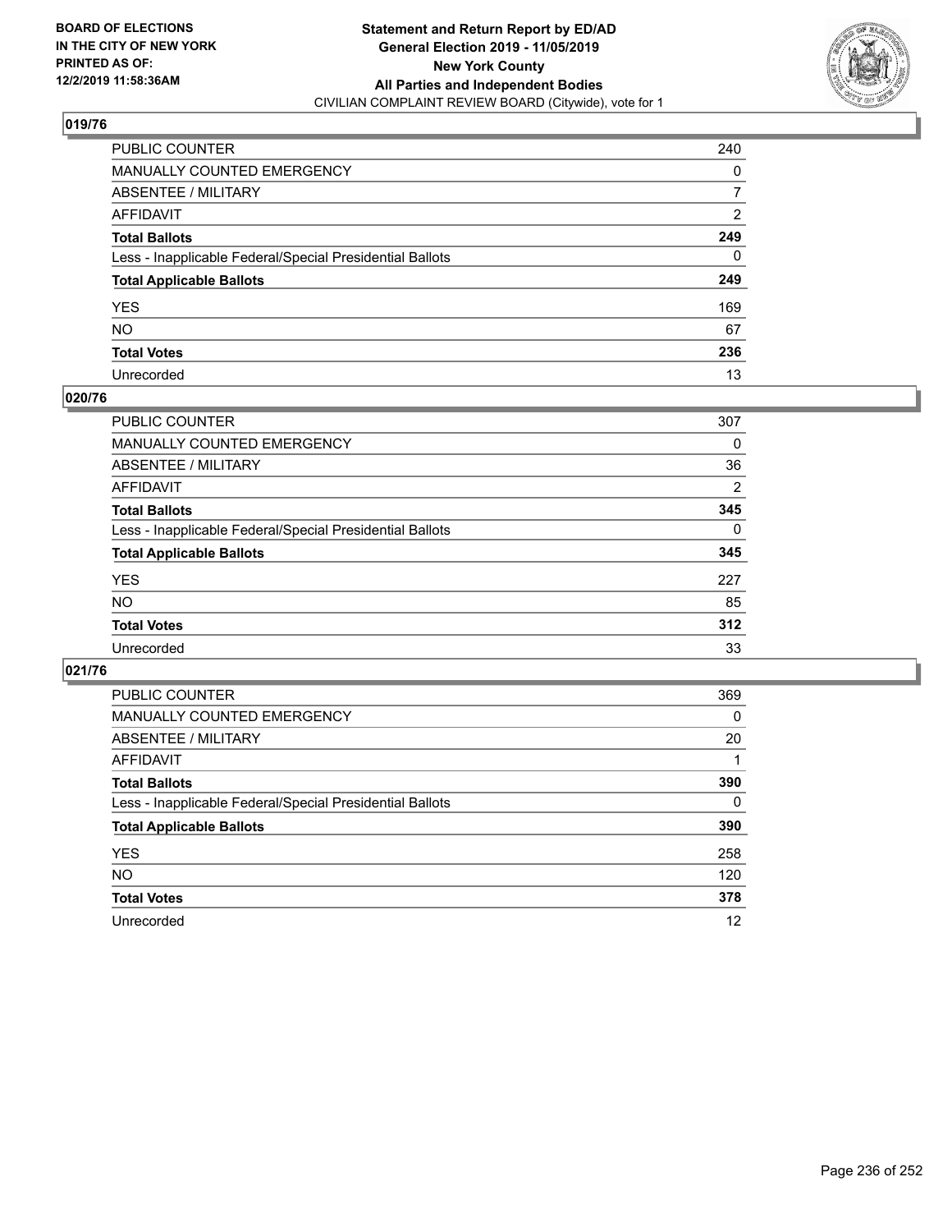**BOARD OF ELECTIONS IN THE CITY OF NEW YORK PRINTED AS OF: 12/2/2019 11:58:36AM**

**Statement and Return Report by ED/AD General Election 2019 - 11/05/2019 New York County All Parties and Independent Bodies**
CIVILIAN COMPLAINT REVIEW BOARD (Citywide), vote for 1

## 019/76

| | |
|---|---|
| PUBLIC COUNTER | 240 |
| MANUALLY COUNTED EMERGENCY | 0 |
| ABSENTEE / MILITARY | 7 |
| AFFIDAVIT | 2 |
| **Total Ballots** | **249** |
| Less - Inapplicable Federal/Special Presidential Ballots | 0 |
| **Total Applicable Ballots** | **249** |
| YES | 169 |
| NO | 67 |
| **Total Votes** | **236** |
| Unrecorded | 13 |

## 020/76

| | |
|---|---|
| PUBLIC COUNTER | 307 |
| MANUALLY COUNTED EMERGENCY | 0 |
| ABSENTEE / MILITARY | 36 |
| AFFIDAVIT | 2 |
| **Total Ballots** | **345** |
| Less - Inapplicable Federal/Special Presidential Ballots | 0 |
| **Total Applicable Ballots** | **345** |
| YES | 227 |
| NO | 85 |
| **Total Votes** | **312** |
| Unrecorded | 33 |

## 021/76

| | |
|---|---|
| PUBLIC COUNTER | 369 |
| MANUALLY COUNTED EMERGENCY | 0 |
| ABSENTEE / MILITARY | 20 |
| AFFIDAVIT | 1 |
| **Total Ballots** | **390** |
| Less - Inapplicable Federal/Special Presidential Ballots | 0 |
| **Total Applicable Ballots** | **390** |
| YES | 258 |
| NO | 120 |
| **Total Votes** | **378** |
| Unrecorded | 12 |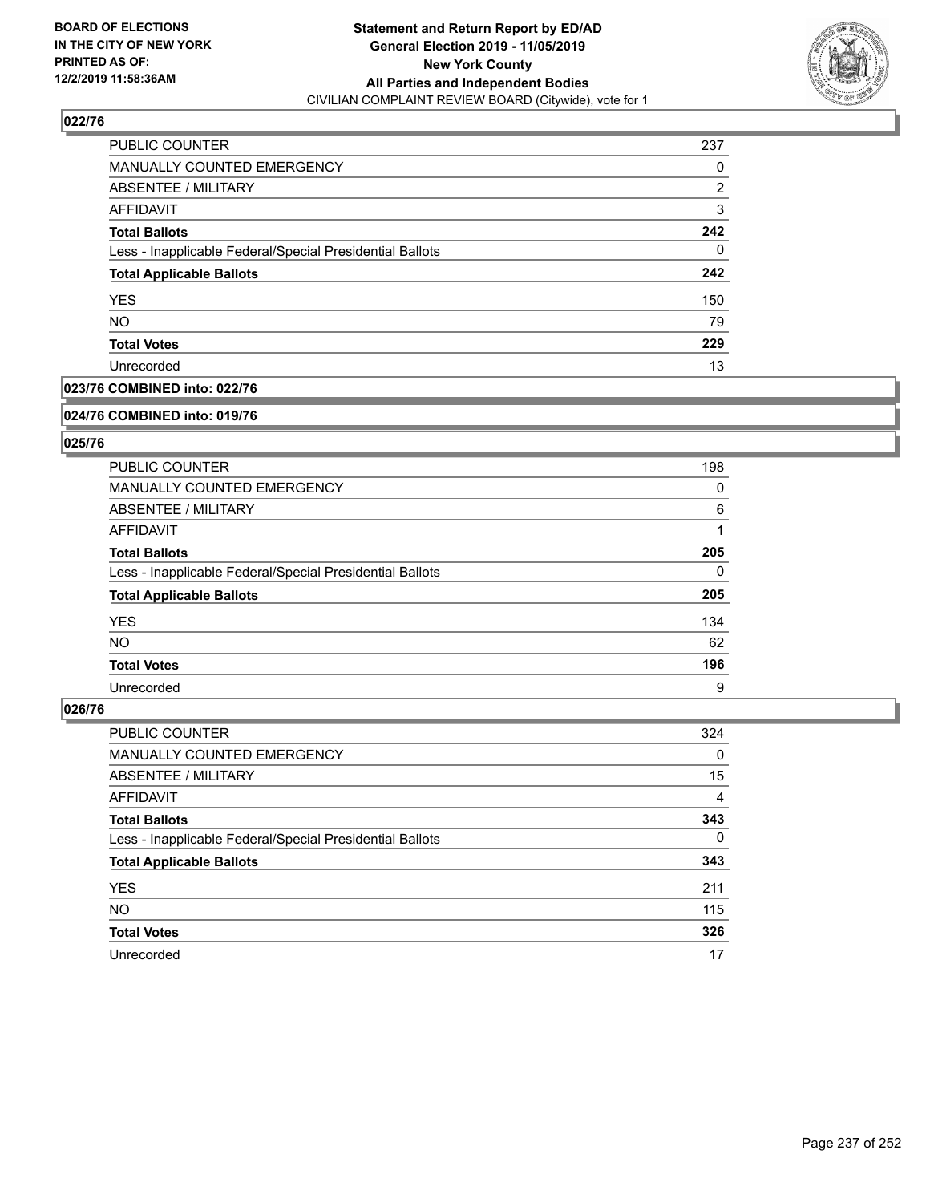**Statement and Return Report by ED/AD**
**General Election 2019 - 11/05/2019**
**New York County**
**All Parties and Independent Bodies**
CIVILIAN COMPLAINT REVIEW BOARD (Citywide), vote for 1

BOARD OF ELECTIONS IN THE CITY OF NEW YORK PRINTED AS OF: 12/2/2019 11:58:36AM

### 022/76

| | |
|---|---|
| PUBLIC COUNTER | 237 |
| MANUALLY COUNTED EMERGENCY | 0 |
| ABSENTEE / MILITARY | 2 |
| AFFIDAVIT | 3 |
| **Total Ballots** | **242** |
| Less - Inapplicable Federal/Special Presidential Ballots | 0 |
| **Total Applicable Ballots** | **242** |
| YES | 150 |
| NO | 79 |
| **Total Votes** | **229** |
| Unrecorded | 13 |

### 023/76 COMBINED into: 022/76

### 024/76 COMBINED into: 019/76

### 025/76

| | |
|---|---|
| PUBLIC COUNTER | 198 |
| MANUALLY COUNTED EMERGENCY | 0 |
| ABSENTEE / MILITARY | 6 |
| AFFIDAVIT | 1 |
| **Total Ballots** | **205** |
| Less - Inapplicable Federal/Special Presidential Ballots | 0 |
| **Total Applicable Ballots** | **205** |
| YES | 134 |
| NO | 62 |
| **Total Votes** | **196** |
| Unrecorded | 9 |

### 026/76

| | |
|---|---|
| PUBLIC COUNTER | 324 |
| MANUALLY COUNTED EMERGENCY | 0 |
| ABSENTEE / MILITARY | 15 |
| AFFIDAVIT | 4 |
| **Total Ballots** | **343** |
| Less - Inapplicable Federal/Special Presidential Ballots | 0 |
| **Total Applicable Ballots** | **343** |
| YES | 211 |
| NO | 115 |
| **Total Votes** | **326** |
| Unrecorded | 17 |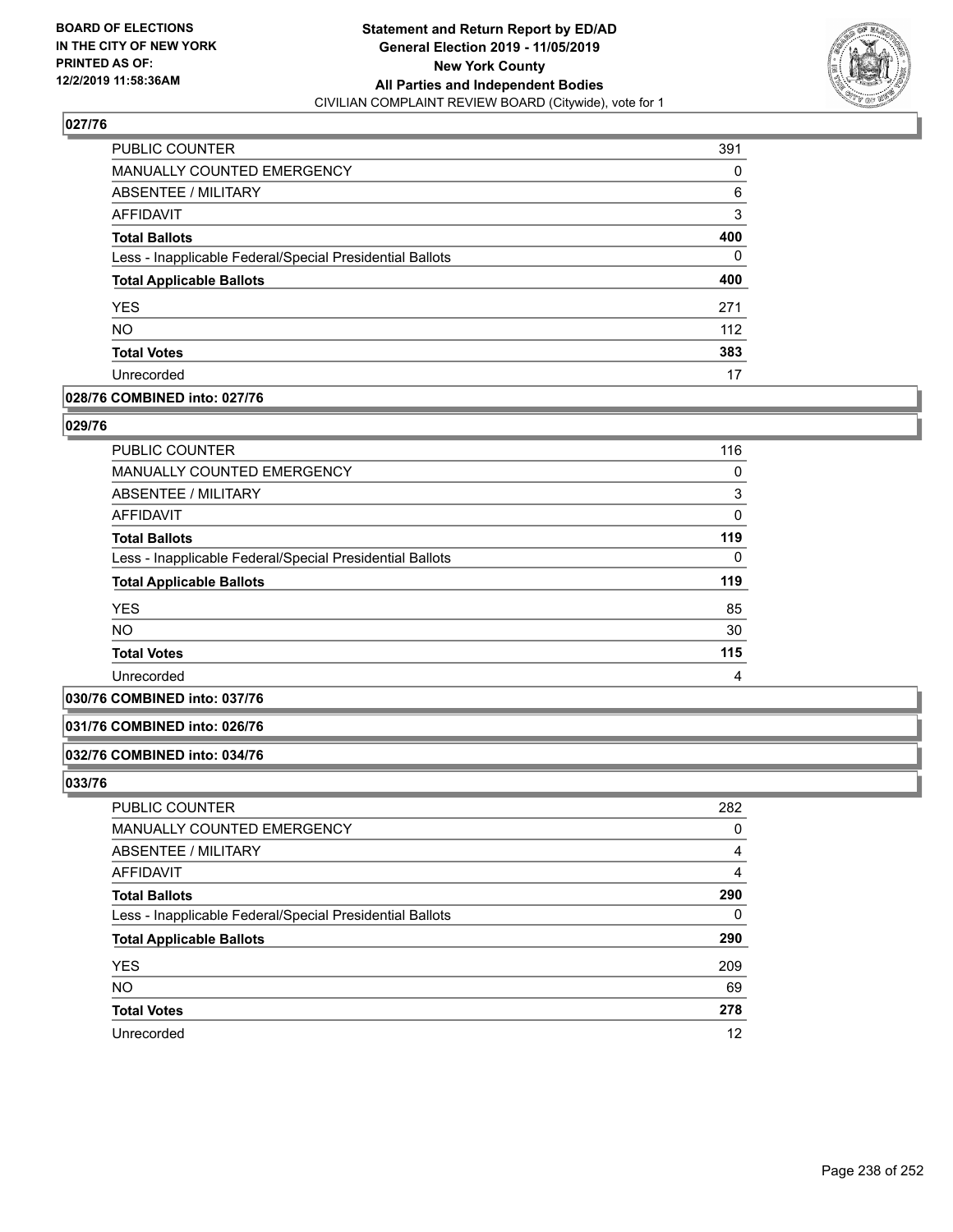## 027/76

| | |
|---|---|
| PUBLIC COUNTER | 391 |
| MANUALLY COUNTED EMERGENCY | 0 |
| ABSENTEE / MILITARY | 6 |
| AFFIDAVIT | 3 |
| **Total Ballots** | **400** |
| Less - Inapplicable Federal/Special Presidential Ballots | 0 |
| **Total Applicable Ballots** | **400** |
| YES | 271 |
| NO | 112 |
| **Total Votes** | **383** |
| Unrecorded | 17 |

## 028/76 COMBINED into: 027/76

## 029/76

| | |
|---|---|
| PUBLIC COUNTER | 116 |
| MANUALLY COUNTED EMERGENCY | 0 |
| ABSENTEE / MILITARY | 3 |
| AFFIDAVIT | 0 |
| **Total Ballots** | **119** |
| Less - Inapplicable Federal/Special Presidential Ballots | 0 |
| **Total Applicable Ballots** | **119** |
| YES | 85 |
| NO | 30 |
| **Total Votes** | **115** |
| Unrecorded | 4 |

## 030/76 COMBINED into: 037/76

## 031/76 COMBINED into: 026/76

## 032/76 COMBINED into: 034/76

## 033/76

| | |
|---|---|
| PUBLIC COUNTER | 282 |
| MANUALLY COUNTED EMERGENCY | 0 |
| ABSENTEE / MILITARY | 4 |
| AFFIDAVIT | 4 |
| **Total Ballots** | **290** |
| Less - Inapplicable Federal/Special Presidential Ballots | 0 |
| **Total Applicable Ballots** | **290** |
| YES | 209 |
| NO | 69 |
| **Total Votes** | **278** |
| Unrecorded | 12 |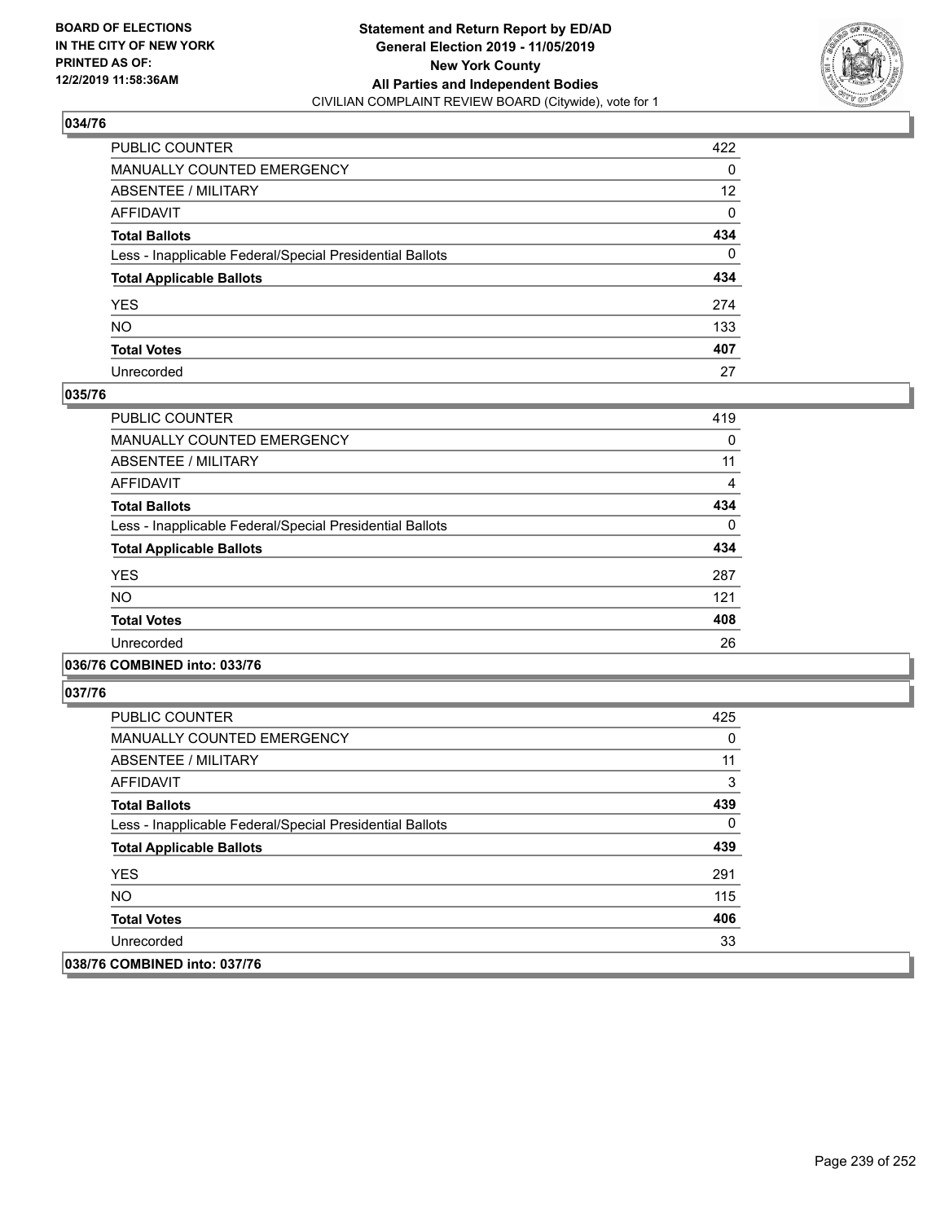**Statement and Return Report by ED/AD**
**General Election 2019 - 11/05/2019**
**New York County**
**All Parties and Independent Bodies**
CIVILIAN COMPLAINT REVIEW BOARD (Citywide), vote for 1

BOARD OF ELECTIONS IN THE CITY OF NEW YORK PRINTED AS OF: 12/2/2019 11:58:36AM

## 034/76

| | |
|---|---|
| PUBLIC COUNTER | 422 |
| MANUALLY COUNTED EMERGENCY | 0 |
| ABSENTEE / MILITARY | 12 |
| AFFIDAVIT | 0 |
| **Total Ballots** | **434** |
| Less - Inapplicable Federal/Special Presidential Ballots | 0 |
| **Total Applicable Ballots** | **434** |
| YES | 274 |
| NO | 133 |
| **Total Votes** | **407** |
| Unrecorded | 27 |

## 035/76

| | |
|---|---|
| PUBLIC COUNTER | 419 |
| MANUALLY COUNTED EMERGENCY | 0 |
| ABSENTEE / MILITARY | 11 |
| AFFIDAVIT | 4 |
| **Total Ballots** | **434** |
| Less - Inapplicable Federal/Special Presidential Ballots | 0 |
| **Total Applicable Ballots** | **434** |
| YES | 287 |
| NO | 121 |
| **Total Votes** | **408** |
| Unrecorded | 26 |

## 036/76 COMBINED into: 033/76

## 037/76

| | |
|---|---|
| PUBLIC COUNTER | 425 |
| MANUALLY COUNTED EMERGENCY | 0 |
| ABSENTEE / MILITARY | 11 |
| AFFIDAVIT | 3 |
| **Total Ballots** | **439** |
| Less - Inapplicable Federal/Special Presidential Ballots | 0 |
| **Total Applicable Ballots** | **439** |
| YES | 291 |
| NO | 115 |
| **Total Votes** | **406** |
| Unrecorded | 33 |

## 038/76 COMBINED into: 037/76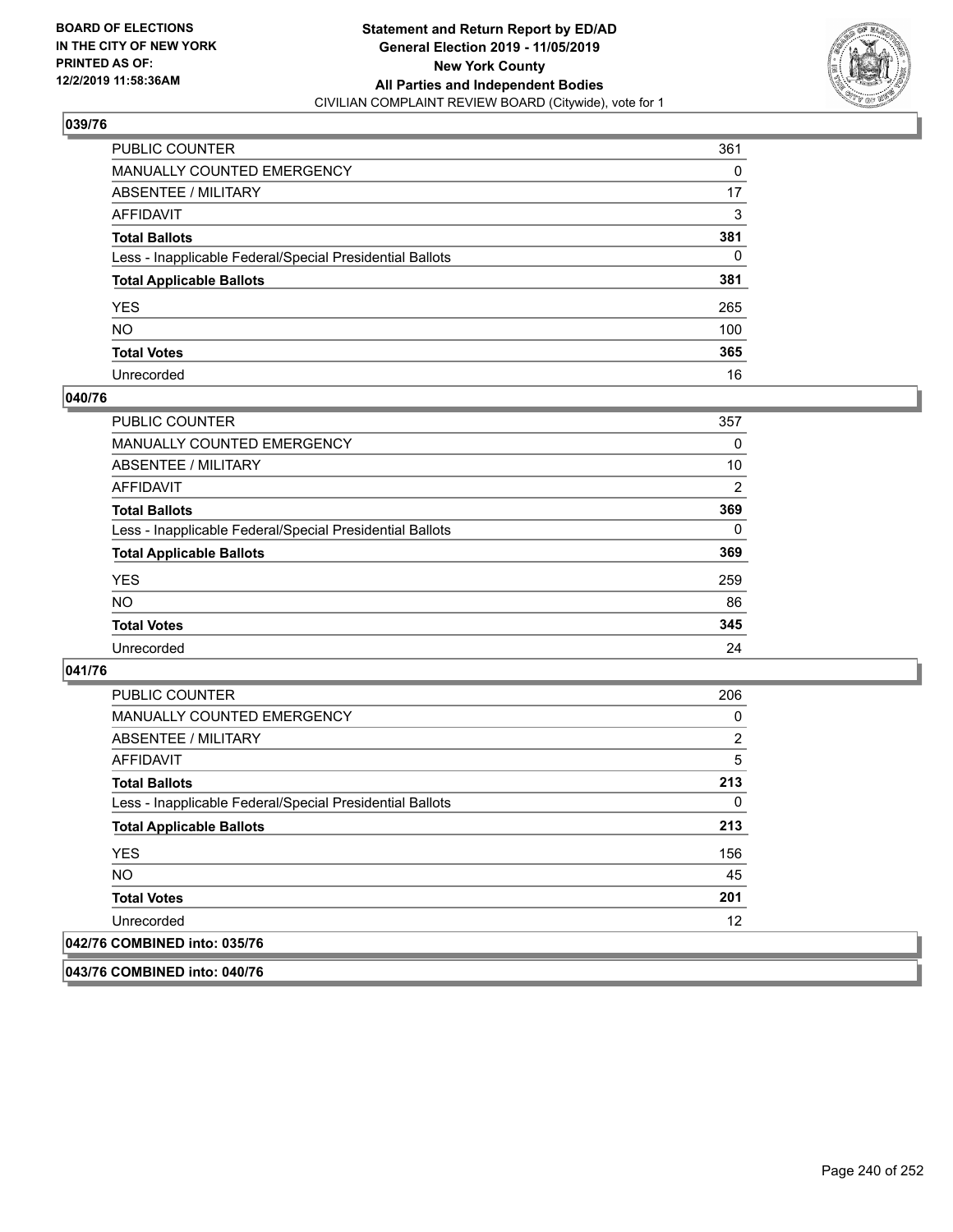## 039/76

| | |
|---|---|
| PUBLIC COUNTER | 361 |
| MANUALLY COUNTED EMERGENCY | 0 |
| ABSENTEE / MILITARY | 17 |
| AFFIDAVIT | 3 |
| **Total Ballots** | **381** |
| Less - Inapplicable Federal/Special Presidential Ballots | 0 |
| **Total Applicable Ballots** | **381** |
| YES | 265 |
| NO | 100 |
| **Total Votes** | **365** |
| Unrecorded | 16 |

## 040/76

| | |
|---|---|
| PUBLIC COUNTER | 357 |
| MANUALLY COUNTED EMERGENCY | 0 |
| ABSENTEE / MILITARY | 10 |
| AFFIDAVIT | 2 |
| **Total Ballots** | **369** |
| Less - Inapplicable Federal/Special Presidential Ballots | 0 |
| **Total Applicable Ballots** | **369** |
| YES | 259 |
| NO | 86 |
| **Total Votes** | **345** |
| Unrecorded | 24 |

## 041/76

| | |
|---|---|
| PUBLIC COUNTER | 206 |
| MANUALLY COUNTED EMERGENCY | 0 |
| ABSENTEE / MILITARY | 2 |
| AFFIDAVIT | 5 |
| **Total Ballots** | **213** |
| Less - Inapplicable Federal/Special Presidential Ballots | 0 |
| **Total Applicable Ballots** | **213** |
| YES | 156 |
| NO | 45 |
| **Total Votes** | **201** |
| Unrecorded | 12 |

## 042/76 COMBINED into: 035/76

## 043/76 COMBINED into: 040/76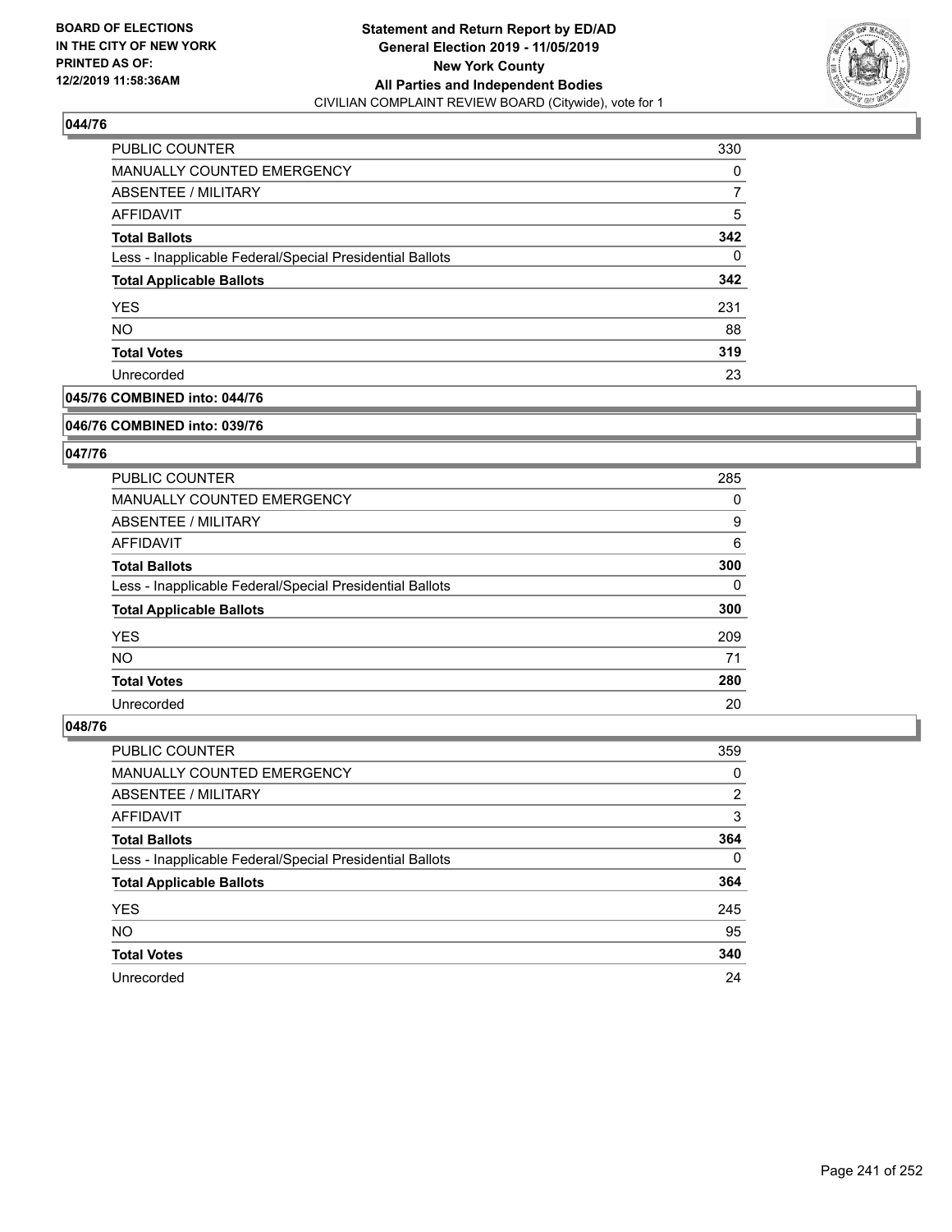**BOARD OF ELECTIONS IN THE CITY OF NEW YORK PRINTED AS OF: 12/2/2019 11:58:36AM**

**Statement and Return Report by ED/AD General Election 2019 - 11/05/2019 New York County All Parties and Independent Bodies**

CIVILIAN COMPLAINT REVIEW BOARD (Citywide), vote for 1

### 044/76

| | |
|---|---|
| PUBLIC COUNTER | 330 |
| MANUALLY COUNTED EMERGENCY | 0 |
| ABSENTEE / MILITARY | 7 |
| AFFIDAVIT | 5 |
| **Total Ballots** | **342** |
| Less - Inapplicable Federal/Special Presidential Ballots | 0 |
| **Total Applicable Ballots** | **342** |
| YES | 231 |
| NO | 88 |
| **Total Votes** | **319** |
| Unrecorded | 23 |

### 045/76 COMBINED into: 044/76

### 046/76 COMBINED into: 039/76

### 047/76

| | |
|---|---|
| PUBLIC COUNTER | 285 |
| MANUALLY COUNTED EMERGENCY | 0 |
| ABSENTEE / MILITARY | 9 |
| AFFIDAVIT | 6 |
| **Total Ballots** | **300** |
| Less - Inapplicable Federal/Special Presidential Ballots | 0 |
| **Total Applicable Ballots** | **300** |
| YES | 209 |
| NO | 71 |
| **Total Votes** | **280** |
| Unrecorded | 20 |

### 048/76

| | |
|---|---|
| PUBLIC COUNTER | 359 |
| MANUALLY COUNTED EMERGENCY | 0 |
| ABSENTEE / MILITARY | 2 |
| AFFIDAVIT | 3 |
| **Total Ballots** | **364** |
| Less - Inapplicable Federal/Special Presidential Ballots | 0 |
| **Total Applicable Ballots** | **364** |
| YES | 245 |
| NO | 95 |
| **Total Votes** | **340** |
| Unrecorded | 24 |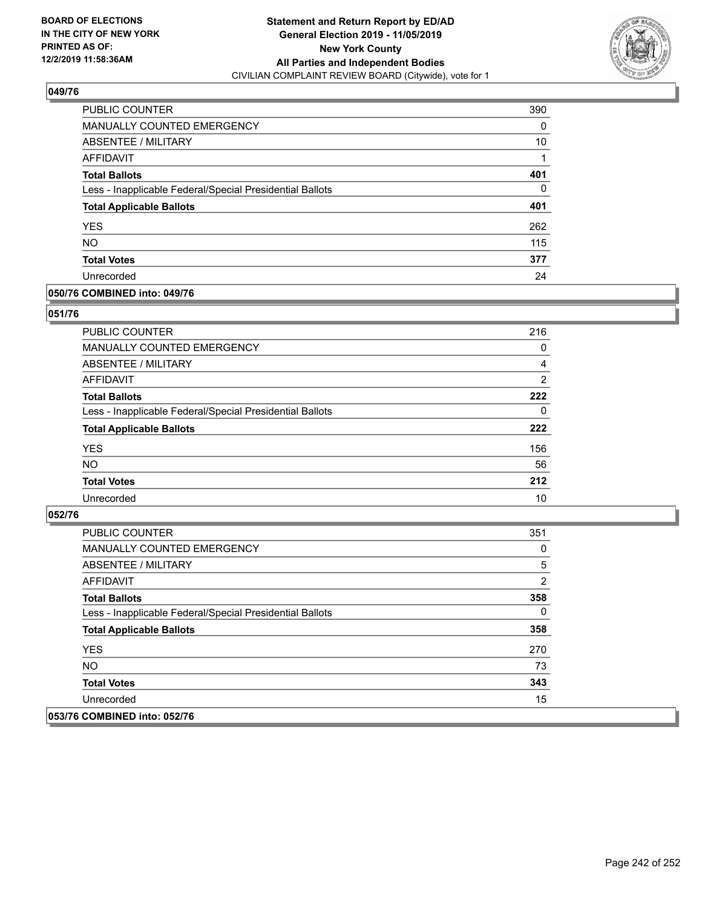**BOARD OF ELECTIONS IN THE CITY OF NEW YORK PRINTED AS OF: 12/2/2019 11:58:36AM**

**Statement and Return Report by ED/AD General Election 2019 - 11/05/2019 New York County All Parties and Independent Bodies**
CIVILIAN COMPLAINT REVIEW BOARD (Citywide), vote for 1

## 049/76

| | |
|---|---|
| PUBLIC COUNTER | 390 |
| MANUALLY COUNTED EMERGENCY | 0 |
| ABSENTEE / MILITARY | 10 |
| AFFIDAVIT | 1 |
| **Total Ballots** | **401** |
| Less - Inapplicable Federal/Special Presidential Ballots | 0 |
| **Total Applicable Ballots** | **401** |
| YES | 262 |
| NO | 115 |
| **Total Votes** | **377** |
| Unrecorded | 24 |

## 050/76 COMBINED into: 049/76

## 051/76

| | |
|---|---|
| PUBLIC COUNTER | 216 |
| MANUALLY COUNTED EMERGENCY | 0 |
| ABSENTEE / MILITARY | 4 |
| AFFIDAVIT | 2 |
| **Total Ballots** | **222** |
| Less - Inapplicable Federal/Special Presidential Ballots | 0 |
| **Total Applicable Ballots** | **222** |
| YES | 156 |
| NO | 56 |
| **Total Votes** | **212** |
| Unrecorded | 10 |

## 052/76

| | |
|---|---|
| PUBLIC COUNTER | 351 |
| MANUALLY COUNTED EMERGENCY | 0 |
| ABSENTEE / MILITARY | 5 |
| AFFIDAVIT | 2 |
| **Total Ballots** | **358** |
| Less - Inapplicable Federal/Special Presidential Ballots | 0 |
| **Total Applicable Ballots** | **358** |
| YES | 270 |
| NO | 73 |
| **Total Votes** | **343** |
| Unrecorded | 15 |

## 053/76 COMBINED into: 052/76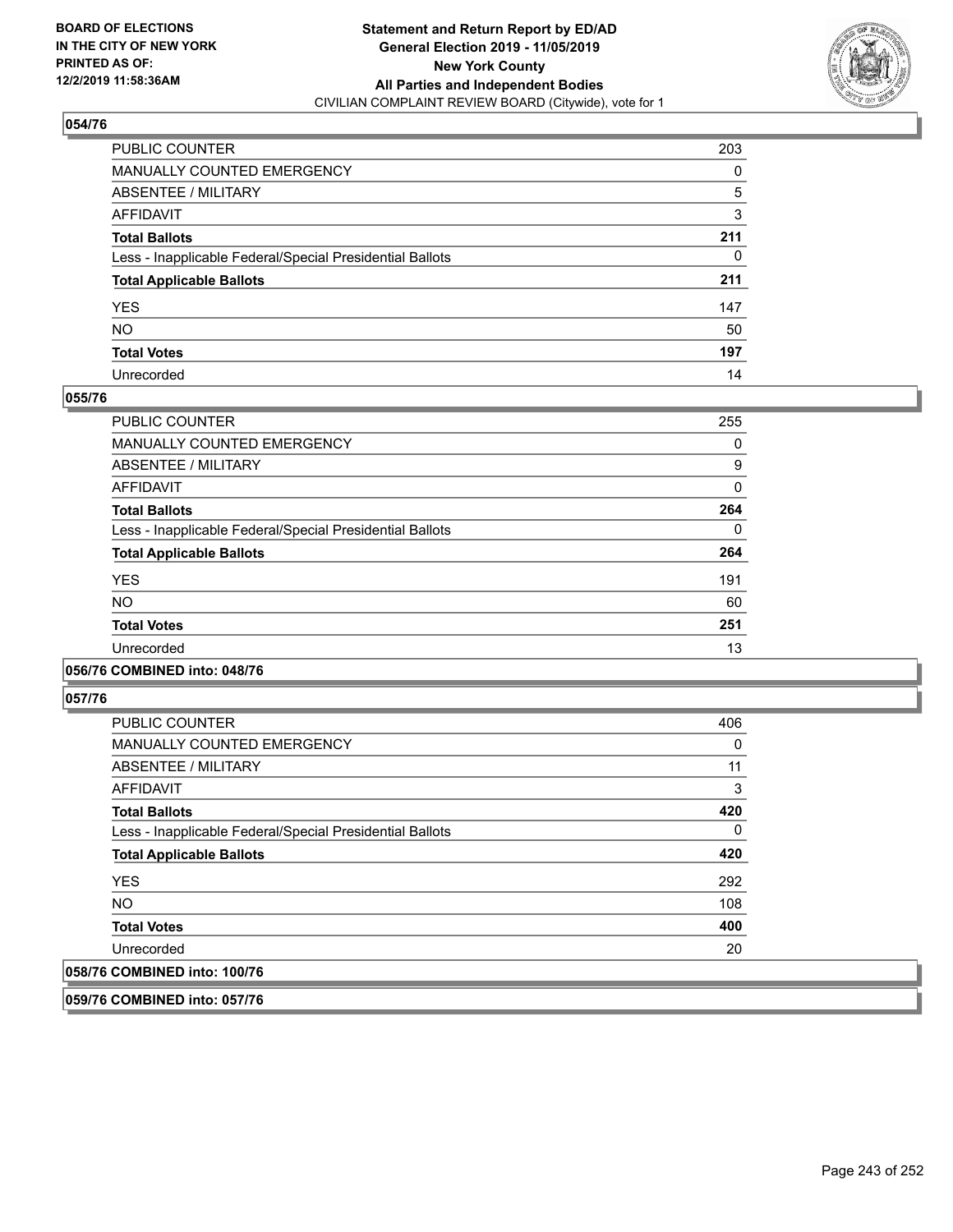### 054/76

| | |
|---|---|
| PUBLIC COUNTER | 203 |
| MANUALLY COUNTED EMERGENCY | 0 |
| ABSENTEE / MILITARY | 5 |
| AFFIDAVIT | 3 |
| **Total Ballots** | **211** |
| Less - Inapplicable Federal/Special Presidential Ballots | 0 |
| **Total Applicable Ballots** | **211** |
| YES | 147 |
| NO | 50 |
| **Total Votes** | **197** |
| Unrecorded | 14 |

### 055/76

| | |
|---|---|
| PUBLIC COUNTER | 255 |
| MANUALLY COUNTED EMERGENCY | 0 |
| ABSENTEE / MILITARY | 9 |
| AFFIDAVIT | 0 |
| **Total Ballots** | **264** |
| Less - Inapplicable Federal/Special Presidential Ballots | 0 |
| **Total Applicable Ballots** | **264** |
| YES | 191 |
| NO | 60 |
| **Total Votes** | **251** |
| Unrecorded | 13 |

### 056/76 COMBINED into: 048/76

### 057/76

| | |
|---|---|
| PUBLIC COUNTER | 406 |
| MANUALLY COUNTED EMERGENCY | 0 |
| ABSENTEE / MILITARY | 11 |
| AFFIDAVIT | 3 |
| **Total Ballots** | **420** |
| Less - Inapplicable Federal/Special Presidential Ballots | 0 |
| **Total Applicable Ballots** | **420** |
| YES | 292 |
| NO | 108 |
| **Total Votes** | **400** |
| Unrecorded | 20 |

### 058/76 COMBINED into: 100/76

### 059/76 COMBINED into: 057/76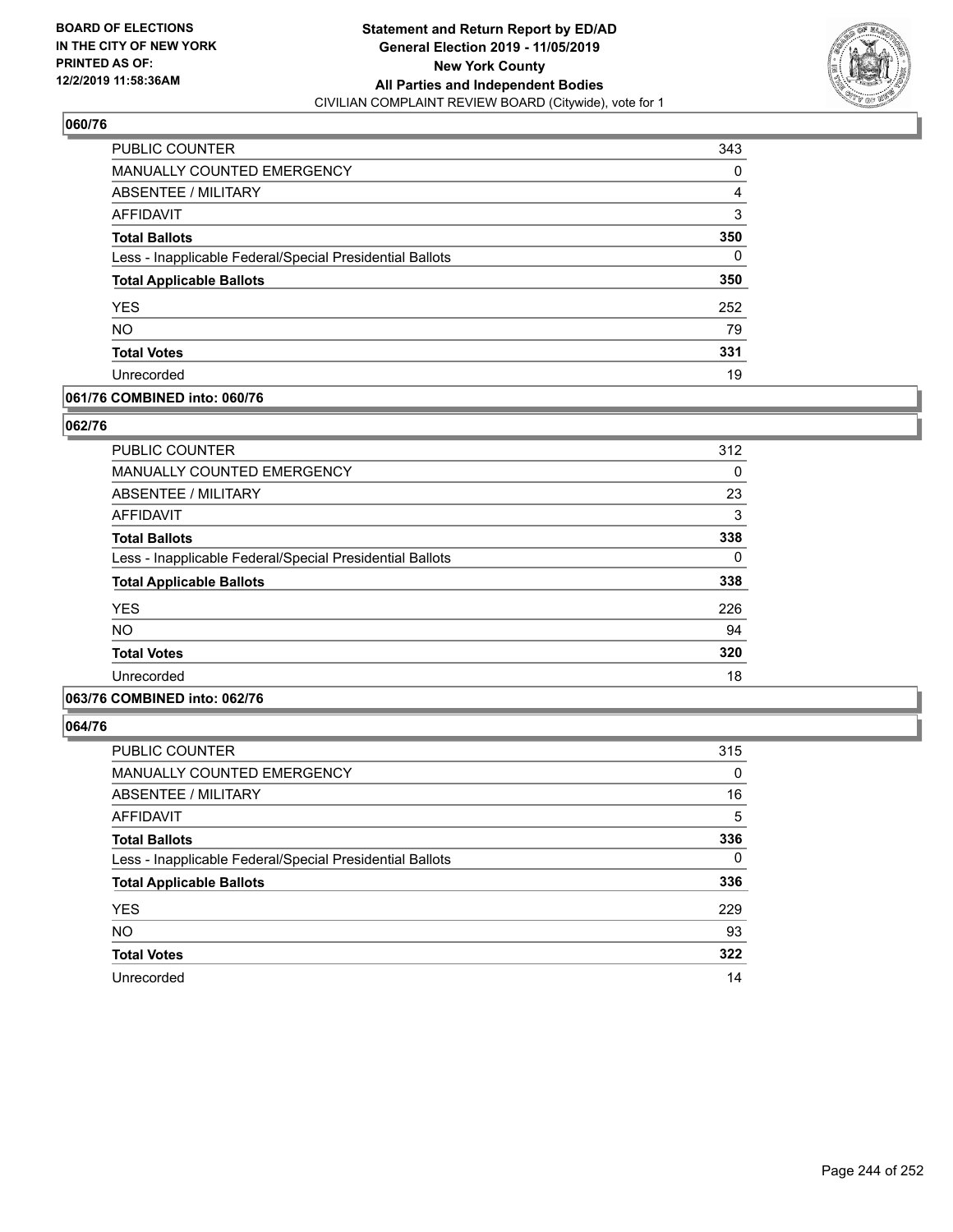## 060/76

| | |
|---|---|
| PUBLIC COUNTER | 343 |
| MANUALLY COUNTED EMERGENCY | 0 |
| ABSENTEE / MILITARY | 4 |
| AFFIDAVIT | 3 |
| **Total Ballots** | **350** |
| Less - Inapplicable Federal/Special Presidential Ballots | 0 |
| **Total Applicable Ballots** | **350** |
| YES | 252 |
| NO | 79 |
| **Total Votes** | **331** |
| Unrecorded | 19 |

## 061/76 COMBINED into: 060/76

## 062/76

| | |
|---|---|
| PUBLIC COUNTER | 312 |
| MANUALLY COUNTED EMERGENCY | 0 |
| ABSENTEE / MILITARY | 23 |
| AFFIDAVIT | 3 |
| **Total Ballots** | **338** |
| Less - Inapplicable Federal/Special Presidential Ballots | 0 |
| **Total Applicable Ballots** | **338** |
| YES | 226 |
| NO | 94 |
| **Total Votes** | **320** |
| Unrecorded | 18 |

## 063/76 COMBINED into: 062/76

## 064/76

| | |
|---|---|
| PUBLIC COUNTER | 315 |
| MANUALLY COUNTED EMERGENCY | 0 |
| ABSENTEE / MILITARY | 16 |
| AFFIDAVIT | 5 |
| **Total Ballots** | **336** |
| Less - Inapplicable Federal/Special Presidential Ballots | 0 |
| **Total Applicable Ballots** | **336** |
| YES | 229 |
| NO | 93 |
| **Total Votes** | **322** |
| Unrecorded | 14 |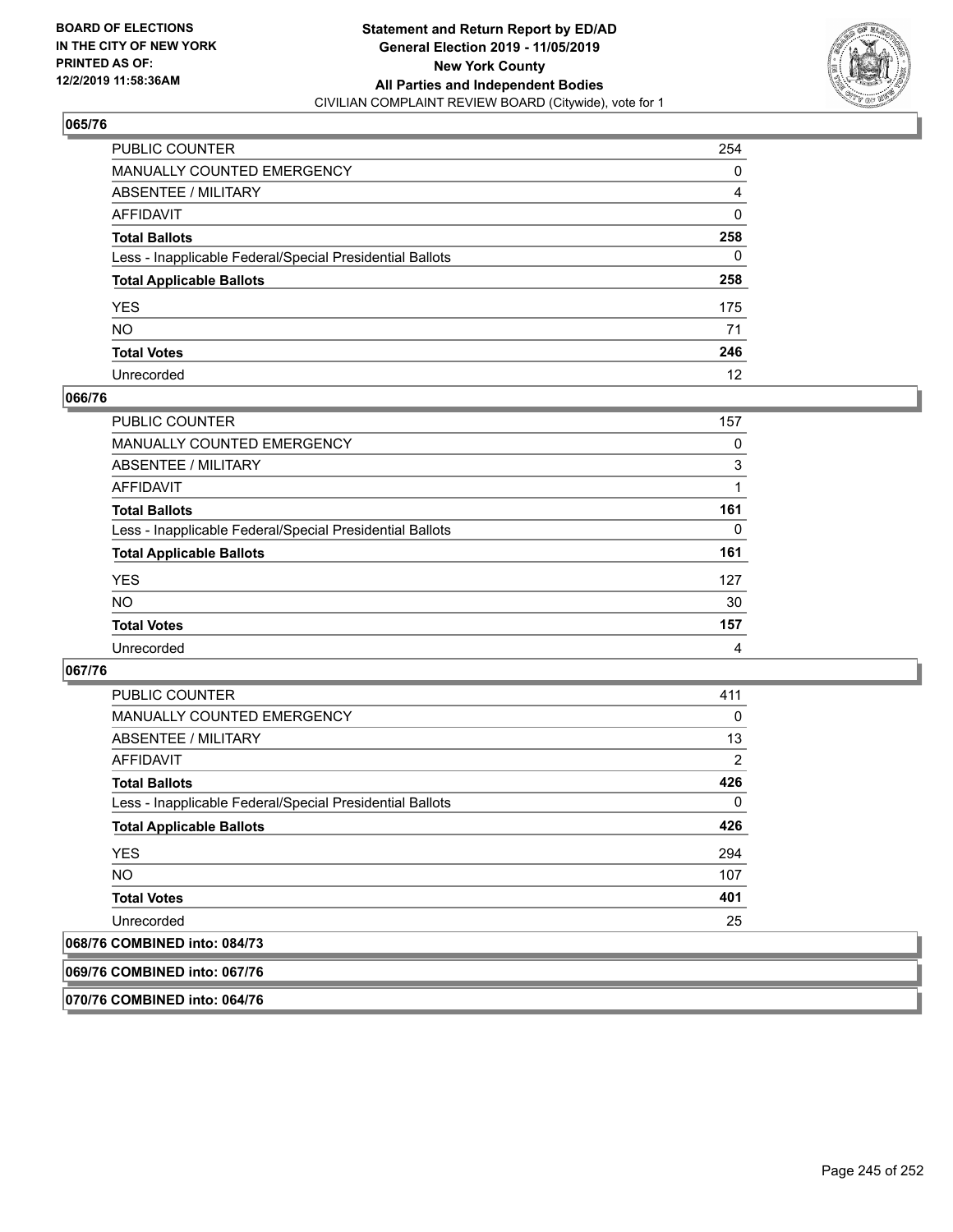### 065/76

| | |
|---|---|
| PUBLIC COUNTER | 254 |
| MANUALLY COUNTED EMERGENCY | 0 |
| ABSENTEE / MILITARY | 4 |
| AFFIDAVIT | 0 |
| **Total Ballots** | **258** |
| Less - Inapplicable Federal/Special Presidential Ballots | 0 |
| **Total Applicable Ballots** | **258** |
| YES | 175 |
| NO | 71 |
| **Total Votes** | **246** |
| Unrecorded | 12 |

### 066/76

| | |
|---|---|
| PUBLIC COUNTER | 157 |
| MANUALLY COUNTED EMERGENCY | 0 |
| ABSENTEE / MILITARY | 3 |
| AFFIDAVIT | 1 |
| **Total Ballots** | **161** |
| Less - Inapplicable Federal/Special Presidential Ballots | 0 |
| **Total Applicable Ballots** | **161** |
| YES | 127 |
| NO | 30 |
| **Total Votes** | **157** |
| Unrecorded | 4 |

### 067/76

| | |
|---|---|
| PUBLIC COUNTER | 411 |
| MANUALLY COUNTED EMERGENCY | 0 |
| ABSENTEE / MILITARY | 13 |
| AFFIDAVIT | 2 |
| **Total Ballots** | **426** |
| Less - Inapplicable Federal/Special Presidential Ballots | 0 |
| **Total Applicable Ballots** | **426** |
| YES | 294 |
| NO | 107 |
| **Total Votes** | **401** |
| Unrecorded | 25 |

### 068/76 COMBINED into: 084/73

### 069/76 COMBINED into: 067/76

### 070/76 COMBINED into: 064/76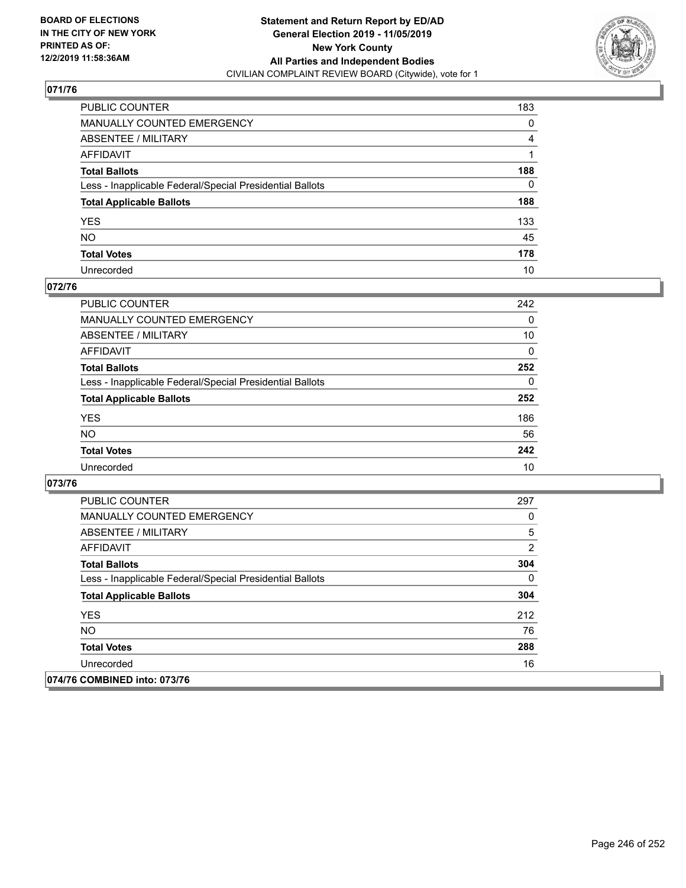## 071/76

| | |
|---|---|
| PUBLIC COUNTER | 183 |
| MANUALLY COUNTED EMERGENCY | 0 |
| ABSENTEE / MILITARY | 4 |
| AFFIDAVIT | 1 |
| **Total Ballots** | **188** |
| Less - Inapplicable Federal/Special Presidential Ballots | 0 |
| **Total Applicable Ballots** | **188** |
| YES | 133 |
| NO | 45 |
| **Total Votes** | **178** |
| Unrecorded | 10 |

## 072/76

| | |
|---|---|
| PUBLIC COUNTER | 242 |
| MANUALLY COUNTED EMERGENCY | 0 |
| ABSENTEE / MILITARY | 10 |
| AFFIDAVIT | 0 |
| **Total Ballots** | **252** |
| Less - Inapplicable Federal/Special Presidential Ballots | 0 |
| **Total Applicable Ballots** | **252** |
| YES | 186 |
| NO | 56 |
| **Total Votes** | **242** |
| Unrecorded | 10 |

## 073/76

| | |
|---|---|
| PUBLIC COUNTER | 297 |
| MANUALLY COUNTED EMERGENCY | 0 |
| ABSENTEE / MILITARY | 5 |
| AFFIDAVIT | 2 |
| **Total Ballots** | **304** |
| Less - Inapplicable Federal/Special Presidential Ballots | 0 |
| **Total Applicable Ballots** | **304** |
| YES | 212 |
| NO | 76 |
| **Total Votes** | **288** |
| Unrecorded | 16 |

## 074/76 COMBINED into: 073/76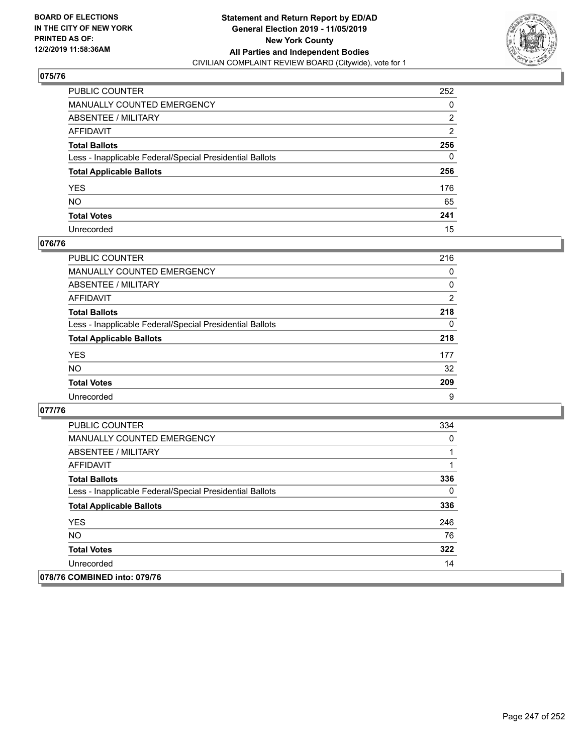**BOARD OF ELECTIONS IN THE CITY OF NEW YORK PRINTED AS OF: 12/2/2019 11:58:36AM**

**Statement and Return Report by ED/AD General Election 2019 - 11/05/2019 New York County All Parties and Independent Bodies**
CIVILIAN COMPLAINT REVIEW BOARD (Citywide), vote for 1

## 075/76

| | |
|---|---|
| PUBLIC COUNTER | 252 |
| MANUALLY COUNTED EMERGENCY | 0 |
| ABSENTEE / MILITARY | 2 |
| AFFIDAVIT | 2 |
| **Total Ballots** | **256** |
| Less - Inapplicable Federal/Special Presidential Ballots | 0 |
| **Total Applicable Ballots** | **256** |
| YES | 176 |
| NO | 65 |
| **Total Votes** | **241** |
| Unrecorded | 15 |

## 076/76

| | |
|---|---|
| PUBLIC COUNTER | 216 |
| MANUALLY COUNTED EMERGENCY | 0 |
| ABSENTEE / MILITARY | 0 |
| AFFIDAVIT | 2 |
| **Total Ballots** | **218** |
| Less - Inapplicable Federal/Special Presidential Ballots | 0 |
| **Total Applicable Ballots** | **218** |
| YES | 177 |
| NO | 32 |
| **Total Votes** | **209** |
| Unrecorded | 9 |

## 077/76

| | |
|---|---|
| PUBLIC COUNTER | 334 |
| MANUALLY COUNTED EMERGENCY | 0 |
| ABSENTEE / MILITARY | 1 |
| AFFIDAVIT | 1 |
| **Total Ballots** | **336** |
| Less - Inapplicable Federal/Special Presidential Ballots | 0 |
| **Total Applicable Ballots** | **336** |
| YES | 246 |
| NO | 76 |
| **Total Votes** | **322** |
| Unrecorded | 14 |

## 078/76 COMBINED into: 079/76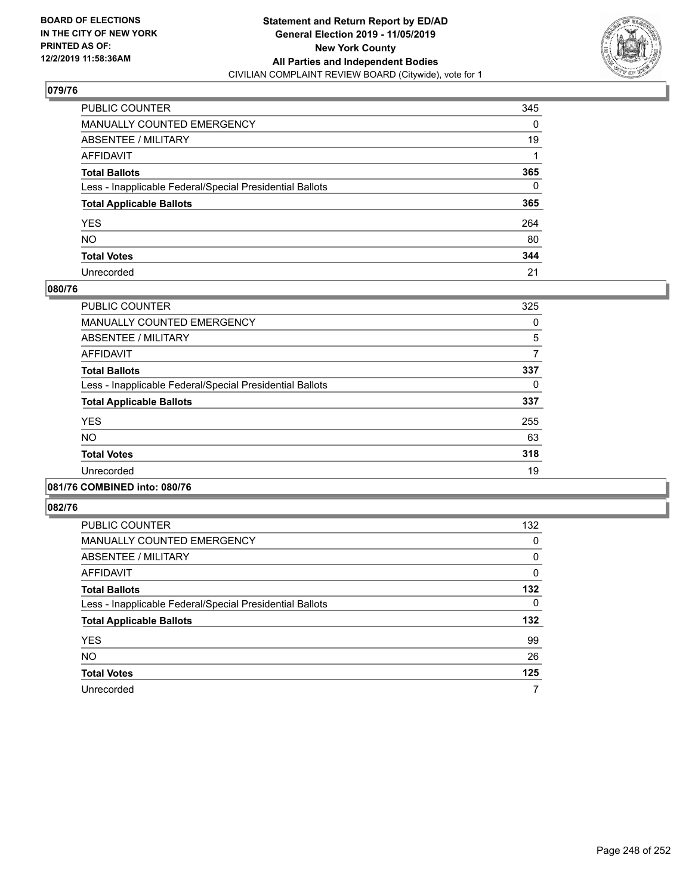BOARD OF ELECTIONS
IN THE CITY OF NEW YORK
PRINTED AS OF:
12/2/2019 11:58:36AM

**Statement and Return Report by ED/AD**
**General Election 2019 - 11/05/2019**
**New York County**
**All Parties and Independent Bodies**
CIVILIAN COMPLAINT REVIEW BOARD (Citywide), vote for 1

### 079/76

| | |
|---|---|
| PUBLIC COUNTER | 345 |
| MANUALLY COUNTED EMERGENCY | 0 |
| ABSENTEE / MILITARY | 19 |
| AFFIDAVIT | 1 |
| **Total Ballots** | **365** |
| Less - Inapplicable Federal/Special Presidential Ballots | 0 |
| **Total Applicable Ballots** | **365** |
| YES | 264 |
| NO | 80 |
| **Total Votes** | **344** |
| Unrecorded | 21 |

### 080/76

| | |
|---|---|
| PUBLIC COUNTER | 325 |
| MANUALLY COUNTED EMERGENCY | 0 |
| ABSENTEE / MILITARY | 5 |
| AFFIDAVIT | 7 |
| **Total Ballots** | **337** |
| Less - Inapplicable Federal/Special Presidential Ballots | 0 |
| **Total Applicable Ballots** | **337** |
| YES | 255 |
| NO | 63 |
| **Total Votes** | **318** |
| Unrecorded | 19 |

### 081/76 COMBINED into: 080/76

### 082/76

| | |
|---|---|
| PUBLIC COUNTER | 132 |
| MANUALLY COUNTED EMERGENCY | 0 |
| ABSENTEE / MILITARY | 0 |
| AFFIDAVIT | 0 |
| **Total Ballots** | **132** |
| Less - Inapplicable Federal/Special Presidential Ballots | 0 |
| **Total Applicable Ballots** | **132** |
| YES | 99 |
| NO | 26 |
| **Total Votes** | **125** |
| Unrecorded | 7 |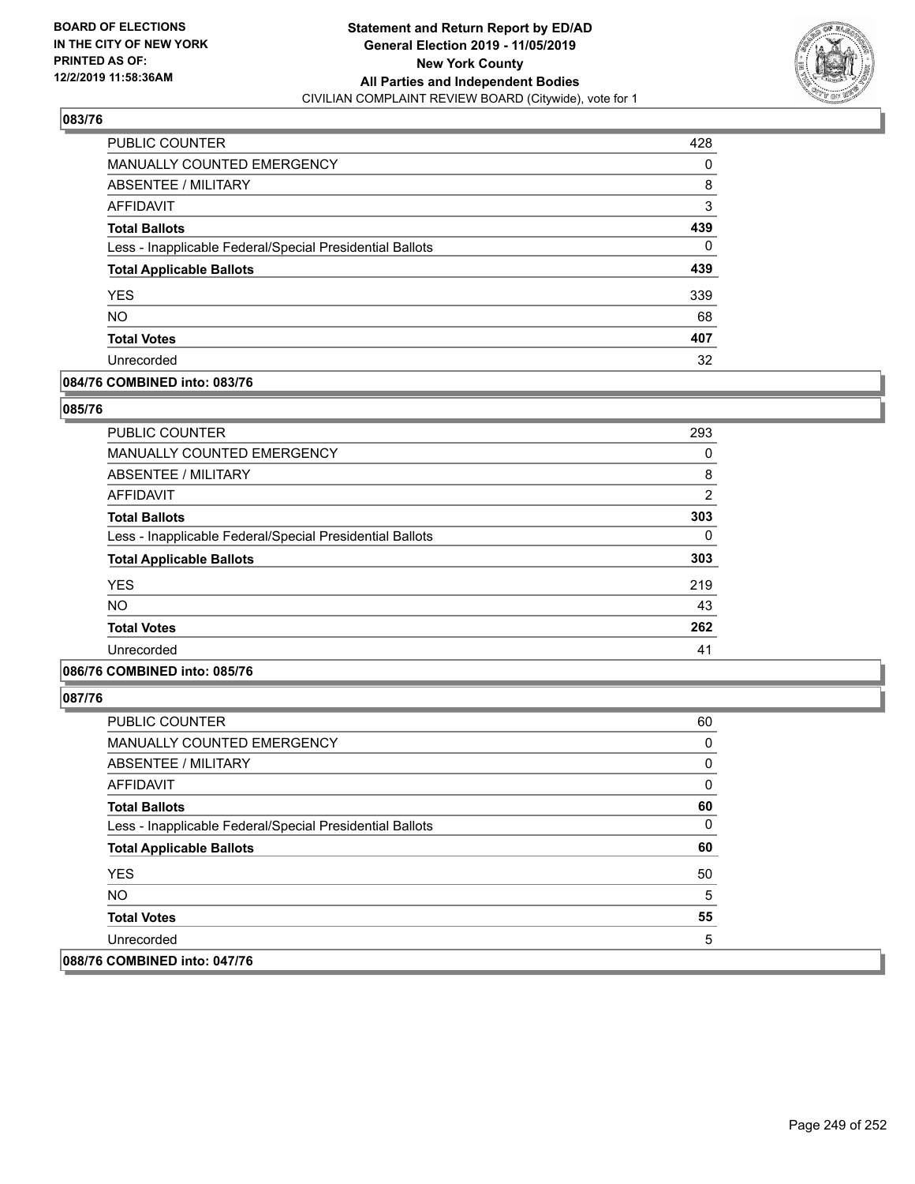## 083/76

| | |
|---|---|
| PUBLIC COUNTER | 428 |
| MANUALLY COUNTED EMERGENCY | 0 |
| ABSENTEE / MILITARY | 8 |
| AFFIDAVIT | 3 |
| **Total Ballots** | **439** |
| Less - Inapplicable Federal/Special Presidential Ballots | 0 |
| **Total Applicable Ballots** | **439** |
| YES | 339 |
| NO | 68 |
| **Total Votes** | **407** |
| Unrecorded | 32 |

## 084/76 COMBINED into: 083/76

## 085/76

| | |
|---|---|
| PUBLIC COUNTER | 293 |
| MANUALLY COUNTED EMERGENCY | 0 |
| ABSENTEE / MILITARY | 8 |
| AFFIDAVIT | 2 |
| **Total Ballots** | **303** |
| Less - Inapplicable Federal/Special Presidential Ballots | 0 |
| **Total Applicable Ballots** | **303** |
| YES | 219 |
| NO | 43 |
| **Total Votes** | **262** |
| Unrecorded | 41 |

## 086/76 COMBINED into: 085/76

## 087/76

| | |
|---|---|
| PUBLIC COUNTER | 60 |
| MANUALLY COUNTED EMERGENCY | 0 |
| ABSENTEE / MILITARY | 0 |
| AFFIDAVIT | 0 |
| **Total Ballots** | **60** |
| Less - Inapplicable Federal/Special Presidential Ballots | 0 |
| **Total Applicable Ballots** | **60** |
| YES | 50 |
| NO | 5 |
| **Total Votes** | **55** |
| Unrecorded | 5 |

## 088/76 COMBINED into: 047/76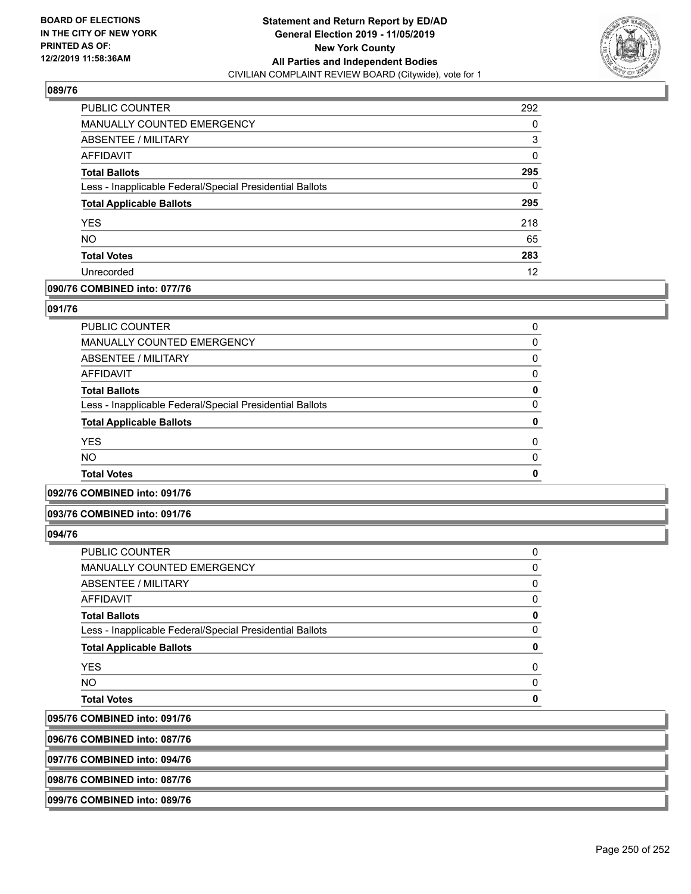### 089/76

| | |
|---|---|
| PUBLIC COUNTER | 292 |
| MANUALLY COUNTED EMERGENCY | 0 |
| ABSENTEE / MILITARY | 3 |
| AFFIDAVIT | 0 |
| **Total Ballots** | **295** |
| Less - Inapplicable Federal/Special Presidential Ballots | 0 |
| **Total Applicable Ballots** | **295** |
| YES | 218 |
| NO | 65 |
| **Total Votes** | **283** |
| Unrecorded | 12 |

### 090/76 COMBINED into: 077/76

### 091/76

| | |
|---|---|
| PUBLIC COUNTER | 0 |
| MANUALLY COUNTED EMERGENCY | 0 |
| ABSENTEE / MILITARY | 0 |
| AFFIDAVIT | 0 |
| **Total Ballots** | **0** |
| Less - Inapplicable Federal/Special Presidential Ballots | 0 |
| **Total Applicable Ballots** | **0** |
| YES | 0 |
| NO | 0 |
| **Total Votes** | **0** |

### 092/76 COMBINED into: 091/76

### 093/76 COMBINED into: 091/76

### 094/76

| | |
|---|---|
| PUBLIC COUNTER | 0 |
| MANUALLY COUNTED EMERGENCY | 0 |
| ABSENTEE / MILITARY | 0 |
| AFFIDAVIT | 0 |
| **Total Ballots** | **0** |
| Less - Inapplicable Federal/Special Presidential Ballots | 0 |
| **Total Applicable Ballots** | **0** |
| YES | 0 |
| NO | 0 |
| **Total Votes** | **0** |

### 095/76 COMBINED into: 091/76

### 096/76 COMBINED into: 087/76

### 097/76 COMBINED into: 094/76

### 098/76 COMBINED into: 087/76

### 099/76 COMBINED into: 089/76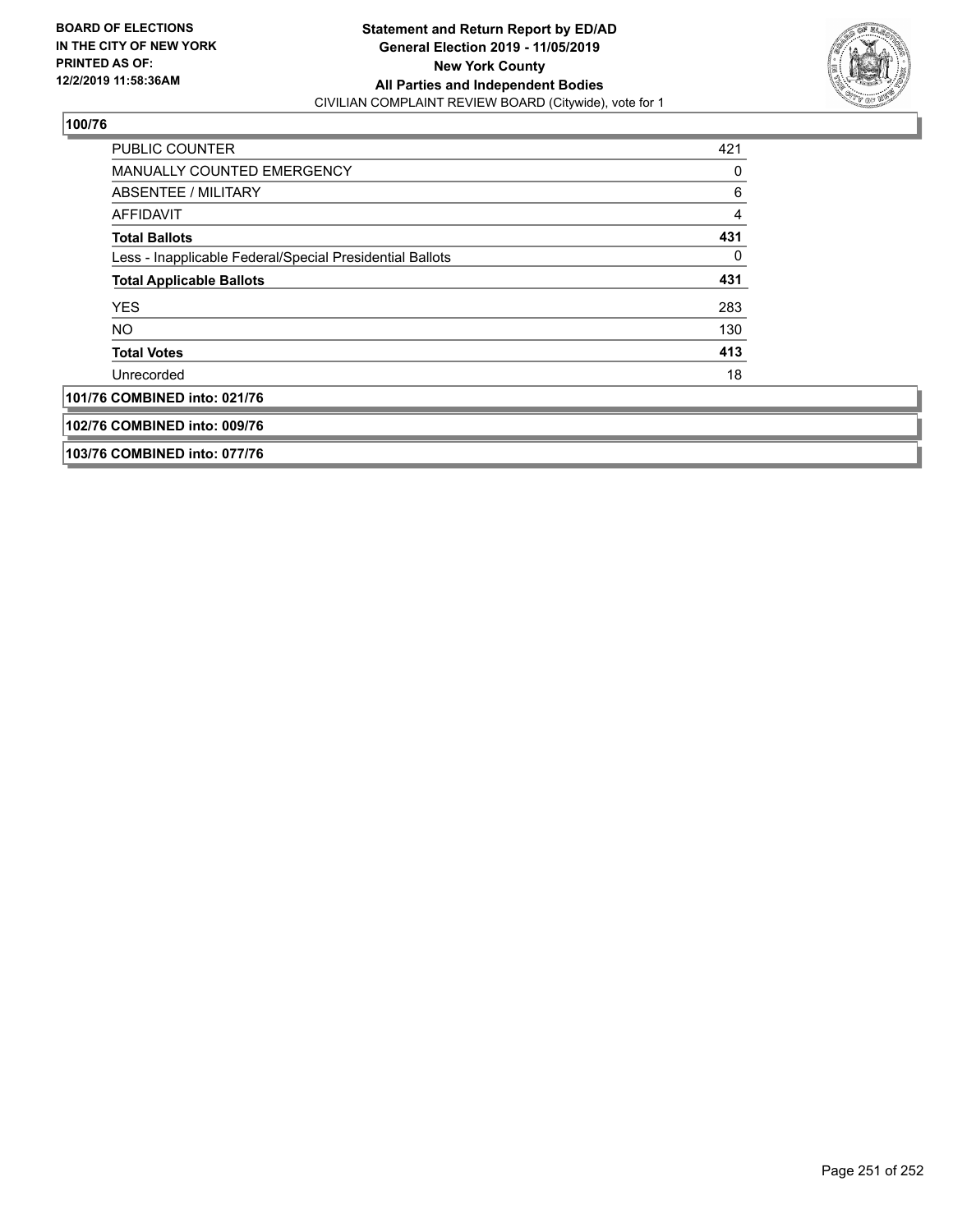**BOARD OF ELECTIONS**
**IN THE CITY OF NEW YORK**
**PRINTED AS OF:**
**12/2/2019 11:58:36AM**

**Statement and Return Report by ED/AD**
**General Election 2019 - 11/05/2019**
**New York County**
**All Parties and Independent Bodies**
CIVILIAN COMPLAINT REVIEW BOARD (Citywide), vote for 1

### 100/76

| | |
|---|---|
| PUBLIC COUNTER | 421 |
| MANUALLY COUNTED EMERGENCY | 0 |
| ABSENTEE / MILITARY | 6 |
| AFFIDAVIT | 4 |
| **Total Ballots** | **431** |
| Less - Inapplicable Federal/Special Presidential Ballots | 0 |
| **Total Applicable Ballots** | **431** |
| YES | 283 |
| NO | 130 |
| **Total Votes** | **413** |
| Unrecorded | 18 |

### 101/76 COMBINED into: 021/76

### 102/76 COMBINED into: 009/76

### 103/76 COMBINED into: 077/76